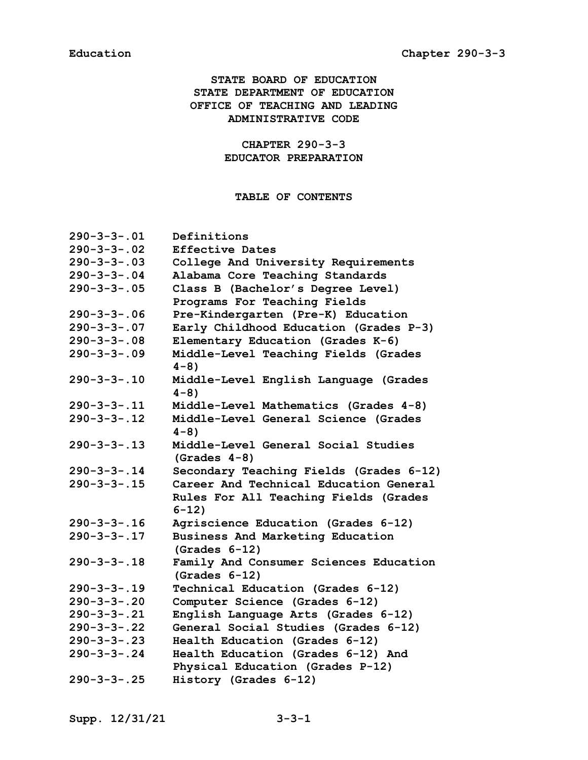# STATE BOARD OF EDUCATION
# STATE DEPARTMENT OF EDUCATION
# OFFICE OF TEACHING AND LEADING
# ADMINISTRATIVE CODE

## CHAPTER 290-3-3
## EDUCATOR PREPARATION

### TABLE OF CONTENTS

| | |
|---|---|
| 290-3-3-.01 | Definitions |
| 290-3-3-.02 | Effective Dates |
| 290-3-3-.03 | College And University Requirements |
| 290-3-3-.04 | Alabama Core Teaching Standards |
| 290-3-3-.05 | Class B (Bachelor's Degree Level) Programs For Teaching Fields |
| 290-3-3-.06 | Pre-Kindergarten (Pre-K) Education |
| 290-3-3-.07 | Early Childhood Education (Grades P-3) |
| 290-3-3-.08 | Elementary Education (Grades K-6) |
| 290-3-3-.09 | Middle-Level Teaching Fields (Grades 4-8) |
| 290-3-3-.10 | Middle-Level English Language (Grades 4-8) |
| 290-3-3-.11 | Middle-Level Mathematics (Grades 4-8) |
| 290-3-3-.12 | Middle-Level General Science (Grades 4-8) |
| 290-3-3-.13 | Middle-Level General Social Studies (Grades 4-8) |
| 290-3-3-.14 | Secondary Teaching Fields (Grades 6-12) |
| 290-3-3-.15 | Career And Technical Education General Rules For All Teaching Fields (Grades 6-12) |
| 290-3-3-.16 | Agriscience Education (Grades 6-12) |
| 290-3-3-.17 | Business And Marketing Education (Grades 6-12) |
| 290-3-3-.18 | Family And Consumer Sciences Education (Grades 6-12) |
| 290-3-3-.19 | Technical Education (Grades 6-12) |
| 290-3-3-.20 | Computer Science (Grades 6-12) |
| 290-3-3-.21 | English Language Arts (Grades 6-12) |
| 290-3-3-.22 | General Social Studies (Grades 6-12) |
| 290-3-3-.23 | Health Education (Grades 6-12) |
| 290-3-3-.24 | Health Education (Grades 6-12) And Physical Education (Grades P-12) |
| 290-3-3-.25 | History (Grades 6-12) |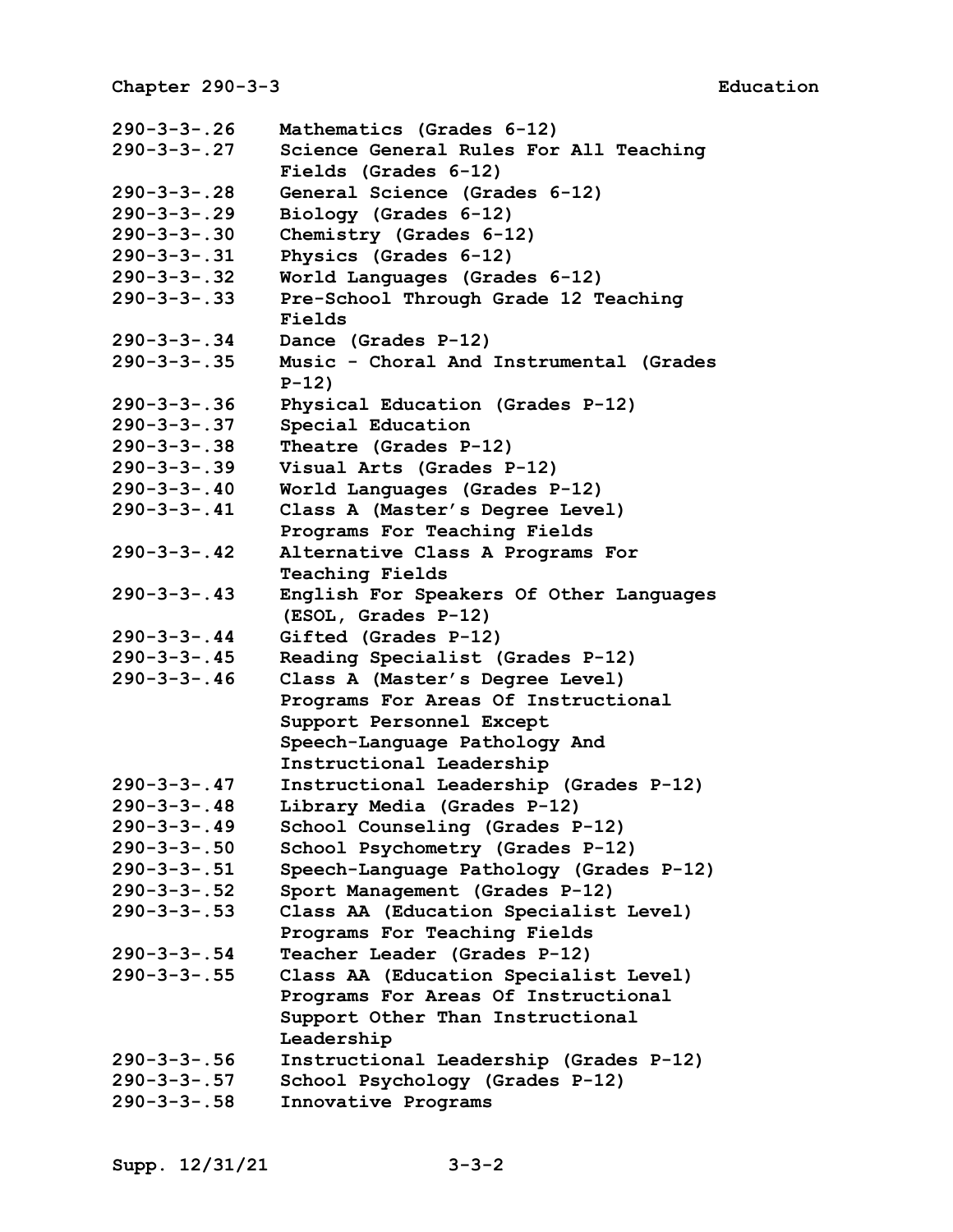| | |
|---|---|
| 290-3-3-.26 | Mathematics (Grades 6-12) |
| 290-3-3-.27 | Science General Rules For All Teaching Fields (Grades 6-12) |
| 290-3-3-.28 | General Science (Grades 6-12) |
| 290-3-3-.29 | Biology (Grades 6-12) |
| 290-3-3-.30 | Chemistry (Grades 6-12) |
| 290-3-3-.31 | Physics (Grades 6-12) |
| 290-3-3-.32 | World Languages (Grades 6-12) |
| 290-3-3-.33 | Pre-School Through Grade 12 Teaching Fields |
| 290-3-3-.34 | Dance (Grades P-12) |
| 290-3-3-.35 | Music - Choral And Instrumental (Grades P-12) |
| 290-3-3-.36 | Physical Education (Grades P-12) |
| 290-3-3-.37 | Special Education |
| 290-3-3-.38 | Theatre (Grades P-12) |
| 290-3-3-.39 | Visual Arts (Grades P-12) |
| 290-3-3-.40 | World Languages (Grades P-12) |
| 290-3-3-.41 | Class A (Master's Degree Level) Programs For Teaching Fields |
| 290-3-3-.42 | Alternative Class A Programs For Teaching Fields |
| 290-3-3-.43 | English For Speakers Of Other Languages (ESOL, Grades P-12) |
| 290-3-3-.44 | Gifted (Grades P-12) |
| 290-3-3-.45 | Reading Specialist (Grades P-12) |
| 290-3-3-.46 | Class A (Master's Degree Level) Programs For Areas Of Instructional Support Personnel Except Speech-Language Pathology And Instructional Leadership |
| 290-3-3-.47 | Instructional Leadership (Grades P-12) |
| 290-3-3-.48 | Library Media (Grades P-12) |
| 290-3-3-.49 | School Counseling (Grades P-12) |
| 290-3-3-.50 | School Psychometry (Grades P-12) |
| 290-3-3-.51 | Speech-Language Pathology (Grades P-12) |
| 290-3-3-.52 | Sport Management (Grades P-12) |
| 290-3-3-.53 | Class AA (Education Specialist Level) Programs For Teaching Fields |
| 290-3-3-.54 | Teacher Leader (Grades P-12) |
| 290-3-3-.55 | Class AA (Education Specialist Level) Programs For Areas Of Instructional Support Other Than Instructional Leadership |
| 290-3-3-.56 | Instructional Leadership (Grades P-12) |
| 290-3-3-.57 | School Psychology (Grades P-12) |
| 290-3-3-.58 | Innovative Programs |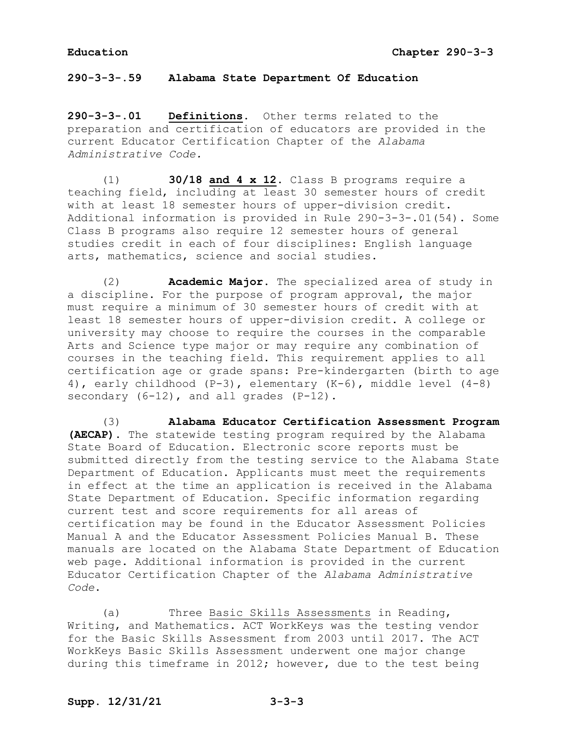**290-3-3-.59 Alabama State Department Of Education**

**290-3-3-.01 Definitions**. Other terms related to the preparation and certification of educators are provided in the current Educator Certification Chapter of the *Alabama Administrative Code.*

(1) **30/18 and 4 x 12**. Class B programs require a teaching field, including at least 30 semester hours of credit with at least 18 semester hours of upper-division credit. Additional information is provided in Rule 290-3-3-.01(54). Some Class B programs also require 12 semester hours of general studies credit in each of four disciplines: English language arts, mathematics, science and social studies.

(2) **Academic Major**. The specialized area of study in a discipline. For the purpose of program approval, the major must require a minimum of 30 semester hours of credit with at least 18 semester hours of upper-division credit. A college or university may choose to require the courses in the comparable Arts and Science type major or may require any combination of courses in the teaching field. This requirement applies to all certification age or grade spans: Pre-kindergarten (birth to age 4), early childhood (P-3), elementary (K-6), middle level (4-8) secondary (6-12), and all grades (P-12).

(3) **Alabama Educator Certification Assessment Program (AECAP)**. The statewide testing program required by the Alabama State Board of Education. Electronic score reports must be submitted directly from the testing service to the Alabama State Department of Education. Applicants must meet the requirements in effect at the time an application is received in the Alabama State Department of Education. Specific information regarding current test and score requirements for all areas of certification may be found in the Educator Assessment Policies Manual A and the Educator Assessment Policies Manual B. These manuals are located on the Alabama State Department of Education web page. Additional information is provided in the current Educator Certification Chapter of the *Alabama Administrative Code*.

(a) Three Basic Skills Assessments in Reading, Writing, and Mathematics. ACT WorkKeys was the testing vendor for the Basic Skills Assessment from 2003 until 2017. The ACT WorkKeys Basic Skills Assessment underwent one major change during this timeframe in 2012; however, due to the test being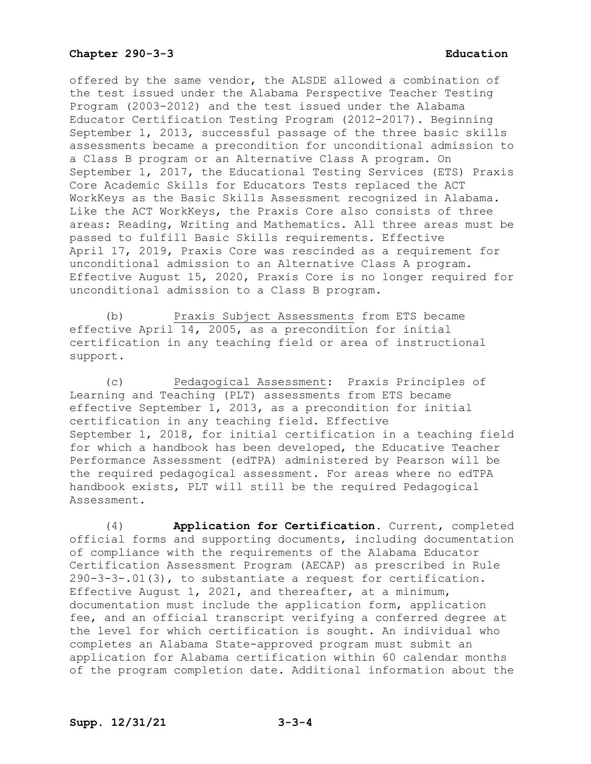offered by the same vendor, the ALSDE allowed a combination of the test issued under the Alabama Perspective Teacher Testing Program (2003-2012) and the test issued under the Alabama Educator Certification Testing Program (2012-2017). Beginning September 1, 2013, successful passage of the three basic skills assessments became a precondition for unconditional admission to a Class B program or an Alternative Class A program. On September 1, 2017, the Educational Testing Services (ETS) Praxis Core Academic Skills for Educators Tests replaced the ACT WorkKeys as the Basic Skills Assessment recognized in Alabama. Like the ACT WorkKeys, the Praxis Core also consists of three areas: Reading, Writing and Mathematics. All three areas must be passed to fulfill Basic Skills requirements. Effective April 17, 2019, Praxis Core was rescinded as a requirement for unconditional admission to an Alternative Class A program. Effective August 15, 2020, Praxis Core is no longer required for unconditional admission to a Class B program.

(b) Praxis Subject Assessments from ETS became effective April 14, 2005, as a precondition for initial certification in any teaching field or area of instructional support.

(c) Pedagogical Assessment: Praxis Principles of Learning and Teaching (PLT) assessments from ETS became effective September 1, 2013, as a precondition for initial certification in any teaching field. Effective September 1, 2018, for initial certification in a teaching field for which a handbook has been developed, the Educative Teacher Performance Assessment (edTPA) administered by Pearson will be the required pedagogical assessment. For areas where no edTPA handbook exists, PLT will still be the required Pedagogical Assessment.

(4) **Application for Certification.** Current, completed official forms and supporting documents, including documentation of compliance with the requirements of the Alabama Educator Certification Assessment Program (AECAP) as prescribed in Rule 290-3-3-.01(3), to substantiate a request for certification. Effective August 1, 2021, and thereafter, at a minimum, documentation must include the application form, application fee, and an official transcript verifying a conferred degree at the level for which certification is sought. An individual who completes an Alabama State-approved program must submit an application for Alabama certification within 60 calendar months of the program completion date. Additional information about the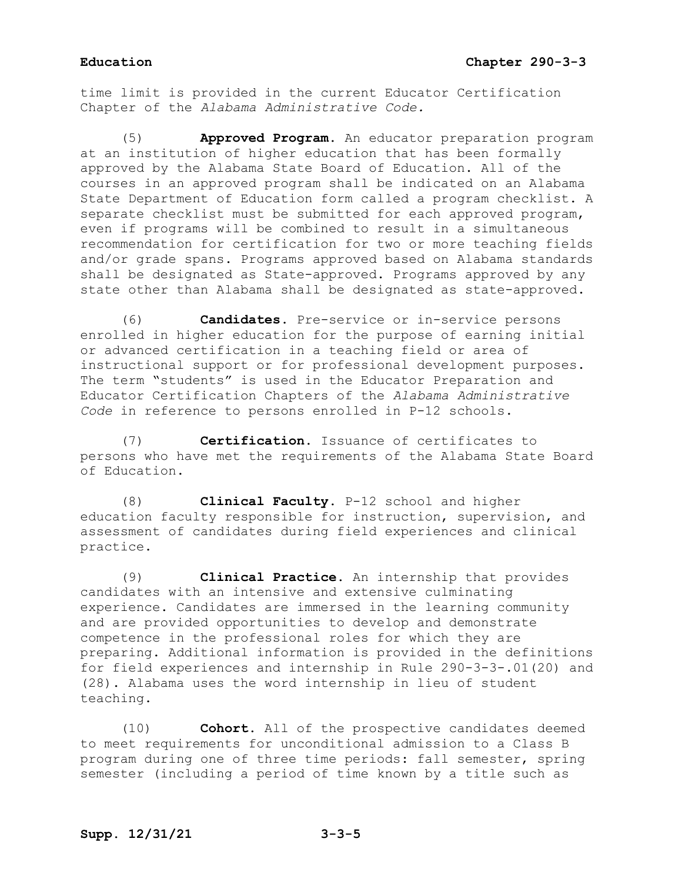time limit is provided in the current Educator Certification Chapter of the *Alabama Administrative Code.*

(5) **Approved Program.** An educator preparation program at an institution of higher education that has been formally approved by the Alabama State Board of Education. All of the courses in an approved program shall be indicated on an Alabama State Department of Education form called a program checklist. A separate checklist must be submitted for each approved program, even if programs will be combined to result in a simultaneous recommendation for certification for two or more teaching fields and/or grade spans. Programs approved based on Alabama standards shall be designated as State-approved. Programs approved by any state other than Alabama shall be designated as state-approved.

(6) **Candidates.** Pre-service or in-service persons enrolled in higher education for the purpose of earning initial or advanced certification in a teaching field or area of instructional support or for professional development purposes. The term "students" is used in the Educator Preparation and Educator Certification Chapters of the *Alabama Administrative Code* in reference to persons enrolled in P-12 schools.

(7) **Certification.** Issuance of certificates to persons who have met the requirements of the Alabama State Board of Education.

(8) **Clinical Faculty.** P-12 school and higher education faculty responsible for instruction, supervision, and assessment of candidates during field experiences and clinical practice.

(9) **Clinical Practice.** An internship that provides candidates with an intensive and extensive culminating experience. Candidates are immersed in the learning community and are provided opportunities to develop and demonstrate competence in the professional roles for which they are preparing. Additional information is provided in the definitions for field experiences and internship in Rule 290-3-3-.01(20) and (28). Alabama uses the word internship in lieu of student teaching.

(10) **Cohort.** All of the prospective candidates deemed to meet requirements for unconditional admission to a Class B program during one of three time periods: fall semester, spring semester (including a period of time known by a title such as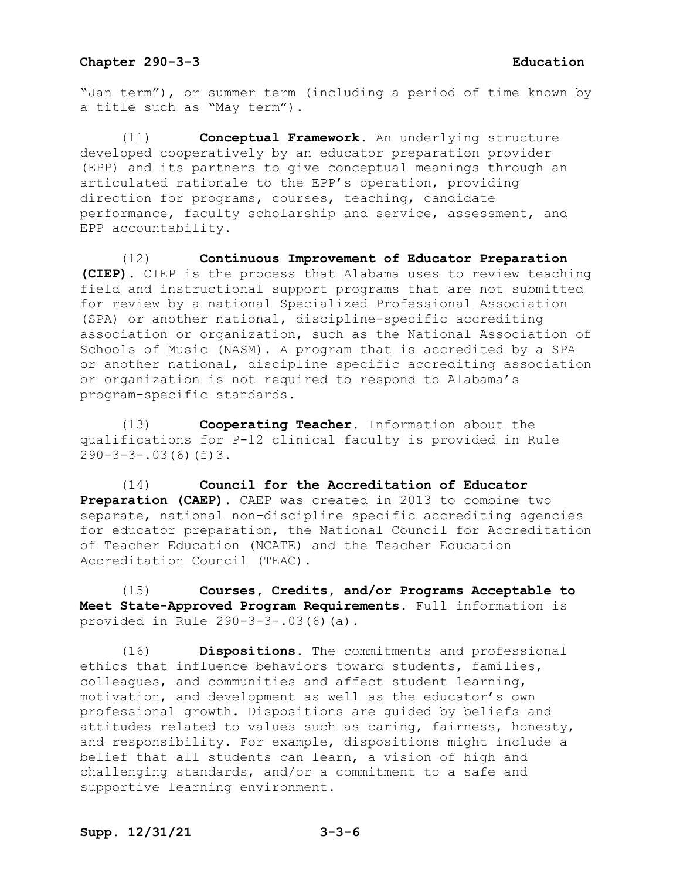"Jan term"), or summer term (including a period of time known by a title such as "May term").

(11) **Conceptual Framework.** An underlying structure developed cooperatively by an educator preparation provider (EPP) and its partners to give conceptual meanings through an articulated rationale to the EPP's operation, providing direction for programs, courses, teaching, candidate performance, faculty scholarship and service, assessment, and EPP accountability.

(12) **Continuous Improvement of Educator Preparation (CIEP).** CIEP is the process that Alabama uses to review teaching field and instructional support programs that are not submitted for review by a national Specialized Professional Association (SPA) or another national, discipline-specific accrediting association or organization, such as the National Association of Schools of Music (NASM). A program that is accredited by a SPA or another national, discipline specific accrediting association or organization is not required to respond to Alabama's program-specific standards.

(13) **Cooperating Teacher.** Information about the qualifications for P-12 clinical faculty is provided in Rule 290-3-3-.03(6)(f)3.

(14) **Council for the Accreditation of Educator Preparation (CAEP).** CAEP was created in 2013 to combine two separate, national non-discipline specific accrediting agencies for educator preparation, the National Council for Accreditation of Teacher Education (NCATE) and the Teacher Education Accreditation Council (TEAC).

(15) **Courses, Credits, and/or Programs Acceptable to Meet State-Approved Program Requirements.** Full information is provided in Rule 290-3-3-.03(6)(a).

(16) **Dispositions.** The commitments and professional ethics that influence behaviors toward students, families, colleagues, and communities and affect student learning, motivation, and development as well as the educator's own professional growth. Dispositions are guided by beliefs and attitudes related to values such as caring, fairness, honesty, and responsibility. For example, dispositions might include a belief that all students can learn, a vision of high and challenging standards, and/or a commitment to a safe and supportive learning environment.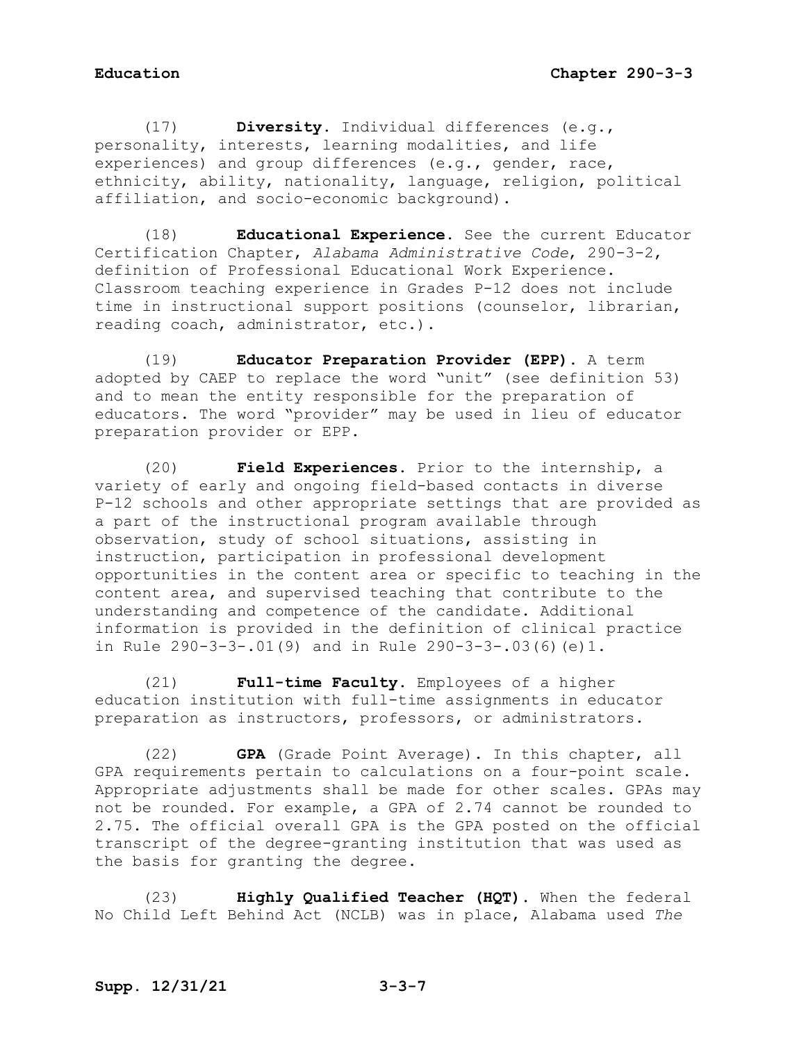(17) **Diversity.** Individual differences (e.g., personality, interests, learning modalities, and life experiences) and group differences (e.g., gender, race, ethnicity, ability, nationality, language, religion, political affiliation, and socio-economic background).

(18) **Educational Experience.** See the current Educator Certification Chapter, *Alabama Administrative Code*, 290-3-2, definition of Professional Educational Work Experience. Classroom teaching experience in Grades P-12 does not include time in instructional support positions (counselor, librarian, reading coach, administrator, etc.).

(19) **Educator Preparation Provider (EPP).** A term adopted by CAEP to replace the word "unit" (see definition 53) and to mean the entity responsible for the preparation of educators. The word "provider" may be used in lieu of educator preparation provider or EPP.

(20) **Field Experiences.** Prior to the internship, a variety of early and ongoing field-based contacts in diverse P-12 schools and other appropriate settings that are provided as a part of the instructional program available through observation, study of school situations, assisting in instruction, participation in professional development opportunities in the content area or specific to teaching in the content area, and supervised teaching that contribute to the understanding and competence of the candidate. Additional information is provided in the definition of clinical practice in Rule 290-3-3-.01(9) and in Rule 290-3-3-.03(6)(e)1.

(21) **Full-time Faculty.** Employees of a higher education institution with full-time assignments in educator preparation as instructors, professors, or administrators.

(22) **GPA** (Grade Point Average). In this chapter, all GPA requirements pertain to calculations on a four-point scale. Appropriate adjustments shall be made for other scales. GPAs may not be rounded. For example, a GPA of 2.74 cannot be rounded to 2.75. The official overall GPA is the GPA posted on the official transcript of the degree-granting institution that was used as the basis for granting the degree.

(23) **Highly Qualified Teacher (HQT).** When the federal No Child Left Behind Act (NCLB) was in place, Alabama used *The*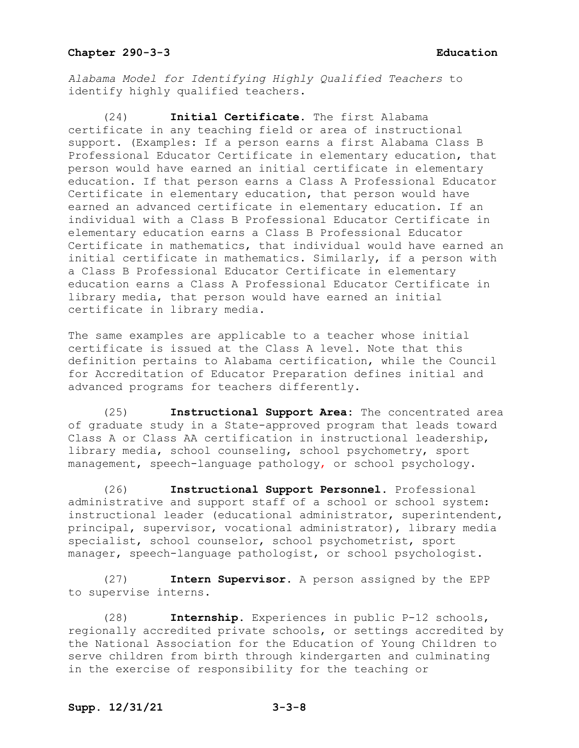*Alabama Model for Identifying Highly Qualified Teachers* to identify highly qualified teachers.

(24) **Initial Certificate.** The first Alabama certificate in any teaching field or area of instructional support. (Examples: If a person earns a first Alabama Class B Professional Educator Certificate in elementary education, that person would have earned an initial certificate in elementary education. If that person earns a Class A Professional Educator Certificate in elementary education, that person would have earned an advanced certificate in elementary education. If an individual with a Class B Professional Educator Certificate in elementary education earns a Class B Professional Educator Certificate in mathematics, that individual would have earned an initial certificate in mathematics. Similarly, if a person with a Class B Professional Educator Certificate in elementary education earns a Class A Professional Educator Certificate in library media, that person would have earned an initial certificate in library media.

The same examples are applicable to a teacher whose initial certificate is issued at the Class A level. Note that this definition pertains to Alabama certification, while the Council for Accreditation of Educator Preparation defines initial and advanced programs for teachers differently.

(25) **Instructional Support Area:** The concentrated area of graduate study in a State-approved program that leads toward Class A or Class AA certification in instructional leadership, library media, school counseling, school psychometry, sport management, speech-language pathology, or school psychology.

(26) **Instructional Support Personnel.** Professional administrative and support staff of a school or school system: instructional leader (educational administrator, superintendent, principal, supervisor, vocational administrator), library media specialist, school counselor, school psychometrist, sport manager, speech-language pathologist, or school psychologist.

(27) **Intern Supervisor.** A person assigned by the EPP to supervise interns.

(28) **Internship.** Experiences in public P-12 schools, regionally accredited private schools, or settings accredited by the National Association for the Education of Young Children to serve children from birth through kindergarten and culminating in the exercise of responsibility for the teaching or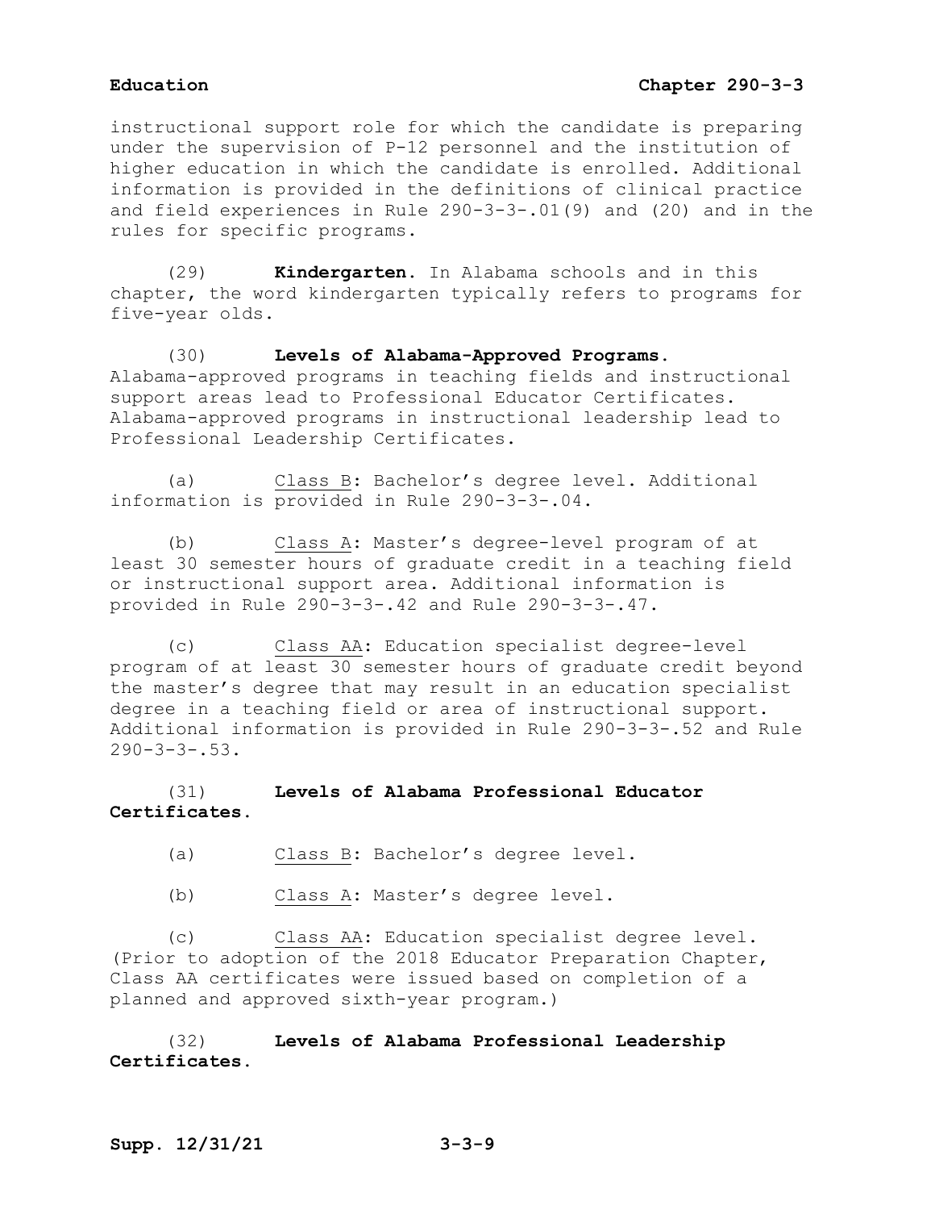instructional support role for which the candidate is preparing under the supervision of P-12 personnel and the institution of higher education in which the candidate is enrolled. Additional information is provided in the definitions of clinical practice and field experiences in Rule 290-3-3-.01(9) and (20) and in the rules for specific programs.

(29) **Kindergarten.** In Alabama schools and in this chapter, the word kindergarten typically refers to programs for five-year olds.

(30) **Levels of Alabama-Approved Programs.** Alabama-approved programs in teaching fields and instructional support areas lead to Professional Educator Certificates. Alabama-approved programs in instructional leadership lead to Professional Leadership Certificates.

(a) <u>Class B</u>: Bachelor's degree level. Additional information is provided in Rule 290-3-3-.04.

(b) <u>Class A</u>: Master's degree-level program of at least 30 semester hours of graduate credit in a teaching field or instructional support area. Additional information is provided in Rule 290-3-3-.42 and Rule 290-3-3-.47.

(c) <u>Class AA</u>: Education specialist degree-level program of at least 30 semester hours of graduate credit beyond the master's degree that may result in an education specialist degree in a teaching field or area of instructional support. Additional information is provided in Rule 290-3-3-.52 and Rule 290-3-3-.53.

(31) **Levels of Alabama Professional Educator Certificates.**

(a) <u>Class B</u>: Bachelor's degree level.

(b) <u>Class A</u>: Master's degree level.

(c) <u>Class AA</u>: Education specialist degree level. (Prior to adoption of the 2018 Educator Preparation Chapter, Class AA certificates were issued based on completion of a planned and approved sixth-year program.)

(32) **Levels of Alabama Professional Leadership Certificates.**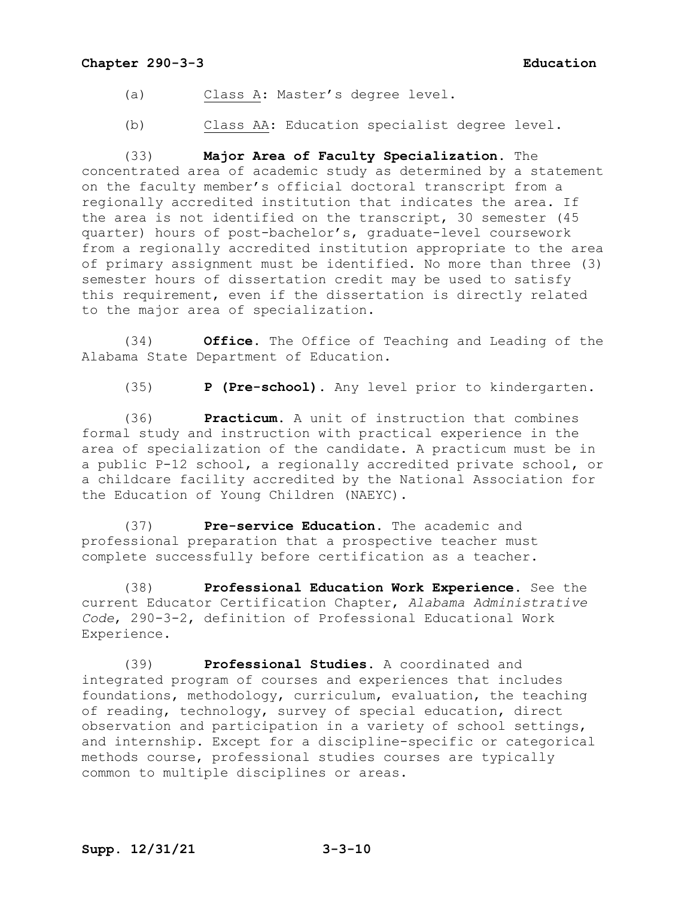(a) Class A: Master's degree level.

(b) Class AA: Education specialist degree level.

(33) **Major Area of Faculty Specialization.** The concentrated area of academic study as determined by a statement on the faculty member's official doctoral transcript from a regionally accredited institution that indicates the area. If the area is not identified on the transcript, 30 semester (45 quarter) hours of post-bachelor's, graduate-level coursework from a regionally accredited institution appropriate to the area of primary assignment must be identified. No more than three (3) semester hours of dissertation credit may be used to satisfy this requirement, even if the dissertation is directly related to the major area of specialization.

(34) **Office.** The Office of Teaching and Leading of the Alabama State Department of Education.

(35) **P (Pre-school).** Any level prior to kindergarten.

(36) **Practicum.** A unit of instruction that combines formal study and instruction with practical experience in the area of specialization of the candidate. A practicum must be in a public P-12 school, a regionally accredited private school, or a childcare facility accredited by the National Association for the Education of Young Children (NAEYC).

(37) **Pre-service Education.** The academic and professional preparation that a prospective teacher must complete successfully before certification as a teacher.

(38) **Professional Education Work Experience.** See the current Educator Certification Chapter, *Alabama Administrative Code*, 290-3-2, definition of Professional Educational Work Experience.

(39) **Professional Studies.** A coordinated and integrated program of courses and experiences that includes foundations, methodology, curriculum, evaluation, the teaching of reading, technology, survey of special education, direct observation and participation in a variety of school settings, and internship. Except for a discipline-specific or categorical methods course, professional studies courses are typically common to multiple disciplines or areas.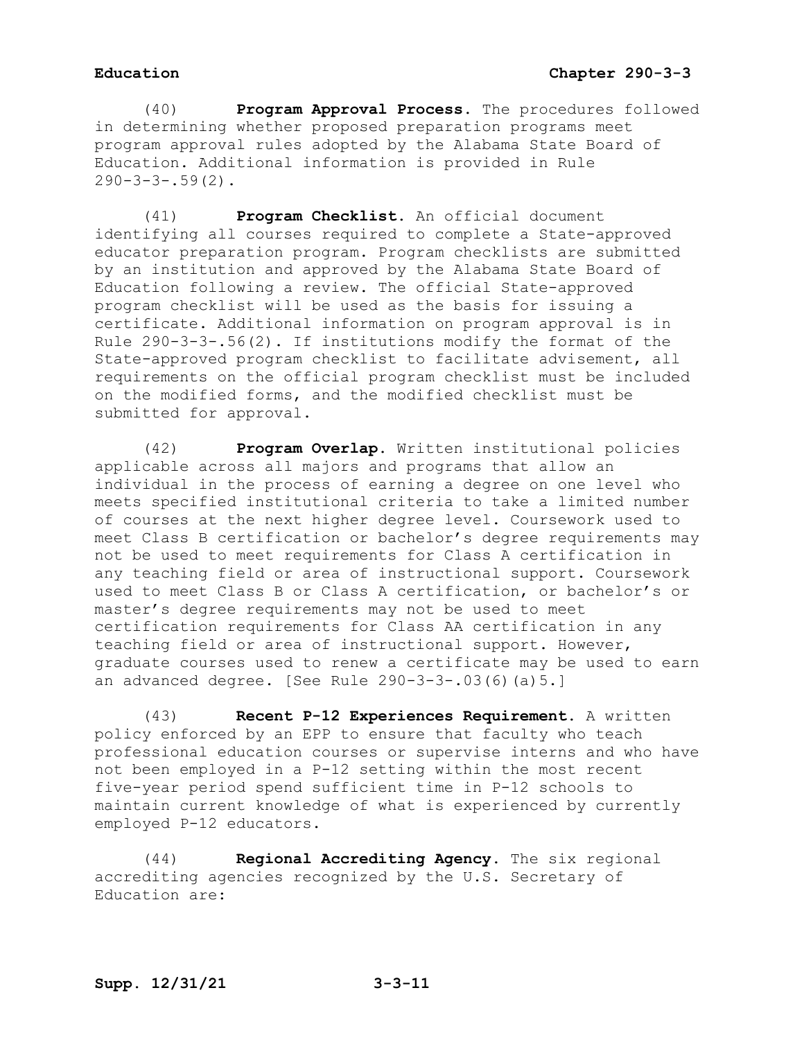(40) **Program Approval Process.** The procedures followed in determining whether proposed preparation programs meet program approval rules adopted by the Alabama State Board of Education. Additional information is provided in Rule 290-3-3-.59(2).

(41) **Program Checklist.** An official document identifying all courses required to complete a State-approved educator preparation program. Program checklists are submitted by an institution and approved by the Alabama State Board of Education following a review. The official State-approved program checklist will be used as the basis for issuing a certificate. Additional information on program approval is in Rule 290-3-3-.56(2). If institutions modify the format of the State-approved program checklist to facilitate advisement, all requirements on the official program checklist must be included on the modified forms, and the modified checklist must be submitted for approval.

(42) **Program Overlap.** Written institutional policies applicable across all majors and programs that allow an individual in the process of earning a degree on one level who meets specified institutional criteria to take a limited number of courses at the next higher degree level. Coursework used to meet Class B certification or bachelor's degree requirements may not be used to meet requirements for Class A certification in any teaching field or area of instructional support. Coursework used to meet Class B or Class A certification, or bachelor's or master's degree requirements may not be used to meet certification requirements for Class AA certification in any teaching field or area of instructional support. However, graduate courses used to renew a certificate may be used to earn an advanced degree. [See Rule 290-3-3-.03(6)(a)5.]

(43) **Recent P-12 Experiences Requirement.** A written policy enforced by an EPP to ensure that faculty who teach professional education courses or supervise interns and who have not been employed in a P-12 setting within the most recent five-year period spend sufficient time in P-12 schools to maintain current knowledge of what is experienced by currently employed P-12 educators.

(44) **Regional Accrediting Agency.** The six regional accrediting agencies recognized by the U.S. Secretary of Education are: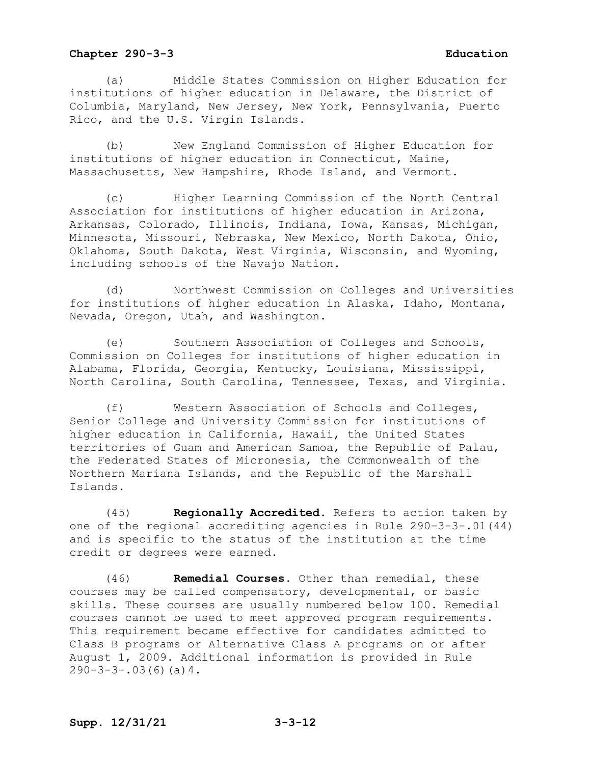(a) Middle States Commission on Higher Education for institutions of higher education in Delaware, the District of Columbia, Maryland, New Jersey, New York, Pennsylvania, Puerto Rico, and the U.S. Virgin Islands.

(b) New England Commission of Higher Education for institutions of higher education in Connecticut, Maine, Massachusetts, New Hampshire, Rhode Island, and Vermont.

(c) Higher Learning Commission of the North Central Association for institutions of higher education in Arizona, Arkansas, Colorado, Illinois, Indiana, Iowa, Kansas, Michigan, Minnesota, Missouri, Nebraska, New Mexico, North Dakota, Ohio, Oklahoma, South Dakota, West Virginia, Wisconsin, and Wyoming, including schools of the Navajo Nation.

(d) Northwest Commission on Colleges and Universities for institutions of higher education in Alaska, Idaho, Montana, Nevada, Oregon, Utah, and Washington.

(e) Southern Association of Colleges and Schools, Commission on Colleges for institutions of higher education in Alabama, Florida, Georgia, Kentucky, Louisiana, Mississippi, North Carolina, South Carolina, Tennessee, Texas, and Virginia.

(f) Western Association of Schools and Colleges, Senior College and University Commission for institutions of higher education in California, Hawaii, the United States territories of Guam and American Samoa, the Republic of Palau, the Federated States of Micronesia, the Commonwealth of the Northern Mariana Islands, and the Republic of the Marshall Islands.

(45) **Regionally Accredited.** Refers to action taken by one of the regional accrediting agencies in Rule 290-3-3-.01(44) and is specific to the status of the institution at the time credit or degrees were earned.

(46) **Remedial Courses.** Other than remedial, these courses may be called compensatory, developmental, or basic skills. These courses are usually numbered below 100. Remedial courses cannot be used to meet approved program requirements. This requirement became effective for candidates admitted to Class B programs or Alternative Class A programs on or after August 1, 2009. Additional information is provided in Rule 290-3-3-.03(6)(a)4.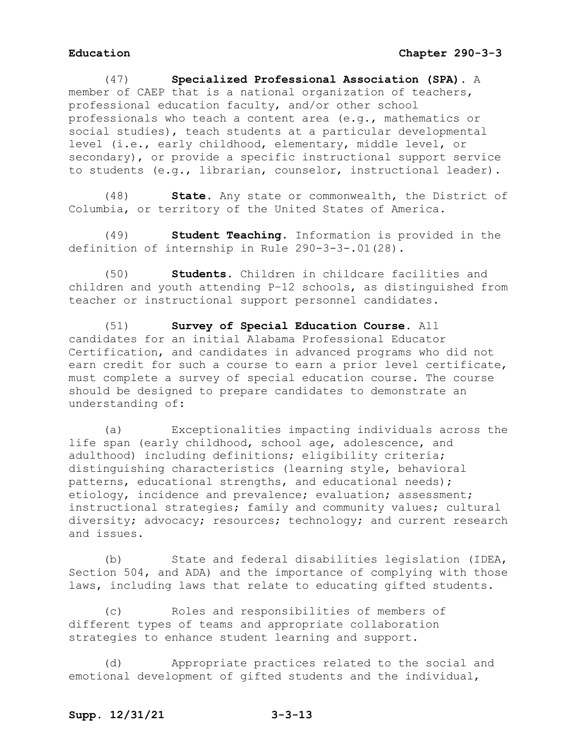(47) **Specialized Professional Association (SPA).** A member of CAEP that is a national organization of teachers, professional education faculty, and/or other school professionals who teach a content area (e.g., mathematics or social studies), teach students at a particular developmental level (i.e., early childhood, elementary, middle level, or secondary), or provide a specific instructional support service to students (e.g., librarian, counselor, instructional leader).

(48) **State.** Any state or commonwealth, the District of Columbia, or territory of the United States of America.

(49) **Student Teaching.** Information is provided in the definition of internship in Rule 290-3-3-.01(28).

(50) **Students.** Children in childcare facilities and children and youth attending P–12 schools, as distinguished from teacher or instructional support personnel candidates.

(51) **Survey of Special Education Course.** All candidates for an initial Alabama Professional Educator Certification, and candidates in advanced programs who did not earn credit for such a course to earn a prior level certificate, must complete a survey of special education course. The course should be designed to prepare candidates to demonstrate an understanding of:

(a) Exceptionalities impacting individuals across the life span (early childhood, school age, adolescence, and adulthood) including definitions; eligibility criteria; distinguishing characteristics (learning style, behavioral patterns, educational strengths, and educational needs); etiology, incidence and prevalence; evaluation; assessment; instructional strategies; family and community values; cultural diversity; advocacy; resources; technology; and current research and issues.

(b) State and federal disabilities legislation (IDEA, Section 504, and ADA) and the importance of complying with those laws, including laws that relate to educating gifted students.

(c) Roles and responsibilities of members of different types of teams and appropriate collaboration strategies to enhance student learning and support.

(d) Appropriate practices related to the social and emotional development of gifted students and the individual,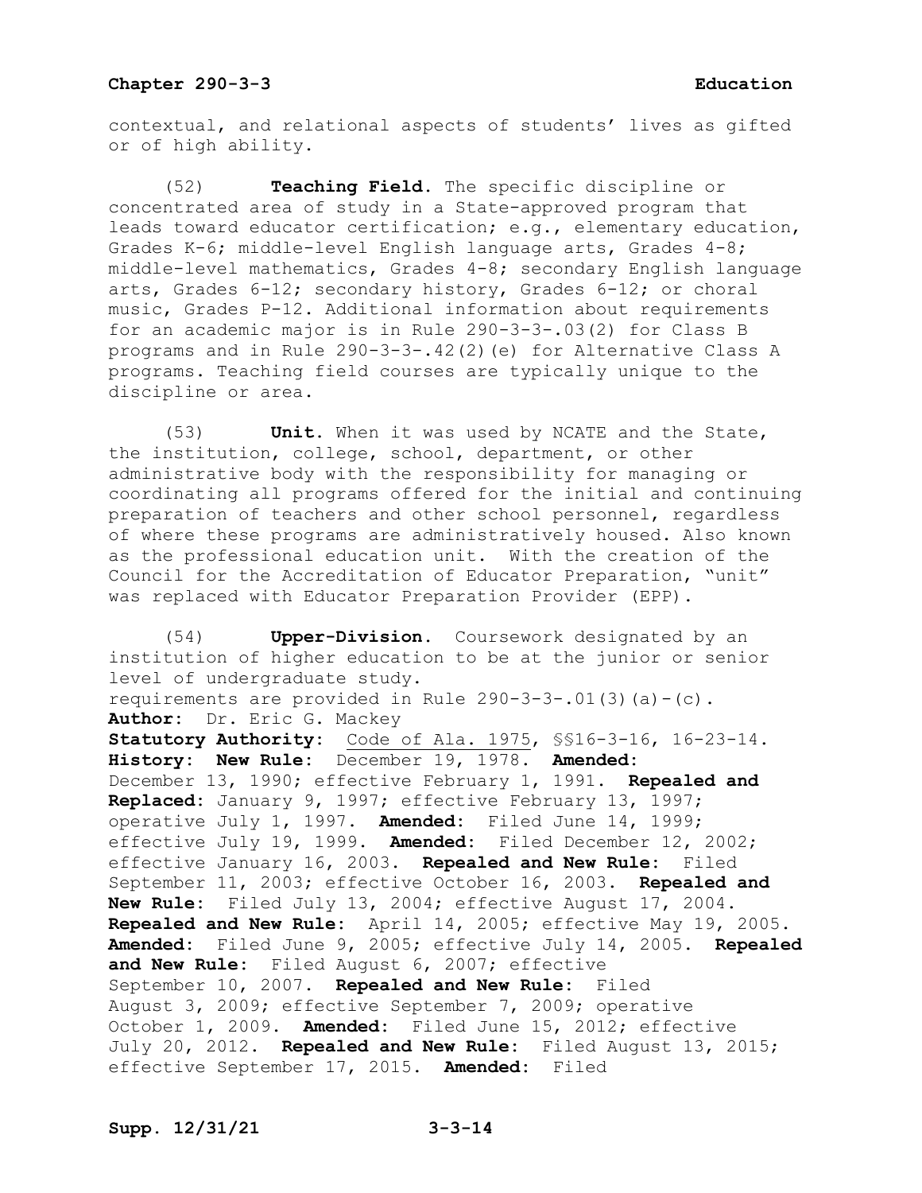contextual, and relational aspects of students' lives as gifted or of high ability.

(52) **Teaching Field.** The specific discipline or concentrated area of study in a State-approved program that leads toward educator certification; e.g., elementary education, Grades K-6; middle-level English language arts, Grades 4-8; middle-level mathematics, Grades 4-8; secondary English language arts, Grades 6-12; secondary history, Grades 6-12; or choral music, Grades P-12. Additional information about requirements for an academic major is in Rule 290-3-3-.03(2) for Class B programs and in Rule 290-3-3-.42(2)(e) for Alternative Class A programs. Teaching field courses are typically unique to the discipline or area.

(53) **Unit.** When it was used by NCATE and the State, the institution, college, school, department, or other administrative body with the responsibility for managing or coordinating all programs offered for the initial and continuing preparation of teachers and other school personnel, regardless of where these programs are administratively housed. Also known as the professional education unit. With the creation of the Council for the Accreditation of Educator Preparation, "unit" was replaced with Educator Preparation Provider (EPP).

(54) **Upper-Division.** Coursework designated by an institution of higher education to be at the junior or senior level of undergraduate study.
requirements are provided in Rule 290-3-3-.01(3)(a)-(c).

**Author:** Dr. Eric G. Mackey

**Statutory Authority:** Code of Ala. 1975, §§16-3-16, 16-23-14.

**History: New Rule:** December 19, 1978. **Amended:** December 13, 1990; effective February 1, 1991. **Repealed and Replaced:** January 9, 1997; effective February 13, 1997; operative July 1, 1997. **Amended:** Filed June 14, 1999; effective July 19, 1999. **Amended:** Filed December 12, 2002; effective January 16, 2003. **Repealed and New Rule:** Filed September 11, 2003; effective October 16, 2003. **Repealed and New Rule:** Filed July 13, 2004; effective August 17, 2004. **Repealed and New Rule:** April 14, 2005; effective May 19, 2005. **Amended:** Filed June 9, 2005; effective July 14, 2005. **Repealed and New Rule:** Filed August 6, 2007; effective September 10, 2007. **Repealed and New Rule:** Filed August 3, 2009; effective September 7, 2009; operative October 1, 2009. **Amended:** Filed June 15, 2012; effective July 20, 2012. **Repealed and New Rule:** Filed August 13, 2015; effective September 17, 2015. **Amended:** Filed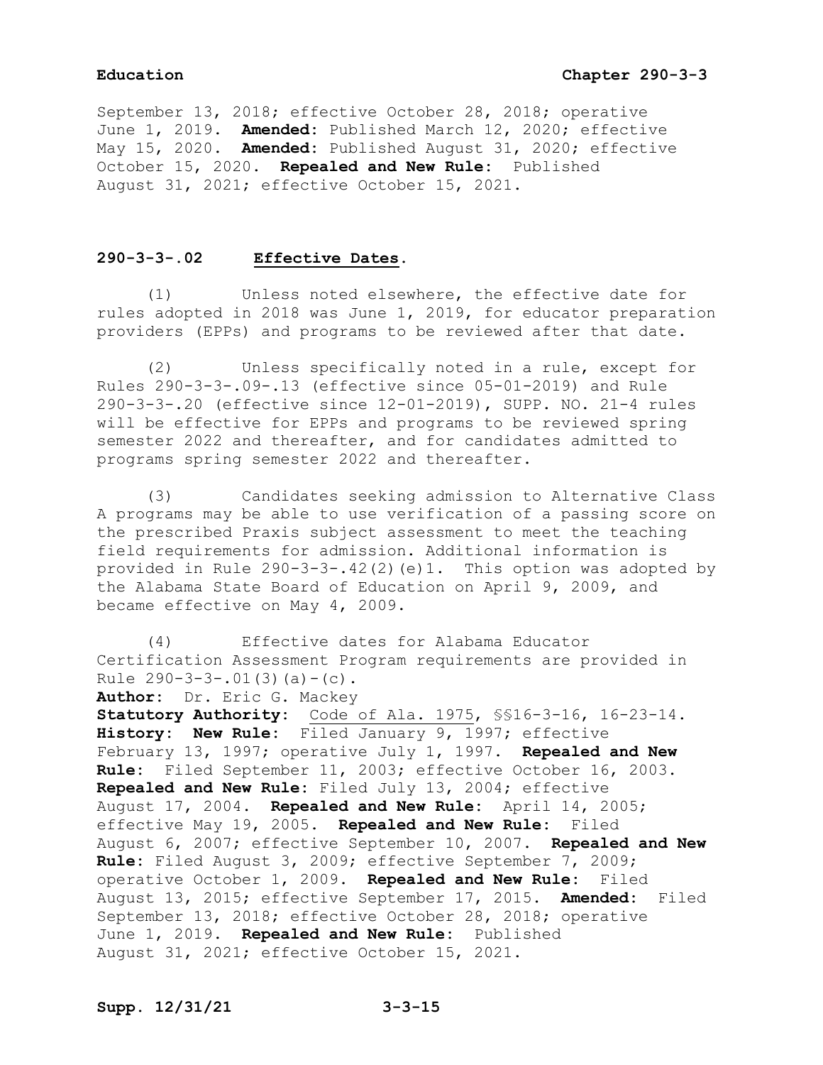September 13, 2018; effective October 28, 2018; operative June 1, 2019. **Amended:** Published March 12, 2020; effective May 15, 2020. **Amended:** Published August 31, 2020; effective October 15, 2020. **Repealed and New Rule:** Published August 31, 2021; effective October 15, 2021.

## 290-3-3-.02 Effective Dates.

(1) Unless noted elsewhere, the effective date for rules adopted in 2018 was June 1, 2019, for educator preparation providers (EPPs) and programs to be reviewed after that date.

(2) Unless specifically noted in a rule, except for Rules 290-3-3-.09-.13 (effective since 05-01-2019) and Rule 290-3-3-.20 (effective since 12-01-2019), SUPP. NO. 21-4 rules will be effective for EPPs and programs to be reviewed spring semester 2022 and thereafter, and for candidates admitted to programs spring semester 2022 and thereafter.

(3) Candidates seeking admission to Alternative Class A programs may be able to use verification of a passing score on the prescribed Praxis subject assessment to meet the teaching field requirements for admission. Additional information is provided in Rule 290-3-3-.42(2)(e)1. This option was adopted by the Alabama State Board of Education on April 9, 2009, and became effective on May 4, 2009.

(4) Effective dates for Alabama Educator Certification Assessment Program requirements are provided in Rule 290-3-3-.01(3)(a)-(c).

**Author:** Dr. Eric G. Mackey

**Statutory Authority:** Code of Ala. 1975, §§16-3-16, 16-23-14.

**History:** **New Rule:** Filed January 9, 1997; effective February 13, 1997; operative July 1, 1997. **Repealed and New Rule:** Filed September 11, 2003; effective October 16, 2003. **Repealed and New Rule:** Filed July 13, 2004; effective August 17, 2004. **Repealed and New Rule:** April 14, 2005; effective May 19, 2005. **Repealed and New Rule:** Filed August 6, 2007; effective September 10, 2007. **Repealed and New Rule:** Filed August 3, 2009; effective September 7, 2009; operative October 1, 2009. **Repealed and New Rule:** Filed August 13, 2015; effective September 17, 2015. **Amended:** Filed September 13, 2018; effective October 28, 2018; operative June 1, 2019. **Repealed and New Rule:** Published August 31, 2021; effective October 15, 2021.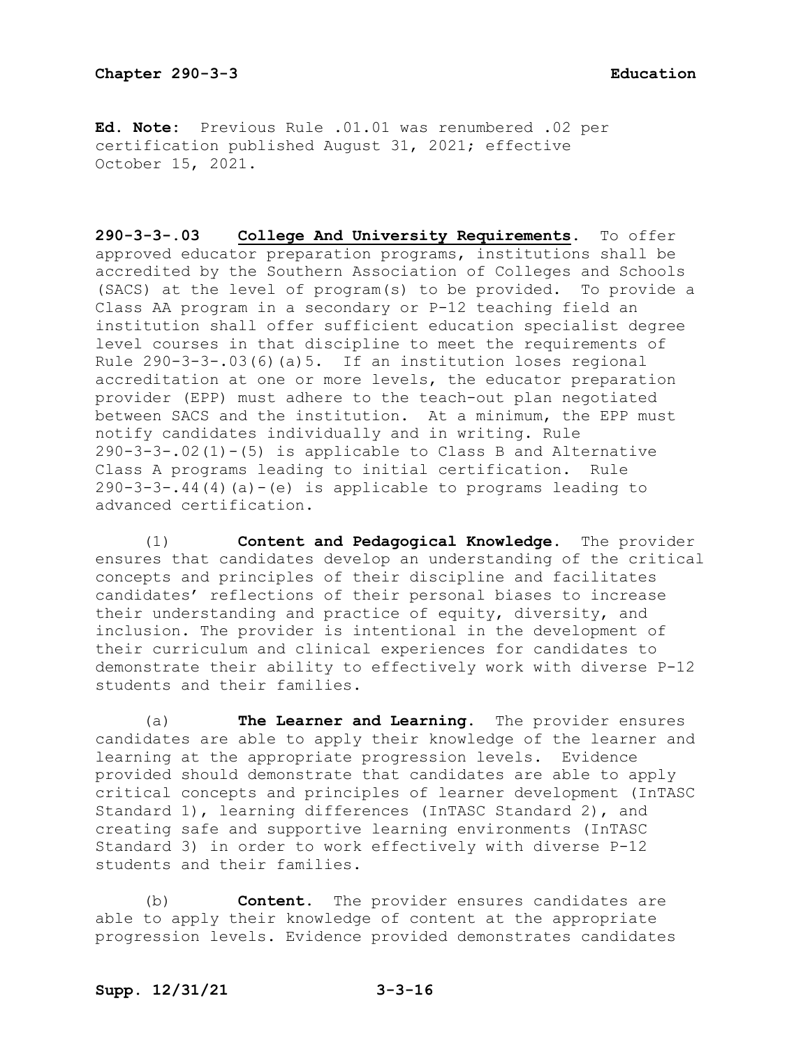**Ed. Note:** Previous Rule .01.01 was renumbered .02 per certification published August 31, 2021; effective October 15, 2021.

**290-3-3-.03 College And University Requirements.** To offer approved educator preparation programs, institutions shall be accredited by the Southern Association of Colleges and Schools (SACS) at the level of program(s) to be provided. To provide a Class AA program in a secondary or P-12 teaching field an institution shall offer sufficient education specialist degree level courses in that discipline to meet the requirements of Rule 290-3-3-.03(6)(a)5. If an institution loses regional accreditation at one or more levels, the educator preparation provider (EPP) must adhere to the teach-out plan negotiated between SACS and the institution. At a minimum, the EPP must notify candidates individually and in writing. Rule 290-3-3-.02(1)-(5) is applicable to Class B and Alternative Class A programs leading to initial certification. Rule 290-3-3-.44(4)(a)-(e) is applicable to programs leading to advanced certification.

(1) **Content and Pedagogical Knowledge.** The provider ensures that candidates develop an understanding of the critical concepts and principles of their discipline and facilitates candidates' reflections of their personal biases to increase their understanding and practice of equity, diversity, and inclusion. The provider is intentional in the development of their curriculum and clinical experiences for candidates to demonstrate their ability to effectively work with diverse P-12 students and their families.

(a) **The Learner and Learning.** The provider ensures candidates are able to apply their knowledge of the learner and learning at the appropriate progression levels. Evidence provided should demonstrate that candidates are able to apply critical concepts and principles of learner development (InTASC Standard 1), learning differences (InTASC Standard 2), and creating safe and supportive learning environments (InTASC Standard 3) in order to work effectively with diverse P-12 students and their families.

(b) **Content.** The provider ensures candidates are able to apply their knowledge of content at the appropriate progression levels. Evidence provided demonstrates candidates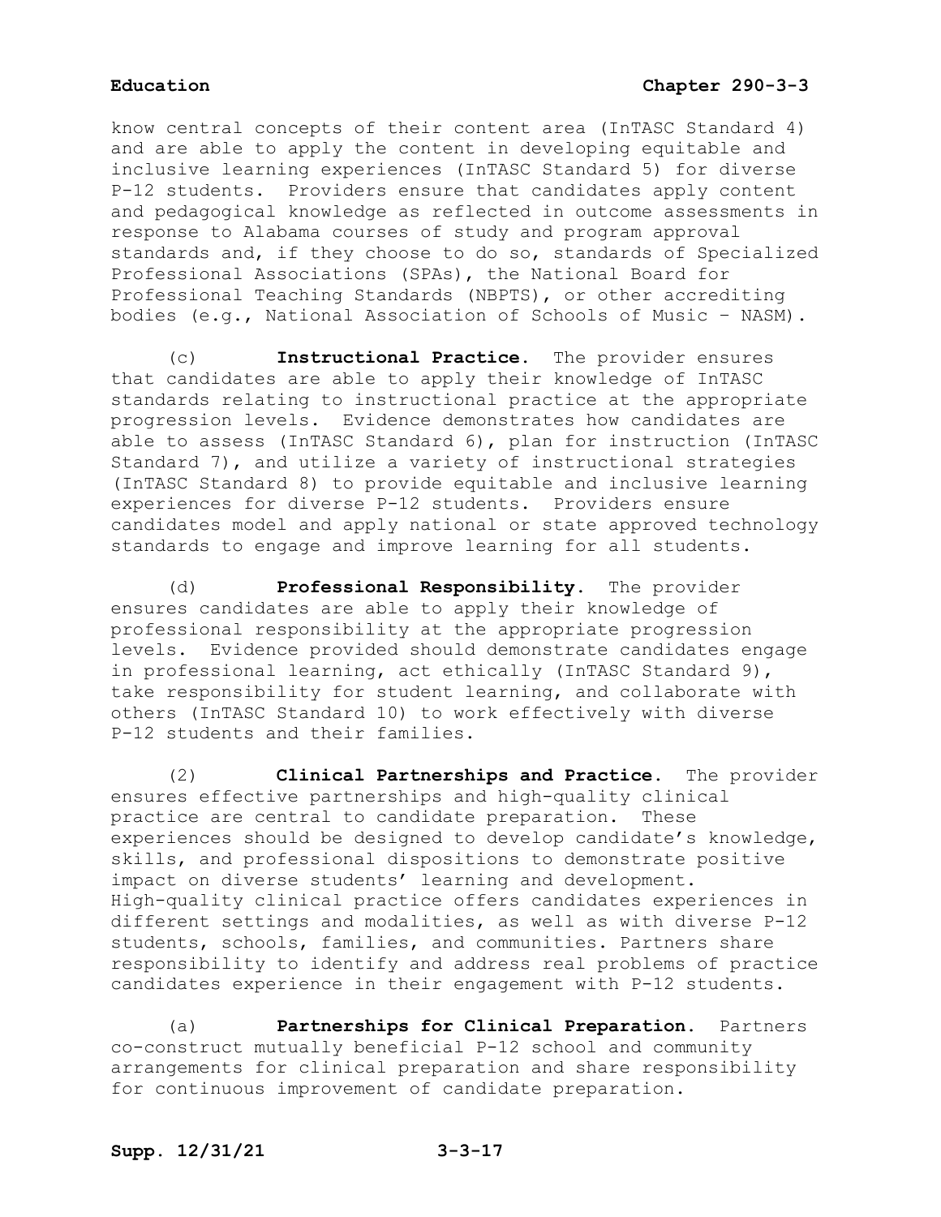know central concepts of their content area (InTASC Standard 4) and are able to apply the content in developing equitable and inclusive learning experiences (InTASC Standard 5) for diverse P-12 students. Providers ensure that candidates apply content and pedagogical knowledge as reflected in outcome assessments in response to Alabama courses of study and program approval standards and, if they choose to do so, standards of Specialized Professional Associations (SPAs), the National Board for Professional Teaching Standards (NBPTS), or other accrediting bodies (e.g., National Association of Schools of Music – NASM).

(c) **Instructional Practice.** The provider ensures that candidates are able to apply their knowledge of InTASC standards relating to instructional practice at the appropriate progression levels. Evidence demonstrates how candidates are able to assess (InTASC Standard 6), plan for instruction (InTASC Standard 7), and utilize a variety of instructional strategies (InTASC Standard 8) to provide equitable and inclusive learning experiences for diverse P-12 students. Providers ensure candidates model and apply national or state approved technology standards to engage and improve learning for all students.

(d) **Professional Responsibility.** The provider ensures candidates are able to apply their knowledge of professional responsibility at the appropriate progression levels. Evidence provided should demonstrate candidates engage in professional learning, act ethically (InTASC Standard 9), take responsibility for student learning, and collaborate with others (InTASC Standard 10) to work effectively with diverse P-12 students and their families.

(2) **Clinical Partnerships and Practice.** The provider ensures effective partnerships and high-quality clinical practice are central to candidate preparation. These experiences should be designed to develop candidate's knowledge, skills, and professional dispositions to demonstrate positive impact on diverse students' learning and development. High-quality clinical practice offers candidates experiences in different settings and modalities, as well as with diverse P-12 students, schools, families, and communities. Partners share responsibility to identify and address real problems of practice candidates experience in their engagement with P-12 students.

(a) **Partnerships for Clinical Preparation.** Partners co-construct mutually beneficial P-12 school and community arrangements for clinical preparation and share responsibility for continuous improvement of candidate preparation.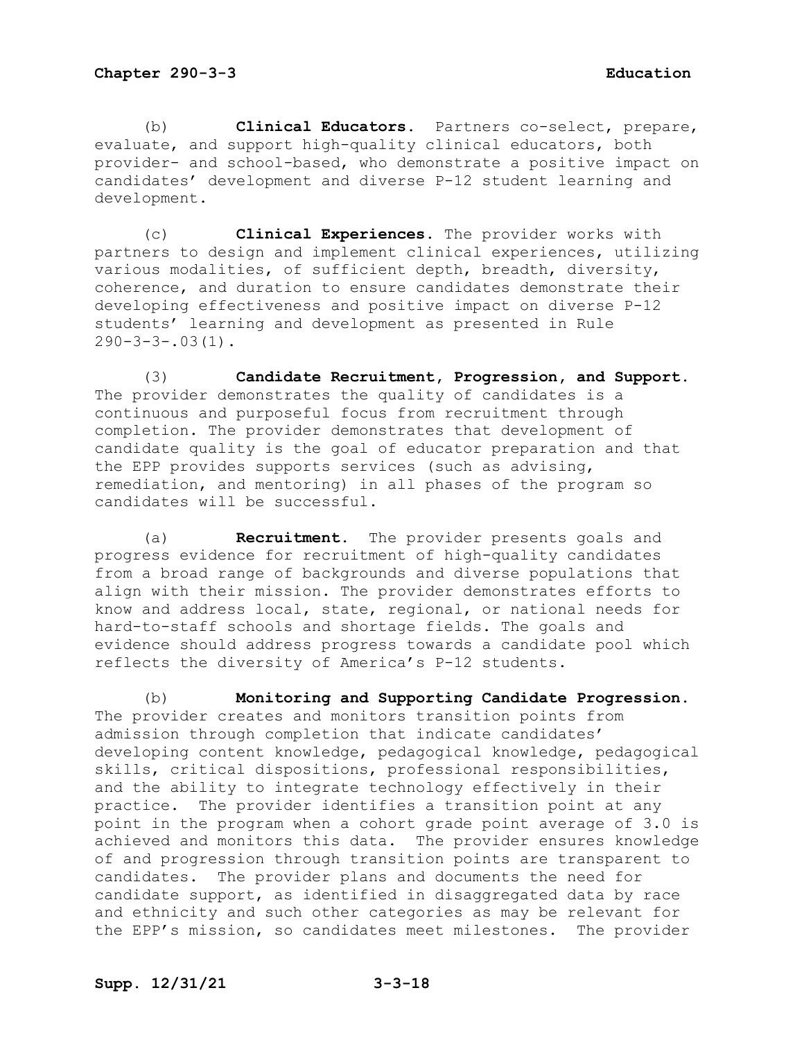(b) **Clinical Educators.** Partners co-select, prepare, evaluate, and support high-quality clinical educators, both provider- and school-based, who demonstrate a positive impact on candidates' development and diverse P-12 student learning and development.

(c) **Clinical Experiences.** The provider works with partners to design and implement clinical experiences, utilizing various modalities, of sufficient depth, breadth, diversity, coherence, and duration to ensure candidates demonstrate their developing effectiveness and positive impact on diverse P-12 students' learning and development as presented in Rule 290-3-3-.03(1).

(3) **Candidate Recruitment, Progression, and Support.** The provider demonstrates the quality of candidates is a continuous and purposeful focus from recruitment through completion. The provider demonstrates that development of candidate quality is the goal of educator preparation and that the EPP provides supports services (such as advising, remediation, and mentoring) in all phases of the program so candidates will be successful.

(a) **Recruitment.** The provider presents goals and progress evidence for recruitment of high-quality candidates from a broad range of backgrounds and diverse populations that align with their mission. The provider demonstrates efforts to know and address local, state, regional, or national needs for hard-to-staff schools and shortage fields. The goals and evidence should address progress towards a candidate pool which reflects the diversity of America's P-12 students.

(b) **Monitoring and Supporting Candidate Progression.** The provider creates and monitors transition points from admission through completion that indicate candidates' developing content knowledge, pedagogical knowledge, pedagogical skills, critical dispositions, professional responsibilities, and the ability to integrate technology effectively in their practice. The provider identifies a transition point at any point in the program when a cohort grade point average of 3.0 is achieved and monitors this data. The provider ensures knowledge of and progression through transition points are transparent to candidates. The provider plans and documents the need for candidate support, as identified in disaggregated data by race and ethnicity and such other categories as may be relevant for the EPP's mission, so candidates meet milestones. The provider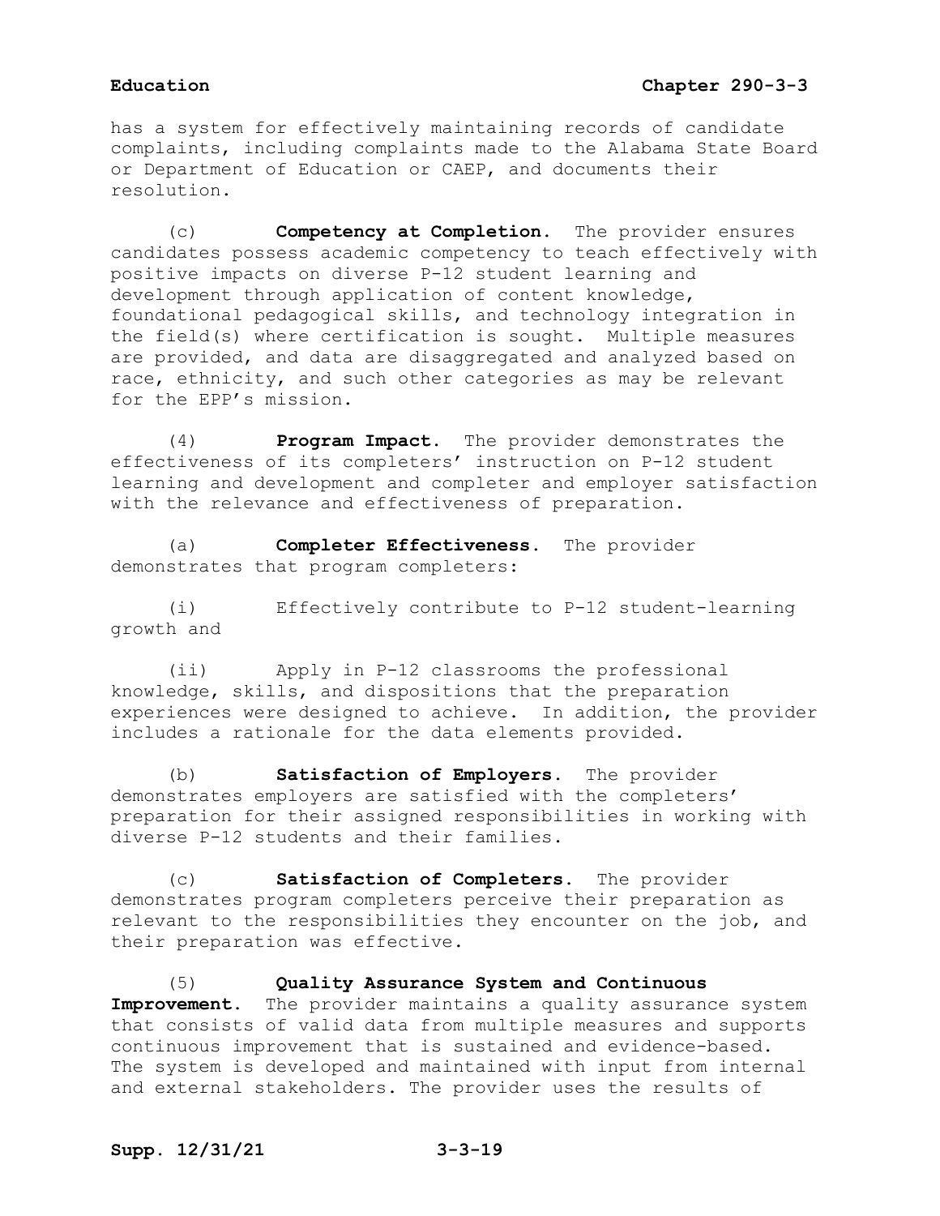has a system for effectively maintaining records of candidate complaints, including complaints made to the Alabama State Board or Department of Education or CAEP, and documents their resolution.

(c) **Competency at Completion.** The provider ensures candidates possess academic competency to teach effectively with positive impacts on diverse P-12 student learning and development through application of content knowledge, foundational pedagogical skills, and technology integration in the field(s) where certification is sought. Multiple measures are provided, and data are disaggregated and analyzed based on race, ethnicity, and such other categories as may be relevant for the EPP's mission.

(4) **Program Impact.** The provider demonstrates the effectiveness of its completers' instruction on P-12 student learning and development and completer and employer satisfaction with the relevance and effectiveness of preparation.

(a) **Completer Effectiveness.** The provider demonstrates that program completers:

(i) Effectively contribute to P-12 student-learning growth and

(ii) Apply in P-12 classrooms the professional knowledge, skills, and dispositions that the preparation experiences were designed to achieve. In addition, the provider includes a rationale for the data elements provided.

(b) **Satisfaction of Employers.** The provider demonstrates employers are satisfied with the completers' preparation for their assigned responsibilities in working with diverse P-12 students and their families.

(c) **Satisfaction of Completers.** The provider demonstrates program completers perceive their preparation as relevant to the responsibilities they encounter on the job, and their preparation was effective.

(5) **Quality Assurance System and Continuous Improvement.** The provider maintains a quality assurance system that consists of valid data from multiple measures and supports continuous improvement that is sustained and evidence-based. The system is developed and maintained with input from internal and external stakeholders. The provider uses the results of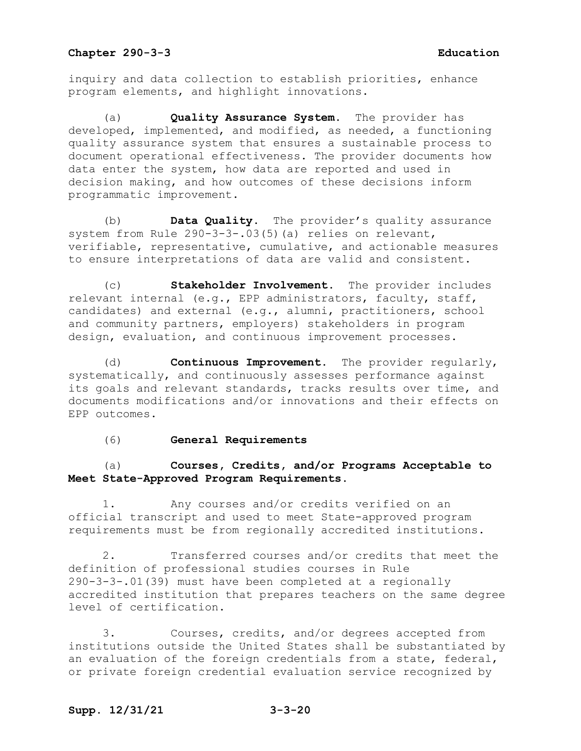inquiry and data collection to establish priorities, enhance program elements, and highlight innovations.

(a) **Quality Assurance System.** The provider has developed, implemented, and modified, as needed, a functioning quality assurance system that ensures a sustainable process to document operational effectiveness. The provider documents how data enter the system, how data are reported and used in decision making, and how outcomes of these decisions inform programmatic improvement.

(b) **Data Quality.** The provider's quality assurance system from Rule 290-3-3-.03(5)(a) relies on relevant, verifiable, representative, cumulative, and actionable measures to ensure interpretations of data are valid and consistent.

(c) **Stakeholder Involvement.** The provider includes relevant internal (e.g., EPP administrators, faculty, staff, candidates) and external (e.g., alumni, practitioners, school and community partners, employers) stakeholders in program design, evaluation, and continuous improvement processes.

(d) **Continuous Improvement.** The provider regularly, systematically, and continuously assesses performance against its goals and relevant standards, tracks results over time, and documents modifications and/or innovations and their effects on EPP outcomes.

(6) **General Requirements**

(a) **Courses, Credits, and/or Programs Acceptable to Meet State-Approved Program Requirements.**

1. Any courses and/or credits verified on an official transcript and used to meet State-approved program requirements must be from regionally accredited institutions.

2. Transferred courses and/or credits that meet the definition of professional studies courses in Rule 290-3-3-.01(39) must have been completed at a regionally accredited institution that prepares teachers on the same degree level of certification.

3. Courses, credits, and/or degrees accepted from institutions outside the United States shall be substantiated by an evaluation of the foreign credentials from a state, federal, or private foreign credential evaluation service recognized by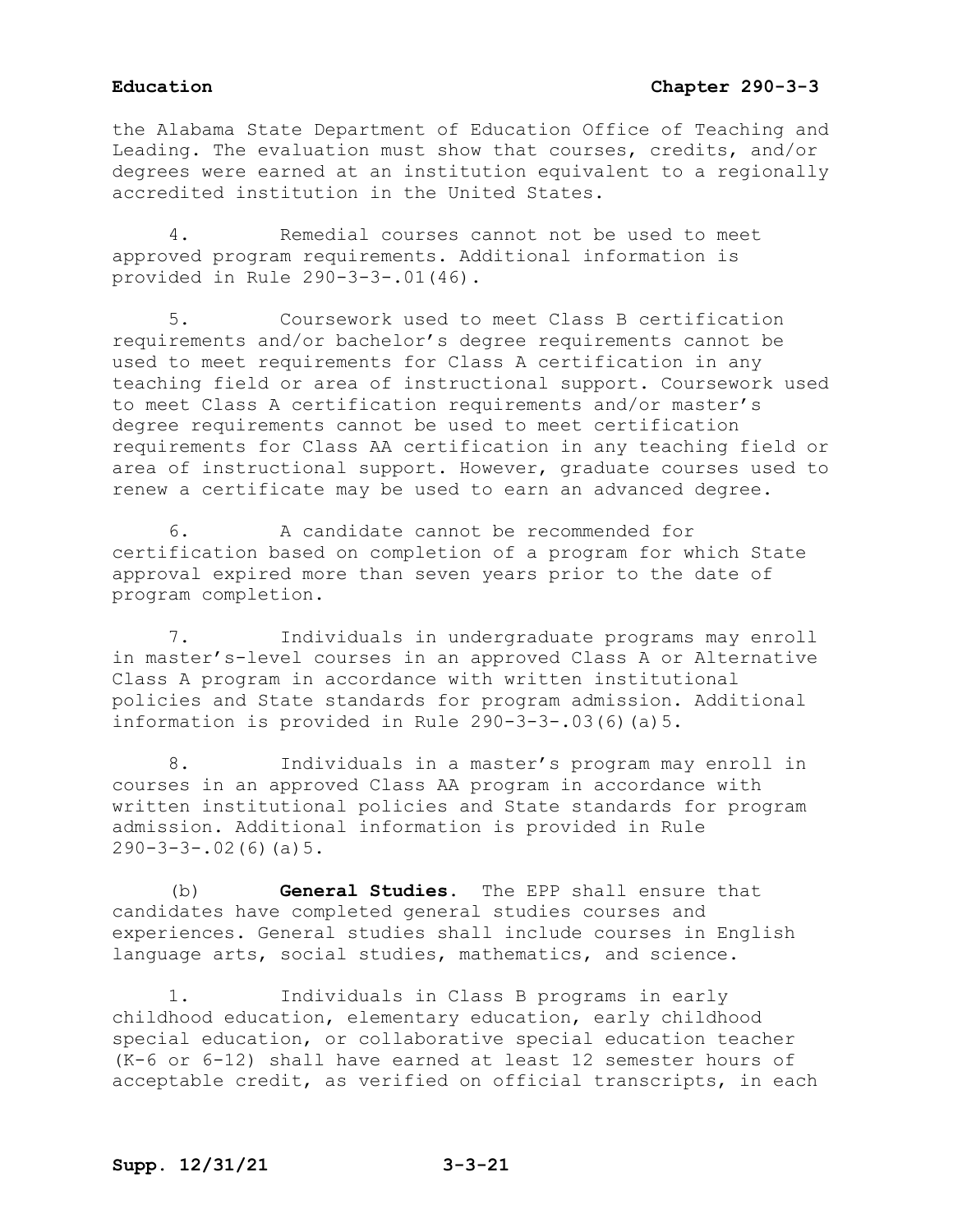the Alabama State Department of Education Office of Teaching and Leading. The evaluation must show that courses, credits, and/or degrees were earned at an institution equivalent to a regionally accredited institution in the United States.

4. Remedial courses cannot not be used to meet approved program requirements. Additional information is provided in Rule 290-3-3-.01(46).

5. Coursework used to meet Class B certification requirements and/or bachelor's degree requirements cannot be used to meet requirements for Class A certification in any teaching field or area of instructional support. Coursework used to meet Class A certification requirements and/or master's degree requirements cannot be used to meet certification requirements for Class AA certification in any teaching field or area of instructional support. However, graduate courses used to renew a certificate may be used to earn an advanced degree.

6. A candidate cannot be recommended for certification based on completion of a program for which State approval expired more than seven years prior to the date of program completion.

7. Individuals in undergraduate programs may enroll in master's-level courses in an approved Class A or Alternative Class A program in accordance with written institutional policies and State standards for program admission. Additional information is provided in Rule 290-3-3-.03(6)(a)5.

8. Individuals in a master's program may enroll in courses in an approved Class AA program in accordance with written institutional policies and State standards for program admission. Additional information is provided in Rule 290-3-3-.02(6)(a)5.

(b) **General Studies.** The EPP shall ensure that candidates have completed general studies courses and experiences. General studies shall include courses in English language arts, social studies, mathematics, and science.

1. Individuals in Class B programs in early childhood education, elementary education, early childhood special education, or collaborative special education teacher (K-6 or 6-12) shall have earned at least 12 semester hours of acceptable credit, as verified on official transcripts, in each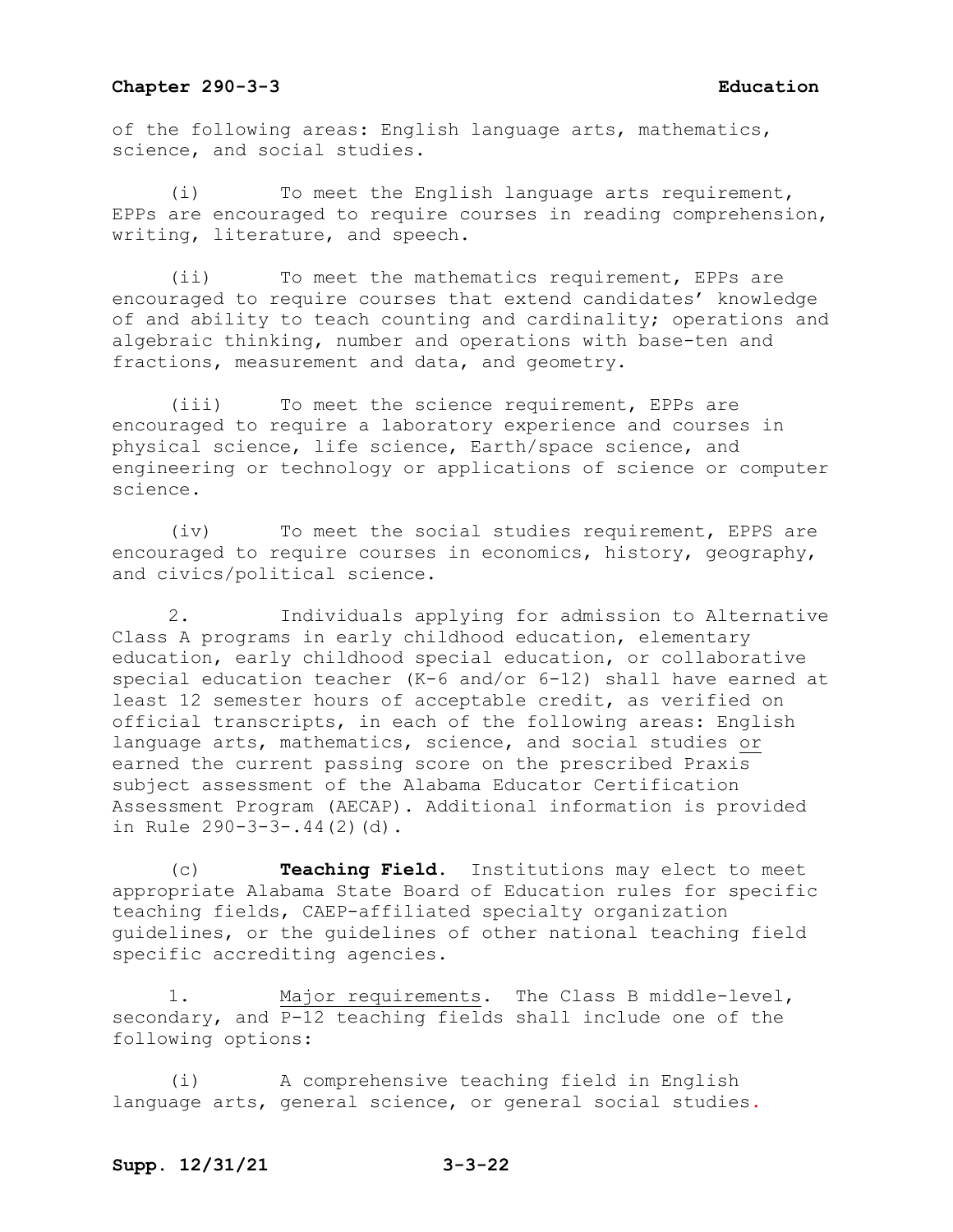of the following areas: English language arts, mathematics, science, and social studies.

(i) To meet the English language arts requirement, EPPs are encouraged to require courses in reading comprehension, writing, literature, and speech.

(ii) To meet the mathematics requirement, EPPs are encouraged to require courses that extend candidates' knowledge of and ability to teach counting and cardinality; operations and algebraic thinking, number and operations with base-ten and fractions, measurement and data, and geometry.

(iii) To meet the science requirement, EPPs are encouraged to require a laboratory experience and courses in physical science, life science, Earth/space science, and engineering or technology or applications of science or computer science.

(iv) To meet the social studies requirement, EPPS are encouraged to require courses in economics, history, geography, and civics/political science.

2. Individuals applying for admission to Alternative Class A programs in early childhood education, elementary education, early childhood special education, or collaborative special education teacher (K-6 and/or 6-12) shall have earned at least 12 semester hours of acceptable credit, as verified on official transcripts, in each of the following areas: English language arts, mathematics, science, and social studies <u>or</u> earned the current passing score on the prescribed Praxis subject assessment of the Alabama Educator Certification Assessment Program (AECAP). Additional information is provided in Rule 290-3-3-.44(2)(d).

(c) **Teaching Field.** Institutions may elect to meet appropriate Alabama State Board of Education rules for specific teaching fields, CAEP-affiliated specialty organization guidelines, or the guidelines of other national teaching field specific accrediting agencies.

1. <u>Major requirements</u>. The Class B middle-level, secondary, and P-12 teaching fields shall include one of the following options:

(i) A comprehensive teaching field in English language arts, general science, or general social studies.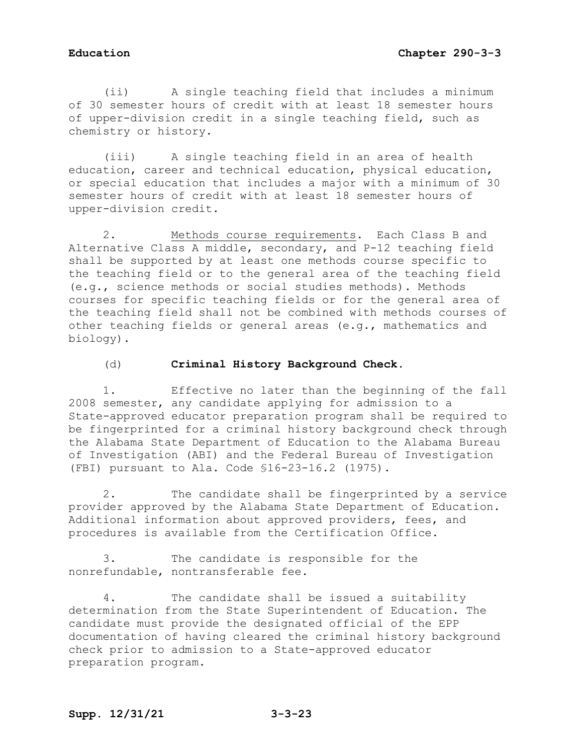(ii) A single teaching field that includes a minimum of 30 semester hours of credit with at least 18 semester hours of upper-division credit in a single teaching field, such as chemistry or history.

(iii) A single teaching field in an area of health education, career and technical education, physical education, or special education that includes a major with a minimum of 30 semester hours of credit with at least 18 semester hours of upper-division credit.

2. Methods course requirements. Each Class B and Alternative Class A middle, secondary, and P-12 teaching field shall be supported by at least one methods course specific to the teaching field or to the general area of the teaching field (e.g., science methods or social studies methods). Methods courses for specific teaching fields or for the general area of the teaching field shall not be combined with methods courses of other teaching fields or general areas (e.g., mathematics and biology).

(d) **Criminal History Background Check.**

1. Effective no later than the beginning of the fall 2008 semester, any candidate applying for admission to a State-approved educator preparation program shall be required to be fingerprinted for a criminal history background check through the Alabama State Department of Education to the Alabama Bureau of Investigation (ABI) and the Federal Bureau of Investigation (FBI) pursuant to Ala. Code §16-23-16.2 (1975).

2. The candidate shall be fingerprinted by a service provider approved by the Alabama State Department of Education. Additional information about approved providers, fees, and procedures is available from the Certification Office.

3. The candidate is responsible for the nonrefundable, nontransferable fee.

4. The candidate shall be issued a suitability determination from the State Superintendent of Education. The candidate must provide the designated official of the EPP documentation of having cleared the criminal history background check prior to admission to a State-approved educator preparation program.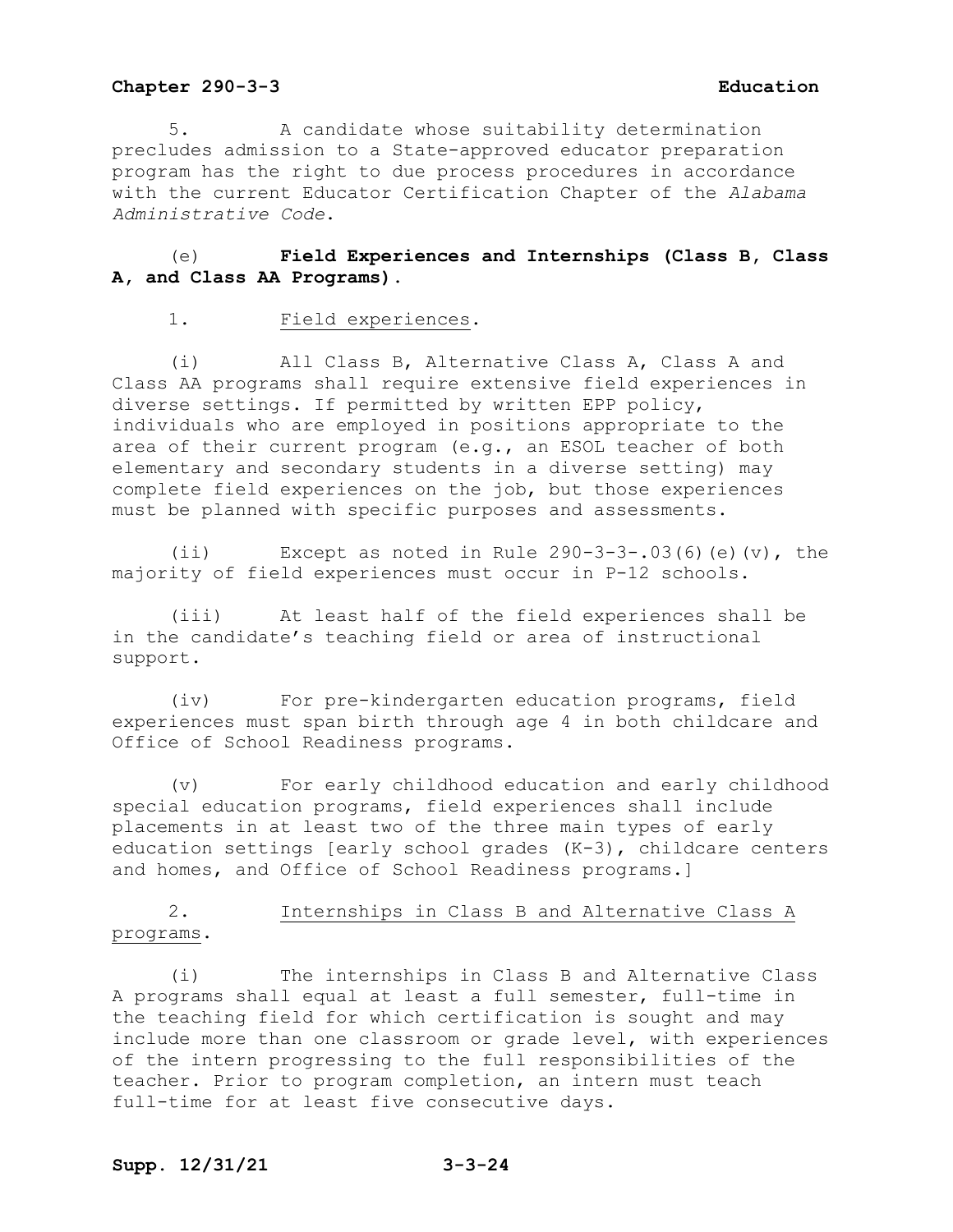5. A candidate whose suitability determination precludes admission to a State-approved educator preparation program has the right to due process procedures in accordance with the current Educator Certification Chapter of the *Alabama Administrative Code*.

(e) **Field Experiences and Internships (Class B, Class A, and Class AA Programs).**

1. Field experiences.

(i) All Class B, Alternative Class A, Class A and Class AA programs shall require extensive field experiences in diverse settings. If permitted by written EPP policy, individuals who are employed in positions appropriate to the area of their current program (e.g., an ESOL teacher of both elementary and secondary students in a diverse setting) may complete field experiences on the job, but those experiences must be planned with specific purposes and assessments.

(ii) Except as noted in Rule 290-3-3-.03(6)(e)(v), the majority of field experiences must occur in P-12 schools.

(iii) At least half of the field experiences shall be in the candidate's teaching field or area of instructional support.

(iv) For pre-kindergarten education programs, field experiences must span birth through age 4 in both childcare and Office of School Readiness programs.

(v) For early childhood education and early childhood special education programs, field experiences shall include placements in at least two of the three main types of early education settings [early school grades (K-3), childcare centers and homes, and Office of School Readiness programs.]

2. Internships in Class B and Alternative Class A programs.

(i) The internships in Class B and Alternative Class A programs shall equal at least a full semester, full-time in the teaching field for which certification is sought and may include more than one classroom or grade level, with experiences of the intern progressing to the full responsibilities of the teacher. Prior to program completion, an intern must teach full-time for at least five consecutive days.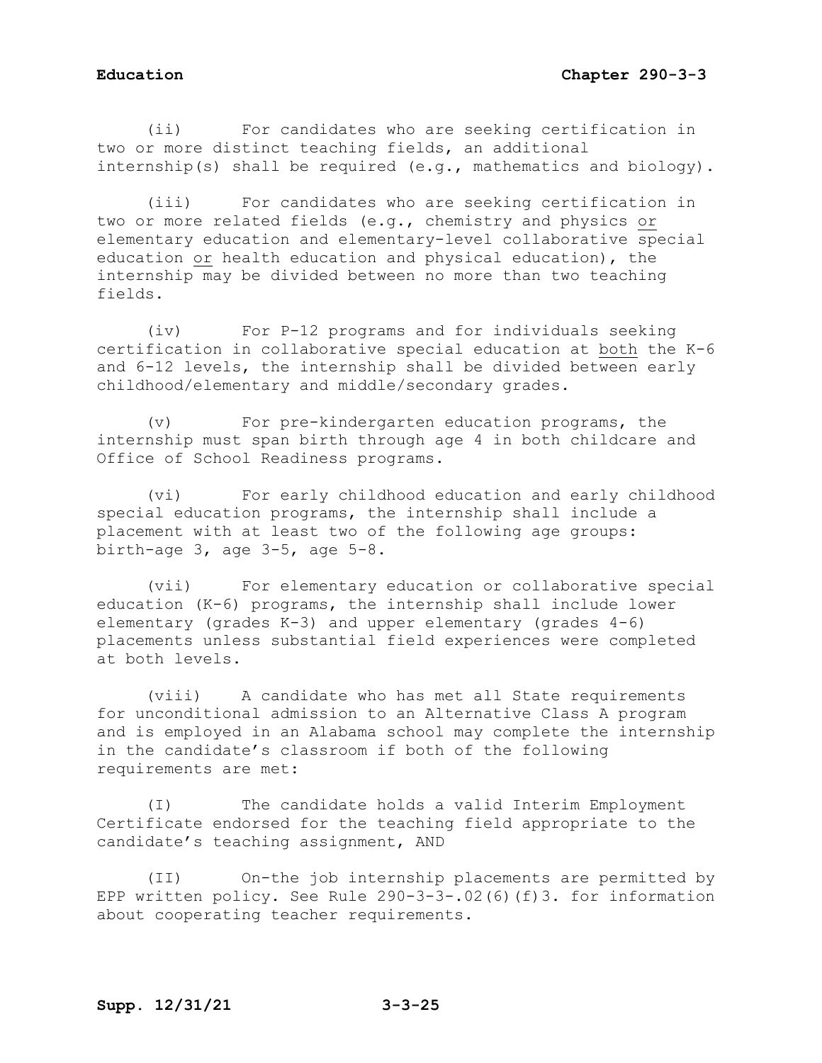(ii) For candidates who are seeking certification in two or more distinct teaching fields, an additional internship(s) shall be required (e.g., mathematics and biology).

(iii) For candidates who are seeking certification in two or more related fields (e.g., chemistry and physics <u>or</u> elementary education and elementary-level collaborative special education <u>or</u> health education and physical education), the internship may be divided between no more than two teaching fields.

(iv) For P-12 programs and for individuals seeking certification in collaborative special education at <u>both</u> the K-6 and 6-12 levels, the internship shall be divided between early childhood/elementary and middle/secondary grades.

(v) For pre-kindergarten education programs, the internship must span birth through age 4 in both childcare and Office of School Readiness programs.

(vi) For early childhood education and early childhood special education programs, the internship shall include a placement with at least two of the following age groups: birth-age 3, age 3-5, age 5-8.

(vii) For elementary education or collaborative special education (K-6) programs, the internship shall include lower elementary (grades K-3) and upper elementary (grades 4-6) placements unless substantial field experiences were completed at both levels.

(viii) A candidate who has met all State requirements for unconditional admission to an Alternative Class A program and is employed in an Alabama school may complete the internship in the candidate's classroom if both of the following requirements are met:

(I) The candidate holds a valid Interim Employment Certificate endorsed for the teaching field appropriate to the candidate's teaching assignment, AND

(II) On-the job internship placements are permitted by EPP written policy. See Rule 290-3-3-.02(6)(f)3. for information about cooperating teacher requirements.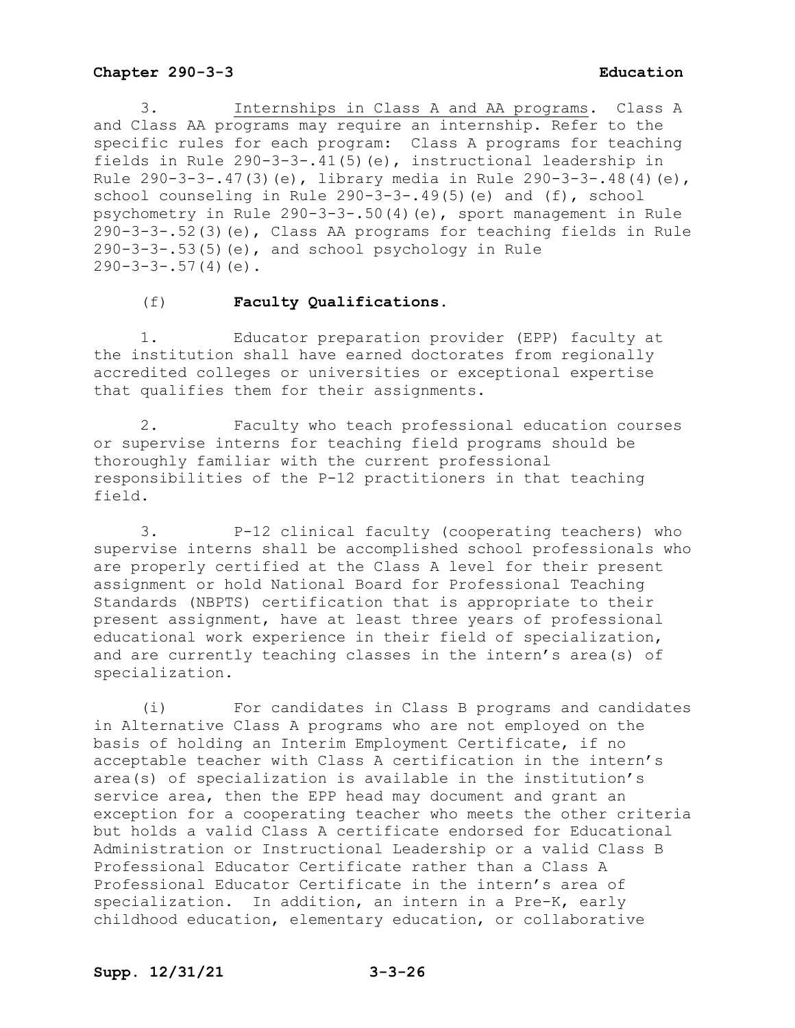3. <u>Internships in Class A and AA programs</u>. Class A and Class AA programs may require an internship. Refer to the specific rules for each program: Class A programs for teaching fields in Rule 290-3-3-.41(5)(e), instructional leadership in Rule 290-3-3-.47(3)(e), library media in Rule 290-3-3-.48(4)(e), school counseling in Rule 290-3-3-.49(5)(e) and (f), school psychometry in Rule 290-3-3-.50(4)(e), sport management in Rule 290-3-3-.52(3)(e), Class AA programs for teaching fields in Rule 290-3-3-.53(5)(e), and school psychology in Rule 290-3-3-.57(4)(e).

(f) **Faculty Qualifications**.

1. Educator preparation provider (EPP) faculty at the institution shall have earned doctorates from regionally accredited colleges or universities or exceptional expertise that qualifies them for their assignments.

2. Faculty who teach professional education courses or supervise interns for teaching field programs should be thoroughly familiar with the current professional responsibilities of the P-12 practitioners in that teaching field.

3. P-12 clinical faculty (cooperating teachers) who supervise interns shall be accomplished school professionals who are properly certified at the Class A level for their present assignment or hold National Board for Professional Teaching Standards (NBPTS) certification that is appropriate to their present assignment, have at least three years of professional educational work experience in their field of specialization, and are currently teaching classes in the intern's area(s) of specialization.

(i) For candidates in Class B programs and candidates in Alternative Class A programs who are not employed on the basis of holding an Interim Employment Certificate, if no acceptable teacher with Class A certification in the intern's area(s) of specialization is available in the institution's service area, then the EPP head may document and grant an exception for a cooperating teacher who meets the other criteria but holds a valid Class A certificate endorsed for Educational Administration or Instructional Leadership or a valid Class B Professional Educator Certificate rather than a Class A Professional Educator Certificate in the intern's area of specialization. In addition, an intern in a Pre-K, early childhood education, elementary education, or collaborative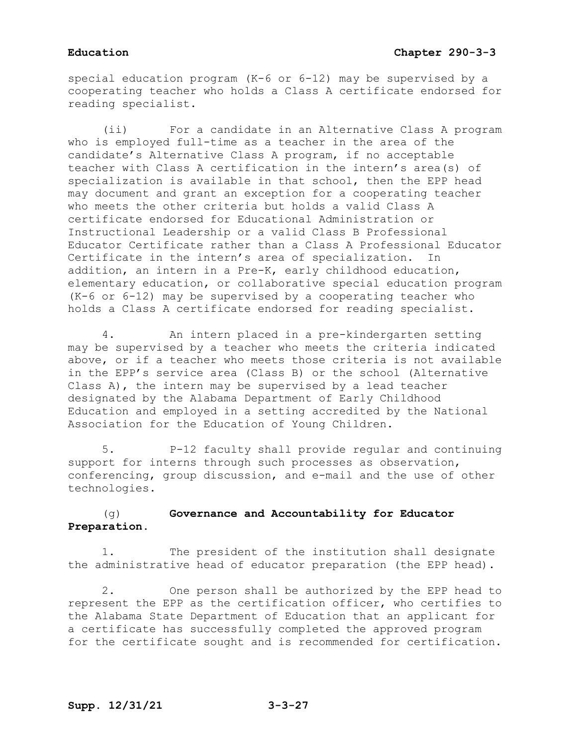special education program (K-6 or 6-12) may be supervised by a cooperating teacher who holds a Class A certificate endorsed for reading specialist.

(ii) For a candidate in an Alternative Class A program who is employed full-time as a teacher in the area of the candidate's Alternative Class A program, if no acceptable teacher with Class A certification in the intern's area(s) of specialization is available in that school, then the EPP head may document and grant an exception for a cooperating teacher who meets the other criteria but holds a valid Class A certificate endorsed for Educational Administration or Instructional Leadership or a valid Class B Professional Educator Certificate rather than a Class A Professional Educator Certificate in the intern's area of specialization. In addition, an intern in a Pre-K, early childhood education, elementary education, or collaborative special education program (K-6 or 6-12) may be supervised by a cooperating teacher who holds a Class A certificate endorsed for reading specialist.

4. An intern placed in a pre-kindergarten setting may be supervised by a teacher who meets the criteria indicated above, or if a teacher who meets those criteria is not available in the EPP's service area (Class B) or the school (Alternative Class A), the intern may be supervised by a lead teacher designated by the Alabama Department of Early Childhood Education and employed in a setting accredited by the National Association for the Education of Young Children.

5. P-12 faculty shall provide regular and continuing support for interns through such processes as observation, conferencing, group discussion, and e-mail and the use of other technologies.

(g) **Governance and Accountability for Educator Preparation.**

1. The president of the institution shall designate the administrative head of educator preparation (the EPP head).

2. One person shall be authorized by the EPP head to represent the EPP as the certification officer, who certifies to the Alabama State Department of Education that an applicant for a certificate has successfully completed the approved program for the certificate sought and is recommended for certification.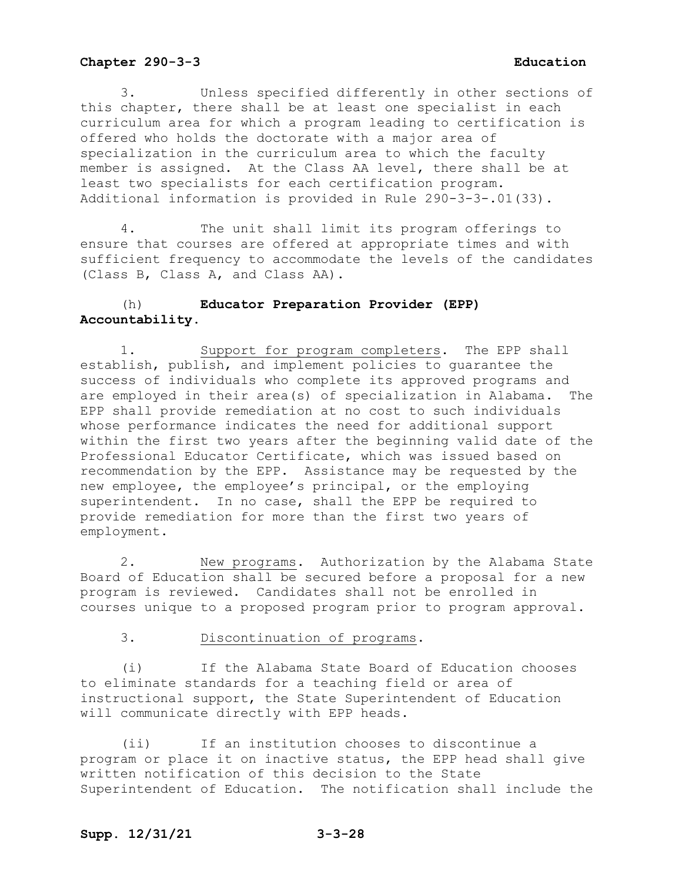3. Unless specified differently in other sections of this chapter, there shall be at least one specialist in each curriculum area for which a program leading to certification is offered who holds the doctorate with a major area of specialization in the curriculum area to which the faculty member is assigned. At the Class AA level, there shall be at least two specialists for each certification program. Additional information is provided in Rule 290-3-3-.01(33).

4. The unit shall limit its program offerings to ensure that courses are offered at appropriate times and with sufficient frequency to accommodate the levels of the candidates (Class B, Class A, and Class AA).

(h) **Educator Preparation Provider (EPP) Accountability.**

1. Support for program completers. The EPP shall establish, publish, and implement policies to guarantee the success of individuals who complete its approved programs and are employed in their area(s) of specialization in Alabama. The EPP shall provide remediation at no cost to such individuals whose performance indicates the need for additional support within the first two years after the beginning valid date of the Professional Educator Certificate, which was issued based on recommendation by the EPP. Assistance may be requested by the new employee, the employee's principal, or the employing superintendent. In no case, shall the EPP be required to provide remediation for more than the first two years of employment.

2. New programs. Authorization by the Alabama State Board of Education shall be secured before a proposal for a new program is reviewed. Candidates shall not be enrolled in courses unique to a proposed program prior to program approval.

3. Discontinuation of programs.

(i) If the Alabama State Board of Education chooses to eliminate standards for a teaching field or area of instructional support, the State Superintendent of Education will communicate directly with EPP heads.

(ii) If an institution chooses to discontinue a program or place it on inactive status, the EPP head shall give written notification of this decision to the State Superintendent of Education. The notification shall include the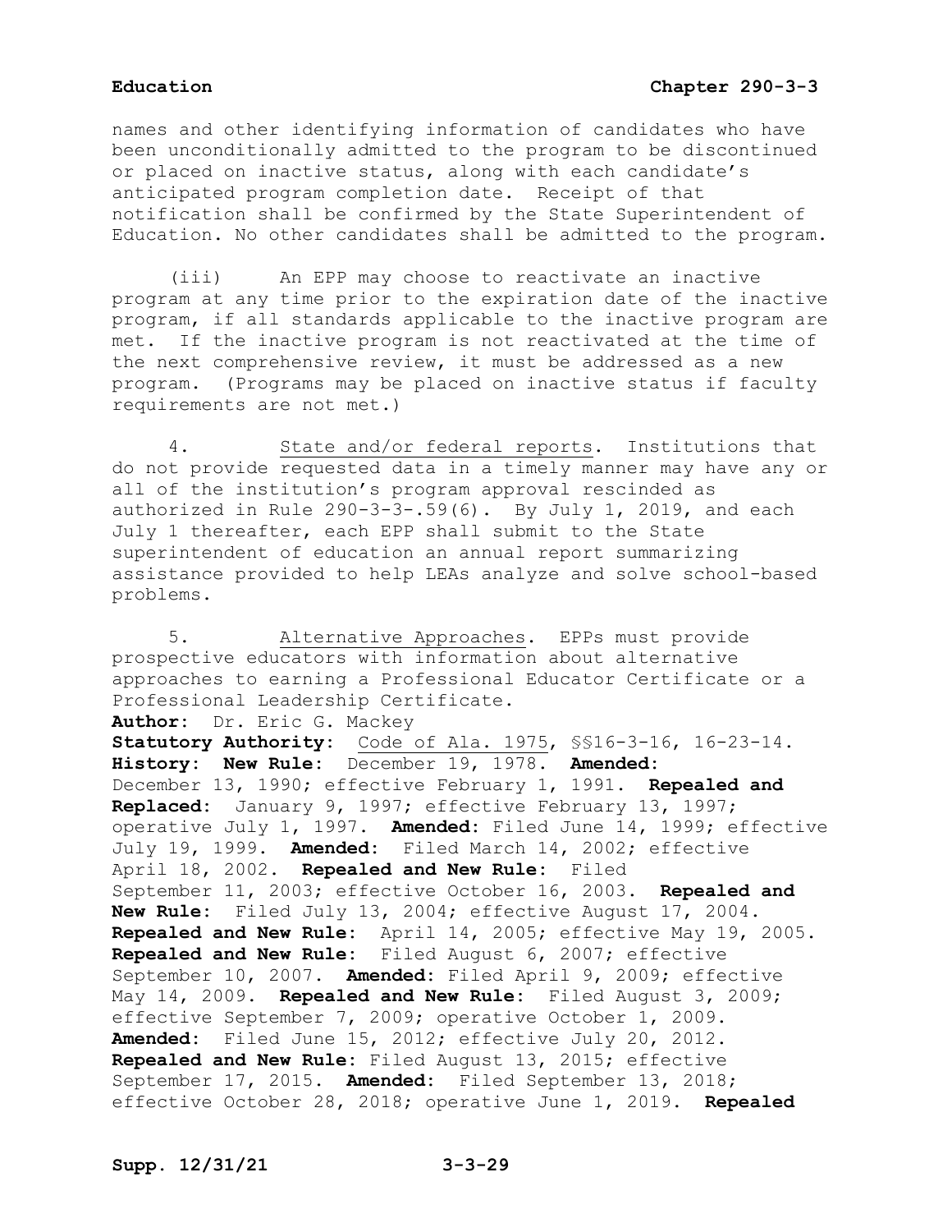names and other identifying information of candidates who have been unconditionally admitted to the program to be discontinued or placed on inactive status, along with each candidate's anticipated program completion date. Receipt of that notification shall be confirmed by the State Superintendent of Education. No other candidates shall be admitted to the program.

(iii) An EPP may choose to reactivate an inactive program at any time prior to the expiration date of the inactive program, if all standards applicable to the inactive program are met. If the inactive program is not reactivated at the time of the next comprehensive review, it must be addressed as a new program. (Programs may be placed on inactive status if faculty requirements are not met.)

4. State and/or federal reports. Institutions that do not provide requested data in a timely manner may have any or all of the institution's program approval rescinded as authorized in Rule 290-3-3-.59(6). By July 1, 2019, and each July 1 thereafter, each EPP shall submit to the State superintendent of education an annual report summarizing assistance provided to help LEAs analyze and solve school-based problems.

5. Alternative Approaches. EPPs must provide prospective educators with information about alternative approaches to earning a Professional Educator Certificate or a Professional Leadership Certificate.

**Author:** Dr. Eric G. Mackey

**Statutory Authority:** Code of Ala. 1975, §§16-3-16, 16-23-14.

**History: New Rule:** December 19, 1978. **Amended:** December 13, 1990; effective February 1, 1991. **Repealed and Replaced:** January 9, 1997; effective February 13, 1997; operative July 1, 1997. **Amended:** Filed June 14, 1999; effective July 19, 1999. **Amended:** Filed March 14, 2002; effective April 18, 2002. **Repealed and New Rule:** Filed September 11, 2003; effective October 16, 2003. **Repealed and New Rule:** Filed July 13, 2004; effective August 17, 2004. **Repealed and New Rule:** April 14, 2005; effective May 19, 2005. **Repealed and New Rule:** Filed August 6, 2007; effective September 10, 2007. **Amended:** Filed April 9, 2009; effective May 14, 2009. **Repealed and New Rule:** Filed August 3, 2009; effective September 7, 2009; operative October 1, 2009. **Amended:** Filed June 15, 2012; effective July 20, 2012. **Repealed and New Rule:** Filed August 13, 2015; effective September 17, 2015. **Amended:** Filed September 13, 2018; effective October 28, 2018; operative June 1, 2019. **Repealed**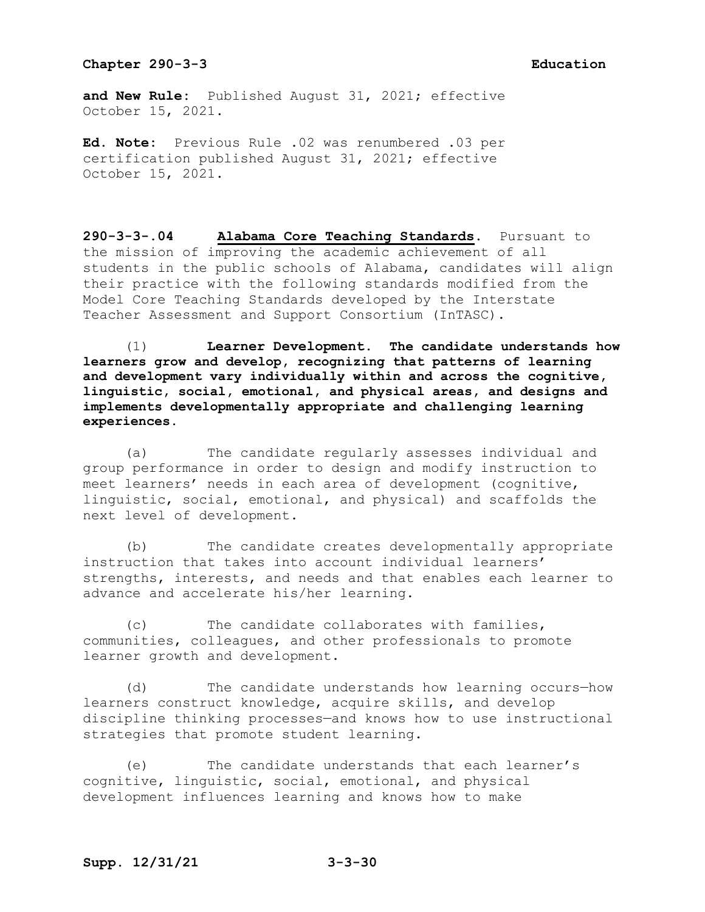**and New Rule:** Published August 31, 2021; effective October 15, 2021.

**Ed. Note:** Previous Rule .02 was renumbered .03 per certification published August 31, 2021; effective October 15, 2021.

**290-3-3-.04 Alabama Core Teaching Standards.** Pursuant to the mission of improving the academic achievement of all students in the public schools of Alabama, candidates will align their practice with the following standards modified from the Model Core Teaching Standards developed by the Interstate Teacher Assessment and Support Consortium (InTASC).

(1) **Learner Development. The candidate understands how learners grow and develop, recognizing that patterns of learning and development vary individually within and across the cognitive, linguistic, social, emotional, and physical areas, and designs and implements developmentally appropriate and challenging learning experiences.**

(a) The candidate regularly assesses individual and group performance in order to design and modify instruction to meet learners' needs in each area of development (cognitive, linguistic, social, emotional, and physical) and scaffolds the next level of development.

(b) The candidate creates developmentally appropriate instruction that takes into account individual learners' strengths, interests, and needs and that enables each learner to advance and accelerate his/her learning.

(c) The candidate collaborates with families, communities, colleagues, and other professionals to promote learner growth and development.

(d) The candidate understands how learning occurs—how learners construct knowledge, acquire skills, and develop discipline thinking processes—and knows how to use instructional strategies that promote student learning.

(e) The candidate understands that each learner's cognitive, linguistic, social, emotional, and physical development influences learning and knows how to make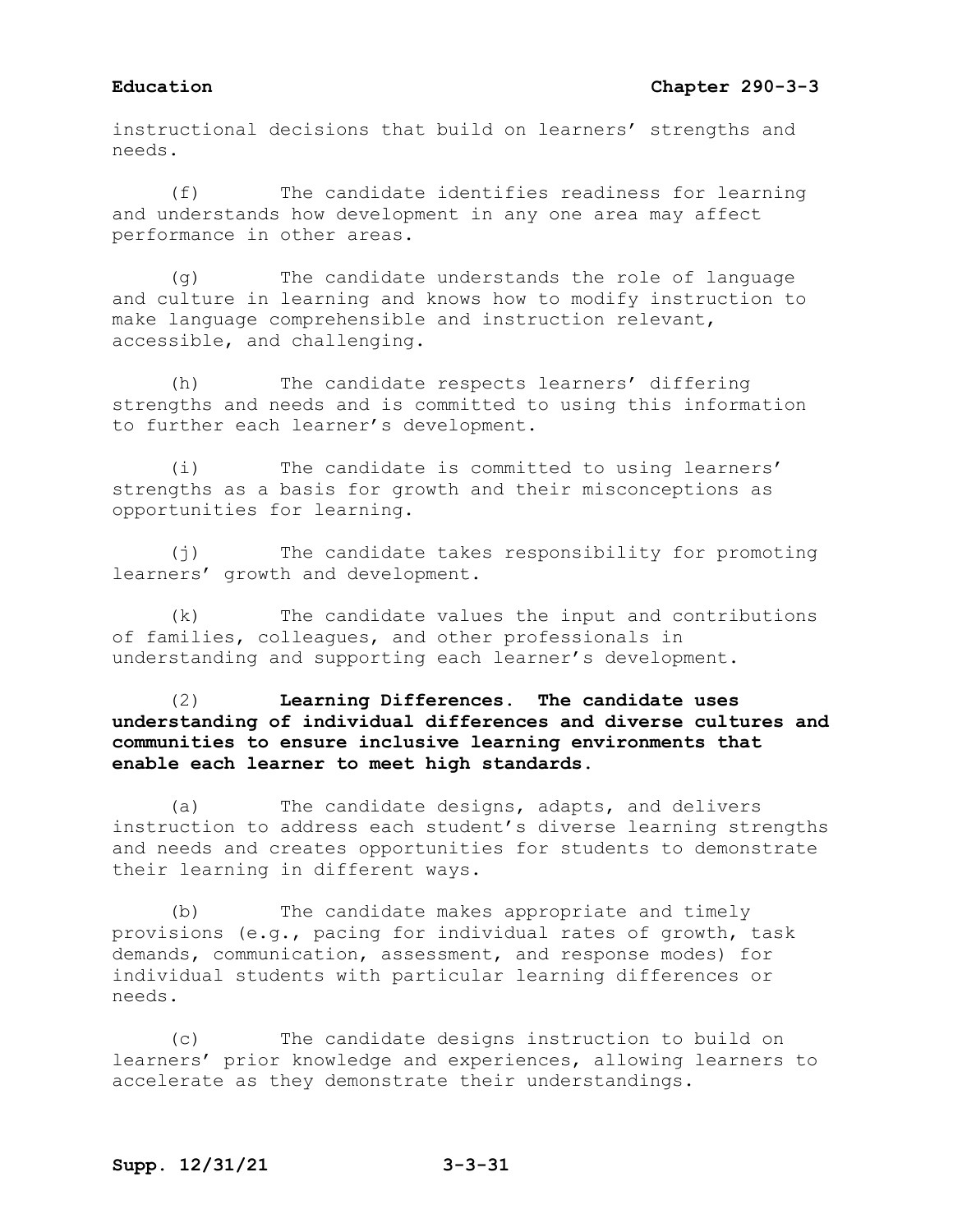instructional decisions that build on learners' strengths and needs.

(f) The candidate identifies readiness for learning and understands how development in any one area may affect performance in other areas.

(g) The candidate understands the role of language and culture in learning and knows how to modify instruction to make language comprehensible and instruction relevant, accessible, and challenging.

(h) The candidate respects learners' differing strengths and needs and is committed to using this information to further each learner's development.

(i) The candidate is committed to using learners' strengths as a basis for growth and their misconceptions as opportunities for learning.

(j) The candidate takes responsibility for promoting learners' growth and development.

(k) The candidate values the input and contributions of families, colleagues, and other professionals in understanding and supporting each learner's development.

(2) **Learning Differences. The candidate uses understanding of individual differences and diverse cultures and communities to ensure inclusive learning environments that enable each learner to meet high standards.**

(a) The candidate designs, adapts, and delivers instruction to address each student's diverse learning strengths and needs and creates opportunities for students to demonstrate their learning in different ways.

(b) The candidate makes appropriate and timely provisions (e.g., pacing for individual rates of growth, task demands, communication, assessment, and response modes) for individual students with particular learning differences or needs.

(c) The candidate designs instruction to build on learners' prior knowledge and experiences, allowing learners to accelerate as they demonstrate their understandings.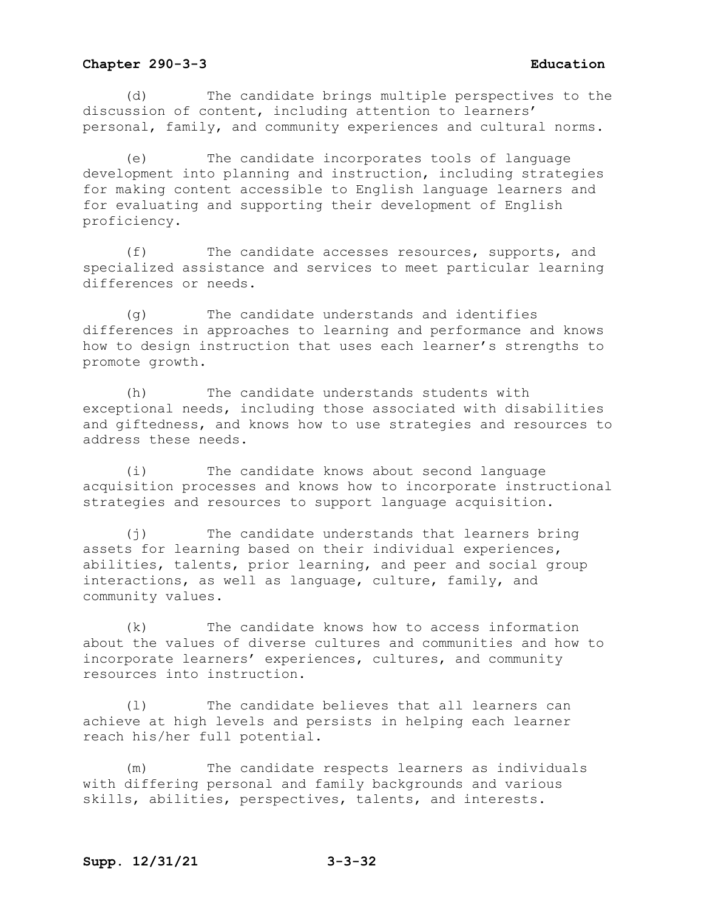(d) The candidate brings multiple perspectives to the discussion of content, including attention to learners' personal, family, and community experiences and cultural norms.

(e) The candidate incorporates tools of language development into planning and instruction, including strategies for making content accessible to English language learners and for evaluating and supporting their development of English proficiency.

(f) The candidate accesses resources, supports, and specialized assistance and services to meet particular learning differences or needs.

(g) The candidate understands and identifies differences in approaches to learning and performance and knows how to design instruction that uses each learner's strengths to promote growth.

(h) The candidate understands students with exceptional needs, including those associated with disabilities and giftedness, and knows how to use strategies and resources to address these needs.

(i) The candidate knows about second language acquisition processes and knows how to incorporate instructional strategies and resources to support language acquisition.

(j) The candidate understands that learners bring assets for learning based on their individual experiences, abilities, talents, prior learning, and peer and social group interactions, as well as language, culture, family, and community values.

(k) The candidate knows how to access information about the values of diverse cultures and communities and how to incorporate learners' experiences, cultures, and community resources into instruction.

(l) The candidate believes that all learners can achieve at high levels and persists in helping each learner reach his/her full potential.

(m) The candidate respects learners as individuals with differing personal and family backgrounds and various skills, abilities, perspectives, talents, and interests.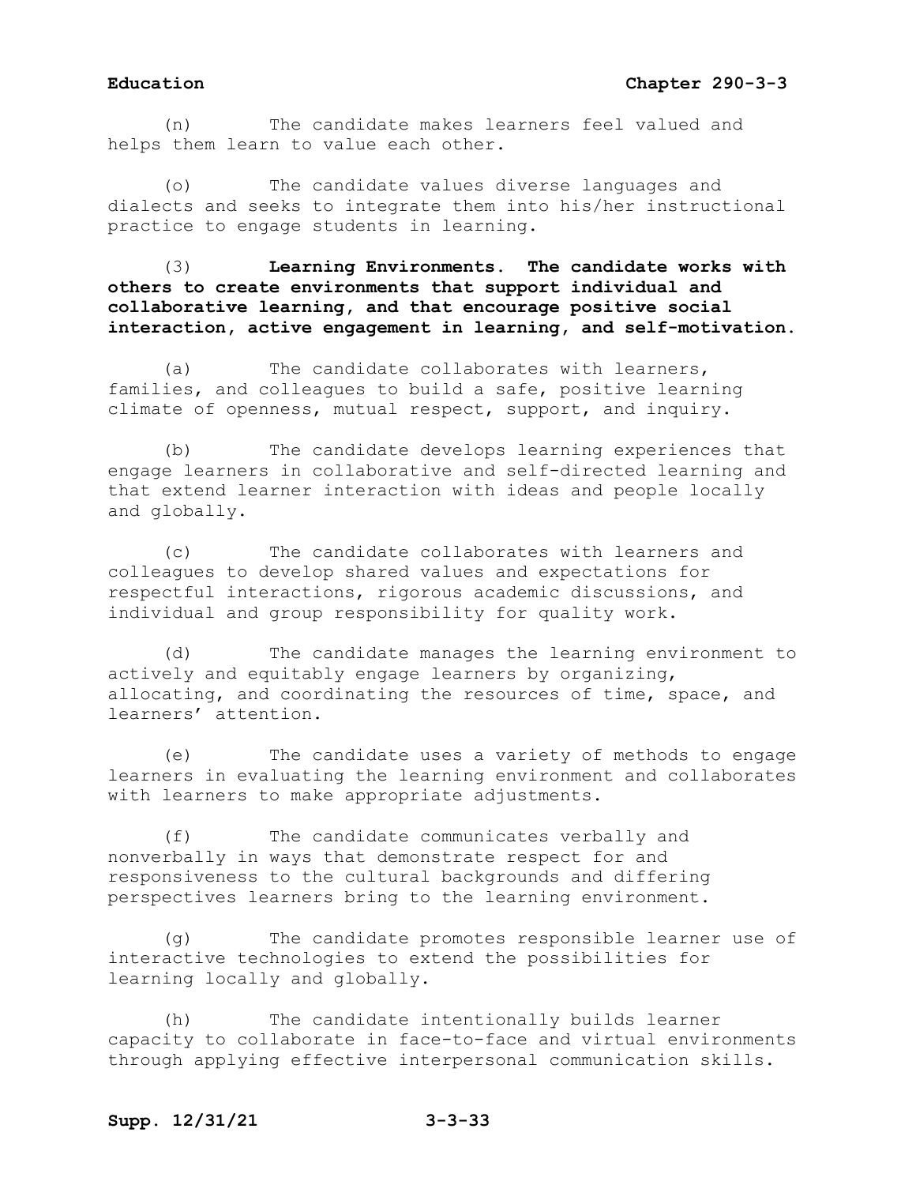(n) The candidate makes learners feel valued and helps them learn to value each other.

(o) The candidate values diverse languages and dialects and seeks to integrate them into his/her instructional practice to engage students in learning.

(3) **Learning Environments. The candidate works with others to create environments that support individual and collaborative learning, and that encourage positive social interaction, active engagement in learning, and self-motivation.**

(a) The candidate collaborates with learners, families, and colleagues to build a safe, positive learning climate of openness, mutual respect, support, and inquiry.

(b) The candidate develops learning experiences that engage learners in collaborative and self-directed learning and that extend learner interaction with ideas and people locally and globally.

(c) The candidate collaborates with learners and colleagues to develop shared values and expectations for respectful interactions, rigorous academic discussions, and individual and group responsibility for quality work.

(d) The candidate manages the learning environment to actively and equitably engage learners by organizing, allocating, and coordinating the resources of time, space, and learners' attention.

(e) The candidate uses a variety of methods to engage learners in evaluating the learning environment and collaborates with learners to make appropriate adjustments.

(f) The candidate communicates verbally and nonverbally in ways that demonstrate respect for and responsiveness to the cultural backgrounds and differing perspectives learners bring to the learning environment.

(g) The candidate promotes responsible learner use of interactive technologies to extend the possibilities for learning locally and globally.

(h) The candidate intentionally builds learner capacity to collaborate in face-to-face and virtual environments through applying effective interpersonal communication skills.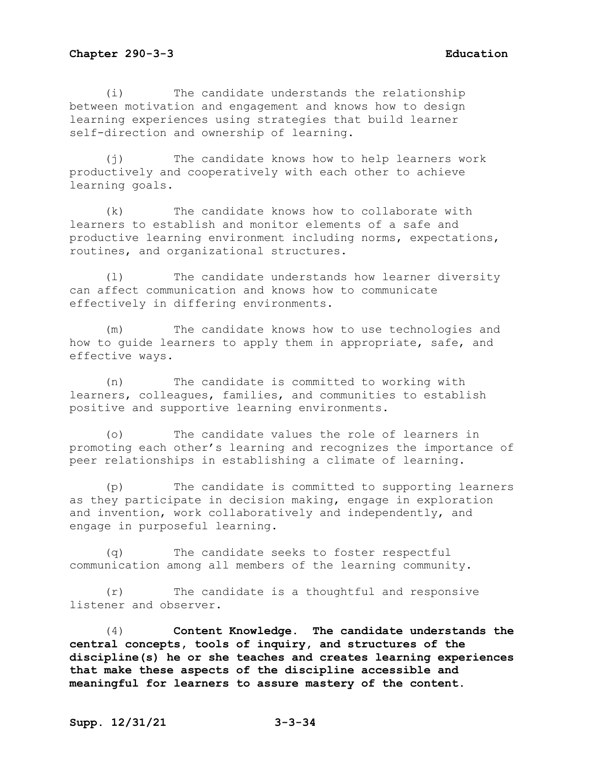(i) The candidate understands the relationship between motivation and engagement and knows how to design learning experiences using strategies that build learner self-direction and ownership of learning.

(j) The candidate knows how to help learners work productively and cooperatively with each other to achieve learning goals.

(k) The candidate knows how to collaborate with learners to establish and monitor elements of a safe and productive learning environment including norms, expectations, routines, and organizational structures.

(l) The candidate understands how learner diversity can affect communication and knows how to communicate effectively in differing environments.

(m) The candidate knows how to use technologies and how to guide learners to apply them in appropriate, safe, and effective ways.

(n) The candidate is committed to working with learners, colleagues, families, and communities to establish positive and supportive learning environments.

(o) The candidate values the role of learners in promoting each other's learning and recognizes the importance of peer relationships in establishing a climate of learning.

(p) The candidate is committed to supporting learners as they participate in decision making, engage in exploration and invention, work collaboratively and independently, and engage in purposeful learning.

(q) The candidate seeks to foster respectful communication among all members of the learning community.

(r) The candidate is a thoughtful and responsive listener and observer.

(4) **Content Knowledge. The candidate understands the central concepts, tools of inquiry, and structures of the discipline(s) he or she teaches and creates learning experiences that make these aspects of the discipline accessible and meaningful for learners to assure mastery of the content.**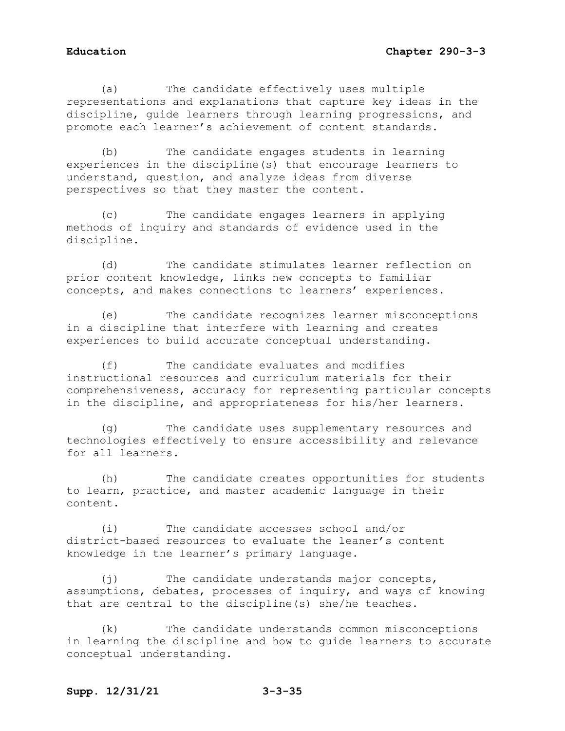(a) The candidate effectively uses multiple representations and explanations that capture key ideas in the discipline, guide learners through learning progressions, and promote each learner's achievement of content standards.

(b) The candidate engages students in learning experiences in the discipline(s) that encourage learners to understand, question, and analyze ideas from diverse perspectives so that they master the content.

(c) The candidate engages learners in applying methods of inquiry and standards of evidence used in the discipline.

(d) The candidate stimulates learner reflection on prior content knowledge, links new concepts to familiar concepts, and makes connections to learners' experiences.

(e) The candidate recognizes learner misconceptions in a discipline that interfere with learning and creates experiences to build accurate conceptual understanding.

(f) The candidate evaluates and modifies instructional resources and curriculum materials for their comprehensiveness, accuracy for representing particular concepts in the discipline, and appropriateness for his/her learners.

(g) The candidate uses supplementary resources and technologies effectively to ensure accessibility and relevance for all learners.

(h) The candidate creates opportunities for students to learn, practice, and master academic language in their content.

(i) The candidate accesses school and/or district-based resources to evaluate the leaner's content knowledge in the learner's primary language.

(j) The candidate understands major concepts, assumptions, debates, processes of inquiry, and ways of knowing that are central to the discipline(s) she/he teaches.

(k) The candidate understands common misconceptions in learning the discipline and how to guide learners to accurate conceptual understanding.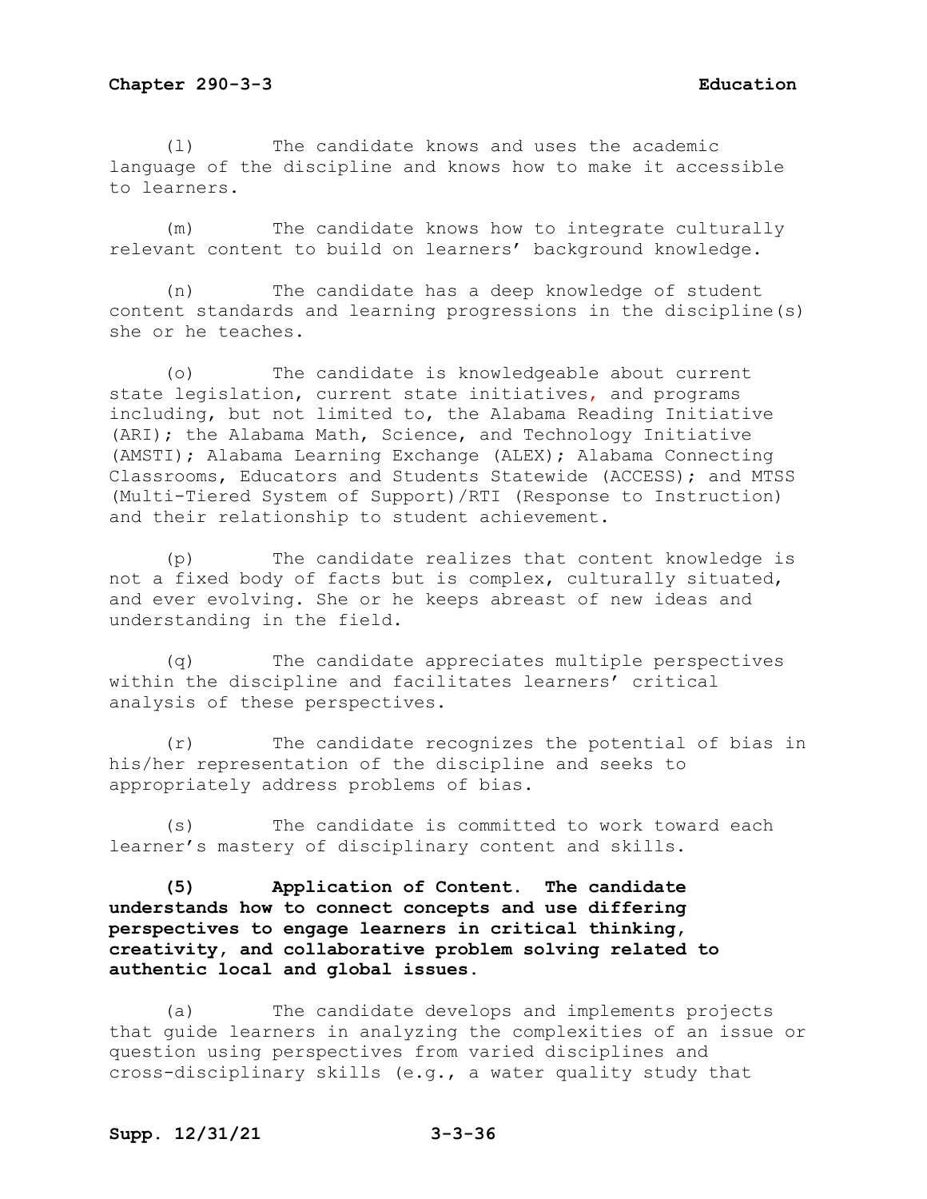(l) The candidate knows and uses the academic language of the discipline and knows how to make it accessible to learners.

(m) The candidate knows how to integrate culturally relevant content to build on learners' background knowledge.

(n) The candidate has a deep knowledge of student content standards and learning progressions in the discipline(s) she or he teaches.

(o) The candidate is knowledgeable about current state legislation, current state initiatives, and programs including, but not limited to, the Alabama Reading Initiative (ARI); the Alabama Math, Science, and Technology Initiative (AMSTI); Alabama Learning Exchange (ALEX); Alabama Connecting Classrooms, Educators and Students Statewide (ACCESS); and MTSS (Multi-Tiered System of Support)/RTI (Response to Instruction) and their relationship to student achievement.

(p) The candidate realizes that content knowledge is not a fixed body of facts but is complex, culturally situated, and ever evolving. She or he keeps abreast of new ideas and understanding in the field.

(q) The candidate appreciates multiple perspectives within the discipline and facilitates learners' critical analysis of these perspectives.

(r) The candidate recognizes the potential of bias in his/her representation of the discipline and seeks to appropriately address problems of bias.

(s) The candidate is committed to work toward each learner's mastery of disciplinary content and skills.

**(5) Application of Content. The candidate understands how to connect concepts and use differing perspectives to engage learners in critical thinking, creativity, and collaborative problem solving related to authentic local and global issues.**

(a) The candidate develops and implements projects that guide learners in analyzing the complexities of an issue or question using perspectives from varied disciplines and cross-disciplinary skills (e.g., a water quality study that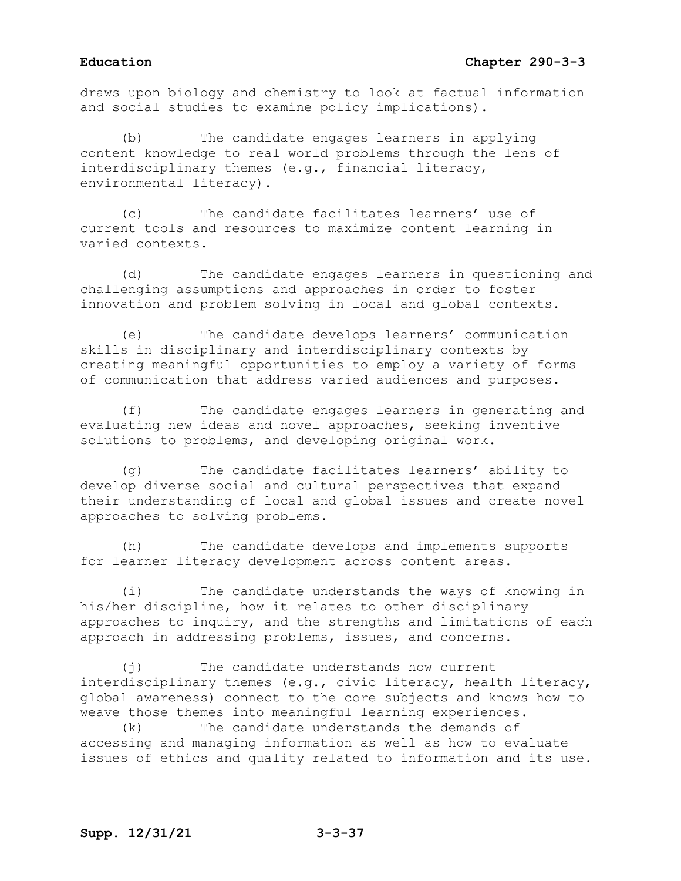draws upon biology and chemistry to look at factual information and social studies to examine policy implications).

(b) The candidate engages learners in applying content knowledge to real world problems through the lens of interdisciplinary themes (e.g., financial literacy, environmental literacy).

(c) The candidate facilitates learners' use of current tools and resources to maximize content learning in varied contexts.

(d) The candidate engages learners in questioning and challenging assumptions and approaches in order to foster innovation and problem solving in local and global contexts.

(e) The candidate develops learners' communication skills in disciplinary and interdisciplinary contexts by creating meaningful opportunities to employ a variety of forms of communication that address varied audiences and purposes.

(f) The candidate engages learners in generating and evaluating new ideas and novel approaches, seeking inventive solutions to problems, and developing original work.

(g) The candidate facilitates learners' ability to develop diverse social and cultural perspectives that expand their understanding of local and global issues and create novel approaches to solving problems.

(h) The candidate develops and implements supports for learner literacy development across content areas.

(i) The candidate understands the ways of knowing in his/her discipline, how it relates to other disciplinary approaches to inquiry, and the strengths and limitations of each approach in addressing problems, issues, and concerns.

(j) The candidate understands how current interdisciplinary themes (e.g., civic literacy, health literacy, global awareness) connect to the core subjects and knows how to weave those themes into meaningful learning experiences.

(k) The candidate understands the demands of accessing and managing information as well as how to evaluate issues of ethics and quality related to information and its use.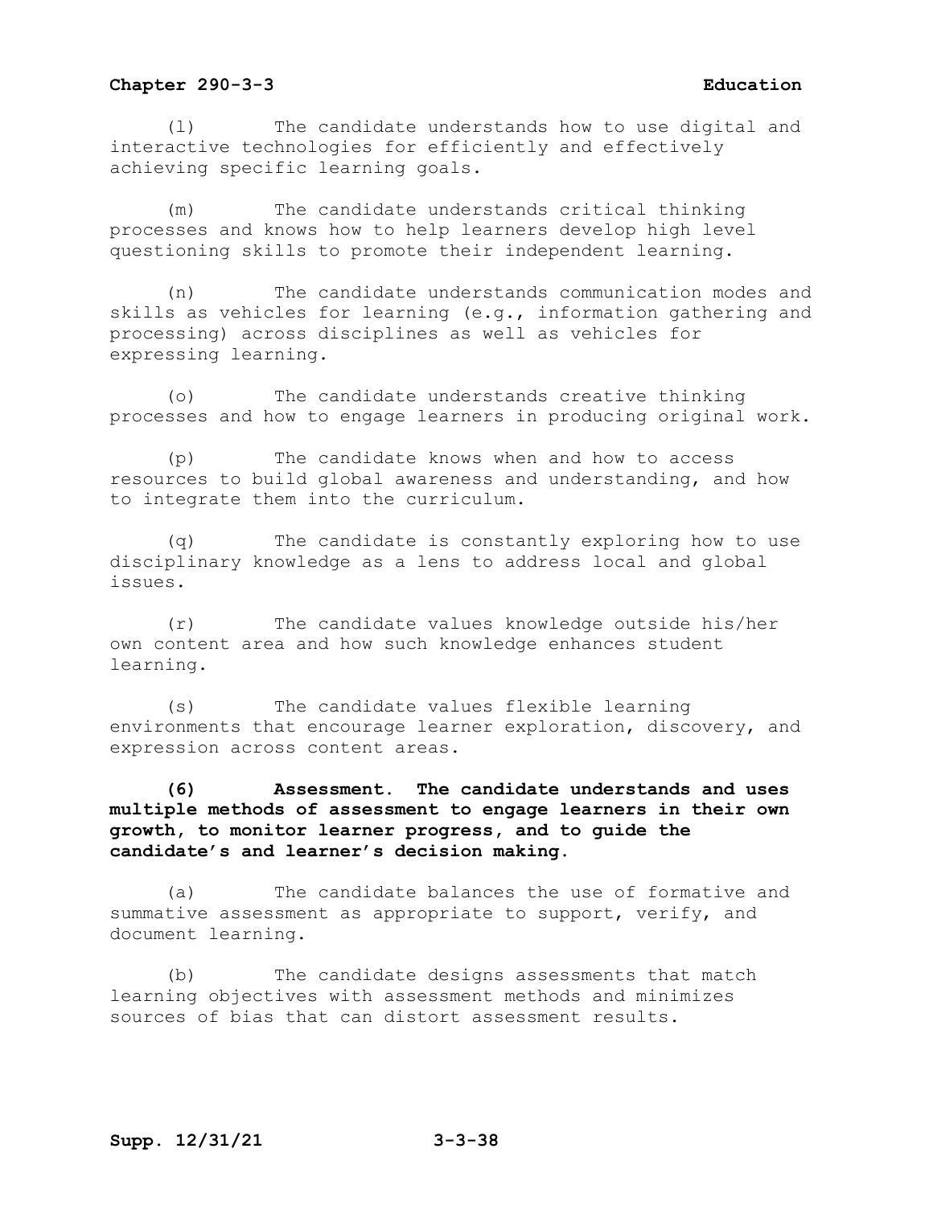(l) The candidate understands how to use digital and interactive technologies for efficiently and effectively achieving specific learning goals.

(m) The candidate understands critical thinking processes and knows how to help learners develop high level questioning skills to promote their independent learning.

(n) The candidate understands communication modes and skills as vehicles for learning (e.g., information gathering and processing) across disciplines as well as vehicles for expressing learning.

(o) The candidate understands creative thinking processes and how to engage learners in producing original work.

(p) The candidate knows when and how to access resources to build global awareness and understanding, and how to integrate them into the curriculum.

(q) The candidate is constantly exploring how to use disciplinary knowledge as a lens to address local and global issues.

(r) The candidate values knowledge outside his/her own content area and how such knowledge enhances student learning.

(s) The candidate values flexible learning environments that encourage learner exploration, discovery, and expression across content areas.

**(6) Assessment. The candidate understands and uses multiple methods of assessment to engage learners in their own growth, to monitor learner progress, and to guide the candidate's and learner's decision making.**

(a) The candidate balances the use of formative and summative assessment as appropriate to support, verify, and document learning.

(b) The candidate designs assessments that match learning objectives with assessment methods and minimizes sources of bias that can distort assessment results.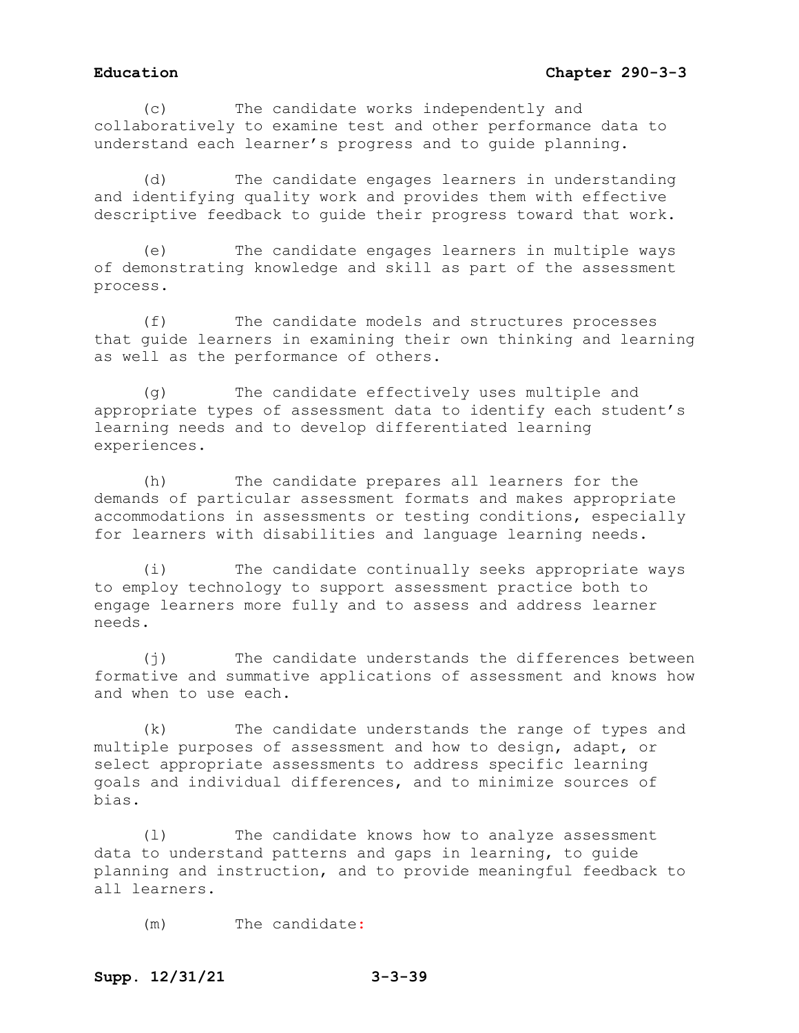(c) The candidate works independently and collaboratively to examine test and other performance data to understand each learner's progress and to guide planning.

(d) The candidate engages learners in understanding and identifying quality work and provides them with effective descriptive feedback to guide their progress toward that work.

(e) The candidate engages learners in multiple ways of demonstrating knowledge and skill as part of the assessment process.

(f) The candidate models and structures processes that guide learners in examining their own thinking and learning as well as the performance of others.

(g) The candidate effectively uses multiple and appropriate types of assessment data to identify each student's learning needs and to develop differentiated learning experiences.

(h) The candidate prepares all learners for the demands of particular assessment formats and makes appropriate accommodations in assessments or testing conditions, especially for learners with disabilities and language learning needs.

(i) The candidate continually seeks appropriate ways to employ technology to support assessment practice both to engage learners more fully and to assess and address learner needs.

(j) The candidate understands the differences between formative and summative applications of assessment and knows how and when to use each.

(k) The candidate understands the range of types and multiple purposes of assessment and how to design, adapt, or select appropriate assessments to address specific learning goals and individual differences, and to minimize sources of bias.

(l) The candidate knows how to analyze assessment data to understand patterns and gaps in learning, to guide planning and instruction, and to provide meaningful feedback to all learners.

(m) The candidate: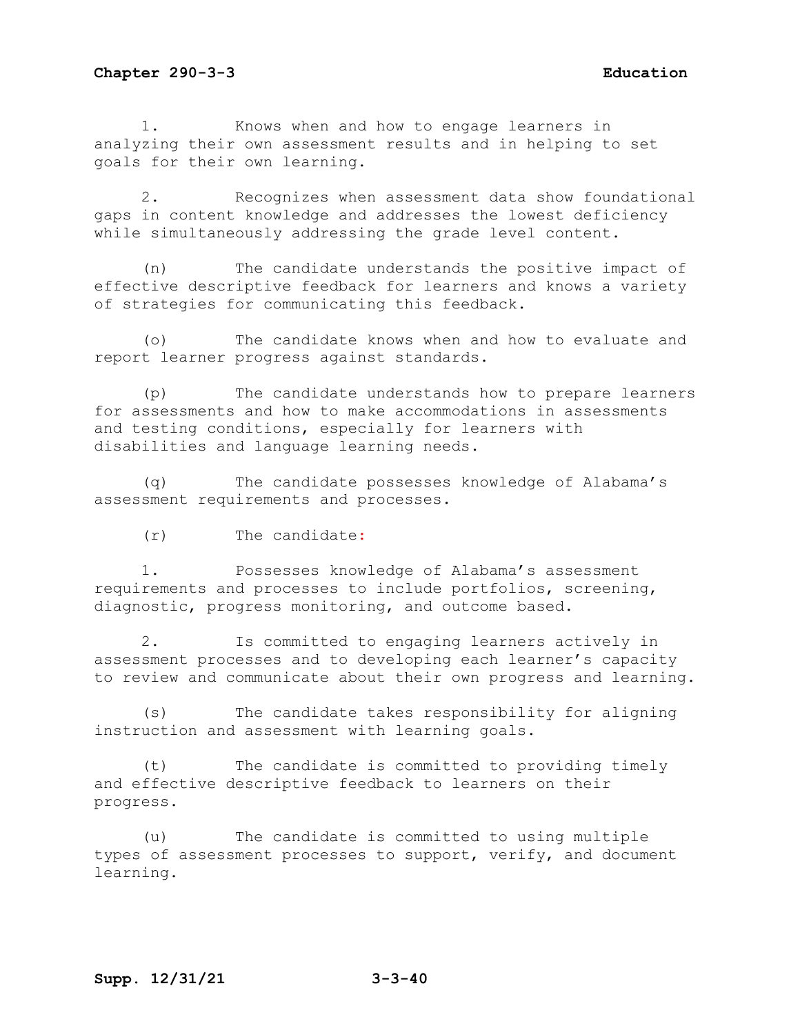1. Knows when and how to engage learners in analyzing their own assessment results and in helping to set goals for their own learning.

2. Recognizes when assessment data show foundational gaps in content knowledge and addresses the lowest deficiency while simultaneously addressing the grade level content.

(n) The candidate understands the positive impact of effective descriptive feedback for learners and knows a variety of strategies for communicating this feedback.

(o) The candidate knows when and how to evaluate and report learner progress against standards.

(p) The candidate understands how to prepare learners for assessments and how to make accommodations in assessments and testing conditions, especially for learners with disabilities and language learning needs.

(q) The candidate possesses knowledge of Alabama's assessment requirements and processes.

(r) The candidate:

1. Possesses knowledge of Alabama's assessment requirements and processes to include portfolios, screening, diagnostic, progress monitoring, and outcome based.

2. Is committed to engaging learners actively in assessment processes and to developing each learner's capacity to review and communicate about their own progress and learning.

(s) The candidate takes responsibility for aligning instruction and assessment with learning goals.

(t) The candidate is committed to providing timely and effective descriptive feedback to learners on their progress.

(u) The candidate is committed to using multiple types of assessment processes to support, verify, and document learning.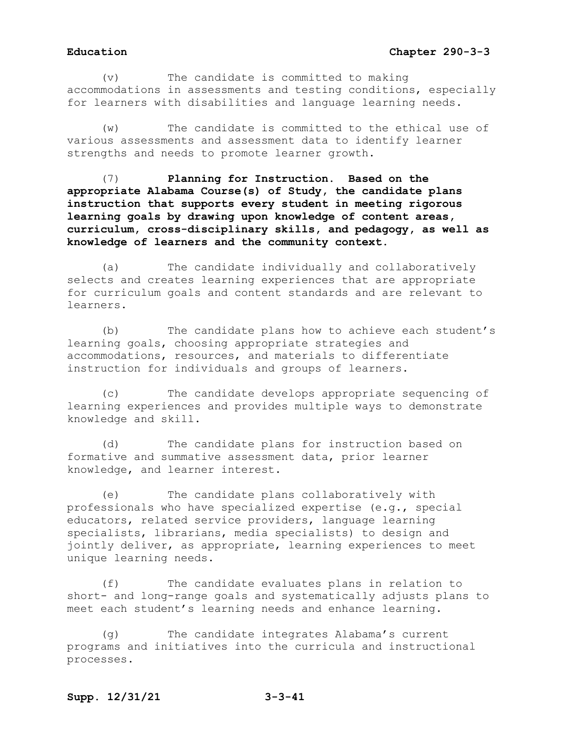(v) The candidate is committed to making accommodations in assessments and testing conditions, especially for learners with disabilities and language learning needs.

(w) The candidate is committed to the ethical use of various assessments and assessment data to identify learner strengths and needs to promote learner growth.

(7) **Planning for Instruction. Based on the appropriate Alabama Course(s) of Study, the candidate plans instruction that supports every student in meeting rigorous learning goals by drawing upon knowledge of content areas, curriculum, cross-disciplinary skills, and pedagogy, as well as knowledge of learners and the community context.**

(a) The candidate individually and collaboratively selects and creates learning experiences that are appropriate for curriculum goals and content standards and are relevant to learners.

(b) The candidate plans how to achieve each student's learning goals, choosing appropriate strategies and accommodations, resources, and materials to differentiate instruction for individuals and groups of learners.

(c) The candidate develops appropriate sequencing of learning experiences and provides multiple ways to demonstrate knowledge and skill.

(d) The candidate plans for instruction based on formative and summative assessment data, prior learner knowledge, and learner interest.

(e) The candidate plans collaboratively with professionals who have specialized expertise (e.g., special educators, related service providers, language learning specialists, librarians, media specialists) to design and jointly deliver, as appropriate, learning experiences to meet unique learning needs.

(f) The candidate evaluates plans in relation to short- and long-range goals and systematically adjusts plans to meet each student's learning needs and enhance learning.

(g) The candidate integrates Alabama's current programs and initiatives into the curricula and instructional processes.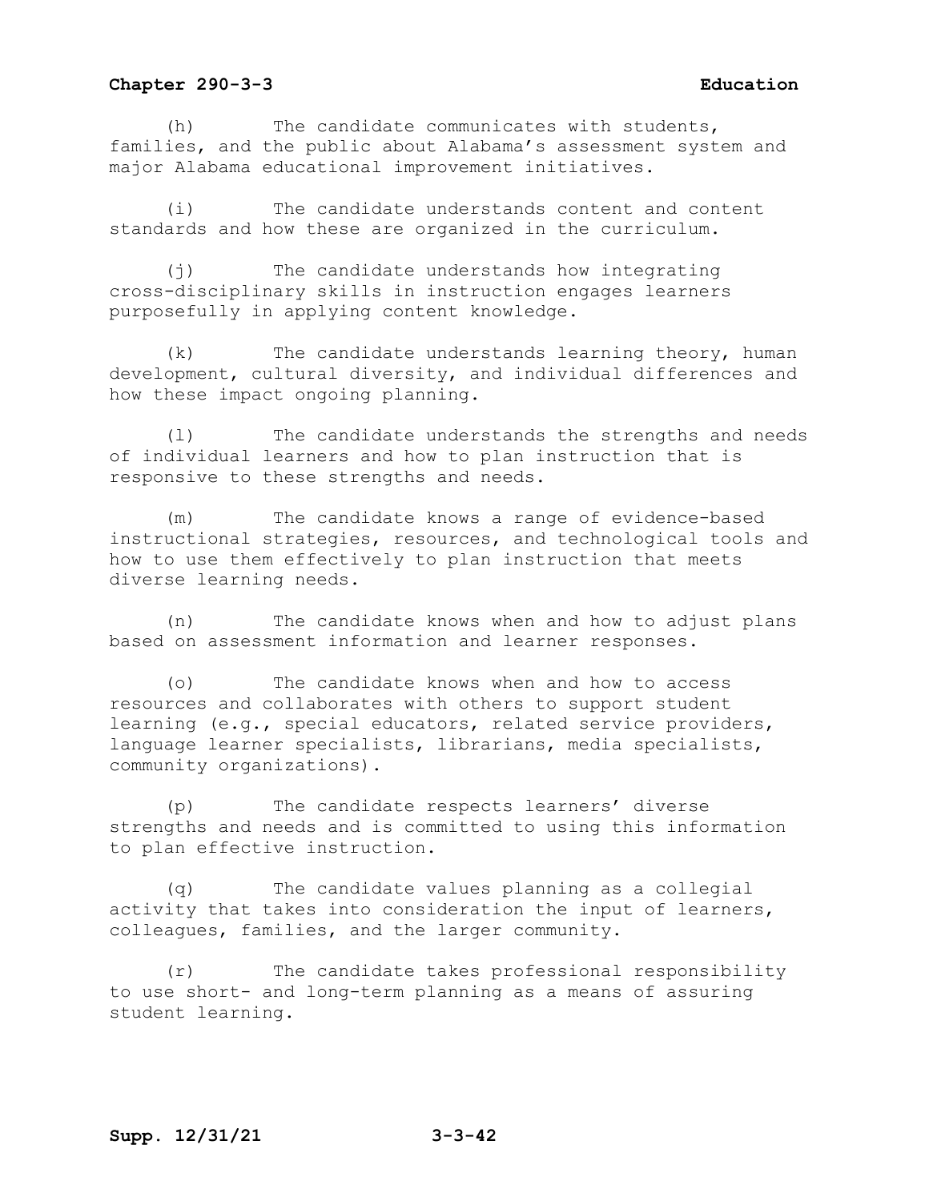(h) The candidate communicates with students, families, and the public about Alabama's assessment system and major Alabama educational improvement initiatives.

(i) The candidate understands content and content standards and how these are organized in the curriculum.

(j) The candidate understands how integrating cross-disciplinary skills in instruction engages learners purposefully in applying content knowledge.

(k) The candidate understands learning theory, human development, cultural diversity, and individual differences and how these impact ongoing planning.

(l) The candidate understands the strengths and needs of individual learners and how to plan instruction that is responsive to these strengths and needs.

(m) The candidate knows a range of evidence-based instructional strategies, resources, and technological tools and how to use them effectively to plan instruction that meets diverse learning needs.

(n) The candidate knows when and how to adjust plans based on assessment information and learner responses.

(o) The candidate knows when and how to access resources and collaborates with others to support student learning (e.g., special educators, related service providers, language learner specialists, librarians, media specialists, community organizations).

(p) The candidate respects learners' diverse strengths and needs and is committed to using this information to plan effective instruction.

(q) The candidate values planning as a collegial activity that takes into consideration the input of learners, colleagues, families, and the larger community.

(r) The candidate takes professional responsibility to use short- and long-term planning as a means of assuring student learning.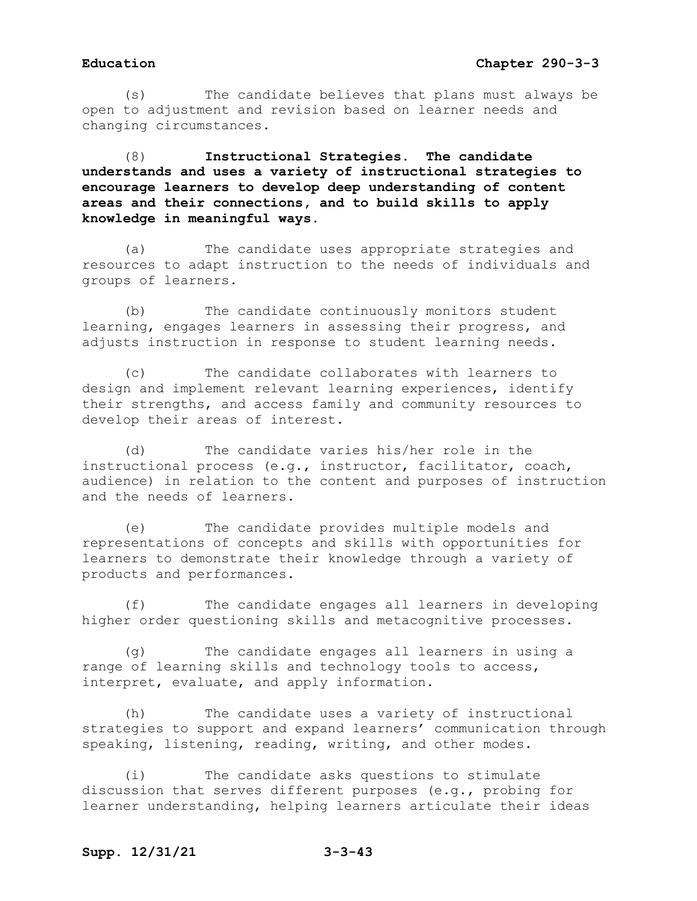(s) The candidate believes that plans must always be open to adjustment and revision based on learner needs and changing circumstances.

(8) **Instructional Strategies. The candidate understands and uses a variety of instructional strategies to encourage learners to develop deep understanding of content areas and their connections, and to build skills to apply knowledge in meaningful ways.**

(a) The candidate uses appropriate strategies and resources to adapt instruction to the needs of individuals and groups of learners.

(b) The candidate continuously monitors student learning, engages learners in assessing their progress, and adjusts instruction in response to student learning needs.

(c) The candidate collaborates with learners to design and implement relevant learning experiences, identify their strengths, and access family and community resources to develop their areas of interest.

(d) The candidate varies his/her role in the instructional process (e.g., instructor, facilitator, coach, audience) in relation to the content and purposes of instruction and the needs of learners.

(e) The candidate provides multiple models and representations of concepts and skills with opportunities for learners to demonstrate their knowledge through a variety of products and performances.

(f) The candidate engages all learners in developing higher order questioning skills and metacognitive processes.

(g) The candidate engages all learners in using a range of learning skills and technology tools to access, interpret, evaluate, and apply information.

(h) The candidate uses a variety of instructional strategies to support and expand learners' communication through speaking, listening, reading, writing, and other modes.

(i) The candidate asks questions to stimulate discussion that serves different purposes (e.g., probing for learner understanding, helping learners articulate their ideas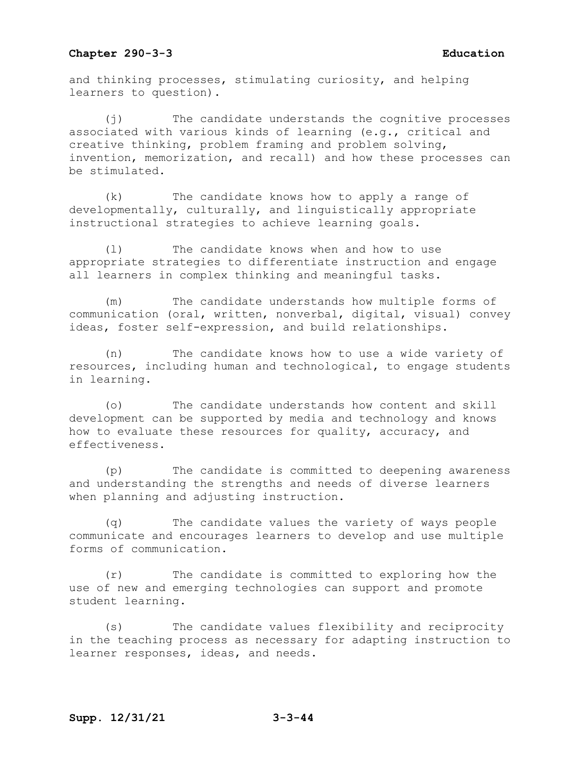and thinking processes, stimulating curiosity, and helping learners to question).

(j) The candidate understands the cognitive processes associated with various kinds of learning (e.g., critical and creative thinking, problem framing and problem solving, invention, memorization, and recall) and how these processes can be stimulated.

(k) The candidate knows how to apply a range of developmentally, culturally, and linguistically appropriate instructional strategies to achieve learning goals.

(l) The candidate knows when and how to use appropriate strategies to differentiate instruction and engage all learners in complex thinking and meaningful tasks.

(m) The candidate understands how multiple forms of communication (oral, written, nonverbal, digital, visual) convey ideas, foster self-expression, and build relationships.

(n) The candidate knows how to use a wide variety of resources, including human and technological, to engage students in learning.

(o) The candidate understands how content and skill development can be supported by media and technology and knows how to evaluate these resources for quality, accuracy, and effectiveness.

(p) The candidate is committed to deepening awareness and understanding the strengths and needs of diverse learners when planning and adjusting instruction.

(q) The candidate values the variety of ways people communicate and encourages learners to develop and use multiple forms of communication.

(r) The candidate is committed to exploring how the use of new and emerging technologies can support and promote student learning.

(s) The candidate values flexibility and reciprocity in the teaching process as necessary for adapting instruction to learner responses, ideas, and needs.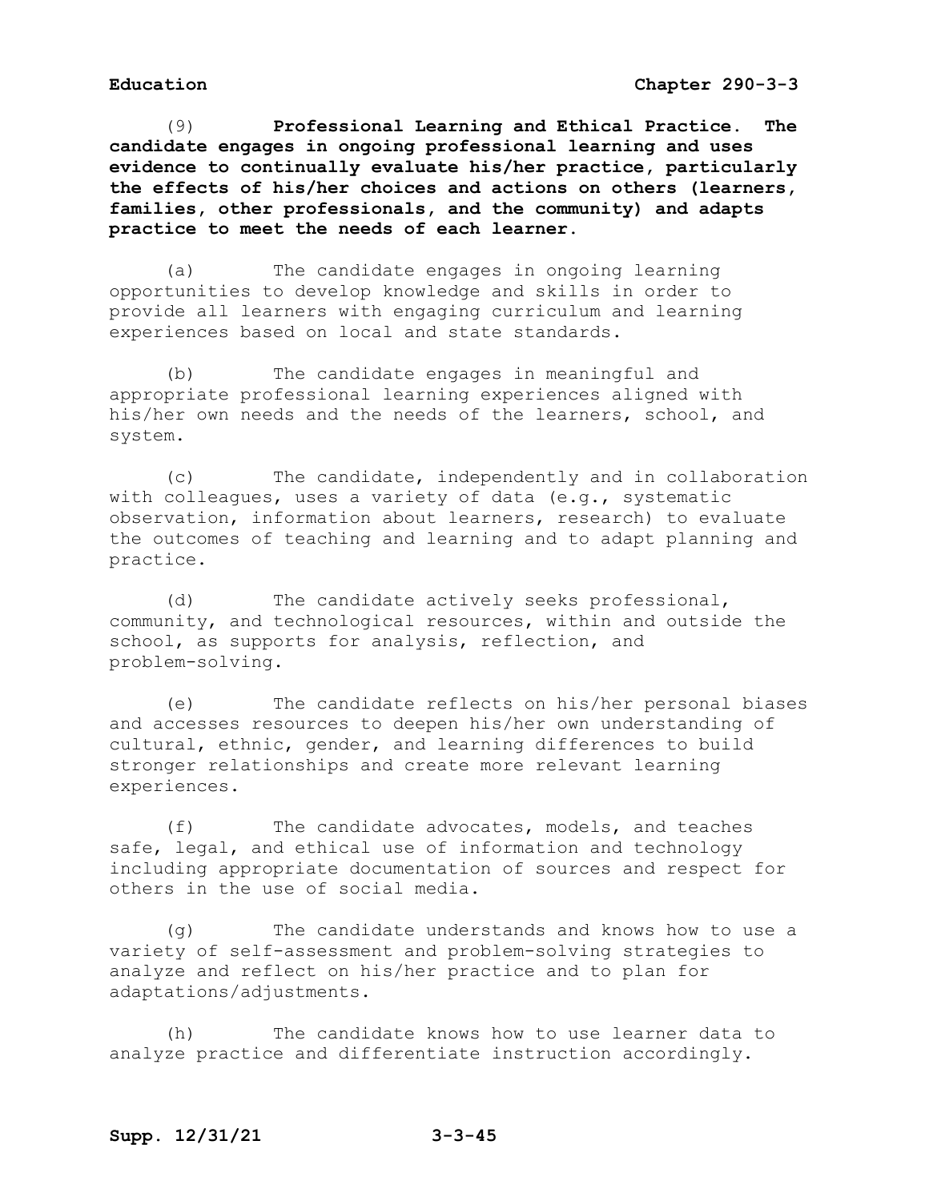(9) **Professional Learning and Ethical Practice. The candidate engages in ongoing professional learning and uses evidence to continually evaluate his/her practice, particularly the effects of his/her choices and actions on others (learners, families, other professionals, and the community) and adapts practice to meet the needs of each learner.**

(a) The candidate engages in ongoing learning opportunities to develop knowledge and skills in order to provide all learners with engaging curriculum and learning experiences based on local and state standards.

(b) The candidate engages in meaningful and appropriate professional learning experiences aligned with his/her own needs and the needs of the learners, school, and system.

(c) The candidate, independently and in collaboration with colleagues, uses a variety of data (e.g., systematic observation, information about learners, research) to evaluate the outcomes of teaching and learning and to adapt planning and practice.

(d) The candidate actively seeks professional, community, and technological resources, within and outside the school, as supports for analysis, reflection, and problem-solving.

(e) The candidate reflects on his/her personal biases and accesses resources to deepen his/her own understanding of cultural, ethnic, gender, and learning differences to build stronger relationships and create more relevant learning experiences.

(f) The candidate advocates, models, and teaches safe, legal, and ethical use of information and technology including appropriate documentation of sources and respect for others in the use of social media.

(g) The candidate understands and knows how to use a variety of self-assessment and problem-solving strategies to analyze and reflect on his/her practice and to plan for adaptations/adjustments.

(h) The candidate knows how to use learner data to analyze practice and differentiate instruction accordingly.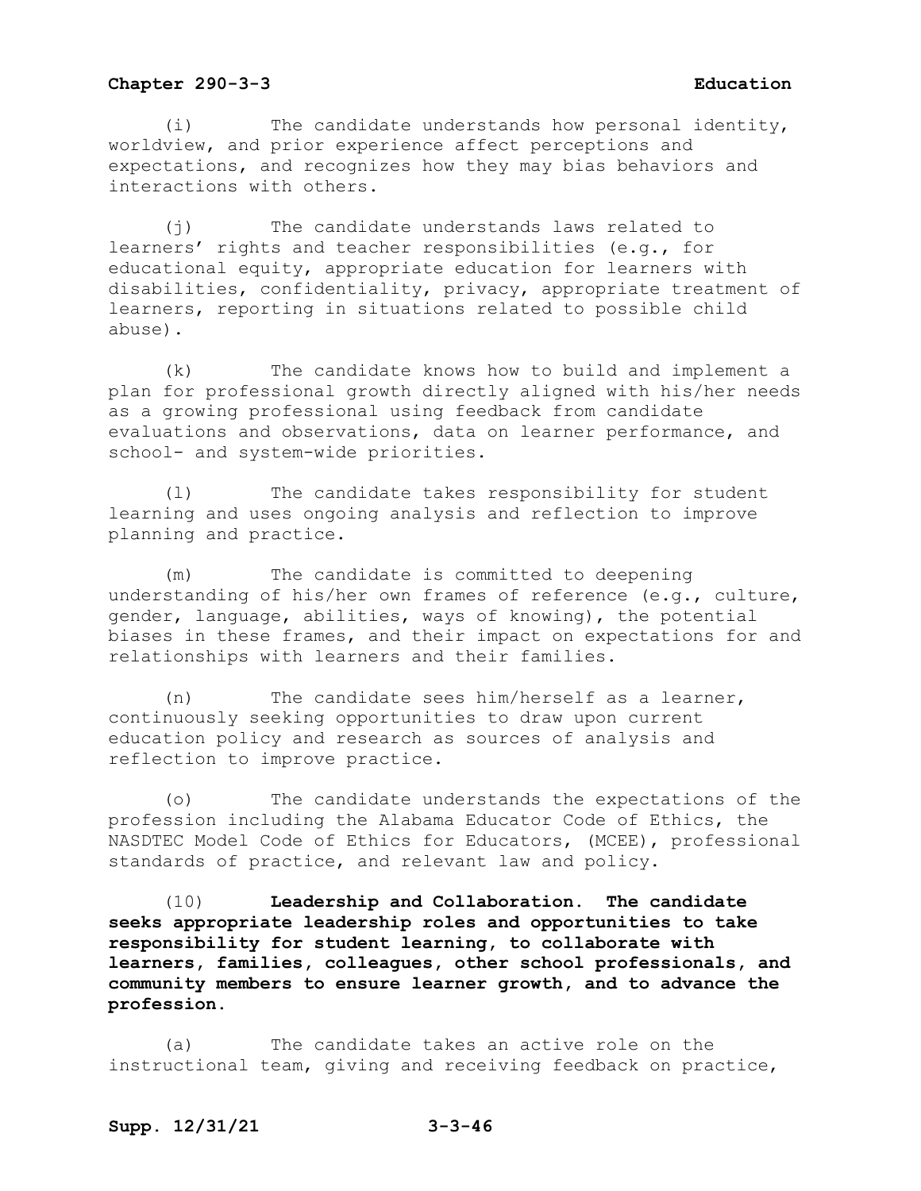(i) The candidate understands how personal identity, worldview, and prior experience affect perceptions and expectations, and recognizes how they may bias behaviors and interactions with others.

(j) The candidate understands laws related to learners' rights and teacher responsibilities (e.g., for educational equity, appropriate education for learners with disabilities, confidentiality, privacy, appropriate treatment of learners, reporting in situations related to possible child abuse).

(k) The candidate knows how to build and implement a plan for professional growth directly aligned with his/her needs as a growing professional using feedback from candidate evaluations and observations, data on learner performance, and school- and system-wide priorities.

(l) The candidate takes responsibility for student learning and uses ongoing analysis and reflection to improve planning and practice.

(m) The candidate is committed to deepening understanding of his/her own frames of reference (e.g., culture, gender, language, abilities, ways of knowing), the potential biases in these frames, and their impact on expectations for and relationships with learners and their families.

(n) The candidate sees him/herself as a learner, continuously seeking opportunities to draw upon current education policy and research as sources of analysis and reflection to improve practice.

(o) The candidate understands the expectations of the profession including the Alabama Educator Code of Ethics, the NASDTEC Model Code of Ethics for Educators, (MCEE), professional standards of practice, and relevant law and policy.

(10) **Leadership and Collaboration. The candidate seeks appropriate leadership roles and opportunities to take responsibility for student learning, to collaborate with learners, families, colleagues, other school professionals, and community members to ensure learner growth, and to advance the profession.**

(a) The candidate takes an active role on the instructional team, giving and receiving feedback on practice,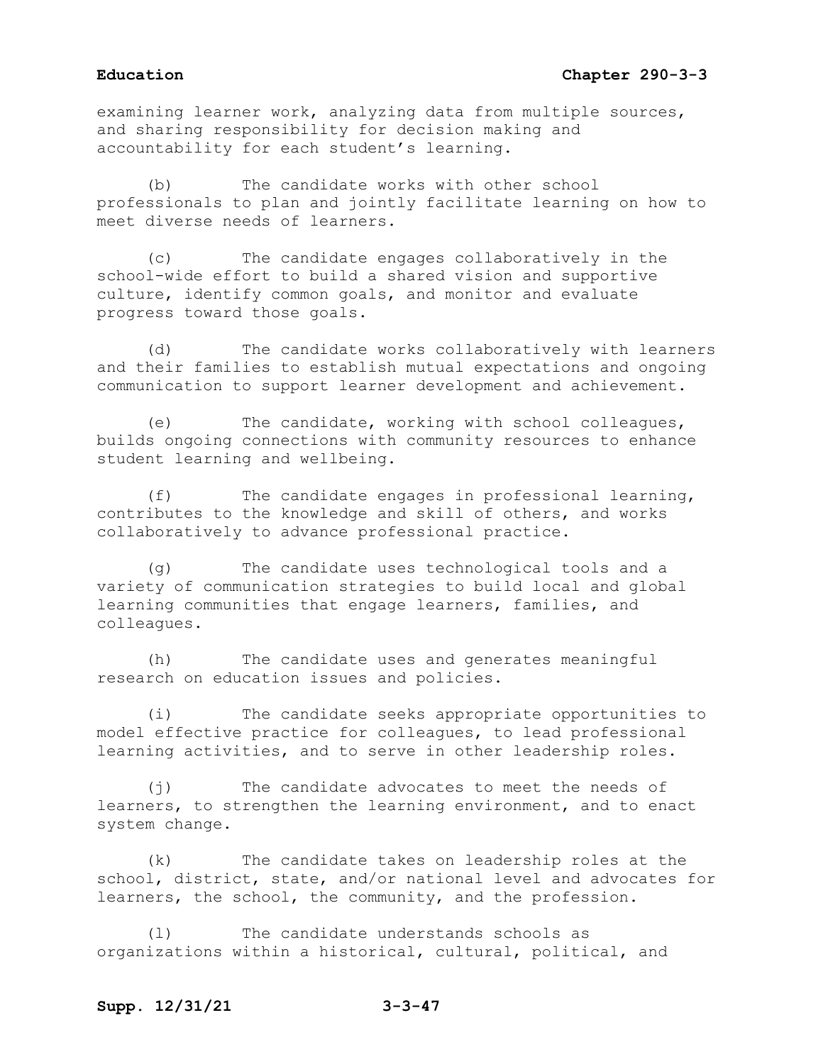examining learner work, analyzing data from multiple sources, and sharing responsibility for decision making and accountability for each student's learning.

(b) The candidate works with other school professionals to plan and jointly facilitate learning on how to meet diverse needs of learners.

(c) The candidate engages collaboratively in the school-wide effort to build a shared vision and supportive culture, identify common goals, and monitor and evaluate progress toward those goals.

(d) The candidate works collaboratively with learners and their families to establish mutual expectations and ongoing communication to support learner development and achievement.

(e) The candidate, working with school colleagues, builds ongoing connections with community resources to enhance student learning and wellbeing.

(f) The candidate engages in professional learning, contributes to the knowledge and skill of others, and works collaboratively to advance professional practice.

(g) The candidate uses technological tools and a variety of communication strategies to build local and global learning communities that engage learners, families, and colleagues.

(h) The candidate uses and generates meaningful research on education issues and policies.

(i) The candidate seeks appropriate opportunities to model effective practice for colleagues, to lead professional learning activities, and to serve in other leadership roles.

(j) The candidate advocates to meet the needs of learners, to strengthen the learning environment, and to enact system change.

(k) The candidate takes on leadership roles at the school, district, state, and/or national level and advocates for learners, the school, the community, and the profession.

(l) The candidate understands schools as organizations within a historical, cultural, political, and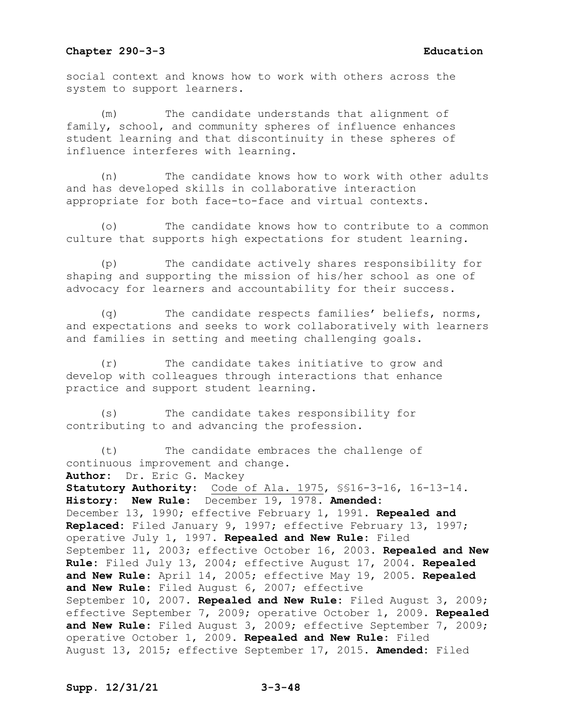social context and knows how to work with others across the system to support learners.

(m) The candidate understands that alignment of family, school, and community spheres of influence enhances student learning and that discontinuity in these spheres of influence interferes with learning.

(n) The candidate knows how to work with other adults and has developed skills in collaborative interaction appropriate for both face-to-face and virtual contexts.

(o) The candidate knows how to contribute to a common culture that supports high expectations for student learning.

(p) The candidate actively shares responsibility for shaping and supporting the mission of his/her school as one of advocacy for learners and accountability for their success.

(q) The candidate respects families' beliefs, norms, and expectations and seeks to work collaboratively with learners and families in setting and meeting challenging goals.

(r) The candidate takes initiative to grow and develop with colleagues through interactions that enhance practice and support student learning.

(s) The candidate takes responsibility for contributing to and advancing the profession.

(t) The candidate embraces the challenge of continuous improvement and change.

**Author:** Dr. Eric G. Mackey
**Statutory Authority:** Code of Ala. 1975, §§16-3-16, 16-13-14.
**History: New Rule:** December 19, 1978. **Amended:** December 13, 1990; effective February 1, 1991. **Repealed and Replaced:** Filed January 9, 1997; effective February 13, 1997; operative July 1, 1997. **Repealed and New Rule:** Filed September 11, 2003; effective October 16, 2003. **Repealed and New Rule:** Filed July 13, 2004; effective August 17, 2004. **Repealed and New Rule:** April 14, 2005; effective May 19, 2005. **Repealed and New Rule:** Filed August 6, 2007; effective September 10, 2007. **Repealed and New Rule:** Filed August 3, 2009; effective September 7, 2009; operative October 1, 2009. **Repealed and New Rule:** Filed August 3, 2009; effective September 7, 2009; operative October 1, 2009. **Repealed and New Rule:** Filed August 13, 2015; effective September 17, 2015. **Amended:** Filed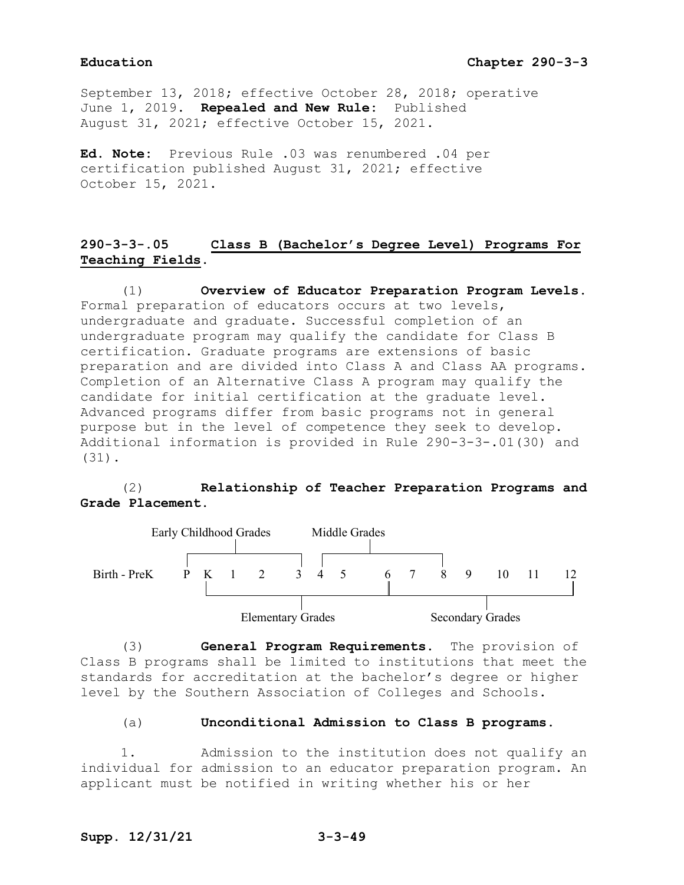September 13, 2018; effective October 28, 2018; operative June 1, 2019. **Repealed and New Rule:** Published August 31, 2021; effective October 15, 2021.

**Ed. Note:** Previous Rule .03 was renumbered .04 per certification published August 31, 2021; effective October 15, 2021.

## 290-3-3-.05 Class B (Bachelor's Degree Level) Programs For Teaching Fields.

(1) **Overview of Educator Preparation Program Levels.** Formal preparation of educators occurs at two levels, undergraduate and graduate. Successful completion of an undergraduate program may qualify the candidate for Class B certification. Graduate programs are extensions of basic preparation and are divided into Class A and Class AA programs. Completion of an Alternative Class A program may qualify the candidate for initial certification at the graduate level. Advanced programs differ from basic programs not in general purpose but in the level of competence they seek to develop. Additional information is provided in Rule 290-3-3-.01(30) and (31).

(2) **Relationship of Teacher Preparation Programs and Grade Placement.**

Early Childhood Grades (P–3) Middle Grades (4–8)

Birth - PreK P K 1 2 3 4 5 6 7 8 9 10 11 12

Elementary Grades (K–6) Secondary Grades (6–12)

(3) **General Program Requirements.** The provision of Class B programs shall be limited to institutions that meet the standards for accreditation at the bachelor's degree or higher level by the Southern Association of Colleges and Schools.

(a) **Unconditional Admission to Class B programs.**

1. Admission to the institution does not qualify an individual for admission to an educator preparation program. An applicant must be notified in writing whether his or her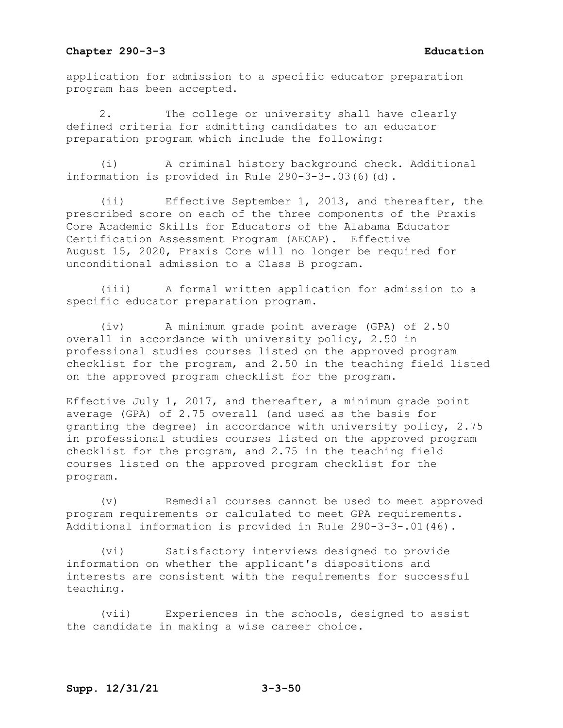application for admission to a specific educator preparation program has been accepted.

2. The college or university shall have clearly defined criteria for admitting candidates to an educator preparation program which include the following:

(i) A criminal history background check. Additional information is provided in Rule 290-3-3-.03(6)(d).

(ii) Effective September 1, 2013, and thereafter, the prescribed score on each of the three components of the Praxis Core Academic Skills for Educators of the Alabama Educator Certification Assessment Program (AECAP). Effective August 15, 2020, Praxis Core will no longer be required for unconditional admission to a Class B program.

(iii) A formal written application for admission to a specific educator preparation program.

(iv) A minimum grade point average (GPA) of 2.50 overall in accordance with university policy, 2.50 in professional studies courses listed on the approved program checklist for the program, and 2.50 in the teaching field listed on the approved program checklist for the program.

Effective July 1, 2017, and thereafter, a minimum grade point average (GPA) of 2.75 overall (and used as the basis for granting the degree) in accordance with university policy, 2.75 in professional studies courses listed on the approved program checklist for the program, and 2.75 in the teaching field courses listed on the approved program checklist for the program.

(v) Remedial courses cannot be used to meet approved program requirements or calculated to meet GPA requirements. Additional information is provided in Rule 290-3-3-.01(46).

(vi) Satisfactory interviews designed to provide information on whether the applicant's dispositions and interests are consistent with the requirements for successful teaching.

(vii) Experiences in the schools, designed to assist the candidate in making a wise career choice.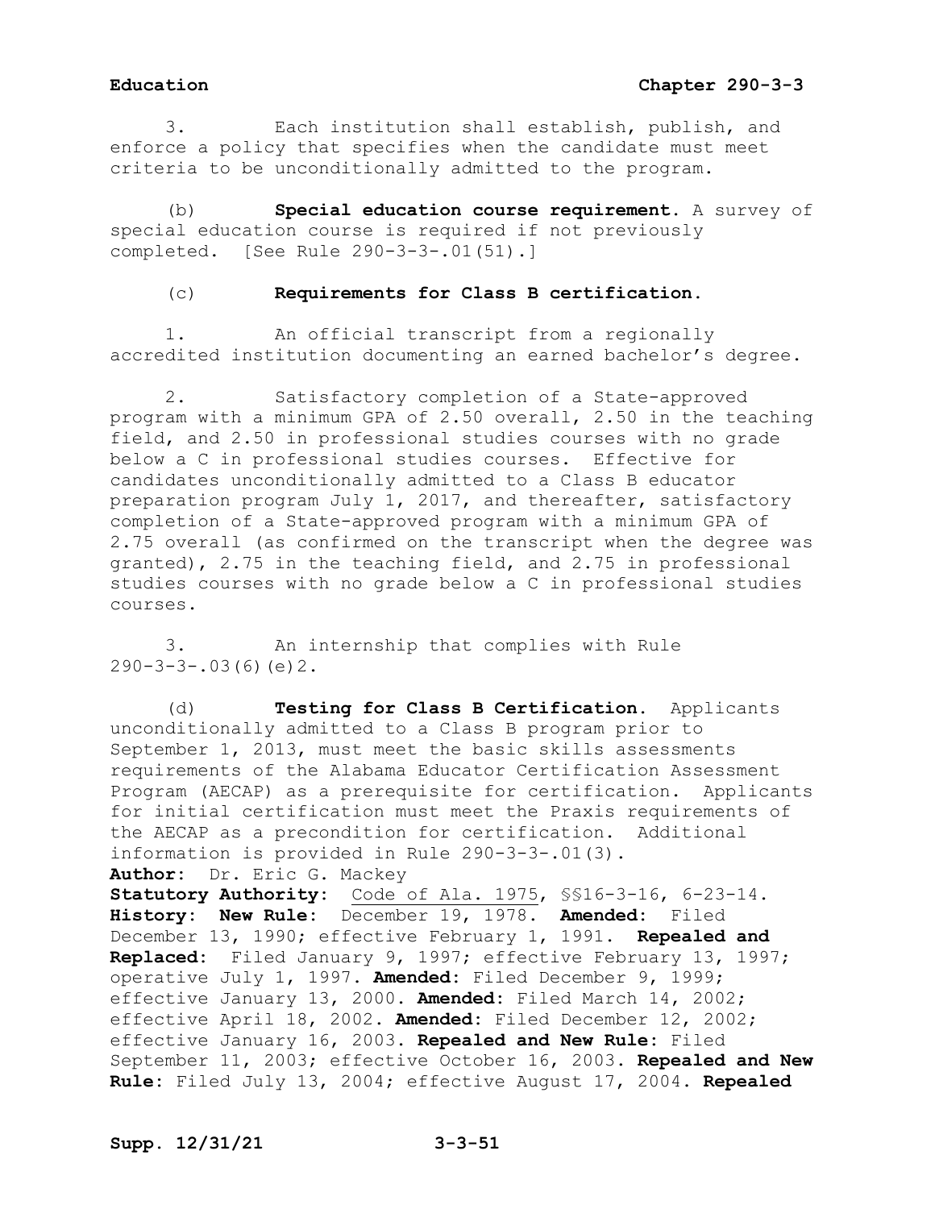3. Each institution shall establish, publish, and enforce a policy that specifies when the candidate must meet criteria to be unconditionally admitted to the program.

(b) **Special education course requirement.** A survey of special education course is required if not previously completed. [See Rule 290-3-3-.01(51).]

(c) **Requirements for Class B certification.**

1. An official transcript from a regionally accredited institution documenting an earned bachelor's degree.

2. Satisfactory completion of a State-approved program with a minimum GPA of 2.50 overall, 2.50 in the teaching field, and 2.50 in professional studies courses with no grade below a C in professional studies courses. Effective for candidates unconditionally admitted to a Class B educator preparation program July 1, 2017, and thereafter, satisfactory completion of a State-approved program with a minimum GPA of 2.75 overall (as confirmed on the transcript when the degree was granted), 2.75 in the teaching field, and 2.75 in professional studies courses with no grade below a C in professional studies courses.

3. An internship that complies with Rule 290-3-3-.03(6)(e)2.

(d) **Testing for Class B Certification.** Applicants unconditionally admitted to a Class B program prior to September 1, 2013, must meet the basic skills assessments requirements of the Alabama Educator Certification Assessment Program (AECAP) as a prerequisite for certification. Applicants for initial certification must meet the Praxis requirements of the AECAP as a precondition for certification. Additional information is provided in Rule 290-3-3-.01(3).

**Author:** Dr. Eric G. Mackey
**Statutory Authority:** Code of Ala. 1975, §§16-3-16, 6-23-14.
**History: New Rule:** December 19, 1978. **Amended:** Filed December 13, 1990; effective February 1, 1991. **Repealed and Replaced:** Filed January 9, 1997; effective February 13, 1997; operative July 1, 1997. **Amended:** Filed December 9, 1999; effective January 13, 2000. **Amended:** Filed March 14, 2002; effective April 18, 2002. **Amended:** Filed December 12, 2002; effective January 16, 2003. **Repealed and New Rule:** Filed September 11, 2003; effective October 16, 2003. **Repealed and New Rule:** Filed July 13, 2004; effective August 17, 2004. **Repealed**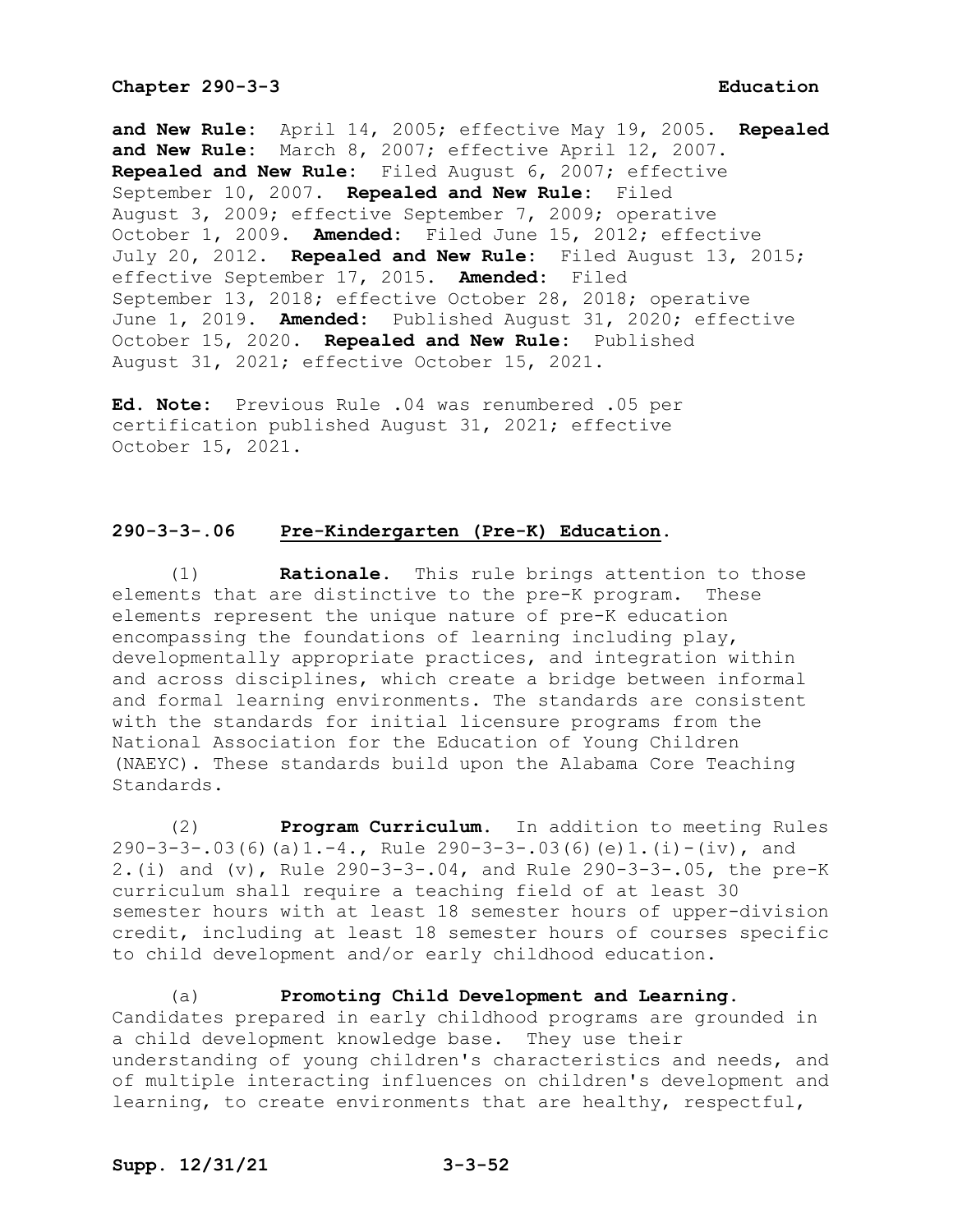**and New Rule:** April 14, 2005; effective May 19, 2005. **Repealed and New Rule:** March 8, 2007; effective April 12, 2007. **Repealed and New Rule:** Filed August 6, 2007; effective September 10, 2007. **Repealed and New Rule:** Filed August 3, 2009; effective September 7, 2009; operative October 1, 2009. **Amended:** Filed June 15, 2012; effective July 20, 2012. **Repealed and New Rule:** Filed August 13, 2015; effective September 17, 2015. **Amended:** Filed September 13, 2018; effective October 28, 2018; operative June 1, 2019. **Amended:** Published August 31, 2020; effective October 15, 2020. **Repealed and New Rule:** Published August 31, 2021; effective October 15, 2021.

**Ed. Note:** Previous Rule .04 was renumbered .05 per certification published August 31, 2021; effective October 15, 2021.

## 290-3-3-.06 Pre-Kindergarten (Pre-K) Education.

(1) **Rationale.** This rule brings attention to those elements that are distinctive to the pre-K program. These elements represent the unique nature of pre-K education encompassing the foundations of learning including play, developmentally appropriate practices, and integration within and across disciplines, which create a bridge between informal and formal learning environments. The standards are consistent with the standards for initial licensure programs from the National Association for the Education of Young Children (NAEYC). These standards build upon the Alabama Core Teaching Standards.

(2) **Program Curriculum.** In addition to meeting Rules 290-3-3-.03(6)(a)1.-4., Rule 290-3-3-.03(6)(e)1.(i)-(iv), and 2.(i) and (v), Rule 290-3-3-.04, and Rule 290-3-3-.05, the pre-K curriculum shall require a teaching field of at least 30 semester hours with at least 18 semester hours of upper-division credit, including at least 18 semester hours of courses specific to child development and/or early childhood education.

(a) **Promoting Child Development and Learning.** Candidates prepared in early childhood programs are grounded in a child development knowledge base. They use their understanding of young children's characteristics and needs, and of multiple interacting influences on children's development and learning, to create environments that are healthy, respectful,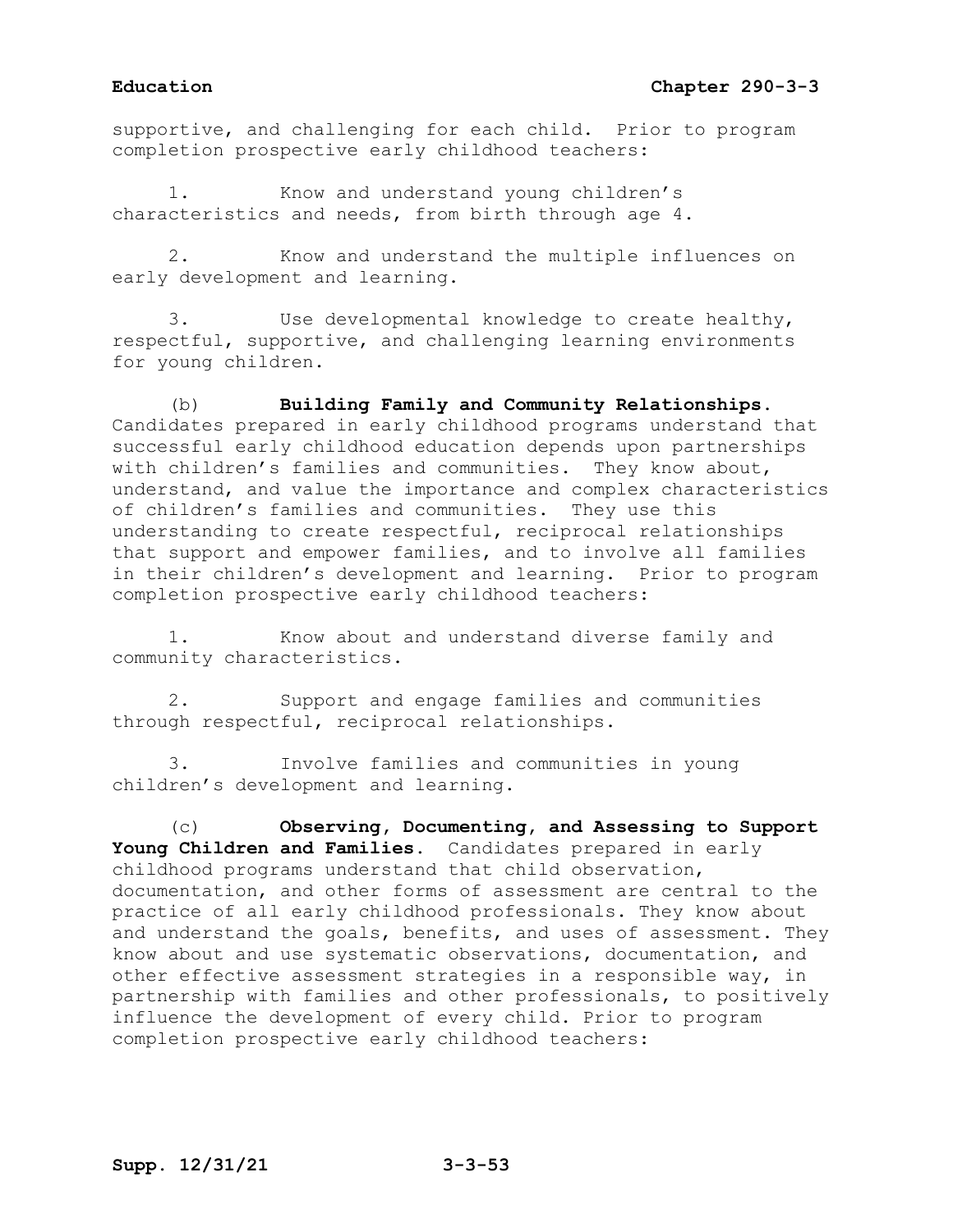supportive, and challenging for each child. Prior to program completion prospective early childhood teachers:

1. Know and understand young children's characteristics and needs, from birth through age 4.

2. Know and understand the multiple influences on early development and learning.

3. Use developmental knowledge to create healthy, respectful, supportive, and challenging learning environments for young children.

(b) **Building Family and Community Relationships.** Candidates prepared in early childhood programs understand that successful early childhood education depends upon partnerships with children's families and communities. They know about, understand, and value the importance and complex characteristics of children's families and communities. They use this understanding to create respectful, reciprocal relationships that support and empower families, and to involve all families in their children's development and learning. Prior to program completion prospective early childhood teachers:

1. Know about and understand diverse family and community characteristics.

2. Support and engage families and communities through respectful, reciprocal relationships.

3. Involve families and communities in young children's development and learning.

(c) **Observing, Documenting, and Assessing to Support Young Children and Families.** Candidates prepared in early childhood programs understand that child observation, documentation, and other forms of assessment are central to the practice of all early childhood professionals. They know about and understand the goals, benefits, and uses of assessment. They know about and use systematic observations, documentation, and other effective assessment strategies in a responsible way, in partnership with families and other professionals, to positively influence the development of every child. Prior to program completion prospective early childhood teachers: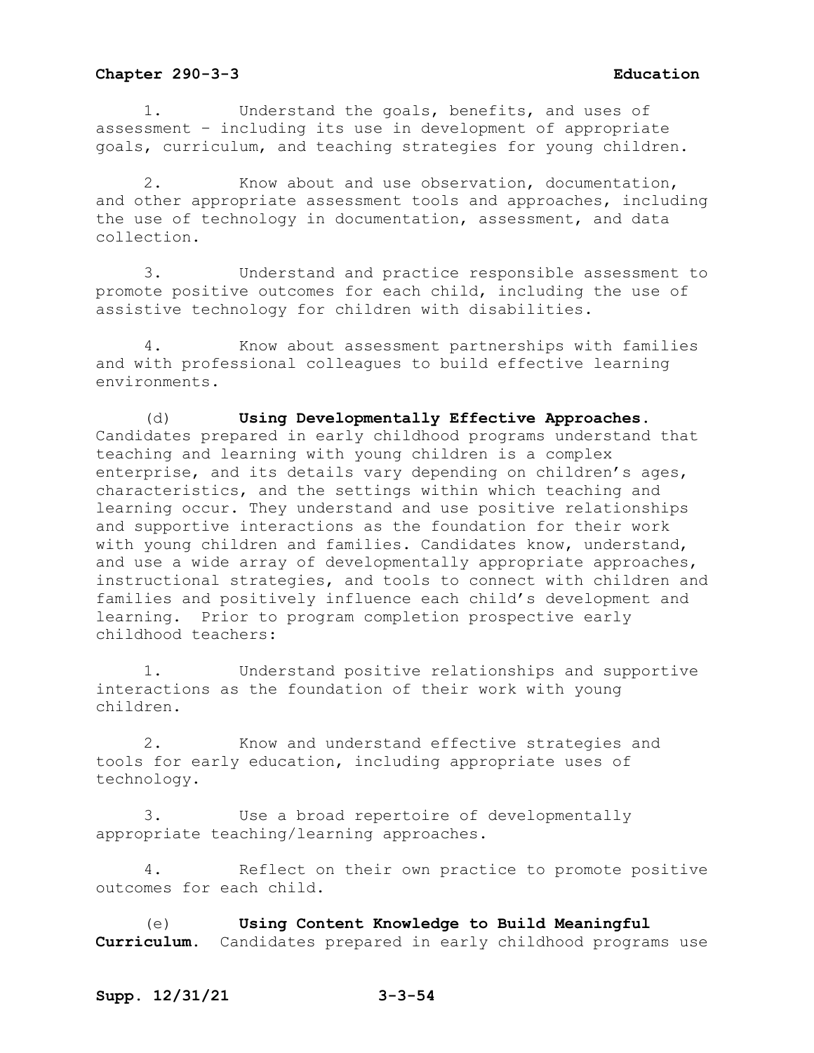1. Understand the goals, benefits, and uses of assessment – including its use in development of appropriate goals, curriculum, and teaching strategies for young children.

2. Know about and use observation, documentation, and other appropriate assessment tools and approaches, including the use of technology in documentation, assessment, and data collection.

3. Understand and practice responsible assessment to promote positive outcomes for each child, including the use of assistive technology for children with disabilities.

4. Know about assessment partnerships with families and with professional colleagues to build effective learning environments.

(d) **Using Developmentally Effective Approaches.** Candidates prepared in early childhood programs understand that teaching and learning with young children is a complex enterprise, and its details vary depending on children's ages, characteristics, and the settings within which teaching and learning occur. They understand and use positive relationships and supportive interactions as the foundation for their work with young children and families. Candidates know, understand, and use a wide array of developmentally appropriate approaches, instructional strategies, and tools to connect with children and families and positively influence each child's development and learning. Prior to program completion prospective early childhood teachers:

1. Understand positive relationships and supportive interactions as the foundation of their work with young children.

2. Know and understand effective strategies and tools for early education, including appropriate uses of technology.

3. Use a broad repertoire of developmentally appropriate teaching/learning approaches.

4. Reflect on their own practice to promote positive outcomes for each child.

(e) **Using Content Knowledge to Build Meaningful Curriculum.** Candidates prepared in early childhood programs use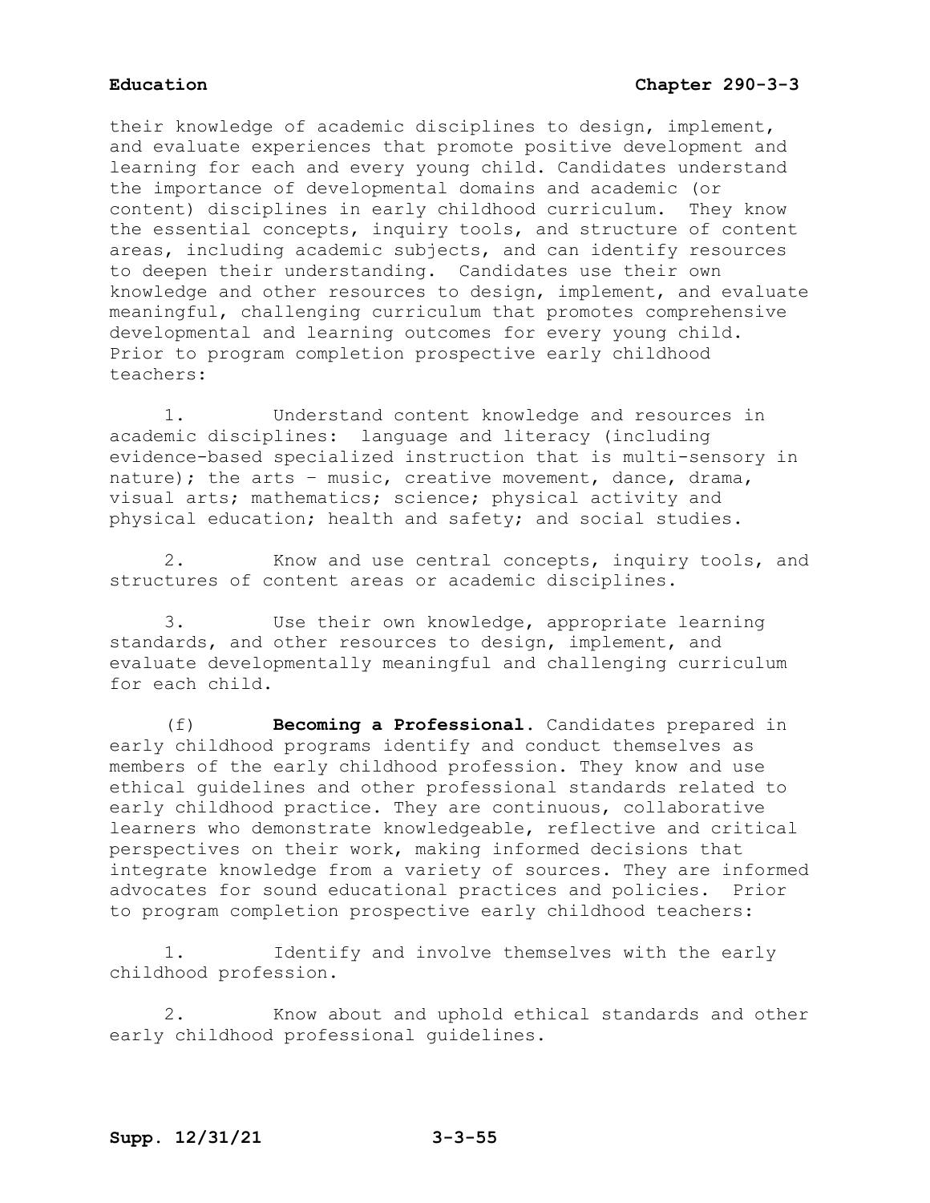their knowledge of academic disciplines to design, implement, and evaluate experiences that promote positive development and learning for each and every young child. Candidates understand the importance of developmental domains and academic (or content) disciplines in early childhood curriculum. They know the essential concepts, inquiry tools, and structure of content areas, including academic subjects, and can identify resources to deepen their understanding. Candidates use their own knowledge and other resources to design, implement, and evaluate meaningful, challenging curriculum that promotes comprehensive developmental and learning outcomes for every young child. Prior to program completion prospective early childhood teachers:

1. Understand content knowledge and resources in academic disciplines: language and literacy (including evidence-based specialized instruction that is multi-sensory in nature); the arts – music, creative movement, dance, drama, visual arts; mathematics; science; physical activity and physical education; health and safety; and social studies.

2. Know and use central concepts, inquiry tools, and structures of content areas or academic disciplines.

3. Use their own knowledge, appropriate learning standards, and other resources to design, implement, and evaluate developmentally meaningful and challenging curriculum for each child.

(f) **Becoming a Professional.** Candidates prepared in early childhood programs identify and conduct themselves as members of the early childhood profession. They know and use ethical guidelines and other professional standards related to early childhood practice. They are continuous, collaborative learners who demonstrate knowledgeable, reflective and critical perspectives on their work, making informed decisions that integrate knowledge from a variety of sources. They are informed advocates for sound educational practices and policies. Prior to program completion prospective early childhood teachers:

1. Identify and involve themselves with the early childhood profession.

2. Know about and uphold ethical standards and other early childhood professional guidelines.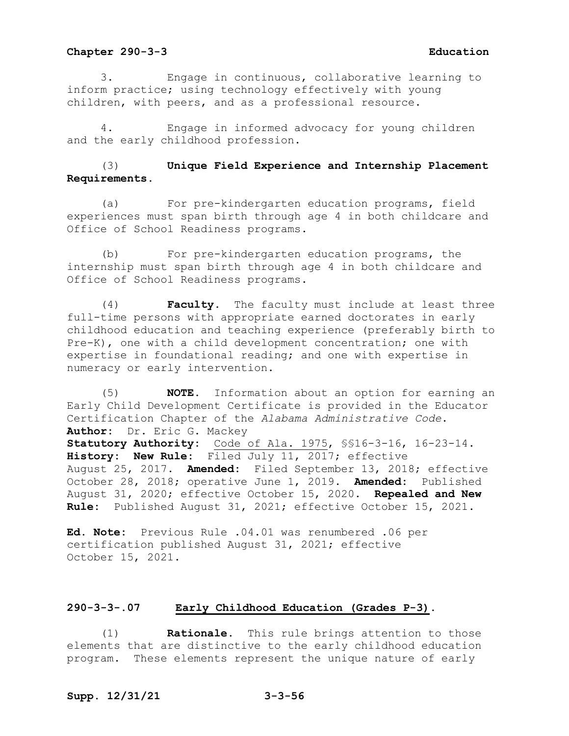3. Engage in continuous, collaborative learning to inform practice; using technology effectively with young children, with peers, and as a professional resource.

4. Engage in informed advocacy for young children and the early childhood profession.

(3) **Unique Field Experience and Internship Placement Requirements.**

(a) For pre-kindergarten education programs, field experiences must span birth through age 4 in both childcare and Office of School Readiness programs.

(b) For pre-kindergarten education programs, the internship must span birth through age 4 in both childcare and Office of School Readiness programs.

(4) **Faculty.** The faculty must include at least three full-time persons with appropriate earned doctorates in early childhood education and teaching experience (preferably birth to Pre-K), one with a child development concentration; one with expertise in foundational reading; and one with expertise in numeracy or early intervention.

(5) **NOTE.** Information about an option for earning an Early Child Development Certificate is provided in the Educator Certification Chapter of the *Alabama Administrative Code*.

**Author:** Dr. Eric G. Mackey
**Statutory Authority:** Code of Ala. 1975, §§16-3-16, 16-23-14.
**History: New Rule:** Filed July 11, 2017; effective August 25, 2017. **Amended:** Filed September 13, 2018; effective October 28, 2018; operative June 1, 2019. **Amended:** Published August 31, 2020; effective October 15, 2020. **Repealed and New Rule:** Published August 31, 2021; effective October 15, 2021.

**Ed. Note:** Previous Rule .04.01 was renumbered .06 per certification published August 31, 2021; effective October 15, 2021.

## 290-3-3-.07 Early Childhood Education (Grades P-3).

(1) **Rationale.** This rule brings attention to those elements that are distinctive to the early childhood education program. These elements represent the unique nature of early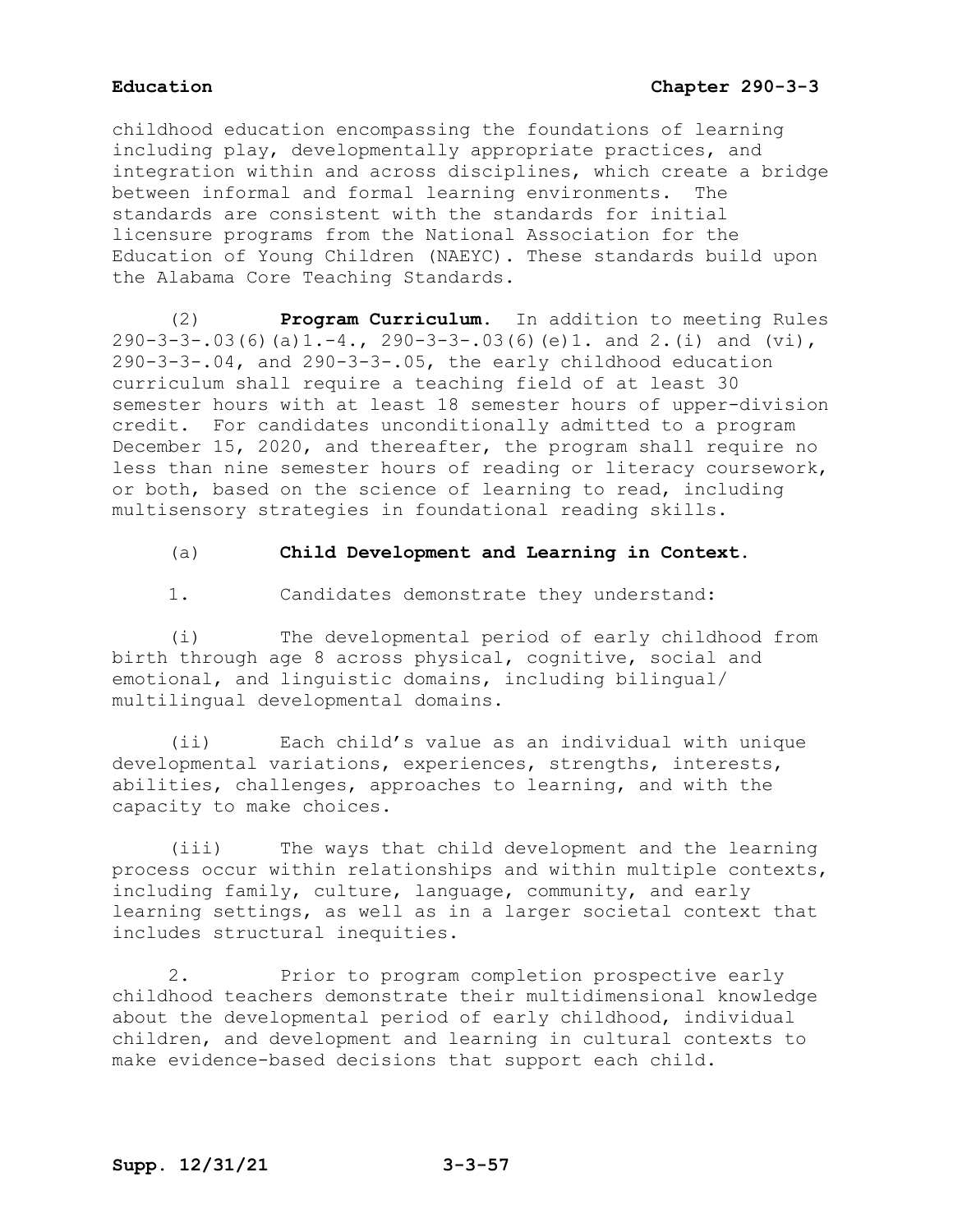childhood education encompassing the foundations of learning including play, developmentally appropriate practices, and integration within and across disciplines, which create a bridge between informal and formal learning environments. The standards are consistent with the standards for initial licensure programs from the National Association for the Education of Young Children (NAEYC). These standards build upon the Alabama Core Teaching Standards.

(2) **Program Curriculum.** In addition to meeting Rules 290-3-3-.03(6)(a)1.-4., 290-3-3-.03(6)(e)1. and 2.(i) and (vi), 290-3-3-.04, and 290-3-3-.05, the early childhood education curriculum shall require a teaching field of at least 30 semester hours with at least 18 semester hours of upper-division credit. For candidates unconditionally admitted to a program December 15, 2020, and thereafter, the program shall require no less than nine semester hours of reading or literacy coursework, or both, based on the science of learning to read, including multisensory strategies in foundational reading skills.

(a) **Child Development and Learning in Context.**

1. Candidates demonstrate they understand:

(i) The developmental period of early childhood from birth through age 8 across physical, cognitive, social and emotional, and linguistic domains, including bilingual/ multilingual developmental domains.

(ii) Each child's value as an individual with unique developmental variations, experiences, strengths, interests, abilities, challenges, approaches to learning, and with the capacity to make choices.

(iii) The ways that child development and the learning process occur within relationships and within multiple contexts, including family, culture, language, community, and early learning settings, as well as in a larger societal context that includes structural inequities.

2. Prior to program completion prospective early childhood teachers demonstrate their multidimensional knowledge about the developmental period of early childhood, individual children, and development and learning in cultural contexts to make evidence-based decisions that support each child.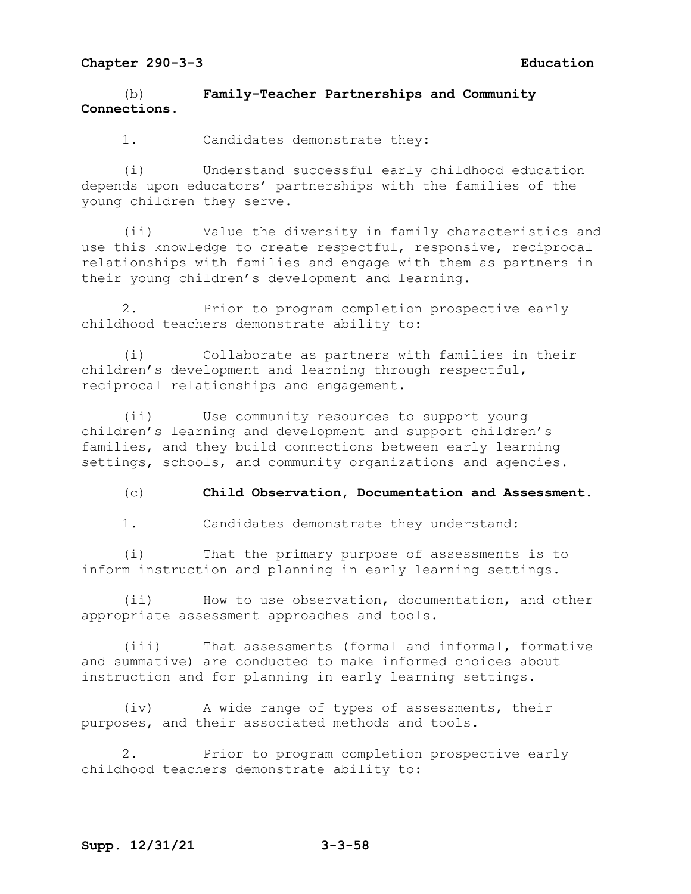(b) **Family-Teacher Partnerships and Community Connections.**

1. Candidates demonstrate they:

(i) Understand successful early childhood education depends upon educators' partnerships with the families of the young children they serve.

(ii) Value the diversity in family characteristics and use this knowledge to create respectful, responsive, reciprocal relationships with families and engage with them as partners in their young children's development and learning.

2. Prior to program completion prospective early childhood teachers demonstrate ability to:

(i) Collaborate as partners with families in their children's development and learning through respectful, reciprocal relationships and engagement.

(ii) Use community resources to support young children's learning and development and support children's families, and they build connections between early learning settings, schools, and community organizations and agencies.

(c) **Child Observation, Documentation and Assessment.**

1. Candidates demonstrate they understand:

(i) That the primary purpose of assessments is to inform instruction and planning in early learning settings.

(ii) How to use observation, documentation, and other appropriate assessment approaches and tools.

(iii) That assessments (formal and informal, formative and summative) are conducted to make informed choices about instruction and for planning in early learning settings.

(iv) A wide range of types of assessments, their purposes, and their associated methods and tools.

2. Prior to program completion prospective early childhood teachers demonstrate ability to: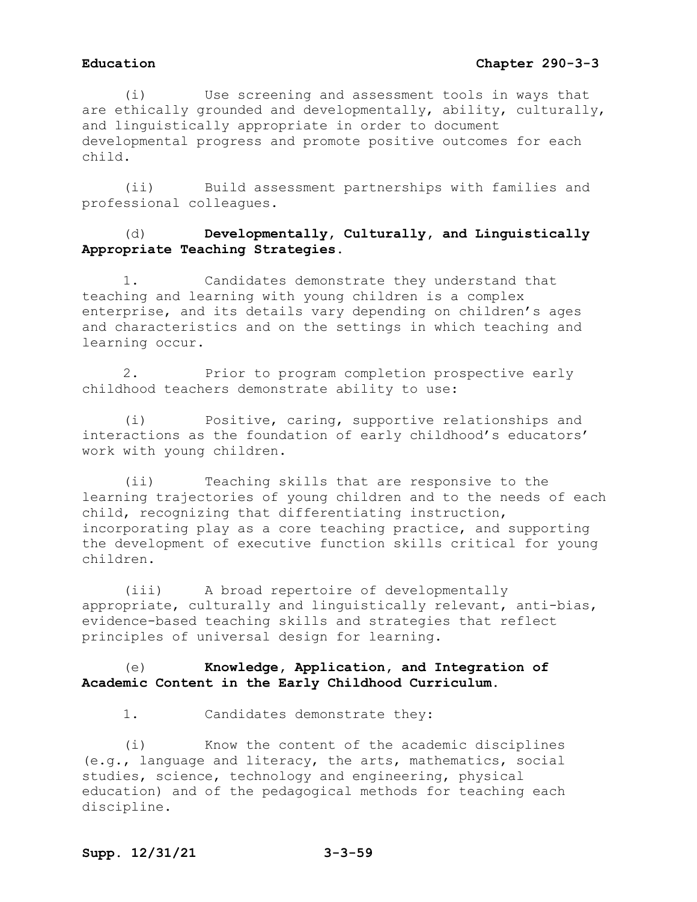(i) Use screening and assessment tools in ways that are ethically grounded and developmentally, ability, culturally, and linguistically appropriate in order to document developmental progress and promote positive outcomes for each child.

(ii) Build assessment partnerships with families and professional colleagues.

(d) **Developmentally, Culturally, and Linguistically Appropriate Teaching Strategies.**

1. Candidates demonstrate they understand that teaching and learning with young children is a complex enterprise, and its details vary depending on children's ages and characteristics and on the settings in which teaching and learning occur.

2. Prior to program completion prospective early childhood teachers demonstrate ability to use:

(i) Positive, caring, supportive relationships and interactions as the foundation of early childhood's educators' work with young children.

(ii) Teaching skills that are responsive to the learning trajectories of young children and to the needs of each child, recognizing that differentiating instruction, incorporating play as a core teaching practice, and supporting the development of executive function skills critical for young children.

(iii) A broad repertoire of developmentally appropriate, culturally and linguistically relevant, anti-bias, evidence-based teaching skills and strategies that reflect principles of universal design for learning.

(e) **Knowledge, Application, and Integration of Academic Content in the Early Childhood Curriculum.**

1. Candidates demonstrate they:

(i) Know the content of the academic disciplines (e.g., language and literacy, the arts, mathematics, social studies, science, technology and engineering, physical education) and of the pedagogical methods for teaching each discipline.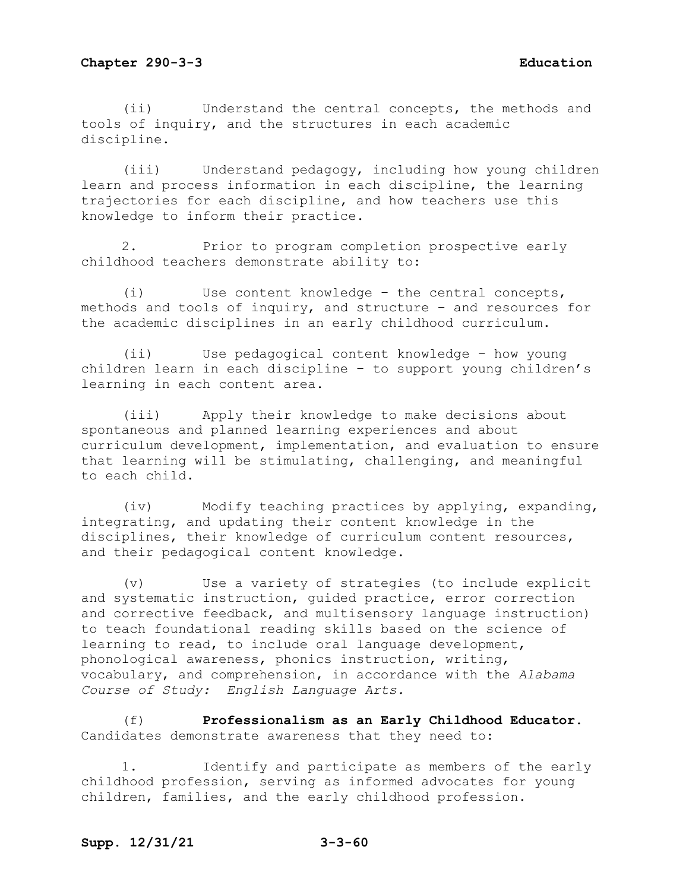(ii) Understand the central concepts, the methods and tools of inquiry, and the structures in each academic discipline.

(iii) Understand pedagogy, including how young children learn and process information in each discipline, the learning trajectories for each discipline, and how teachers use this knowledge to inform their practice.

2. Prior to program completion prospective early childhood teachers demonstrate ability to:

(i) Use content knowledge – the central concepts, methods and tools of inquiry, and structure – and resources for the academic disciplines in an early childhood curriculum.

(ii) Use pedagogical content knowledge – how young children learn in each discipline – to support young children's learning in each content area.

(iii) Apply their knowledge to make decisions about spontaneous and planned learning experiences and about curriculum development, implementation, and evaluation to ensure that learning will be stimulating, challenging, and meaningful to each child.

(iv) Modify teaching practices by applying, expanding, integrating, and updating their content knowledge in the disciplines, their knowledge of curriculum content resources, and their pedagogical content knowledge.

(v) Use a variety of strategies (to include explicit and systematic instruction, guided practice, error correction and corrective feedback, and multisensory language instruction) to teach foundational reading skills based on the science of learning to read, to include oral language development, phonological awareness, phonics instruction, writing, vocabulary, and comprehension, in accordance with the *Alabama Course of Study: English Language Arts.*

(f) **Professionalism as an Early Childhood Educator.** Candidates demonstrate awareness that they need to:

1. Identify and participate as members of the early childhood profession, serving as informed advocates for young children, families, and the early childhood profession.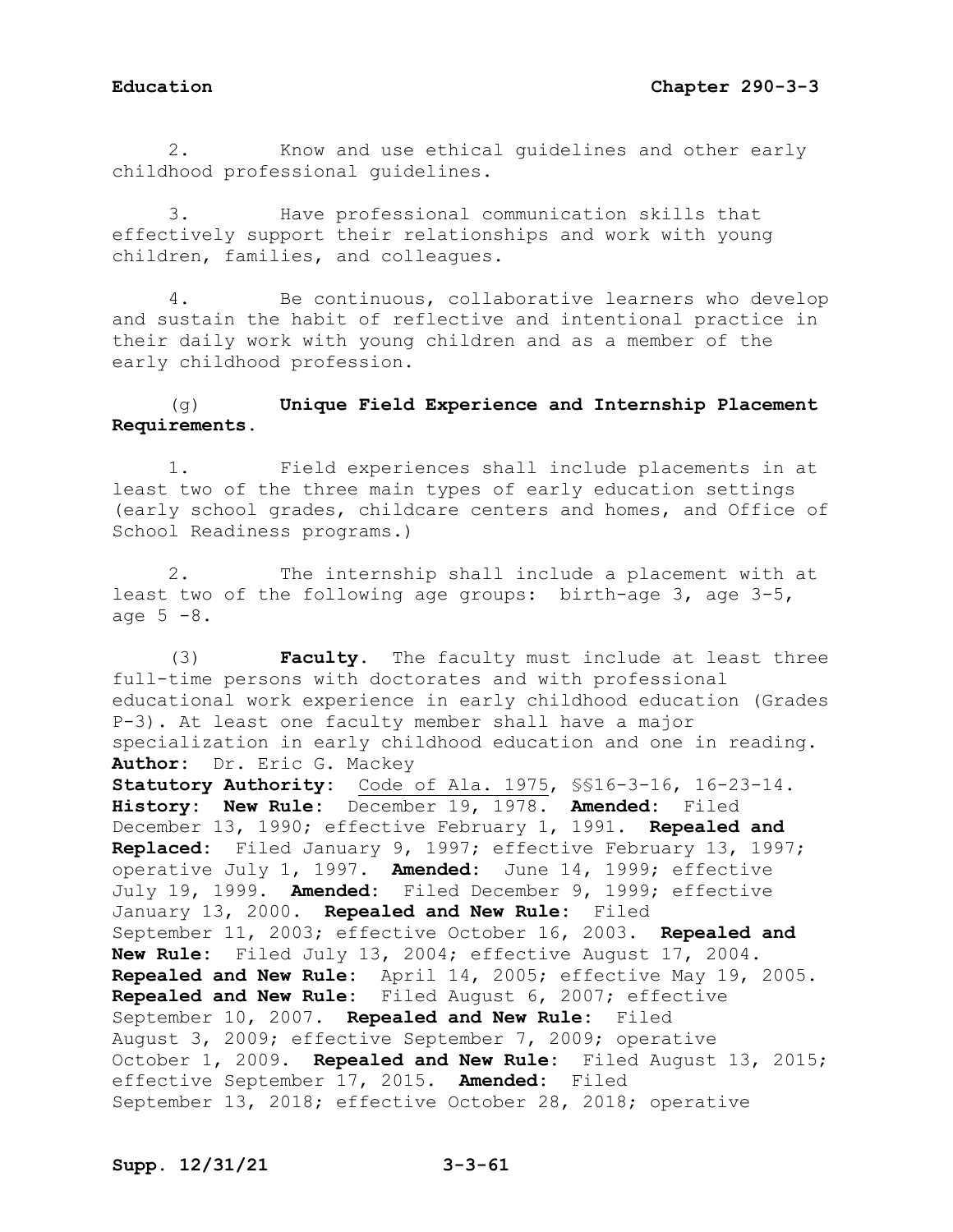2. Know and use ethical guidelines and other early childhood professional guidelines.

3. Have professional communication skills that effectively support their relationships and work with young children, families, and colleagues.

4. Be continuous, collaborative learners who develop and sustain the habit of reflective and intentional practice in their daily work with young children and as a member of the early childhood profession.

(g) **Unique Field Experience and Internship Placement Requirements.**

1. Field experiences shall include placements in at least two of the three main types of early education settings (early school grades, childcare centers and homes, and Office of School Readiness programs.)

2. The internship shall include a placement with at least two of the following age groups: birth-age 3, age 3-5, age 5 -8.

(3) **Faculty.** The faculty must include at least three full-time persons with doctorates and with professional educational work experience in early childhood education (Grades P-3). At least one faculty member shall have a major specialization in early childhood education and one in reading.

**Author:** Dr. Eric G. Mackey

**Statutory Authority:** Code of Ala. 1975, §§16-3-16, 16-23-14.

**History: New Rule:** December 19, 1978. **Amended:** Filed December 13, 1990; effective February 1, 1991. **Repealed and Replaced:** Filed January 9, 1997; effective February 13, 1997; operative July 1, 1997. **Amended:** June 14, 1999; effective July 19, 1999. **Amended:** Filed December 9, 1999; effective January 13, 2000. **Repealed and New Rule:** Filed September 11, 2003; effective October 16, 2003. **Repealed and New Rule:** Filed July 13, 2004; effective August 17, 2004. **Repealed and New Rule:** April 14, 2005; effective May 19, 2005. **Repealed and New Rule:** Filed August 6, 2007; effective September 10, 2007. **Repealed and New Rule:** Filed August 3, 2009; effective September 7, 2009; operative October 1, 2009. **Repealed and New Rule:** Filed August 13, 2015; effective September 17, 2015. **Amended:** Filed September 13, 2018; effective October 28, 2018; operative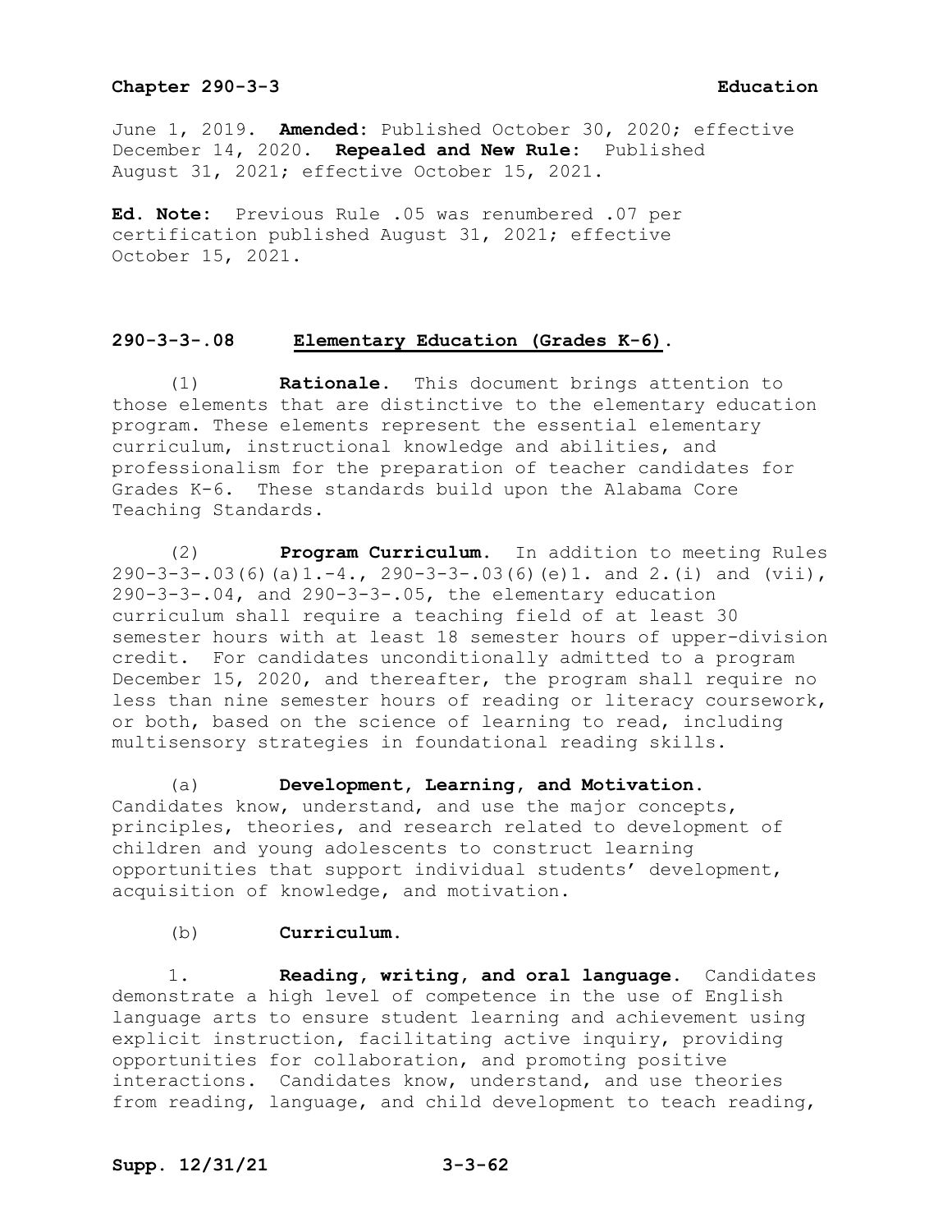June 1, 2019. **Amended:** Published October 30, 2020; effective December 14, 2020. **Repealed and New Rule:** Published August 31, 2021; effective October 15, 2021.

**Ed. Note:** Previous Rule .05 was renumbered .07 per certification published August 31, 2021; effective October 15, 2021.

## 290-3-3-.08 Elementary Education (Grades K-6).

(1) **Rationale.** This document brings attention to those elements that are distinctive to the elementary education program. These elements represent the essential elementary curriculum, instructional knowledge and abilities, and professionalism for the preparation of teacher candidates for Grades K-6. These standards build upon the Alabama Core Teaching Standards.

(2) **Program Curriculum.** In addition to meeting Rules 290-3-3-.03(6)(a)1.-4., 290-3-3-.03(6)(e)1. and 2.(i) and (vii), 290-3-3-.04, and 290-3-3-.05, the elementary education curriculum shall require a teaching field of at least 30 semester hours with at least 18 semester hours of upper-division credit. For candidates unconditionally admitted to a program December 15, 2020, and thereafter, the program shall require no less than nine semester hours of reading or literacy coursework, or both, based on the science of learning to read, including multisensory strategies in foundational reading skills.

(a) **Development, Learning, and Motivation.** Candidates know, understand, and use the major concepts, principles, theories, and research related to development of children and young adolescents to construct learning opportunities that support individual students' development, acquisition of knowledge, and motivation.

(b) **Curriculum.**

1. **Reading, writing, and oral language.** Candidates demonstrate a high level of competence in the use of English language arts to ensure student learning and achievement using explicit instruction, facilitating active inquiry, providing opportunities for collaboration, and promoting positive interactions. Candidates know, understand, and use theories from reading, language, and child development to teach reading,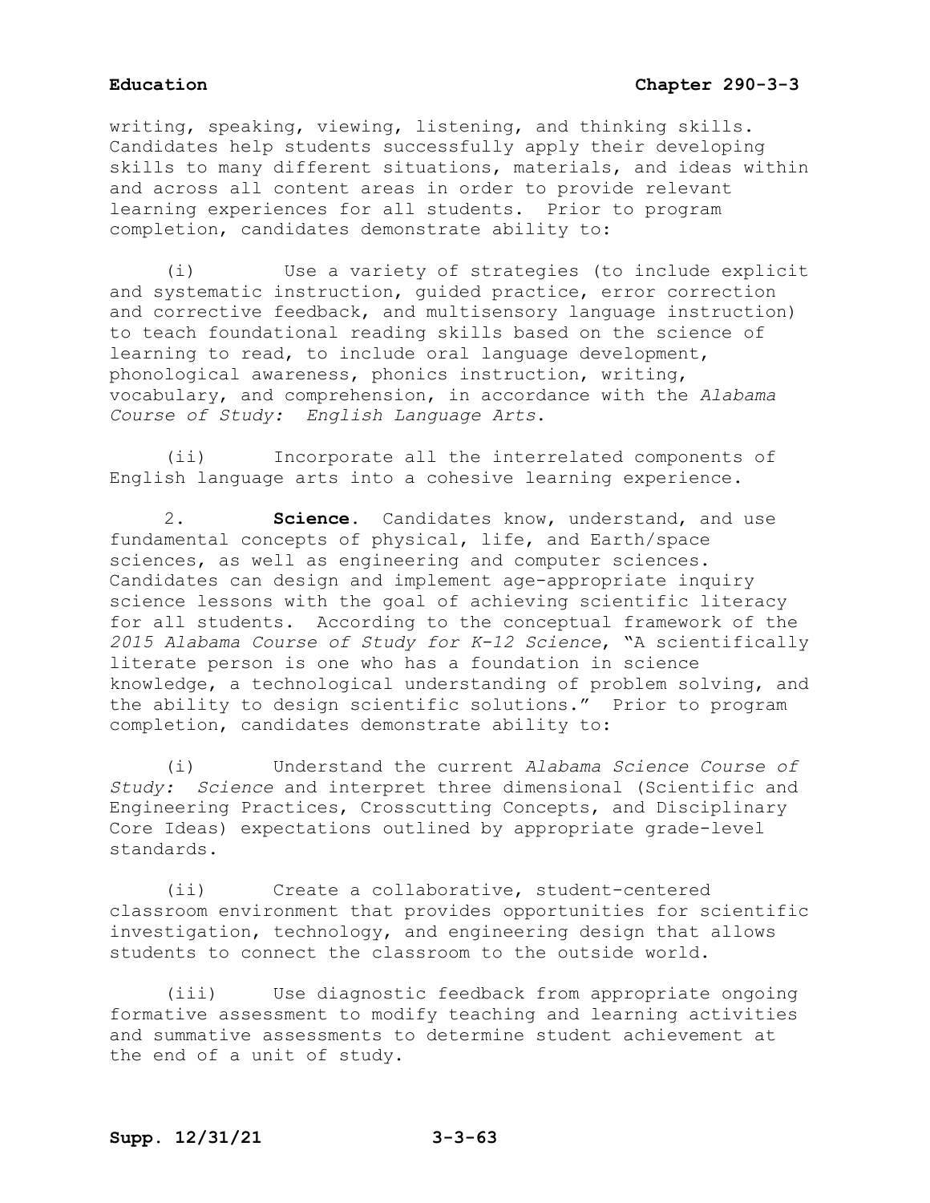writing, speaking, viewing, listening, and thinking skills. Candidates help students successfully apply their developing skills to many different situations, materials, and ideas within and across all content areas in order to provide relevant learning experiences for all students. Prior to program completion, candidates demonstrate ability to:

(i) Use a variety of strategies (to include explicit and systematic instruction, guided practice, error correction and corrective feedback, and multisensory language instruction) to teach foundational reading skills based on the science of learning to read, to include oral language development, phonological awareness, phonics instruction, writing, vocabulary, and comprehension, in accordance with the *Alabama Course of Study: English Language Arts*.

(ii) Incorporate all the interrelated components of English language arts into a cohesive learning experience.

2. **Science**. Candidates know, understand, and use fundamental concepts of physical, life, and Earth/space sciences, as well as engineering and computer sciences. Candidates can design and implement age-appropriate inquiry science lessons with the goal of achieving scientific literacy for all students. According to the conceptual framework of the *2015 Alabama Course of Study for K-12 Science*, "A scientifically literate person is one who has a foundation in science knowledge, a technological understanding of problem solving, and the ability to design scientific solutions." Prior to program completion, candidates demonstrate ability to:

(i) Understand the current *Alabama Science Course of Study: Science* and interpret three dimensional (Scientific and Engineering Practices, Crosscutting Concepts, and Disciplinary Core Ideas) expectations outlined by appropriate grade-level standards.

(ii) Create a collaborative, student-centered classroom environment that provides opportunities for scientific investigation, technology, and engineering design that allows students to connect the classroom to the outside world.

(iii) Use diagnostic feedback from appropriate ongoing formative assessment to modify teaching and learning activities and summative assessments to determine student achievement at the end of a unit of study.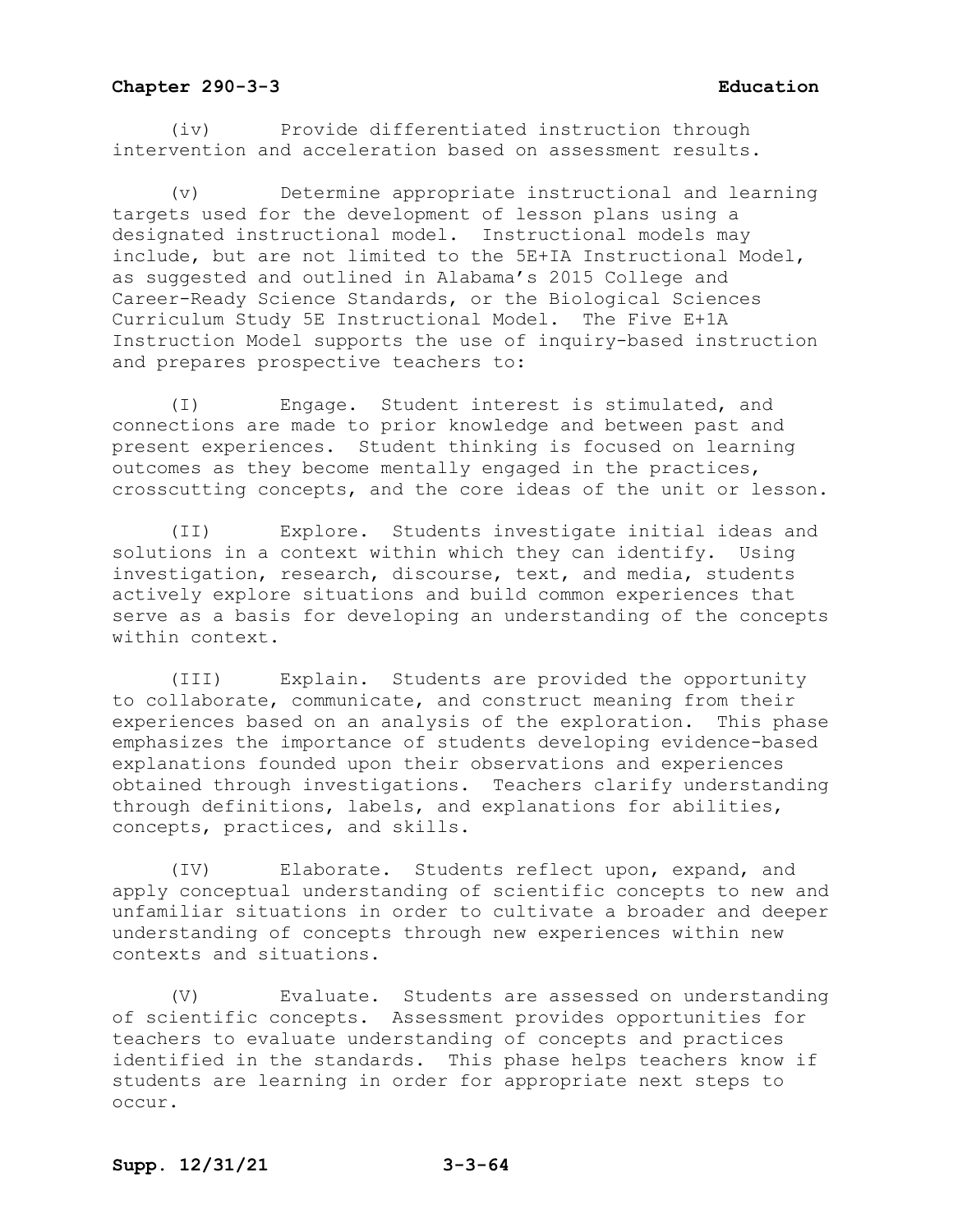(iv) Provide differentiated instruction through intervention and acceleration based on assessment results.

(v) Determine appropriate instructional and learning targets used for the development of lesson plans using a designated instructional model. Instructional models may include, but are not limited to the 5E+IA Instructional Model, as suggested and outlined in Alabama's 2015 College and Career-Ready Science Standards, or the Biological Sciences Curriculum Study 5E Instructional Model. The Five E+1A Instruction Model supports the use of inquiry-based instruction and prepares prospective teachers to:

(I) Engage. Student interest is stimulated, and connections are made to prior knowledge and between past and present experiences. Student thinking is focused on learning outcomes as they become mentally engaged in the practices, crosscutting concepts, and the core ideas of the unit or lesson.

(II) Explore. Students investigate initial ideas and solutions in a context within which they can identify. Using investigation, research, discourse, text, and media, students actively explore situations and build common experiences that serve as a basis for developing an understanding of the concepts within context.

(III) Explain. Students are provided the opportunity to collaborate, communicate, and construct meaning from their experiences based on an analysis of the exploration. This phase emphasizes the importance of students developing evidence-based explanations founded upon their observations and experiences obtained through investigations. Teachers clarify understanding through definitions, labels, and explanations for abilities, concepts, practices, and skills.

(IV) Elaborate. Students reflect upon, expand, and apply conceptual understanding of scientific concepts to new and unfamiliar situations in order to cultivate a broader and deeper understanding of concepts through new experiences within new contexts and situations.

(V) Evaluate. Students are assessed on understanding of scientific concepts. Assessment provides opportunities for teachers to evaluate understanding of concepts and practices identified in the standards. This phase helps teachers know if students are learning in order for appropriate next steps to occur.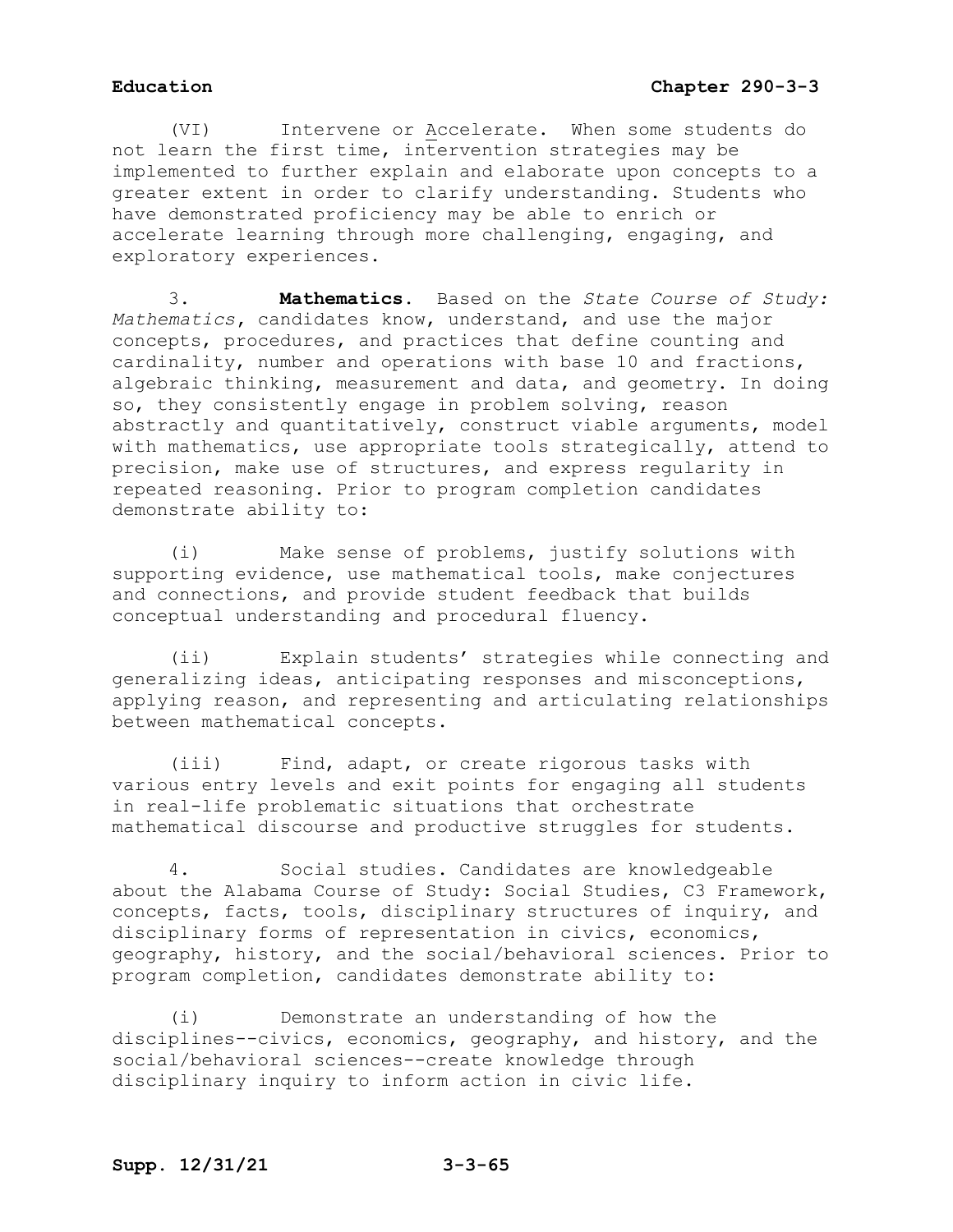(VI) Intervene or Accelerate. When some students do not learn the first time, intervention strategies may be implemented to further explain and elaborate upon concepts to a greater extent in order to clarify understanding. Students who have demonstrated proficiency may be able to enrich or accelerate learning through more challenging, engaging, and exploratory experiences.

3. **Mathematics.** Based on the *State Course of Study: Mathematics*, candidates know, understand, and use the major concepts, procedures, and practices that define counting and cardinality, number and operations with base 10 and fractions, algebraic thinking, measurement and data, and geometry. In doing so, they consistently engage in problem solving, reason abstractly and quantitatively, construct viable arguments, model with mathematics, use appropriate tools strategically, attend to precision, make use of structures, and express regularity in repeated reasoning. Prior to program completion candidates demonstrate ability to:

(i) Make sense of problems, justify solutions with supporting evidence, use mathematical tools, make conjectures and connections, and provide student feedback that builds conceptual understanding and procedural fluency.

(ii) Explain students' strategies while connecting and generalizing ideas, anticipating responses and misconceptions, applying reason, and representing and articulating relationships between mathematical concepts.

(iii) Find, adapt, or create rigorous tasks with various entry levels and exit points for engaging all students in real-life problematic situations that orchestrate mathematical discourse and productive struggles for students.

4. Social studies. Candidates are knowledgeable about the Alabama Course of Study: Social Studies, C3 Framework, concepts, facts, tools, disciplinary structures of inquiry, and disciplinary forms of representation in civics, economics, geography, history, and the social/behavioral sciences. Prior to program completion, candidates demonstrate ability to:

(i) Demonstrate an understanding of how the disciplines--civics, economics, geography, and history, and the social/behavioral sciences--create knowledge through disciplinary inquiry to inform action in civic life.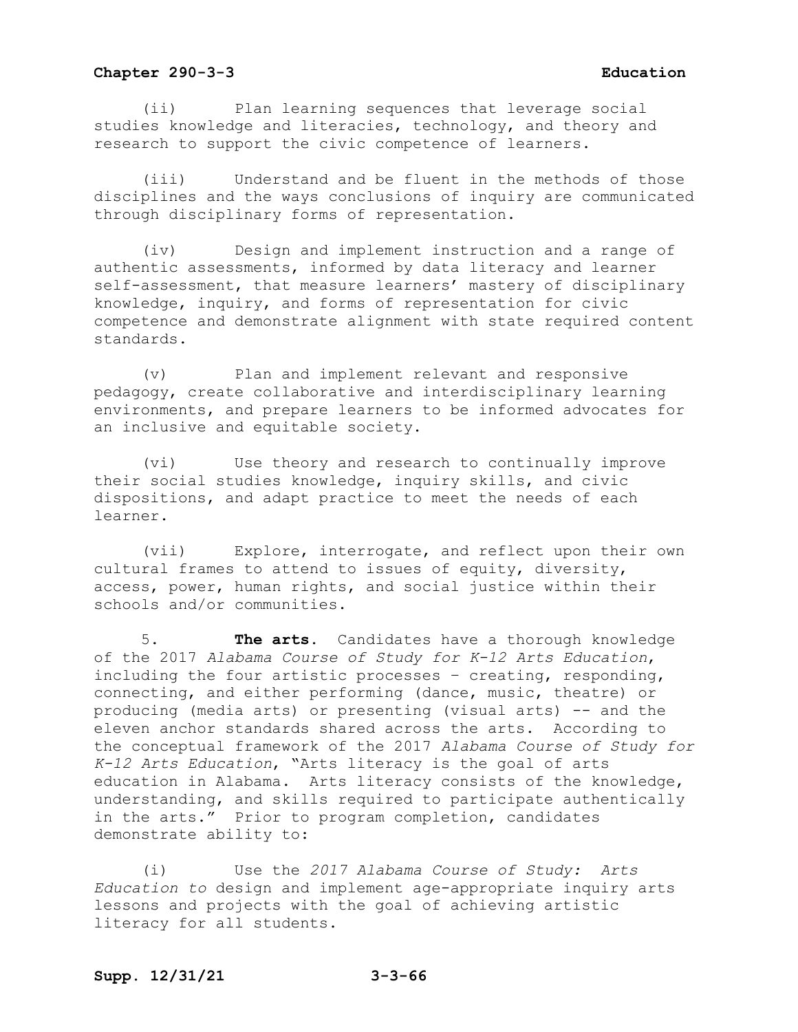(ii) Plan learning sequences that leverage social studies knowledge and literacies, technology, and theory and research to support the civic competence of learners.

(iii) Understand and be fluent in the methods of those disciplines and the ways conclusions of inquiry are communicated through disciplinary forms of representation.

(iv) Design and implement instruction and a range of authentic assessments, informed by data literacy and learner self-assessment, that measure learners' mastery of disciplinary knowledge, inquiry, and forms of representation for civic competence and demonstrate alignment with state required content standards.

(v) Plan and implement relevant and responsive pedagogy, create collaborative and interdisciplinary learning environments, and prepare learners to be informed advocates for an inclusive and equitable society.

(vi) Use theory and research to continually improve their social studies knowledge, inquiry skills, and civic dispositions, and adapt practice to meet the needs of each learner.

(vii) Explore, interrogate, and reflect upon their own cultural frames to attend to issues of equity, diversity, access, power, human rights, and social justice within their schools and/or communities.

5. **The arts.** Candidates have a thorough knowledge of the 2017 *Alabama Course of Study for K-12 Arts Education*, including the four artistic processes – creating, responding, connecting, and either performing (dance, music, theatre) or producing (media arts) or presenting (visual arts) -- and the eleven anchor standards shared across the arts. According to the conceptual framework of the 2017 *Alabama Course of Study for K-12 Arts Education*, "Arts literacy is the goal of arts education in Alabama. Arts literacy consists of the knowledge, understanding, and skills required to participate authentically in the arts." Prior to program completion, candidates demonstrate ability to:

(i) Use the *2017 Alabama Course of Study: Arts Education to* design and implement age-appropriate inquiry arts lessons and projects with the goal of achieving artistic literacy for all students.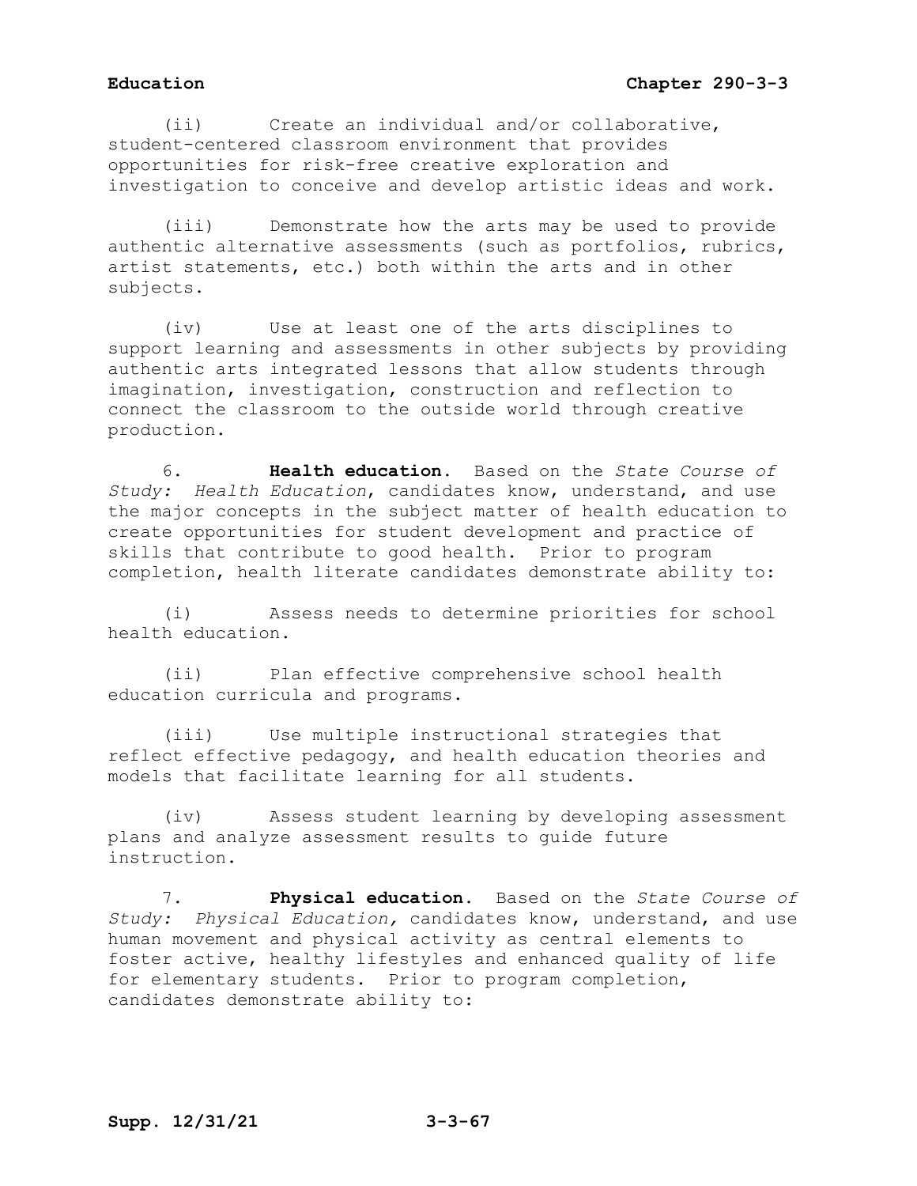(ii) Create an individual and/or collaborative, student-centered classroom environment that provides opportunities for risk-free creative exploration and investigation to conceive and develop artistic ideas and work.

(iii) Demonstrate how the arts may be used to provide authentic alternative assessments (such as portfolios, rubrics, artist statements, etc.) both within the arts and in other subjects.

(iv) Use at least one of the arts disciplines to support learning and assessments in other subjects by providing authentic arts integrated lessons that allow students through imagination, investigation, construction and reflection to connect the classroom to the outside world through creative production.

6. **Health education.** Based on the *State Course of Study: Health Education*, candidates know, understand, and use the major concepts in the subject matter of health education to create opportunities for student development and practice of skills that contribute to good health. Prior to program completion, health literate candidates demonstrate ability to:

(i) Assess needs to determine priorities for school health education.

(ii) Plan effective comprehensive school health education curricula and programs.

(iii) Use multiple instructional strategies that reflect effective pedagogy, and health education theories and models that facilitate learning for all students.

(iv) Assess student learning by developing assessment plans and analyze assessment results to guide future instruction.

7. **Physical education.** Based on the *State Course of Study: Physical Education,* candidates know, understand, and use human movement and physical activity as central elements to foster active, healthy lifestyles and enhanced quality of life for elementary students. Prior to program completion, candidates demonstrate ability to: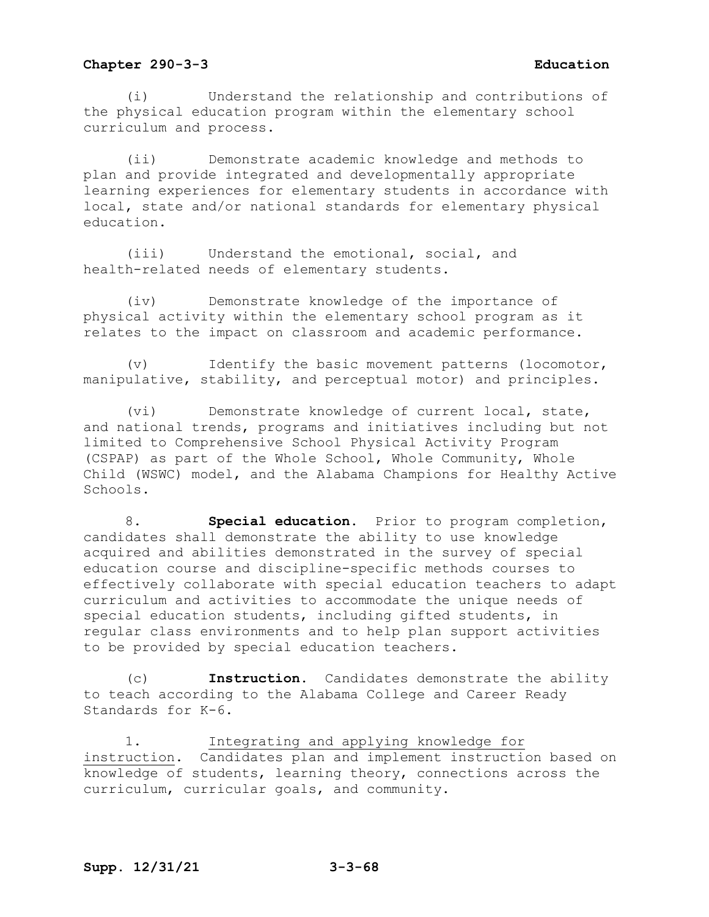(i) Understand the relationship and contributions of the physical education program within the elementary school curriculum and process.

(ii) Demonstrate academic knowledge and methods to plan and provide integrated and developmentally appropriate learning experiences for elementary students in accordance with local, state and/or national standards for elementary physical education.

(iii) Understand the emotional, social, and health-related needs of elementary students.

(iv) Demonstrate knowledge of the importance of physical activity within the elementary school program as it relates to the impact on classroom and academic performance.

(v) Identify the basic movement patterns (locomotor, manipulative, stability, and perceptual motor) and principles.

(vi) Demonstrate knowledge of current local, state, and national trends, programs and initiatives including but not limited to Comprehensive School Physical Activity Program (CSPAP) as part of the Whole School, Whole Community, Whole Child (WSWC) model, and the Alabama Champions for Healthy Active Schools.

8. **Special education.** Prior to program completion, candidates shall demonstrate the ability to use knowledge acquired and abilities demonstrated in the survey of special education course and discipline-specific methods courses to effectively collaborate with special education teachers to adapt curriculum and activities to accommodate the unique needs of special education students, including gifted students, in regular class environments and to help plan support activities to be provided by special education teachers.

(c) **Instruction.** Candidates demonstrate the ability to teach according to the Alabama College and Career Ready Standards for K-6.

1. Integrating and applying knowledge for instruction. Candidates plan and implement instruction based on knowledge of students, learning theory, connections across the curriculum, curricular goals, and community.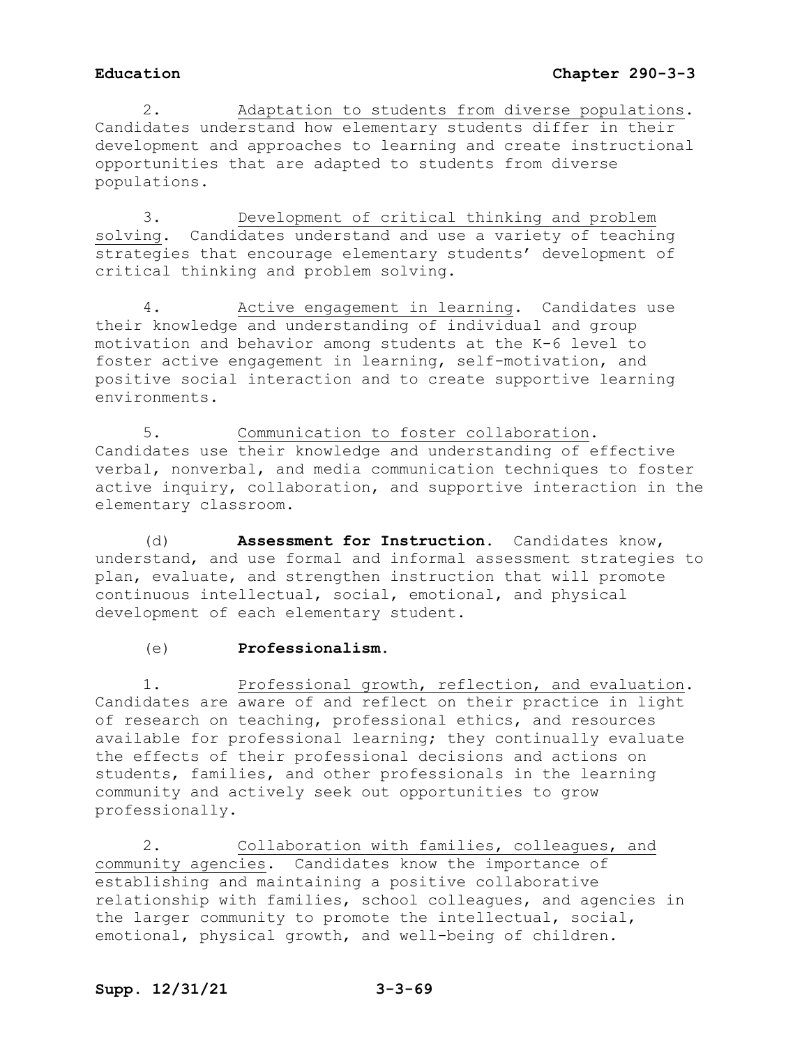2. Adaptation to students from diverse populations. Candidates understand how elementary students differ in their development and approaches to learning and create instructional opportunities that are adapted to students from diverse populations.

3. Development of critical thinking and problem solving. Candidates understand and use a variety of teaching strategies that encourage elementary students' development of critical thinking and problem solving.

4. Active engagement in learning. Candidates use their knowledge and understanding of individual and group motivation and behavior among students at the K-6 level to foster active engagement in learning, self-motivation, and positive social interaction and to create supportive learning environments.

5. Communication to foster collaboration. Candidates use their knowledge and understanding of effective verbal, nonverbal, and media communication techniques to foster active inquiry, collaboration, and supportive interaction in the elementary classroom.

(d) **Assessment for Instruction.** Candidates know, understand, and use formal and informal assessment strategies to plan, evaluate, and strengthen instruction that will promote continuous intellectual, social, emotional, and physical development of each elementary student.

(e) **Professionalism.**

1. Professional growth, reflection, and evaluation. Candidates are aware of and reflect on their practice in light of research on teaching, professional ethics, and resources available for professional learning; they continually evaluate the effects of their professional decisions and actions on students, families, and other professionals in the learning community and actively seek out opportunities to grow professionally.

2. Collaboration with families, colleagues, and community agencies. Candidates know the importance of establishing and maintaining a positive collaborative relationship with families, school colleagues, and agencies in the larger community to promote the intellectual, social, emotional, physical growth, and well-being of children.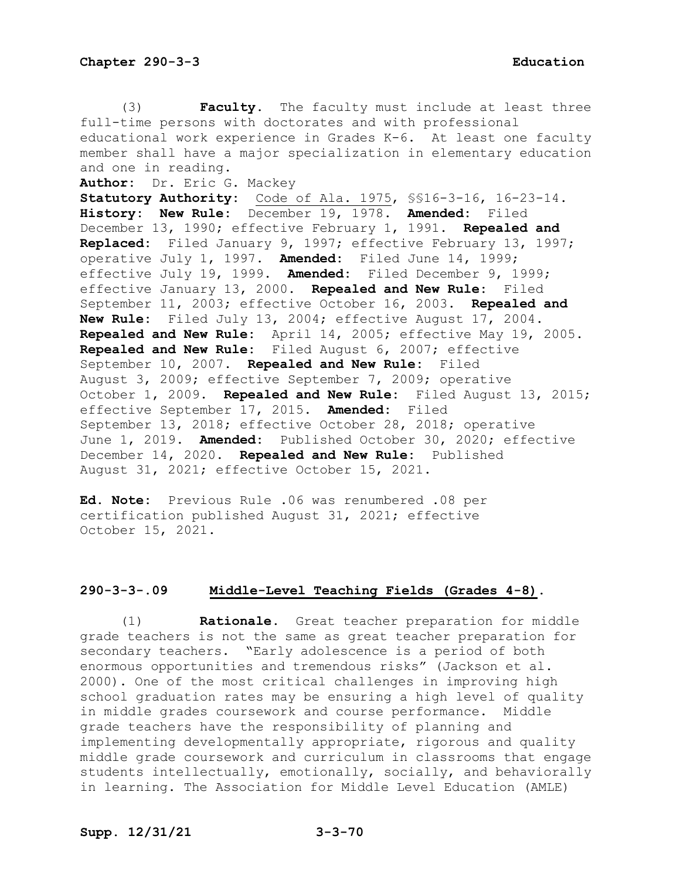(3) **Faculty.** The faculty must include at least three full-time persons with doctorates and with professional educational work experience in Grades K-6. At least one faculty member shall have a major specialization in elementary education and one in reading.

**Author:** Dr. Eric G. Mackey

**Statutory Authority:** Code of Ala. 1975, §§16-3-16, 16-23-14.

**History: New Rule:** December 19, 1978. **Amended:** Filed December 13, 1990; effective February 1, 1991. **Repealed and Replaced:** Filed January 9, 1997; effective February 13, 1997; operative July 1, 1997. **Amended:** Filed June 14, 1999; effective July 19, 1999. **Amended:** Filed December 9, 1999; effective January 13, 2000. **Repealed and New Rule:** Filed September 11, 2003; effective October 16, 2003. **Repealed and New Rule:** Filed July 13, 2004; effective August 17, 2004. **Repealed and New Rule:** April 14, 2005; effective May 19, 2005. **Repealed and New Rule:** Filed August 6, 2007; effective September 10, 2007. **Repealed and New Rule:** Filed August 3, 2009; effective September 7, 2009; operative October 1, 2009. **Repealed and New Rule:** Filed August 13, 2015; effective September 17, 2015. **Amended:** Filed September 13, 2018; effective October 28, 2018; operative June 1, 2019. **Amended:** Published October 30, 2020; effective December 14, 2020. **Repealed and New Rule:** Published August 31, 2021; effective October 15, 2021.

**Ed. Note:** Previous Rule .06 was renumbered .08 per certification published August 31, 2021; effective October 15, 2021.

## 290-3-3-.09 Middle-Level Teaching Fields (Grades 4-8).

(1) **Rationale.** Great teacher preparation for middle grade teachers is not the same as great teacher preparation for secondary teachers. "Early adolescence is a period of both enormous opportunities and tremendous risks" (Jackson et al. 2000). One of the most critical challenges in improving high school graduation rates may be ensuring a high level of quality in middle grades coursework and course performance. Middle grade teachers have the responsibility of planning and implementing developmentally appropriate, rigorous and quality middle grade coursework and curriculum in classrooms that engage students intellectually, emotionally, socially, and behaviorally in learning. The Association for Middle Level Education (AMLE)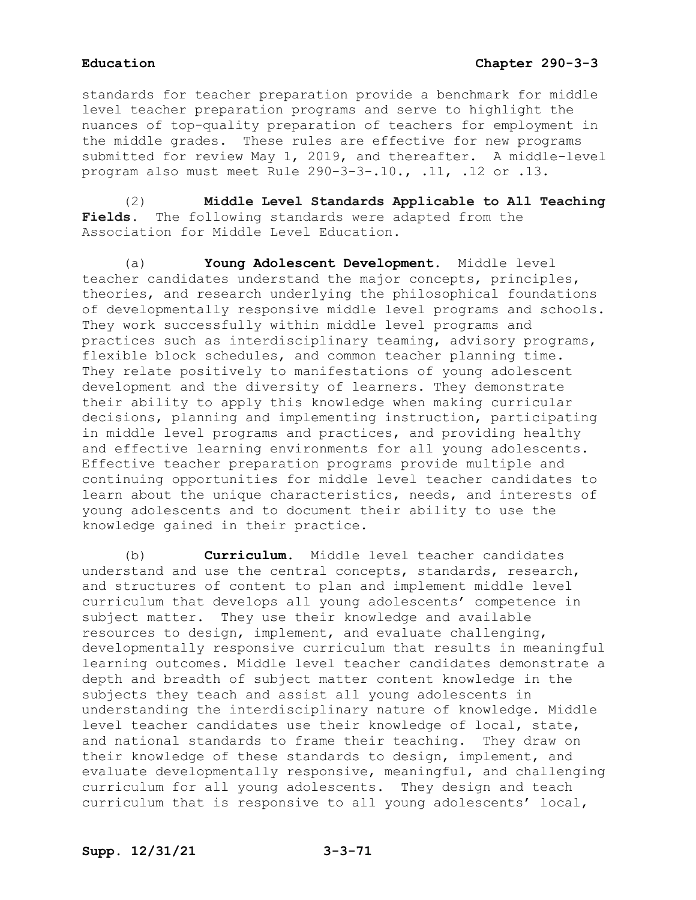standards for teacher preparation provide a benchmark for middle level teacher preparation programs and serve to highlight the nuances of top-quality preparation of teachers for employment in the middle grades. These rules are effective for new programs submitted for review May 1, 2019, and thereafter. A middle-level program also must meet Rule 290-3-3-.10., .11, .12 or .13.

(2) **Middle Level Standards Applicable to All Teaching Fields.** The following standards were adapted from the Association for Middle Level Education.

(a) **Young Adolescent Development.** Middle level teacher candidates understand the major concepts, principles, theories, and research underlying the philosophical foundations of developmentally responsive middle level programs and schools. They work successfully within middle level programs and practices such as interdisciplinary teaming, advisory programs, flexible block schedules, and common teacher planning time. They relate positively to manifestations of young adolescent development and the diversity of learners. They demonstrate their ability to apply this knowledge when making curricular decisions, planning and implementing instruction, participating in middle level programs and practices, and providing healthy and effective learning environments for all young adolescents. Effective teacher preparation programs provide multiple and continuing opportunities for middle level teacher candidates to learn about the unique characteristics, needs, and interests of young adolescents and to document their ability to use the knowledge gained in their practice.

(b) **Curriculum.** Middle level teacher candidates understand and use the central concepts, standards, research, and structures of content to plan and implement middle level curriculum that develops all young adolescents' competence in subject matter. They use their knowledge and available resources to design, implement, and evaluate challenging, developmentally responsive curriculum that results in meaningful learning outcomes. Middle level teacher candidates demonstrate a depth and breadth of subject matter content knowledge in the subjects they teach and assist all young adolescents in understanding the interdisciplinary nature of knowledge. Middle level teacher candidates use their knowledge of local, state, and national standards to frame their teaching. They draw on their knowledge of these standards to design, implement, and evaluate developmentally responsive, meaningful, and challenging curriculum for all young adolescents. They design and teach curriculum that is responsive to all young adolescents' local,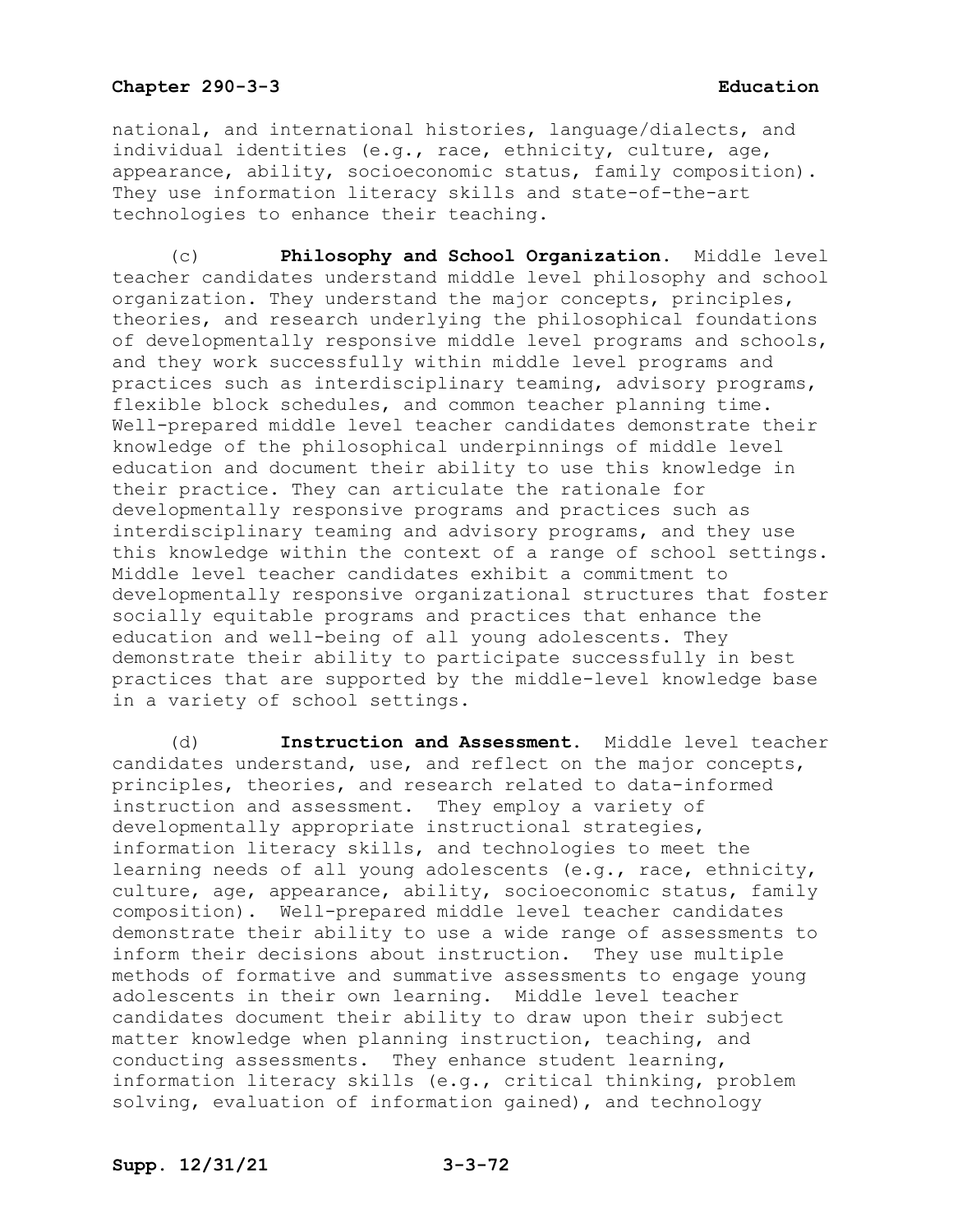national, and international histories, language/dialects, and individual identities (e.g., race, ethnicity, culture, age, appearance, ability, socioeconomic status, family composition). They use information literacy skills and state-of-the-art technologies to enhance their teaching.

(c) **Philosophy and School Organization.** Middle level teacher candidates understand middle level philosophy and school organization. They understand the major concepts, principles, theories, and research underlying the philosophical foundations of developmentally responsive middle level programs and schools, and they work successfully within middle level programs and practices such as interdisciplinary teaming, advisory programs, flexible block schedules, and common teacher planning time. Well-prepared middle level teacher candidates demonstrate their knowledge of the philosophical underpinnings of middle level education and document their ability to use this knowledge in their practice. They can articulate the rationale for developmentally responsive programs and practices such as interdisciplinary teaming and advisory programs, and they use this knowledge within the context of a range of school settings. Middle level teacher candidates exhibit a commitment to developmentally responsive organizational structures that foster socially equitable programs and practices that enhance the education and well-being of all young adolescents. They demonstrate their ability to participate successfully in best practices that are supported by the middle-level knowledge base in a variety of school settings.

(d) **Instruction and Assessment.** Middle level teacher candidates understand, use, and reflect on the major concepts, principles, theories, and research related to data-informed instruction and assessment. They employ a variety of developmentally appropriate instructional strategies, information literacy skills, and technologies to meet the learning needs of all young adolescents (e.g., race, ethnicity, culture, age, appearance, ability, socioeconomic status, family composition). Well-prepared middle level teacher candidates demonstrate their ability to use a wide range of assessments to inform their decisions about instruction. They use multiple methods of formative and summative assessments to engage young adolescents in their own learning. Middle level teacher candidates document their ability to draw upon their subject matter knowledge when planning instruction, teaching, and conducting assessments. They enhance student learning, information literacy skills (e.g., critical thinking, problem solving, evaluation of information gained), and technology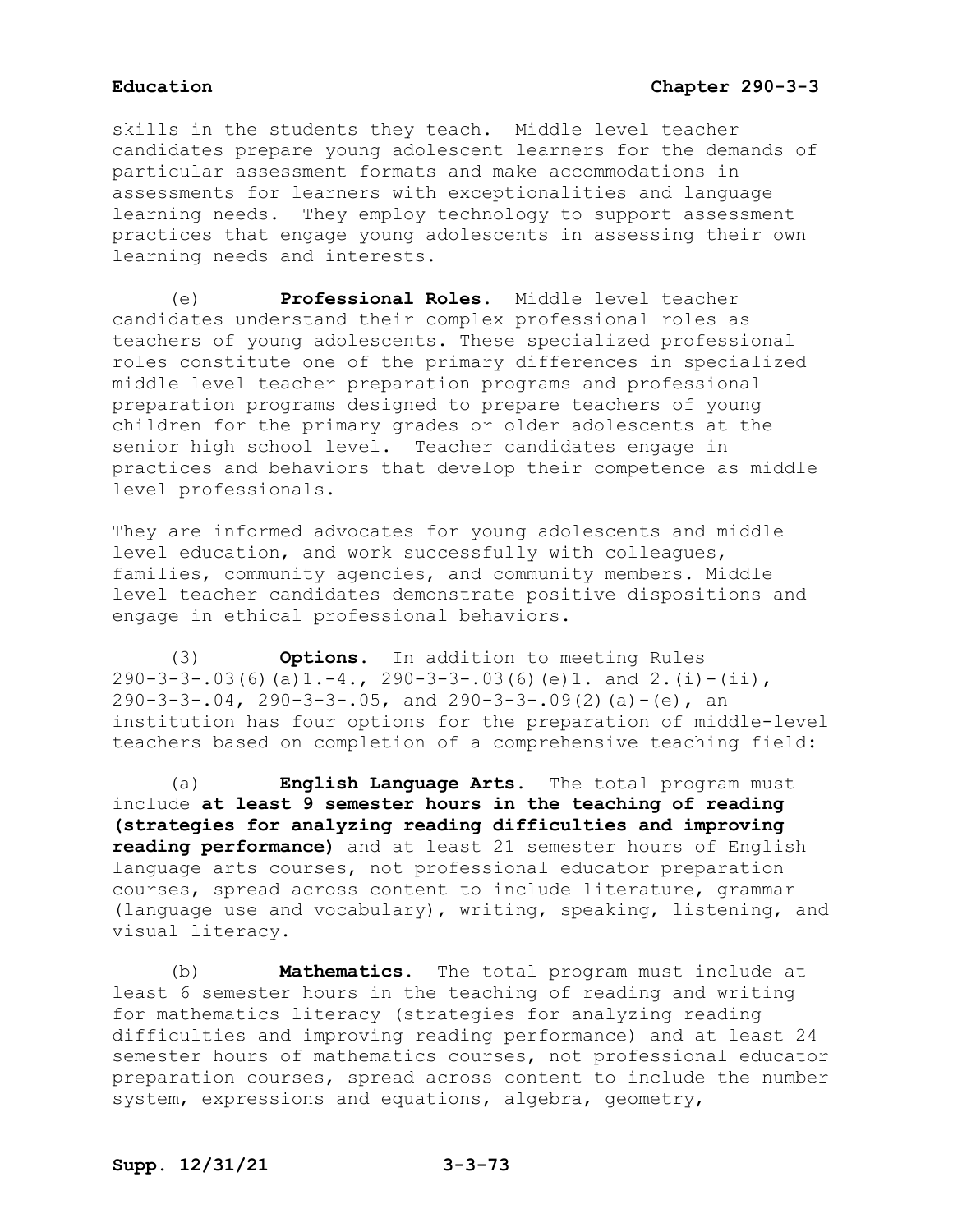skills in the students they teach. Middle level teacher candidates prepare young adolescent learners for the demands of particular assessment formats and make accommodations in assessments for learners with exceptionalities and language learning needs. They employ technology to support assessment practices that engage young adolescents in assessing their own learning needs and interests.

(e) **Professional Roles.** Middle level teacher candidates understand their complex professional roles as teachers of young adolescents. These specialized professional roles constitute one of the primary differences in specialized middle level teacher preparation programs and professional preparation programs designed to prepare teachers of young children for the primary grades or older adolescents at the senior high school level. Teacher candidates engage in practices and behaviors that develop their competence as middle level professionals.

They are informed advocates for young adolescents and middle level education, and work successfully with colleagues, families, community agencies, and community members. Middle level teacher candidates demonstrate positive dispositions and engage in ethical professional behaviors.

(3) **Options.** In addition to meeting Rules 290-3-3-.03(6)(a)1.-4., 290-3-3-.03(6)(e)1. and 2.(i)-(ii), 290-3-3-.04, 290-3-3-.05, and 290-3-3-.09(2)(a)-(e), an institution has four options for the preparation of middle-level teachers based on completion of a comprehensive teaching field:

(a) **English Language Arts.** The total program must include **at least 9 semester hours in the teaching of reading (strategies for analyzing reading difficulties and improving reading performance)** and at least 21 semester hours of English language arts courses, not professional educator preparation courses, spread across content to include literature, grammar (language use and vocabulary), writing, speaking, listening, and visual literacy.

(b) **Mathematics.** The total program must include at least 6 semester hours in the teaching of reading and writing for mathematics literacy (strategies for analyzing reading difficulties and improving reading performance) and at least 24 semester hours of mathematics courses, not professional educator preparation courses, spread across content to include the number system, expressions and equations, algebra, geometry,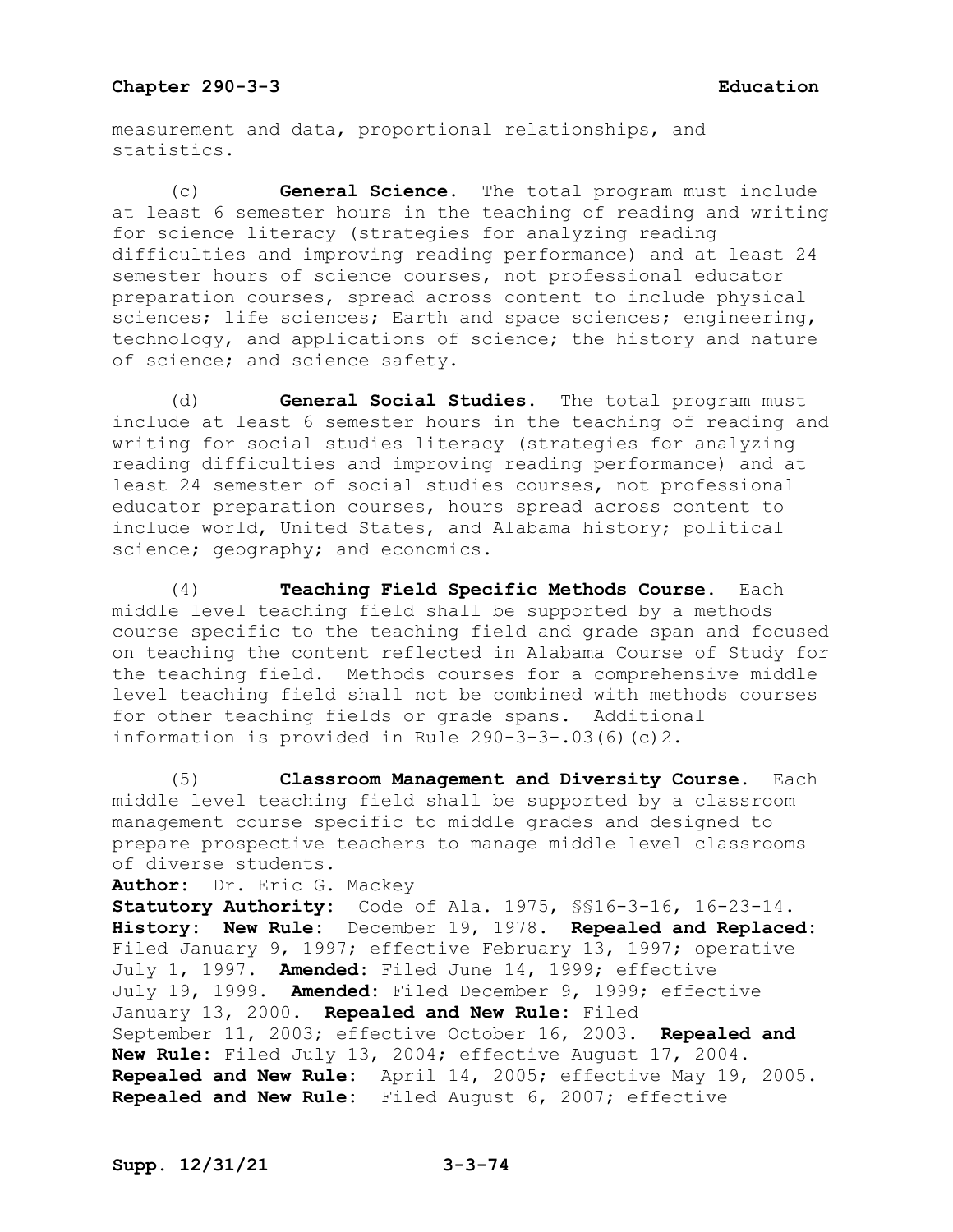measurement and data, proportional relationships, and statistics.

(c) **General Science.** The total program must include at least 6 semester hours in the teaching of reading and writing for science literacy (strategies for analyzing reading difficulties and improving reading performance) and at least 24 semester hours of science courses, not professional educator preparation courses, spread across content to include physical sciences; life sciences; Earth and space sciences; engineering, technology, and applications of science; the history and nature of science; and science safety.

(d) **General Social Studies.** The total program must include at least 6 semester hours in the teaching of reading and writing for social studies literacy (strategies for analyzing reading difficulties and improving reading performance) and at least 24 semester of social studies courses, not professional educator preparation courses, hours spread across content to include world, United States, and Alabama history; political science; geography; and economics.

(4) **Teaching Field Specific Methods Course.** Each middle level teaching field shall be supported by a methods course specific to the teaching field and grade span and focused on teaching the content reflected in Alabama Course of Study for the teaching field. Methods courses for a comprehensive middle level teaching field shall not be combined with methods courses for other teaching fields or grade spans. Additional information is provided in Rule 290-3-3-.03(6)(c)2.

(5) **Classroom Management and Diversity Course.** Each middle level teaching field shall be supported by a classroom management course specific to middle grades and designed to prepare prospective teachers to manage middle level classrooms of diverse students.

**Author:** Dr. Eric G. Mackey

**Statutory Authority:** Code of Ala. 1975, §§16-3-16, 16-23-14.

**History: New Rule:** December 19, 1978. **Repealed and Replaced:** Filed January 9, 1997; effective February 13, 1997; operative July 1, 1997. **Amended:** Filed June 14, 1999; effective July 19, 1999. **Amended:** Filed December 9, 1999; effective January 13, 2000. **Repealed and New Rule:** Filed September 11, 2003; effective October 16, 2003. **Repealed and New Rule:** Filed July 13, 2004; effective August 17, 2004. **Repealed and New Rule:** April 14, 2005; effective May 19, 2005. **Repealed and New Rule:** Filed August 6, 2007; effective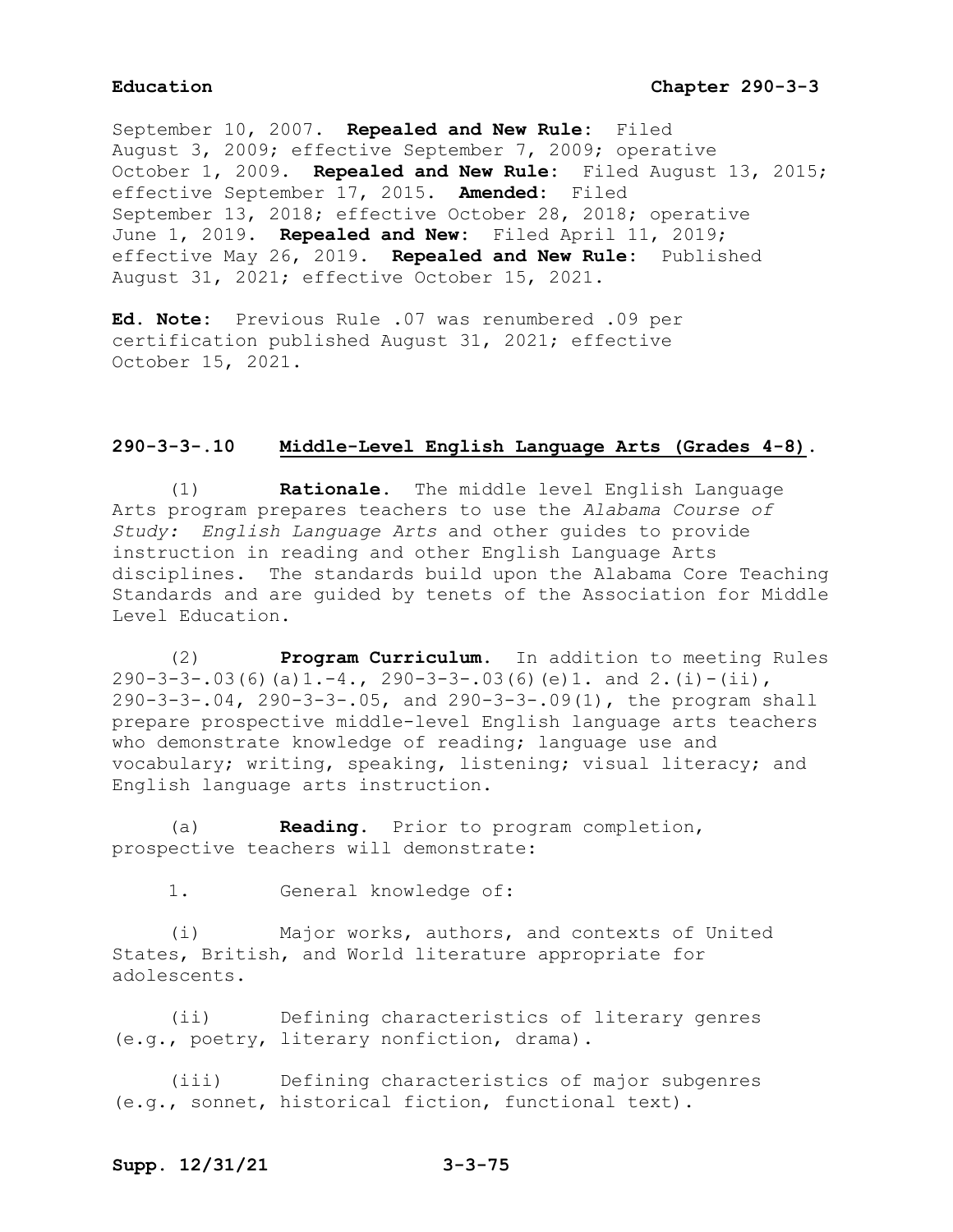September 10, 2007. **Repealed and New Rule:** Filed August 3, 2009; effective September 7, 2009; operative October 1, 2009. **Repealed and New Rule:** Filed August 13, 2015; effective September 17, 2015. **Amended:** Filed September 13, 2018; effective October 28, 2018; operative June 1, 2019. **Repealed and New:** Filed April 11, 2019; effective May 26, 2019. **Repealed and New Rule:** Published August 31, 2021; effective October 15, 2021.

**Ed. Note:** Previous Rule .07 was renumbered .09 per certification published August 31, 2021; effective October 15, 2021.

## 290-3-3-.10 Middle-Level English Language Arts (Grades 4-8).

(1) **Rationale.** The middle level English Language Arts program prepares teachers to use the *Alabama Course of Study: English Language Arts* and other guides to provide instruction in reading and other English Language Arts disciplines. The standards build upon the Alabama Core Teaching Standards and are guided by tenets of the Association for Middle Level Education.

(2) **Program Curriculum.** In addition to meeting Rules 290-3-3-.03(6)(a)1.-4., 290-3-3-.03(6)(e)1. and 2.(i)-(ii), 290-3-3-.04, 290-3-3-.05, and 290-3-3-.09(1), the program shall prepare prospective middle-level English language arts teachers who demonstrate knowledge of reading; language use and vocabulary; writing, speaking, listening; visual literacy; and English language arts instruction.

(a) **Reading.** Prior to program completion, prospective teachers will demonstrate:

1. General knowledge of:

(i) Major works, authors, and contexts of United States, British, and World literature appropriate for adolescents.

(ii) Defining characteristics of literary genres (e.g., poetry, literary nonfiction, drama).

(iii) Defining characteristics of major subgenres (e.g., sonnet, historical fiction, functional text).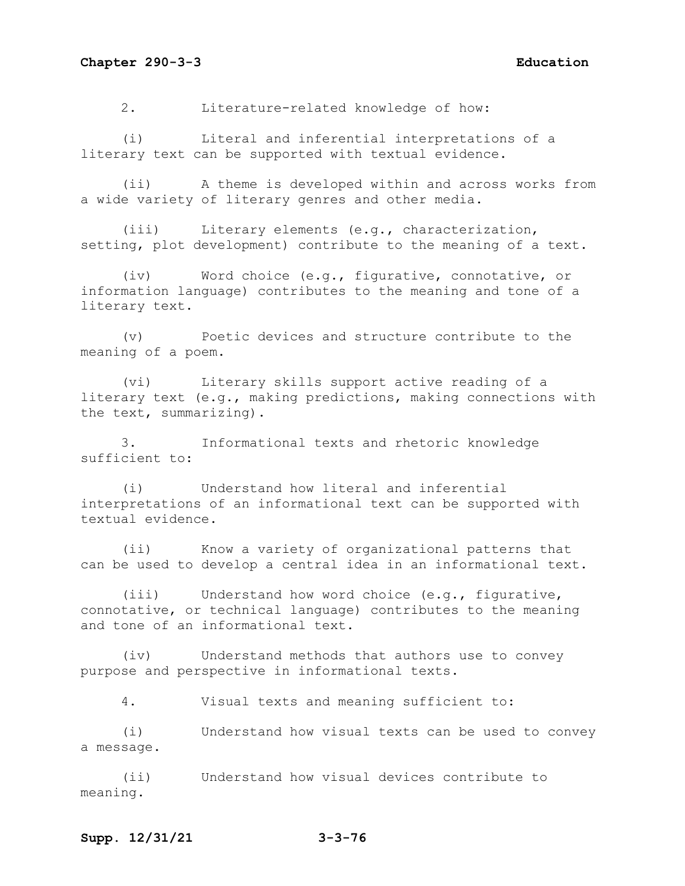2. Literature-related knowledge of how:

(i) Literal and inferential interpretations of a literary text can be supported with textual evidence.

(ii) A theme is developed within and across works from a wide variety of literary genres and other media.

(iii) Literary elements (e.g., characterization, setting, plot development) contribute to the meaning of a text.

(iv) Word choice (e.g., figurative, connotative, or information language) contributes to the meaning and tone of a literary text.

(v) Poetic devices and structure contribute to the meaning of a poem.

(vi) Literary skills support active reading of a literary text (e.g., making predictions, making connections with the text, summarizing).

3. Informational texts and rhetoric knowledge sufficient to:

(i) Understand how literal and inferential interpretations of an informational text can be supported with textual evidence.

(ii) Know a variety of organizational patterns that can be used to develop a central idea in an informational text.

(iii) Understand how word choice (e.g., figurative, connotative, or technical language) contributes to the meaning and tone of an informational text.

(iv) Understand methods that authors use to convey purpose and perspective in informational texts.

4. Visual texts and meaning sufficient to:

(i) Understand how visual texts can be used to convey a message.

(ii) Understand how visual devices contribute to meaning.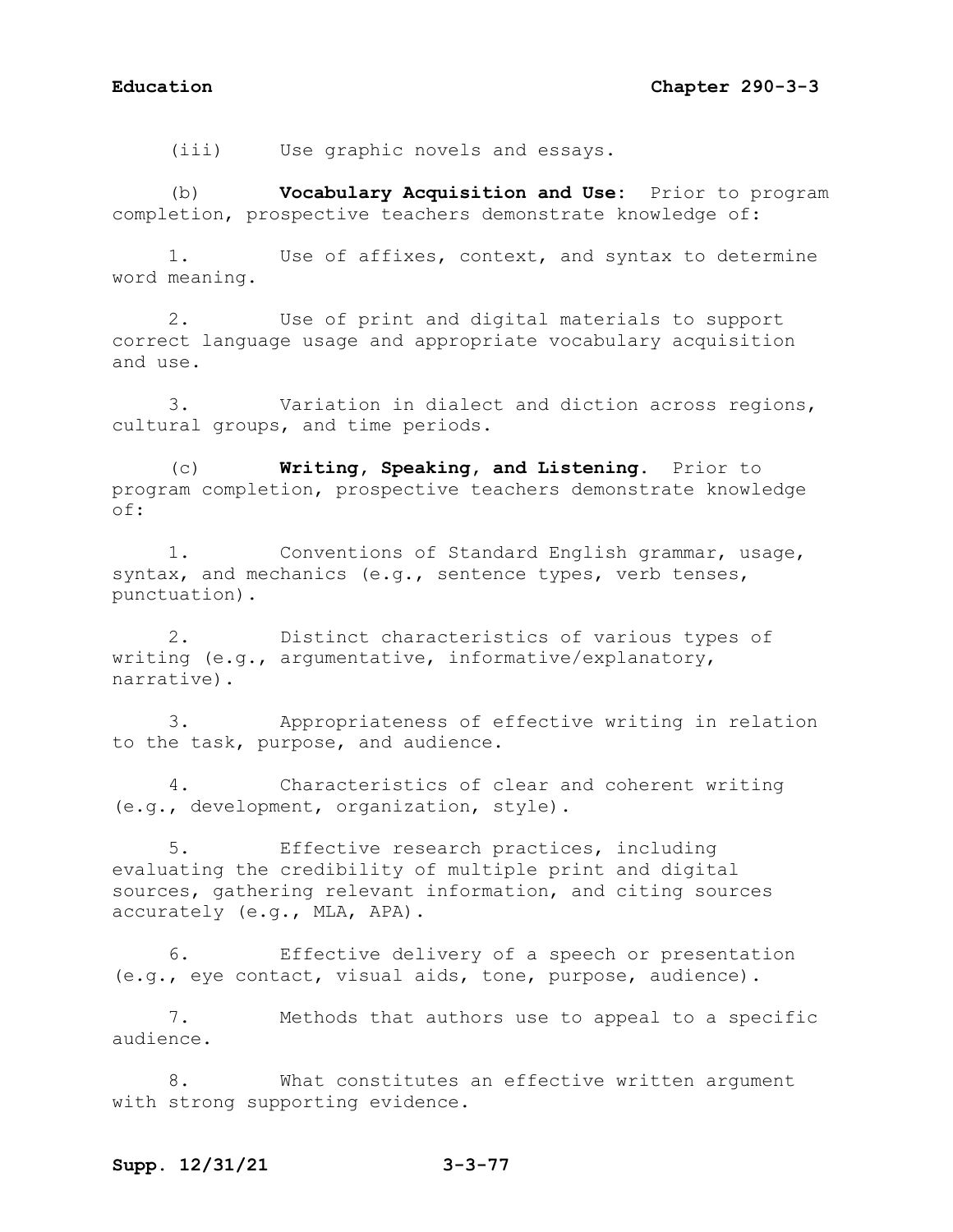(iii) Use graphic novels and essays.

(b) **Vocabulary Acquisition and Use**: Prior to program completion, prospective teachers demonstrate knowledge of:

1. Use of affixes, context, and syntax to determine word meaning.

2. Use of print and digital materials to support correct language usage and appropriate vocabulary acquisition and use.

3. Variation in dialect and diction across regions, cultural groups, and time periods.

(c) **Writing, Speaking, and Listening.** Prior to program completion, prospective teachers demonstrate knowledge of:

1. Conventions of Standard English grammar, usage, syntax, and mechanics (e.g., sentence types, verb tenses, punctuation).

2. Distinct characteristics of various types of writing (e.g., argumentative, informative/explanatory, narrative).

3. Appropriateness of effective writing in relation to the task, purpose, and audience.

4. Characteristics of clear and coherent writing (e.g., development, organization, style).

5. Effective research practices, including evaluating the credibility of multiple print and digital sources, gathering relevant information, and citing sources accurately (e.g., MLA, APA).

6. Effective delivery of a speech or presentation (e.g., eye contact, visual aids, tone, purpose, audience).

7. Methods that authors use to appeal to a specific audience.

8. What constitutes an effective written argument with strong supporting evidence.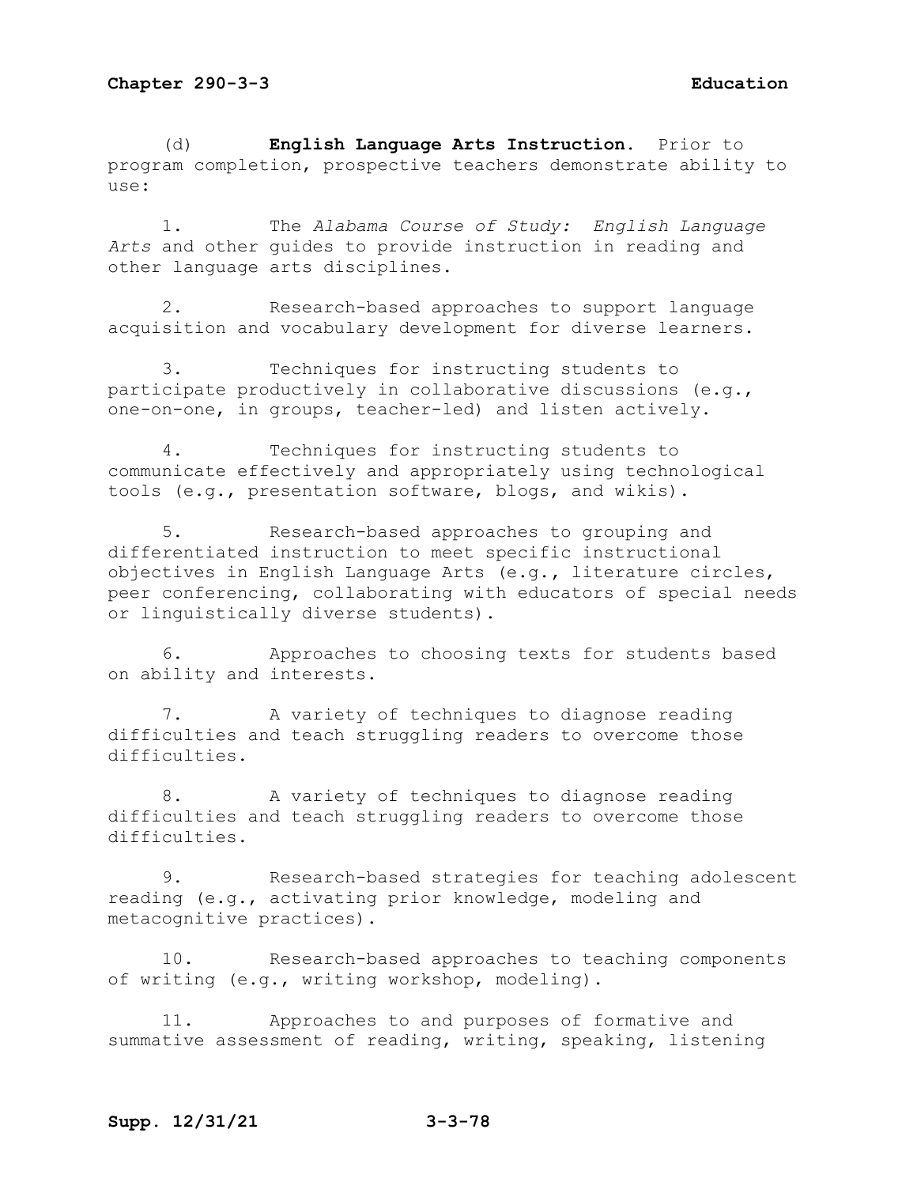(d) **English Language Arts Instruction**. Prior to program completion, prospective teachers demonstrate ability to use:

1. The *Alabama Course of Study: English Language Arts* and other guides to provide instruction in reading and other language arts disciplines.

2. Research-based approaches to support language acquisition and vocabulary development for diverse learners.

3. Techniques for instructing students to participate productively in collaborative discussions (e.g., one-on-one, in groups, teacher-led) and listen actively.

4. Techniques for instructing students to communicate effectively and appropriately using technological tools (e.g., presentation software, blogs, and wikis).

5. Research-based approaches to grouping and differentiated instruction to meet specific instructional objectives in English Language Arts (e.g., literature circles, peer conferencing, collaborating with educators of special needs or linguistically diverse students).

6. Approaches to choosing texts for students based on ability and interests.

7. A variety of techniques to diagnose reading difficulties and teach struggling readers to overcome those difficulties.

8. A variety of techniques to diagnose reading difficulties and teach struggling readers to overcome those difficulties.

9. Research-based strategies for teaching adolescent reading (e.g., activating prior knowledge, modeling and metacognitive practices).

10. Research-based approaches to teaching components of writing (e.g., writing workshop, modeling).

11. Approaches to and purposes of formative and summative assessment of reading, writing, speaking, listening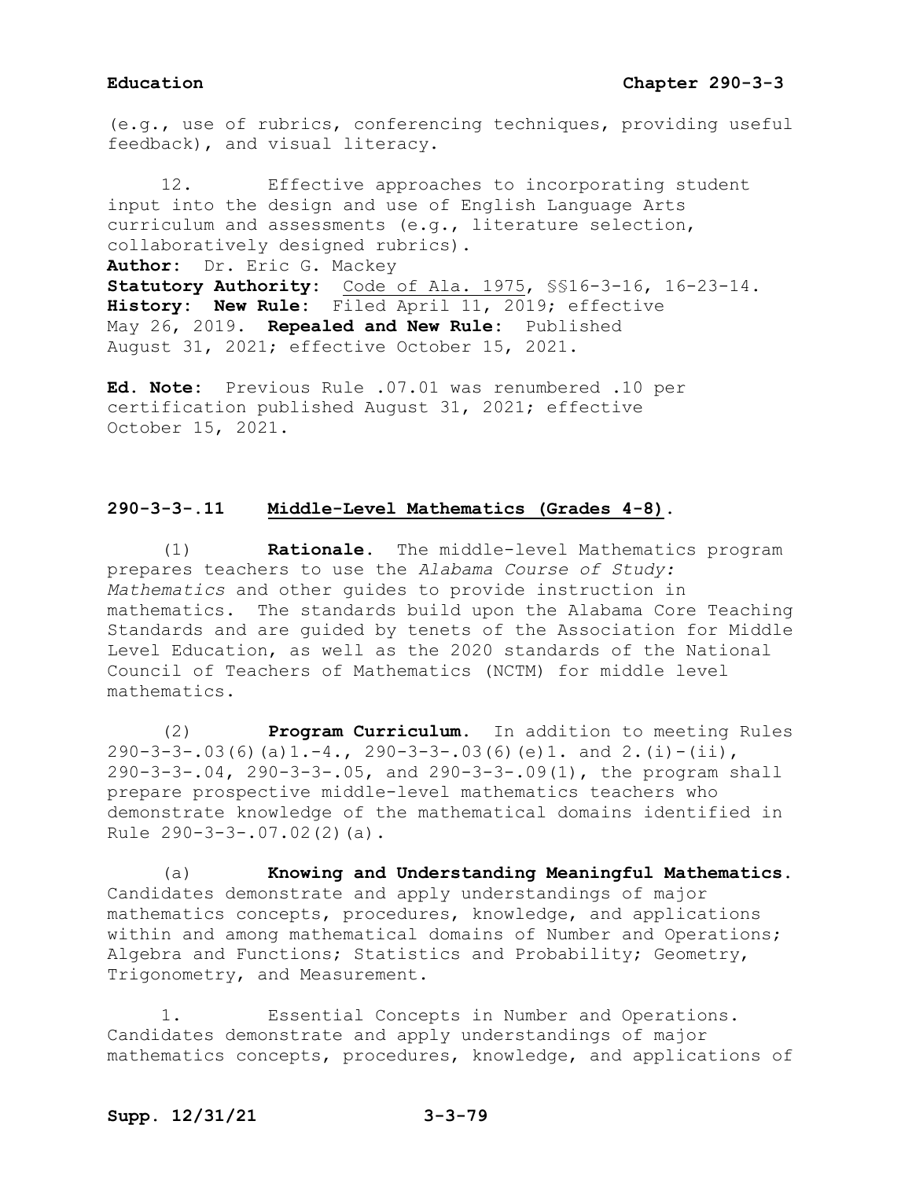(e.g., use of rubrics, conferencing techniques, providing useful feedback), and visual literacy.

12. Effective approaches to incorporating student input into the design and use of English Language Arts curriculum and assessments (e.g., literature selection, collaboratively designed rubrics).

**Author:** Dr. Eric G. Mackey
**Statutory Authority:** Code of Ala. 1975, §§16-3-16, 16-23-14.
**History: New Rule:** Filed April 11, 2019; effective May 26, 2019. **Repealed and New Rule:** Published August 31, 2021; effective October 15, 2021.

**Ed. Note:** Previous Rule .07.01 was renumbered .10 per certification published August 31, 2021; effective October 15, 2021.

## 290-3-3-.11 Middle-Level Mathematics (Grades 4-8).

(1) **Rationale.** The middle-level Mathematics program prepares teachers to use the *Alabama Course of Study: Mathematics* and other guides to provide instruction in mathematics. The standards build upon the Alabama Core Teaching Standards and are guided by tenets of the Association for Middle Level Education, as well as the 2020 standards of the National Council of Teachers of Mathematics (NCTM) for middle level mathematics.

(2) **Program Curriculum.** In addition to meeting Rules 290-3-3-.03(6)(a)1.-4., 290-3-3-.03(6)(e)1. and 2.(i)-(ii), 290-3-3-.04, 290-3-3-.05, and 290-3-3-.09(1), the program shall prepare prospective middle-level mathematics teachers who demonstrate knowledge of the mathematical domains identified in Rule 290-3-3-.07.02(2)(a).

(a) **Knowing and Understanding Meaningful Mathematics.** Candidates demonstrate and apply understandings of major mathematics concepts, procedures, knowledge, and applications within and among mathematical domains of Number and Operations; Algebra and Functions; Statistics and Probability; Geometry, Trigonometry, and Measurement.

1. Essential Concepts in Number and Operations. Candidates demonstrate and apply understandings of major mathematics concepts, procedures, knowledge, and applications of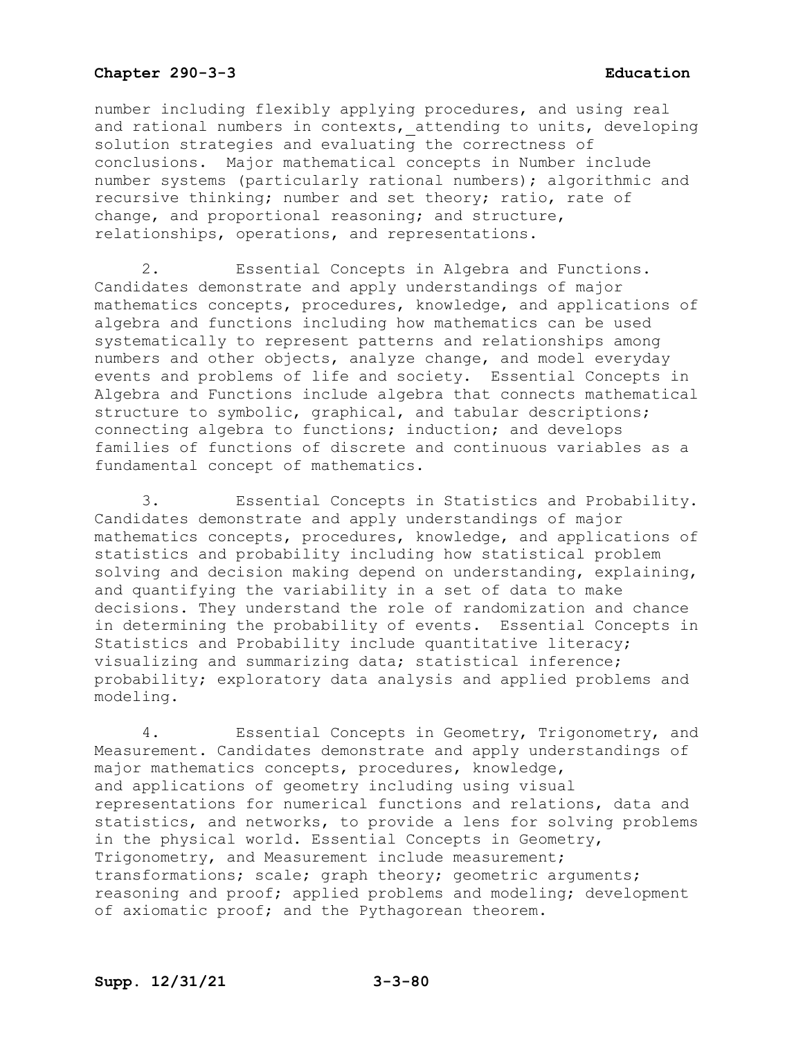number including flexibly applying procedures, and using real and rational numbers in contexts, attending to units, developing solution strategies and evaluating the correctness of conclusions. Major mathematical concepts in Number include number systems (particularly rational numbers); algorithmic and recursive thinking; number and set theory; ratio, rate of change, and proportional reasoning; and structure, relationships, operations, and representations.

2. Essential Concepts in Algebra and Functions. Candidates demonstrate and apply understandings of major mathematics concepts, procedures, knowledge, and applications of algebra and functions including how mathematics can be used systematically to represent patterns and relationships among numbers and other objects, analyze change, and model everyday events and problems of life and society. Essential Concepts in Algebra and Functions include algebra that connects mathematical structure to symbolic, graphical, and tabular descriptions; connecting algebra to functions; induction; and develops families of functions of discrete and continuous variables as a fundamental concept of mathematics.

3. Essential Concepts in Statistics and Probability. Candidates demonstrate and apply understandings of major mathematics concepts, procedures, knowledge, and applications of statistics and probability including how statistical problem solving and decision making depend on understanding, explaining, and quantifying the variability in a set of data to make decisions. They understand the role of randomization and chance in determining the probability of events. Essential Concepts in Statistics and Probability include quantitative literacy; visualizing and summarizing data; statistical inference; probability; exploratory data analysis and applied problems and modeling.

4. Essential Concepts in Geometry, Trigonometry, and Measurement. Candidates demonstrate and apply understandings of major mathematics concepts, procedures, knowledge, and applications of geometry including using visual representations for numerical functions and relations, data and statistics, and networks, to provide a lens for solving problems in the physical world. Essential Concepts in Geometry, Trigonometry, and Measurement include measurement; transformations; scale; graph theory; geometric arguments; reasoning and proof; applied problems and modeling; development of axiomatic proof; and the Pythagorean theorem.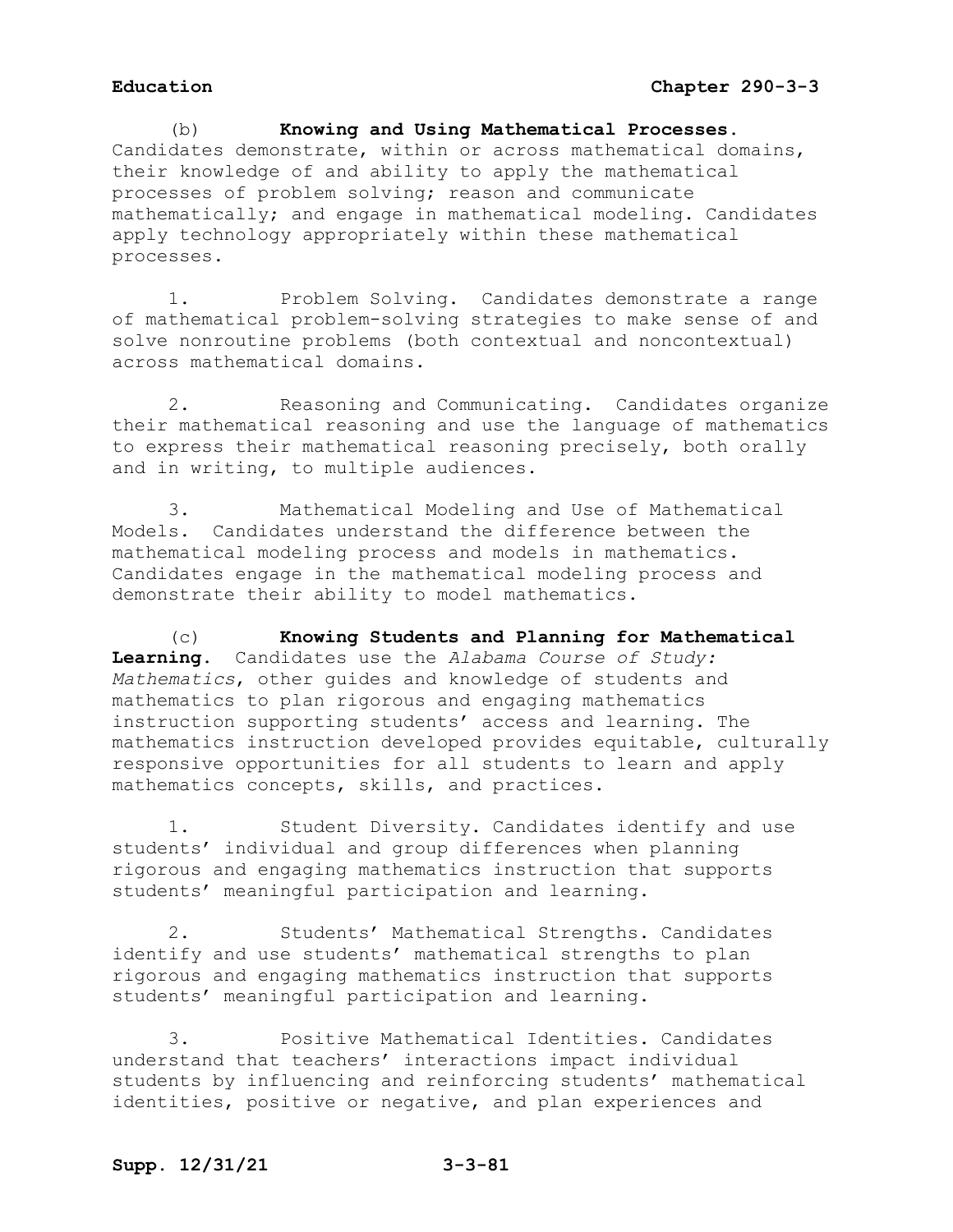(b) **Knowing and Using Mathematical Processes.** Candidates demonstrate, within or across mathematical domains, their knowledge of and ability to apply the mathematical processes of problem solving; reason and communicate mathematically; and engage in mathematical modeling. Candidates apply technology appropriately within these mathematical processes.

1. Problem Solving. Candidates demonstrate a range of mathematical problem-solving strategies to make sense of and solve nonroutine problems (both contextual and noncontextual) across mathematical domains.

2. Reasoning and Communicating. Candidates organize their mathematical reasoning and use the language of mathematics to express their mathematical reasoning precisely, both orally and in writing, to multiple audiences.

3. Mathematical Modeling and Use of Mathematical Models. Candidates understand the difference between the mathematical modeling process and models in mathematics. Candidates engage in the mathematical modeling process and demonstrate their ability to model mathematics.

(c) **Knowing Students and Planning for Mathematical Learning.** Candidates use the *Alabama Course of Study: Mathematics*, other guides and knowledge of students and mathematics to plan rigorous and engaging mathematics instruction supporting students' access and learning. The mathematics instruction developed provides equitable, culturally responsive opportunities for all students to learn and apply mathematics concepts, skills, and practices.

1. Student Diversity. Candidates identify and use students' individual and group differences when planning rigorous and engaging mathematics instruction that supports students' meaningful participation and learning.

2. Students' Mathematical Strengths. Candidates identify and use students' mathematical strengths to plan rigorous and engaging mathematics instruction that supports students' meaningful participation and learning.

3. Positive Mathematical Identities. Candidates understand that teachers' interactions impact individual students by influencing and reinforcing students' mathematical identities, positive or negative, and plan experiences and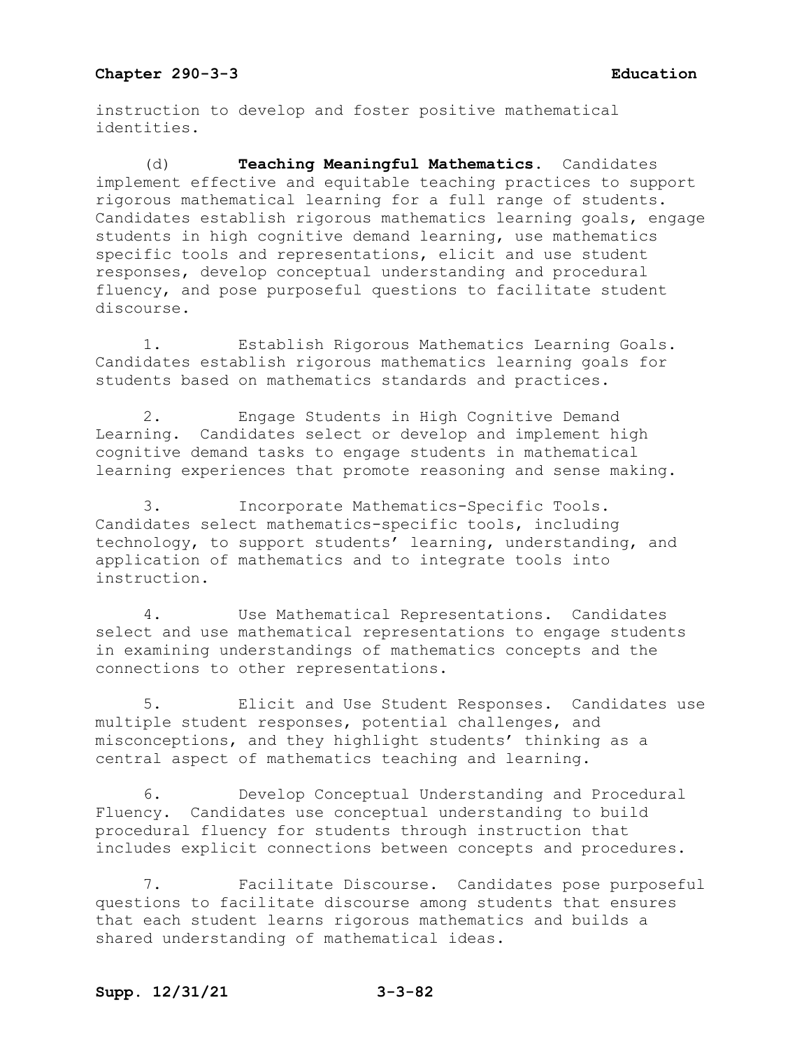instruction to develop and foster positive mathematical identities.

(d) **Teaching Meaningful Mathematics.** Candidates implement effective and equitable teaching practices to support rigorous mathematical learning for a full range of students. Candidates establish rigorous mathematics learning goals, engage students in high cognitive demand learning, use mathematics specific tools and representations, elicit and use student responses, develop conceptual understanding and procedural fluency, and pose purposeful questions to facilitate student discourse.

1. Establish Rigorous Mathematics Learning Goals. Candidates establish rigorous mathematics learning goals for students based on mathematics standards and practices.

2. Engage Students in High Cognitive Demand Learning. Candidates select or develop and implement high cognitive demand tasks to engage students in mathematical learning experiences that promote reasoning and sense making.

3. Incorporate Mathematics-Specific Tools. Candidates select mathematics-specific tools, including technology, to support students' learning, understanding, and application of mathematics and to integrate tools into instruction.

4. Use Mathematical Representations. Candidates select and use mathematical representations to engage students in examining understandings of mathematics concepts and the connections to other representations.

5. Elicit and Use Student Responses. Candidates use multiple student responses, potential challenges, and misconceptions, and they highlight students' thinking as a central aspect of mathematics teaching and learning.

6. Develop Conceptual Understanding and Procedural Fluency. Candidates use conceptual understanding to build procedural fluency for students through instruction that includes explicit connections between concepts and procedures.

7. Facilitate Discourse. Candidates pose purposeful questions to facilitate discourse among students that ensures that each student learns rigorous mathematics and builds a shared understanding of mathematical ideas.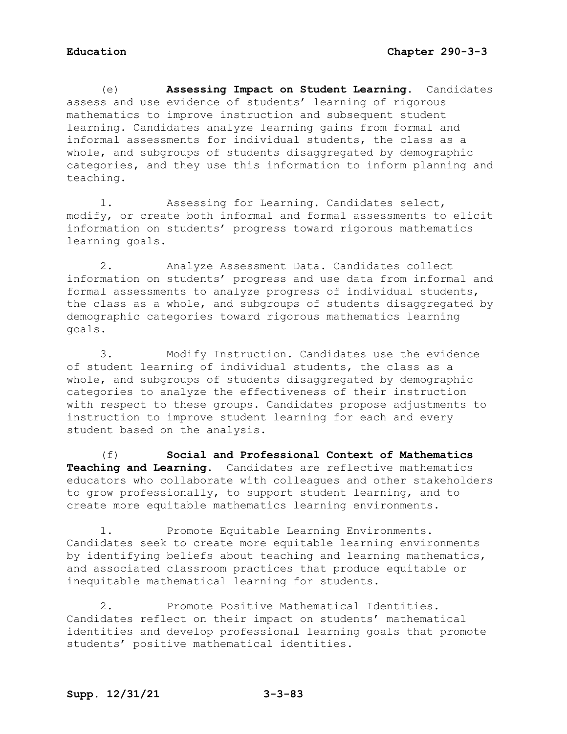(e) **Assessing Impact on Student Learning.** Candidates assess and use evidence of students' learning of rigorous mathematics to improve instruction and subsequent student learning. Candidates analyze learning gains from formal and informal assessments for individual students, the class as a whole, and subgroups of students disaggregated by demographic categories, and they use this information to inform planning and teaching.

1. Assessing for Learning. Candidates select, modify, or create both informal and formal assessments to elicit information on students' progress toward rigorous mathematics learning goals.

2. Analyze Assessment Data. Candidates collect information on students' progress and use data from informal and formal assessments to analyze progress of individual students, the class as a whole, and subgroups of students disaggregated by demographic categories toward rigorous mathematics learning goals.

3. Modify Instruction. Candidates use the evidence of student learning of individual students, the class as a whole, and subgroups of students disaggregated by demographic categories to analyze the effectiveness of their instruction with respect to these groups. Candidates propose adjustments to instruction to improve student learning for each and every student based on the analysis.

(f) **Social and Professional Context of Mathematics Teaching and Learning.** Candidates are reflective mathematics educators who collaborate with colleagues and other stakeholders to grow professionally, to support student learning, and to create more equitable mathematics learning environments.

1. Promote Equitable Learning Environments. Candidates seek to create more equitable learning environments by identifying beliefs about teaching and learning mathematics, and associated classroom practices that produce equitable or inequitable mathematical learning for students.

2. Promote Positive Mathematical Identities. Candidates reflect on their impact on students' mathematical identities and develop professional learning goals that promote students' positive mathematical identities.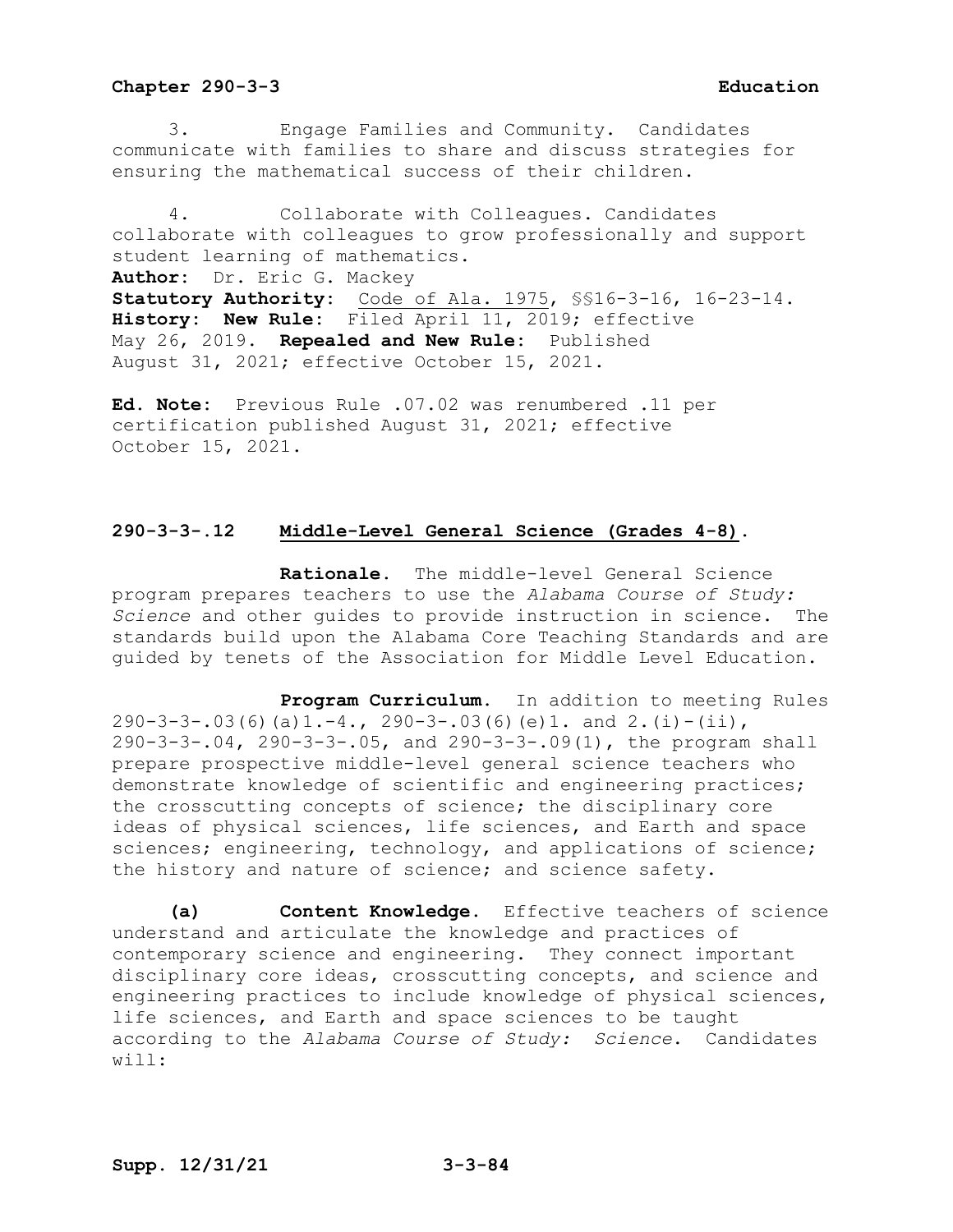3. Engage Families and Community. Candidates communicate with families to share and discuss strategies for ensuring the mathematical success of their children.

4. Collaborate with Colleagues. Candidates collaborate with colleagues to grow professionally and support student learning of mathematics.

**Author:** Dr. Eric G. Mackey
**Statutory Authority:** Code of Ala. 1975, §§16-3-16, 16-23-14.
**History: New Rule:** Filed April 11, 2019; effective May 26, 2019. **Repealed and New Rule:** Published August 31, 2021; effective October 15, 2021.

**Ed. Note:** Previous Rule .07.02 was renumbered .11 per certification published August 31, 2021; effective October 15, 2021.

## 290-3-3-.12 Middle-Level General Science (Grades 4-8).

**Rationale.** The middle-level General Science program prepares teachers to use the *Alabama Course of Study: Science* and other guides to provide instruction in science. The standards build upon the Alabama Core Teaching Standards and are guided by tenets of the Association for Middle Level Education.

**Program Curriculum.** In addition to meeting Rules 290-3-3-.03(6)(a)1.-4., 290-3-.03(6)(e)1. and 2.(i)-(ii), 290-3-3-.04, 290-3-3-.05, and 290-3-3-.09(1), the program shall prepare prospective middle-level general science teachers who demonstrate knowledge of scientific and engineering practices; the crosscutting concepts of science; the disciplinary core ideas of physical sciences, life sciences, and Earth and space sciences; engineering, technology, and applications of science; the history and nature of science; and science safety.

**(a) Content Knowledge.** Effective teachers of science understand and articulate the knowledge and practices of contemporary science and engineering. They connect important disciplinary core ideas, crosscutting concepts, and science and engineering practices to include knowledge of physical sciences, life sciences, and Earth and space sciences to be taught according to the *Alabama Course of Study: Science*. Candidates will: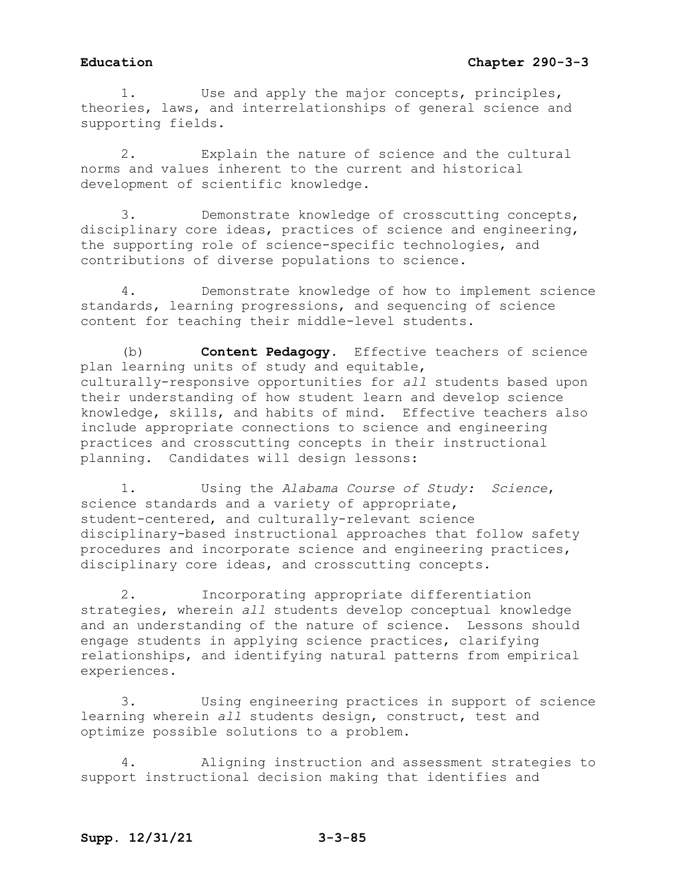1. Use and apply the major concepts, principles, theories, laws, and interrelationships of general science and supporting fields.

2. Explain the nature of science and the cultural norms and values inherent to the current and historical development of scientific knowledge.

3. Demonstrate knowledge of crosscutting concepts, disciplinary core ideas, practices of science and engineering, the supporting role of science-specific technologies, and contributions of diverse populations to science.

4. Demonstrate knowledge of how to implement science standards, learning progressions, and sequencing of science content for teaching their middle-level students.

(b) **Content Pedagogy**. Effective teachers of science plan learning units of study and equitable, culturally-responsive opportunities for *all* students based upon their understanding of how student learn and develop science knowledge, skills, and habits of mind. Effective teachers also include appropriate connections to science and engineering practices and crosscutting concepts in their instructional planning. Candidates will design lessons:

1. Using the *Alabama Course of Study: Science*, science standards and a variety of appropriate, student-centered, and culturally-relevant science disciplinary-based instructional approaches that follow safety procedures and incorporate science and engineering practices, disciplinary core ideas, and crosscutting concepts.

2. Incorporating appropriate differentiation strategies, wherein *all* students develop conceptual knowledge and an understanding of the nature of science. Lessons should engage students in applying science practices, clarifying relationships, and identifying natural patterns from empirical experiences.

3. Using engineering practices in support of science learning wherein *all* students design, construct, test and optimize possible solutions to a problem.

4. Aligning instruction and assessment strategies to support instructional decision making that identifies and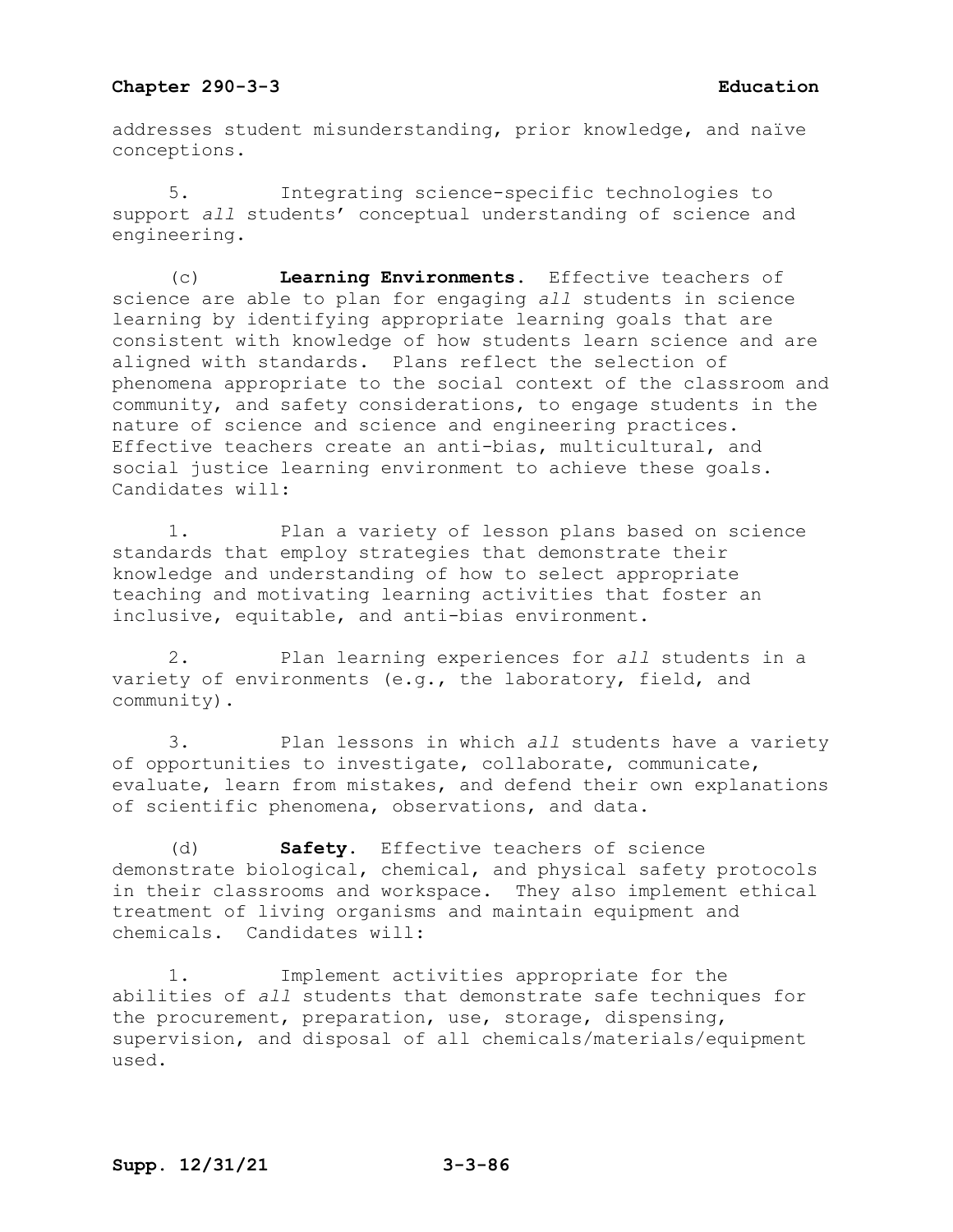addresses student misunderstanding, prior knowledge, and naïve conceptions.

5. Integrating science-specific technologies to support *all* students' conceptual understanding of science and engineering.

(c) **Learning Environments.** Effective teachers of science are able to plan for engaging *all* students in science learning by identifying appropriate learning goals that are consistent with knowledge of how students learn science and are aligned with standards. Plans reflect the selection of phenomena appropriate to the social context of the classroom and community, and safety considerations, to engage students in the nature of science and science and engineering practices. Effective teachers create an anti-bias, multicultural, and social justice learning environment to achieve these goals. Candidates will:

1. Plan a variety of lesson plans based on science standards that employ strategies that demonstrate their knowledge and understanding of how to select appropriate teaching and motivating learning activities that foster an inclusive, equitable, and anti-bias environment.

2. Plan learning experiences for *all* students in a variety of environments (e.g., the laboratory, field, and community).

3. Plan lessons in which *all* students have a variety of opportunities to investigate, collaborate, communicate, evaluate, learn from mistakes, and defend their own explanations of scientific phenomena, observations, and data.

(d) **Safety.** Effective teachers of science demonstrate biological, chemical, and physical safety protocols in their classrooms and workspace. They also implement ethical treatment of living organisms and maintain equipment and chemicals. Candidates will:

1. Implement activities appropriate for the abilities of *all* students that demonstrate safe techniques for the procurement, preparation, use, storage, dispensing, supervision, and disposal of all chemicals/materials/equipment used.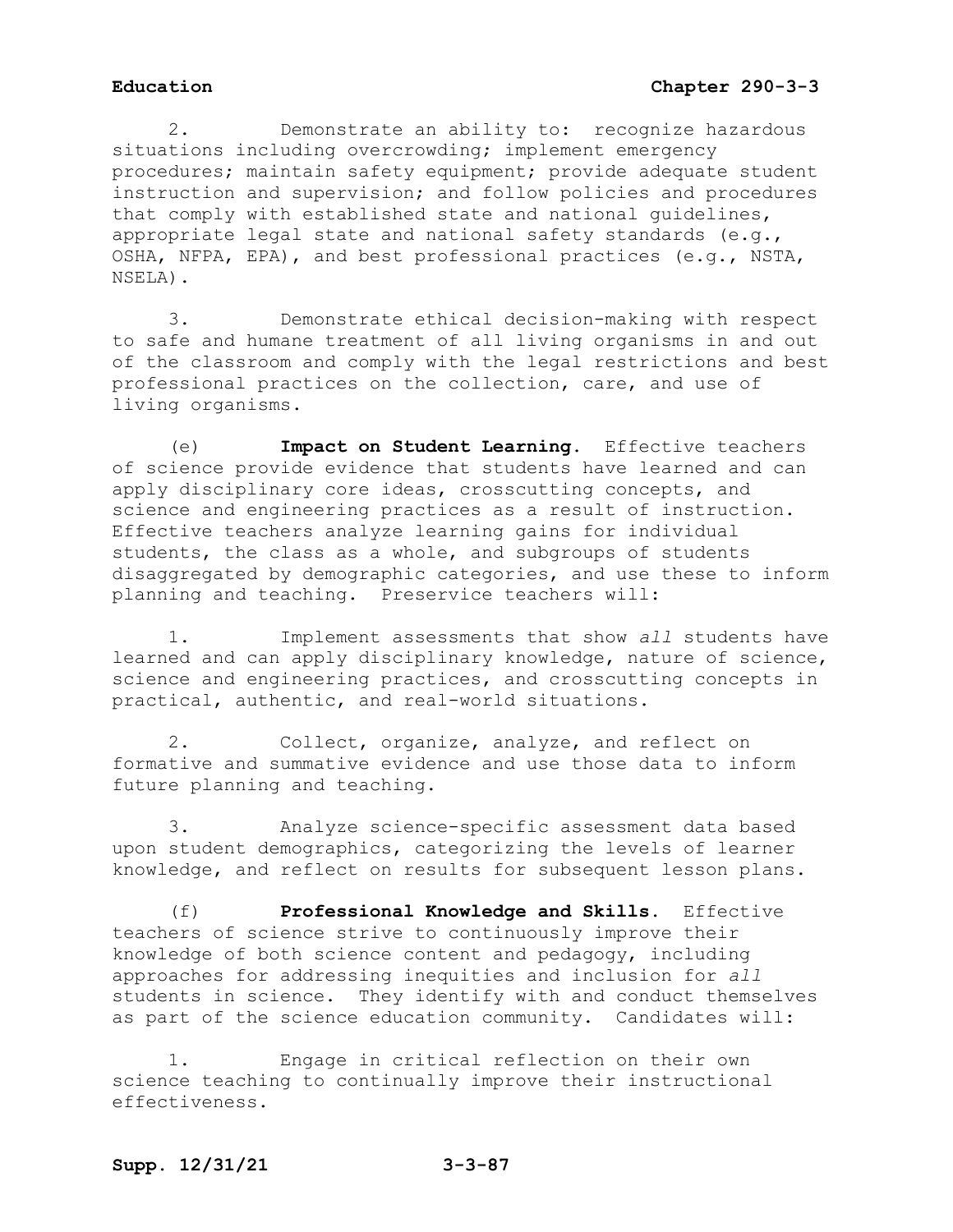2. Demonstrate an ability to: recognize hazardous situations including overcrowding; implement emergency procedures; maintain safety equipment; provide adequate student instruction and supervision; and follow policies and procedures that comply with established state and national guidelines, appropriate legal state and national safety standards (e.g., OSHA, NFPA, EPA), and best professional practices (e.g., NSTA, NSELA).

3. Demonstrate ethical decision-making with respect to safe and humane treatment of all living organisms in and out of the classroom and comply with the legal restrictions and best professional practices on the collection, care, and use of living organisms.

(e) **Impact on Student Learning.** Effective teachers of science provide evidence that students have learned and can apply disciplinary core ideas, crosscutting concepts, and science and engineering practices as a result of instruction. Effective teachers analyze learning gains for individual students, the class as a whole, and subgroups of students disaggregated by demographic categories, and use these to inform planning and teaching. Preservice teachers will:

1. Implement assessments that show *all* students have learned and can apply disciplinary knowledge, nature of science, science and engineering practices, and crosscutting concepts in practical, authentic, and real-world situations.

2. Collect, organize, analyze, and reflect on formative and summative evidence and use those data to inform future planning and teaching.

3. Analyze science-specific assessment data based upon student demographics, categorizing the levels of learner knowledge, and reflect on results for subsequent lesson plans.

(f) **Professional Knowledge and Skills.** Effective teachers of science strive to continuously improve their knowledge of both science content and pedagogy, including approaches for addressing inequities and inclusion for *all* students in science. They identify with and conduct themselves as part of the science education community. Candidates will:

1. Engage in critical reflection on their own science teaching to continually improve their instructional effectiveness.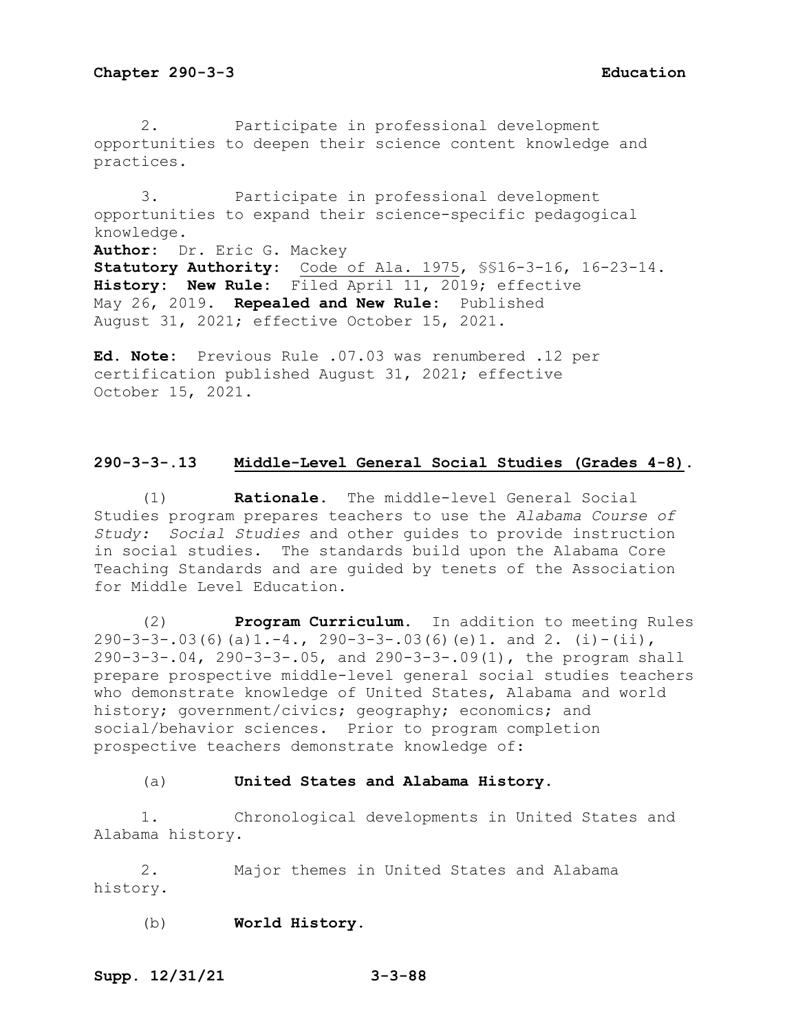2. Participate in professional development opportunities to deepen their science content knowledge and practices.

3. Participate in professional development opportunities to expand their science-specific pedagogical knowledge.

**Author:** Dr. Eric G. Mackey
**Statutory Authority:** Code of Ala. 1975, §§16-3-16, 16-23-14.
**History:** **New Rule:** Filed April 11, 2019; effective May 26, 2019. **Repealed and New Rule:** Published August 31, 2021; effective October 15, 2021.

**Ed. Note:** Previous Rule .07.03 was renumbered .12 per certification published August 31, 2021; effective October 15, 2021.

### 290-3-3-.13 Middle-Level General Social Studies (Grades 4-8).

(1) **Rationale.** The middle-level General Social Studies program prepares teachers to use the *Alabama Course of Study: Social Studies* and other guides to provide instruction in social studies. The standards build upon the Alabama Core Teaching Standards and are guided by tenets of the Association for Middle Level Education.

(2) **Program Curriculum.** In addition to meeting Rules 290-3-3-.03(6)(a)1.-4., 290-3-3-.03(6)(e)1. and 2. (i)-(ii), 290-3-3-.04, 290-3-3-.05, and 290-3-3-.09(1), the program shall prepare prospective middle-level general social studies teachers who demonstrate knowledge of United States, Alabama and world history; government/civics; geography; economics; and social/behavior sciences. Prior to program completion prospective teachers demonstrate knowledge of:

(a) **United States and Alabama History.**

1. Chronological developments in United States and Alabama history.

2. Major themes in United States and Alabama history.

(b) **World History.**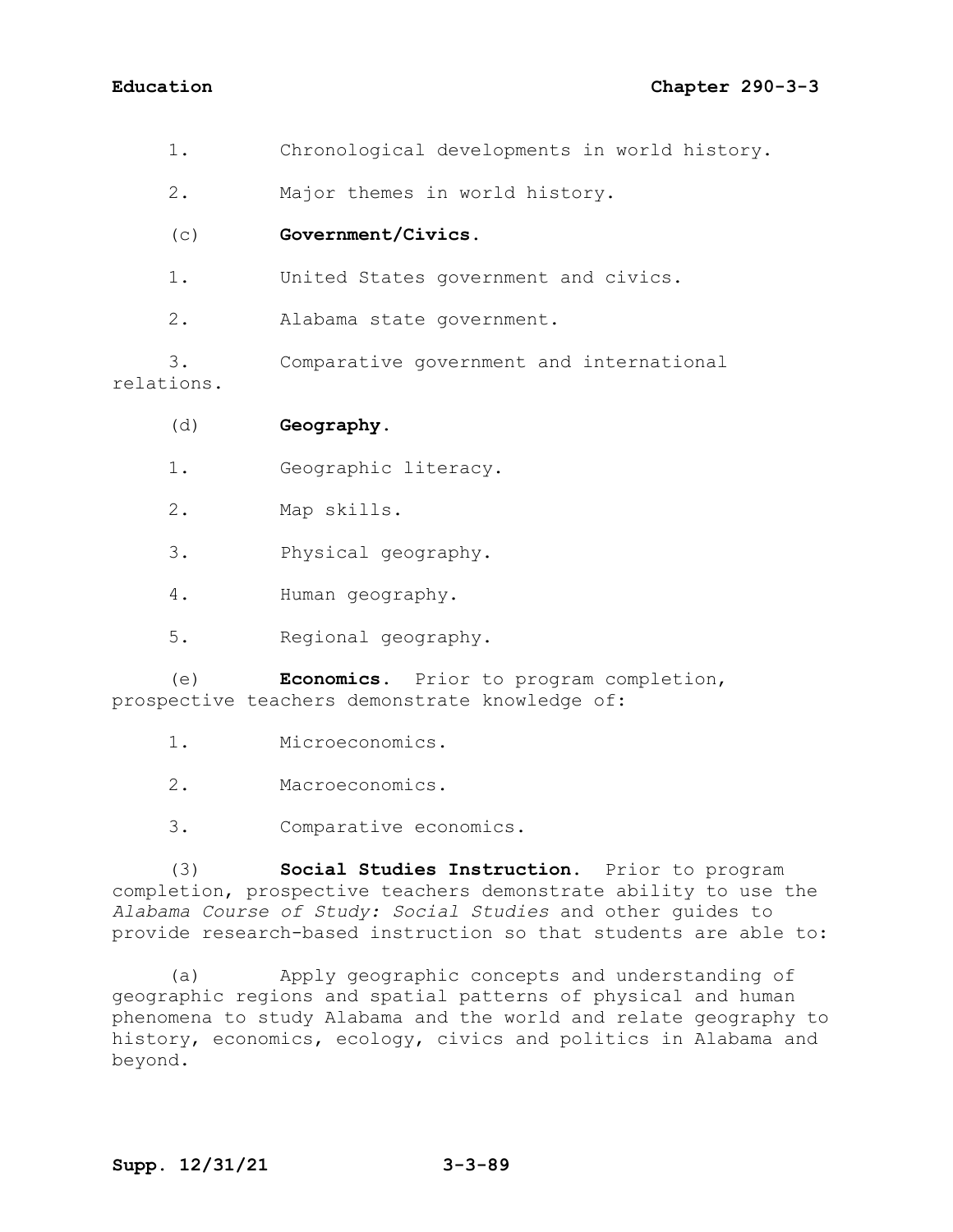1. Chronological developments in world history.

2. Major themes in world history.

(c) **Government/Civics**.

1. United States government and civics.

2. Alabama state government.

3. Comparative government and international relations.

(d) **Geography**.

1. Geographic literacy.

2. Map skills.

3. Physical geography.

4. Human geography.

5. Regional geography.

(e) **Economics**. Prior to program completion, prospective teachers demonstrate knowledge of:

1. Microeconomics.

2. Macroeconomics.

3. Comparative economics.

(3) **Social Studies Instruction**. Prior to program completion, prospective teachers demonstrate ability to use the *Alabama Course of Study: Social Studies* and other guides to provide research-based instruction so that students are able to:

(a) Apply geographic concepts and understanding of geographic regions and spatial patterns of physical and human phenomena to study Alabama and the world and relate geography to history, economics, ecology, civics and politics in Alabama and beyond.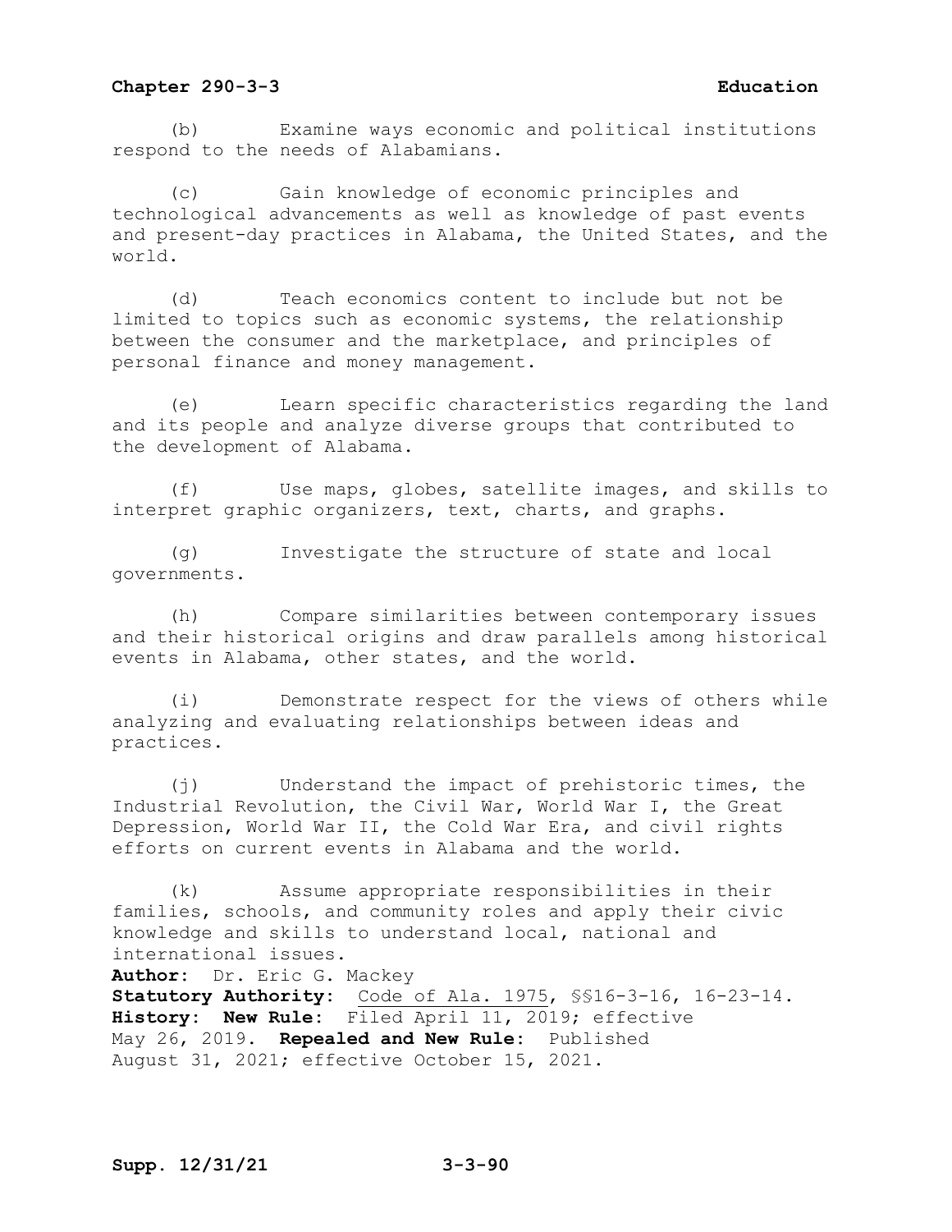(b) Examine ways economic and political institutions respond to the needs of Alabamians.

(c) Gain knowledge of economic principles and technological advancements as well as knowledge of past events and present-day practices in Alabama, the United States, and the world.

(d) Teach economics content to include but not be limited to topics such as economic systems, the relationship between the consumer and the marketplace, and principles of personal finance and money management.

(e) Learn specific characteristics regarding the land and its people and analyze diverse groups that contributed to the development of Alabama.

(f) Use maps, globes, satellite images, and skills to interpret graphic organizers, text, charts, and graphs.

(g) Investigate the structure of state and local governments.

(h) Compare similarities between contemporary issues and their historical origins and draw parallels among historical events in Alabama, other states, and the world.

(i) Demonstrate respect for the views of others while analyzing and evaluating relationships between ideas and practices.

(j) Understand the impact of prehistoric times, the Industrial Revolution, the Civil War, World War I, the Great Depression, World War II, the Cold War Era, and civil rights efforts on current events in Alabama and the world.

(k) Assume appropriate responsibilities in their families, schools, and community roles and apply their civic knowledge and skills to understand local, national and international issues.

**Author:** Dr. Eric G. Mackey
**Statutory Authority:** Code of Ala. 1975, §§16-3-16, 16-23-14.
**History: New Rule:** Filed April 11, 2019; effective May 26, 2019. **Repealed and New Rule:** Published August 31, 2021; effective October 15, 2021.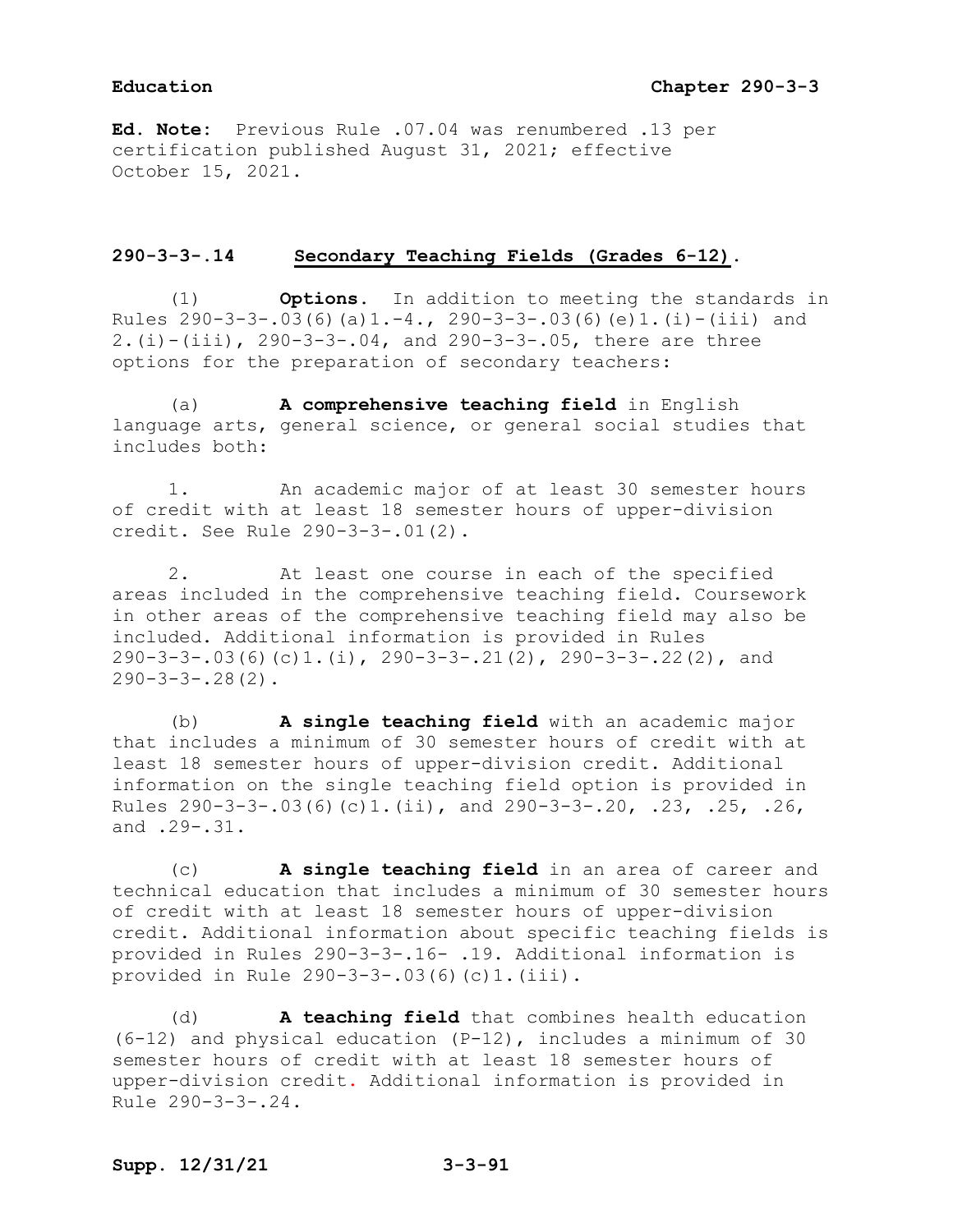**Ed. Note:** Previous Rule .07.04 was renumbered .13 per certification published August 31, 2021; effective October 15, 2021.

## 290-3-3-.14 Secondary Teaching Fields (Grades 6-12).

(1) **Options.** In addition to meeting the standards in Rules 290-3-3-.03(6)(a)1.-4., 290-3-3-.03(6)(e)1.(i)-(iii) and 2.(i)-(iii), 290-3-3-.04, and 290-3-3-.05, there are three options for the preparation of secondary teachers:

(a) **A comprehensive teaching field** in English language arts, general science, or general social studies that includes both:

1. An academic major of at least 30 semester hours of credit with at least 18 semester hours of upper-division credit. See Rule 290-3-3-.01(2).

2. At least one course in each of the specified areas included in the comprehensive teaching field. Coursework in other areas of the comprehensive teaching field may also be included. Additional information is provided in Rules 290-3-3-.03(6)(c)1.(i), 290-3-3-.21(2), 290-3-3-.22(2), and 290-3-3-.28(2).

(b) **A single teaching field** with an academic major that includes a minimum of 30 semester hours of credit with at least 18 semester hours of upper-division credit. Additional information on the single teaching field option is provided in Rules 290-3-3-.03(6)(c)1.(ii), and 290-3-3-.20, .23, .25, .26, and .29-.31.

(c) **A single teaching field** in an area of career and technical education that includes a minimum of 30 semester hours of credit with at least 18 semester hours of upper-division credit. Additional information about specific teaching fields is provided in Rules 290-3-3-.16- .19. Additional information is provided in Rule 290-3-3-.03(6)(c)1.(iii).

(d) **A teaching field** that combines health education (6-12) and physical education (P-12), includes a minimum of 30 semester hours of credit with at least 18 semester hours of upper-division credit. Additional information is provided in Rule 290-3-3-.24.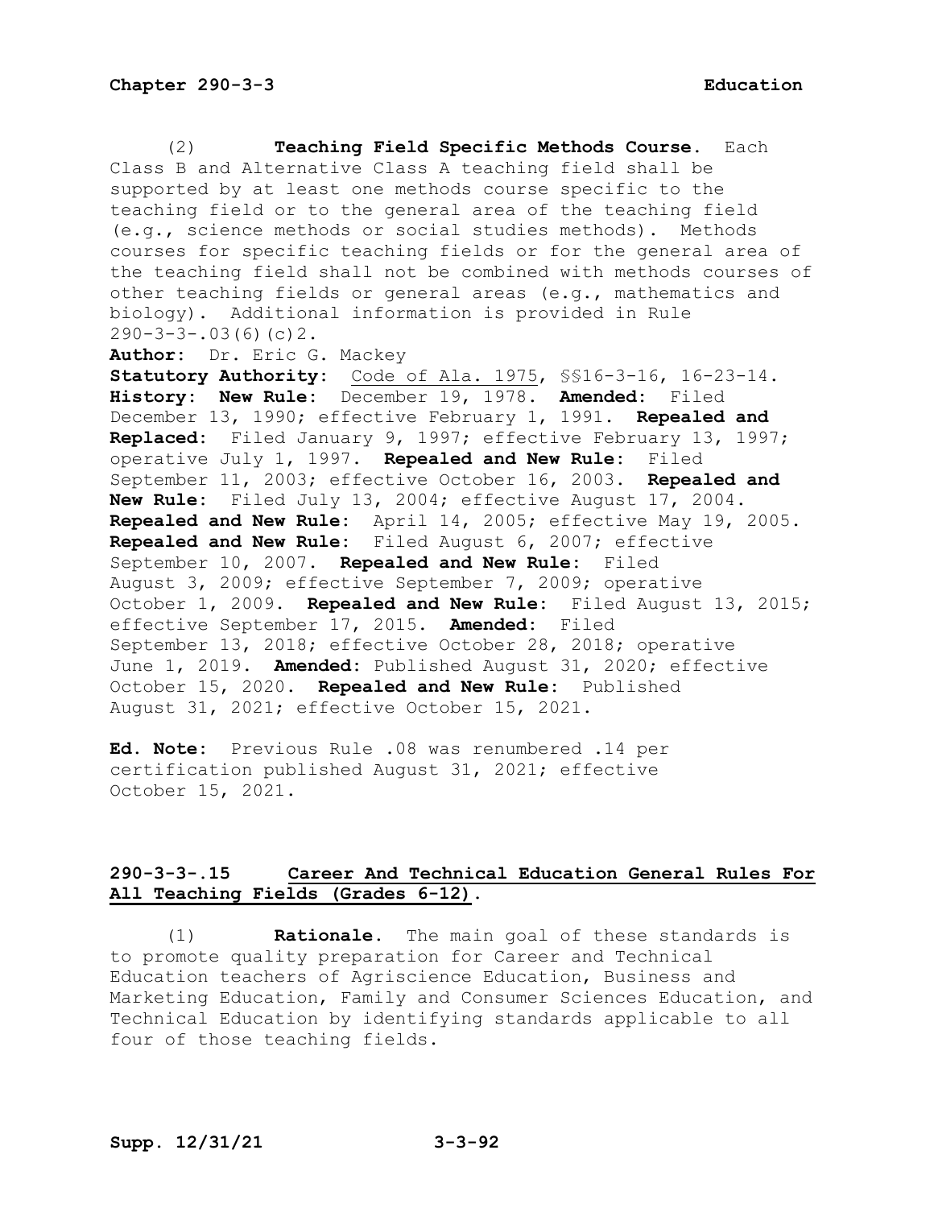(2) **Teaching Field Specific Methods Course.** Each Class B and Alternative Class A teaching field shall be supported by at least one methods course specific to the teaching field or to the general area of the teaching field (e.g., science methods or social studies methods). Methods courses for specific teaching fields or for the general area of the teaching field shall not be combined with methods courses of other teaching fields or general areas (e.g., mathematics and biology). Additional information is provided in Rule 290-3-3-.03(6)(c)2.

**Author:** Dr. Eric G. Mackey

**Statutory Authority:** Code of Ala. 1975, §§16-3-16, 16-23-14.

**History: New Rule:** December 19, 1978. **Amended:** Filed December 13, 1990; effective February 1, 1991. **Repealed and Replaced:** Filed January 9, 1997; effective February 13, 1997; operative July 1, 1997. **Repealed and New Rule:** Filed September 11, 2003; effective October 16, 2003. **Repealed and New Rule:** Filed July 13, 2004; effective August 17, 2004. **Repealed and New Rule:** April 14, 2005; effective May 19, 2005. **Repealed and New Rule:** Filed August 6, 2007; effective September 10, 2007. **Repealed and New Rule:** Filed August 3, 2009; effective September 7, 2009; operative October 1, 2009. **Repealed and New Rule:** Filed August 13, 2015; effective September 17, 2015. **Amended:** Filed September 13, 2018; effective October 28, 2018; operative June 1, 2019. **Amended:** Published August 31, 2020; effective October 15, 2020. **Repealed and New Rule:** Published August 31, 2021; effective October 15, 2021.

**Ed. Note:** Previous Rule .08 was renumbered .14 per certification published August 31, 2021; effective October 15, 2021.

## 290-3-3-.15 Career And Technical Education General Rules For All Teaching Fields (Grades 6-12).

(1) **Rationale.** The main goal of these standards is to promote quality preparation for Career and Technical Education teachers of Agriscience Education, Business and Marketing Education, Family and Consumer Sciences Education, and Technical Education by identifying standards applicable to all four of those teaching fields.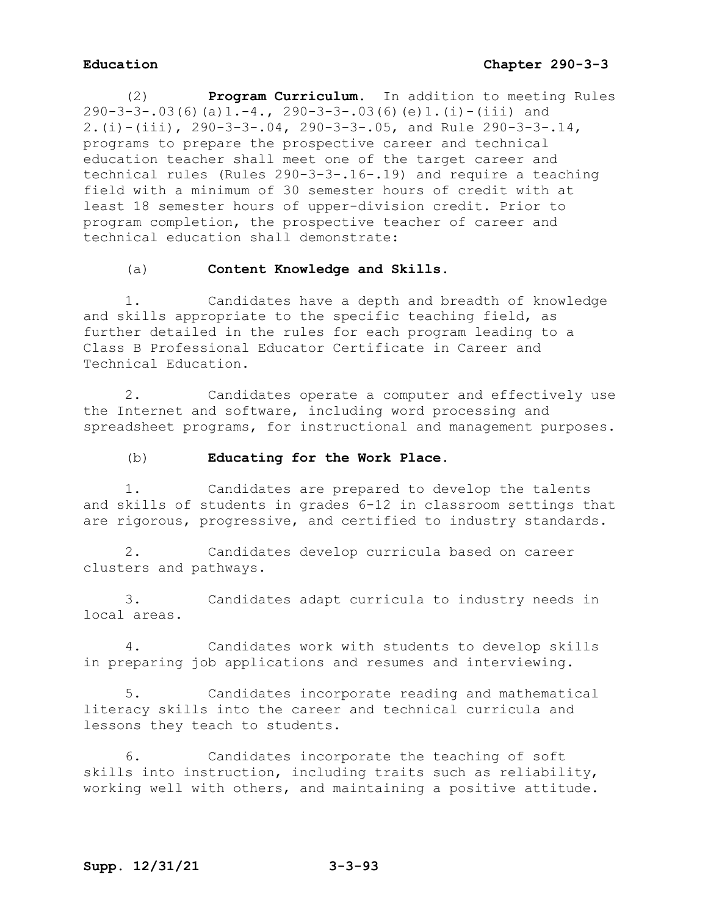(2) **Program Curriculum.** In addition to meeting Rules 290-3-3-.03(6)(a)1.-4., 290-3-3-.03(6)(e)1.(i)-(iii) and 2.(i)-(iii), 290-3-3-.04, 290-3-3-.05, and Rule 290-3-3-.14, programs to prepare the prospective career and technical education teacher shall meet one of the target career and technical rules (Rules 290-3-3-.16-.19) and require a teaching field with a minimum of 30 semester hours of credit with at least 18 semester hours of upper-division credit. Prior to program completion, the prospective teacher of career and technical education shall demonstrate:

(a) **Content Knowledge and Skills.**

1. Candidates have a depth and breadth of knowledge and skills appropriate to the specific teaching field, as further detailed in the rules for each program leading to a Class B Professional Educator Certificate in Career and Technical Education.

2. Candidates operate a computer and effectively use the Internet and software, including word processing and spreadsheet programs, for instructional and management purposes.

(b) **Educating for the Work Place.**

1. Candidates are prepared to develop the talents and skills of students in grades 6-12 in classroom settings that are rigorous, progressive, and certified to industry standards.

2. Candidates develop curricula based on career clusters and pathways.

3. Candidates adapt curricula to industry needs in local areas.

4. Candidates work with students to develop skills in preparing job applications and resumes and interviewing.

5. Candidates incorporate reading and mathematical literacy skills into the career and technical curricula and lessons they teach to students.

6. Candidates incorporate the teaching of soft skills into instruction, including traits such as reliability, working well with others, and maintaining a positive attitude.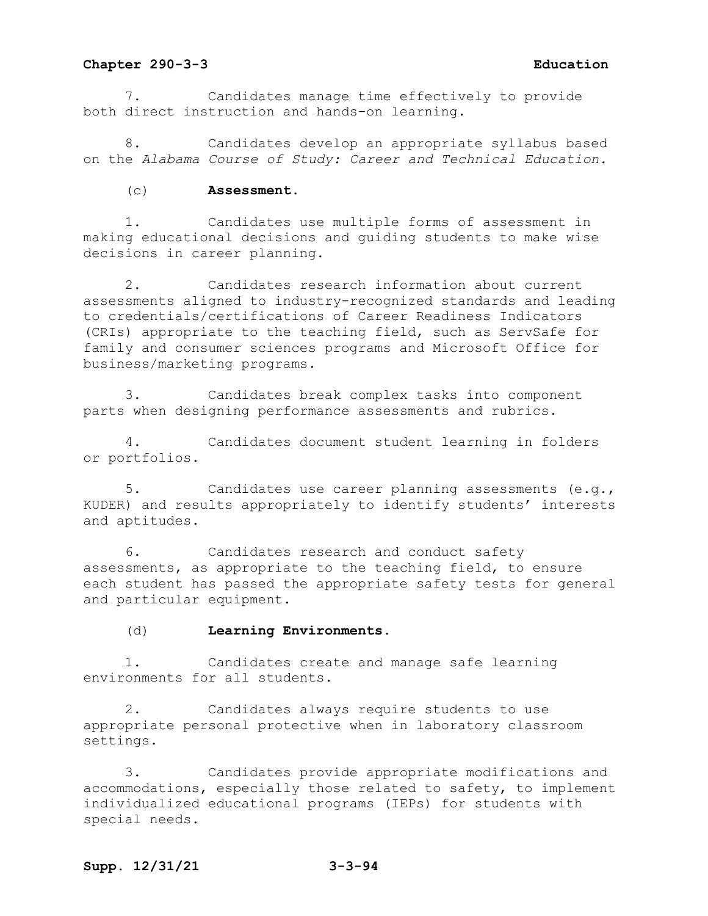7. Candidates manage time effectively to provide both direct instruction and hands-on learning.

8. Candidates develop an appropriate syllabus based on the *Alabama Course of Study: Career and Technical Education.*

(c) **Assessment.**

1. Candidates use multiple forms of assessment in making educational decisions and guiding students to make wise decisions in career planning.

2. Candidates research information about current assessments aligned to industry-recognized standards and leading to credentials/certifications of Career Readiness Indicators (CRIs) appropriate to the teaching field, such as ServSafe for family and consumer sciences programs and Microsoft Office for business/marketing programs.

3. Candidates break complex tasks into component parts when designing performance assessments and rubrics.

4. Candidates document student learning in folders or portfolios.

5. Candidates use career planning assessments (e.g., KUDER) and results appropriately to identify students' interests and aptitudes.

6. Candidates research and conduct safety assessments, as appropriate to the teaching field, to ensure each student has passed the appropriate safety tests for general and particular equipment.

(d) **Learning Environments.**

1. Candidates create and manage safe learning environments for all students.

2. Candidates always require students to use appropriate personal protective when in laboratory classroom settings.

3. Candidates provide appropriate modifications and accommodations, especially those related to safety, to implement individualized educational programs (IEPs) for students with special needs.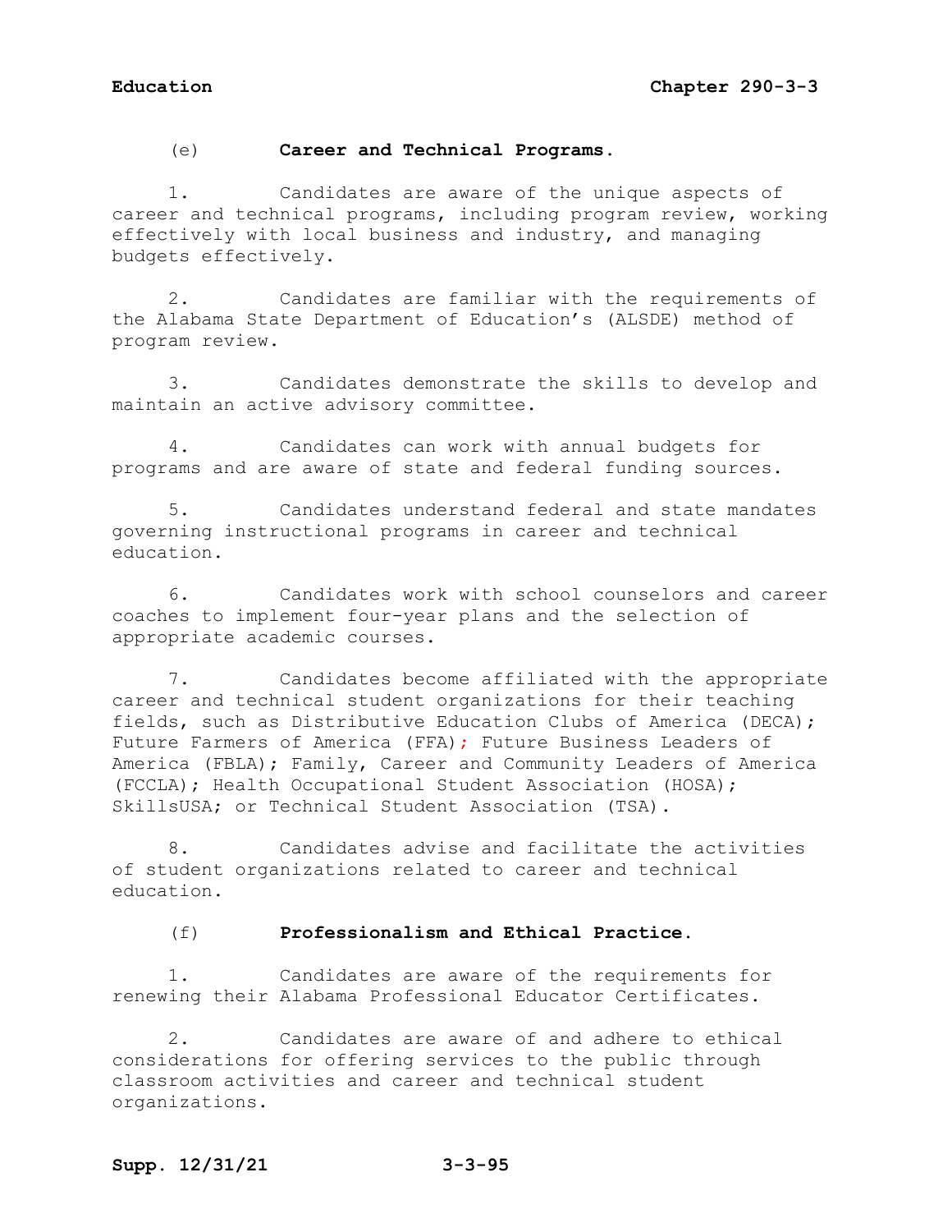(e) **Career and Technical Programs.**

1. Candidates are aware of the unique aspects of career and technical programs, including program review, working effectively with local business and industry, and managing budgets effectively.

2. Candidates are familiar with the requirements of the Alabama State Department of Education's (ALSDE) method of program review.

3. Candidates demonstrate the skills to develop and maintain an active advisory committee.

4. Candidates can work with annual budgets for programs and are aware of state and federal funding sources.

5. Candidates understand federal and state mandates governing instructional programs in career and technical education.

6. Candidates work with school counselors and career coaches to implement four-year plans and the selection of appropriate academic courses.

7. Candidates become affiliated with the appropriate career and technical student organizations for their teaching fields, such as Distributive Education Clubs of America (DECA); Future Farmers of America (FFA); Future Business Leaders of America (FBLA); Family, Career and Community Leaders of America (FCCLA); Health Occupational Student Association (HOSA); SkillsUSA; or Technical Student Association (TSA).

8. Candidates advise and facilitate the activities of student organizations related to career and technical education.

(f) **Professionalism and Ethical Practice.**

1. Candidates are aware of the requirements for renewing their Alabama Professional Educator Certificates.

2. Candidates are aware of and adhere to ethical considerations for offering services to the public through classroom activities and career and technical student organizations.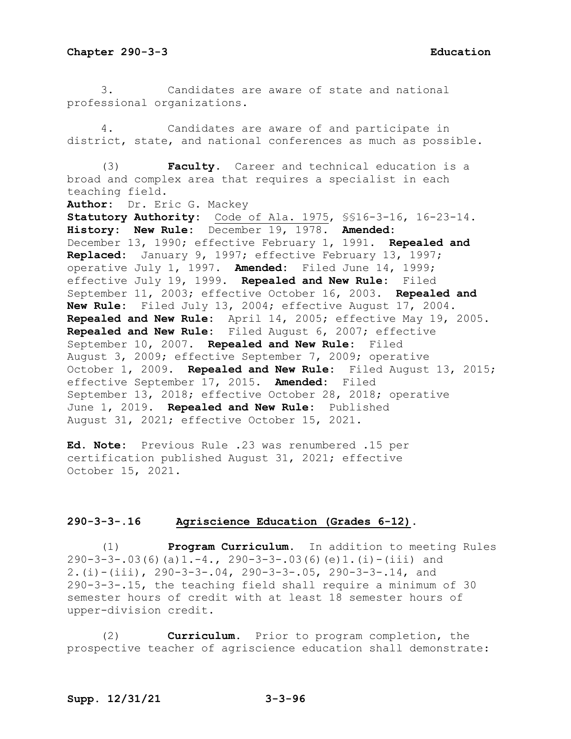3. Candidates are aware of state and national professional organizations.

4. Candidates are aware of and participate in district, state, and national conferences as much as possible.

(3) **Faculty**. Career and technical education is a broad and complex area that requires a specialist in each teaching field.

**Author:** Dr. Eric G. Mackey

**Statutory Authority:** Code of Ala. 1975, §§16-3-16, 16-23-14.

**History: New Rule:** December 19, 1978. **Amended:** December 13, 1990; effective February 1, 1991. **Repealed and Replaced:** January 9, 1997; effective February 13, 1997; operative July 1, 1997. **Amended:** Filed June 14, 1999; effective July 19, 1999. **Repealed and New Rule:** Filed September 11, 2003; effective October 16, 2003. **Repealed and New Rule:** Filed July 13, 2004; effective August 17, 2004. **Repealed and New Rule:** April 14, 2005; effective May 19, 2005. **Repealed and New Rule:** Filed August 6, 2007; effective September 10, 2007. **Repealed and New Rule:** Filed August 3, 2009; effective September 7, 2009; operative October 1, 2009. **Repealed and New Rule:** Filed August 13, 2015; effective September 17, 2015. **Amended:** Filed September 13, 2018; effective October 28, 2018; operative June 1, 2019. **Repealed and New Rule:** Published August 31, 2021; effective October 15, 2021.

**Ed. Note:** Previous Rule .23 was renumbered .15 per certification published August 31, 2021; effective October 15, 2021.

## 290-3-3-.16 Agriscience Education (Grades 6-12).

(1) **Program Curriculum**. In addition to meeting Rules 290-3-3-.03(6)(a)1.-4., 290-3-3-.03(6)(e)1.(i)-(iii) and 2.(i)-(iii), 290-3-3-.04, 290-3-3-.05, 290-3-3-.14, and 290-3-3-.15, the teaching field shall require a minimum of 30 semester hours of credit with at least 18 semester hours of upper-division credit.

(2) **Curriculum**. Prior to program completion, the prospective teacher of agriscience education shall demonstrate: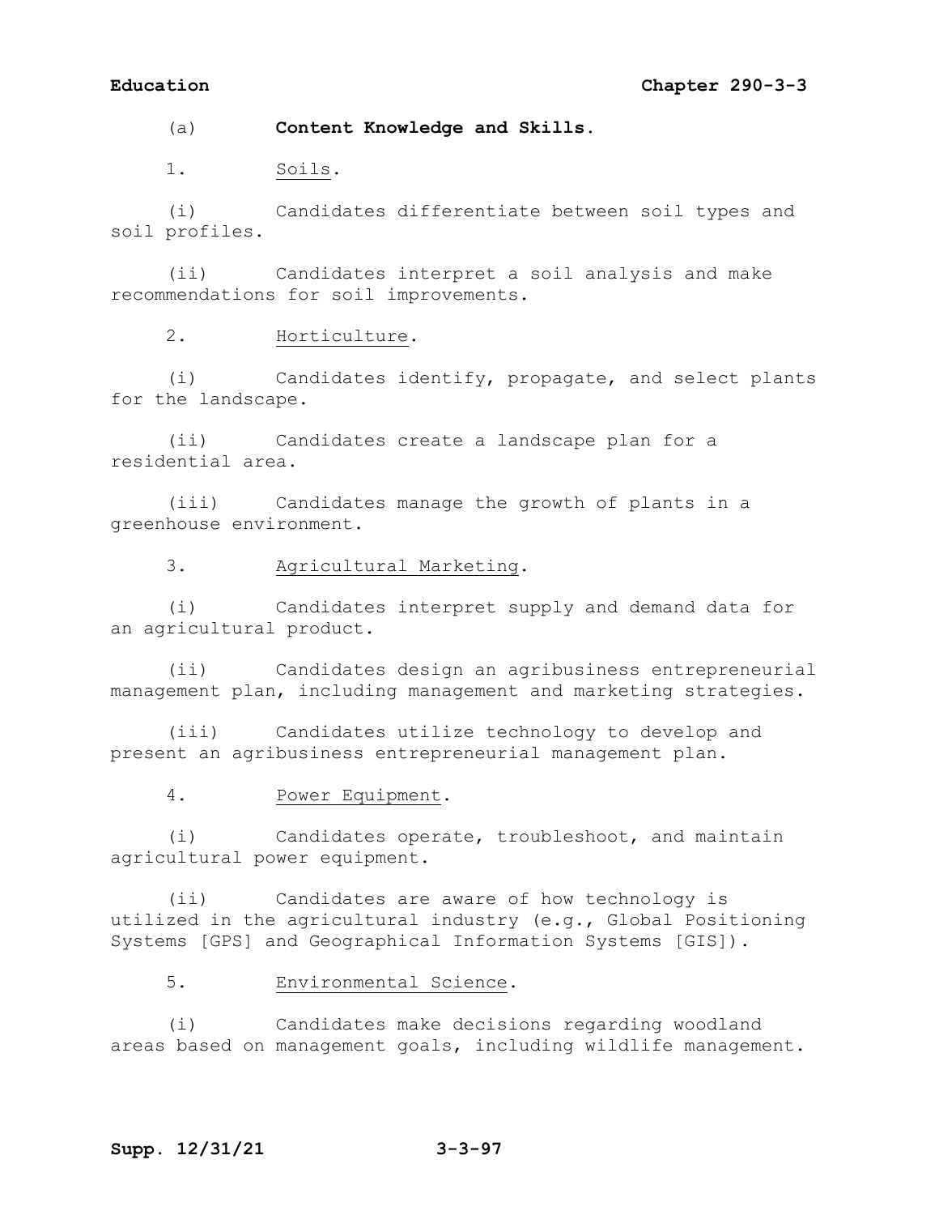(a) **Content Knowledge and Skills**.

1. Soils.

(i) Candidates differentiate between soil types and soil profiles.

(ii) Candidates interpret a soil analysis and make recommendations for soil improvements.

2. Horticulture.

(i) Candidates identify, propagate, and select plants for the landscape.

(ii) Candidates create a landscape plan for a residential area.

(iii) Candidates manage the growth of plants in a greenhouse environment.

3. Agricultural Marketing.

(i) Candidates interpret supply and demand data for an agricultural product.

(ii) Candidates design an agribusiness entrepreneurial management plan, including management and marketing strategies.

(iii) Candidates utilize technology to develop and present an agribusiness entrepreneurial management plan.

4. Power Equipment.

(i) Candidates operate, troubleshoot, and maintain agricultural power equipment.

(ii) Candidates are aware of how technology is utilized in the agricultural industry (e.g., Global Positioning Systems [GPS] and Geographical Information Systems [GIS]).

5. Environmental Science.

(i) Candidates make decisions regarding woodland areas based on management goals, including wildlife management.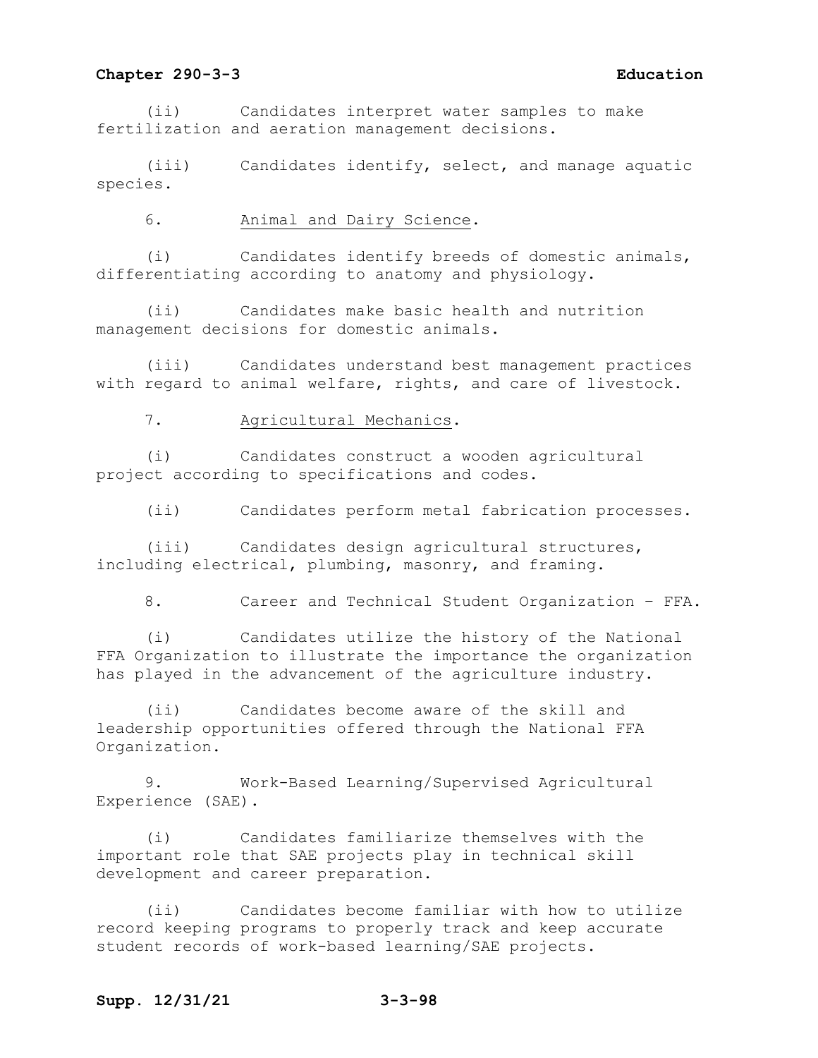(ii) Candidates interpret water samples to make fertilization and aeration management decisions.

(iii) Candidates identify, select, and manage aquatic species.

6. Animal and Dairy Science.

(i) Candidates identify breeds of domestic animals, differentiating according to anatomy and physiology.

(ii) Candidates make basic health and nutrition management decisions for domestic animals.

(iii) Candidates understand best management practices with regard to animal welfare, rights, and care of livestock.

7. Agricultural Mechanics.

(i) Candidates construct a wooden agricultural project according to specifications and codes.

(ii) Candidates perform metal fabrication processes.

(iii) Candidates design agricultural structures, including electrical, plumbing, masonry, and framing.

8. Career and Technical Student Organization – FFA.

(i) Candidates utilize the history of the National FFA Organization to illustrate the importance the organization has played in the advancement of the agriculture industry.

(ii) Candidates become aware of the skill and leadership opportunities offered through the National FFA Organization.

9. Work-Based Learning/Supervised Agricultural Experience (SAE).

(i) Candidates familiarize themselves with the important role that SAE projects play in technical skill development and career preparation.

(ii) Candidates become familiar with how to utilize record keeping programs to properly track and keep accurate student records of work-based learning/SAE projects.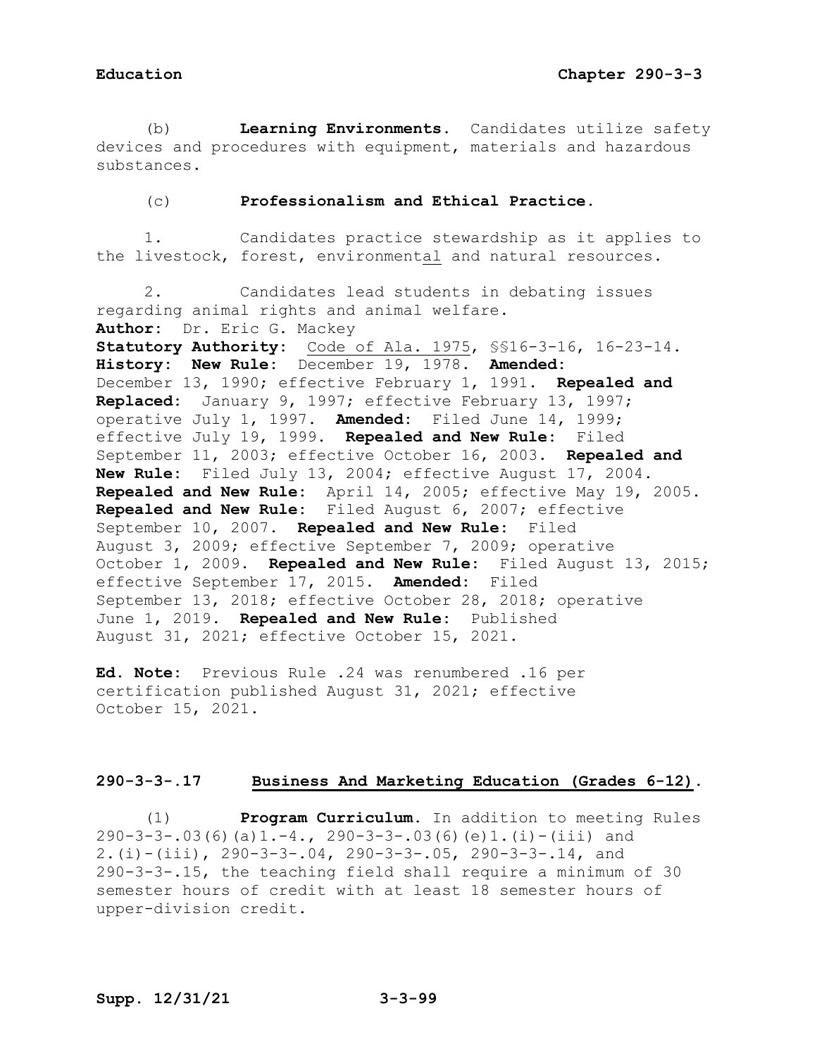(b) **Learning Environments.** Candidates utilize safety devices and procedures with equipment, materials and hazardous substances.

(c) **Professionalism and Ethical Practice.**

1. Candidates practice stewardship as it applies to the livestock, forest, environmental and natural resources.

2. Candidates lead students in debating issues regarding animal rights and animal welfare.

**Author:** Dr. Eric G. Mackey
**Statutory Authority:** Code of Ala. 1975, §§16-3-16, 16-23-14.
**History: New Rule:** December 19, 1978. **Amended:** December 13, 1990; effective February 1, 1991. **Repealed and Replaced:** January 9, 1997; effective February 13, 1997; operative July 1, 1997. **Amended:** Filed June 14, 1999; effective July 19, 1999. **Repealed and New Rule:** Filed September 11, 2003; effective October 16, 2003. **Repealed and New Rule:** Filed July 13, 2004; effective August 17, 2004. **Repealed and New Rule:** April 14, 2005; effective May 19, 2005. **Repealed and New Rule:** Filed August 6, 2007; effective September 10, 2007. **Repealed and New Rule:** Filed August 3, 2009; effective September 7, 2009; operative October 1, 2009. **Repealed and New Rule:** Filed August 13, 2015; effective September 17, 2015. **Amended:** Filed September 13, 2018; effective October 28, 2018; operative June 1, 2019. **Repealed and New Rule:** Published August 31, 2021; effective October 15, 2021.

**Ed. Note:** Previous Rule .24 was renumbered .16 per certification published August 31, 2021; effective October 15, 2021.

## 290-3-3-.17 Business And Marketing Education (Grades 6-12).

(1) **Program Curriculum.** In addition to meeting Rules 290-3-3-.03(6)(a)1.-4., 290-3-3-.03(6)(e)1.(i)-(iii) and 2.(i)-(iii), 290-3-3-.04, 290-3-3-.05, 290-3-3-.14, and 290-3-3-.15, the teaching field shall require a minimum of 30 semester hours of credit with at least 18 semester hours of upper-division credit.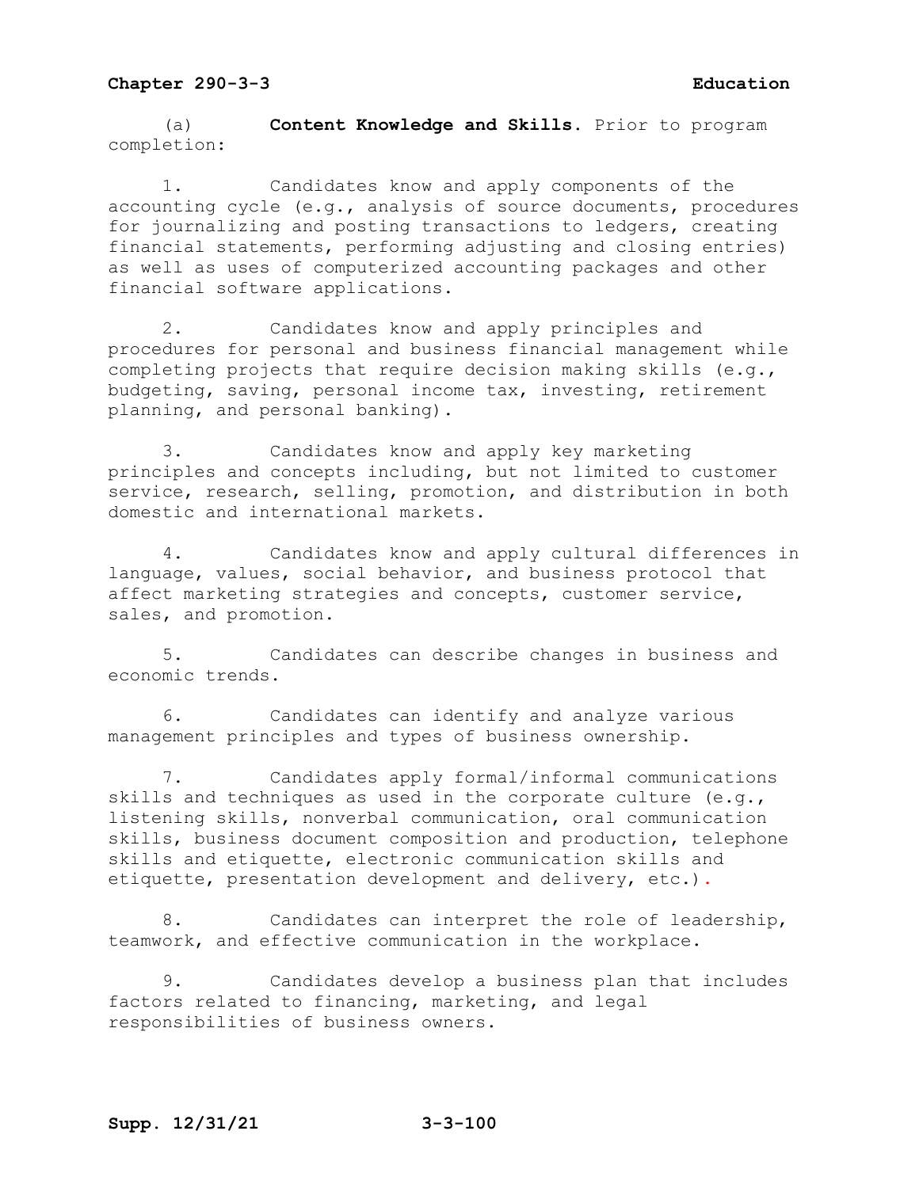(a) **Content Knowledge and Skills.** Prior to program completion:

1. Candidates know and apply components of the accounting cycle (e.g., analysis of source documents, procedures for journalizing and posting transactions to ledgers, creating financial statements, performing adjusting and closing entries) as well as uses of computerized accounting packages and other financial software applications.

2. Candidates know and apply principles and procedures for personal and business financial management while completing projects that require decision making skills (e.g., budgeting, saving, personal income tax, investing, retirement planning, and personal banking).

3. Candidates know and apply key marketing principles and concepts including, but not limited to customer service, research, selling, promotion, and distribution in both domestic and international markets.

4. Candidates know and apply cultural differences in language, values, social behavior, and business protocol that affect marketing strategies and concepts, customer service, sales, and promotion.

5. Candidates can describe changes in business and economic trends.

6. Candidates can identify and analyze various management principles and types of business ownership.

7. Candidates apply formal/informal communications skills and techniques as used in the corporate culture (e.g., listening skills, nonverbal communication, oral communication skills, business document composition and production, telephone skills and etiquette, electronic communication skills and etiquette, presentation development and delivery, etc.).

8. Candidates can interpret the role of leadership, teamwork, and effective communication in the workplace.

9. Candidates develop a business plan that includes factors related to financing, marketing, and legal responsibilities of business owners.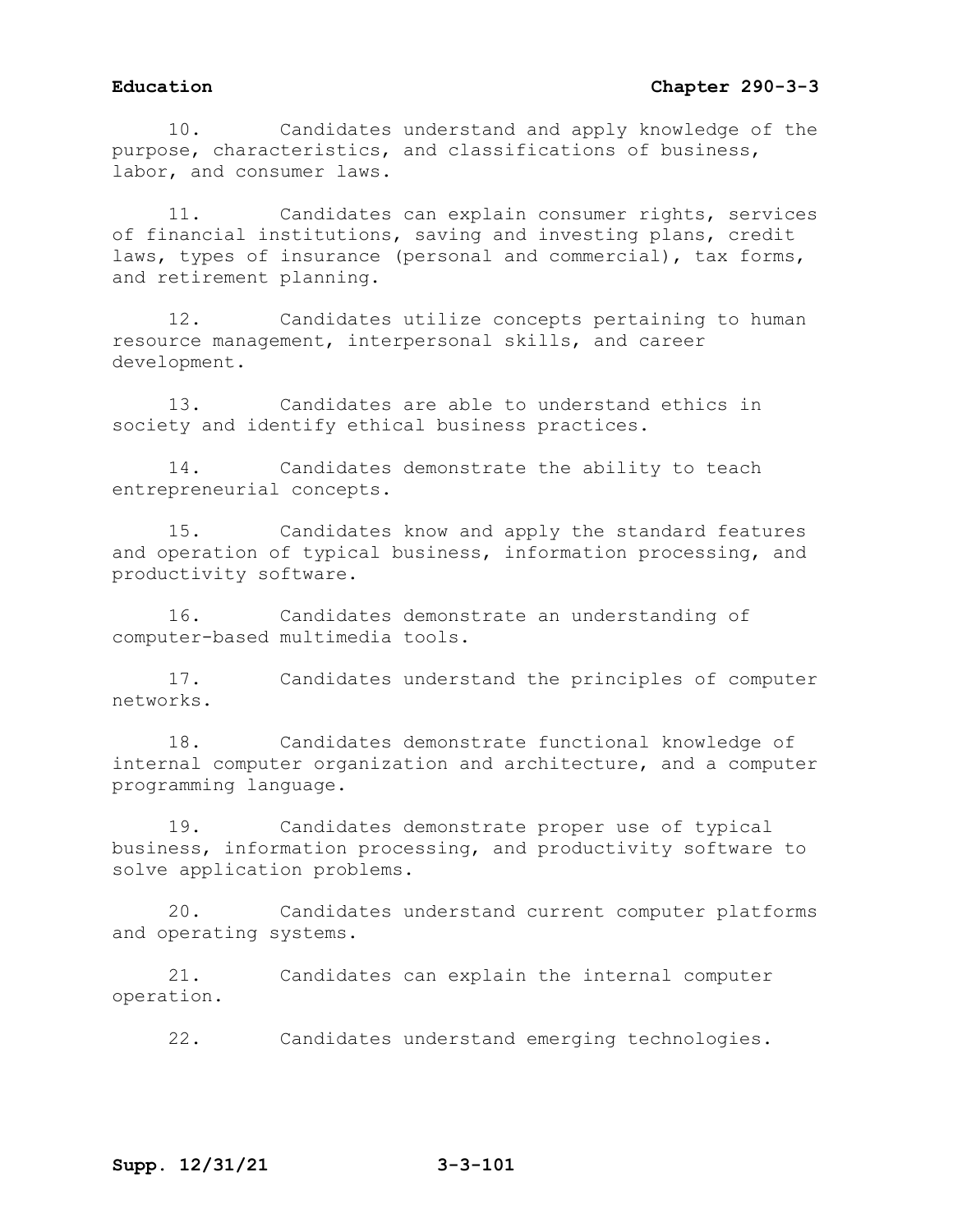10. Candidates understand and apply knowledge of the purpose, characteristics, and classifications of business, labor, and consumer laws.

11. Candidates can explain consumer rights, services of financial institutions, saving and investing plans, credit laws, types of insurance (personal and commercial), tax forms, and retirement planning.

12. Candidates utilize concepts pertaining to human resource management, interpersonal skills, and career development.

13. Candidates are able to understand ethics in society and identify ethical business practices.

14. Candidates demonstrate the ability to teach entrepreneurial concepts.

15. Candidates know and apply the standard features and operation of typical business, information processing, and productivity software.

16. Candidates demonstrate an understanding of computer-based multimedia tools.

17. Candidates understand the principles of computer networks.

18. Candidates demonstrate functional knowledge of internal computer organization and architecture, and a computer programming language.

19. Candidates demonstrate proper use of typical business, information processing, and productivity software to solve application problems.

20. Candidates understand current computer platforms and operating systems.

21. Candidates can explain the internal computer operation.

22. Candidates understand emerging technologies.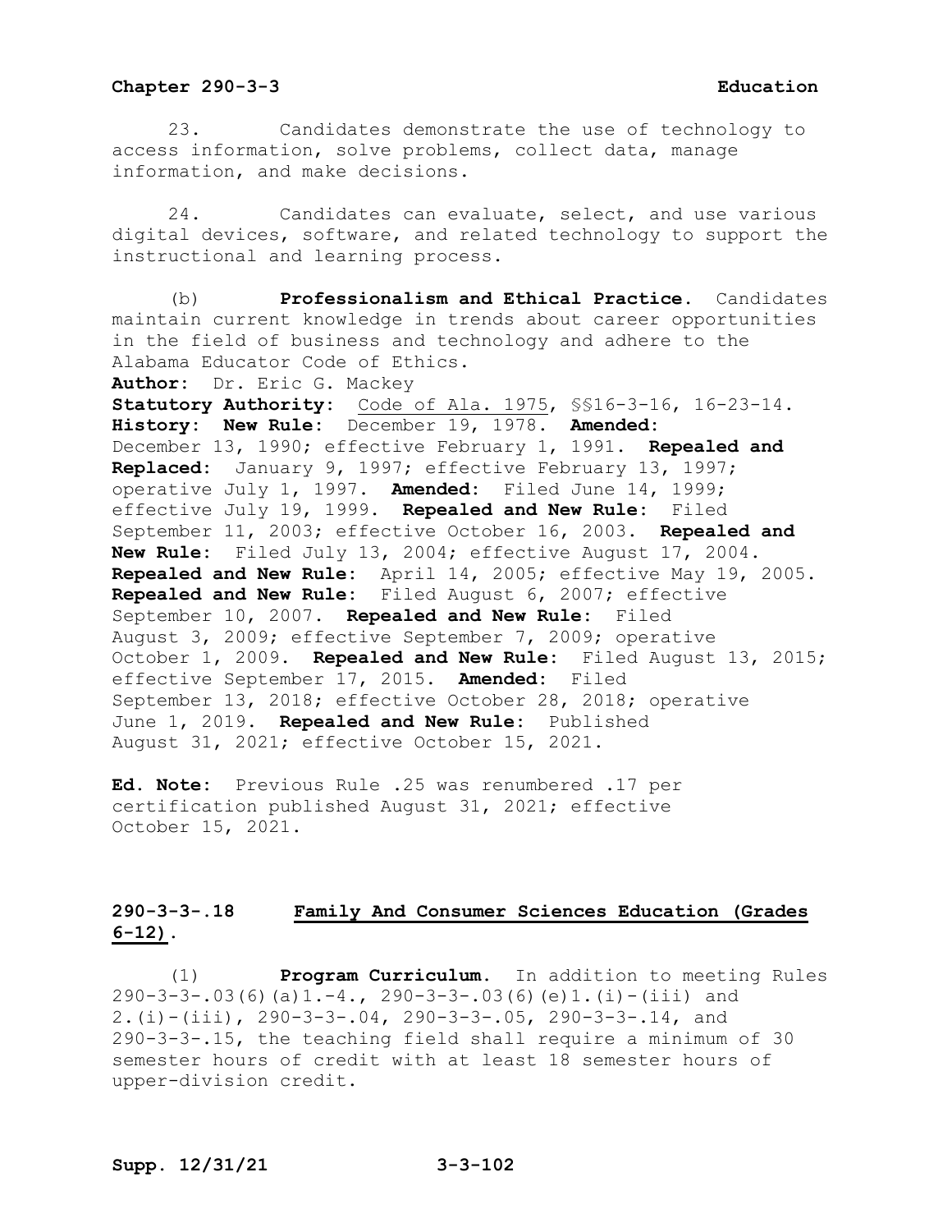23. Candidates demonstrate the use of technology to access information, solve problems, collect data, manage information, and make decisions.

24. Candidates can evaluate, select, and use various digital devices, software, and related technology to support the instructional and learning process.

(b) **Professionalism and Ethical Practice.** Candidates maintain current knowledge in trends about career opportunities in the field of business and technology and adhere to the Alabama Educator Code of Ethics.

**Author:** Dr. Eric G. Mackey

**Statutory Authority:** Code of Ala. 1975, §§16-3-16, 16-23-14.

**History: New Rule:** December 19, 1978. **Amended:** December 13, 1990; effective February 1, 1991. **Repealed and Replaced:** January 9, 1997; effective February 13, 1997; operative July 1, 1997. **Amended:** Filed June 14, 1999; effective July 19, 1999. **Repealed and New Rule:** Filed September 11, 2003; effective October 16, 2003. **Repealed and New Rule:** Filed July 13, 2004; effective August 17, 2004. **Repealed and New Rule:** April 14, 2005; effective May 19, 2005. **Repealed and New Rule:** Filed August 6, 2007; effective September 10, 2007. **Repealed and New Rule:** Filed August 3, 2009; effective September 7, 2009; operative October 1, 2009. **Repealed and New Rule:** Filed August 13, 2015; effective September 17, 2015. **Amended:** Filed September 13, 2018; effective October 28, 2018; operative June 1, 2019. **Repealed and New Rule:** Published August 31, 2021; effective October 15, 2021.

**Ed. Note:** Previous Rule .25 was renumbered .17 per certification published August 31, 2021; effective October 15, 2021.

## 290-3-3-.18 Family And Consumer Sciences Education (Grades 6-12).

(1) **Program Curriculum.** In addition to meeting Rules 290-3-3-.03(6)(a)1.-4., 290-3-3-.03(6)(e)1.(i)-(iii) and 2.(i)-(iii), 290-3-3-.04, 290-3-3-.05, 290-3-3-.14, and 290-3-3-.15, the teaching field shall require a minimum of 30 semester hours of credit with at least 18 semester hours of upper-division credit.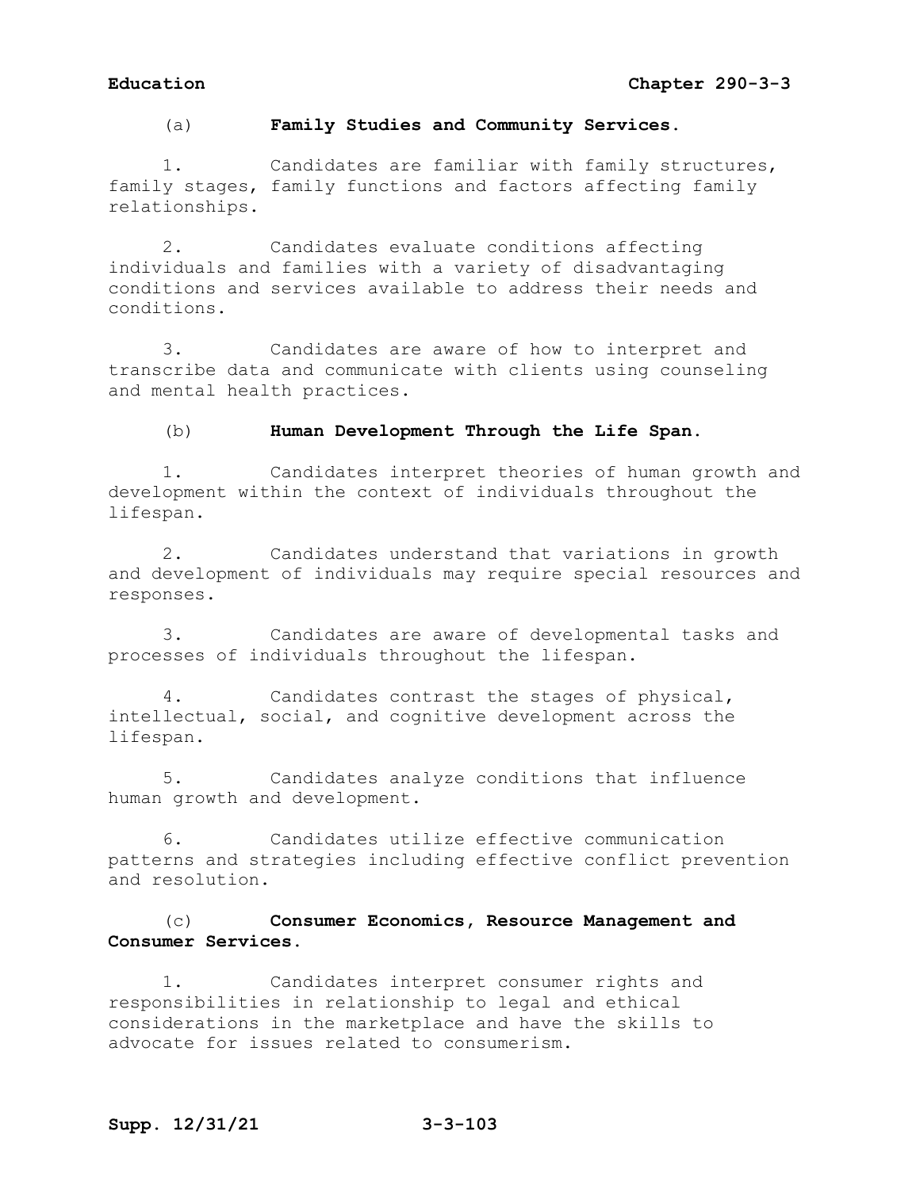(a) **Family Studies and Community Services.**

1. Candidates are familiar with family structures, family stages, family functions and factors affecting family relationships.

2. Candidates evaluate conditions affecting individuals and families with a variety of disadvantaging conditions and services available to address their needs and conditions.

3. Candidates are aware of how to interpret and transcribe data and communicate with clients using counseling and mental health practices.

(b) **Human Development Through the Life Span.**

1. Candidates interpret theories of human growth and development within the context of individuals throughout the lifespan.

2. Candidates understand that variations in growth and development of individuals may require special resources and responses.

3. Candidates are aware of developmental tasks and processes of individuals throughout the lifespan.

4. Candidates contrast the stages of physical, intellectual, social, and cognitive development across the lifespan.

5. Candidates analyze conditions that influence human growth and development.

6. Candidates utilize effective communication patterns and strategies including effective conflict prevention and resolution.

(c) **Consumer Economics, Resource Management and Consumer Services.**

1. Candidates interpret consumer rights and responsibilities in relationship to legal and ethical considerations in the marketplace and have the skills to advocate for issues related to consumerism.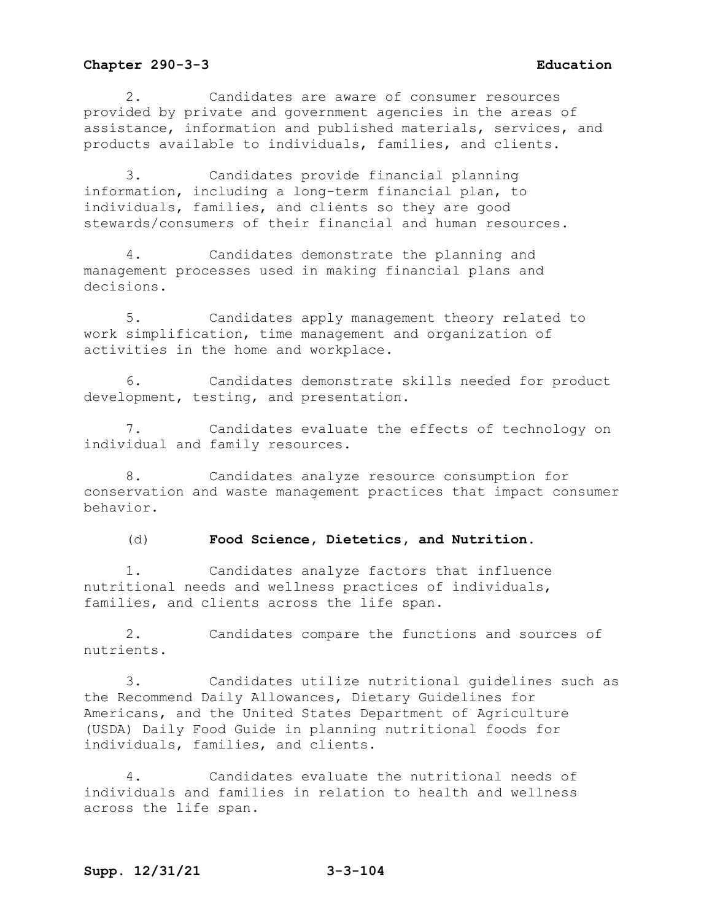2. Candidates are aware of consumer resources provided by private and government agencies in the areas of assistance, information and published materials, services, and products available to individuals, families, and clients.

3. Candidates provide financial planning information, including a long-term financial plan, to individuals, families, and clients so they are good stewards/consumers of their financial and human resources.

4. Candidates demonstrate the planning and management processes used in making financial plans and decisions.

5. Candidates apply management theory related to work simplification, time management and organization of activities in the home and workplace.

6. Candidates demonstrate skills needed for product development, testing, and presentation.

7. Candidates evaluate the effects of technology on individual and family resources.

8. Candidates analyze resource consumption for conservation and waste management practices that impact consumer behavior.

(d) **Food Science, Dietetics, and Nutrition.**

1. Candidates analyze factors that influence nutritional needs and wellness practices of individuals, families, and clients across the life span.

2. Candidates compare the functions and sources of nutrients.

3. Candidates utilize nutritional guidelines such as the Recommend Daily Allowances, Dietary Guidelines for Americans, and the United States Department of Agriculture (USDA) Daily Food Guide in planning nutritional foods for individuals, families, and clients.

4. Candidates evaluate the nutritional needs of individuals and families in relation to health and wellness across the life span.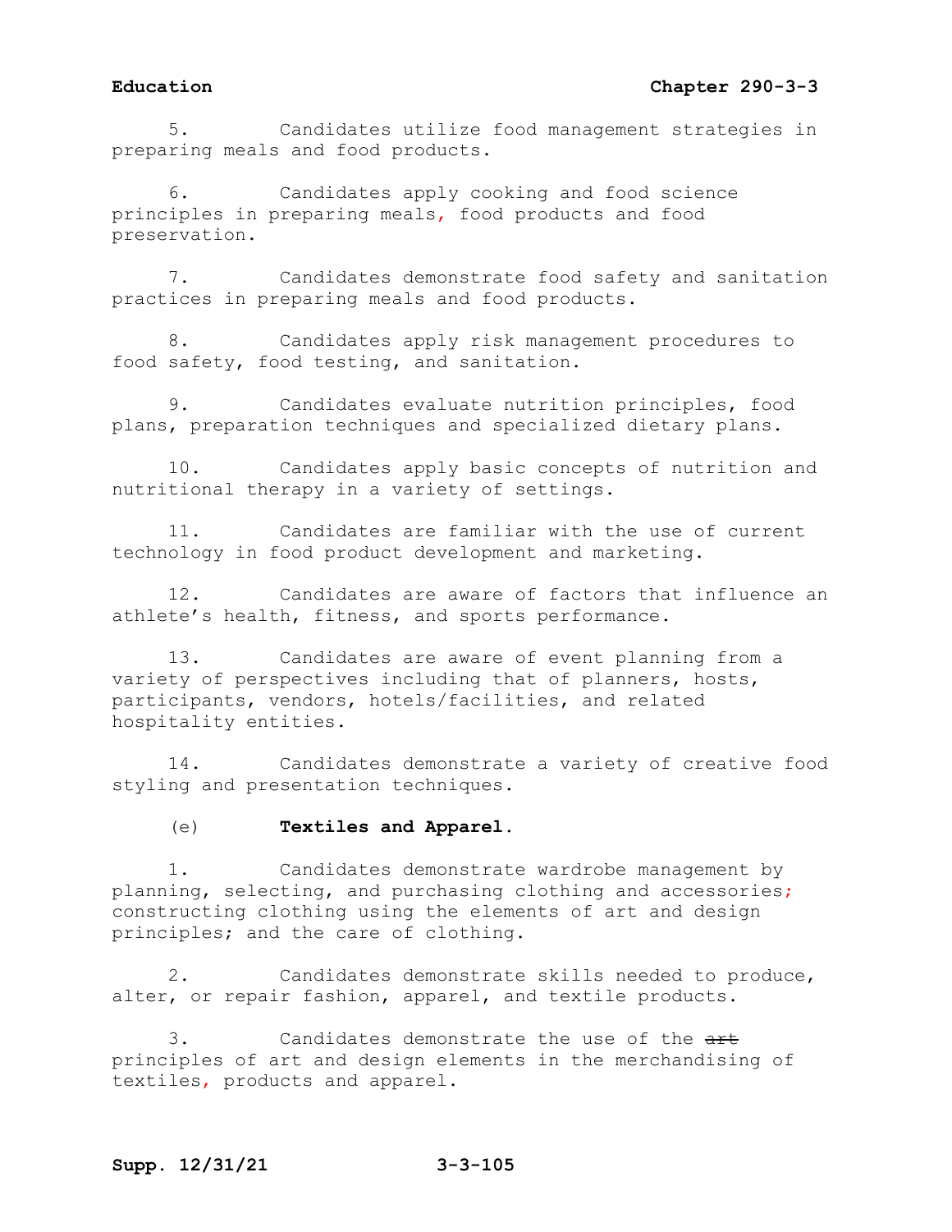5. Candidates utilize food management strategies in preparing meals and food products.

6. Candidates apply cooking and food science principles in preparing meals, food products and food preservation.

7. Candidates demonstrate food safety and sanitation practices in preparing meals and food products.

8. Candidates apply risk management procedures to food safety, food testing, and sanitation.

9. Candidates evaluate nutrition principles, food plans, preparation techniques and specialized dietary plans.

10. Candidates apply basic concepts of nutrition and nutritional therapy in a variety of settings.

11. Candidates are familiar with the use of current technology in food product development and marketing.

12. Candidates are aware of factors that influence an athlete's health, fitness, and sports performance.

13. Candidates are aware of event planning from a variety of perspectives including that of planners, hosts, participants, vendors, hotels/facilities, and related hospitality entities.

14. Candidates demonstrate a variety of creative food styling and presentation techniques.

(e) **Textiles and Apparel.**

1. Candidates demonstrate wardrobe management by planning, selecting, and purchasing clothing and accessories; constructing clothing using the elements of art and design principles; and the care of clothing.

2. Candidates demonstrate skills needed to produce, alter, or repair fashion, apparel, and textile products.

3. Candidates demonstrate the use of the ~~art~~ principles of art and design elements in the merchandising of textiles, products and apparel.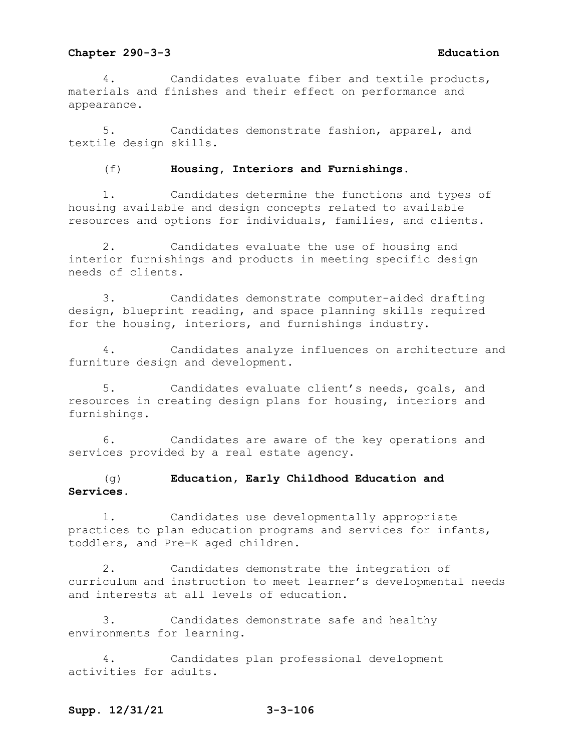4. Candidates evaluate fiber and textile products, materials and finishes and their effect on performance and appearance.

5. Candidates demonstrate fashion, apparel, and textile design skills.

(f) **Housing, Interiors and Furnishings.**

1. Candidates determine the functions and types of housing available and design concepts related to available resources and options for individuals, families, and clients.

2. Candidates evaluate the use of housing and interior furnishings and products in meeting specific design needs of clients.

3. Candidates demonstrate computer-aided drafting design, blueprint reading, and space planning skills required for the housing, interiors, and furnishings industry.

4. Candidates analyze influences on architecture and furniture design and development.

5. Candidates evaluate client's needs, goals, and resources in creating design plans for housing, interiors and furnishings.

6. Candidates are aware of the key operations and services provided by a real estate agency.

(g) **Education, Early Childhood Education and Services.**

1. Candidates use developmentally appropriate practices to plan education programs and services for infants, toddlers, and Pre-K aged children.

2. Candidates demonstrate the integration of curriculum and instruction to meet learner's developmental needs and interests at all levels of education.

3. Candidates demonstrate safe and healthy environments for learning.

4. Candidates plan professional development activities for adults.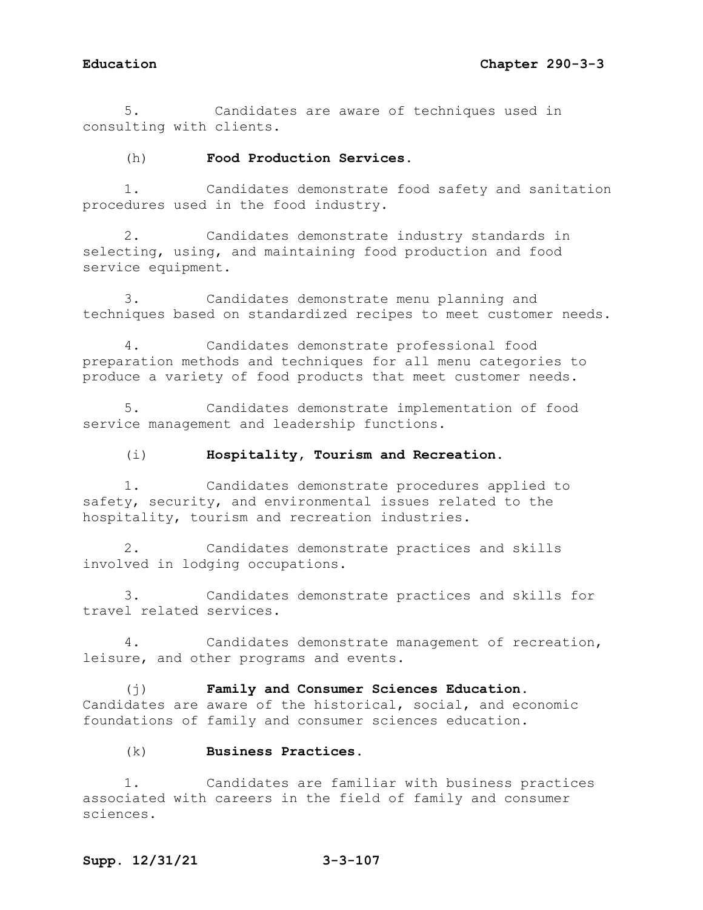5. Candidates are aware of techniques used in consulting with clients.

(h) **Food Production Services.**

1. Candidates demonstrate food safety and sanitation procedures used in the food industry.

2. Candidates demonstrate industry standards in selecting, using, and maintaining food production and food service equipment.

3. Candidates demonstrate menu planning and techniques based on standardized recipes to meet customer needs.

4. Candidates demonstrate professional food preparation methods and techniques for all menu categories to produce a variety of food products that meet customer needs.

5. Candidates demonstrate implementation of food service management and leadership functions.

(i) **Hospitality, Tourism and Recreation.**

1. Candidates demonstrate procedures applied to safety, security, and environmental issues related to the hospitality, tourism and recreation industries.

2. Candidates demonstrate practices and skills involved in lodging occupations.

3. Candidates demonstrate practices and skills for travel related services.

4. Candidates demonstrate management of recreation, leisure, and other programs and events.

(j) **Family and Consumer Sciences Education.** Candidates are aware of the historical, social, and economic foundations of family and consumer sciences education.

(k) **Business Practices.**

1. Candidates are familiar with business practices associated with careers in the field of family and consumer sciences.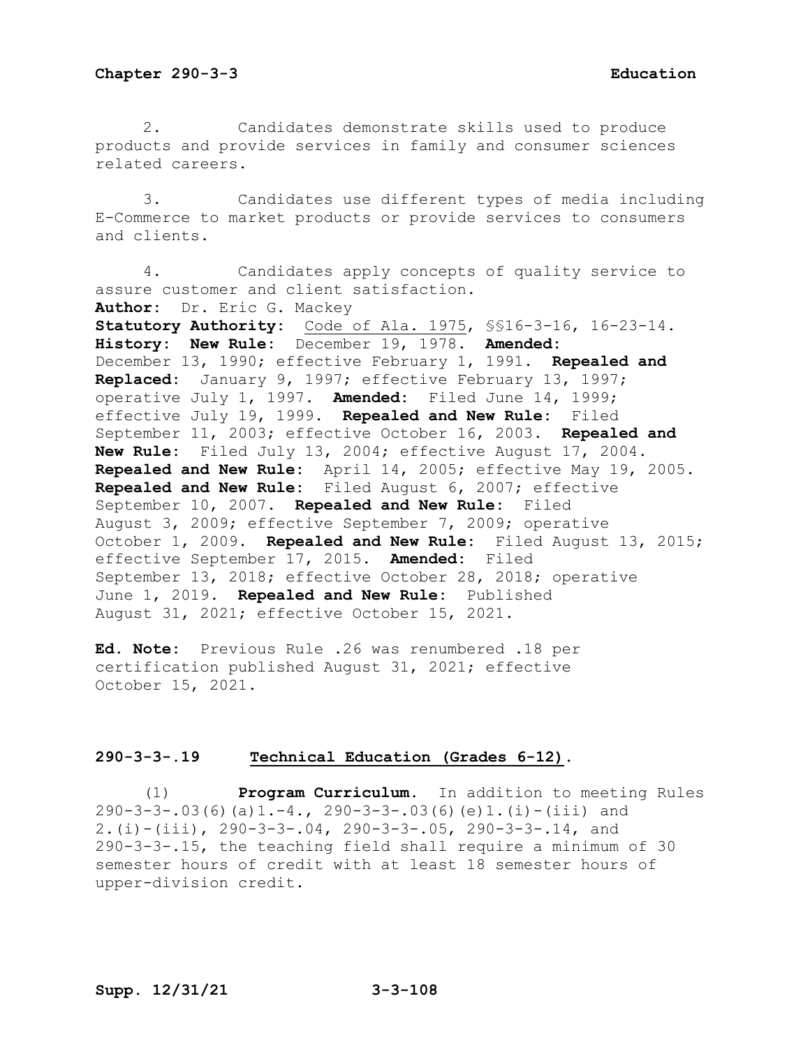2. Candidates demonstrate skills used to produce products and provide services in family and consumer sciences related careers.

3. Candidates use different types of media including E-Commerce to market products or provide services to consumers and clients.

4. Candidates apply concepts of quality service to assure customer and client satisfaction.

**Author:** Dr. Eric G. Mackey

**Statutory Authority:** Code of Ala. 1975, §§16-3-16, 16-23-14.

**History: New Rule:** December 19, 1978. **Amended:** December 13, 1990; effective February 1, 1991. **Repealed and Replaced:** January 9, 1997; effective February 13, 1997; operative July 1, 1997. **Amended:** Filed June 14, 1999; effective July 19, 1999. **Repealed and New Rule:** Filed September 11, 2003; effective October 16, 2003. **Repealed and New Rule:** Filed July 13, 2004; effective August 17, 2004. **Repealed and New Rule:** April 14, 2005; effective May 19, 2005. **Repealed and New Rule:** Filed August 6, 2007; effective September 10, 2007. **Repealed and New Rule:** Filed August 3, 2009; effective September 7, 2009; operative October 1, 2009. **Repealed and New Rule:** Filed August 13, 2015; effective September 17, 2015. **Amended:** Filed September 13, 2018; effective October 28, 2018; operative June 1, 2019. **Repealed and New Rule:** Published August 31, 2021; effective October 15, 2021.

**Ed. Note:** Previous Rule .26 was renumbered .18 per certification published August 31, 2021; effective October 15, 2021.

## 290-3-3-.19 Technical Education (Grades 6-12).

(1) **Program Curriculum.** In addition to meeting Rules 290-3-3-.03(6)(a)1.-4., 290-3-3-.03(6)(e)1.(i)-(iii) and 2.(i)-(iii), 290-3-3-.04, 290-3-3-.05, 290-3-3-.14, and 290-3-3-.15, the teaching field shall require a minimum of 30 semester hours of credit with at least 18 semester hours of upper-division credit.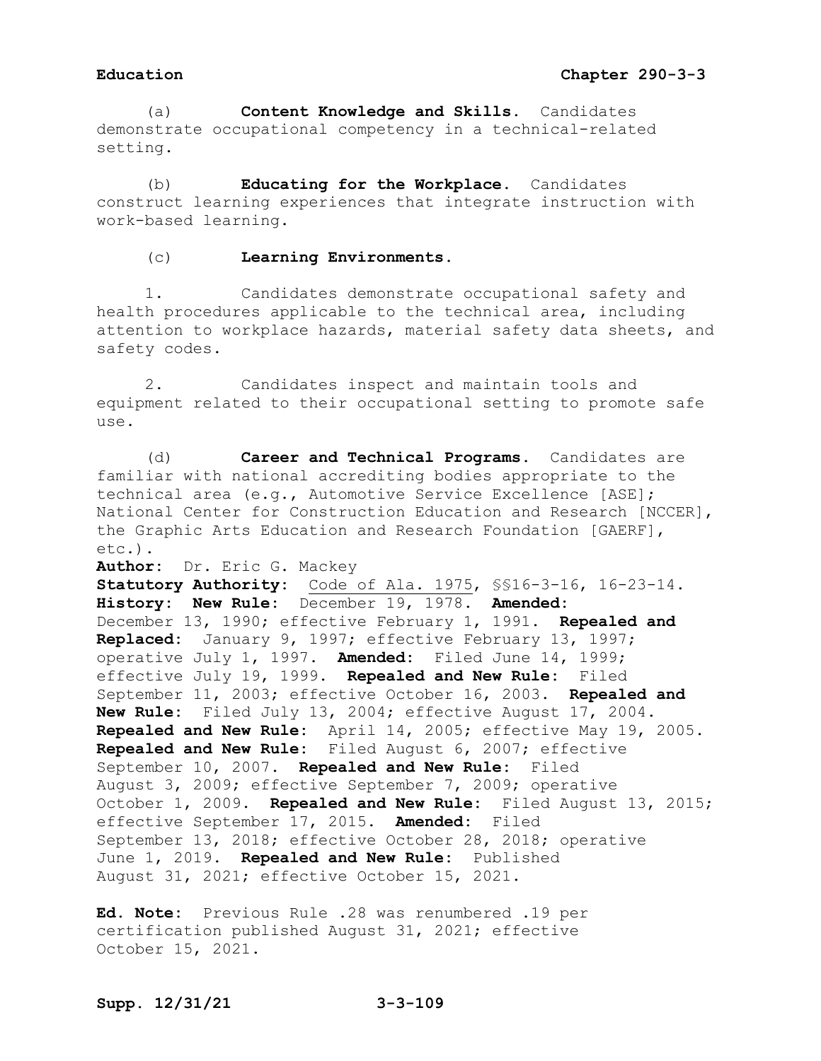(a) **Content Knowledge and Skills.** Candidates demonstrate occupational competency in a technical-related setting.

(b) **Educating for the Workplace.** Candidates construct learning experiences that integrate instruction with work-based learning.

(c) **Learning Environments.**

1. Candidates demonstrate occupational safety and health procedures applicable to the technical area, including attention to workplace hazards, material safety data sheets, and safety codes.

2. Candidates inspect and maintain tools and equipment related to their occupational setting to promote safe use.

(d) **Career and Technical Programs.** Candidates are familiar with national accrediting bodies appropriate to the technical area (e.g., Automotive Service Excellence [ASE]; National Center for Construction Education and Research [NCCER], the Graphic Arts Education and Research Foundation [GAERF], etc.).

**Author:** Dr. Eric G. Mackey
**Statutory Authority:** Code of Ala. 1975, §§16-3-16, 16-23-14.
**History:** **New Rule:** December 19, 1978. **Amended:** December 13, 1990; effective February 1, 1991. **Repealed and Replaced:** January 9, 1997; effective February 13, 1997; operative July 1, 1997. **Amended:** Filed June 14, 1999; effective July 19, 1999. **Repealed and New Rule:** Filed September 11, 2003; effective October 16, 2003. **Repealed and New Rule:** Filed July 13, 2004; effective August 17, 2004. **Repealed and New Rule:** April 14, 2005; effective May 19, 2005. **Repealed and New Rule:** Filed August 6, 2007; effective September 10, 2007. **Repealed and New Rule:** Filed August 3, 2009; effective September 7, 2009; operative October 1, 2009. **Repealed and New Rule:** Filed August 13, 2015; effective September 17, 2015. **Amended:** Filed September 13, 2018; effective October 28, 2018; operative June 1, 2019. **Repealed and New Rule:** Published August 31, 2021; effective October 15, 2021.

**Ed. Note:** Previous Rule .28 was renumbered .19 per certification published August 31, 2021; effective October 15, 2021.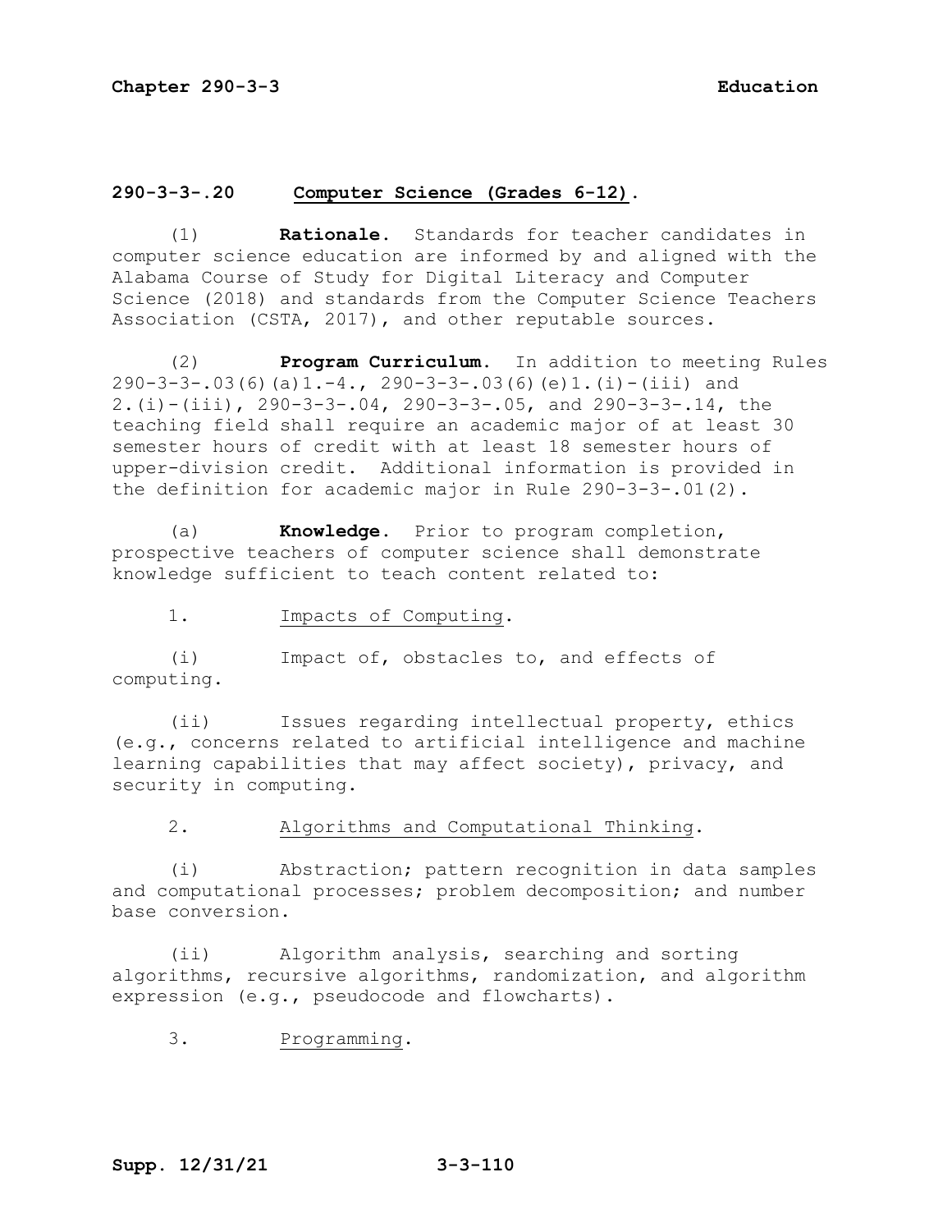## 290-3-3-.20 Computer Science (Grades 6-12).

(1) **Rationale.** Standards for teacher candidates in computer science education are informed by and aligned with the Alabama Course of Study for Digital Literacy and Computer Science (2018) and standards from the Computer Science Teachers Association (CSTA, 2017), and other reputable sources.

(2) **Program Curriculum.** In addition to meeting Rules 290-3-3-.03(6)(a)1.-4., 290-3-3-.03(6)(e)1.(i)-(iii) and 2.(i)-(iii), 290-3-3-.04, 290-3-3-.05, and 290-3-3-.14, the teaching field shall require an academic major of at least 30 semester hours of credit with at least 18 semester hours of upper-division credit. Additional information is provided in the definition for academic major in Rule 290-3-3-.01(2).

(a) **Knowledge.** Prior to program completion, prospective teachers of computer science shall demonstrate knowledge sufficient to teach content related to:

1. Impacts of Computing.

(i) Impact of, obstacles to, and effects of computing.

(ii) Issues regarding intellectual property, ethics (e.g., concerns related to artificial intelligence and machine learning capabilities that may affect society), privacy, and security in computing.

2. Algorithms and Computational Thinking.

(i) Abstraction; pattern recognition in data samples and computational processes; problem decomposition; and number base conversion.

(ii) Algorithm analysis, searching and sorting algorithms, recursive algorithms, randomization, and algorithm expression (e.g., pseudocode and flowcharts).

3. Programming.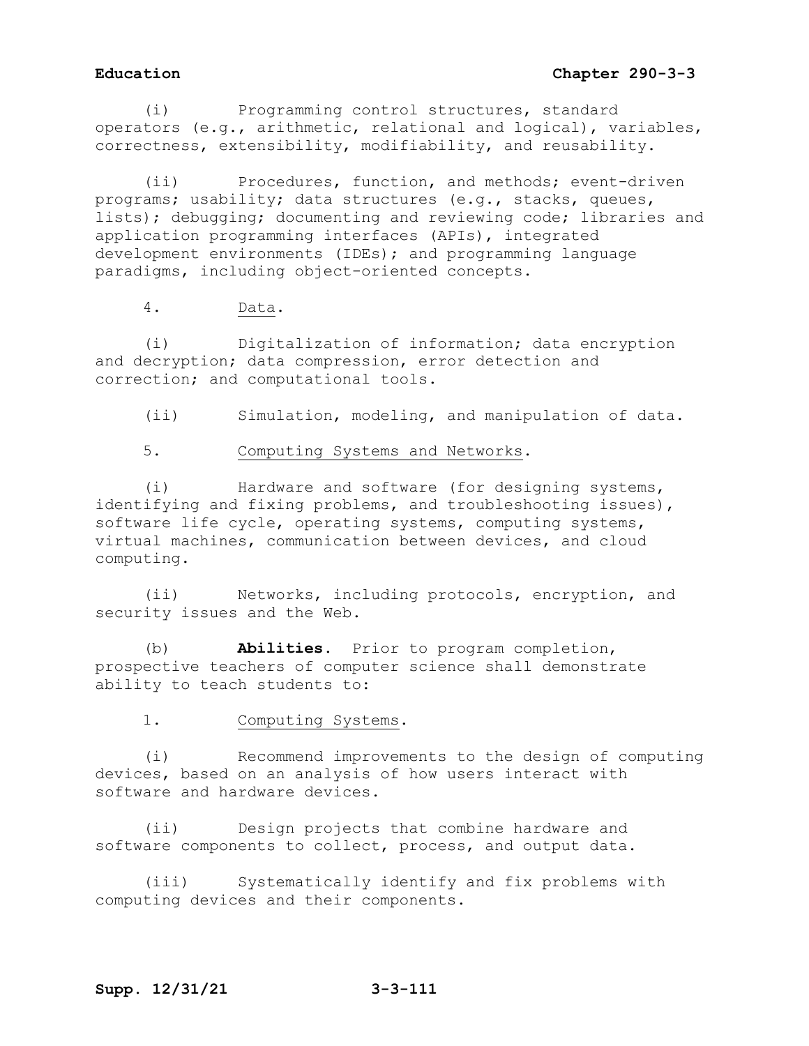(i) Programming control structures, standard operators (e.g., arithmetic, relational and logical), variables, correctness, extensibility, modifiability, and reusability.

(ii) Procedures, function, and methods; event-driven programs; usability; data structures (e.g., stacks, queues, lists); debugging; documenting and reviewing code; libraries and application programming interfaces (APIs), integrated development environments (IDEs); and programming language paradigms, including object-oriented concepts.

4. Data.

(i) Digitalization of information; data encryption and decryption; data compression, error detection and correction; and computational tools.

(ii) Simulation, modeling, and manipulation of data.

5. Computing Systems and Networks.

(i) Hardware and software (for designing systems, identifying and fixing problems, and troubleshooting issues), software life cycle, operating systems, computing systems, virtual machines, communication between devices, and cloud computing.

(ii) Networks, including protocols, encryption, and security issues and the Web.

(b) **Abilities**. Prior to program completion, prospective teachers of computer science shall demonstrate ability to teach students to:

1. Computing Systems.

(i) Recommend improvements to the design of computing devices, based on an analysis of how users interact with software and hardware devices.

(ii) Design projects that combine hardware and software components to collect, process, and output data.

(iii) Systematically identify and fix problems with computing devices and their components.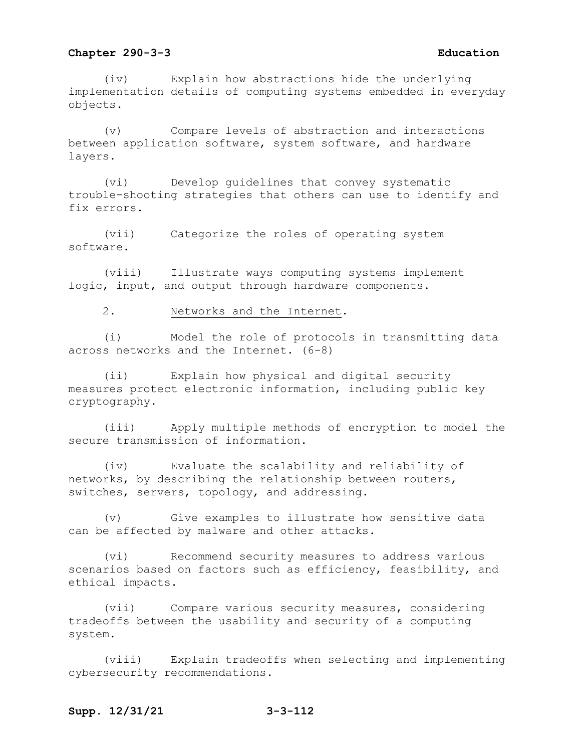(iv) Explain how abstractions hide the underlying implementation details of computing systems embedded in everyday objects.

(v) Compare levels of abstraction and interactions between application software, system software, and hardware layers.

(vi) Develop guidelines that convey systematic trouble-shooting strategies that others can use to identify and fix errors.

(vii) Categorize the roles of operating system software.

(viii) Illustrate ways computing systems implement logic, input, and output through hardware components.

2. Networks and the Internet.

(i) Model the role of protocols in transmitting data across networks and the Internet. (6-8)

(ii) Explain how physical and digital security measures protect electronic information, including public key cryptography.

(iii) Apply multiple methods of encryption to model the secure transmission of information.

(iv) Evaluate the scalability and reliability of networks, by describing the relationship between routers, switches, servers, topology, and addressing.

(v) Give examples to illustrate how sensitive data can be affected by malware and other attacks.

(vi) Recommend security measures to address various scenarios based on factors such as efficiency, feasibility, and ethical impacts.

(vii) Compare various security measures, considering tradeoffs between the usability and security of a computing system.

(viii) Explain tradeoffs when selecting and implementing cybersecurity recommendations.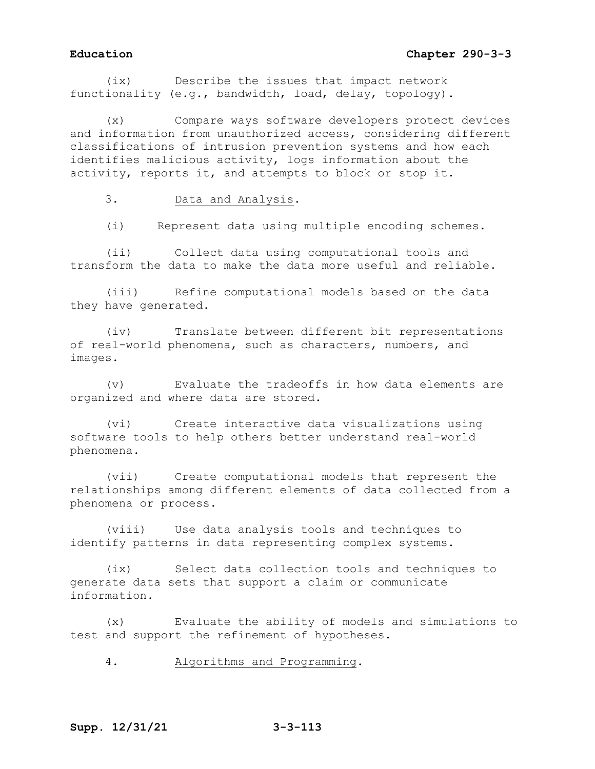(ix) Describe the issues that impact network functionality (e.g., bandwidth, load, delay, topology).

(x) Compare ways software developers protect devices and information from unauthorized access, considering different classifications of intrusion prevention systems and how each identifies malicious activity, logs information about the activity, reports it, and attempts to block or stop it.

3. Data and Analysis.

(i) Represent data using multiple encoding schemes.

(ii) Collect data using computational tools and transform the data to make the data more useful and reliable.

(iii) Refine computational models based on the data they have generated.

(iv) Translate between different bit representations of real-world phenomena, such as characters, numbers, and images.

(v) Evaluate the tradeoffs in how data elements are organized and where data are stored.

(vi) Create interactive data visualizations using software tools to help others better understand real-world phenomena.

(vii) Create computational models that represent the relationships among different elements of data collected from a phenomena or process.

(viii) Use data analysis tools and techniques to identify patterns in data representing complex systems.

(ix) Select data collection tools and techniques to generate data sets that support a claim or communicate information.

(x) Evaluate the ability of models and simulations to test and support the refinement of hypotheses.

4. Algorithms and Programming.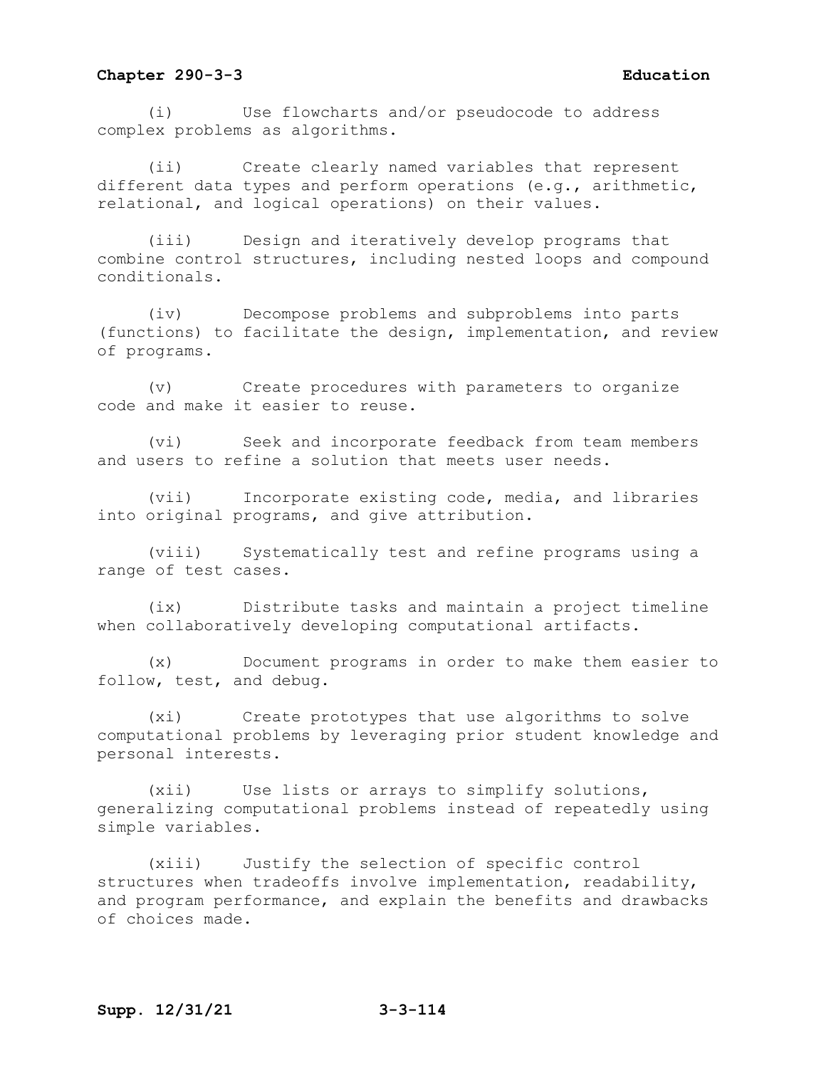(i) Use flowcharts and/or pseudocode to address complex problems as algorithms.

(ii) Create clearly named variables that represent different data types and perform operations (e.g., arithmetic, relational, and logical operations) on their values.

(iii) Design and iteratively develop programs that combine control structures, including nested loops and compound conditionals.

(iv) Decompose problems and subproblems into parts (functions) to facilitate the design, implementation, and review of programs.

(v) Create procedures with parameters to organize code and make it easier to reuse.

(vi) Seek and incorporate feedback from team members and users to refine a solution that meets user needs.

(vii) Incorporate existing code, media, and libraries into original programs, and give attribution.

(viii) Systematically test and refine programs using a range of test cases.

(ix) Distribute tasks and maintain a project timeline when collaboratively developing computational artifacts.

(x) Document programs in order to make them easier to follow, test, and debug.

(xi) Create prototypes that use algorithms to solve computational problems by leveraging prior student knowledge and personal interests.

(xii) Use lists or arrays to simplify solutions, generalizing computational problems instead of repeatedly using simple variables.

(xiii) Justify the selection of specific control structures when tradeoffs involve implementation, readability, and program performance, and explain the benefits and drawbacks of choices made.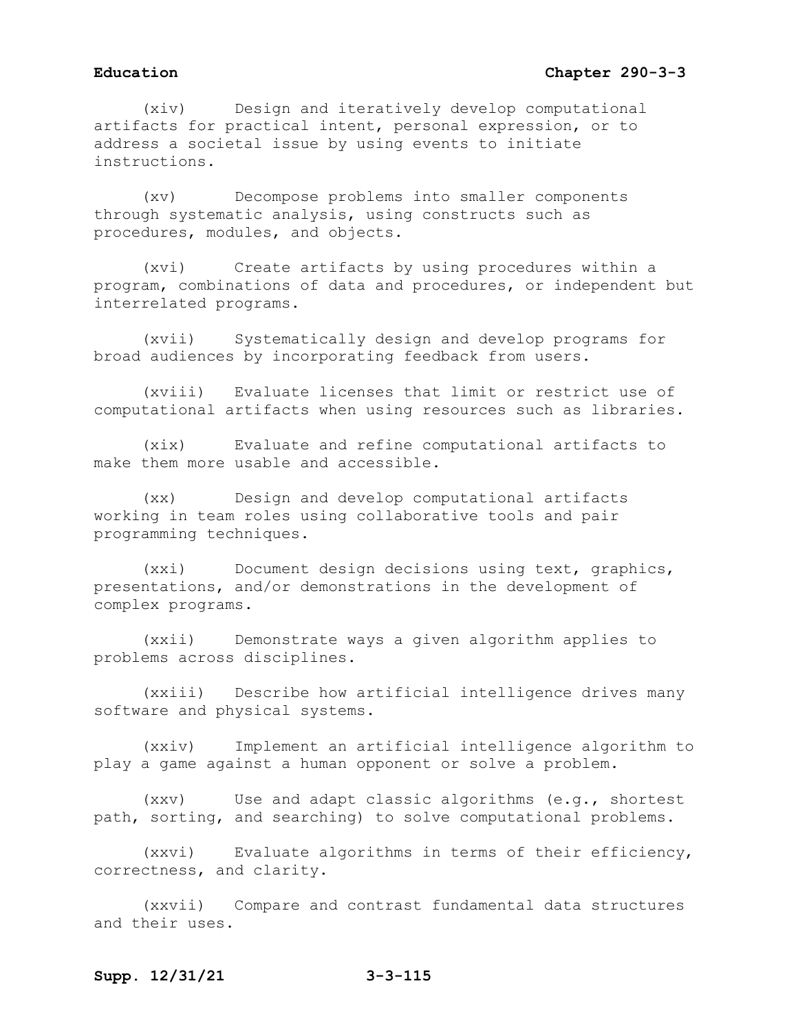(xiv) Design and iteratively develop computational artifacts for practical intent, personal expression, or to address a societal issue by using events to initiate instructions.

(xv) Decompose problems into smaller components through systematic analysis, using constructs such as procedures, modules, and objects.

(xvi) Create artifacts by using procedures within a program, combinations of data and procedures, or independent but interrelated programs.

(xvii) Systematically design and develop programs for broad audiences by incorporating feedback from users.

(xviii) Evaluate licenses that limit or restrict use of computational artifacts when using resources such as libraries.

(xix) Evaluate and refine computational artifacts to make them more usable and accessible.

(xx) Design and develop computational artifacts working in team roles using collaborative tools and pair programming techniques.

(xxi) Document design decisions using text, graphics, presentations, and/or demonstrations in the development of complex programs.

(xxii) Demonstrate ways a given algorithm applies to problems across disciplines.

(xxiii) Describe how artificial intelligence drives many software and physical systems.

(xxiv) Implement an artificial intelligence algorithm to play a game against a human opponent or solve a problem.

(xxv) Use and adapt classic algorithms (e.g., shortest path, sorting, and searching) to solve computational problems.

(xxvi) Evaluate algorithms in terms of their efficiency, correctness, and clarity.

(xxvii) Compare and contrast fundamental data structures and their uses.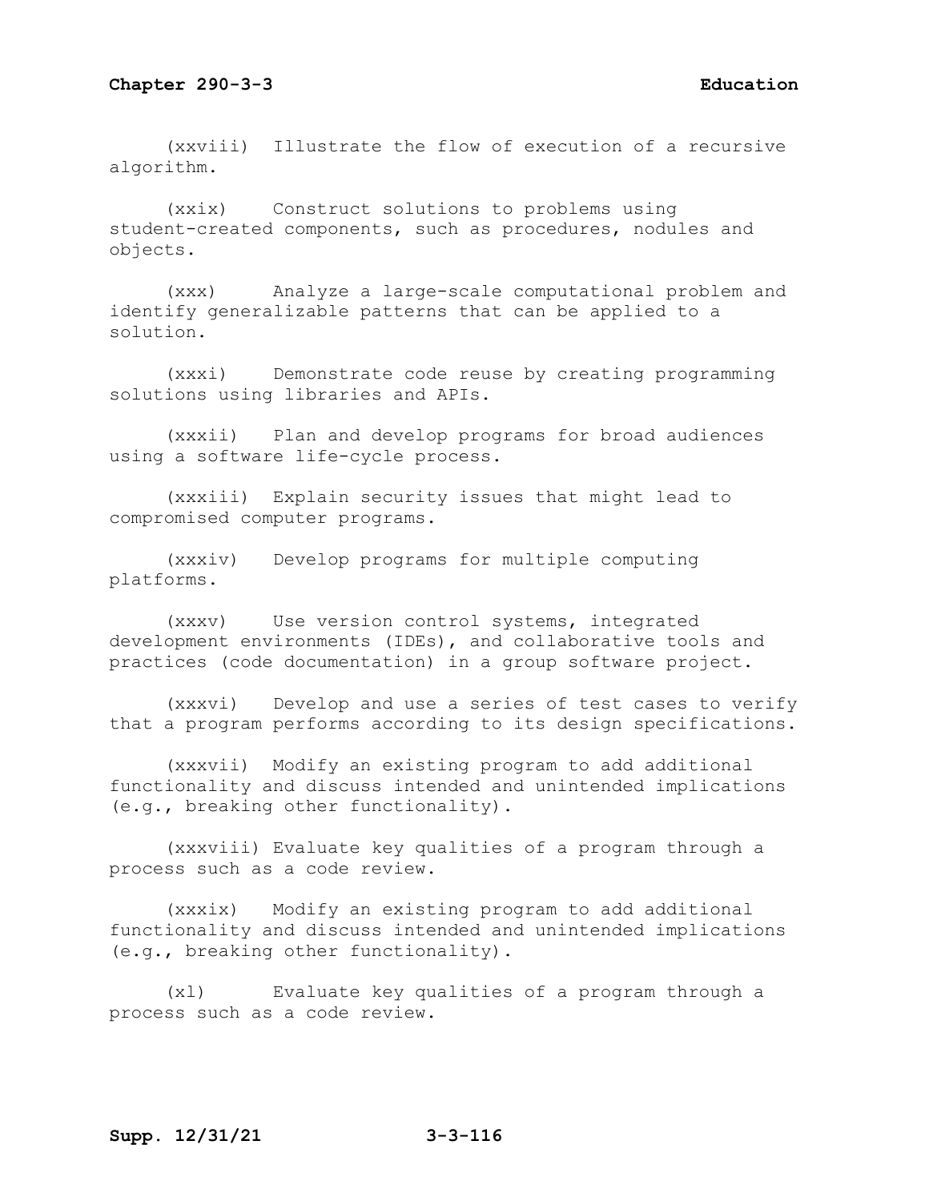(xxviii) Illustrate the flow of execution of a recursive algorithm.

(xxix) Construct solutions to problems using student-created components, such as procedures, nodules and objects.

(xxx) Analyze a large-scale computational problem and identify generalizable patterns that can be applied to a solution.

(xxxi) Demonstrate code reuse by creating programming solutions using libraries and APIs.

(xxxii) Plan and develop programs for broad audiences using a software life-cycle process.

(xxxiii) Explain security issues that might lead to compromised computer programs.

(xxxiv) Develop programs for multiple computing platforms.

(xxxv) Use version control systems, integrated development environments (IDEs), and collaborative tools and practices (code documentation) in a group software project.

(xxxvi) Develop and use a series of test cases to verify that a program performs according to its design specifications.

(xxxvii) Modify an existing program to add additional functionality and discuss intended and unintended implications (e.g., breaking other functionality).

(xxxviii) Evaluate key qualities of a program through a process such as a code review.

(xxxix) Modify an existing program to add additional functionality and discuss intended and unintended implications (e.g., breaking other functionality).

(xl) Evaluate key qualities of a program through a process such as a code review.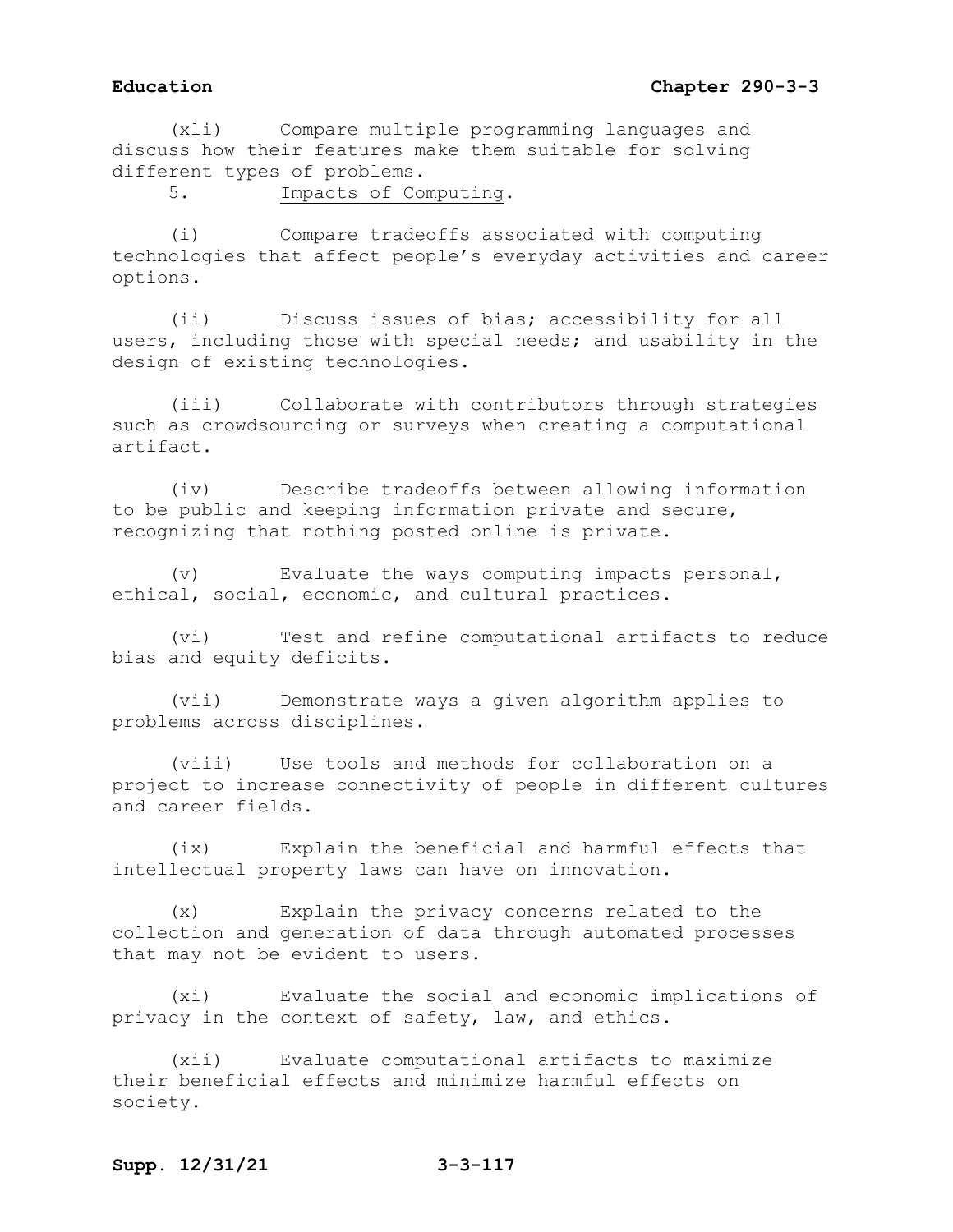(xli) Compare multiple programming languages and discuss how their features make them suitable for solving different types of problems.

5. Impacts of Computing.

(i) Compare tradeoffs associated with computing technologies that affect people's everyday activities and career options.

(ii) Discuss issues of bias; accessibility for all users, including those with special needs; and usability in the design of existing technologies.

(iii) Collaborate with contributors through strategies such as crowdsourcing or surveys when creating a computational artifact.

(iv) Describe tradeoffs between allowing information to be public and keeping information private and secure, recognizing that nothing posted online is private.

(v) Evaluate the ways computing impacts personal, ethical, social, economic, and cultural practices.

(vi) Test and refine computational artifacts to reduce bias and equity deficits.

(vii) Demonstrate ways a given algorithm applies to problems across disciplines.

(viii) Use tools and methods for collaboration on a project to increase connectivity of people in different cultures and career fields.

(ix) Explain the beneficial and harmful effects that intellectual property laws can have on innovation.

(x) Explain the privacy concerns related to the collection and generation of data through automated processes that may not be evident to users.

(xi) Evaluate the social and economic implications of privacy in the context of safety, law, and ethics.

(xii) Evaluate computational artifacts to maximize their beneficial effects and minimize harmful effects on society.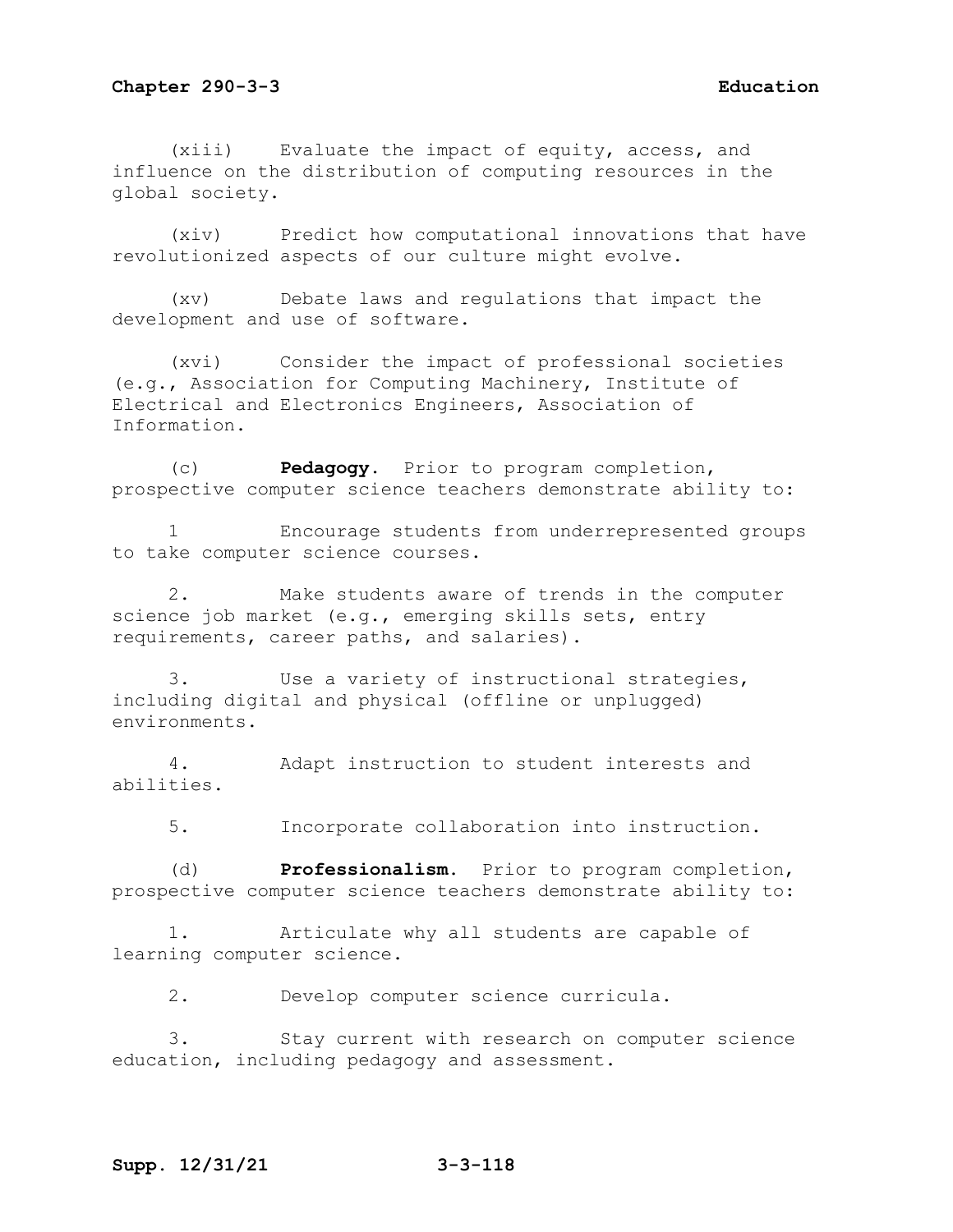(xiii) Evaluate the impact of equity, access, and influence on the distribution of computing resources in the global society.

(xiv) Predict how computational innovations that have revolutionized aspects of our culture might evolve.

(xv) Debate laws and regulations that impact the development and use of software.

(xvi) Consider the impact of professional societies (e.g., Association for Computing Machinery, Institute of Electrical and Electronics Engineers, Association of Information.

(c) **Pedagogy**. Prior to program completion, prospective computer science teachers demonstrate ability to:

1 Encourage students from underrepresented groups to take computer science courses.

2. Make students aware of trends in the computer science job market (e.g., emerging skills sets, entry requirements, career paths, and salaries).

3. Use a variety of instructional strategies, including digital and physical (offline or unplugged) environments.

4. Adapt instruction to student interests and abilities.

5. Incorporate collaboration into instruction.

(d) **Professionalism**. Prior to program completion, prospective computer science teachers demonstrate ability to:

1. Articulate why all students are capable of learning computer science.

2. Develop computer science curricula.

3. Stay current with research on computer science education, including pedagogy and assessment.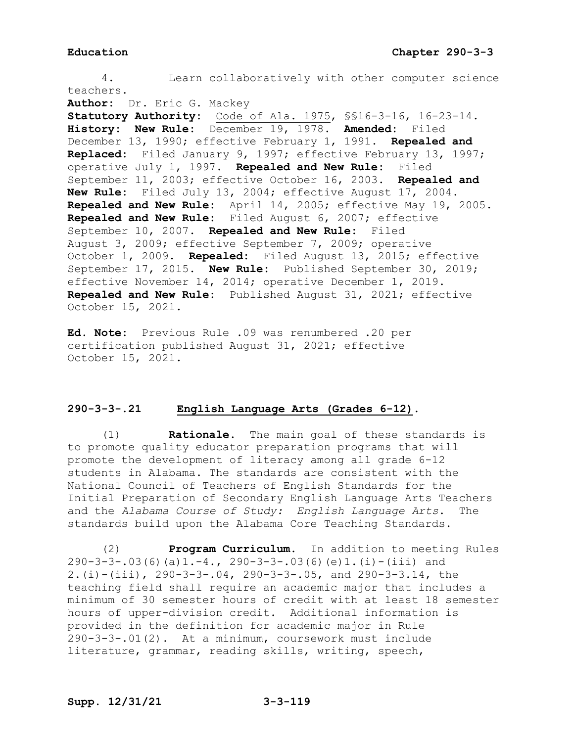4. Learn collaboratively with other computer science teachers.

**Author:** Dr. Eric G. Mackey

**Statutory Authority:** Code of Ala. 1975, §§16-3-16, 16-23-14.

**History:** **New Rule:** December 19, 1978. **Amended:** Filed December 13, 1990; effective February 1, 1991. **Repealed and Replaced:** Filed January 9, 1997; effective February 13, 1997; operative July 1, 1997. **Repealed and New Rule:** Filed September 11, 2003; effective October 16, 2003. **Repealed and New Rule:** Filed July 13, 2004; effective August 17, 2004. **Repealed and New Rule:** April 14, 2005; effective May 19, 2005. **Repealed and New Rule:** Filed August 6, 2007; effective September 10, 2007. **Repealed and New Rule:** Filed August 3, 2009; effective September 7, 2009; operative October 1, 2009. **Repealed:** Filed August 13, 2015; effective September 17, 2015. **New Rule:** Published September 30, 2019; effective November 14, 2014; operative December 1, 2019. **Repealed and New Rule:** Published August 31, 2021; effective October 15, 2021.

**Ed. Note:** Previous Rule .09 was renumbered .20 per certification published August 31, 2021; effective October 15, 2021.

## 290-3-3-.21 English Language Arts (Grades 6-12).

(1) **Rationale.** The main goal of these standards is to promote quality educator preparation programs that will promote the development of literacy among all grade 6-12 students in Alabama. The standards are consistent with the National Council of Teachers of English Standards for the Initial Preparation of Secondary English Language Arts Teachers and the *Alabama Course of Study: English Language Arts*. The standards build upon the Alabama Core Teaching Standards.

(2) **Program Curriculum.** In addition to meeting Rules 290-3-3-.03(6)(a)1.-4., 290-3-3-.03(6)(e)1.(i)-(iii) and 2.(i)-(iii), 290-3-3-.04, 290-3-3-.05, and 290-3-3.14, the teaching field shall require an academic major that includes a minimum of 30 semester hours of credit with at least 18 semester hours of upper-division credit. Additional information is provided in the definition for academic major in Rule 290-3-3-.01(2). At a minimum, coursework must include literature, grammar, reading skills, writing, speech,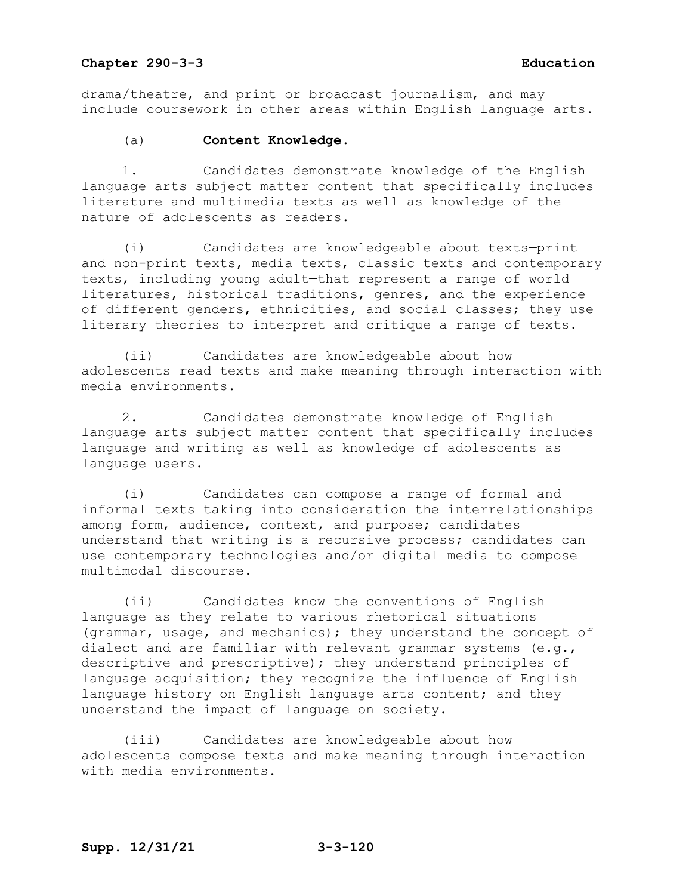drama/theatre, and print or broadcast journalism, and may include coursework in other areas within English language arts.

(a) **Content Knowledge.**

1. Candidates demonstrate knowledge of the English language arts subject matter content that specifically includes literature and multimedia texts as well as knowledge of the nature of adolescents as readers.

(i) Candidates are knowledgeable about texts—print and non-print texts, media texts, classic texts and contemporary texts, including young adult—that represent a range of world literatures, historical traditions, genres, and the experience of different genders, ethnicities, and social classes; they use literary theories to interpret and critique a range of texts.

(ii) Candidates are knowledgeable about how adolescents read texts and make meaning through interaction with media environments.

2. Candidates demonstrate knowledge of English language arts subject matter content that specifically includes language and writing as well as knowledge of adolescents as language users.

(i) Candidates can compose a range of formal and informal texts taking into consideration the interrelationships among form, audience, context, and purpose; candidates understand that writing is a recursive process; candidates can use contemporary technologies and/or digital media to compose multimodal discourse.

(ii) Candidates know the conventions of English language as they relate to various rhetorical situations (grammar, usage, and mechanics); they understand the concept of dialect and are familiar with relevant grammar systems (e.g., descriptive and prescriptive); they understand principles of language acquisition; they recognize the influence of English language history on English language arts content; and they understand the impact of language on society.

(iii) Candidates are knowledgeable about how adolescents compose texts and make meaning through interaction with media environments.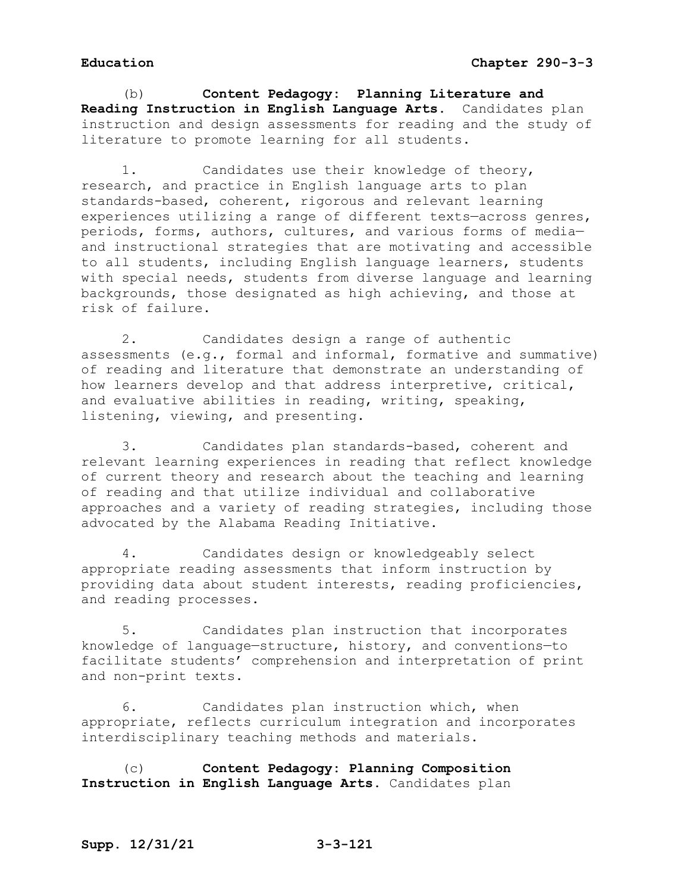(b) **Content Pedagogy: Planning Literature and Reading Instruction in English Language Arts.** Candidates plan instruction and design assessments for reading and the study of literature to promote learning for all students.

1. Candidates use their knowledge of theory, research, and practice in English language arts to plan standards-based, coherent, rigorous and relevant learning experiences utilizing a range of different texts—across genres, periods, forms, authors, cultures, and various forms of media—and instructional strategies that are motivating and accessible to all students, including English language learners, students with special needs, students from diverse language and learning backgrounds, those designated as high achieving, and those at risk of failure.

2. Candidates design a range of authentic assessments (e.g., formal and informal, formative and summative) of reading and literature that demonstrate an understanding of how learners develop and that address interpretive, critical, and evaluative abilities in reading, writing, speaking, listening, viewing, and presenting.

3. Candidates plan standards-based, coherent and relevant learning experiences in reading that reflect knowledge of current theory and research about the teaching and learning of reading and that utilize individual and collaborative approaches and a variety of reading strategies, including those advocated by the Alabama Reading Initiative.

4. Candidates design or knowledgeably select appropriate reading assessments that inform instruction by providing data about student interests, reading proficiencies, and reading processes.

5. Candidates plan instruction that incorporates knowledge of language—structure, history, and conventions—to facilitate students' comprehension and interpretation of print and non-print texts.

6. Candidates plan instruction which, when appropriate, reflects curriculum integration and incorporates interdisciplinary teaching methods and materials.

(c) **Content Pedagogy: Planning Composition Instruction in English Language Arts.** Candidates plan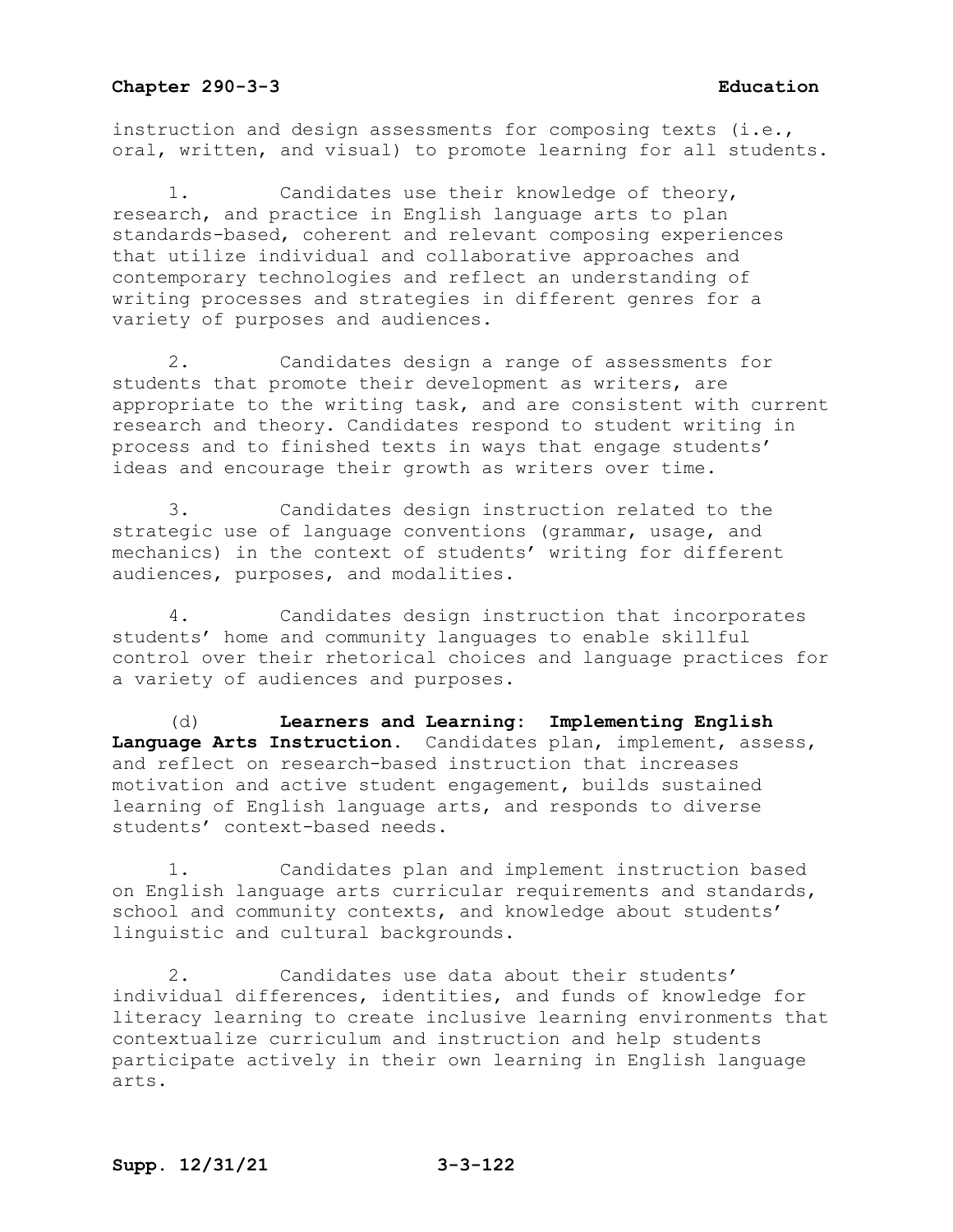instruction and design assessments for composing texts (i.e., oral, written, and visual) to promote learning for all students.

1. Candidates use their knowledge of theory, research, and practice in English language arts to plan standards-based, coherent and relevant composing experiences that utilize individual and collaborative approaches and contemporary technologies and reflect an understanding of writing processes and strategies in different genres for a variety of purposes and audiences.

2. Candidates design a range of assessments for students that promote their development as writers, are appropriate to the writing task, and are consistent with current research and theory. Candidates respond to student writing in process and to finished texts in ways that engage students' ideas and encourage their growth as writers over time.

3. Candidates design instruction related to the strategic use of language conventions (grammar, usage, and mechanics) in the context of students' writing for different audiences, purposes, and modalities.

4. Candidates design instruction that incorporates students' home and community languages to enable skillful control over their rhetorical choices and language practices for a variety of audiences and purposes.

(d) **Learners and Learning: Implementing English Language Arts Instruction.** Candidates plan, implement, assess, and reflect on research-based instruction that increases motivation and active student engagement, builds sustained learning of English language arts, and responds to diverse students' context-based needs.

1. Candidates plan and implement instruction based on English language arts curricular requirements and standards, school and community contexts, and knowledge about students' linguistic and cultural backgrounds.

2. Candidates use data about their students' individual differences, identities, and funds of knowledge for literacy learning to create inclusive learning environments that contextualize curriculum and instruction and help students participate actively in their own learning in English language arts.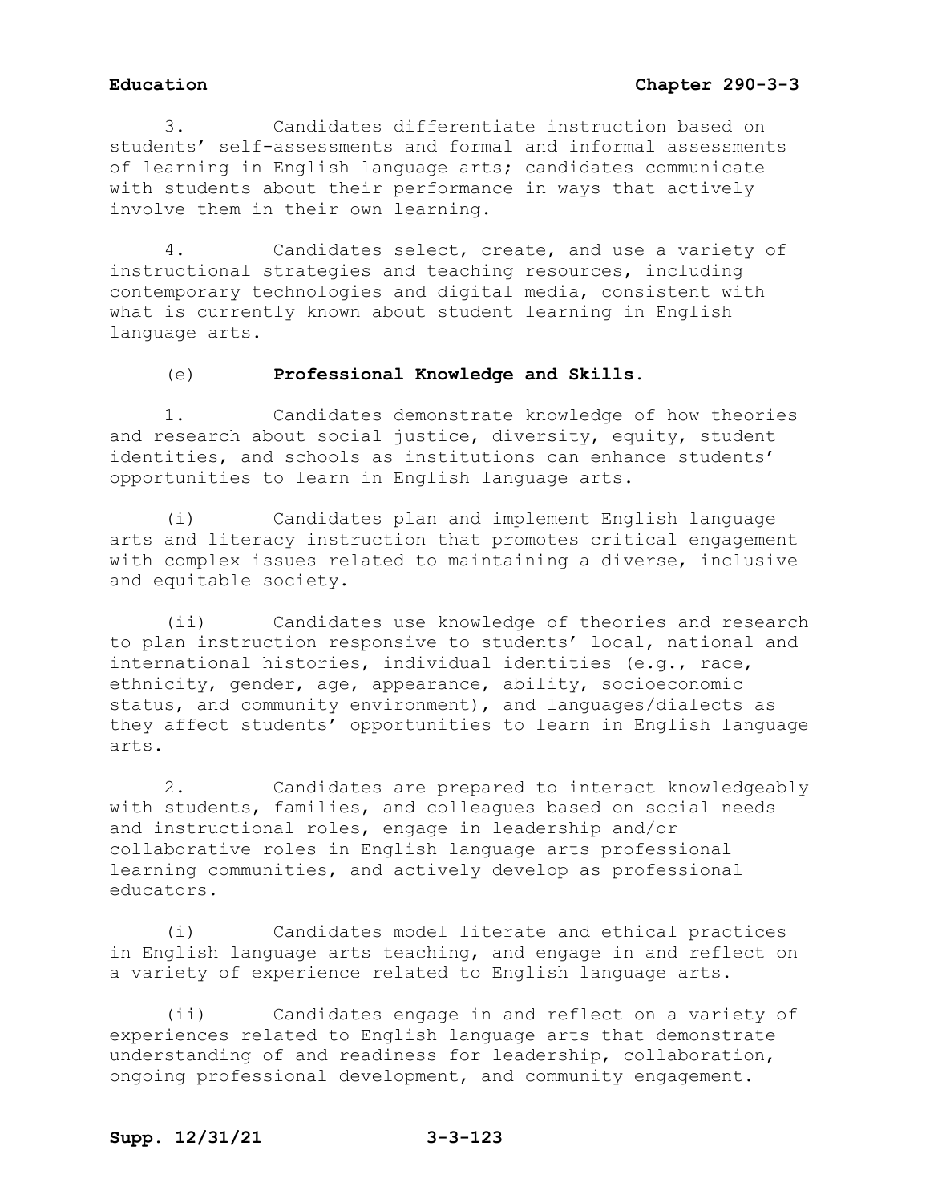3. Candidates differentiate instruction based on students' self-assessments and formal and informal assessments of learning in English language arts; candidates communicate with students about their performance in ways that actively involve them in their own learning.

4. Candidates select, create, and use a variety of instructional strategies and teaching resources, including contemporary technologies and digital media, consistent with what is currently known about student learning in English language arts.

(e) **Professional Knowledge and Skills.**

1. Candidates demonstrate knowledge of how theories and research about social justice, diversity, equity, student identities, and schools as institutions can enhance students' opportunities to learn in English language arts.

(i) Candidates plan and implement English language arts and literacy instruction that promotes critical engagement with complex issues related to maintaining a diverse, inclusive and equitable society.

(ii) Candidates use knowledge of theories and research to plan instruction responsive to students' local, national and international histories, individual identities (e.g., race, ethnicity, gender, age, appearance, ability, socioeconomic status, and community environment), and languages/dialects as they affect students' opportunities to learn in English language arts.

2. Candidates are prepared to interact knowledgeably with students, families, and colleagues based on social needs and instructional roles, engage in leadership and/or collaborative roles in English language arts professional learning communities, and actively develop as professional educators.

(i) Candidates model literate and ethical practices in English language arts teaching, and engage in and reflect on a variety of experience related to English language arts.

(ii) Candidates engage in and reflect on a variety of experiences related to English language arts that demonstrate understanding of and readiness for leadership, collaboration, ongoing professional development, and community engagement.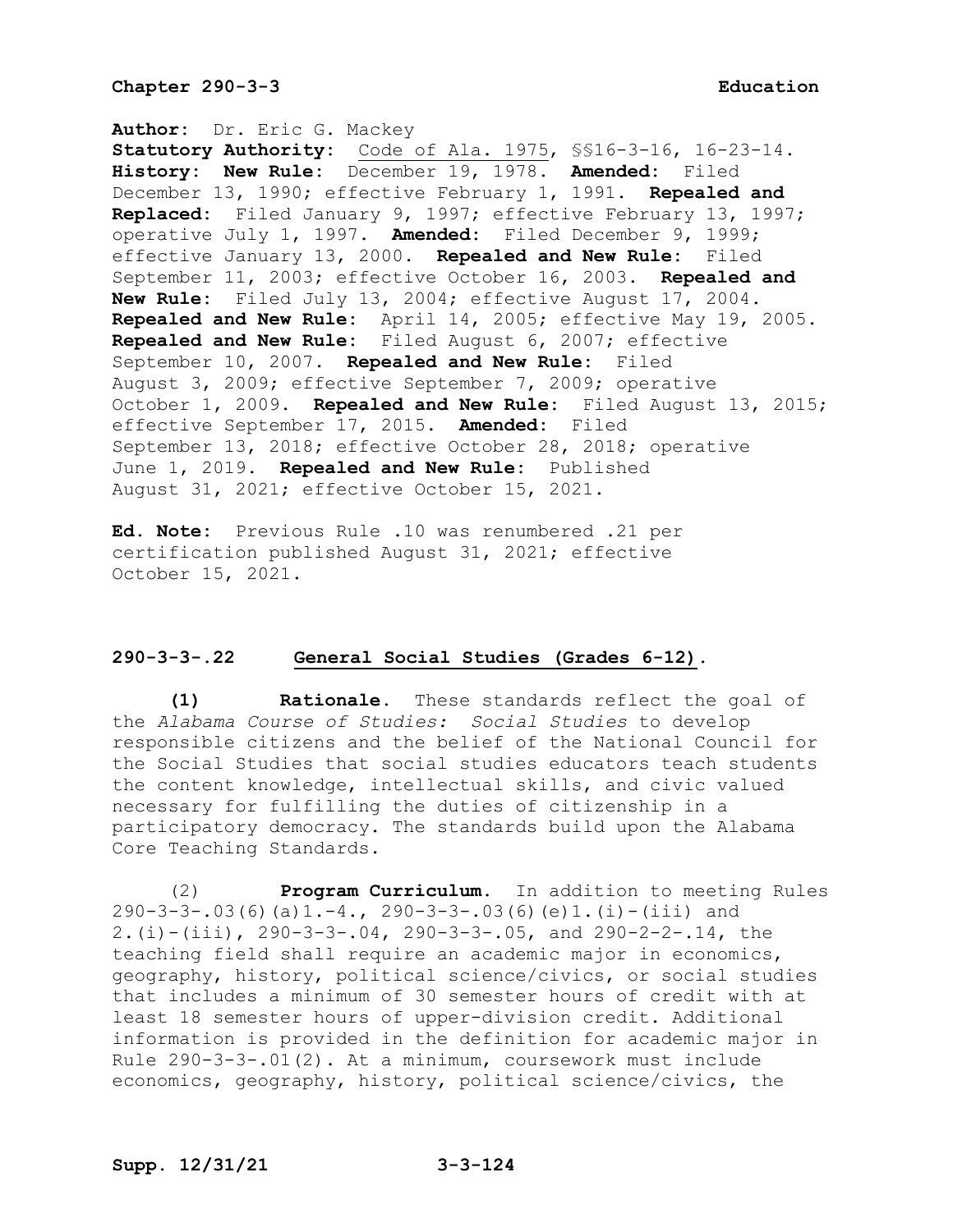**Author:** Dr. Eric G. Mackey
**Statutory Authority:** Code of Ala. 1975, §§16-3-16, 16-23-14.
**History: New Rule:** December 19, 1978. **Amended:** Filed December 13, 1990; effective February 1, 1991. **Repealed and Replaced:** Filed January 9, 1997; effective February 13, 1997; operative July 1, 1997. **Amended:** Filed December 9, 1999; effective January 13, 2000. **Repealed and New Rule:** Filed September 11, 2003; effective October 16, 2003. **Repealed and New Rule:** Filed July 13, 2004; effective August 17, 2004. **Repealed and New Rule:** April 14, 2005; effective May 19, 2005. **Repealed and New Rule:** Filed August 6, 2007; effective September 10, 2007. **Repealed and New Rule:** Filed August 3, 2009; effective September 7, 2009; operative October 1, 2009. **Repealed and New Rule:** Filed August 13, 2015; effective September 17, 2015. **Amended:** Filed September 13, 2018; effective October 28, 2018; operative June 1, 2019. **Repealed and New Rule:** Published August 31, 2021; effective October 15, 2021.

**Ed. Note:** Previous Rule .10 was renumbered .21 per certification published August 31, 2021; effective October 15, 2021.

## 290-3-3-.22 General Social Studies (Grades 6-12).

**(1) Rationale.** These standards reflect the goal of the *Alabama Course of Studies: Social Studies* to develop responsible citizens and the belief of the National Council for the Social Studies that social studies educators teach students the content knowledge, intellectual skills, and civic valued necessary for fulfilling the duties of citizenship in a participatory democracy. The standards build upon the Alabama Core Teaching Standards.

(2) **Program Curriculum.** In addition to meeting Rules 290-3-3-.03(6)(a)1.-4., 290-3-3-.03(6)(e)1.(i)-(iii) and 2.(i)-(iii), 290-3-3-.04, 290-3-3-.05, and 290-2-2-.14, the teaching field shall require an academic major in economics, geography, history, political science/civics, or social studies that includes a minimum of 30 semester hours of credit with at least 18 semester hours of upper-division credit. Additional information is provided in the definition for academic major in Rule 290-3-3-.01(2). At a minimum, coursework must include economics, geography, history, political science/civics, the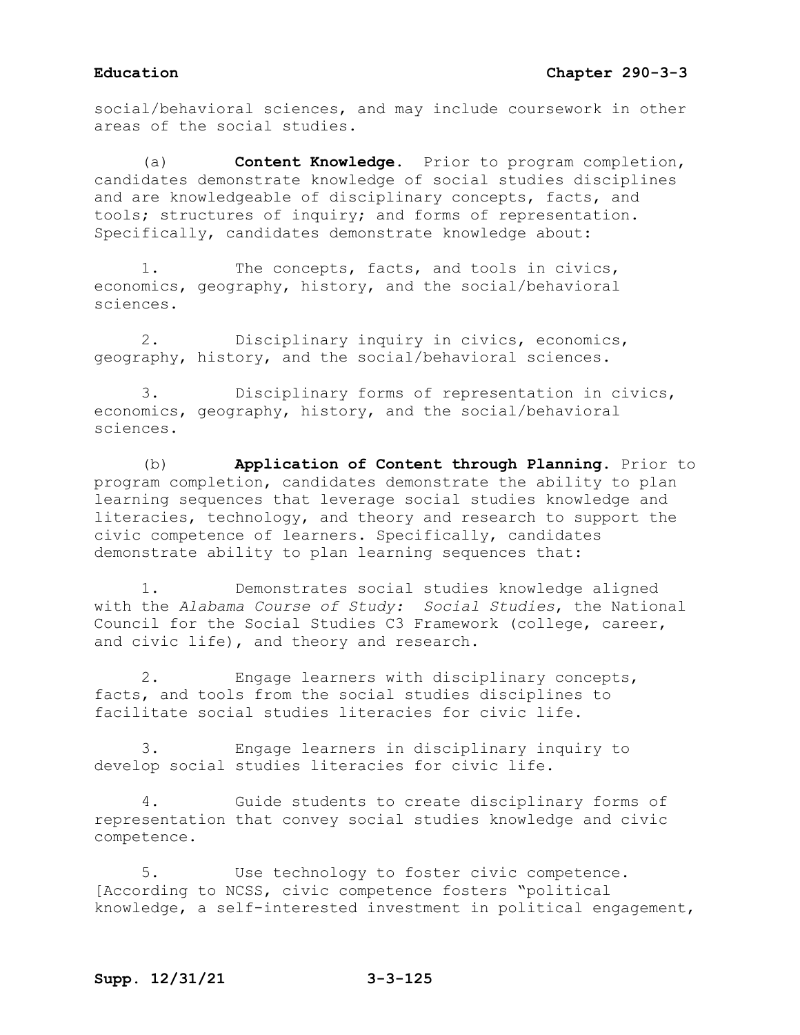social/behavioral sciences, and may include coursework in other areas of the social studies.

(a) **Content Knowledge.** Prior to program completion, candidates demonstrate knowledge of social studies disciplines and are knowledgeable of disciplinary concepts, facts, and tools; structures of inquiry; and forms of representation. Specifically, candidates demonstrate knowledge about:

1. The concepts, facts, and tools in civics, economics, geography, history, and the social/behavioral sciences.

2. Disciplinary inquiry in civics, economics, geography, history, and the social/behavioral sciences.

3. Disciplinary forms of representation in civics, economics, geography, history, and the social/behavioral sciences.

(b) **Application of Content through Planning.** Prior to program completion, candidates demonstrate the ability to plan learning sequences that leverage social studies knowledge and literacies, technology, and theory and research to support the civic competence of learners. Specifically, candidates demonstrate ability to plan learning sequences that:

1. Demonstrates social studies knowledge aligned with the *Alabama Course of Study: Social Studies*, the National Council for the Social Studies C3 Framework (college, career, and civic life), and theory and research.

2. Engage learners with disciplinary concepts, facts, and tools from the social studies disciplines to facilitate social studies literacies for civic life.

3. Engage learners in disciplinary inquiry to develop social studies literacies for civic life.

4. Guide students to create disciplinary forms of representation that convey social studies knowledge and civic competence.

5. Use technology to foster civic competence. [According to NCSS, civic competence fosters "political knowledge, a self-interested investment in political engagement,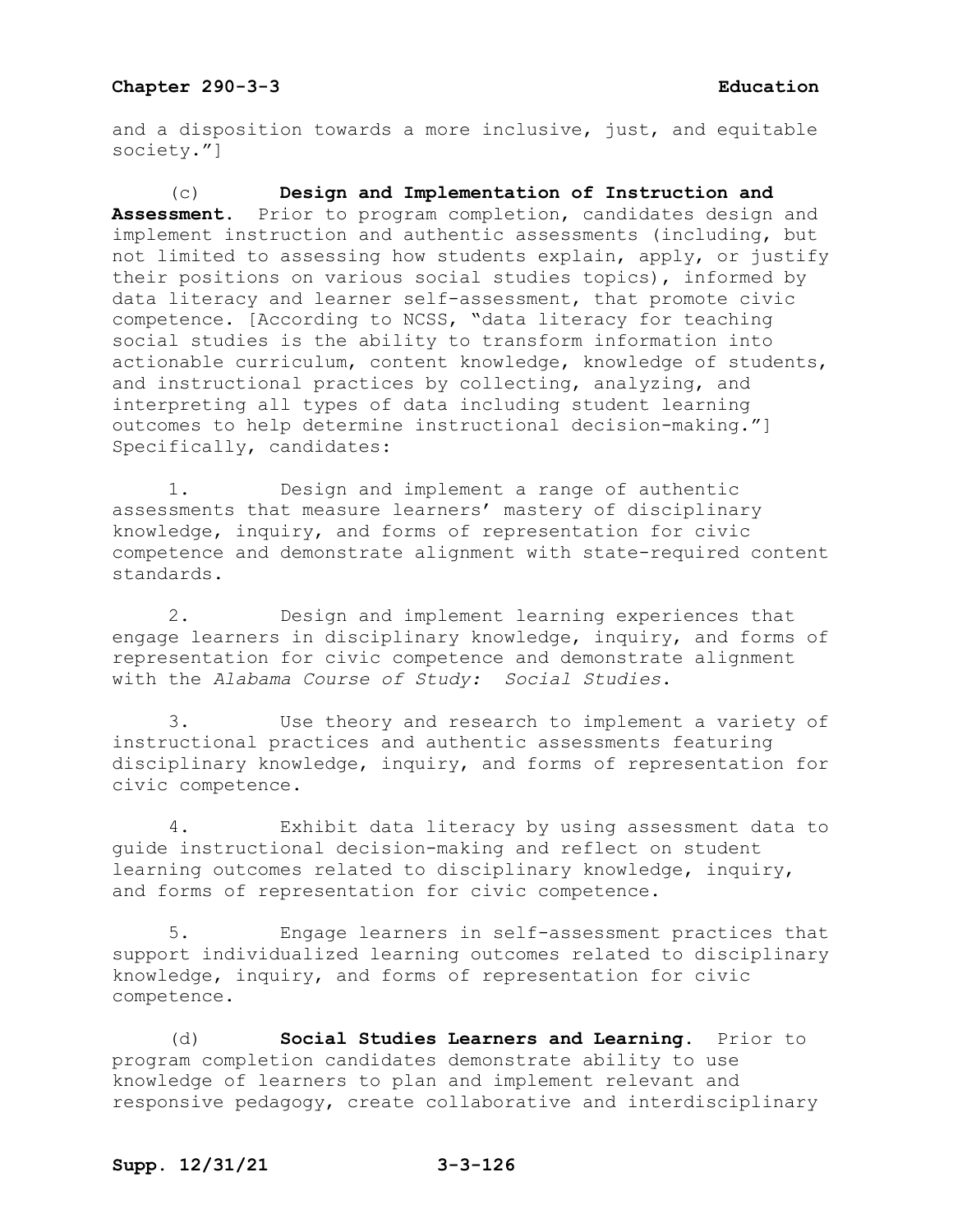and a disposition towards a more inclusive, just, and equitable society."]

(c) **Design and Implementation of Instruction and Assessment.** Prior to program completion, candidates design and implement instruction and authentic assessments (including, but not limited to assessing how students explain, apply, or justify their positions on various social studies topics), informed by data literacy and learner self-assessment, that promote civic competence. [According to NCSS, "data literacy for teaching social studies is the ability to transform information into actionable curriculum, content knowledge, knowledge of students, and instructional practices by collecting, analyzing, and interpreting all types of data including student learning outcomes to help determine instructional decision-making."] Specifically, candidates:

1. Design and implement a range of authentic assessments that measure learners' mastery of disciplinary knowledge, inquiry, and forms of representation for civic competence and demonstrate alignment with state-required content standards.

2. Design and implement learning experiences that engage learners in disciplinary knowledge, inquiry, and forms of representation for civic competence and demonstrate alignment with the *Alabama Course of Study: Social Studies*.

3. Use theory and research to implement a variety of instructional practices and authentic assessments featuring disciplinary knowledge, inquiry, and forms of representation for civic competence.

4. Exhibit data literacy by using assessment data to guide instructional decision-making and reflect on student learning outcomes related to disciplinary knowledge, inquiry, and forms of representation for civic competence.

5. Engage learners in self-assessment practices that support individualized learning outcomes related to disciplinary knowledge, inquiry, and forms of representation for civic competence.

(d) **Social Studies Learners and Learning.** Prior to program completion candidates demonstrate ability to use knowledge of learners to plan and implement relevant and responsive pedagogy, create collaborative and interdisciplinary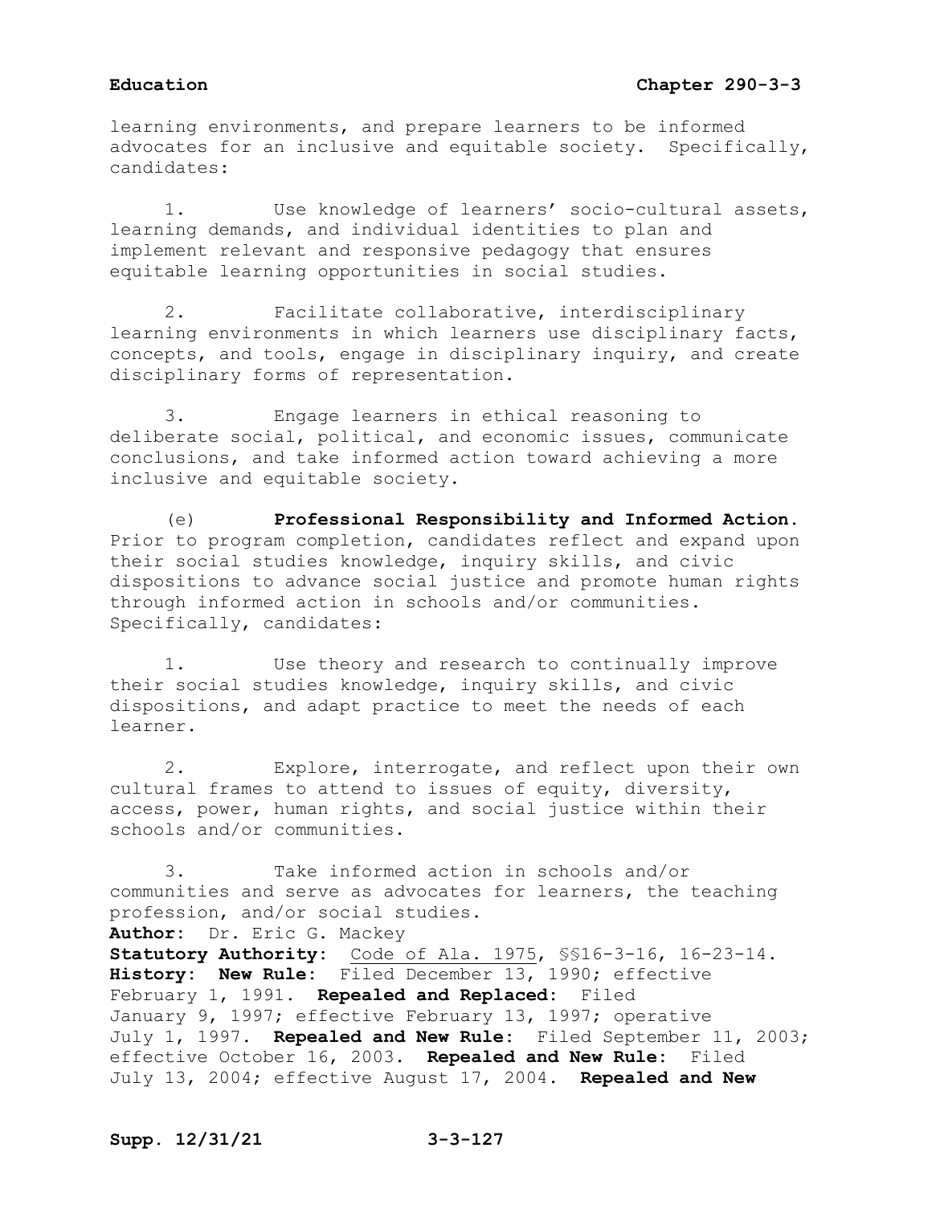learning environments, and prepare learners to be informed advocates for an inclusive and equitable society. Specifically, candidates:

1. Use knowledge of learners' socio-cultural assets, learning demands, and individual identities to plan and implement relevant and responsive pedagogy that ensures equitable learning opportunities in social studies.

2. Facilitate collaborative, interdisciplinary learning environments in which learners use disciplinary facts, concepts, and tools, engage in disciplinary inquiry, and create disciplinary forms of representation.

3. Engage learners in ethical reasoning to deliberate social, political, and economic issues, communicate conclusions, and take informed action toward achieving a more inclusive and equitable society.

(e) **Professional Responsibility and Informed Action.** Prior to program completion, candidates reflect and expand upon their social studies knowledge, inquiry skills, and civic dispositions to advance social justice and promote human rights through informed action in schools and/or communities. Specifically, candidates:

1. Use theory and research to continually improve their social studies knowledge, inquiry skills, and civic dispositions, and adapt practice to meet the needs of each learner.

2. Explore, interrogate, and reflect upon their own cultural frames to attend to issues of equity, diversity, access, power, human rights, and social justice within their schools and/or communities.

3. Take informed action in schools and/or communities and serve as advocates for learners, the teaching profession, and/or social studies.

**Author:** Dr. Eric G. Mackey
**Statutory Authority:** Code of Ala. 1975, §§16-3-16, 16-23-14.
**History: New Rule:** Filed December 13, 1990; effective February 1, 1991. **Repealed and Replaced:** Filed January 9, 1997; effective February 13, 1997; operative July 1, 1997. **Repealed and New Rule:** Filed September 11, 2003; effective October 16, 2003. **Repealed and New Rule:** Filed July 13, 2004; effective August 17, 2004. **Repealed and New**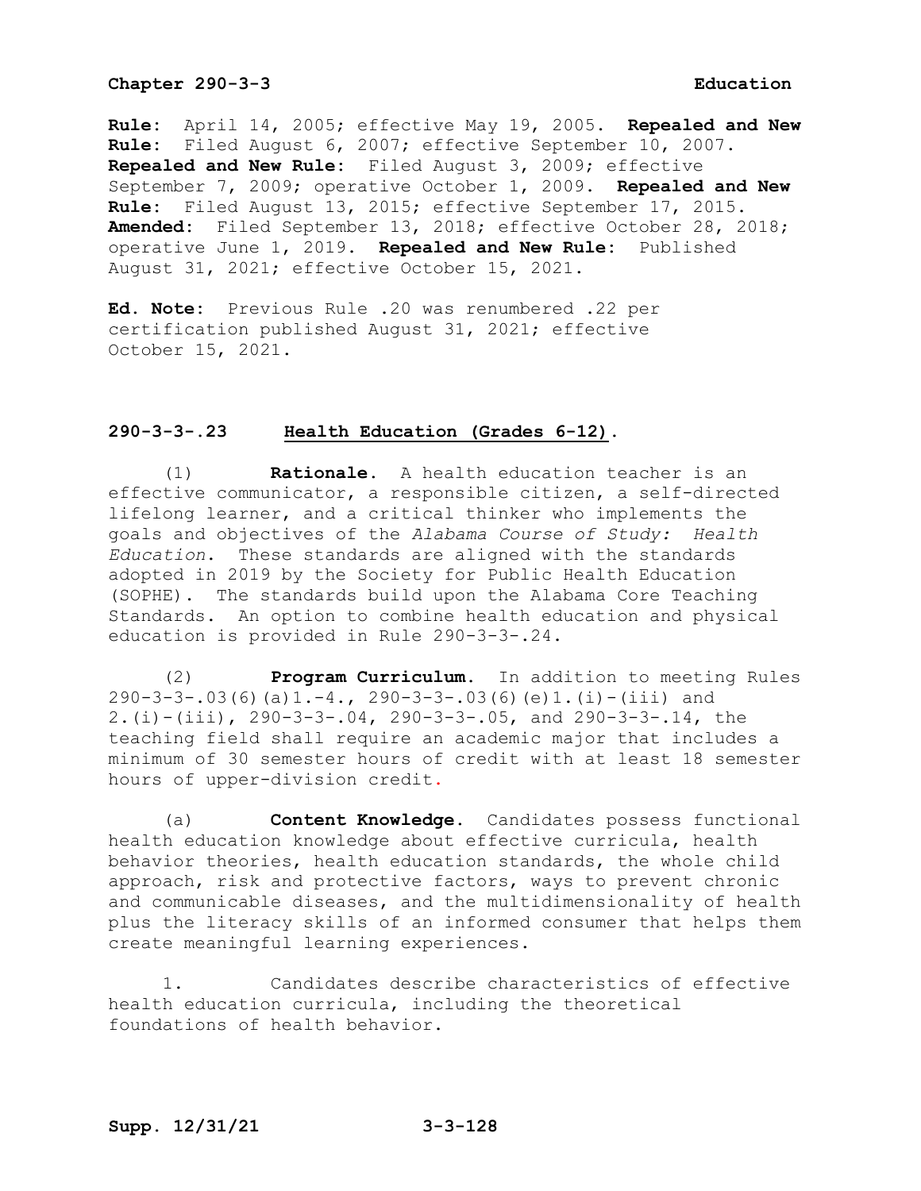**Rule:** April 14, 2005; effective May 19, 2005. **Repealed and New Rule:** Filed August 6, 2007; effective September 10, 2007. **Repealed and New Rule:** Filed August 3, 2009; effective September 7, 2009; operative October 1, 2009. **Repealed and New Rule:** Filed August 13, 2015; effective September 17, 2015. **Amended:** Filed September 13, 2018; effective October 28, 2018; operative June 1, 2019. **Repealed and New Rule:** Published August 31, 2021; effective October 15, 2021.

**Ed. Note:** Previous Rule .20 was renumbered .22 per certification published August 31, 2021; effective October 15, 2021.

## 290-3-3-.23 Health Education (Grades 6-12).

(1) **Rationale.** A health education teacher is an effective communicator, a responsible citizen, a self-directed lifelong learner, and a critical thinker who implements the goals and objectives of the *Alabama Course of Study: Health Education*. These standards are aligned with the standards adopted in 2019 by the Society for Public Health Education (SOPHE). The standards build upon the Alabama Core Teaching Standards. An option to combine health education and physical education is provided in Rule 290-3-3-.24.

(2) **Program Curriculum.** In addition to meeting Rules 290-3-3-.03(6)(a)1.-4., 290-3-3-.03(6)(e)1.(i)-(iii) and 2.(i)-(iii), 290-3-3-.04, 290-3-3-.05, and 290-3-3-.14, the teaching field shall require an academic major that includes a minimum of 30 semester hours of credit with at least 18 semester hours of upper-division credit.

(a) **Content Knowledge.** Candidates possess functional health education knowledge about effective curricula, health behavior theories, health education standards, the whole child approach, risk and protective factors, ways to prevent chronic and communicable diseases, and the multidimensionality of health plus the literacy skills of an informed consumer that helps them create meaningful learning experiences.

1. Candidates describe characteristics of effective health education curricula, including the theoretical foundations of health behavior.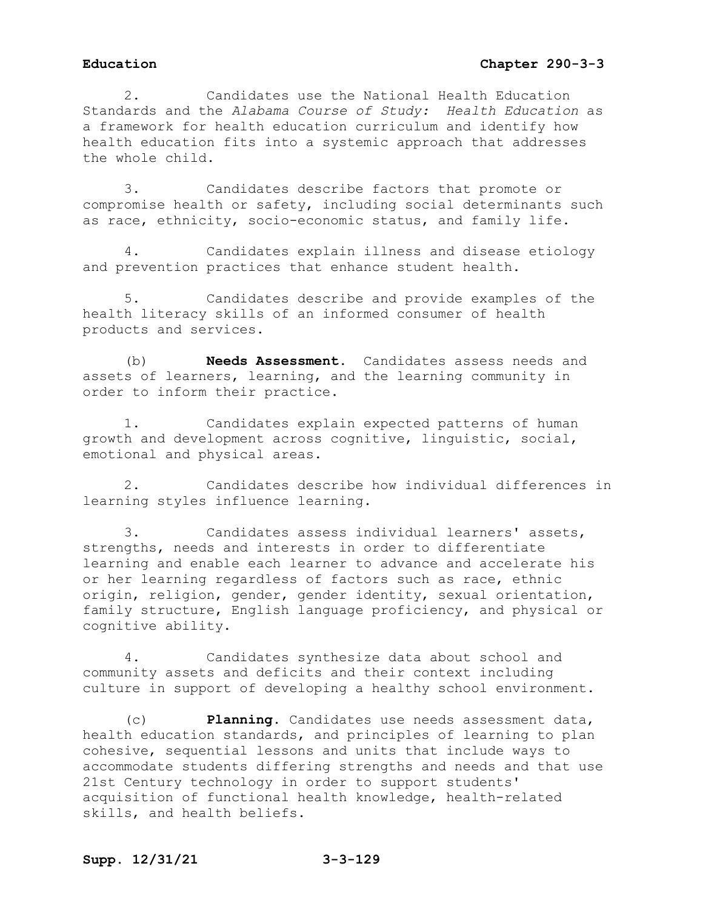2. Candidates use the National Health Education Standards and the *Alabama Course of Study: Health Education* as a framework for health education curriculum and identify how health education fits into a systemic approach that addresses the whole child.

3. Candidates describe factors that promote or compromise health or safety, including social determinants such as race, ethnicity, socio-economic status, and family life.

4. Candidates explain illness and disease etiology and prevention practices that enhance student health.

5. Candidates describe and provide examples of the health literacy skills of an informed consumer of health products and services.

(b) **Needs Assessment.** Candidates assess needs and assets of learners, learning, and the learning community in order to inform their practice.

1. Candidates explain expected patterns of human growth and development across cognitive, linguistic, social, emotional and physical areas.

2. Candidates describe how individual differences in learning styles influence learning.

3. Candidates assess individual learners' assets, strengths, needs and interests in order to differentiate learning and enable each learner to advance and accelerate his or her learning regardless of factors such as race, ethnic origin, religion, gender, gender identity, sexual orientation, family structure, English language proficiency, and physical or cognitive ability.

4. Candidates synthesize data about school and community assets and deficits and their context including culture in support of developing a healthy school environment.

(c) **Planning.** Candidates use needs assessment data, health education standards, and principles of learning to plan cohesive, sequential lessons and units that include ways to accommodate students differing strengths and needs and that use 21st Century technology in order to support students' acquisition of functional health knowledge, health-related skills, and health beliefs.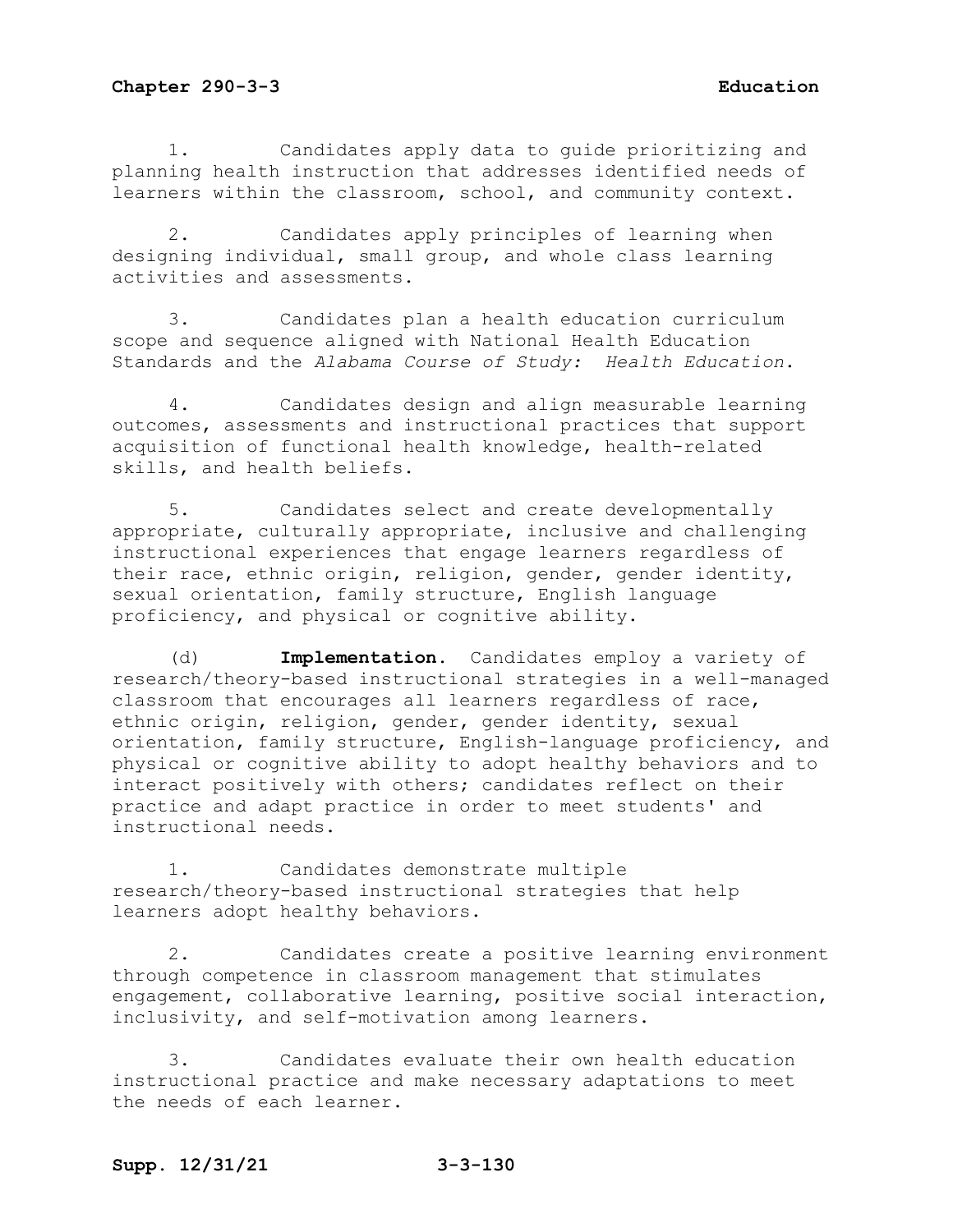1. Candidates apply data to guide prioritizing and planning health instruction that addresses identified needs of learners within the classroom, school, and community context.

2. Candidates apply principles of learning when designing individual, small group, and whole class learning activities and assessments.

3. Candidates plan a health education curriculum scope and sequence aligned with National Health Education Standards and the *Alabama Course of Study: Health Education*.

4. Candidates design and align measurable learning outcomes, assessments and instructional practices that support acquisition of functional health knowledge, health-related skills, and health beliefs.

5. Candidates select and create developmentally appropriate, culturally appropriate, inclusive and challenging instructional experiences that engage learners regardless of their race, ethnic origin, religion, gender, gender identity, sexual orientation, family structure, English language proficiency, and physical or cognitive ability.

(d) **Implementation.** Candidates employ a variety of research/theory-based instructional strategies in a well-managed classroom that encourages all learners regardless of race, ethnic origin, religion, gender, gender identity, sexual orientation, family structure, English-language proficiency, and physical or cognitive ability to adopt healthy behaviors and to interact positively with others; candidates reflect on their practice and adapt practice in order to meet students' and instructional needs.

1. Candidates demonstrate multiple research/theory-based instructional strategies that help learners adopt healthy behaviors.

2. Candidates create a positive learning environment through competence in classroom management that stimulates engagement, collaborative learning, positive social interaction, inclusivity, and self-motivation among learners.

3. Candidates evaluate their own health education instructional practice and make necessary adaptations to meet the needs of each learner.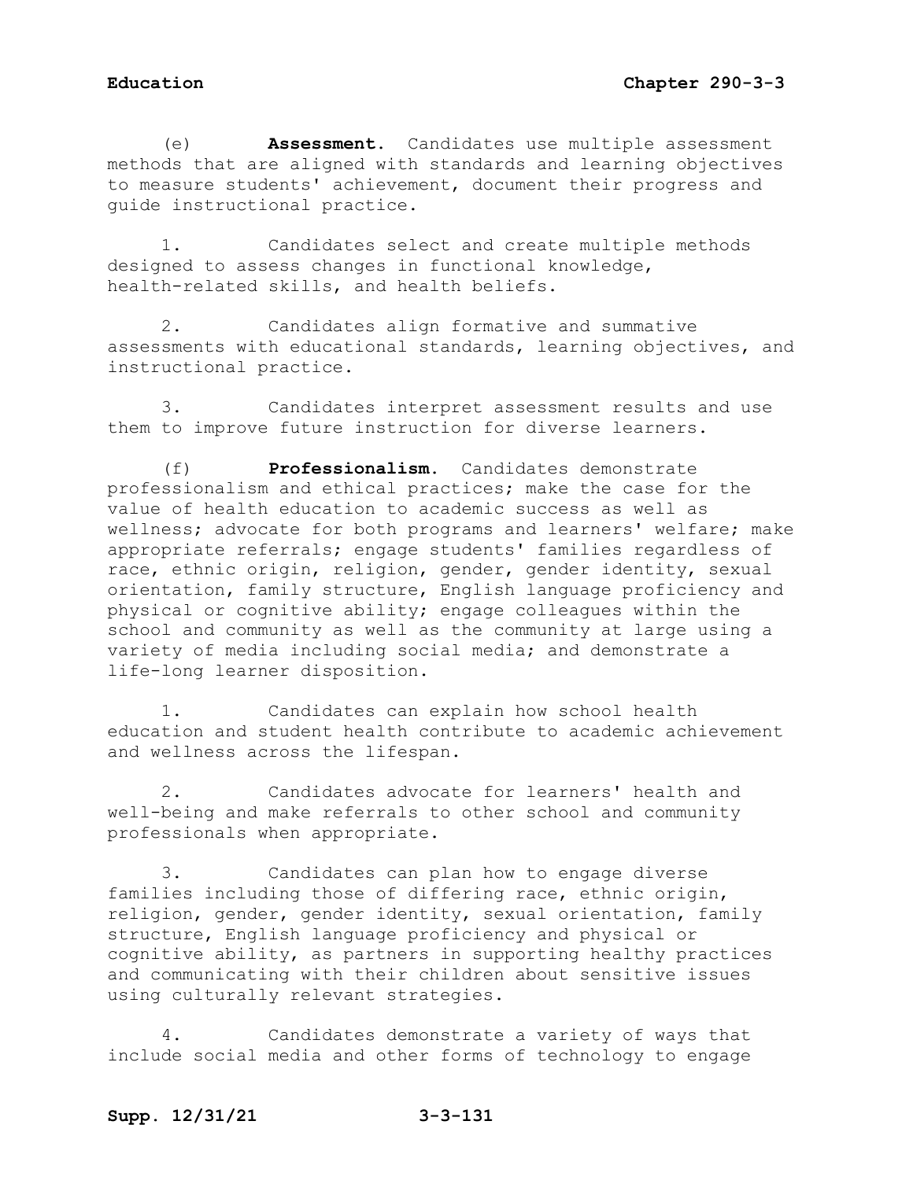(e) **Assessment.** Candidates use multiple assessment methods that are aligned with standards and learning objectives to measure students' achievement, document their progress and guide instructional practice.

1. Candidates select and create multiple methods designed to assess changes in functional knowledge, health-related skills, and health beliefs.

2. Candidates align formative and summative assessments with educational standards, learning objectives, and instructional practice.

3. Candidates interpret assessment results and use them to improve future instruction for diverse learners.

(f) **Professionalism.** Candidates demonstrate professionalism and ethical practices; make the case for the value of health education to academic success as well as wellness; advocate for both programs and learners' welfare; make appropriate referrals; engage students' families regardless of race, ethnic origin, religion, gender, gender identity, sexual orientation, family structure, English language proficiency and physical or cognitive ability; engage colleagues within the school and community as well as the community at large using a variety of media including social media; and demonstrate a life-long learner disposition.

1. Candidates can explain how school health education and student health contribute to academic achievement and wellness across the lifespan.

2. Candidates advocate for learners' health and well-being and make referrals to other school and community professionals when appropriate.

3. Candidates can plan how to engage diverse families including those of differing race, ethnic origin, religion, gender, gender identity, sexual orientation, family structure, English language proficiency and physical or cognitive ability, as partners in supporting healthy practices and communicating with their children about sensitive issues using culturally relevant strategies.

4. Candidates demonstrate a variety of ways that include social media and other forms of technology to engage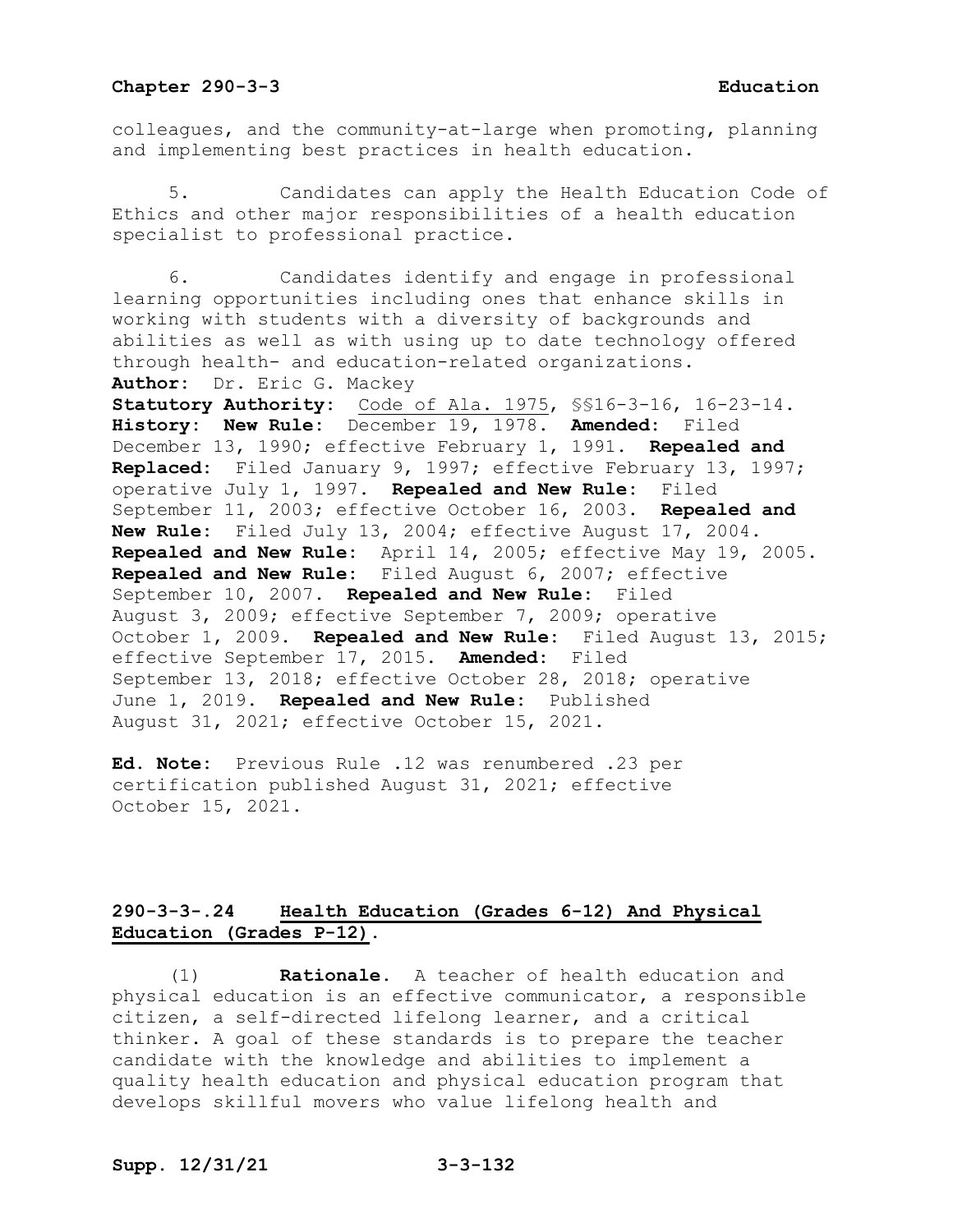colleagues, and the community-at-large when promoting, planning and implementing best practices in health education.

5. Candidates can apply the Health Education Code of Ethics and other major responsibilities of a health education specialist to professional practice.

6. Candidates identify and engage in professional learning opportunities including ones that enhance skills in working with students with a diversity of backgrounds and abilities as well as with using up to date technology offered through health- and education-related organizations.

**Author:** Dr. Eric G. Mackey
**Statutory Authority:** Code of Ala. 1975, §§16-3-16, 16-23-14.
**History:** **New Rule:** December 19, 1978. **Amended:** Filed December 13, 1990; effective February 1, 1991. **Repealed and Replaced:** Filed January 9, 1997; effective February 13, 1997; operative July 1, 1997. **Repealed and New Rule:** Filed September 11, 2003; effective October 16, 2003. **Repealed and New Rule:** Filed July 13, 2004; effective August 17, 2004. **Repealed and New Rule:** April 14, 2005; effective May 19, 2005. **Repealed and New Rule:** Filed August 6, 2007; effective September 10, 2007. **Repealed and New Rule:** Filed August 3, 2009; effective September 7, 2009; operative October 1, 2009. **Repealed and New Rule:** Filed August 13, 2015; effective September 17, 2015. **Amended:** Filed September 13, 2018; effective October 28, 2018; operative June 1, 2019. **Repealed and New Rule:** Published August 31, 2021; effective October 15, 2021.

**Ed. Note:** Previous Rule .12 was renumbered .23 per certification published August 31, 2021; effective October 15, 2021.

## 290-3-3-.24 Health Education (Grades 6-12) And Physical Education (Grades P-12).

(1) **Rationale.** A teacher of health education and physical education is an effective communicator, a responsible citizen, a self-directed lifelong learner, and a critical thinker. A goal of these standards is to prepare the teacher candidate with the knowledge and abilities to implement a quality health education and physical education program that develops skillful movers who value lifelong health and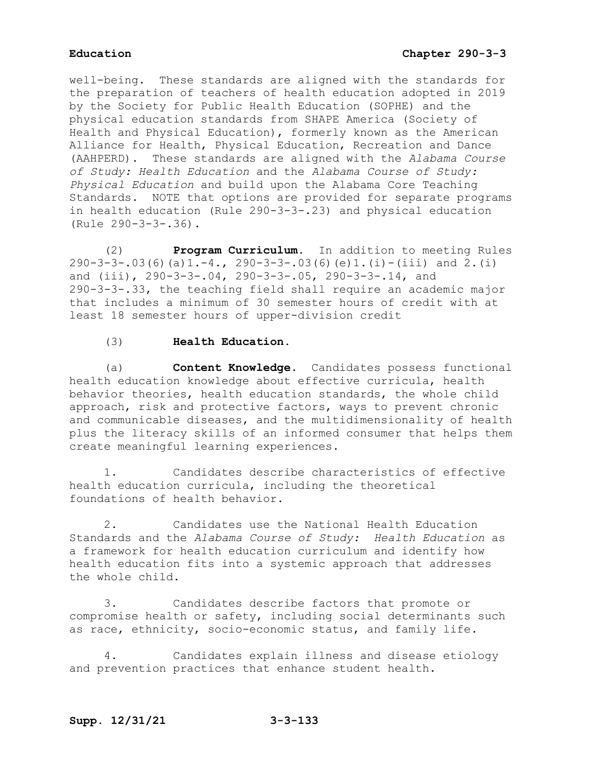well-being. These standards are aligned with the standards for the preparation of teachers of health education adopted in 2019 by the Society for Public Health Education (SOPHE) and the physical education standards from SHAPE America (Society of Health and Physical Education), formerly known as the American Alliance for Health, Physical Education, Recreation and Dance (AAHPERD). These standards are aligned with the *Alabama Course of Study: Health Education* and the *Alabama Course of Study: Physical Education* and build upon the Alabama Core Teaching Standards. NOTE that options are provided for separate programs in health education (Rule 290-3-3-.23) and physical education (Rule 290-3-3-.36).

(2) **Program Curriculum.** In addition to meeting Rules 290-3-3-.03(6)(a)1.-4., 290-3-3-.03(6)(e)1.(i)-(iii) and 2.(i) and (iii), 290-3-3-.04, 290-3-3-.05, 290-3-3-.14, and 290-3-3-.33, the teaching field shall require an academic major that includes a minimum of 30 semester hours of credit with at least 18 semester hours of upper-division credit

(3) **Health Education.**

(a) **Content Knowledge.** Candidates possess functional health education knowledge about effective curricula, health behavior theories, health education standards, the whole child approach, risk and protective factors, ways to prevent chronic and communicable diseases, and the multidimensionality of health plus the literacy skills of an informed consumer that helps them create meaningful learning experiences.

1. Candidates describe characteristics of effective health education curricula, including the theoretical foundations of health behavior.

2. Candidates use the National Health Education Standards and the *Alabama Course of Study: Health Education* as a framework for health education curriculum and identify how health education fits into a systemic approach that addresses the whole child.

3. Candidates describe factors that promote or compromise health or safety, including social determinants such as race, ethnicity, socio-economic status, and family life.

4. Candidates explain illness and disease etiology and prevention practices that enhance student health.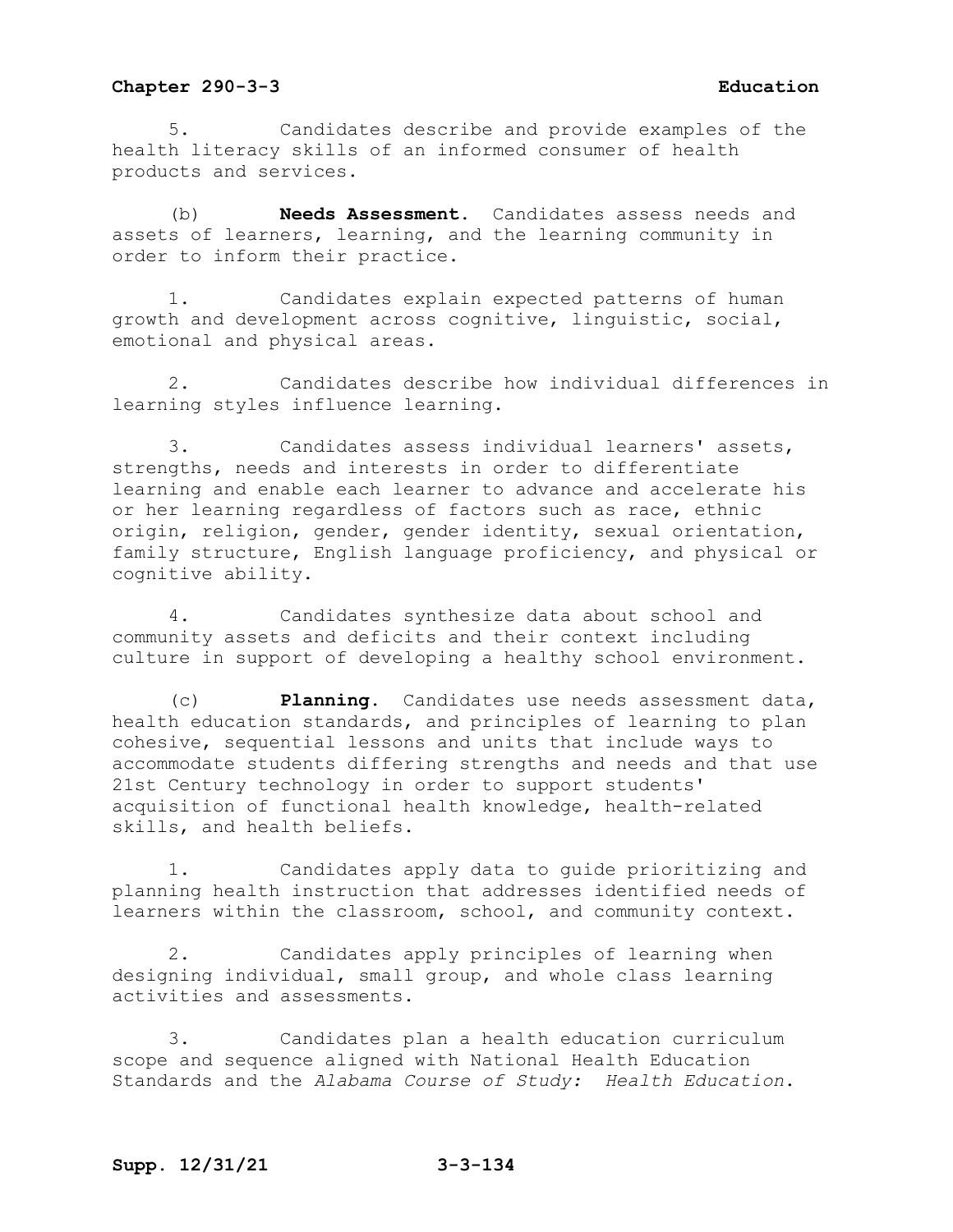5. Candidates describe and provide examples of the health literacy skills of an informed consumer of health products and services.

(b) **Needs Assessment.** Candidates assess needs and assets of learners, learning, and the learning community in order to inform their practice.

1. Candidates explain expected patterns of human growth and development across cognitive, linguistic, social, emotional and physical areas.

2. Candidates describe how individual differences in learning styles influence learning.

3. Candidates assess individual learners' assets, strengths, needs and interests in order to differentiate learning and enable each learner to advance and accelerate his or her learning regardless of factors such as race, ethnic origin, religion, gender, gender identity, sexual orientation, family structure, English language proficiency, and physical or cognitive ability.

4. Candidates synthesize data about school and community assets and deficits and their context including culture in support of developing a healthy school environment.

(c) **Planning.** Candidates use needs assessment data, health education standards, and principles of learning to plan cohesive, sequential lessons and units that include ways to accommodate students differing strengths and needs and that use 21st Century technology in order to support students' acquisition of functional health knowledge, health-related skills, and health beliefs.

1. Candidates apply data to guide prioritizing and planning health instruction that addresses identified needs of learners within the classroom, school, and community context.

2. Candidates apply principles of learning when designing individual, small group, and whole class learning activities and assessments.

3. Candidates plan a health education curriculum scope and sequence aligned with National Health Education Standards and the *Alabama Course of Study: Health Education*.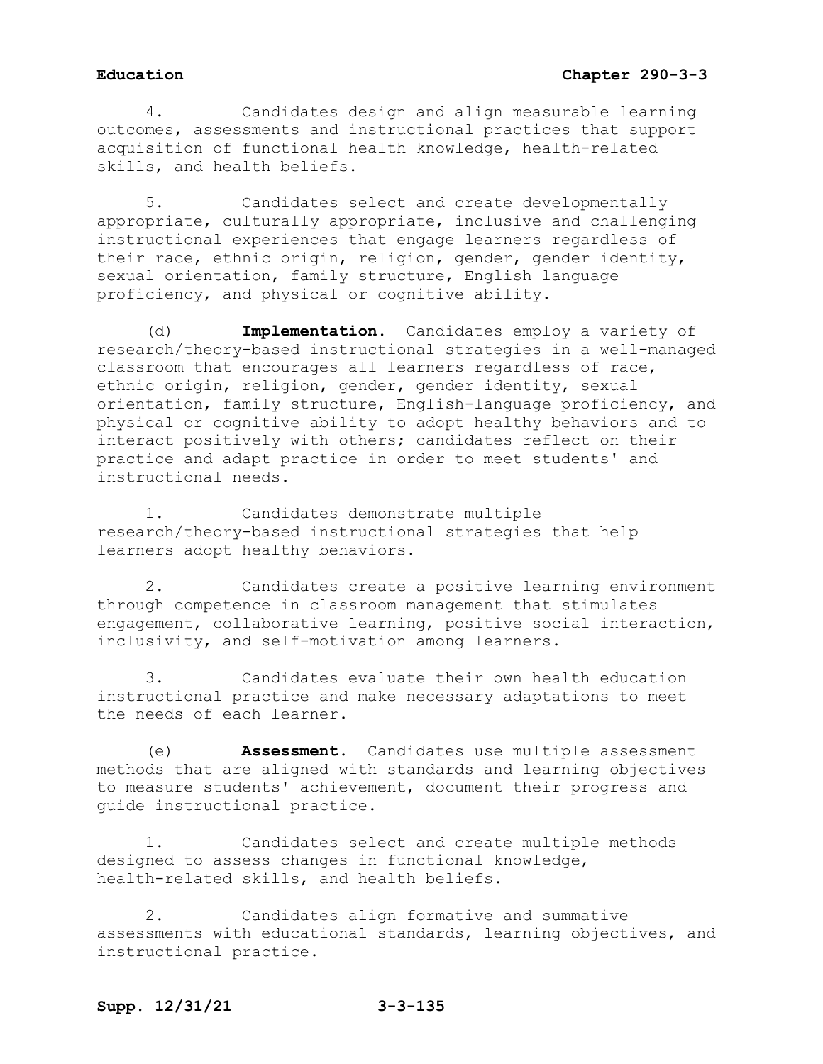4. Candidates design and align measurable learning outcomes, assessments and instructional practices that support acquisition of functional health knowledge, health-related skills, and health beliefs.

5. Candidates select and create developmentally appropriate, culturally appropriate, inclusive and challenging instructional experiences that engage learners regardless of their race, ethnic origin, religion, gender, gender identity, sexual orientation, family structure, English language proficiency, and physical or cognitive ability.

(d) **Implementation.** Candidates employ a variety of research/theory-based instructional strategies in a well-managed classroom that encourages all learners regardless of race, ethnic origin, religion, gender, gender identity, sexual orientation, family structure, English-language proficiency, and physical or cognitive ability to adopt healthy behaviors and to interact positively with others; candidates reflect on their practice and adapt practice in order to meet students' and instructional needs.

1. Candidates demonstrate multiple research/theory-based instructional strategies that help learners adopt healthy behaviors.

2. Candidates create a positive learning environment through competence in classroom management that stimulates engagement, collaborative learning, positive social interaction, inclusivity, and self-motivation among learners.

3. Candidates evaluate their own health education instructional practice and make necessary adaptations to meet the needs of each learner.

(e) **Assessment.** Candidates use multiple assessment methods that are aligned with standards and learning objectives to measure students' achievement, document their progress and guide instructional practice.

1. Candidates select and create multiple methods designed to assess changes in functional knowledge, health-related skills, and health beliefs.

2. Candidates align formative and summative assessments with educational standards, learning objectives, and instructional practice.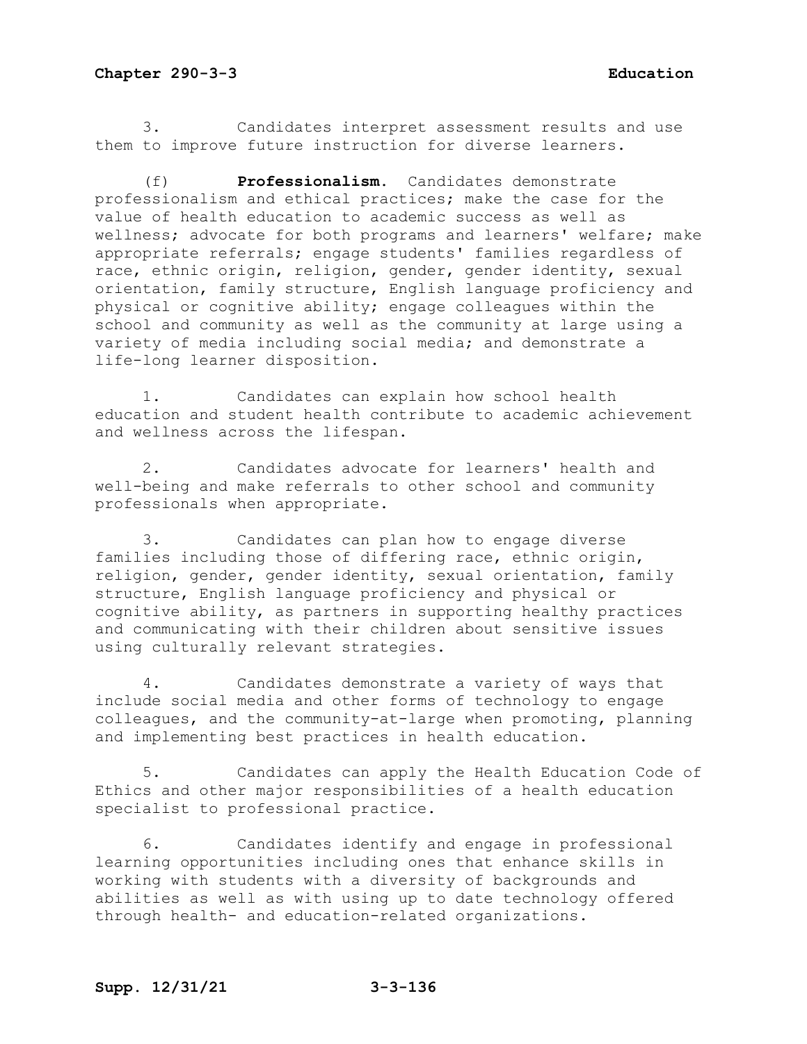3. Candidates interpret assessment results and use them to improve future instruction for diverse learners.

(f) **Professionalism.** Candidates demonstrate professionalism and ethical practices; make the case for the value of health education to academic success as well as wellness; advocate for both programs and learners' welfare; make appropriate referrals; engage students' families regardless of race, ethnic origin, religion, gender, gender identity, sexual orientation, family structure, English language proficiency and physical or cognitive ability; engage colleagues within the school and community as well as the community at large using a variety of media including social media; and demonstrate a life-long learner disposition.

1. Candidates can explain how school health education and student health contribute to academic achievement and wellness across the lifespan.

2. Candidates advocate for learners' health and well-being and make referrals to other school and community professionals when appropriate.

3. Candidates can plan how to engage diverse families including those of differing race, ethnic origin, religion, gender, gender identity, sexual orientation, family structure, English language proficiency and physical or cognitive ability, as partners in supporting healthy practices and communicating with their children about sensitive issues using culturally relevant strategies.

4. Candidates demonstrate a variety of ways that include social media and other forms of technology to engage colleagues, and the community-at-large when promoting, planning and implementing best practices in health education.

5. Candidates can apply the Health Education Code of Ethics and other major responsibilities of a health education specialist to professional practice.

6. Candidates identify and engage in professional learning opportunities including ones that enhance skills in working with students with a diversity of backgrounds and abilities as well as with using up to date technology offered through health- and education-related organizations.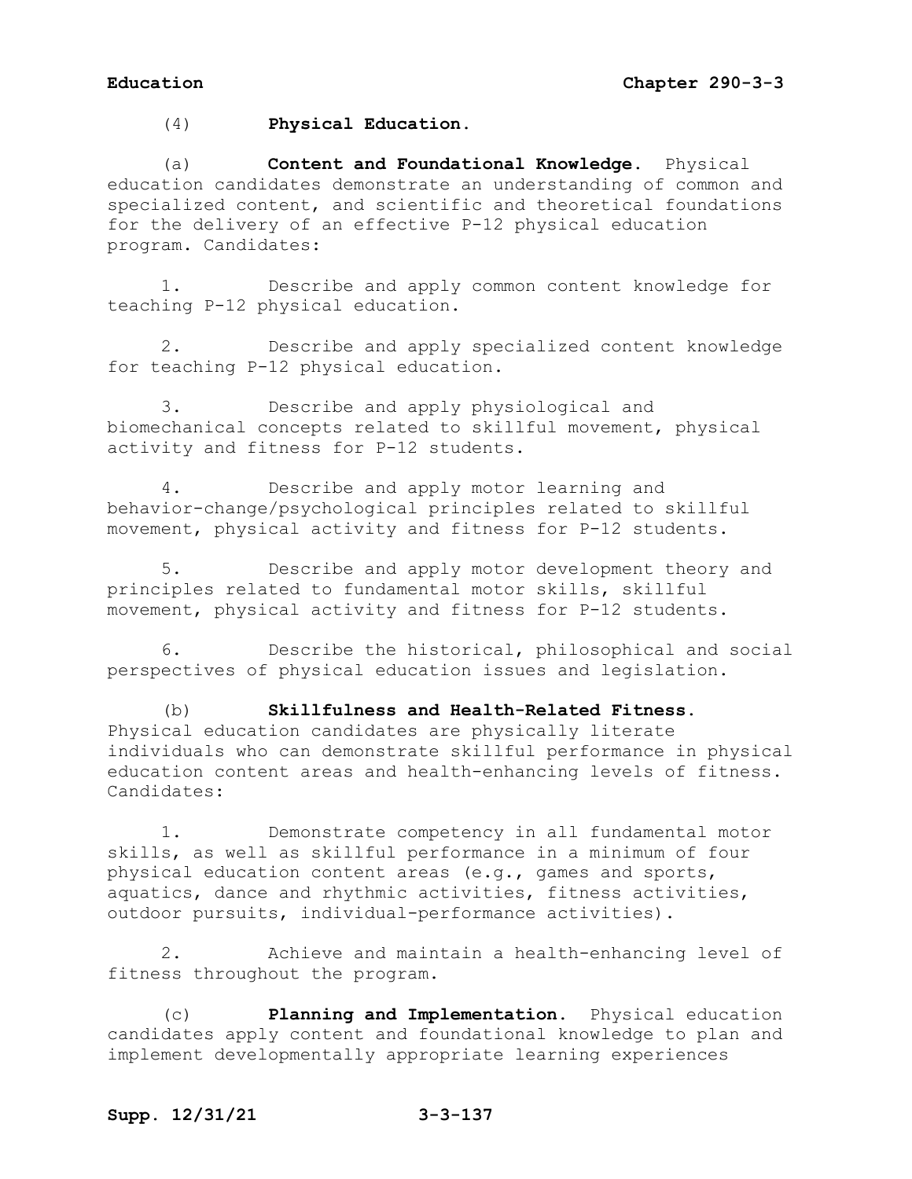(4) **Physical Education.**

(a) **Content and Foundational Knowledge.** Physical education candidates demonstrate an understanding of common and specialized content, and scientific and theoretical foundations for the delivery of an effective P-12 physical education program. Candidates:

1. Describe and apply common content knowledge for teaching P-12 physical education.

2. Describe and apply specialized content knowledge for teaching P-12 physical education.

3. Describe and apply physiological and biomechanical concepts related to skillful movement, physical activity and fitness for P-12 students.

4. Describe and apply motor learning and behavior-change/psychological principles related to skillful movement, physical activity and fitness for P-12 students.

5. Describe and apply motor development theory and principles related to fundamental motor skills, skillful movement, physical activity and fitness for P-12 students.

6. Describe the historical, philosophical and social perspectives of physical education issues and legislation.

(b) **Skillfulness and Health-Related Fitness.** Physical education candidates are physically literate individuals who can demonstrate skillful performance in physical education content areas and health-enhancing levels of fitness. Candidates:

1. Demonstrate competency in all fundamental motor skills, as well as skillful performance in a minimum of four physical education content areas (e.g., games and sports, aquatics, dance and rhythmic activities, fitness activities, outdoor pursuits, individual-performance activities).

2. Achieve and maintain a health-enhancing level of fitness throughout the program.

(c) **Planning and Implementation.** Physical education candidates apply content and foundational knowledge to plan and implement developmentally appropriate learning experiences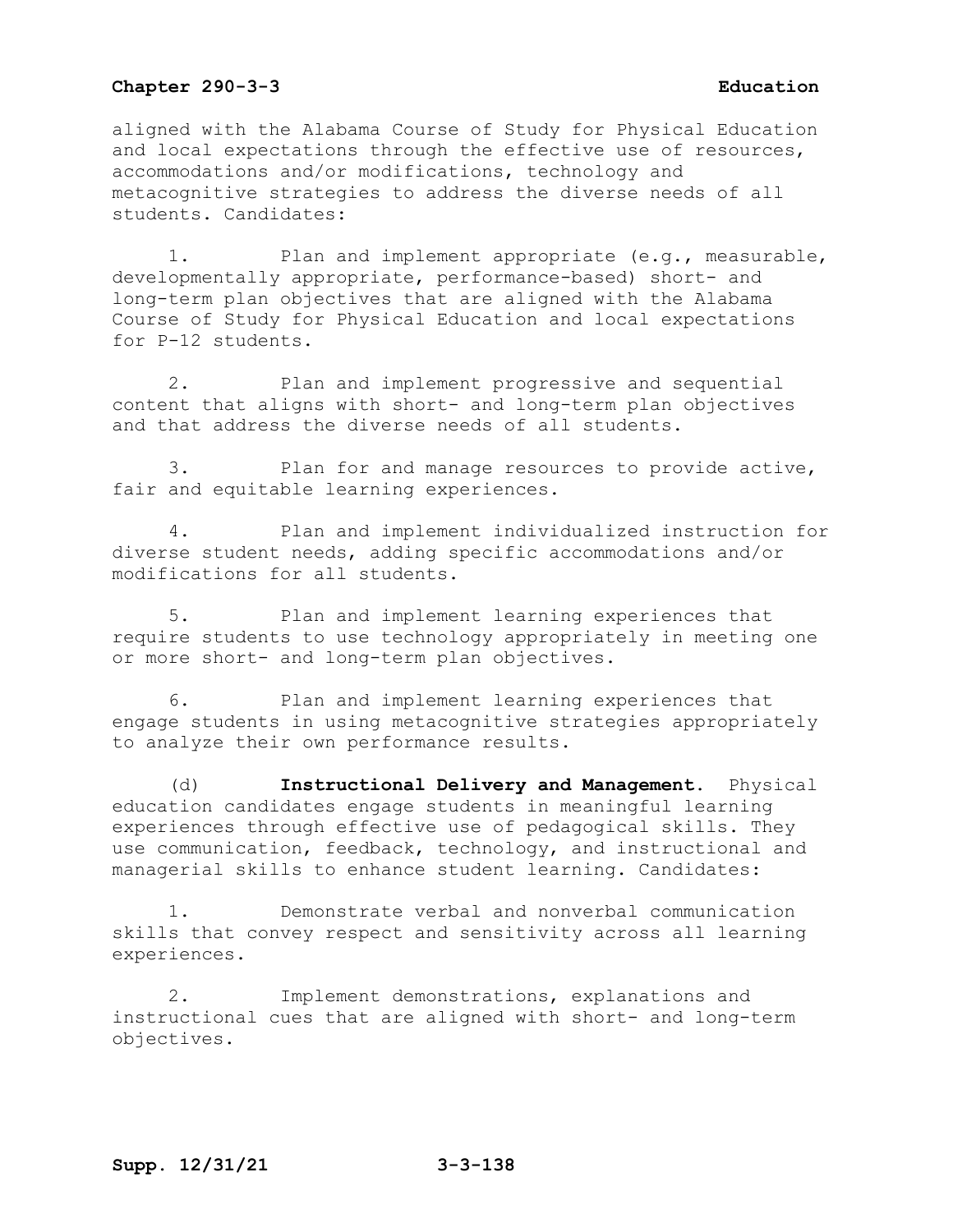aligned with the Alabama Course of Study for Physical Education and local expectations through the effective use of resources, accommodations and/or modifications, technology and metacognitive strategies to address the diverse needs of all students. Candidates:

1. Plan and implement appropriate (e.g., measurable, developmentally appropriate, performance-based) short- and long-term plan objectives that are aligned with the Alabama Course of Study for Physical Education and local expectations for P-12 students.

2. Plan and implement progressive and sequential content that aligns with short- and long-term plan objectives and that address the diverse needs of all students.

3. Plan for and manage resources to provide active, fair and equitable learning experiences.

4. Plan and implement individualized instruction for diverse student needs, adding specific accommodations and/or modifications for all students.

5. Plan and implement learning experiences that require students to use technology appropriately in meeting one or more short- and long-term plan objectives.

6. Plan and implement learning experiences that engage students in using metacognitive strategies appropriately to analyze their own performance results.

(d) **Instructional Delivery and Management.** Physical education candidates engage students in meaningful learning experiences through effective use of pedagogical skills. They use communication, feedback, technology, and instructional and managerial skills to enhance student learning. Candidates:

1. Demonstrate verbal and nonverbal communication skills that convey respect and sensitivity across all learning experiences.

2. Implement demonstrations, explanations and instructional cues that are aligned with short- and long-term objectives.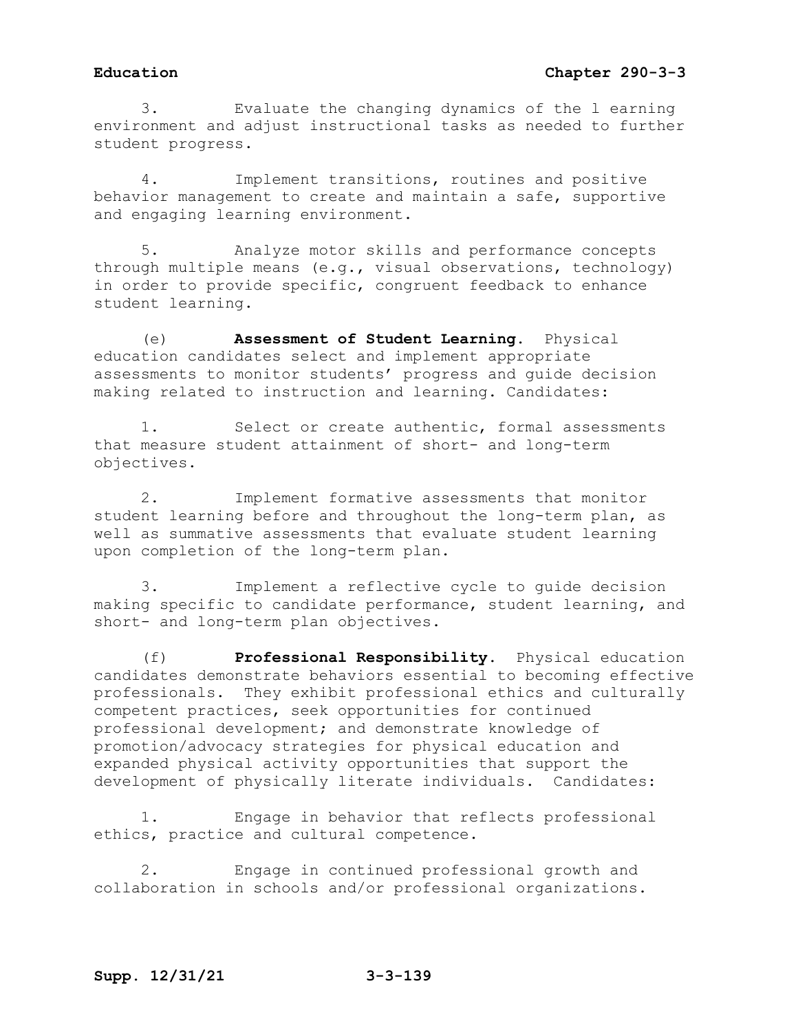3. Evaluate the changing dynamics of the l earning environment and adjust instructional tasks as needed to further student progress.

4. Implement transitions, routines and positive behavior management to create and maintain a safe, supportive and engaging learning environment.

5. Analyze motor skills and performance concepts through multiple means (e.g., visual observations, technology) in order to provide specific, congruent feedback to enhance student learning.

(e) **Assessment of Student Learning**. Physical education candidates select and implement appropriate assessments to monitor students' progress and guide decision making related to instruction and learning. Candidates:

1. Select or create authentic, formal assessments that measure student attainment of short- and long-term objectives.

2. Implement formative assessments that monitor student learning before and throughout the long-term plan, as well as summative assessments that evaluate student learning upon completion of the long-term plan.

3. Implement a reflective cycle to guide decision making specific to candidate performance, student learning, and short- and long-term plan objectives.

(f) **Professional Responsibility.** Physical education candidates demonstrate behaviors essential to becoming effective professionals. They exhibit professional ethics and culturally competent practices, seek opportunities for continued professional development; and demonstrate knowledge of promotion/advocacy strategies for physical education and expanded physical activity opportunities that support the development of physically literate individuals. Candidates:

1. Engage in behavior that reflects professional ethics, practice and cultural competence.

2. Engage in continued professional growth and collaboration in schools and/or professional organizations.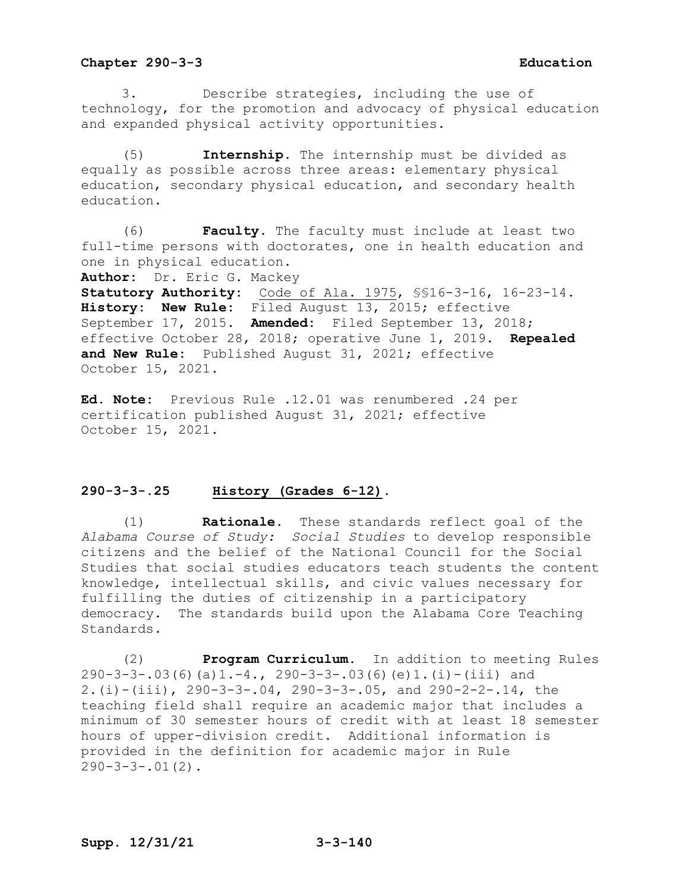3. Describe strategies, including the use of technology, for the promotion and advocacy of physical education and expanded physical activity opportunities.

(5) **Internship.** The internship must be divided as equally as possible across three areas: elementary physical education, secondary physical education, and secondary health education.

(6) **Faculty.** The faculty must include at least two full-time persons with doctorates, one in health education and one in physical education.

**Author:** Dr. Eric G. Mackey
**Statutory Authority:** Code of Ala. 1975, §§16-3-16, 16-23-14.
**History: New Rule:** Filed August 13, 2015; effective September 17, 2015. **Amended:** Filed September 13, 2018; effective October 28, 2018; operative June 1, 2019. **Repealed and New Rule:** Published August 31, 2021; effective October 15, 2021.

**Ed. Note:** Previous Rule .12.01 was renumbered .24 per certification published August 31, 2021; effective October 15, 2021.

## 290-3-3-.25 History (Grades 6-12).

(1) **Rationale.** These standards reflect goal of the *Alabama Course of Study: Social Studies* to develop responsible citizens and the belief of the National Council for the Social Studies that social studies educators teach students the content knowledge, intellectual skills, and civic values necessary for fulfilling the duties of citizenship in a participatory democracy. The standards build upon the Alabama Core Teaching Standards.

(2) **Program Curriculum.** In addition to meeting Rules 290-3-3-.03(6)(a)1.-4., 290-3-3-.03(6)(e)1.(i)-(iii) and 2.(i)-(iii), 290-3-3-.04, 290-3-3-.05, and 290-2-2-.14, the teaching field shall require an academic major that includes a minimum of 30 semester hours of credit with at least 18 semester hours of upper-division credit. Additional information is provided in the definition for academic major in Rule 290-3-3-.01(2).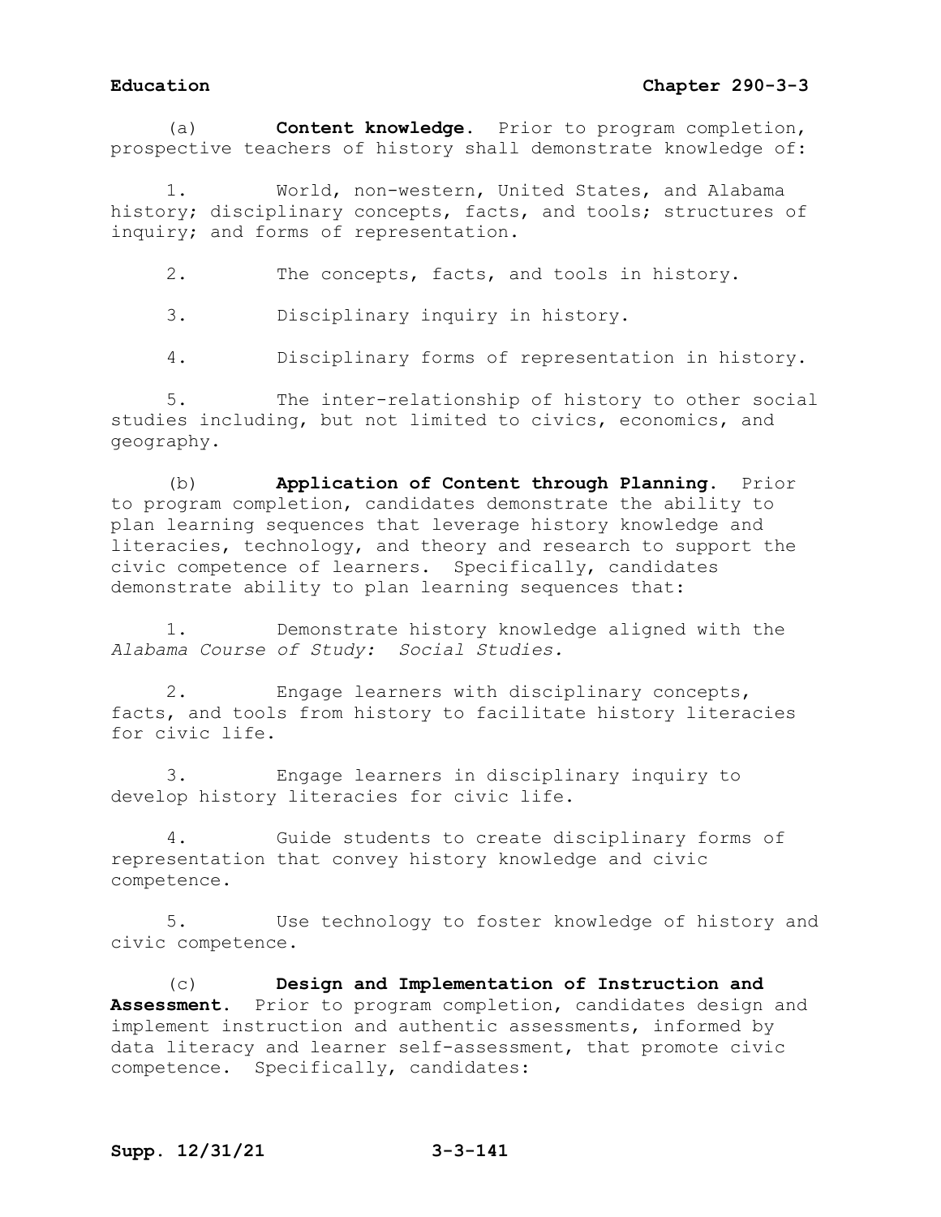(a) **Content knowledge.** Prior to program completion, prospective teachers of history shall demonstrate knowledge of:

1. World, non-western, United States, and Alabama history; disciplinary concepts, facts, and tools; structures of inquiry; and forms of representation.

2. The concepts, facts, and tools in history.

3. Disciplinary inquiry in history.

4. Disciplinary forms of representation in history.

5. The inter-relationship of history to other social studies including, but not limited to civics, economics, and geography.

(b) **Application of Content through Planning.** Prior to program completion, candidates demonstrate the ability to plan learning sequences that leverage history knowledge and literacies, technology, and theory and research to support the civic competence of learners. Specifically, candidates demonstrate ability to plan learning sequences that:

1. Demonstrate history knowledge aligned with the *Alabama Course of Study: Social Studies.*

2. Engage learners with disciplinary concepts, facts, and tools from history to facilitate history literacies for civic life.

3. Engage learners in disciplinary inquiry to develop history literacies for civic life.

4. Guide students to create disciplinary forms of representation that convey history knowledge and civic competence.

5. Use technology to foster knowledge of history and civic competence.

(c) **Design and Implementation of Instruction and Assessment.** Prior to program completion, candidates design and implement instruction and authentic assessments, informed by data literacy and learner self-assessment, that promote civic competence. Specifically, candidates: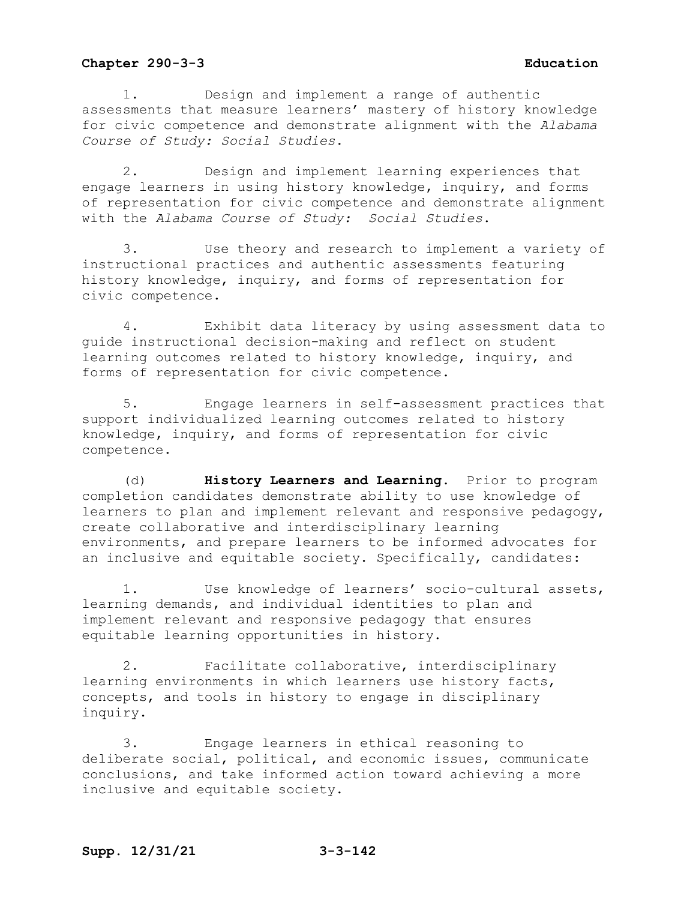1. Design and implement a range of authentic assessments that measure learners' mastery of history knowledge for civic competence and demonstrate alignment with the *Alabama Course of Study: Social Studies*.

2. Design and implement learning experiences that engage learners in using history knowledge, inquiry, and forms of representation for civic competence and demonstrate alignment with the *Alabama Course of Study: Social Studies*.

3. Use theory and research to implement a variety of instructional practices and authentic assessments featuring history knowledge, inquiry, and forms of representation for civic competence.

4. Exhibit data literacy by using assessment data to guide instructional decision-making and reflect on student learning outcomes related to history knowledge, inquiry, and forms of representation for civic competence.

5. Engage learners in self-assessment practices that support individualized learning outcomes related to history knowledge, inquiry, and forms of representation for civic competence.

(d) **History Learners and Learning.** Prior to program completion candidates demonstrate ability to use knowledge of learners to plan and implement relevant and responsive pedagogy, create collaborative and interdisciplinary learning environments, and prepare learners to be informed advocates for an inclusive and equitable society. Specifically, candidates:

1. Use knowledge of learners' socio-cultural assets, learning demands, and individual identities to plan and implement relevant and responsive pedagogy that ensures equitable learning opportunities in history.

2. Facilitate collaborative, interdisciplinary learning environments in which learners use history facts, concepts, and tools in history to engage in disciplinary inquiry.

3. Engage learners in ethical reasoning to deliberate social, political, and economic issues, communicate conclusions, and take informed action toward achieving a more inclusive and equitable society.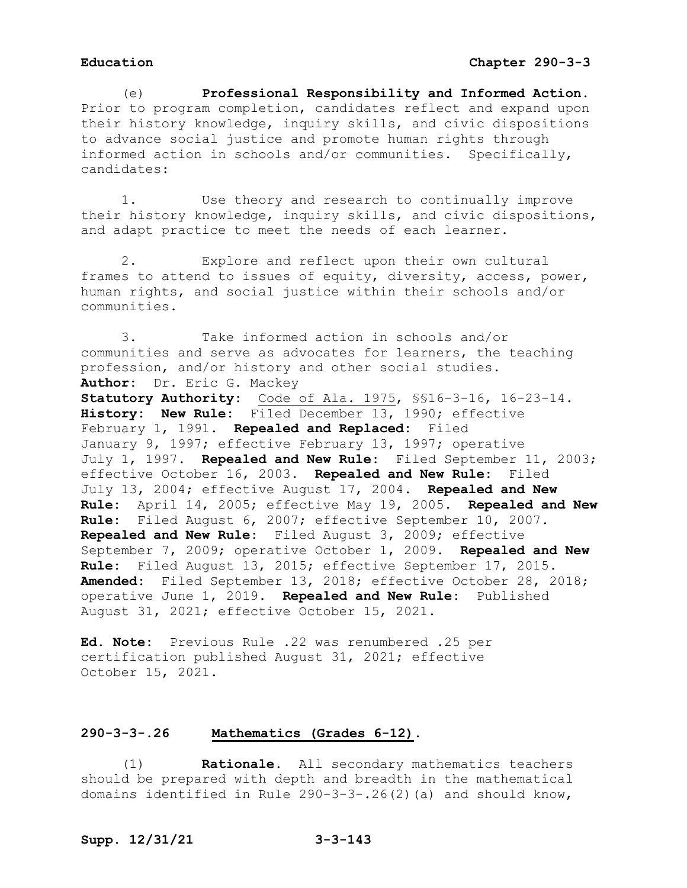(e) **Professional Responsibility and Informed Action.** Prior to program completion, candidates reflect and expand upon their history knowledge, inquiry skills, and civic dispositions to advance social justice and promote human rights through informed action in schools and/or communities. Specifically, candidates:

1. Use theory and research to continually improve their history knowledge, inquiry skills, and civic dispositions, and adapt practice to meet the needs of each learner.

2. Explore and reflect upon their own cultural frames to attend to issues of equity, diversity, access, power, human rights, and social justice within their schools and/or communities.

3. Take informed action in schools and/or communities and serve as advocates for learners, the teaching profession, and/or history and other social studies.

**Author:** Dr. Eric G. Mackey
**Statutory Authority:** Code of Ala. 1975, §§16-3-16, 16-23-14.
**History: New Rule:** Filed December 13, 1990; effective February 1, 1991. **Repealed and Replaced:** Filed January 9, 1997; effective February 13, 1997; operative July 1, 1997. **Repealed and New Rule:** Filed September 11, 2003; effective October 16, 2003. **Repealed and New Rule:** Filed July 13, 2004; effective August 17, 2004. **Repealed and New Rule:** April 14, 2005; effective May 19, 2005. **Repealed and New Rule:** Filed August 6, 2007; effective September 10, 2007. **Repealed and New Rule:** Filed August 3, 2009; effective September 7, 2009; operative October 1, 2009. **Repealed and New Rule:** Filed August 13, 2015; effective September 17, 2015. **Amended:** Filed September 13, 2018; effective October 28, 2018; operative June 1, 2019. **Repealed and New Rule:** Published August 31, 2021; effective October 15, 2021.

**Ed. Note:** Previous Rule .22 was renumbered .25 per certification published August 31, 2021; effective October 15, 2021.

## 290-3-3-.26 Mathematics (Grades 6-12).

(1) **Rationale.** All secondary mathematics teachers should be prepared with depth and breadth in the mathematical domains identified in Rule 290-3-3-.26(2)(a) and should know,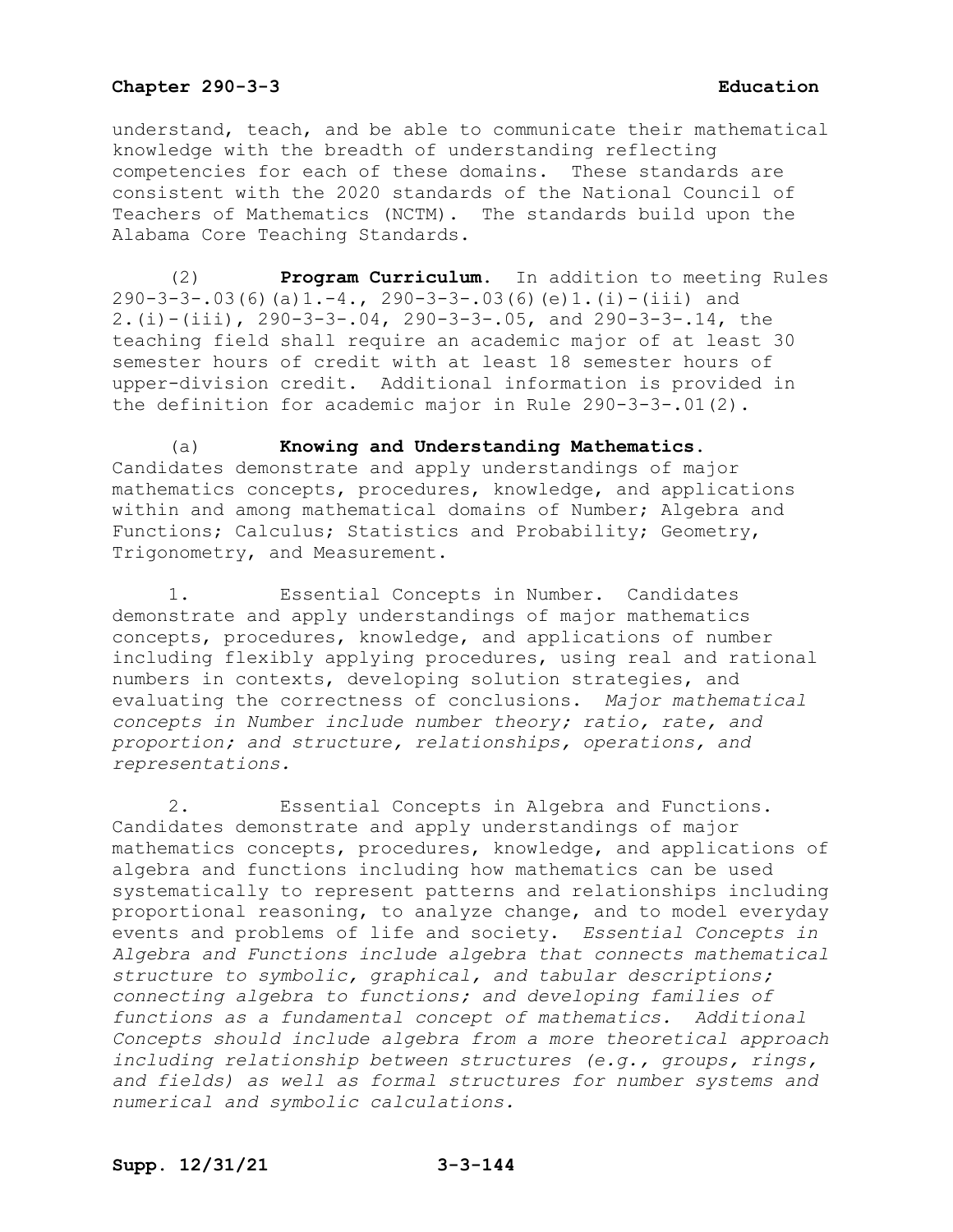understand, teach, and be able to communicate their mathematical knowledge with the breadth of understanding reflecting competencies for each of these domains. These standards are consistent with the 2020 standards of the National Council of Teachers of Mathematics (NCTM). The standards build upon the Alabama Core Teaching Standards.

(2) **Program Curriculum.** In addition to meeting Rules 290-3-3-.03(6)(a)1.-4., 290-3-3-.03(6)(e)1.(i)-(iii) and 2.(i)-(iii), 290-3-3-.04, 290-3-3-.05, and 290-3-3-.14, the teaching field shall require an academic major of at least 30 semester hours of credit with at least 18 semester hours of upper-division credit. Additional information is provided in the definition for academic major in Rule 290-3-3-.01(2).

(a) **Knowing and Understanding Mathematics.** Candidates demonstrate and apply understandings of major mathematics concepts, procedures, knowledge, and applications within and among mathematical domains of Number; Algebra and Functions; Calculus; Statistics and Probability; Geometry, Trigonometry, and Measurement.

1. Essential Concepts in Number. Candidates demonstrate and apply understandings of major mathematics concepts, procedures, knowledge, and applications of number including flexibly applying procedures, using real and rational numbers in contexts, developing solution strategies, and evaluating the correctness of conclusions. *Major mathematical concepts in Number include number theory; ratio, rate, and proportion; and structure, relationships, operations, and representations.*

2. Essential Concepts in Algebra and Functions. Candidates demonstrate and apply understandings of major mathematics concepts, procedures, knowledge, and applications of algebra and functions including how mathematics can be used systematically to represent patterns and relationships including proportional reasoning, to analyze change, and to model everyday events and problems of life and society. *Essential Concepts in Algebra and Functions include algebra that connects mathematical structure to symbolic, graphical, and tabular descriptions; connecting algebra to functions; and developing families of functions as a fundamental concept of mathematics. Additional Concepts should include algebra from a more theoretical approach including relationship between structures (e.g., groups, rings, and fields) as well as formal structures for number systems and numerical and symbolic calculations.*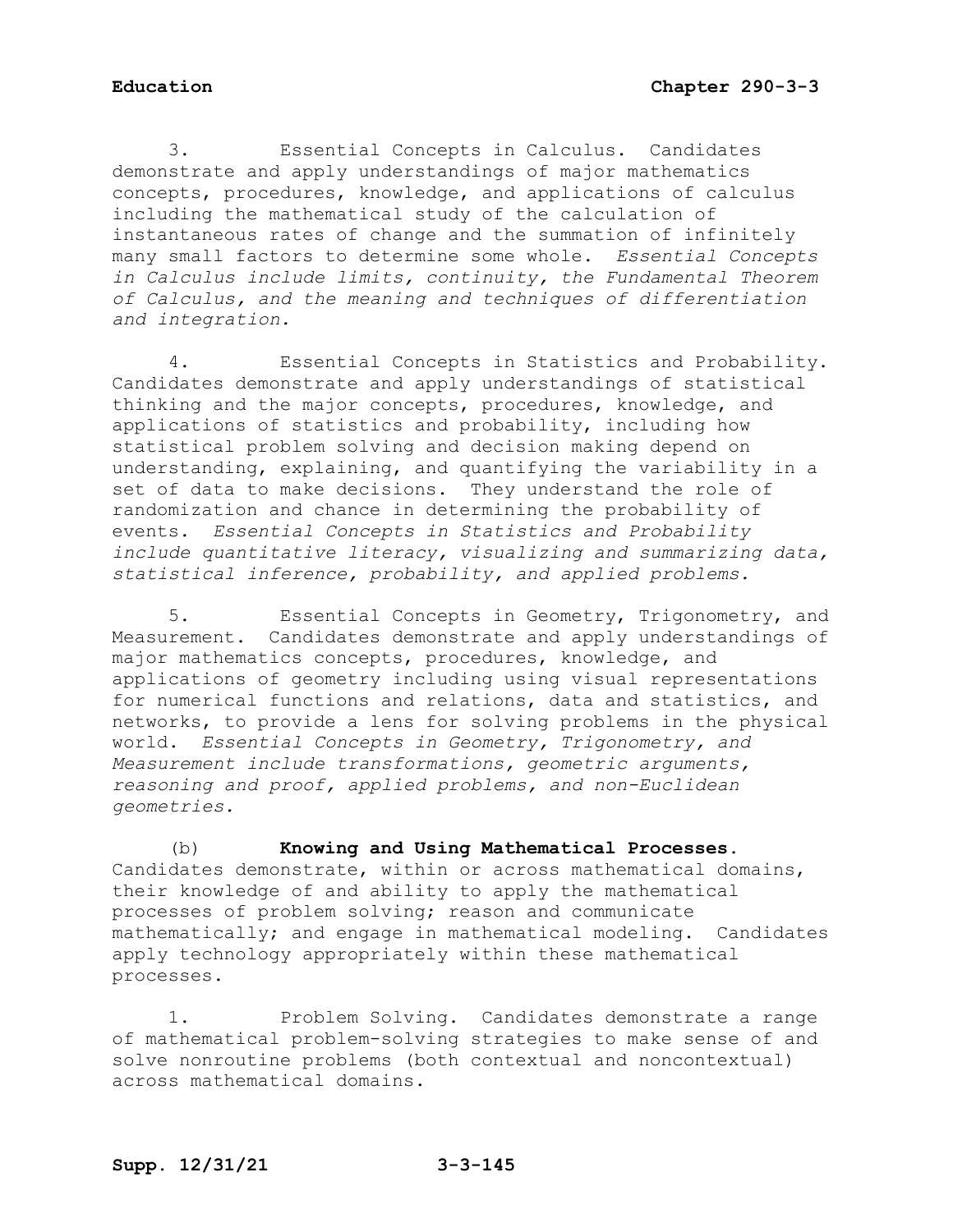3. Essential Concepts in Calculus. Candidates demonstrate and apply understandings of major mathematics concepts, procedures, knowledge, and applications of calculus including the mathematical study of the calculation of instantaneous rates of change and the summation of infinitely many small factors to determine some whole. *Essential Concepts in Calculus include limits, continuity, the Fundamental Theorem of Calculus, and the meaning and techniques of differentiation and integration.*

4. Essential Concepts in Statistics and Probability. Candidates demonstrate and apply understandings of statistical thinking and the major concepts, procedures, knowledge, and applications of statistics and probability, including how statistical problem solving and decision making depend on understanding, explaining, and quantifying the variability in a set of data to make decisions. They understand the role of randomization and chance in determining the probability of events. *Essential Concepts in Statistics and Probability include quantitative literacy, visualizing and summarizing data, statistical inference, probability, and applied problems.*

5. Essential Concepts in Geometry, Trigonometry, and Measurement. Candidates demonstrate and apply understandings of major mathematics concepts, procedures, knowledge, and applications of geometry including using visual representations for numerical functions and relations, data and statistics, and networks, to provide a lens for solving problems in the physical world. *Essential Concepts in Geometry, Trigonometry, and Measurement include transformations, geometric arguments, reasoning and proof, applied problems, and non-Euclidean geometries.*

(b) **Knowing and Using Mathematical Processes.** Candidates demonstrate, within or across mathematical domains, their knowledge of and ability to apply the mathematical processes of problem solving; reason and communicate mathematically; and engage in mathematical modeling. Candidates apply technology appropriately within these mathematical processes.

1. Problem Solving. Candidates demonstrate a range of mathematical problem-solving strategies to make sense of and solve nonroutine problems (both contextual and noncontextual) across mathematical domains.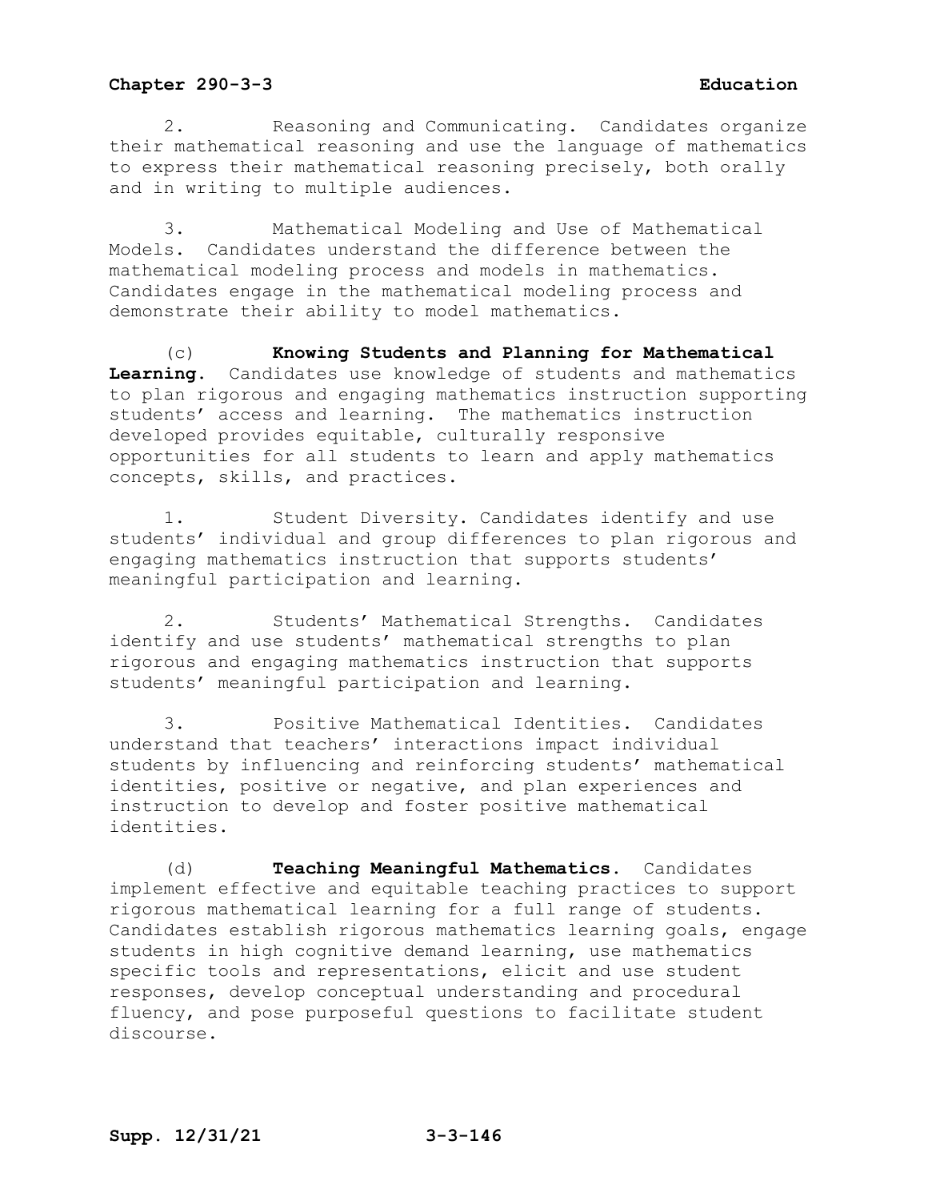2. Reasoning and Communicating. Candidates organize their mathematical reasoning and use the language of mathematics to express their mathematical reasoning precisely, both orally and in writing to multiple audiences.

3. Mathematical Modeling and Use of Mathematical Models. Candidates understand the difference between the mathematical modeling process and models in mathematics. Candidates engage in the mathematical modeling process and demonstrate their ability to model mathematics.

(c) **Knowing Students and Planning for Mathematical Learning**. Candidates use knowledge of students and mathematics to plan rigorous and engaging mathematics instruction supporting students' access and learning. The mathematics instruction developed provides equitable, culturally responsive opportunities for all students to learn and apply mathematics concepts, skills, and practices.

1. Student Diversity. Candidates identify and use students' individual and group differences to plan rigorous and engaging mathematics instruction that supports students' meaningful participation and learning.

2. Students' Mathematical Strengths. Candidates identify and use students' mathematical strengths to plan rigorous and engaging mathematics instruction that supports students' meaningful participation and learning.

3. Positive Mathematical Identities. Candidates understand that teachers' interactions impact individual students by influencing and reinforcing students' mathematical identities, positive or negative, and plan experiences and instruction to develop and foster positive mathematical identities.

(d) **Teaching Meaningful Mathematics.** Candidates implement effective and equitable teaching practices to support rigorous mathematical learning for a full range of students. Candidates establish rigorous mathematics learning goals, engage students in high cognitive demand learning, use mathematics specific tools and representations, elicit and use student responses, develop conceptual understanding and procedural fluency, and pose purposeful questions to facilitate student discourse.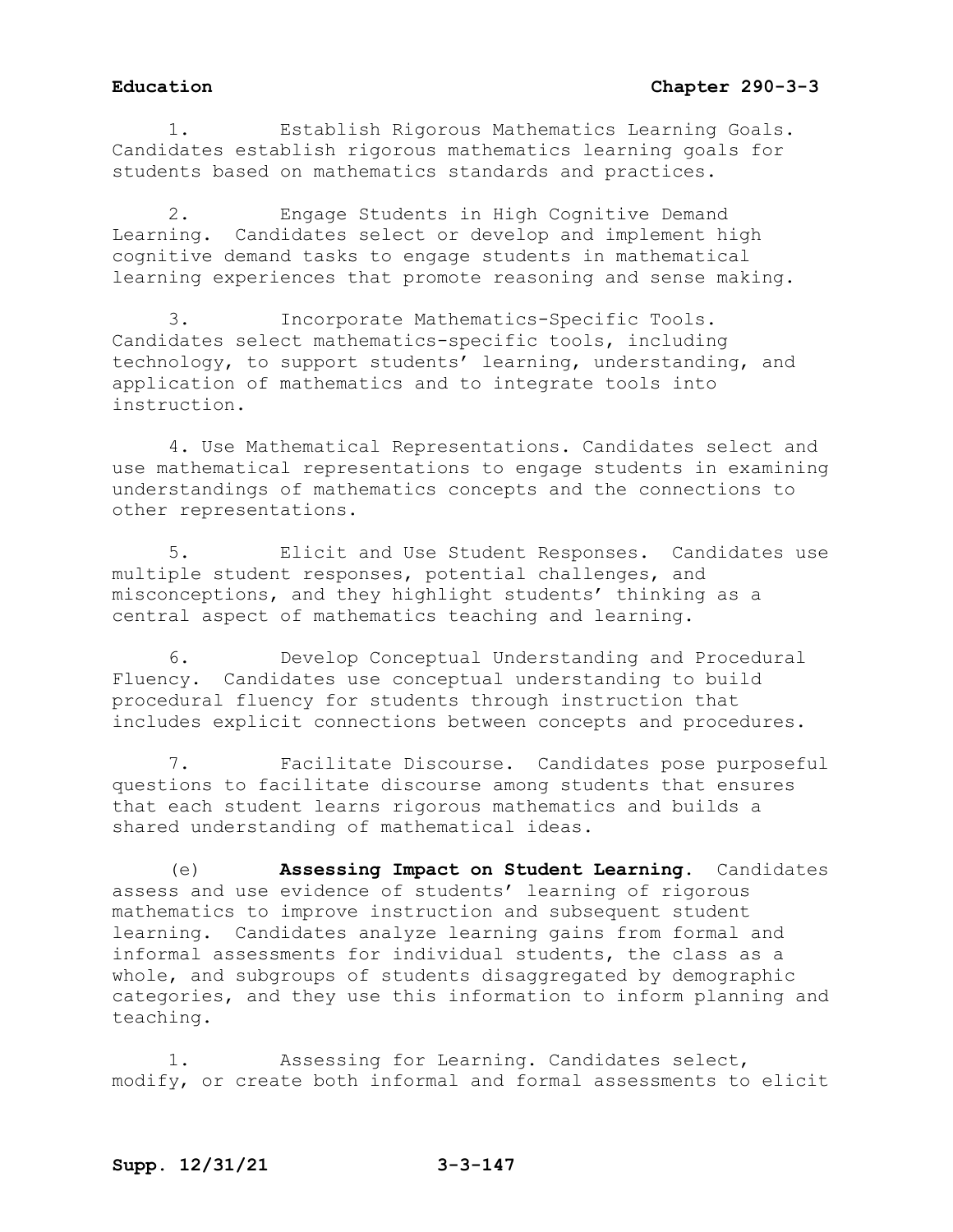1. Establish Rigorous Mathematics Learning Goals. Candidates establish rigorous mathematics learning goals for students based on mathematics standards and practices.

2. Engage Students in High Cognitive Demand Learning. Candidates select or develop and implement high cognitive demand tasks to engage students in mathematical learning experiences that promote reasoning and sense making.

3. Incorporate Mathematics-Specific Tools. Candidates select mathematics-specific tools, including technology, to support students' learning, understanding, and application of mathematics and to integrate tools into instruction.

4. Use Mathematical Representations. Candidates select and use mathematical representations to engage students in examining understandings of mathematics concepts and the connections to other representations.

5. Elicit and Use Student Responses. Candidates use multiple student responses, potential challenges, and misconceptions, and they highlight students' thinking as a central aspect of mathematics teaching and learning.

6. Develop Conceptual Understanding and Procedural Fluency. Candidates use conceptual understanding to build procedural fluency for students through instruction that includes explicit connections between concepts and procedures.

7. Facilitate Discourse. Candidates pose purposeful questions to facilitate discourse among students that ensures that each student learns rigorous mathematics and builds a shared understanding of mathematical ideas.

(e) **Assessing Impact on Student Learning.** Candidates assess and use evidence of students' learning of rigorous mathematics to improve instruction and subsequent student learning. Candidates analyze learning gains from formal and informal assessments for individual students, the class as a whole, and subgroups of students disaggregated by demographic categories, and they use this information to inform planning and teaching.

1. Assessing for Learning. Candidates select, modify, or create both informal and formal assessments to elicit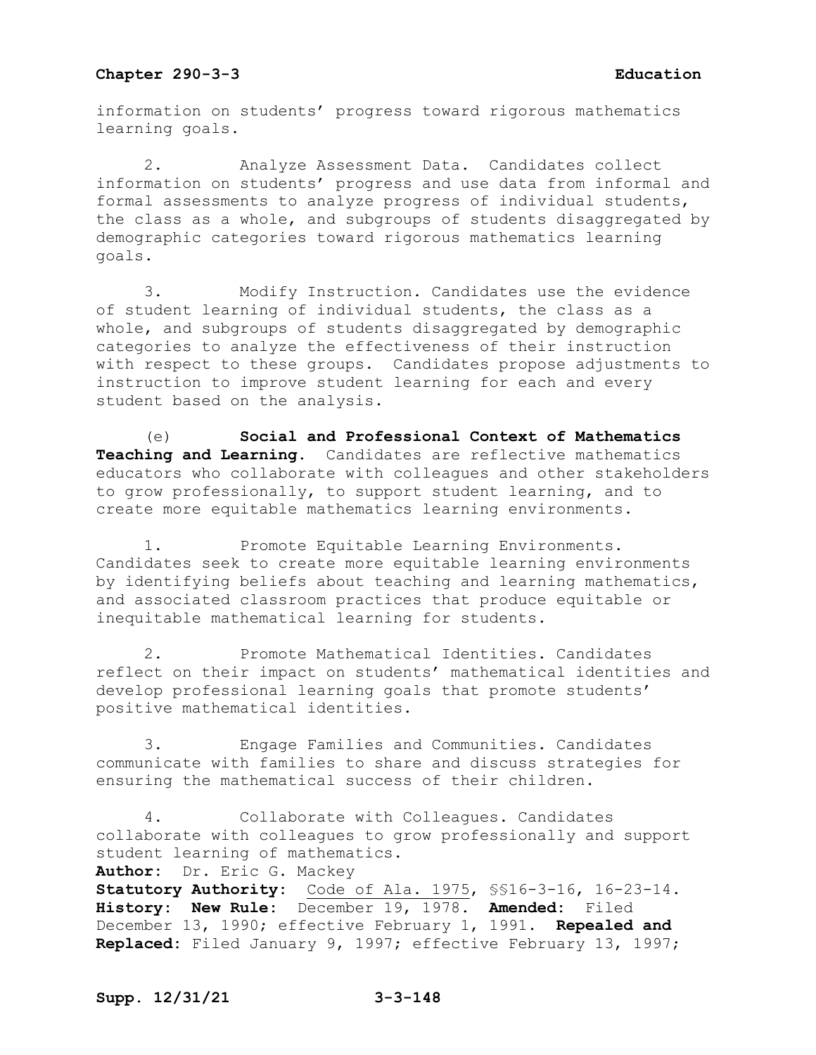information on students' progress toward rigorous mathematics learning goals.

2. Analyze Assessment Data. Candidates collect information on students' progress and use data from informal and formal assessments to analyze progress of individual students, the class as a whole, and subgroups of students disaggregated by demographic categories toward rigorous mathematics learning goals.

3. Modify Instruction. Candidates use the evidence of student learning of individual students, the class as a whole, and subgroups of students disaggregated by demographic categories to analyze the effectiveness of their instruction with respect to these groups. Candidates propose adjustments to instruction to improve student learning for each and every student based on the analysis.

(e) **Social and Professional Context of Mathematics Teaching and Learning.** Candidates are reflective mathematics educators who collaborate with colleagues and other stakeholders to grow professionally, to support student learning, and to create more equitable mathematics learning environments.

1. Promote Equitable Learning Environments. Candidates seek to create more equitable learning environments by identifying beliefs about teaching and learning mathematics, and associated classroom practices that produce equitable or inequitable mathematical learning for students.

2. Promote Mathematical Identities. Candidates reflect on their impact on students' mathematical identities and develop professional learning goals that promote students' positive mathematical identities.

3. Engage Families and Communities. Candidates communicate with families to share and discuss strategies for ensuring the mathematical success of their children.

4. Collaborate with Colleagues. Candidates collaborate with colleagues to grow professionally and support student learning of mathematics.

**Author:** Dr. Eric G. Mackey
**Statutory Authority:** Code of Ala. 1975, §§16-3-16, 16-23-14.
**History:** **New Rule:** December 19, 1978. **Amended:** Filed December 13, 1990; effective February 1, 1991. **Repealed and Replaced:** Filed January 9, 1997; effective February 13, 1997;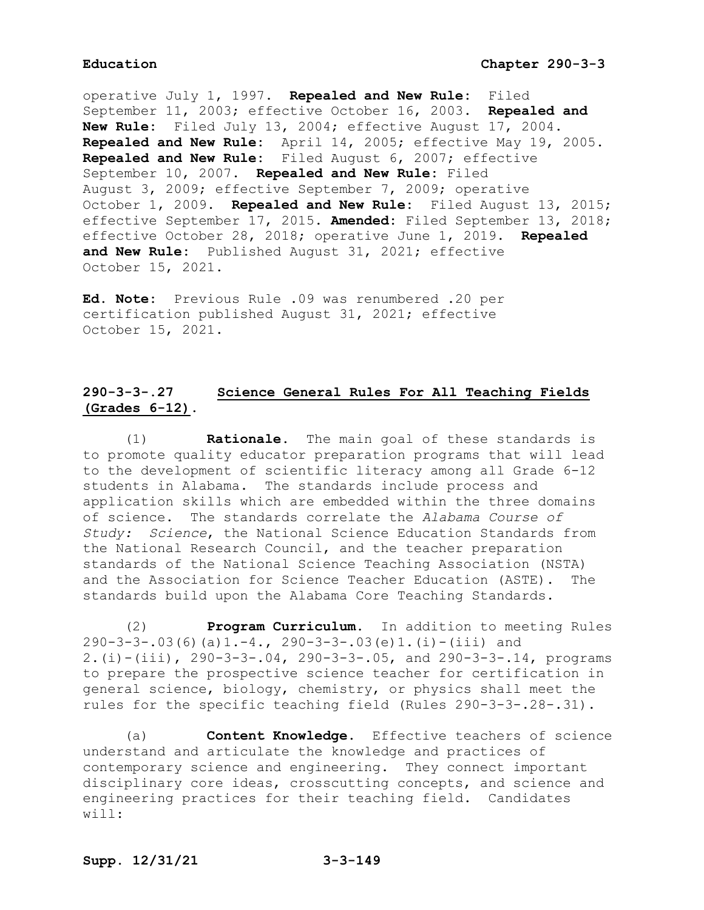operative July 1, 1997. **Repealed and New Rule:** Filed September 11, 2003; effective October 16, 2003. **Repealed and New Rule:** Filed July 13, 2004; effective August 17, 2004. **Repealed and New Rule:** April 14, 2005; effective May 19, 2005. **Repealed and New Rule:** Filed August 6, 2007; effective September 10, 2007. **Repealed and New Rule:** Filed August 3, 2009; effective September 7, 2009; operative October 1, 2009. **Repealed and New Rule:** Filed August 13, 2015; effective September 17, 2015. **Amended:** Filed September 13, 2018; effective October 28, 2018; operative June 1, 2019. **Repealed and New Rule:** Published August 31, 2021; effective October 15, 2021.

**Ed. Note:** Previous Rule .09 was renumbered .20 per certification published August 31, 2021; effective October 15, 2021.

## 290-3-3-.27 Science General Rules For All Teaching Fields (Grades 6-12).

(1) **Rationale.** The main goal of these standards is to promote quality educator preparation programs that will lead to the development of scientific literacy among all Grade 6-12 students in Alabama. The standards include process and application skills which are embedded within the three domains of science. The standards correlate the *Alabama Course of Study: Science*, the National Science Education Standards from the National Research Council, and the teacher preparation standards of the National Science Teaching Association (NSTA) and the Association for Science Teacher Education (ASTE). The standards build upon the Alabama Core Teaching Standards.

(2) **Program Curriculum.** In addition to meeting Rules 290-3-3-.03(6)(a)1.-4., 290-3-3-.03(e)1.(i)-(iii) and 2.(i)-(iii), 290-3-3-.04, 290-3-3-.05, and 290-3-3-.14, programs to prepare the prospective science teacher for certification in general science, biology, chemistry, or physics shall meet the rules for the specific teaching field (Rules 290-3-3-.28-.31).

(a) **Content Knowledge.** Effective teachers of science understand and articulate the knowledge and practices of contemporary science and engineering. They connect important disciplinary core ideas, crosscutting concepts, and science and engineering practices for their teaching field. Candidates will: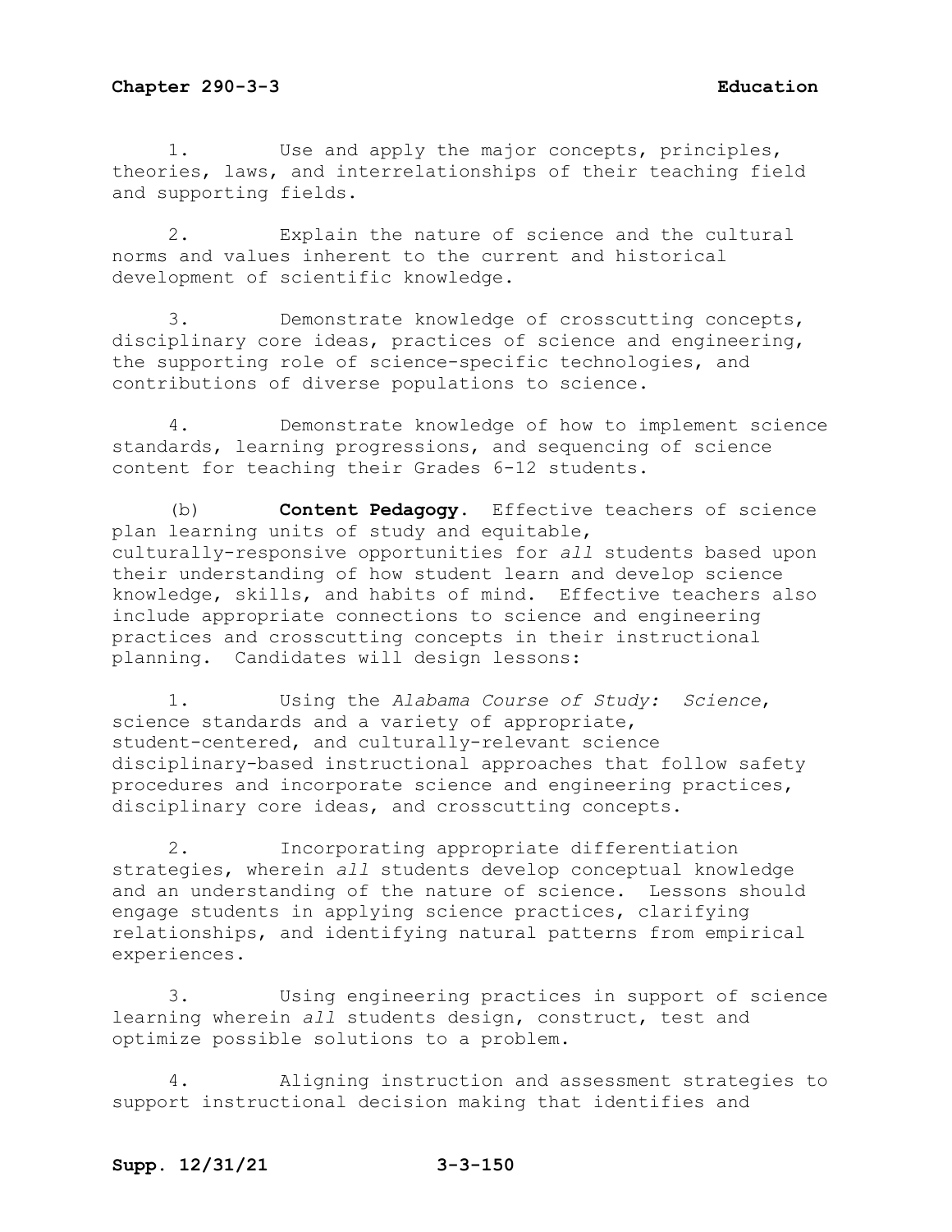1. Use and apply the major concepts, principles, theories, laws, and interrelationships of their teaching field and supporting fields.

2. Explain the nature of science and the cultural norms and values inherent to the current and historical development of scientific knowledge.

3. Demonstrate knowledge of crosscutting concepts, disciplinary core ideas, practices of science and engineering, the supporting role of science-specific technologies, and contributions of diverse populations to science.

4. Demonstrate knowledge of how to implement science standards, learning progressions, and sequencing of science content for teaching their Grades 6-12 students.

(b) **Content Pedagogy.** Effective teachers of science plan learning units of study and equitable, culturally-responsive opportunities for *all* students based upon their understanding of how student learn and develop science knowledge, skills, and habits of mind. Effective teachers also include appropriate connections to science and engineering practices and crosscutting concepts in their instructional planning. Candidates will design lessons:

1. Using the *Alabama Course of Study: Science*, science standards and a variety of appropriate, student-centered, and culturally-relevant science disciplinary-based instructional approaches that follow safety procedures and incorporate science and engineering practices, disciplinary core ideas, and crosscutting concepts.

2. Incorporating appropriate differentiation strategies, wherein *all* students develop conceptual knowledge and an understanding of the nature of science. Lessons should engage students in applying science practices, clarifying relationships, and identifying natural patterns from empirical experiences.

3. Using engineering practices in support of science learning wherein *all* students design, construct, test and optimize possible solutions to a problem.

4. Aligning instruction and assessment strategies to support instructional decision making that identifies and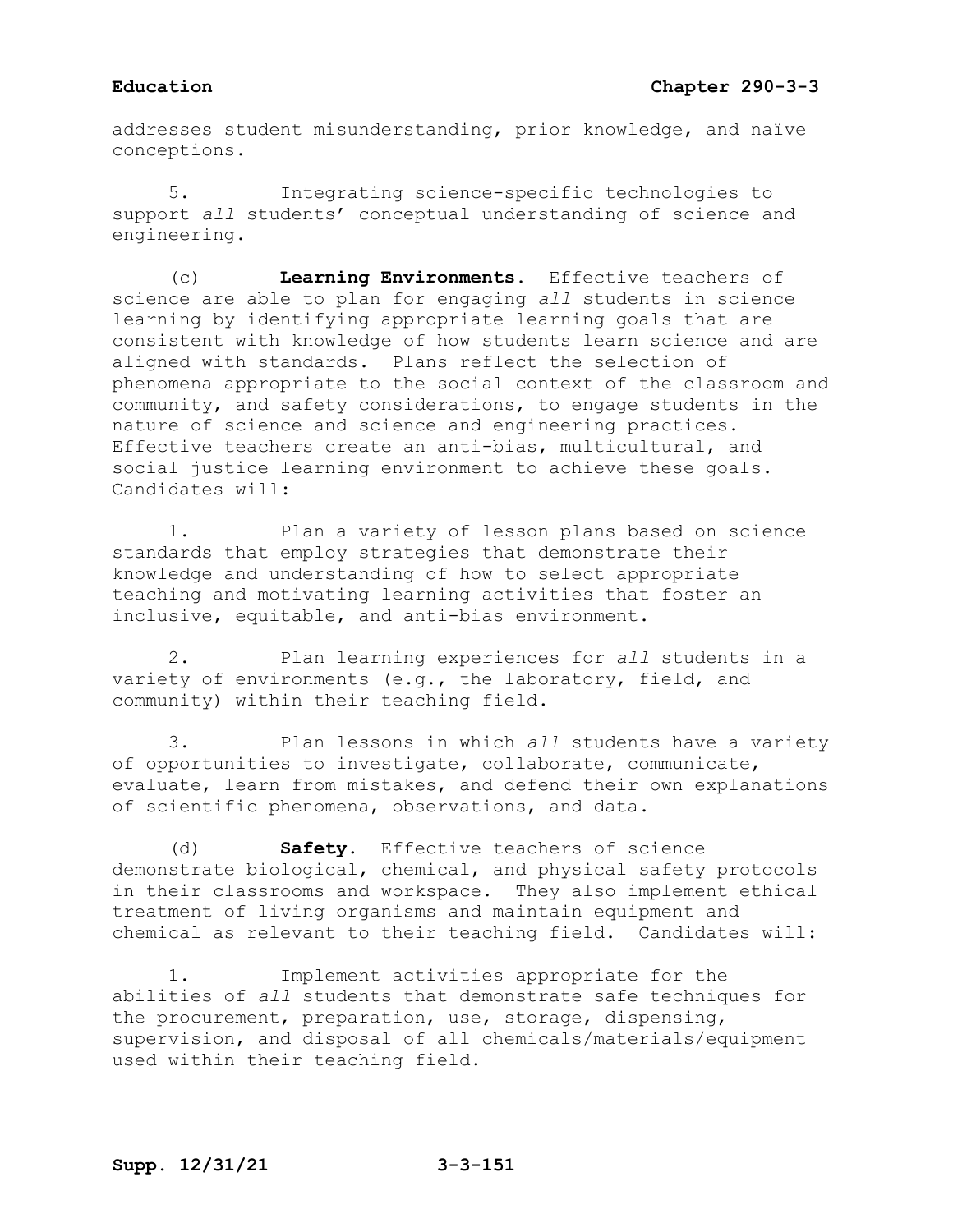addresses student misunderstanding, prior knowledge, and naïve conceptions.

5. Integrating science-specific technologies to support *all* students' conceptual understanding of science and engineering.

(c) **Learning Environments.** Effective teachers of science are able to plan for engaging *all* students in science learning by identifying appropriate learning goals that are consistent with knowledge of how students learn science and are aligned with standards. Plans reflect the selection of phenomena appropriate to the social context of the classroom and community, and safety considerations, to engage students in the nature of science and science and engineering practices. Effective teachers create an anti-bias, multicultural, and social justice learning environment to achieve these goals. Candidates will:

1. Plan a variety of lesson plans based on science standards that employ strategies that demonstrate their knowledge and understanding of how to select appropriate teaching and motivating learning activities that foster an inclusive, equitable, and anti-bias environment.

2. Plan learning experiences for *all* students in a variety of environments (e.g., the laboratory, field, and community) within their teaching field.

3. Plan lessons in which *all* students have a variety of opportunities to investigate, collaborate, communicate, evaluate, learn from mistakes, and defend their own explanations of scientific phenomena, observations, and data.

(d) **Safety.** Effective teachers of science demonstrate biological, chemical, and physical safety protocols in their classrooms and workspace. They also implement ethical treatment of living organisms and maintain equipment and chemical as relevant to their teaching field. Candidates will:

1. Implement activities appropriate for the abilities of *all* students that demonstrate safe techniques for the procurement, preparation, use, storage, dispensing, supervision, and disposal of all chemicals/materials/equipment used within their teaching field.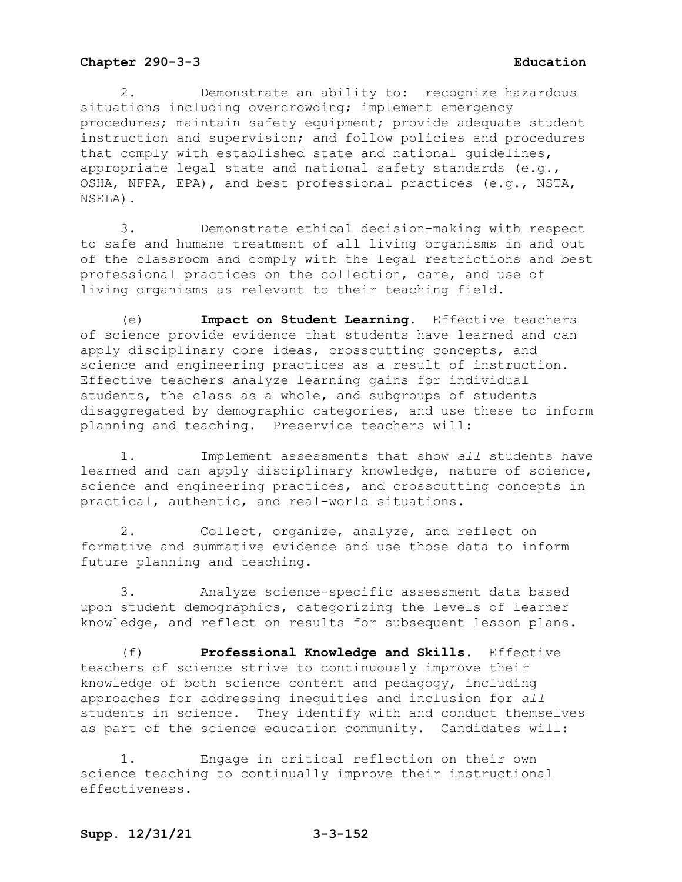2. Demonstrate an ability to: recognize hazardous situations including overcrowding; implement emergency procedures; maintain safety equipment; provide adequate student instruction and supervision; and follow policies and procedures that comply with established state and national guidelines, appropriate legal state and national safety standards (e.g., OSHA, NFPA, EPA), and best professional practices (e.g., NSTA, NSELA).

3. Demonstrate ethical decision-making with respect to safe and humane treatment of all living organisms in and out of the classroom and comply with the legal restrictions and best professional practices on the collection, care, and use of living organisms as relevant to their teaching field.

(e) **Impact on Student Learning.** Effective teachers of science provide evidence that students have learned and can apply disciplinary core ideas, crosscutting concepts, and science and engineering practices as a result of instruction. Effective teachers analyze learning gains for individual students, the class as a whole, and subgroups of students disaggregated by demographic categories, and use these to inform planning and teaching. Preservice teachers will:

1. Implement assessments that show *all* students have learned and can apply disciplinary knowledge, nature of science, science and engineering practices, and crosscutting concepts in practical, authentic, and real-world situations.

2. Collect, organize, analyze, and reflect on formative and summative evidence and use those data to inform future planning and teaching.

3. Analyze science-specific assessment data based upon student demographics, categorizing the levels of learner knowledge, and reflect on results for subsequent lesson plans.

(f) **Professional Knowledge and Skills.** Effective teachers of science strive to continuously improve their knowledge of both science content and pedagogy, including approaches for addressing inequities and inclusion for *all* students in science. They identify with and conduct themselves as part of the science education community. Candidates will:

1. Engage in critical reflection on their own science teaching to continually improve their instructional effectiveness.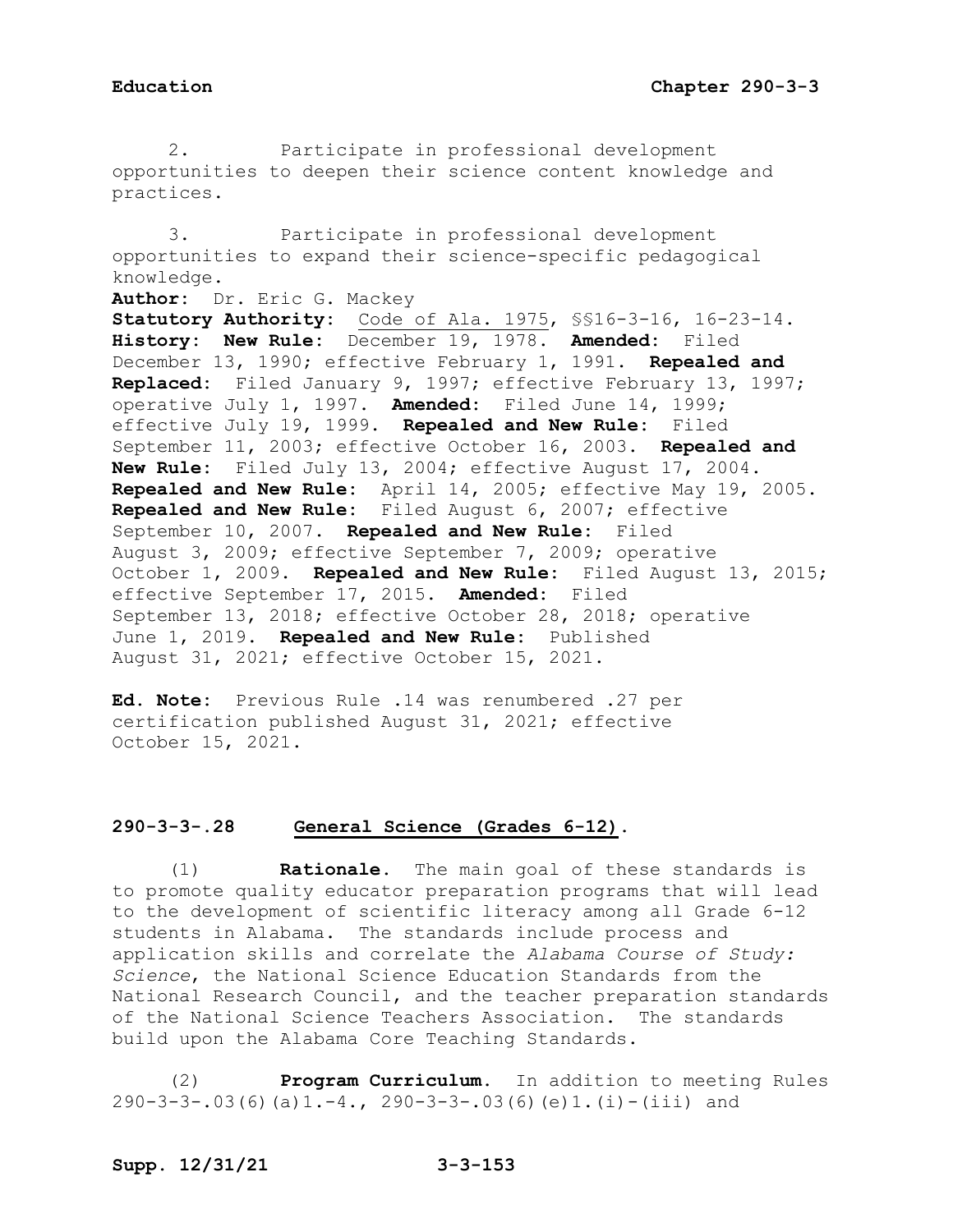2. Participate in professional development opportunities to deepen their science content knowledge and practices.

3. Participate in professional development opportunities to expand their science-specific pedagogical knowledge.

**Author:** Dr. Eric G. Mackey

**Statutory Authority:** Code of Ala. 1975, §§16-3-16, 16-23-14.

**History: New Rule:** December 19, 1978. **Amended:** Filed December 13, 1990; effective February 1, 1991. **Repealed and Replaced:** Filed January 9, 1997; effective February 13, 1997; operative July 1, 1997. **Amended:** Filed June 14, 1999; effective July 19, 1999. **Repealed and New Rule:** Filed September 11, 2003; effective October 16, 2003. **Repealed and New Rule:** Filed July 13, 2004; effective August 17, 2004. **Repealed and New Rule:** April 14, 2005; effective May 19, 2005. **Repealed and New Rule:** Filed August 6, 2007; effective September 10, 2007. **Repealed and New Rule:** Filed August 3, 2009; effective September 7, 2009; operative October 1, 2009. **Repealed and New Rule:** Filed August 13, 2015; effective September 17, 2015. **Amended:** Filed September 13, 2018; effective October 28, 2018; operative June 1, 2019. **Repealed and New Rule:** Published August 31, 2021; effective October 15, 2021.

**Ed. Note:** Previous Rule .14 was renumbered .27 per certification published August 31, 2021; effective October 15, 2021.

## 290-3-3-.28 General Science (Grades 6-12).

(1) **Rationale.** The main goal of these standards is to promote quality educator preparation programs that will lead to the development of scientific literacy among all Grade 6-12 students in Alabama. The standards include process and application skills and correlate the *Alabama Course of Study: Science*, the National Science Education Standards from the National Research Council, and the teacher preparation standards of the National Science Teachers Association. The standards build upon the Alabama Core Teaching Standards.

(2) **Program Curriculum.** In addition to meeting Rules 290-3-3-.03(6)(a)1.-4., 290-3-3-.03(6)(e)1.(i)-(iii) and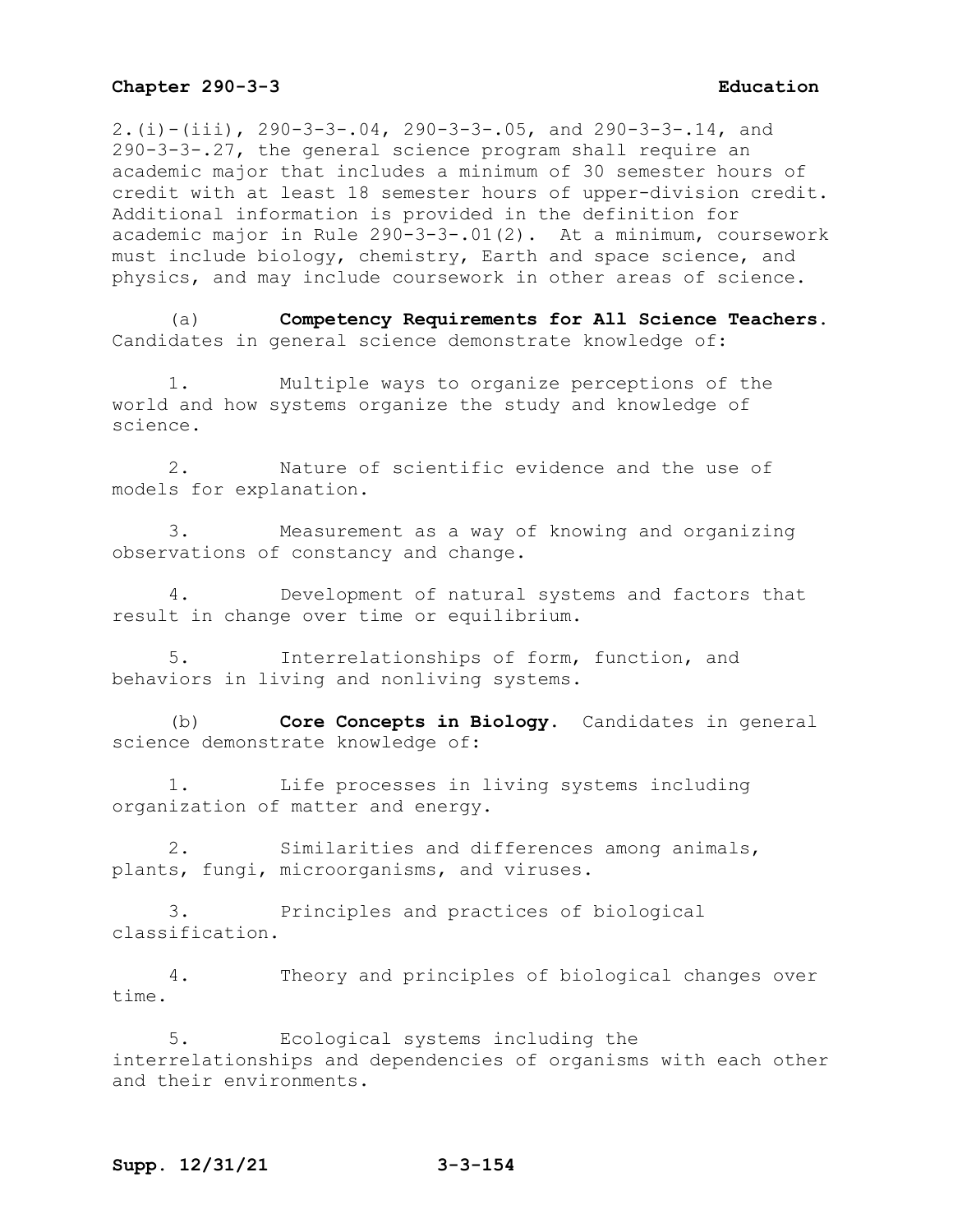2.(i)-(iii), 290-3-3-.04, 290-3-3-.05, and 290-3-3-.14, and 290-3-3-.27, the general science program shall require an academic major that includes a minimum of 30 semester hours of credit with at least 18 semester hours of upper-division credit. Additional information is provided in the definition for academic major in Rule 290-3-3-.01(2). At a minimum, coursework must include biology, chemistry, Earth and space science, and physics, and may include coursework in other areas of science.

(a) **Competency Requirements for All Science Teachers.** Candidates in general science demonstrate knowledge of:

1. Multiple ways to organize perceptions of the world and how systems organize the study and knowledge of science.

2. Nature of scientific evidence and the use of models for explanation.

3. Measurement as a way of knowing and organizing observations of constancy and change.

4. Development of natural systems and factors that result in change over time or equilibrium.

5. Interrelationships of form, function, and behaviors in living and nonliving systems.

(b) **Core Concepts in Biology.** Candidates in general science demonstrate knowledge of:

1. Life processes in living systems including organization of matter and energy.

2. Similarities and differences among animals, plants, fungi, microorganisms, and viruses.

3. Principles and practices of biological classification.

4. Theory and principles of biological changes over time.

5. Ecological systems including the interrelationships and dependencies of organisms with each other and their environments.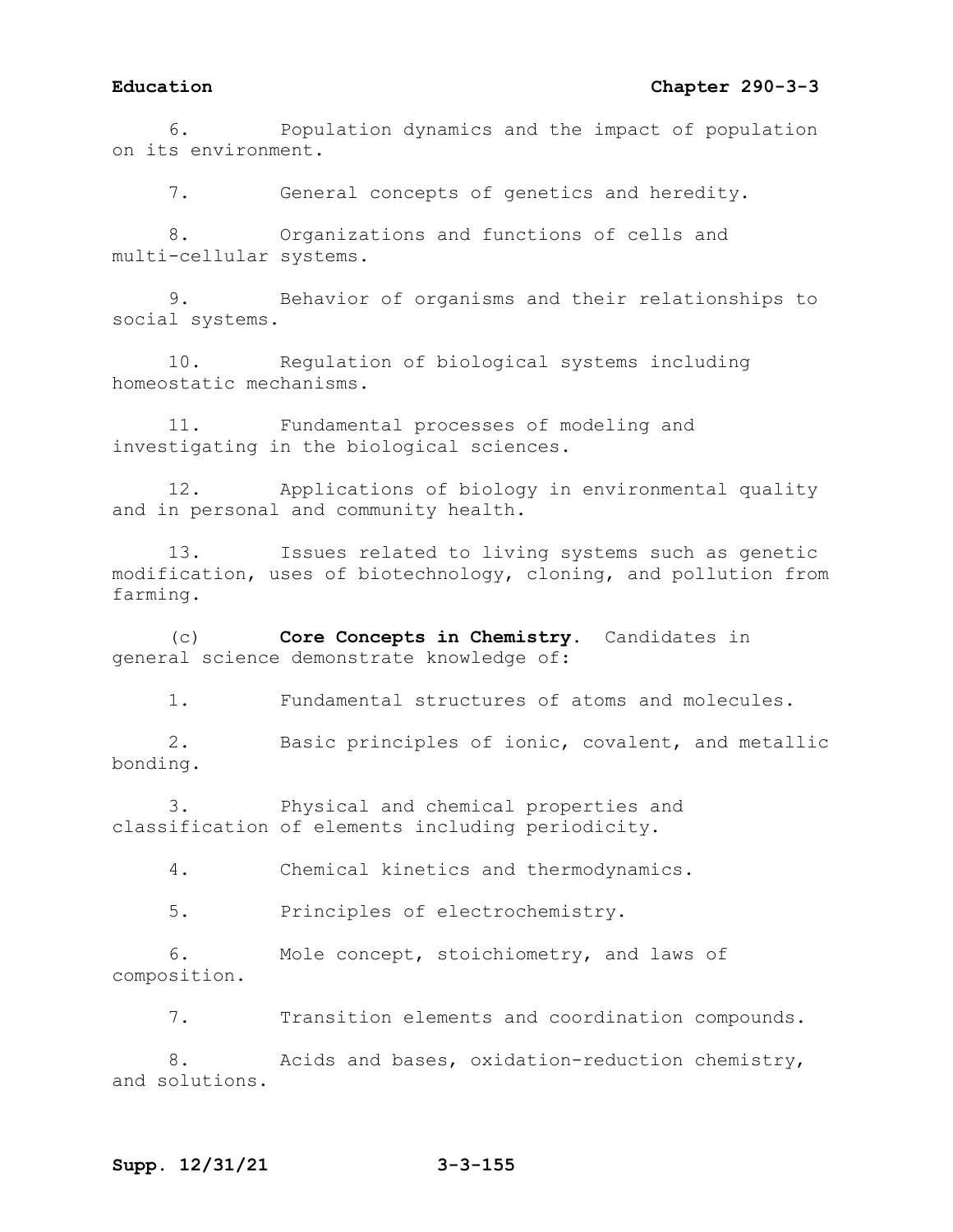6. Population dynamics and the impact of population on its environment.

7. General concepts of genetics and heredity.

8. Organizations and functions of cells and multi-cellular systems.

9. Behavior of organisms and their relationships to social systems.

10. Regulation of biological systems including homeostatic mechanisms.

11. Fundamental processes of modeling and investigating in the biological sciences.

12. Applications of biology in environmental quality and in personal and community health.

13. Issues related to living systems such as genetic modification, uses of biotechnology, cloning, and pollution from farming.

(c) **Core Concepts in Chemistry**. Candidates in general science demonstrate knowledge of:

1. Fundamental structures of atoms and molecules.

2. Basic principles of ionic, covalent, and metallic bonding.

3. Physical and chemical properties and classification of elements including periodicity.

4. Chemical kinetics and thermodynamics.

5. Principles of electrochemistry.

6. Mole concept, stoichiometry, and laws of composition.

7. Transition elements and coordination compounds.

8. Acids and bases, oxidation-reduction chemistry, and solutions.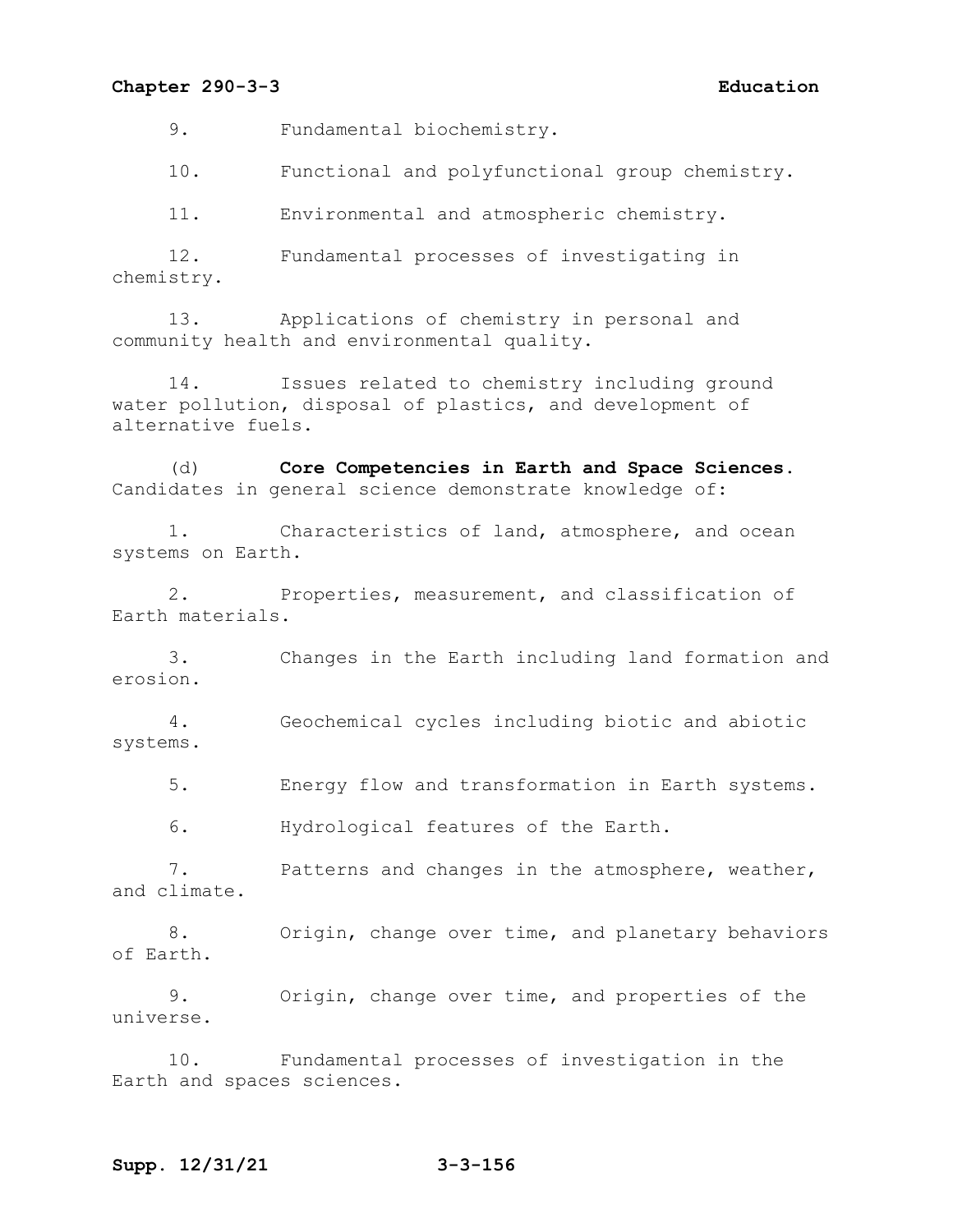9. Fundamental biochemistry.

10. Functional and polyfunctional group chemistry.

11. Environmental and atmospheric chemistry.

12. Fundamental processes of investigating in chemistry.

13. Applications of chemistry in personal and community health and environmental quality.

14. Issues related to chemistry including ground water pollution, disposal of plastics, and development of alternative fuels.

(d) **Core Competencies in Earth and Space Sciences.** Candidates in general science demonstrate knowledge of:

1. Characteristics of land, atmosphere, and ocean systems on Earth.

2. Properties, measurement, and classification of Earth materials.

3. Changes in the Earth including land formation and erosion.

4. Geochemical cycles including biotic and abiotic systems.

5. Energy flow and transformation in Earth systems.

6. Hydrological features of the Earth.

7. Patterns and changes in the atmosphere, weather, and climate.

8. Origin, change over time, and planetary behaviors of Earth.

9. Origin, change over time, and properties of the universe.

10. Fundamental processes of investigation in the Earth and spaces sciences.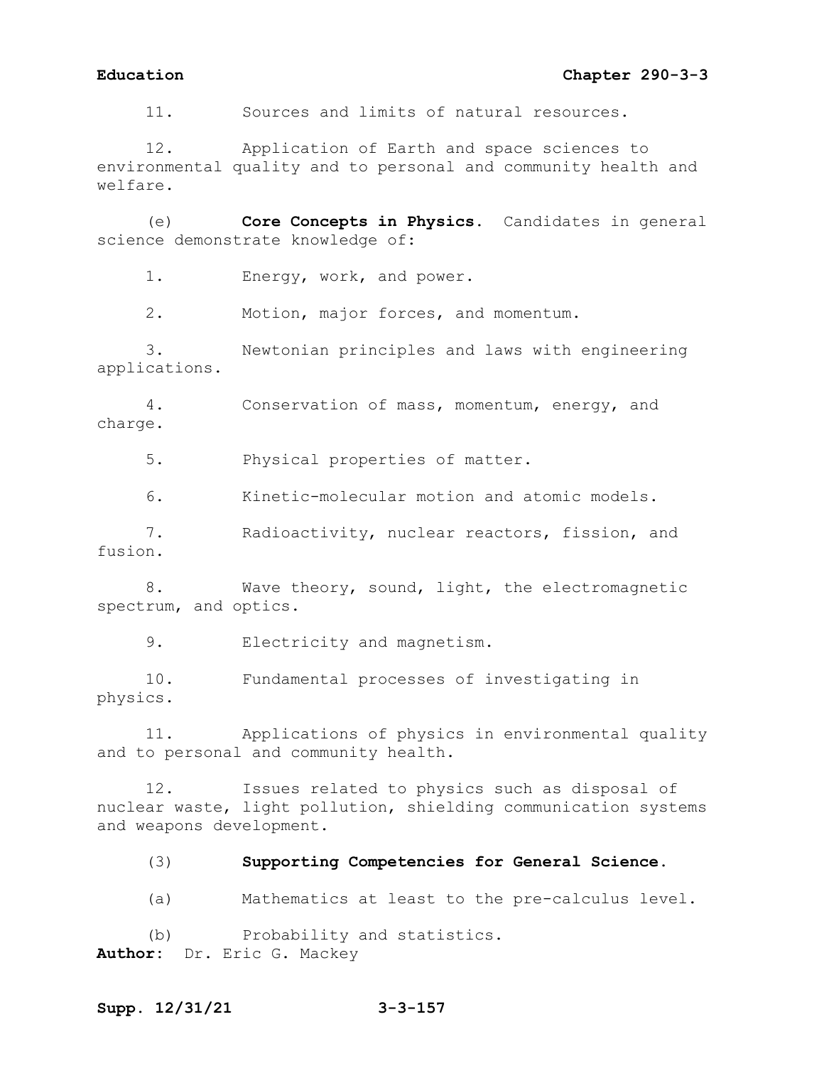11. Sources and limits of natural resources.

12. Application of Earth and space sciences to environmental quality and to personal and community health and welfare.

(e) **Core Concepts in Physics**. Candidates in general science demonstrate knowledge of:

1. Energy, work, and power.

2. Motion, major forces, and momentum.

3. Newtonian principles and laws with engineering applications.

4. Conservation of mass, momentum, energy, and charge.

5. Physical properties of matter.

6. Kinetic-molecular motion and atomic models.

7. Radioactivity, nuclear reactors, fission, and fusion.

8. Wave theory, sound, light, the electromagnetic spectrum, and optics.

9. Electricity and magnetism.

10. Fundamental processes of investigating in physics.

11. Applications of physics in environmental quality and to personal and community health.

12. Issues related to physics such as disposal of nuclear waste, light pollution, shielding communication systems and weapons development.

(3) **Supporting Competencies for General Science**.

(a) Mathematics at least to the pre-calculus level.

(b) Probability and statistics.

**Author:** Dr. Eric G. Mackey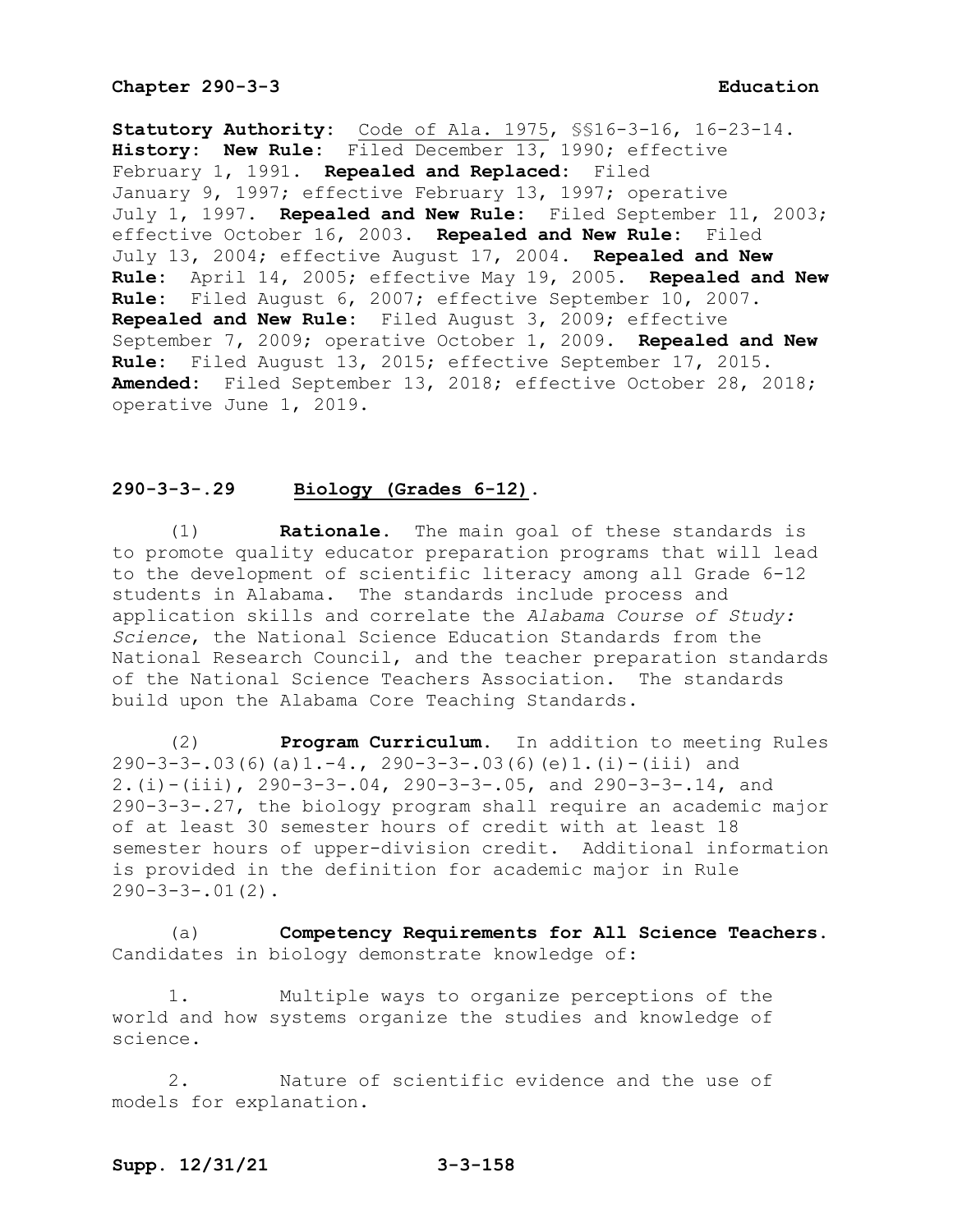**Statutory Authority:** Code of Ala. 1975, §§16-3-16, 16-23-14.
**History: New Rule:** Filed December 13, 1990; effective February 1, 1991. **Repealed and Replaced:** Filed January 9, 1997; effective February 13, 1997; operative July 1, 1997. **Repealed and New Rule:** Filed September 11, 2003; effective October 16, 2003. **Repealed and New Rule:** Filed July 13, 2004; effective August 17, 2004. **Repealed and New Rule:** April 14, 2005; effective May 19, 2005. **Repealed and New Rule:** Filed August 6, 2007; effective September 10, 2007. **Repealed and New Rule:** Filed August 3, 2009; effective September 7, 2009; operative October 1, 2009. **Repealed and New Rule:** Filed August 13, 2015; effective September 17, 2015. **Amended:** Filed September 13, 2018; effective October 28, 2018; operative June 1, 2019.

## 290-3-3-.29 Biology (Grades 6-12).

(1) **Rationale.** The main goal of these standards is to promote quality educator preparation programs that will lead to the development of scientific literacy among all Grade 6-12 students in Alabama. The standards include process and application skills and correlate the *Alabama Course of Study: Science*, the National Science Education Standards from the National Research Council, and the teacher preparation standards of the National Science Teachers Association. The standards build upon the Alabama Core Teaching Standards.

(2) **Program Curriculum.** In addition to meeting Rules 290-3-3-.03(6)(a)1.-4., 290-3-3-.03(6)(e)1.(i)-(iii) and 2.(i)-(iii), 290-3-3-.04, 290-3-3-.05, and 290-3-3-.14, and 290-3-3-.27, the biology program shall require an academic major of at least 30 semester hours of credit with at least 18 semester hours of upper-division credit. Additional information is provided in the definition for academic major in Rule 290-3-3-.01(2).

(a) **Competency Requirements for All Science Teachers.** Candidates in biology demonstrate knowledge of:

1. Multiple ways to organize perceptions of the world and how systems organize the studies and knowledge of science.

2. Nature of scientific evidence and the use of models for explanation.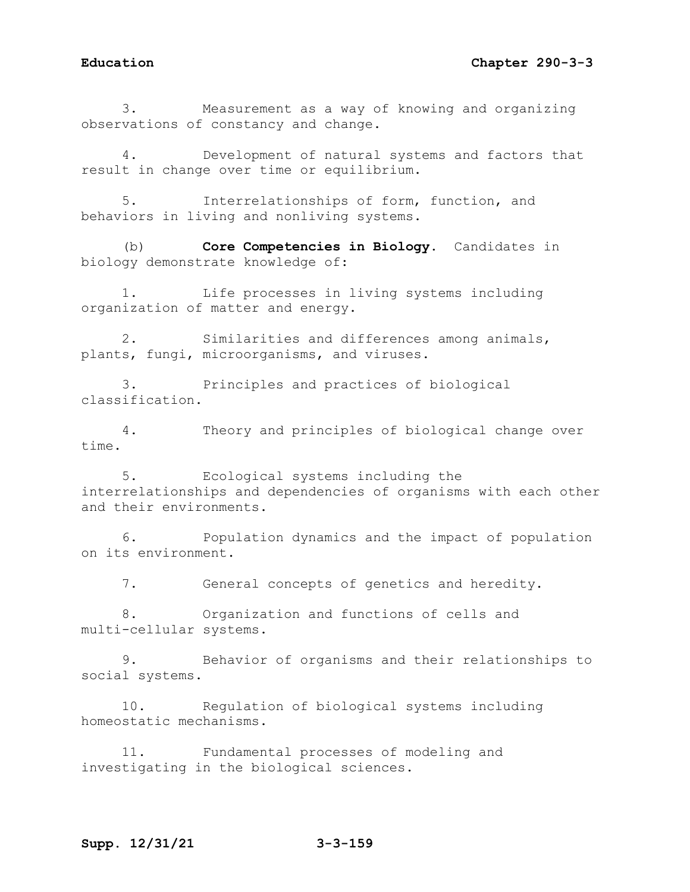3. Measurement as a way of knowing and organizing observations of constancy and change.

4. Development of natural systems and factors that result in change over time or equilibrium.

5. Interrelationships of form, function, and behaviors in living and nonliving systems.

(b) **Core Competencies in Biology**. Candidates in biology demonstrate knowledge of:

1. Life processes in living systems including organization of matter and energy.

2. Similarities and differences among animals, plants, fungi, microorganisms, and viruses.

3. Principles and practices of biological classification.

4. Theory and principles of biological change over time.

5. Ecological systems including the interrelationships and dependencies of organisms with each other and their environments.

6. Population dynamics and the impact of population on its environment.

7. General concepts of genetics and heredity.

8. Organization and functions of cells and multi-cellular systems.

9. Behavior of organisms and their relationships to social systems.

10. Regulation of biological systems including homeostatic mechanisms.

11. Fundamental processes of modeling and investigating in the biological sciences.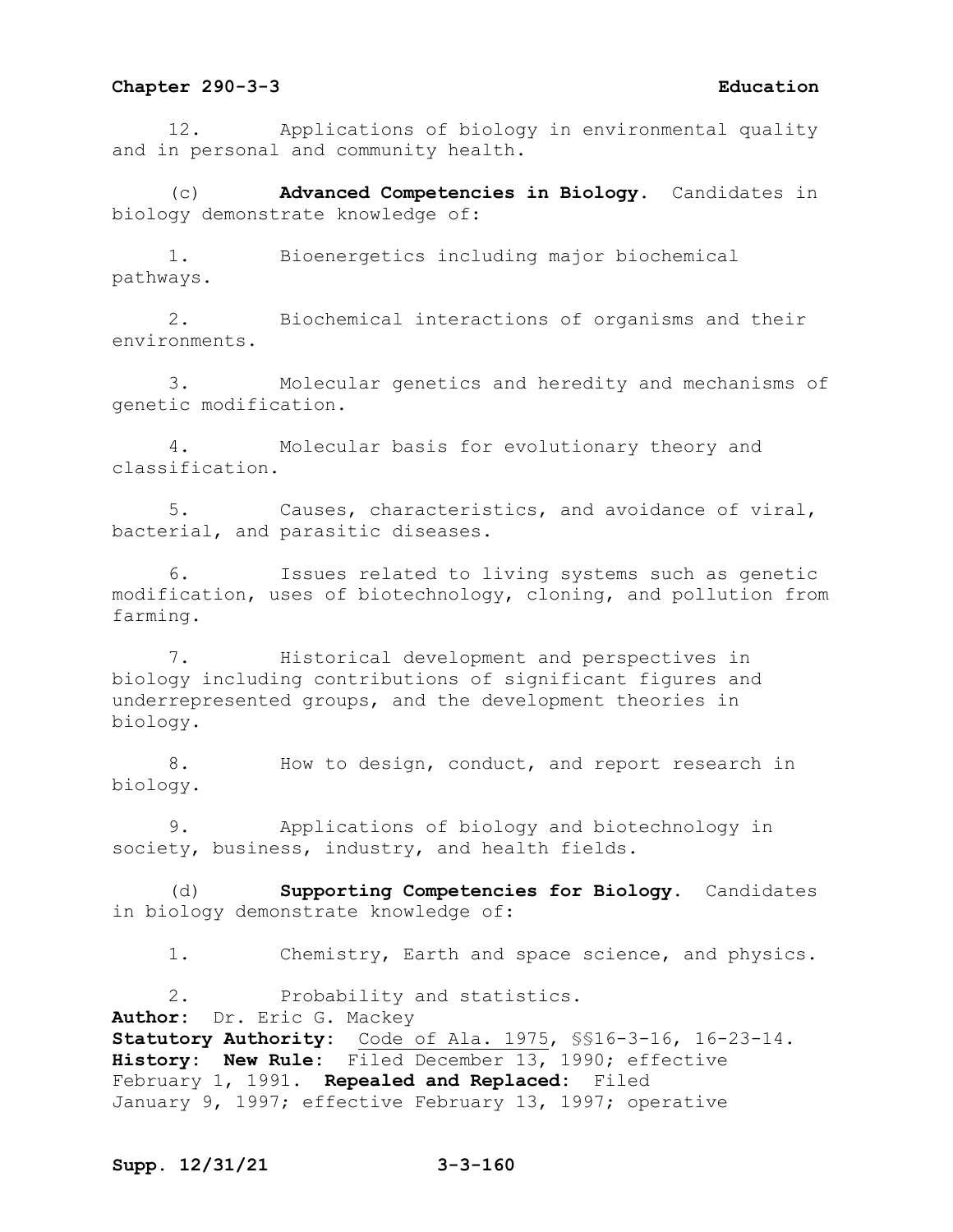12. Applications of biology in environmental quality and in personal and community health.

(c) **Advanced Competencies in Biology**. Candidates in biology demonstrate knowledge of:

1. Bioenergetics including major biochemical pathways.

2. Biochemical interactions of organisms and their environments.

3. Molecular genetics and heredity and mechanisms of genetic modification.

4. Molecular basis for evolutionary theory and classification.

5. Causes, characteristics, and avoidance of viral, bacterial, and parasitic diseases.

6. Issues related to living systems such as genetic modification, uses of biotechnology, cloning, and pollution from farming.

7. Historical development and perspectives in biology including contributions of significant figures and underrepresented groups, and the development theories in biology.

8. How to design, conduct, and report research in biology.

9. Applications of biology and biotechnology in society, business, industry, and health fields.

(d) **Supporting Competencies for Biology**. Candidates in biology demonstrate knowledge of:

1. Chemistry, Earth and space science, and physics.

2. Probability and statistics.

**Author:** Dr. Eric G. Mackey
**Statutory Authority:** Code of Ala. 1975, §§16-3-16, 16-23-14.
**History: New Rule:** Filed December 13, 1990; effective February 1, 1991. **Repealed and Replaced:** Filed January 9, 1997; effective February 13, 1997; operative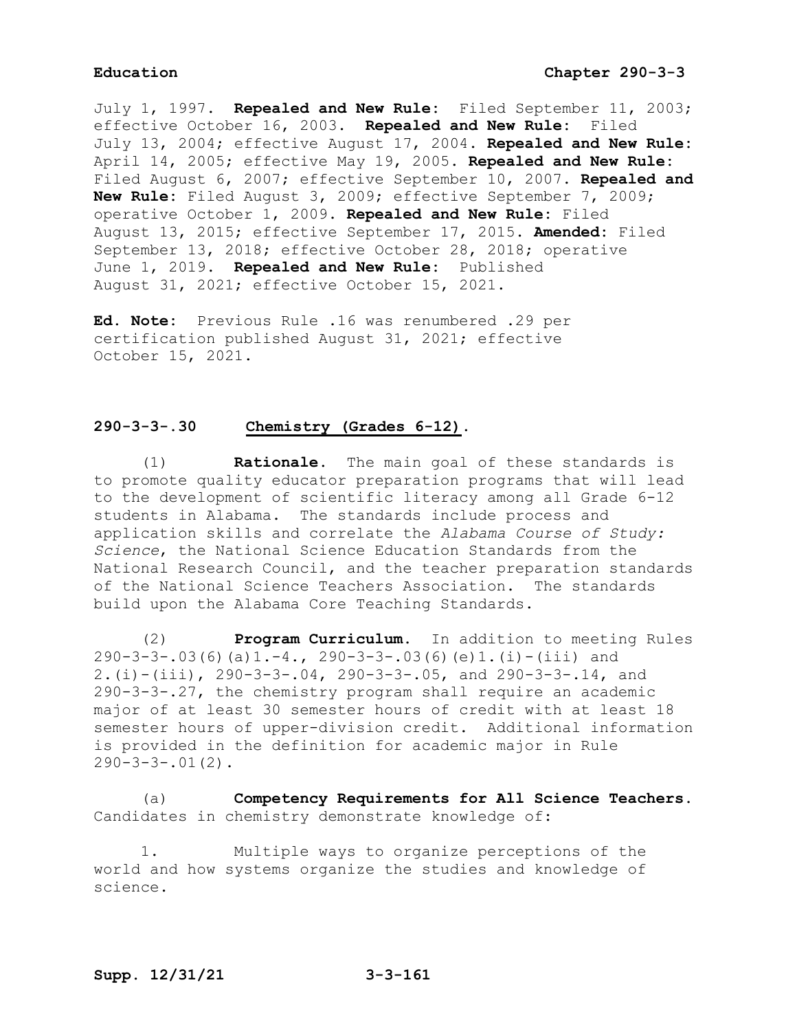July 1, 1997. **Repealed and New Rule:** Filed September 11, 2003; effective October 16, 2003. **Repealed and New Rule:** Filed July 13, 2004; effective August 17, 2004. **Repealed and New Rule:** April 14, 2005; effective May 19, 2005. **Repealed and New Rule:** Filed August 6, 2007; effective September 10, 2007. **Repealed and New Rule:** Filed August 3, 2009; effective September 7, 2009; operative October 1, 2009. **Repealed and New Rule:** Filed August 13, 2015; effective September 17, 2015. **Amended:** Filed September 13, 2018; effective October 28, 2018; operative June 1, 2019. **Repealed and New Rule:** Published August 31, 2021; effective October 15, 2021.

**Ed. Note:** Previous Rule .16 was renumbered .29 per certification published August 31, 2021; effective October 15, 2021.

## 290-3-3-.30 Chemistry (Grades 6-12).

(1) **Rationale.** The main goal of these standards is to promote quality educator preparation programs that will lead to the development of scientific literacy among all Grade 6-12 students in Alabama. The standards include process and application skills and correlate the *Alabama Course of Study: Science*, the National Science Education Standards from the National Research Council, and the teacher preparation standards of the National Science Teachers Association. The standards build upon the Alabama Core Teaching Standards.

(2) **Program Curriculum.** In addition to meeting Rules 290-3-3-.03(6)(a)1.-4., 290-3-3-.03(6)(e)1.(i)-(iii) and 2.(i)-(iii), 290-3-3-.04, 290-3-3-.05, and 290-3-3-.14, and 290-3-3-.27, the chemistry program shall require an academic major of at least 30 semester hours of credit with at least 18 semester hours of upper-division credit. Additional information is provided in the definition for academic major in Rule 290-3-3-.01(2).

(a) **Competency Requirements for All Science Teachers.** Candidates in chemistry demonstrate knowledge of:

1. Multiple ways to organize perceptions of the world and how systems organize the studies and knowledge of science.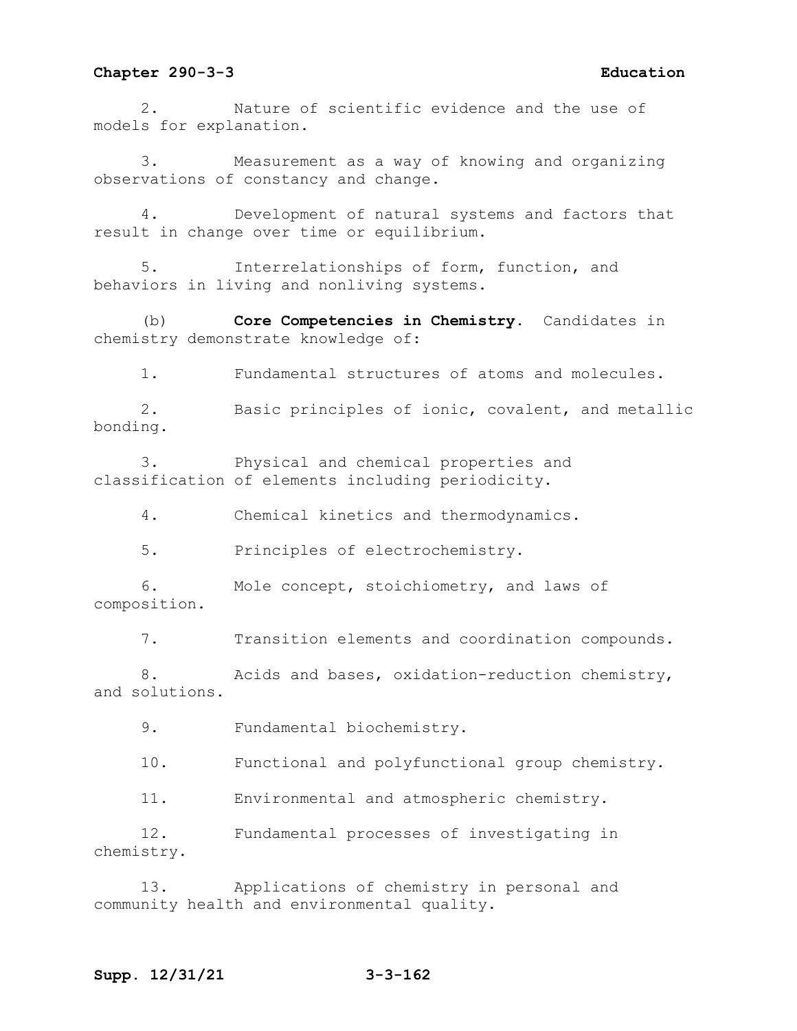2. Nature of scientific evidence and the use of models for explanation.

3. Measurement as a way of knowing and organizing observations of constancy and change.

4. Development of natural systems and factors that result in change over time or equilibrium.

5. Interrelationships of form, function, and behaviors in living and nonliving systems.

(b) **Core Competencies in Chemistry**. Candidates in chemistry demonstrate knowledge of:

1. Fundamental structures of atoms and molecules.

2. Basic principles of ionic, covalent, and metallic bonding.

3. Physical and chemical properties and classification of elements including periodicity.

4. Chemical kinetics and thermodynamics.

5. Principles of electrochemistry.

6. Mole concept, stoichiometry, and laws of composition.

7. Transition elements and coordination compounds.

8. Acids and bases, oxidation-reduction chemistry, and solutions.

9. Fundamental biochemistry.

10. Functional and polyfunctional group chemistry.

11. Environmental and atmospheric chemistry.

12. Fundamental processes of investigating in chemistry.

13. Applications of chemistry in personal and community health and environmental quality.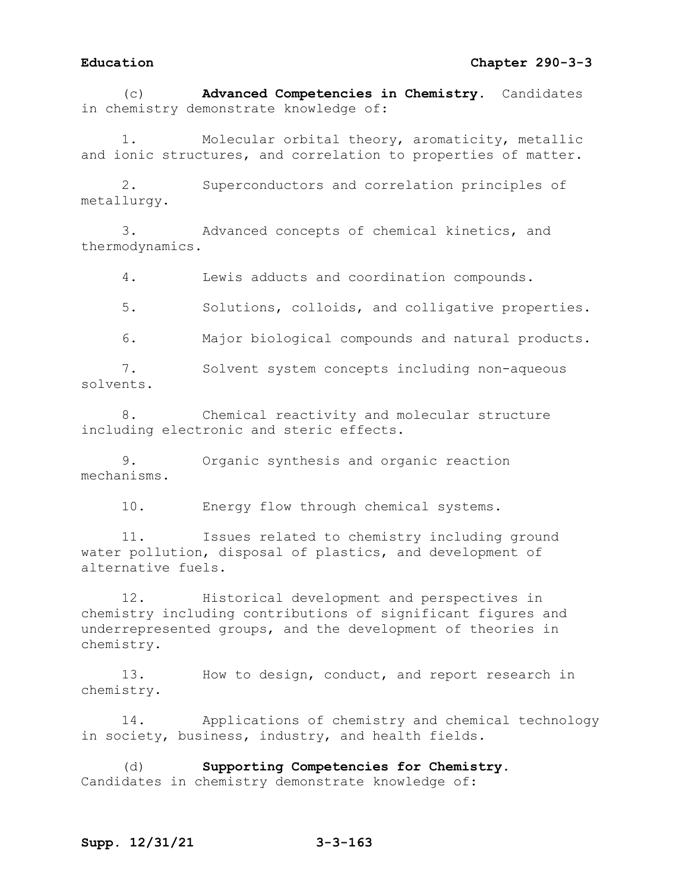(c) **Advanced Competencies in Chemistry**. Candidates in chemistry demonstrate knowledge of:

1. Molecular orbital theory, aromaticity, metallic and ionic structures, and correlation to properties of matter.

2. Superconductors and correlation principles of metallurgy.

3. Advanced concepts of chemical kinetics, and thermodynamics.

4. Lewis adducts and coordination compounds.

5. Solutions, colloids, and colligative properties.

6. Major biological compounds and natural products.

7. Solvent system concepts including non-aqueous solvents.

8. Chemical reactivity and molecular structure including electronic and steric effects.

9. Organic synthesis and organic reaction mechanisms.

10. Energy flow through chemical systems.

11. Issues related to chemistry including ground water pollution, disposal of plastics, and development of alternative fuels.

12. Historical development and perspectives in chemistry including contributions of significant figures and underrepresented groups, and the development of theories in chemistry.

13. How to design, conduct, and report research in chemistry.

14. Applications of chemistry and chemical technology in society, business, industry, and health fields.

(d) **Supporting Competencies for Chemistry**. Candidates in chemistry demonstrate knowledge of: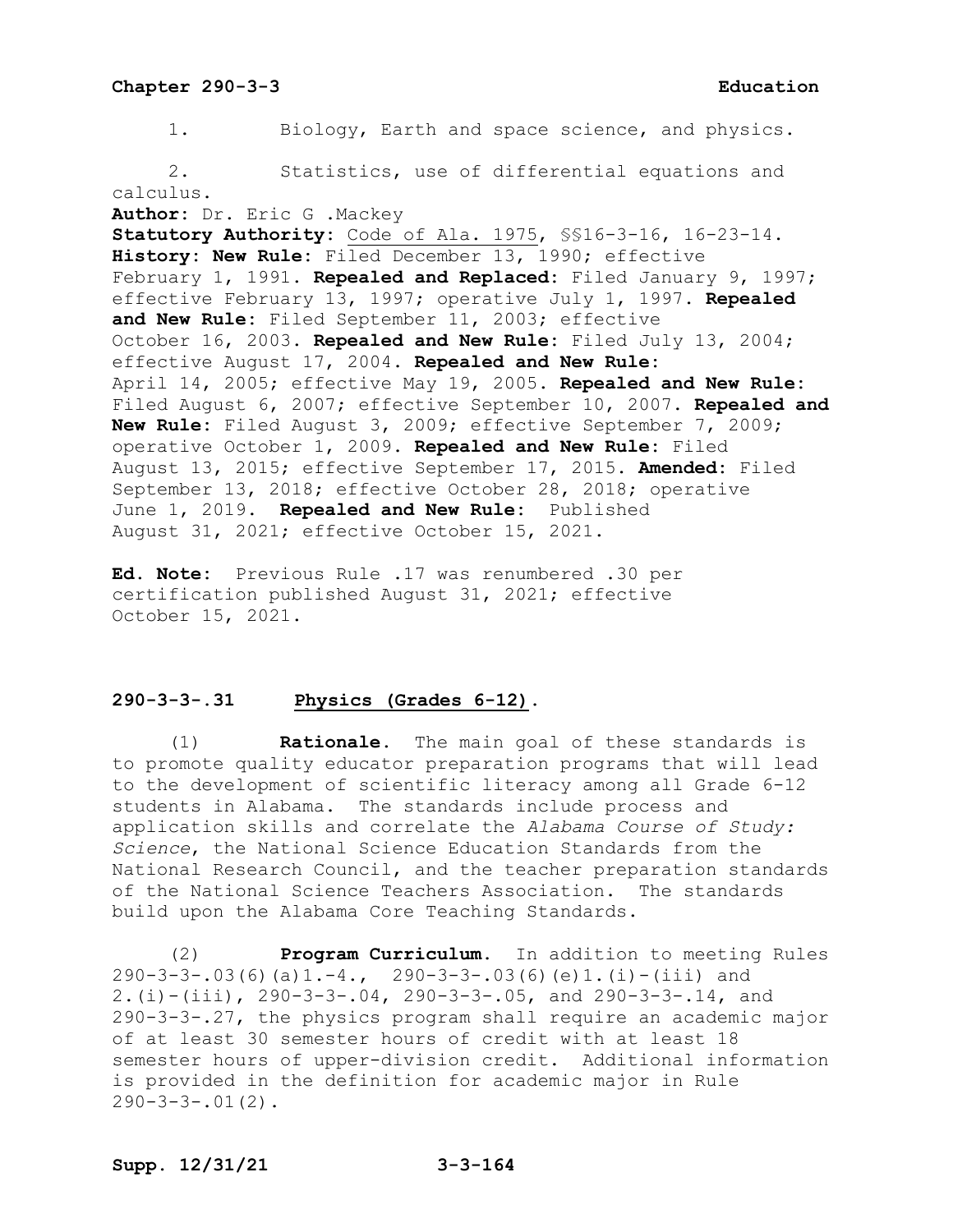1. Biology, Earth and space science, and physics.

2. Statistics, use of differential equations and calculus.

**Author:** Dr. Eric G .Mackey

**Statutory Authority:** Code of Ala. 1975, §§16-3-16, 16-23-14.

**History: New Rule:** Filed December 13, 1990; effective February 1, 1991. **Repealed and Replaced:** Filed January 9, 1997; effective February 13, 1997; operative July 1, 1997. **Repealed and New Rule:** Filed September 11, 2003; effective October 16, 2003. **Repealed and New Rule:** Filed July 13, 2004; effective August 17, 2004. **Repealed and New Rule:** April 14, 2005; effective May 19, 2005. **Repealed and New Rule:** Filed August 6, 2007; effective September 10, 2007. **Repealed and New Rule:** Filed August 3, 2009; effective September 7, 2009; operative October 1, 2009. **Repealed and New Rule:** Filed August 13, 2015; effective September 17, 2015. **Amended:** Filed September 13, 2018; effective October 28, 2018; operative June 1, 2019. **Repealed and New Rule:** Published August 31, 2021; effective October 15, 2021.

**Ed. Note:** Previous Rule .17 was renumbered .30 per certification published August 31, 2021; effective October 15, 2021.

## 290-3-3-.31 Physics (Grades 6-12).

(1) **Rationale.** The main goal of these standards is to promote quality educator preparation programs that will lead to the development of scientific literacy among all Grade 6-12 students in Alabama. The standards include process and application skills and correlate the *Alabama Course of Study: Science*, the National Science Education Standards from the National Research Council, and the teacher preparation standards of the National Science Teachers Association. The standards build upon the Alabama Core Teaching Standards.

(2) **Program Curriculum.** In addition to meeting Rules 290-3-3-.03(6)(a)1.-4., 290-3-3-.03(6)(e)1.(i)-(iii) and 2.(i)-(iii), 290-3-3-.04, 290-3-3-.05, and 290-3-3-.14, and 290-3-3-.27, the physics program shall require an academic major of at least 30 semester hours of credit with at least 18 semester hours of upper-division credit. Additional information is provided in the definition for academic major in Rule 290-3-3-.01(2).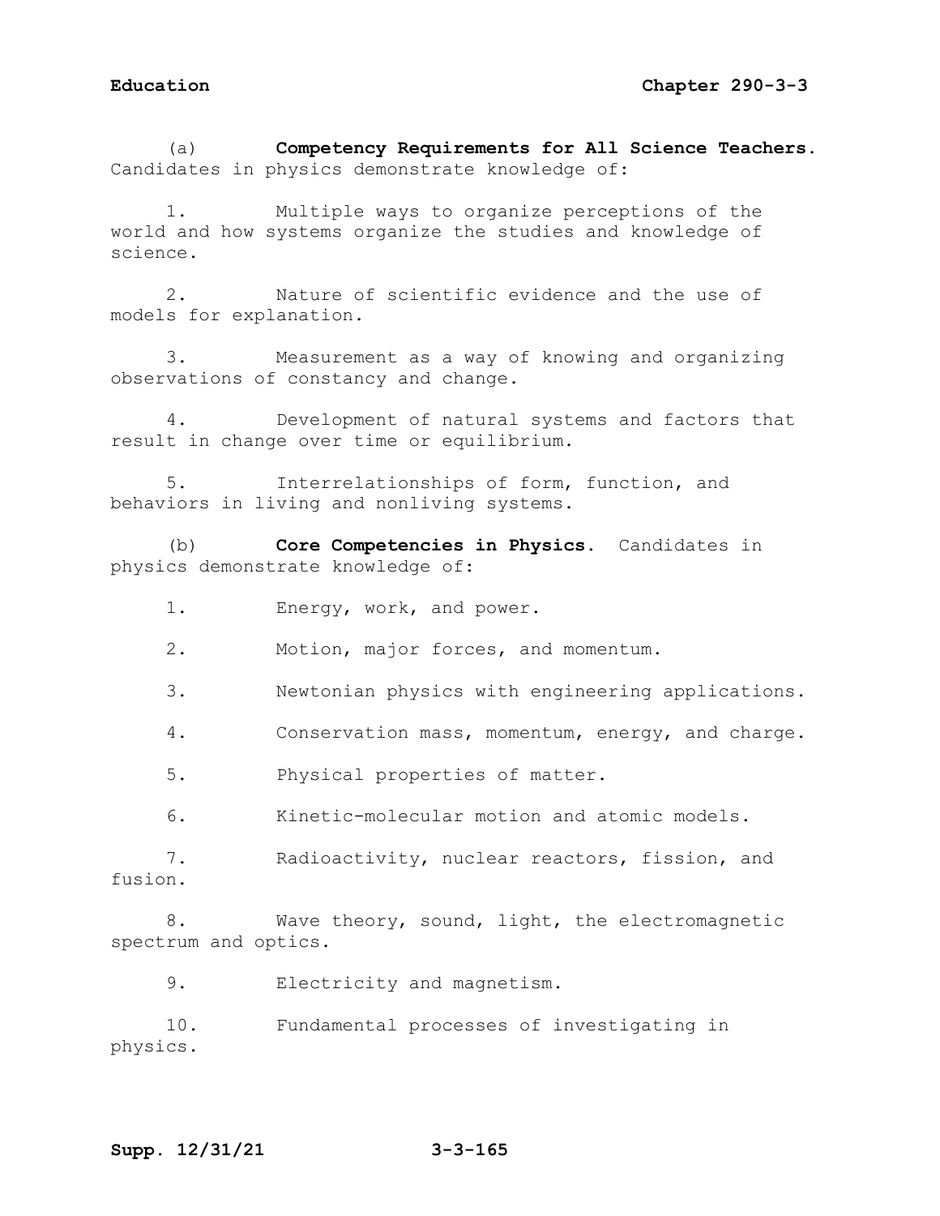(a) **Competency Requirements for All Science Teachers.** Candidates in physics demonstrate knowledge of:

1. Multiple ways to organize perceptions of the world and how systems organize the studies and knowledge of science.

2. Nature of scientific evidence and the use of models for explanation.

3. Measurement as a way of knowing and organizing observations of constancy and change.

4. Development of natural systems and factors that result in change over time or equilibrium.

5. Interrelationships of form, function, and behaviors in living and nonliving systems.

(b) **Core Competencies in Physics.** Candidates in physics demonstrate knowledge of:

1. Energy, work, and power.

2. Motion, major forces, and momentum.

3. Newtonian physics with engineering applications.

4. Conservation mass, momentum, energy, and charge.

5. Physical properties of matter.

6. Kinetic-molecular motion and atomic models.

7. Radioactivity, nuclear reactors, fission, and fusion.

8. Wave theory, sound, light, the electromagnetic spectrum and optics.

9. Electricity and magnetism.

10. Fundamental processes of investigating in physics.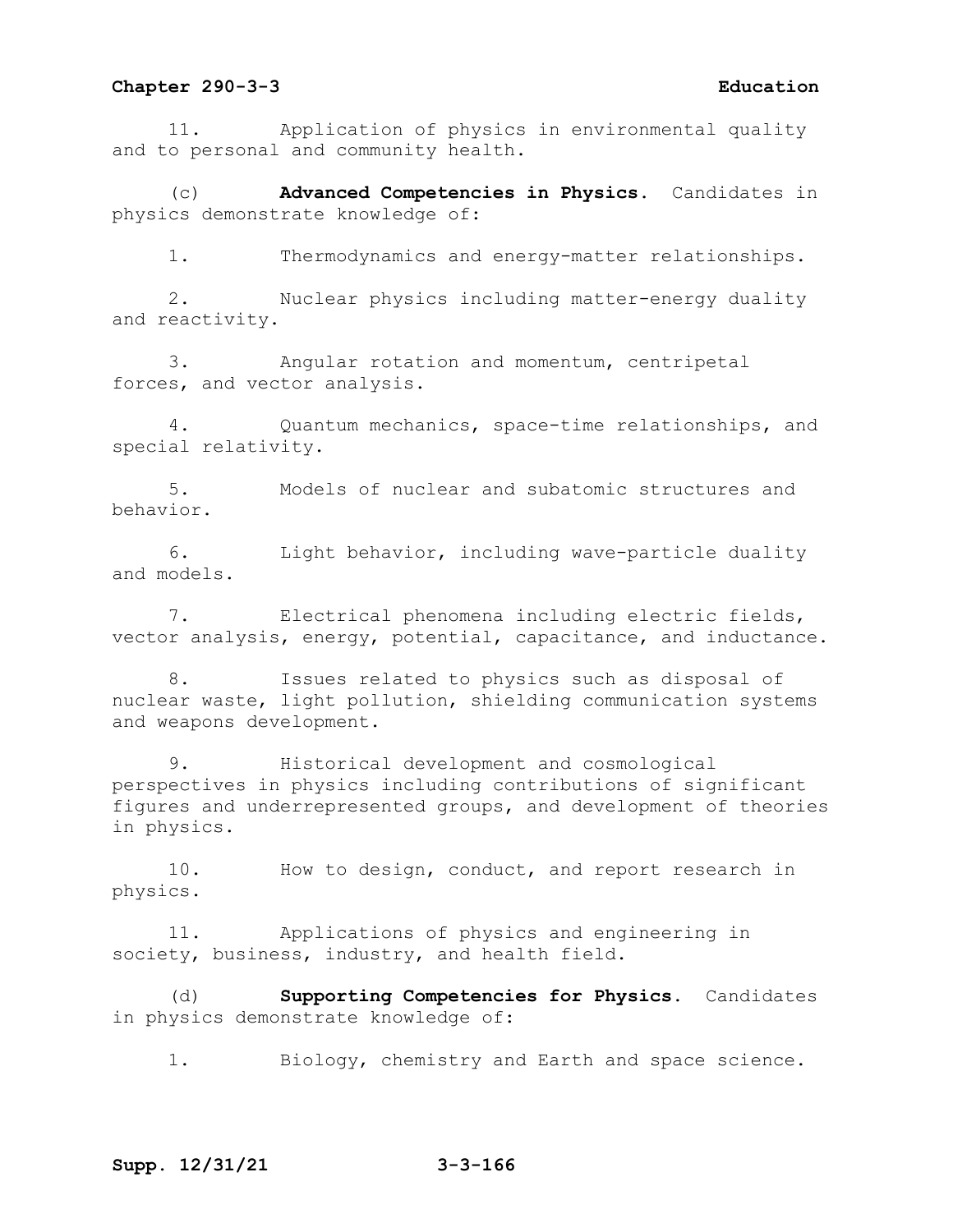11. Application of physics in environmental quality and to personal and community health.

(c) **Advanced Competencies in Physics**. Candidates in physics demonstrate knowledge of:

1. Thermodynamics and energy-matter relationships.

2. Nuclear physics including matter-energy duality and reactivity.

3. Angular rotation and momentum, centripetal forces, and vector analysis.

4. Quantum mechanics, space-time relationships, and special relativity.

5. Models of nuclear and subatomic structures and behavior.

6. Light behavior, including wave-particle duality and models.

7. Electrical phenomena including electric fields, vector analysis, energy, potential, capacitance, and inductance.

8. Issues related to physics such as disposal of nuclear waste, light pollution, shielding communication systems and weapons development.

9. Historical development and cosmological perspectives in physics including contributions of significant figures and underrepresented groups, and development of theories in physics.

10. How to design, conduct, and report research in physics.

11. Applications of physics and engineering in society, business, industry, and health field.

(d) **Supporting Competencies for Physics**. Candidates in physics demonstrate knowledge of:

1. Biology, chemistry and Earth and space science.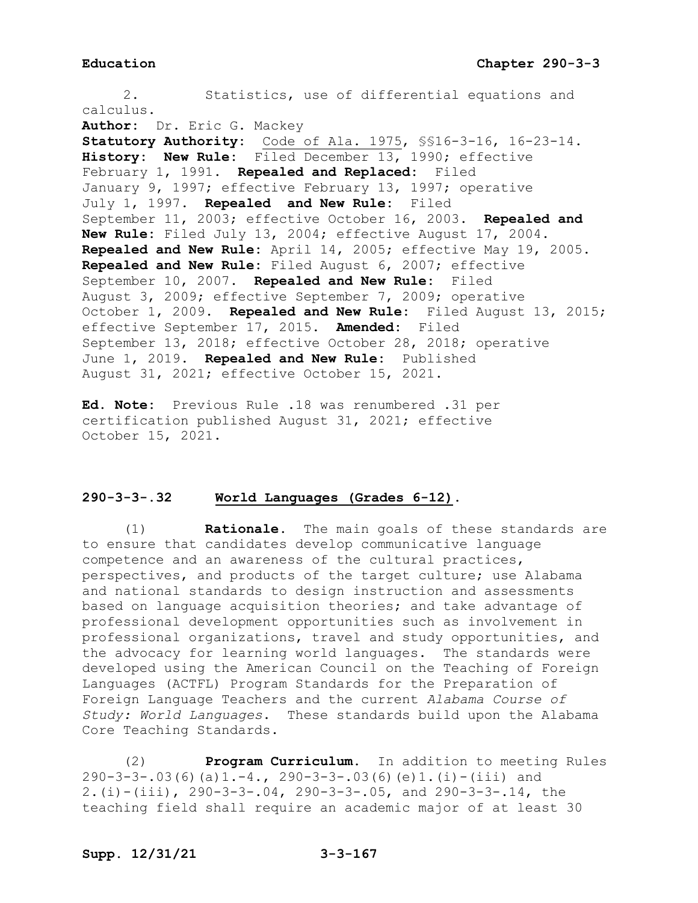2. Statistics, use of differential equations and calculus.

**Author:** Dr. Eric G. Mackey

**Statutory Authority:** Code of Ala. 1975, §§16-3-16, 16-23-14.

**History: New Rule:** Filed December 13, 1990; effective February 1, 1991. **Repealed and Replaced:** Filed January 9, 1997; effective February 13, 1997; operative July 1, 1997. **Repealed and New Rule:** Filed September 11, 2003; effective October 16, 2003. **Repealed and New Rule:** Filed July 13, 2004; effective August 17, 2004. **Repealed and New Rule:** April 14, 2005; effective May 19, 2005. **Repealed and New Rule:** Filed August 6, 2007; effective September 10, 2007. **Repealed and New Rule:** Filed August 3, 2009; effective September 7, 2009; operative October 1, 2009. **Repealed and New Rule:** Filed August 13, 2015; effective September 17, 2015. **Amended:** Filed September 13, 2018; effective October 28, 2018; operative June 1, 2019. **Repealed and New Rule:** Published August 31, 2021; effective October 15, 2021.

**Ed. Note:** Previous Rule .18 was renumbered .31 per certification published August 31, 2021; effective October 15, 2021.

## 290-3-3-.32 World Languages (Grades 6-12).

(1) **Rationale.** The main goals of these standards are to ensure that candidates develop communicative language competence and an awareness of the cultural practices, perspectives, and products of the target culture; use Alabama and national standards to design instruction and assessments based on language acquisition theories; and take advantage of professional development opportunities such as involvement in professional organizations, travel and study opportunities, and the advocacy for learning world languages. The standards were developed using the American Council on the Teaching of Foreign Languages (ACTFL) Program Standards for the Preparation of Foreign Language Teachers and the current *Alabama Course of Study: World Languages*. These standards build upon the Alabama Core Teaching Standards.

(2) **Program Curriculum.** In addition to meeting Rules 290-3-3-.03(6)(a)1.-4., 290-3-3-.03(6)(e)1.(i)-(iii) and 2.(i)-(iii), 290-3-3-.04, 290-3-3-.05, and 290-3-3-.14, the teaching field shall require an academic major of at least 30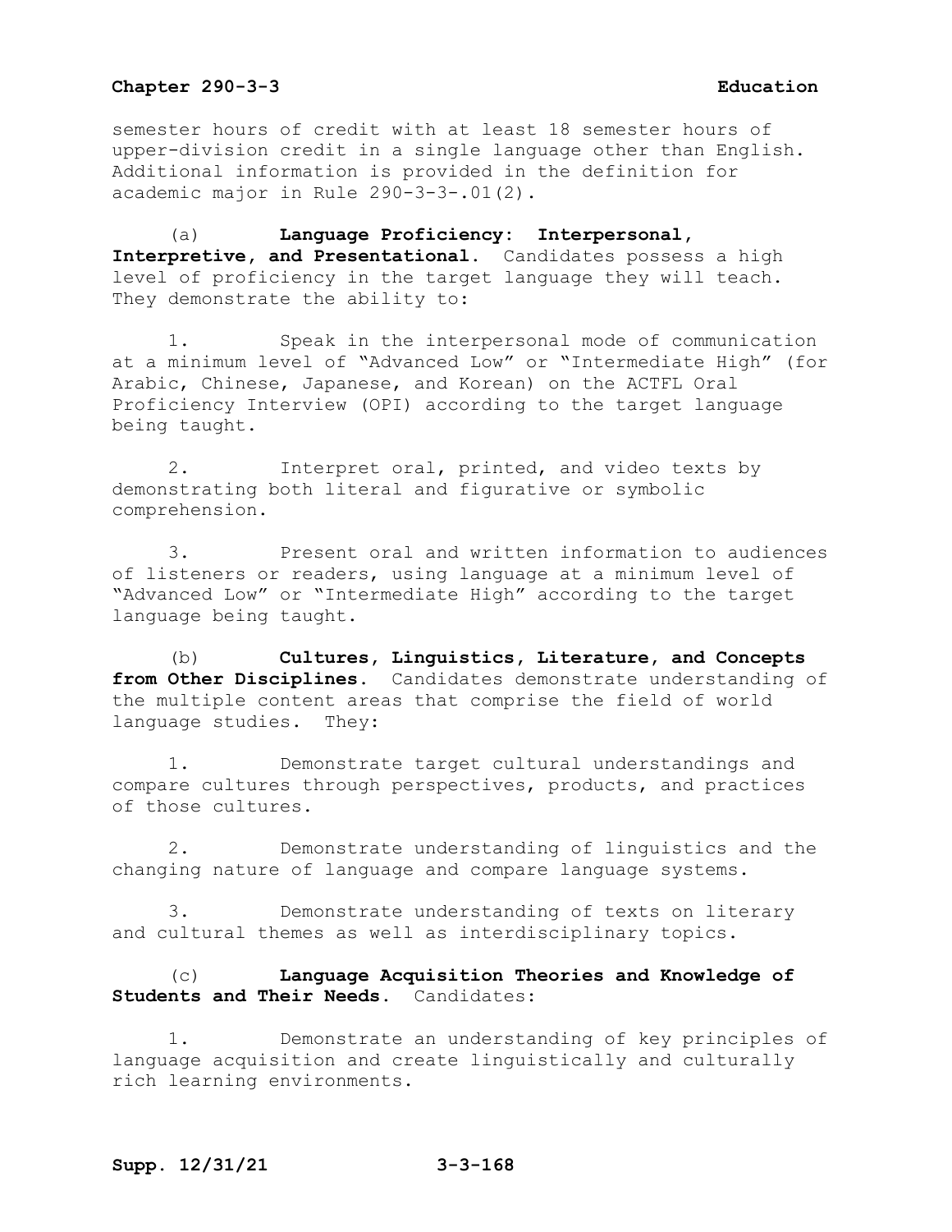semester hours of credit with at least 18 semester hours of upper-division credit in a single language other than English. Additional information is provided in the definition for academic major in Rule 290-3-3-.01(2).

(a) **Language Proficiency: Interpersonal, Interpretive, and Presentational.** Candidates possess a high level of proficiency in the target language they will teach. They demonstrate the ability to:

1. Speak in the interpersonal mode of communication at a minimum level of "Advanced Low" or "Intermediate High" (for Arabic, Chinese, Japanese, and Korean) on the ACTFL Oral Proficiency Interview (OPI) according to the target language being taught.

2. Interpret oral, printed, and video texts by demonstrating both literal and figurative or symbolic comprehension.

3. Present oral and written information to audiences of listeners or readers, using language at a minimum level of "Advanced Low" or "Intermediate High" according to the target language being taught.

(b) **Cultures, Linguistics, Literature, and Concepts from Other Disciplines.** Candidates demonstrate understanding of the multiple content areas that comprise the field of world language studies. They:

1. Demonstrate target cultural understandings and compare cultures through perspectives, products, and practices of those cultures.

2. Demonstrate understanding of linguistics and the changing nature of language and compare language systems.

3. Demonstrate understanding of texts on literary and cultural themes as well as interdisciplinary topics.

(c) **Language Acquisition Theories and Knowledge of Students and Their Needs.** Candidates:

1. Demonstrate an understanding of key principles of language acquisition and create linguistically and culturally rich learning environments.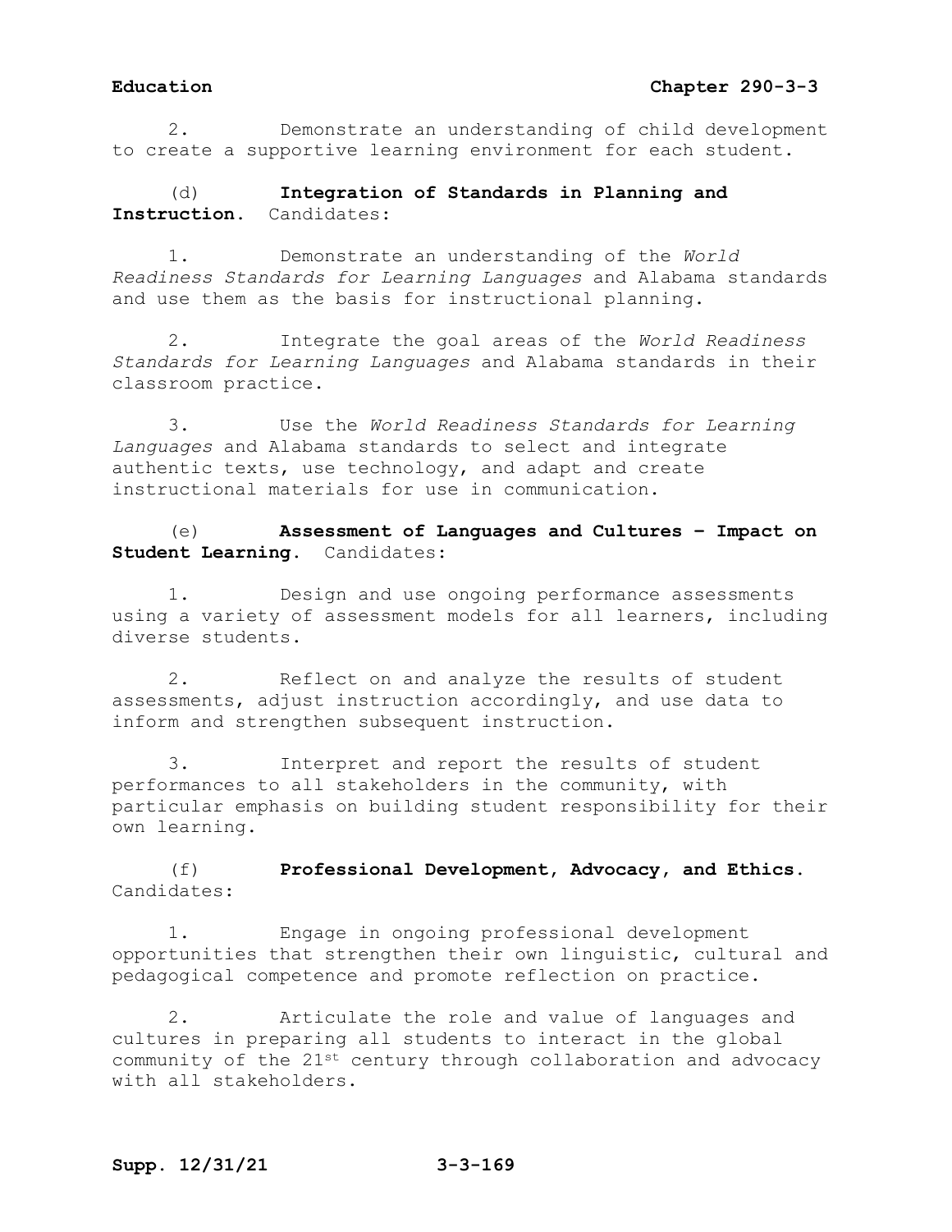2. Demonstrate an understanding of child development to create a supportive learning environment for each student.

(d) **Integration of Standards in Planning and Instruction.** Candidates:

1. Demonstrate an understanding of the *World Readiness Standards for Learning Languages* and Alabama standards and use them as the basis for instructional planning.

2. Integrate the goal areas of the *World Readiness Standards for Learning Languages* and Alabama standards in their classroom practice.

3. Use the *World Readiness Standards for Learning Languages* and Alabama standards to select and integrate authentic texts, use technology, and adapt and create instructional materials for use in communication.

(e) **Assessment of Languages and Cultures – Impact on Student Learning.** Candidates:

1. Design and use ongoing performance assessments using a variety of assessment models for all learners, including diverse students.

2. Reflect on and analyze the results of student assessments, adjust instruction accordingly, and use data to inform and strengthen subsequent instruction.

3. Interpret and report the results of student performances to all stakeholders in the community, with particular emphasis on building student responsibility for their own learning.

(f) **Professional Development, Advocacy, and Ethics.** Candidates:

1. Engage in ongoing professional development opportunities that strengthen their own linguistic, cultural and pedagogical competence and promote reflection on practice.

2. Articulate the role and value of languages and cultures in preparing all students to interact in the global community of the 21st century through collaboration and advocacy with all stakeholders.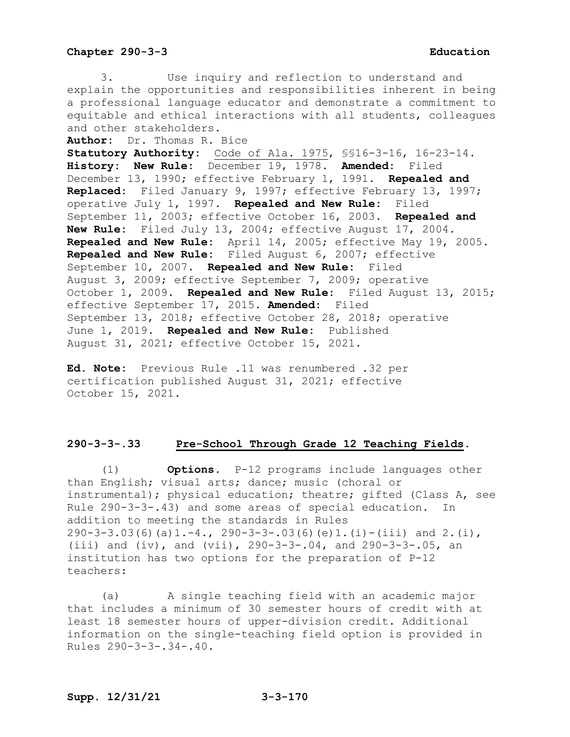3. Use inquiry and reflection to understand and explain the opportunities and responsibilities inherent in being a professional language educator and demonstrate a commitment to equitable and ethical interactions with all students, colleagues and other stakeholders.

**Author:** Dr. Thomas R. Bice

**Statutory Authority:** Code of Ala. 1975, §§16-3-16, 16-23-14.

**History:** **New Rule:** December 19, 1978. **Amended:** Filed December 13, 1990; effective February 1, 1991. **Repealed and Replaced:** Filed January 9, 1997; effective February 13, 1997; operative July 1, 1997. **Repealed and New Rule:** Filed September 11, 2003; effective October 16, 2003. **Repealed and New Rule:** Filed July 13, 2004; effective August 17, 2004. **Repealed and New Rule:** April 14, 2005; effective May 19, 2005. **Repealed and New Rule:** Filed August 6, 2007; effective September 10, 2007. **Repealed and New Rule:** Filed August 3, 2009; effective September 7, 2009; operative October 1, 2009. **Repealed and New Rule:** Filed August 13, 2015; effective September 17, 2015. **Amended:** Filed September 13, 2018; effective October 28, 2018; operative June 1, 2019. **Repealed and New Rule:** Published August 31, 2021; effective October 15, 2021.

**Ed. Note:** Previous Rule .11 was renumbered .32 per certification published August 31, 2021; effective October 15, 2021.

## 290-3-3-.33 Pre-School Through Grade 12 Teaching Fields.

(1) **Options.** P-12 programs include languages other than English; visual arts; dance; music (choral or instrumental); physical education; theatre; gifted (Class A, see Rule 290-3-3-.43) and some areas of special education. In addition to meeting the standards in Rules 290-3-3.03(6)(a)1.-4., 290-3-3-.03(6)(e)1.(i)-(iii) and 2.(i), (iii) and (iv), and (vii), 290-3-3-.04, and 290-3-3-.05, an institution has two options for the preparation of P-12 teachers:

(a) A single teaching field with an academic major that includes a minimum of 30 semester hours of credit with at least 18 semester hours of upper-division credit. Additional information on the single-teaching field option is provided in Rules 290-3-3-.34-.40.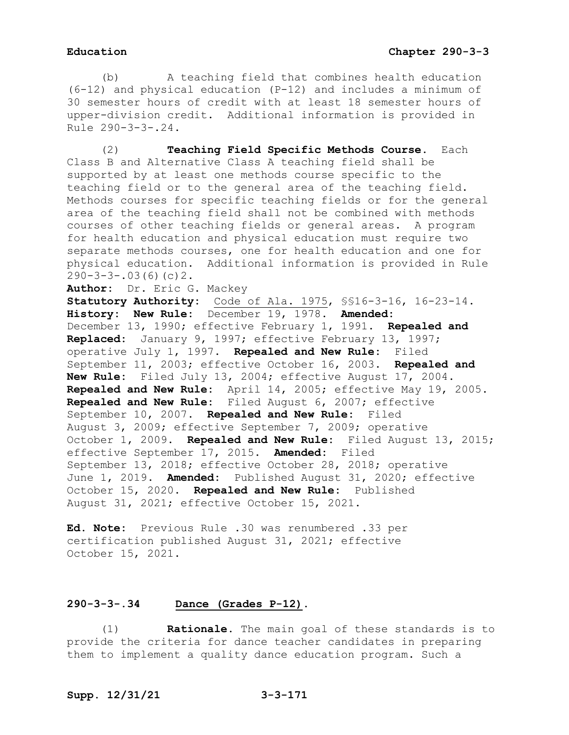(b) A teaching field that combines health education (6-12) and physical education (P-12) and includes a minimum of 30 semester hours of credit with at least 18 semester hours of upper-division credit. Additional information is provided in Rule 290-3-3-.24.

(2) **Teaching Field Specific Methods Course.** Each Class B and Alternative Class A teaching field shall be supported by at least one methods course specific to the teaching field or to the general area of the teaching field. Methods courses for specific teaching fields or for the general area of the teaching field shall not be combined with methods courses of other teaching fields or general areas. A program for health education and physical education must require two separate methods courses, one for health education and one for physical education. Additional information is provided in Rule 290-3-3-.03(6)(c)2.

**Author:** Dr. Eric G. Mackey

**Statutory Authority:** Code of Ala. 1975, §§16-3-16, 16-23-14.

**History: New Rule:** December 19, 1978. **Amended:** December 13, 1990; effective February 1, 1991. **Repealed and Replaced:** January 9, 1997; effective February 13, 1997; operative July 1, 1997. **Repealed and New Rule:** Filed September 11, 2003; effective October 16, 2003. **Repealed and New Rule:** Filed July 13, 2004; effective August 17, 2004. **Repealed and New Rule:** April 14, 2005; effective May 19, 2005. **Repealed and New Rule:** Filed August 6, 2007; effective September 10, 2007. **Repealed and New Rule:** Filed August 3, 2009; effective September 7, 2009; operative October 1, 2009. **Repealed and New Rule:** Filed August 13, 2015; effective September 17, 2015. **Amended:** Filed September 13, 2018; effective October 28, 2018; operative June 1, 2019. **Amended:** Published August 31, 2020; effective October 15, 2020. **Repealed and New Rule:** Published August 31, 2021; effective October 15, 2021.

**Ed. Note:** Previous Rule .30 was renumbered .33 per certification published August 31, 2021; effective October 15, 2021.

### 290-3-3-.34 Dance (Grades P-12).

(1) **Rationale.** The main goal of these standards is to provide the criteria for dance teacher candidates in preparing them to implement a quality dance education program. Such a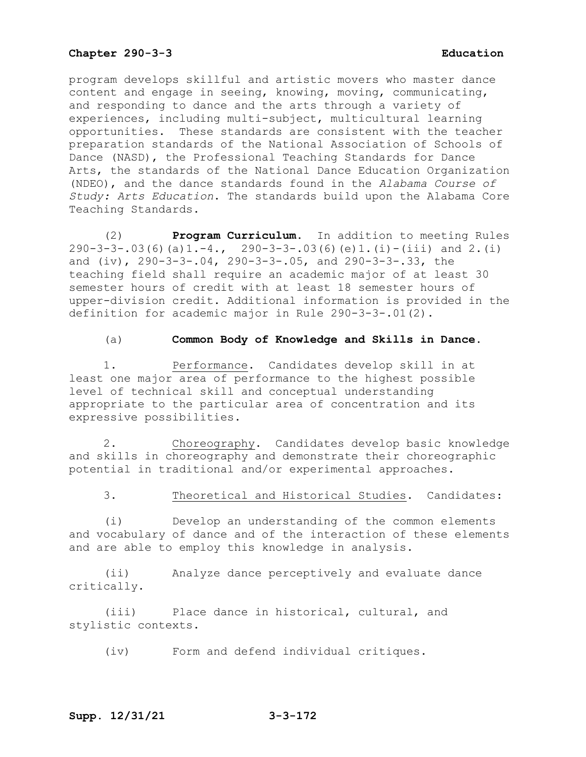program develops skillful and artistic movers who master dance content and engage in seeing, knowing, moving, communicating, and responding to dance and the arts through a variety of experiences, including multi-subject, multicultural learning opportunities. These standards are consistent with the teacher preparation standards of the National Association of Schools of Dance (NASD), the Professional Teaching Standards for Dance Arts, the standards of the National Dance Education Organization (NDEO), and the dance standards found in the *Alabama Course of Study: Arts Education*. The standards build upon the Alabama Core Teaching Standards.

(2) **Program Curriculum.** In addition to meeting Rules 290-3-3-.03(6)(a)1.-4., 290-3-3-.03(6)(e)1.(i)-(iii) and 2.(i) and (iv), 290-3-3-.04, 290-3-3-.05, and 290-3-3-.33, the teaching field shall require an academic major of at least 30 semester hours of credit with at least 18 semester hours of upper-division credit. Additional information is provided in the definition for academic major in Rule 290-3-3-.01(2).

(a) **Common Body of Knowledge and Skills in Dance.**

1. Performance. Candidates develop skill in at least one major area of performance to the highest possible level of technical skill and conceptual understanding appropriate to the particular area of concentration and its expressive possibilities.

2. Choreography. Candidates develop basic knowledge and skills in choreography and demonstrate their choreographic potential in traditional and/or experimental approaches.

3. Theoretical and Historical Studies. Candidates:

(i) Develop an understanding of the common elements and vocabulary of dance and of the interaction of these elements and are able to employ this knowledge in analysis.

(ii) Analyze dance perceptively and evaluate dance critically.

(iii) Place dance in historical, cultural, and stylistic contexts.

(iv) Form and defend individual critiques.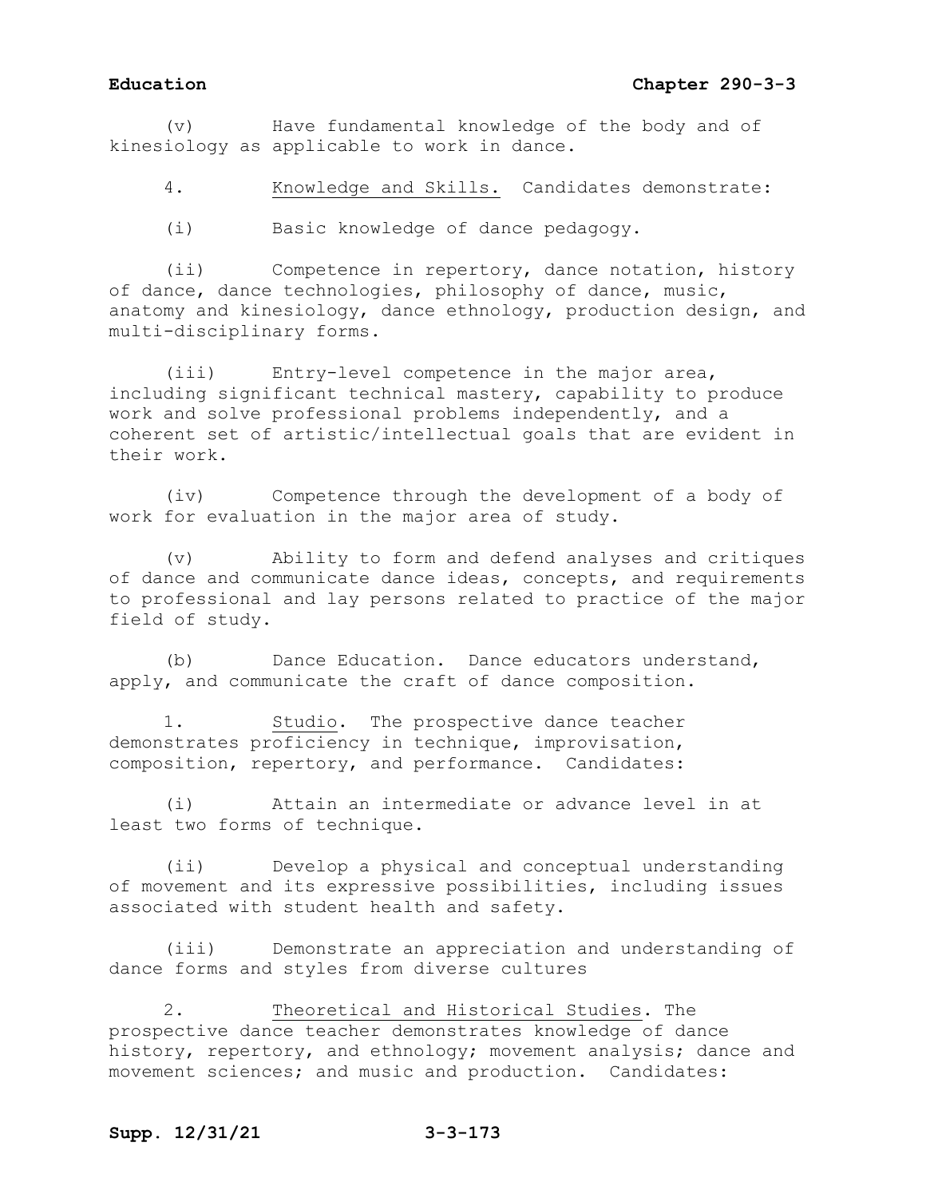(v) Have fundamental knowledge of the body and of kinesiology as applicable to work in dance.

4. Knowledge and Skills. Candidates demonstrate:

(i) Basic knowledge of dance pedagogy.

(ii) Competence in repertory, dance notation, history of dance, dance technologies, philosophy of dance, music, anatomy and kinesiology, dance ethnology, production design, and multi-disciplinary forms.

(iii) Entry-level competence in the major area, including significant technical mastery, capability to produce work and solve professional problems independently, and a coherent set of artistic/intellectual goals that are evident in their work.

(iv) Competence through the development of a body of work for evaluation in the major area of study.

(v) Ability to form and defend analyses and critiques of dance and communicate dance ideas, concepts, and requirements to professional and lay persons related to practice of the major field of study.

(b) Dance Education. Dance educators understand, apply, and communicate the craft of dance composition.

1. Studio. The prospective dance teacher demonstrates proficiency in technique, improvisation, composition, repertory, and performance. Candidates:

(i) Attain an intermediate or advance level in at least two forms of technique.

(ii) Develop a physical and conceptual understanding of movement and its expressive possibilities, including issues associated with student health and safety.

(iii) Demonstrate an appreciation and understanding of dance forms and styles from diverse cultures

2. Theoretical and Historical Studies. The prospective dance teacher demonstrates knowledge of dance history, repertory, and ethnology; movement analysis; dance and movement sciences; and music and production. Candidates: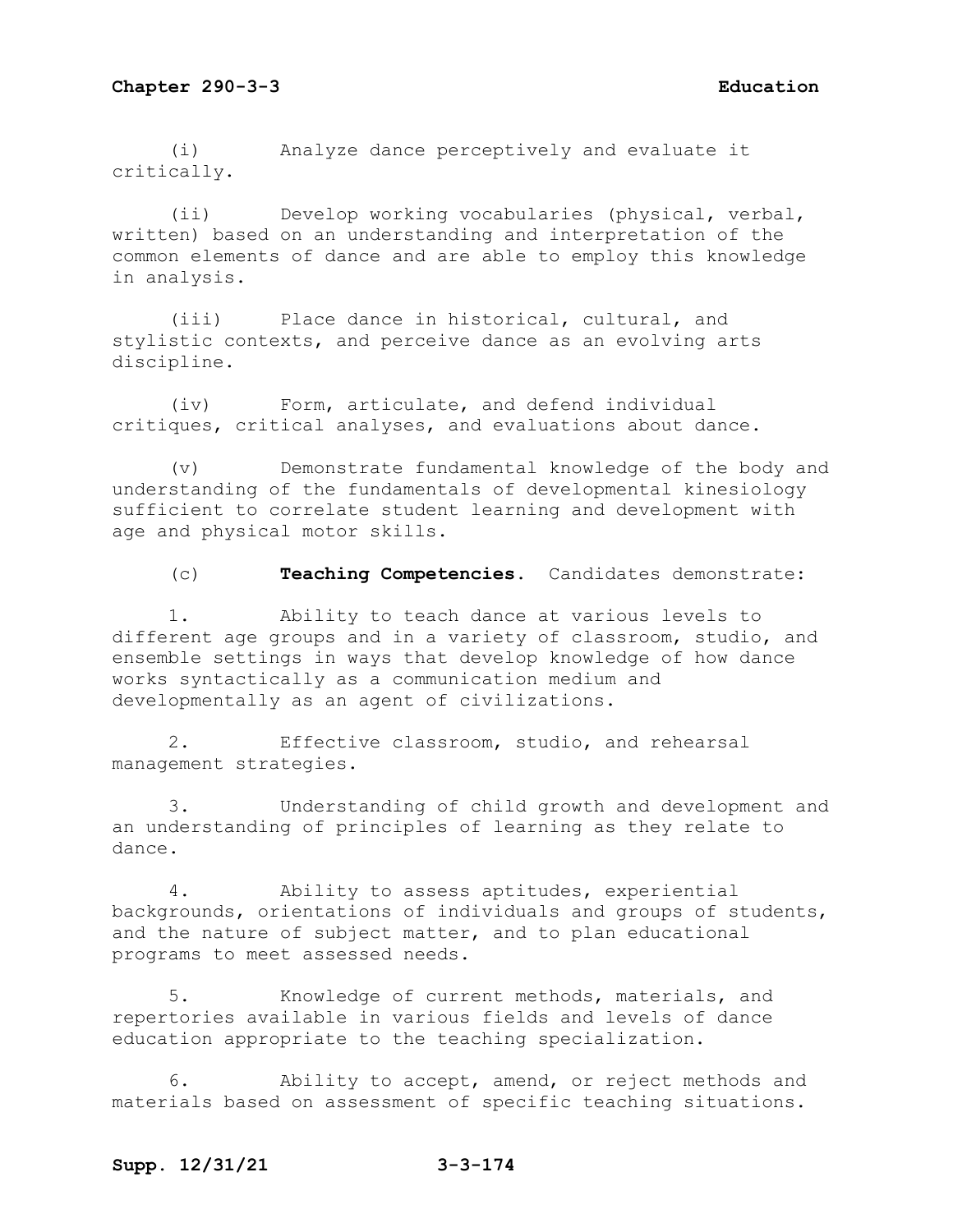(i) Analyze dance perceptively and evaluate it critically.

(ii) Develop working vocabularies (physical, verbal, written) based on an understanding and interpretation of the common elements of dance and are able to employ this knowledge in analysis.

(iii) Place dance in historical, cultural, and stylistic contexts, and perceive dance as an evolving arts discipline.

(iv) Form, articulate, and defend individual critiques, critical analyses, and evaluations about dance.

(v) Demonstrate fundamental knowledge of the body and understanding of the fundamentals of developmental kinesiology sufficient to correlate student learning and development with age and physical motor skills.

(c) **Teaching Competencies.** Candidates demonstrate:

1. Ability to teach dance at various levels to different age groups and in a variety of classroom, studio, and ensemble settings in ways that develop knowledge of how dance works syntactically as a communication medium and developmentally as an agent of civilizations.

2. Effective classroom, studio, and rehearsal management strategies.

3. Understanding of child growth and development and an understanding of principles of learning as they relate to dance.

4. Ability to assess aptitudes, experiential backgrounds, orientations of individuals and groups of students, and the nature of subject matter, and to plan educational programs to meet assessed needs.

5. Knowledge of current methods, materials, and repertories available in various fields and levels of dance education appropriate to the teaching specialization.

6. Ability to accept, amend, or reject methods and materials based on assessment of specific teaching situations.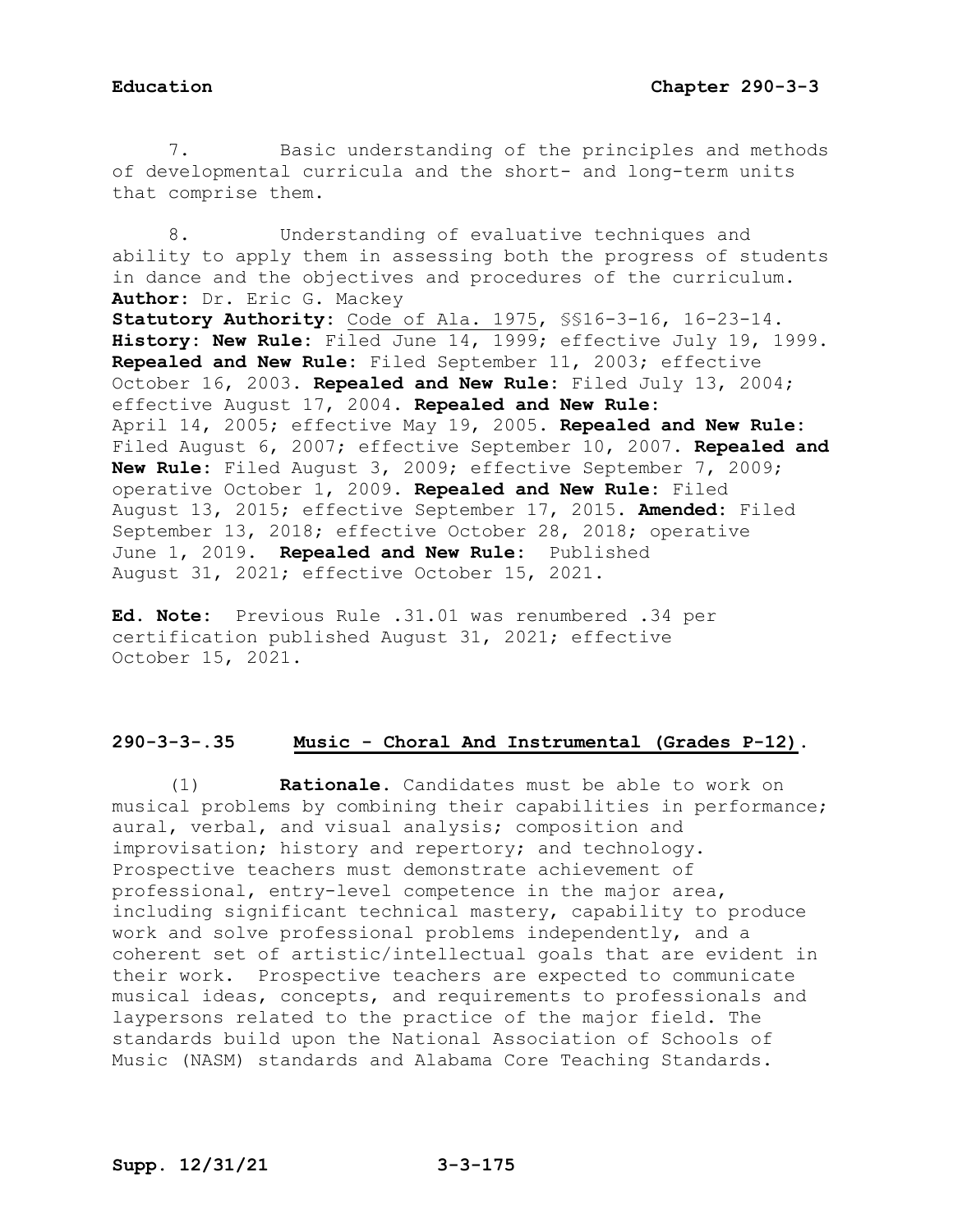7. Basic understanding of the principles and methods of developmental curricula and the short- and long-term units that comprise them.

8. Understanding of evaluative techniques and ability to apply them in assessing both the progress of students in dance and the objectives and procedures of the curriculum.

**Author:** Dr. Eric G. Mackey

**Statutory Authority:** Code of Ala. 1975, §§16-3-16, 16-23-14.

**History: New Rule:** Filed June 14, 1999; effective July 19, 1999. **Repealed and New Rule:** Filed September 11, 2003; effective October 16, 2003. **Repealed and New Rule:** Filed July 13, 2004; effective August 17, 2004. **Repealed and New Rule:** April 14, 2005; effective May 19, 2005. **Repealed and New Rule:** Filed August 6, 2007; effective September 10, 2007. **Repealed and New Rule:** Filed August 3, 2009; effective September 7, 2009; operative October 1, 2009. **Repealed and New Rule:** Filed August 13, 2015; effective September 17, 2015. **Amended:** Filed September 13, 2018; effective October 28, 2018; operative June 1, 2019. **Repealed and New Rule:** Published August 31, 2021; effective October 15, 2021.

**Ed. Note:** Previous Rule .31.01 was renumbered .34 per certification published August 31, 2021; effective October 15, 2021.

## 290-3-3-.35 Music - Choral And Instrumental (Grades P-12).

(1) **Rationale.** Candidates must be able to work on musical problems by combining their capabilities in performance; aural, verbal, and visual analysis; composition and improvisation; history and repertory; and technology. Prospective teachers must demonstrate achievement of professional, entry-level competence in the major area, including significant technical mastery, capability to produce work and solve professional problems independently, and a coherent set of artistic/intellectual goals that are evident in their work. Prospective teachers are expected to communicate musical ideas, concepts, and requirements to professionals and laypersons related to the practice of the major field. The standards build upon the National Association of Schools of Music (NASM) standards and Alabama Core Teaching Standards.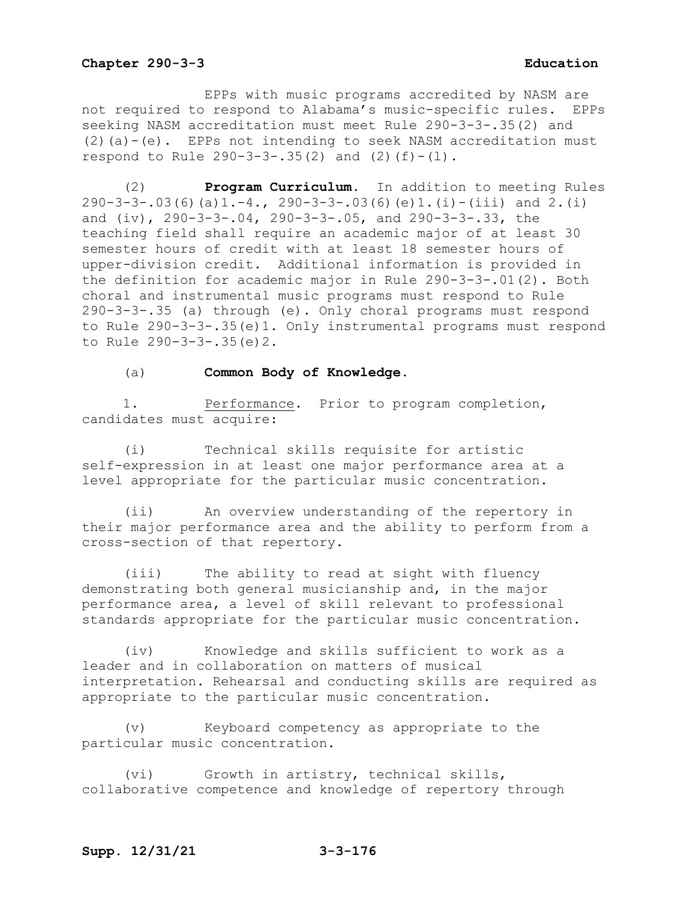EPPs with music programs accredited by NASM are not required to respond to Alabama's music-specific rules. EPPs seeking NASM accreditation must meet Rule 290-3-3-.35(2) and (2)(a)-(e). EPPs not intending to seek NASM accreditation must respond to Rule 290-3-3-.35(2) and (2)(f)-(l).

(2) **Program Curriculum.** In addition to meeting Rules 290-3-3-.03(6)(a)1.-4., 290-3-3-.03(6)(e)1.(i)-(iii) and 2.(i) and (iv), 290-3-3-.04, 290-3-3-.05, and 290-3-3-.33, the teaching field shall require an academic major of at least 30 semester hours of credit with at least 18 semester hours of upper-division credit. Additional information is provided in the definition for academic major in Rule 290-3-3-.01(2). Both choral and instrumental music programs must respond to Rule 290-3-3-.35 (a) through (e). Only choral programs must respond to Rule 290-3-3-.35(e)1. Only instrumental programs must respond to Rule 290-3-3-.35(e)2.

(a) **Common Body of Knowledge.**

1. Performance. Prior to program completion, candidates must acquire:

(i) Technical skills requisite for artistic self-expression in at least one major performance area at a level appropriate for the particular music concentration.

(ii) An overview understanding of the repertory in their major performance area and the ability to perform from a cross-section of that repertory.

(iii) The ability to read at sight with fluency demonstrating both general musicianship and, in the major performance area, a level of skill relevant to professional standards appropriate for the particular music concentration.

(iv) Knowledge and skills sufficient to work as a leader and in collaboration on matters of musical interpretation. Rehearsal and conducting skills are required as appropriate to the particular music concentration.

(v) Keyboard competency as appropriate to the particular music concentration.

(vi) Growth in artistry, technical skills, collaborative competence and knowledge of repertory through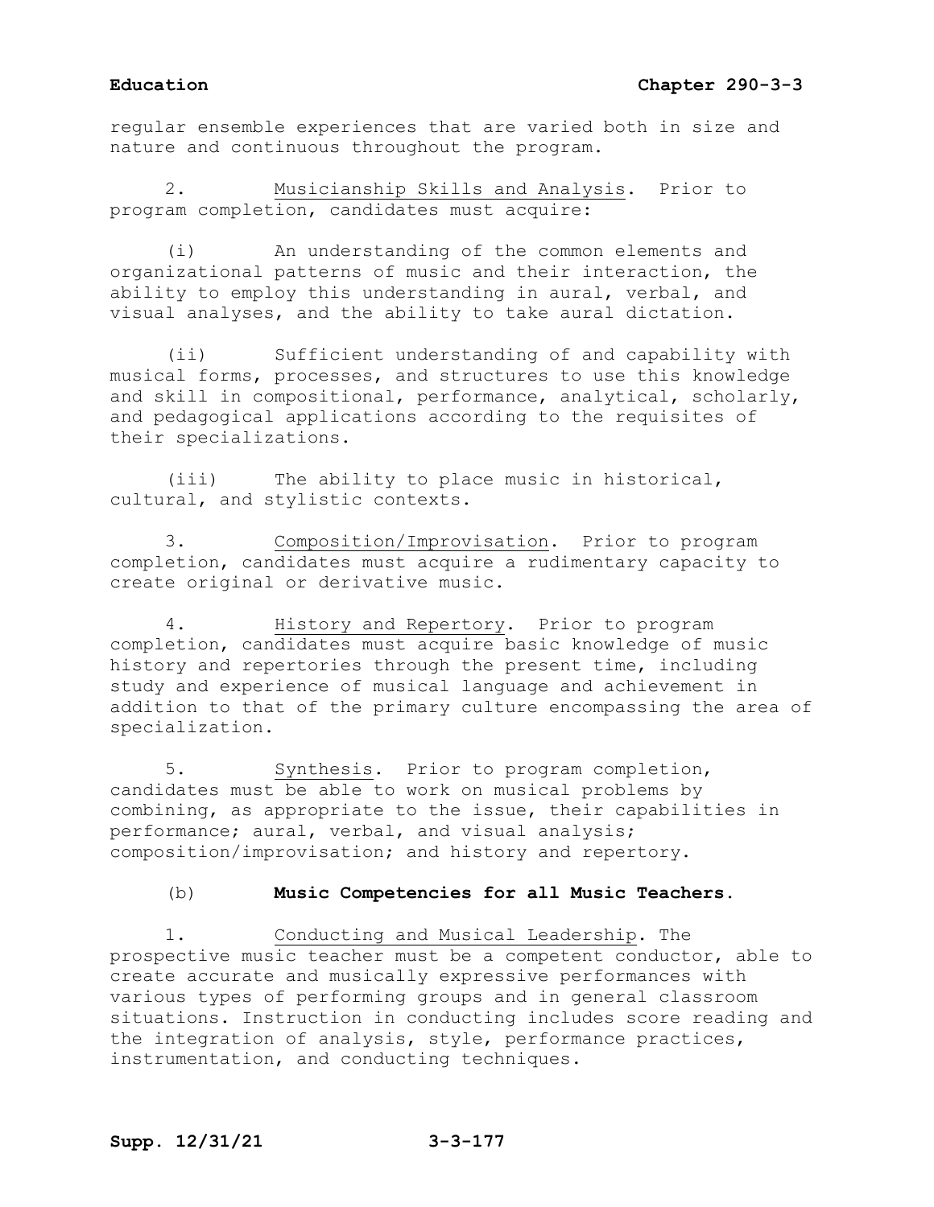regular ensemble experiences that are varied both in size and nature and continuous throughout the program.

2. Musicianship Skills and Analysis. Prior to program completion, candidates must acquire:

(i) An understanding of the common elements and organizational patterns of music and their interaction, the ability to employ this understanding in aural, verbal, and visual analyses, and the ability to take aural dictation.

(ii) Sufficient understanding of and capability with musical forms, processes, and structures to use this knowledge and skill in compositional, performance, analytical, scholarly, and pedagogical applications according to the requisites of their specializations.

(iii) The ability to place music in historical, cultural, and stylistic contexts.

3. Composition/Improvisation. Prior to program completion, candidates must acquire a rudimentary capacity to create original or derivative music.

4. History and Repertory. Prior to program completion, candidates must acquire basic knowledge of music history and repertories through the present time, including study and experience of musical language and achievement in addition to that of the primary culture encompassing the area of specialization.

5. Synthesis. Prior to program completion, candidates must be able to work on musical problems by combining, as appropriate to the issue, their capabilities in performance; aural, verbal, and visual analysis; composition/improvisation; and history and repertory.

(b) **Music Competencies for all Music Teachers.**

1. Conducting and Musical Leadership. The prospective music teacher must be a competent conductor, able to create accurate and musically expressive performances with various types of performing groups and in general classroom situations. Instruction in conducting includes score reading and the integration of analysis, style, performance practices, instrumentation, and conducting techniques.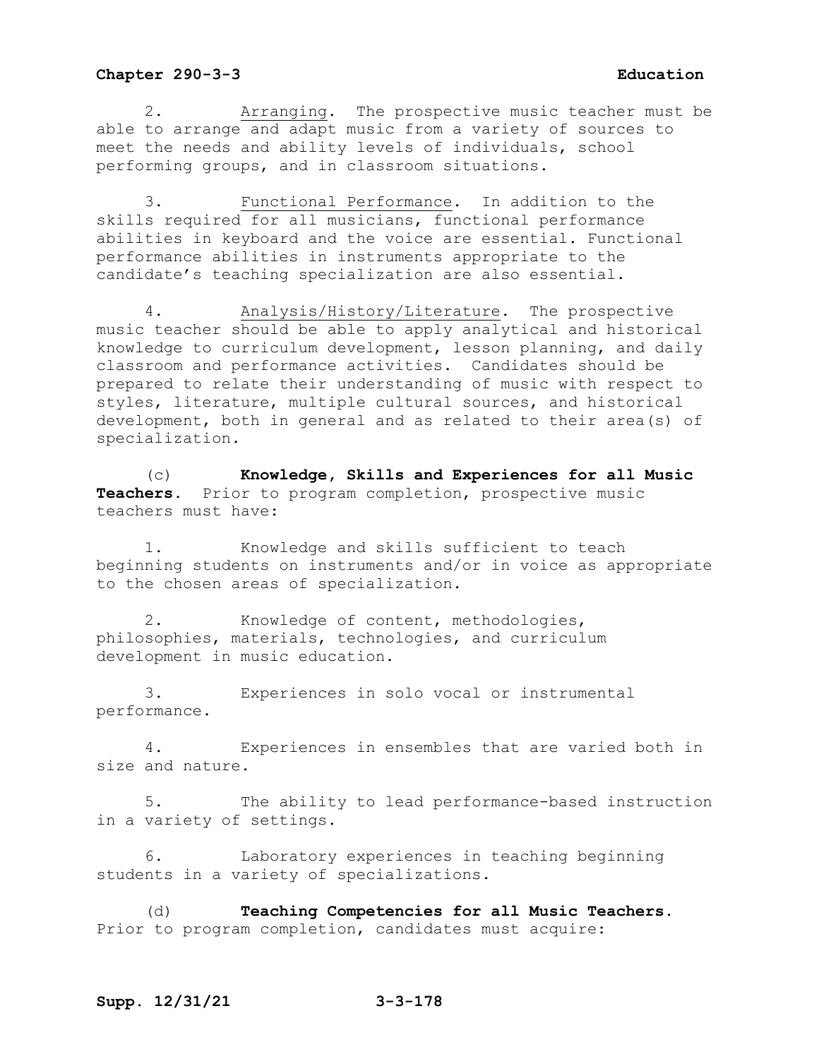2. Arranging. The prospective music teacher must be able to arrange and adapt music from a variety of sources to meet the needs and ability levels of individuals, school performing groups, and in classroom situations.

3. Functional Performance. In addition to the skills required for all musicians, functional performance abilities in keyboard and the voice are essential. Functional performance abilities in instruments appropriate to the candidate's teaching specialization are also essential.

4. Analysis/History/Literature. The prospective music teacher should be able to apply analytical and historical knowledge to curriculum development, lesson planning, and daily classroom and performance activities. Candidates should be prepared to relate their understanding of music with respect to styles, literature, multiple cultural sources, and historical development, both in general and as related to their area(s) of specialization.

(c) **Knowledge, Skills and Experiences for all Music Teachers.** Prior to program completion, prospective music teachers must have:

1. Knowledge and skills sufficient to teach beginning students on instruments and/or in voice as appropriate to the chosen areas of specialization.

2. Knowledge of content, methodologies, philosophies, materials, technologies, and curriculum development in music education.

3. Experiences in solo vocal or instrumental performance.

4. Experiences in ensembles that are varied both in size and nature.

5. The ability to lead performance-based instruction in a variety of settings.

6. Laboratory experiences in teaching beginning students in a variety of specializations.

(d) **Teaching Competencies for all Music Teachers.** Prior to program completion, candidates must acquire: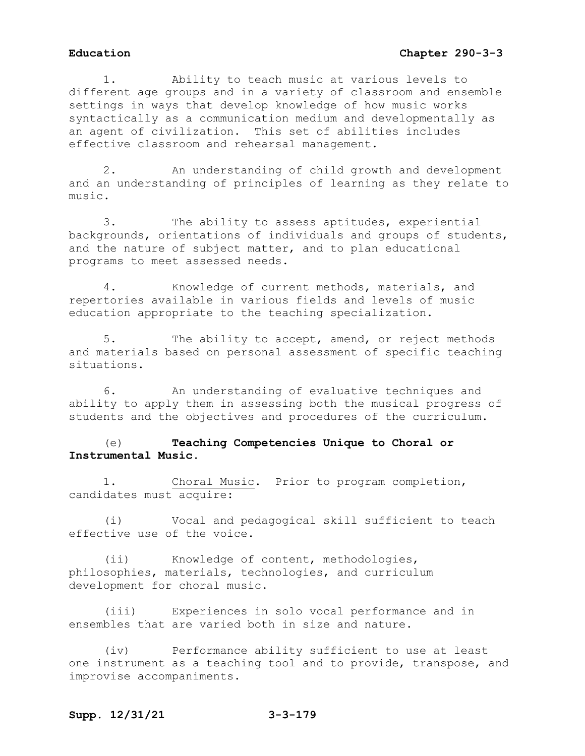1. Ability to teach music at various levels to different age groups and in a variety of classroom and ensemble settings in ways that develop knowledge of how music works syntactically as a communication medium and developmentally as an agent of civilization. This set of abilities includes effective classroom and rehearsal management.

2. An understanding of child growth and development and an understanding of principles of learning as they relate to music.

3. The ability to assess aptitudes, experiential backgrounds, orientations of individuals and groups of students, and the nature of subject matter, and to plan educational programs to meet assessed needs.

4. Knowledge of current methods, materials, and repertories available in various fields and levels of music education appropriate to the teaching specialization.

5. The ability to accept, amend, or reject methods and materials based on personal assessment of specific teaching situations.

6. An understanding of evaluative techniques and ability to apply them in assessing both the musical progress of students and the objectives and procedures of the curriculum.

(e) **Teaching Competencies Unique to Choral or Instrumental Music.**

1. Choral Music. Prior to program completion, candidates must acquire:

(i) Vocal and pedagogical skill sufficient to teach effective use of the voice.

(ii) Knowledge of content, methodologies, philosophies, materials, technologies, and curriculum development for choral music.

(iii) Experiences in solo vocal performance and in ensembles that are varied both in size and nature.

(iv) Performance ability sufficient to use at least one instrument as a teaching tool and to provide, transpose, and improvise accompaniments.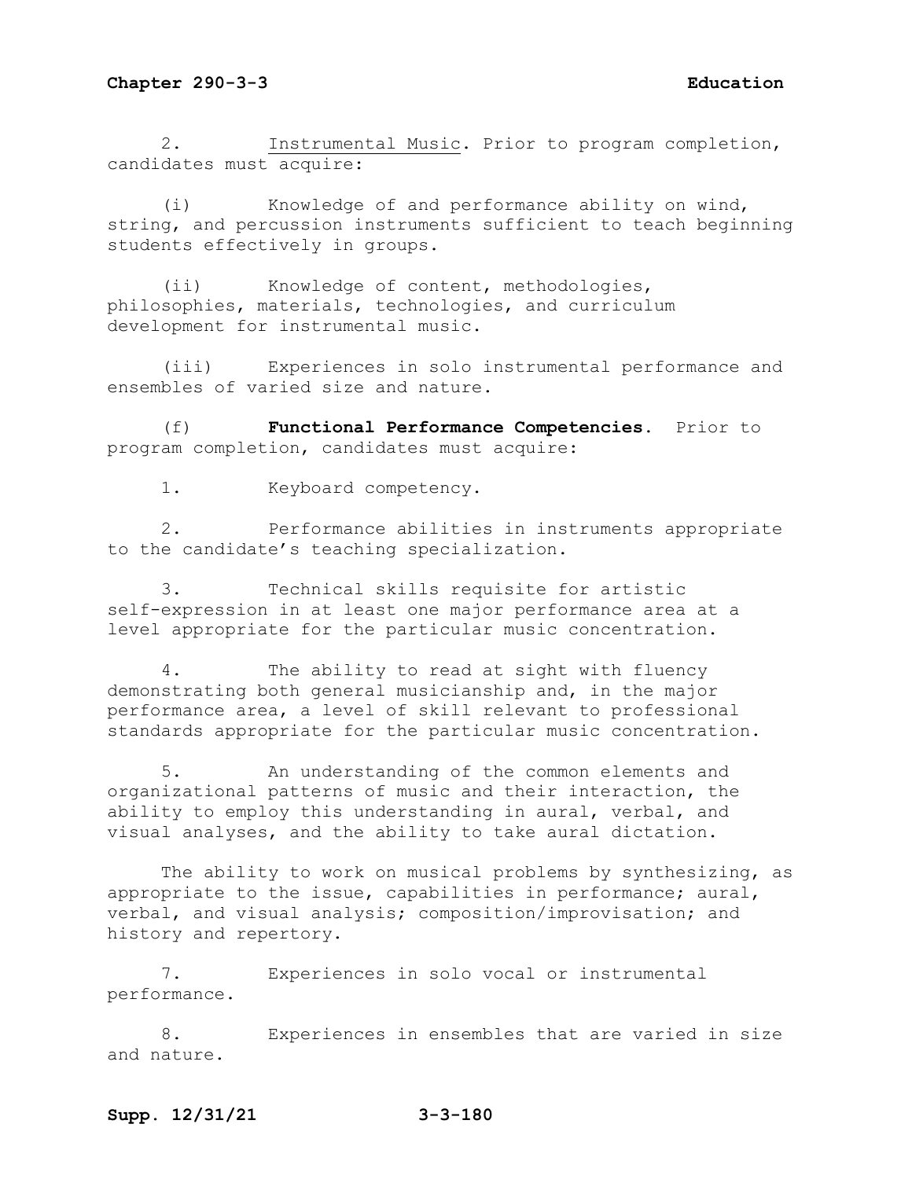2. Instrumental Music. Prior to program completion, candidates must acquire:

(i) Knowledge of and performance ability on wind, string, and percussion instruments sufficient to teach beginning students effectively in groups.

(ii) Knowledge of content, methodologies, philosophies, materials, technologies, and curriculum development for instrumental music.

(iii) Experiences in solo instrumental performance and ensembles of varied size and nature.

(f) **Functional Performance Competencies.** Prior to program completion, candidates must acquire:

1. Keyboard competency.

2. Performance abilities in instruments appropriate to the candidate's teaching specialization.

3. Technical skills requisite for artistic self-expression in at least one major performance area at a level appropriate for the particular music concentration.

4. The ability to read at sight with fluency demonstrating both general musicianship and, in the major performance area, a level of skill relevant to professional standards appropriate for the particular music concentration.

5. An understanding of the common elements and organizational patterns of music and their interaction, the ability to employ this understanding in aural, verbal, and visual analyses, and the ability to take aural dictation.

The ability to work on musical problems by synthesizing, as appropriate to the issue, capabilities in performance; aural, verbal, and visual analysis; composition/improvisation; and history and repertory.

7. Experiences in solo vocal or instrumental performance.

8. Experiences in ensembles that are varied in size and nature.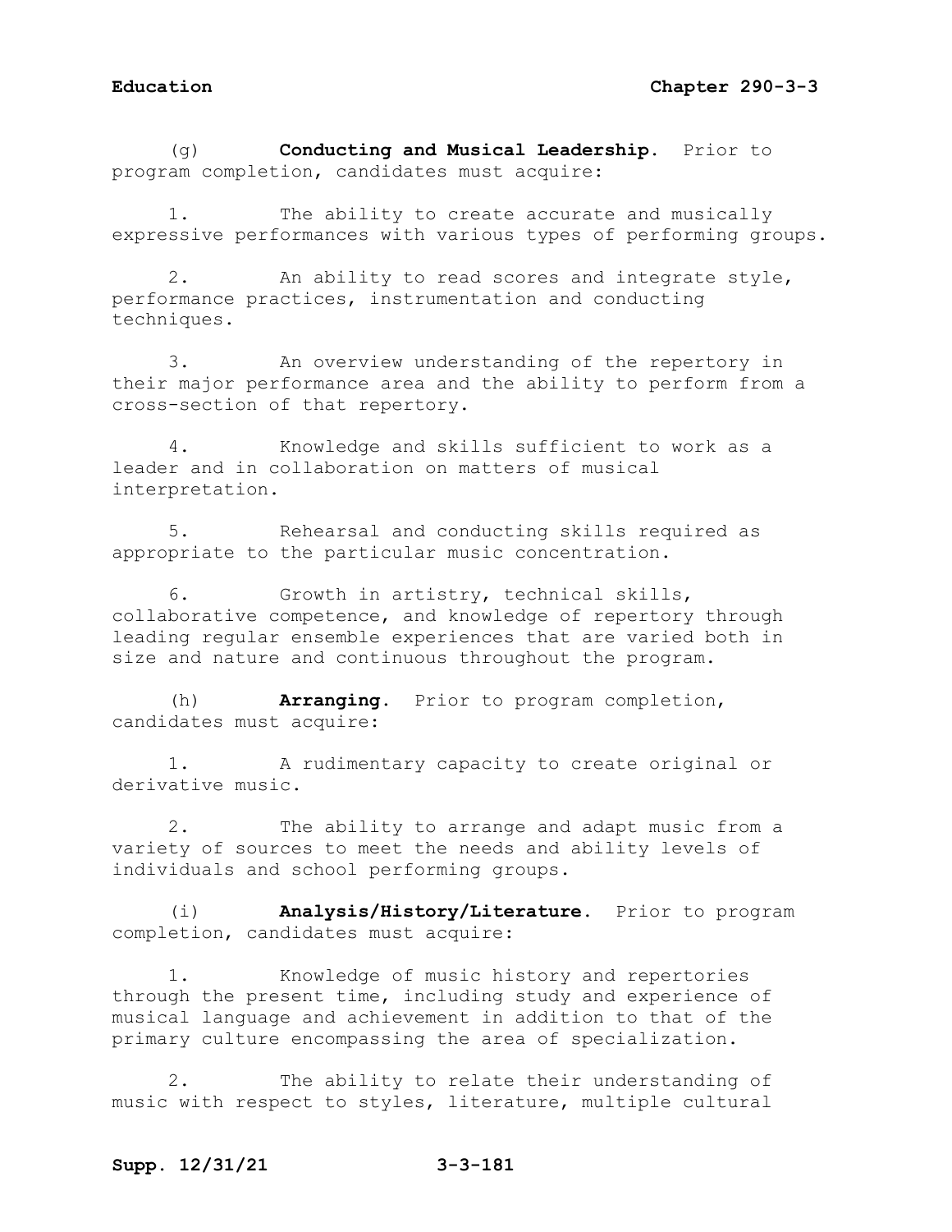(g) **Conducting and Musical Leadership.** Prior to program completion, candidates must acquire:

1. The ability to create accurate and musically expressive performances with various types of performing groups.

2. An ability to read scores and integrate style, performance practices, instrumentation and conducting techniques.

3. An overview understanding of the repertory in their major performance area and the ability to perform from a cross-section of that repertory.

4. Knowledge and skills sufficient to work as a leader and in collaboration on matters of musical interpretation.

5. Rehearsal and conducting skills required as appropriate to the particular music concentration.

6. Growth in artistry, technical skills, collaborative competence, and knowledge of repertory through leading regular ensemble experiences that are varied both in size and nature and continuous throughout the program.

(h) **Arranging.** Prior to program completion, candidates must acquire:

1. A rudimentary capacity to create original or derivative music.

2. The ability to arrange and adapt music from a variety of sources to meet the needs and ability levels of individuals and school performing groups.

(i) **Analysis/History/Literature.** Prior to program completion, candidates must acquire:

1. Knowledge of music history and repertories through the present time, including study and experience of musical language and achievement in addition to that of the primary culture encompassing the area of specialization.

2. The ability to relate their understanding of music with respect to styles, literature, multiple cultural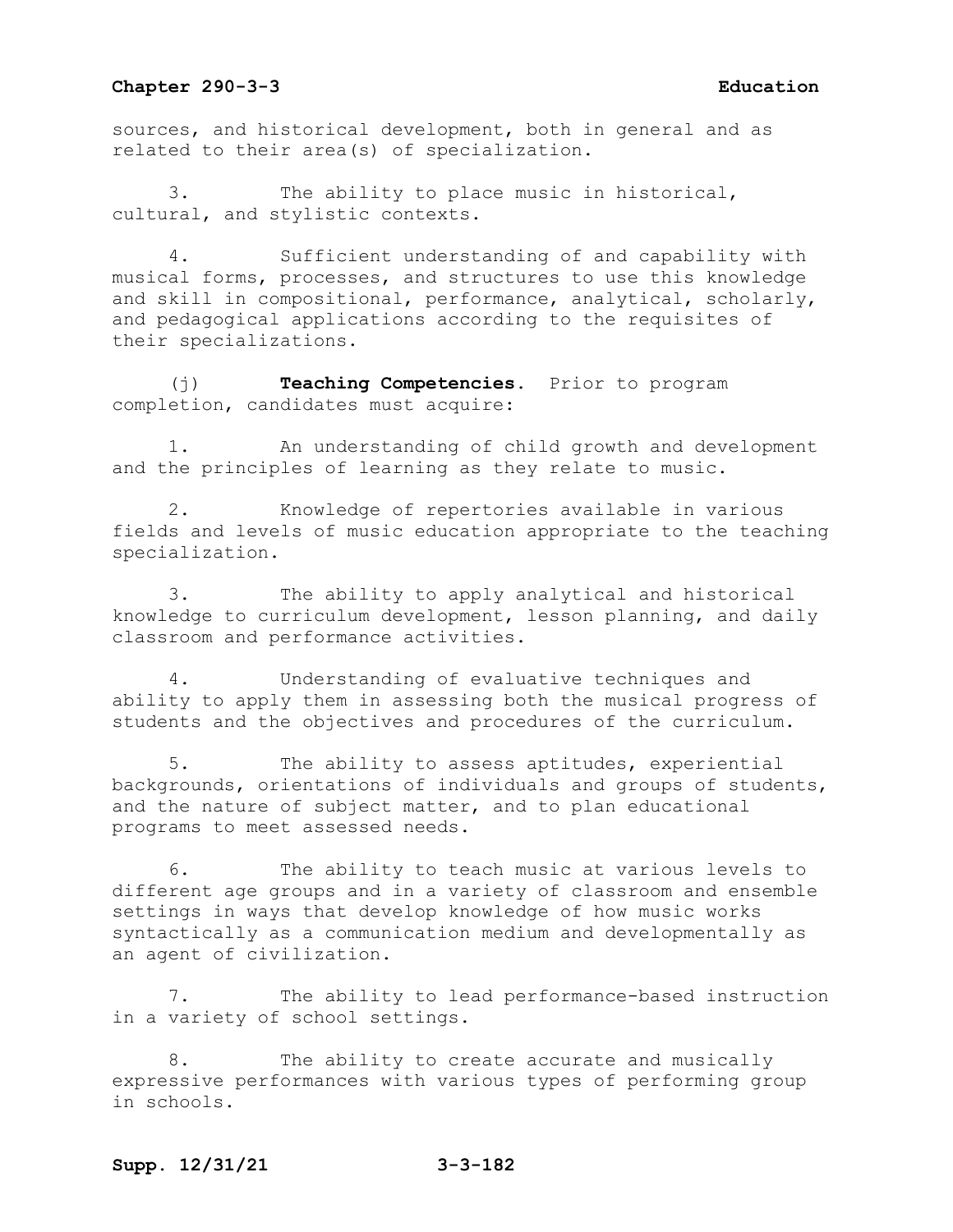sources, and historical development, both in general and as related to their area(s) of specialization.

3. The ability to place music in historical, cultural, and stylistic contexts.

4. Sufficient understanding of and capability with musical forms, processes, and structures to use this knowledge and skill in compositional, performance, analytical, scholarly, and pedagogical applications according to the requisites of their specializations.

(j) **Teaching Competencies**. Prior to program completion, candidates must acquire:

1. An understanding of child growth and development and the principles of learning as they relate to music.

2. Knowledge of repertories available in various fields and levels of music education appropriate to the teaching specialization.

3. The ability to apply analytical and historical knowledge to curriculum development, lesson planning, and daily classroom and performance activities.

4. Understanding of evaluative techniques and ability to apply them in assessing both the musical progress of students and the objectives and procedures of the curriculum.

5. The ability to assess aptitudes, experiential backgrounds, orientations of individuals and groups of students, and the nature of subject matter, and to plan educational programs to meet assessed needs.

6. The ability to teach music at various levels to different age groups and in a variety of classroom and ensemble settings in ways that develop knowledge of how music works syntactically as a communication medium and developmentally as an agent of civilization.

7. The ability to lead performance-based instruction in a variety of school settings.

8. The ability to create accurate and musically expressive performances with various types of performing group in schools.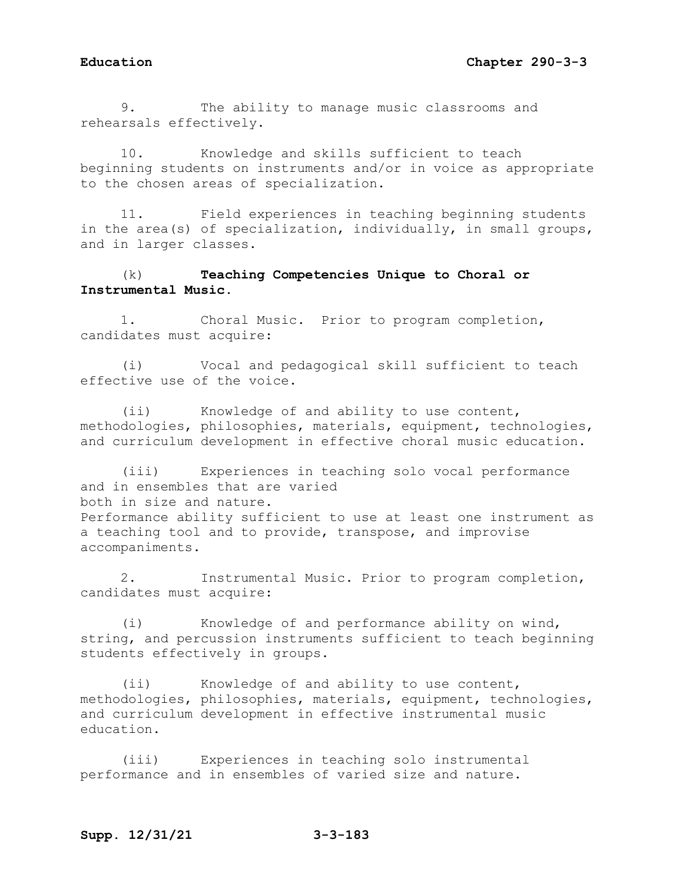9. The ability to manage music classrooms and rehearsals effectively.

10. Knowledge and skills sufficient to teach beginning students on instruments and/or in voice as appropriate to the chosen areas of specialization.

11. Field experiences in teaching beginning students in the area(s) of specialization, individually, in small groups, and in larger classes.

(k) **Teaching Competencies Unique to Choral or Instrumental Music**.

1. Choral Music. Prior to program completion, candidates must acquire:

(i) Vocal and pedagogical skill sufficient to teach effective use of the voice.

(ii) Knowledge of and ability to use content, methodologies, philosophies, materials, equipment, technologies, and curriculum development in effective choral music education.

(iii) Experiences in teaching solo vocal performance and in ensembles that are varied both in size and nature. Performance ability sufficient to use at least one instrument as a teaching tool and to provide, transpose, and improvise accompaniments.

2. Instrumental Music. Prior to program completion, candidates must acquire:

(i) Knowledge of and performance ability on wind, string, and percussion instruments sufficient to teach beginning students effectively in groups.

(ii) Knowledge of and ability to use content, methodologies, philosophies, materials, equipment, technologies, and curriculum development in effective instrumental music education.

(iii) Experiences in teaching solo instrumental performance and in ensembles of varied size and nature.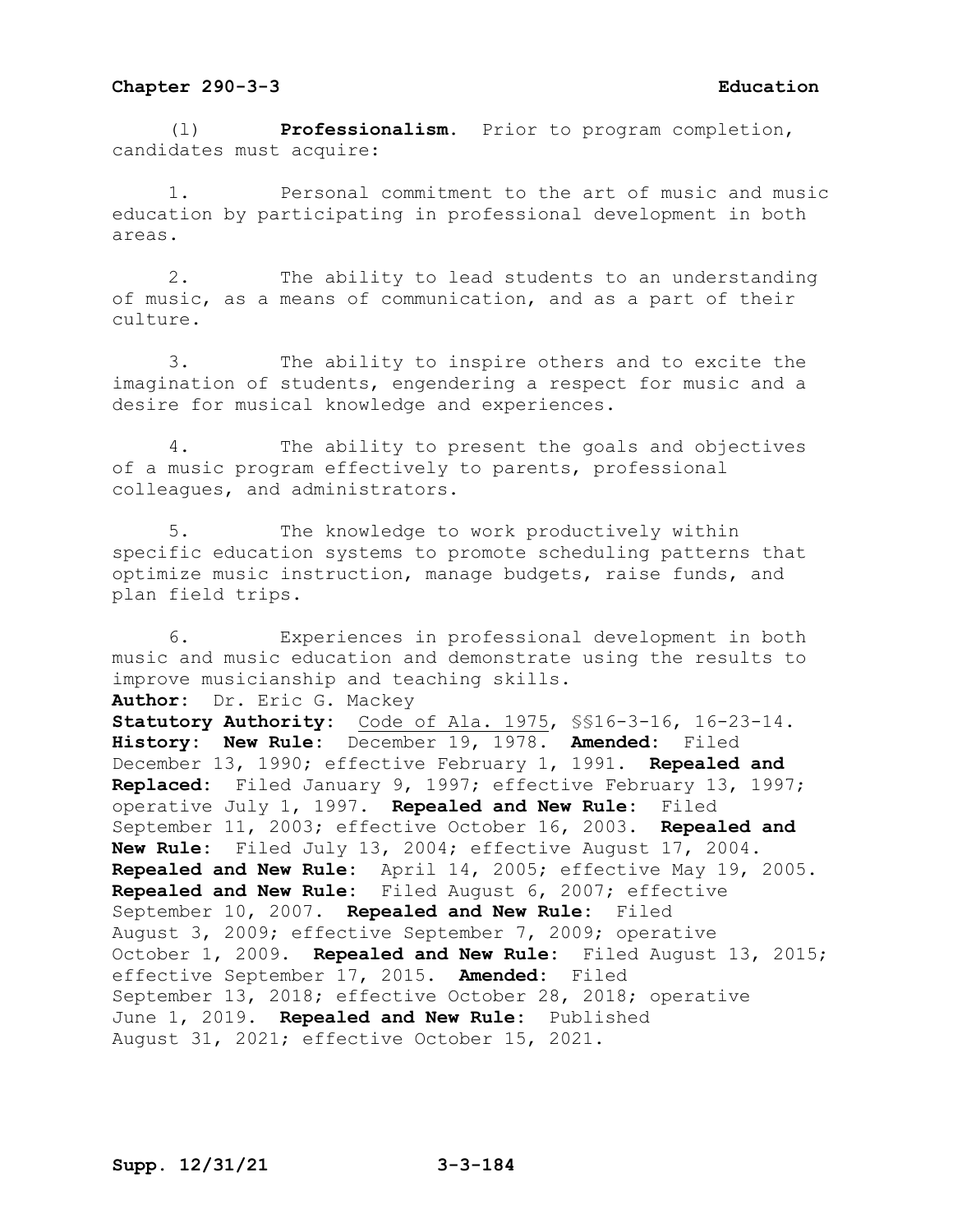(l) **Professionalism.** Prior to program completion, candidates must acquire:

1. Personal commitment to the art of music and music education by participating in professional development in both areas.

2. The ability to lead students to an understanding of music, as a means of communication, and as a part of their culture.

3. The ability to inspire others and to excite the imagination of students, engendering a respect for music and a desire for musical knowledge and experiences.

4. The ability to present the goals and objectives of a music program effectively to parents, professional colleagues, and administrators.

5. The knowledge to work productively within specific education systems to promote scheduling patterns that optimize music instruction, manage budgets, raise funds, and plan field trips.

6. Experiences in professional development in both music and music education and demonstrate using the results to improve musicianship and teaching skills.

**Author:** Dr. Eric G. Mackey
**Statutory Authority:** Code of Ala. 1975, §§16-3-16, 16-23-14.
**History:** **New Rule:** December 19, 1978. **Amended:** Filed December 13, 1990; effective February 1, 1991. **Repealed and Replaced:** Filed January 9, 1997; effective February 13, 1997; operative July 1, 1997. **Repealed and New Rule:** Filed September 11, 2003; effective October 16, 2003. **Repealed and New Rule:** Filed July 13, 2004; effective August 17, 2004. **Repealed and New Rule:** April 14, 2005; effective May 19, 2005. **Repealed and New Rule:** Filed August 6, 2007; effective September 10, 2007. **Repealed and New Rule:** Filed August 3, 2009; effective September 7, 2009; operative October 1, 2009. **Repealed and New Rule:** Filed August 13, 2015; effective September 17, 2015. **Amended:** Filed September 13, 2018; effective October 28, 2018; operative June 1, 2019. **Repealed and New Rule:** Published August 31, 2021; effective October 15, 2021.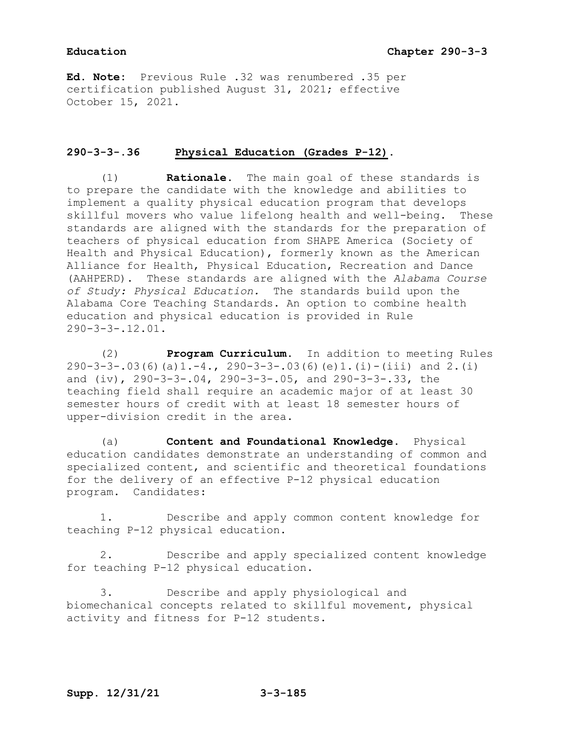**Ed. Note:** Previous Rule .32 was renumbered .35 per certification published August 31, 2021; effective October 15, 2021.

## 290-3-3-.36 Physical Education (Grades P-12).

(1) **Rationale.** The main goal of these standards is to prepare the candidate with the knowledge and abilities to implement a quality physical education program that develops skillful movers who value lifelong health and well-being. These standards are aligned with the standards for the preparation of teachers of physical education from SHAPE America (Society of Health and Physical Education), formerly known as the American Alliance for Health, Physical Education, Recreation and Dance (AAHPERD). These standards are aligned with the *Alabama Course of Study: Physical Education.* The standards build upon the Alabama Core Teaching Standards. An option to combine health education and physical education is provided in Rule 290-3-3-.12.01.

(2) **Program Curriculum.** In addition to meeting Rules 290-3-3-.03(6)(a)1.-4., 290-3-3-.03(6)(e)1.(i)-(iii) and 2.(i) and (iv), 290-3-3-.04, 290-3-3-.05, and 290-3-3-.33, the teaching field shall require an academic major of at least 30 semester hours of credit with at least 18 semester hours of upper-division credit in the area.

(a) **Content and Foundational Knowledge.** Physical education candidates demonstrate an understanding of common and specialized content, and scientific and theoretical foundations for the delivery of an effective P-12 physical education program. Candidates:

1. Describe and apply common content knowledge for teaching P-12 physical education.

2. Describe and apply specialized content knowledge for teaching P-12 physical education.

3. Describe and apply physiological and biomechanical concepts related to skillful movement, physical activity and fitness for P-12 students.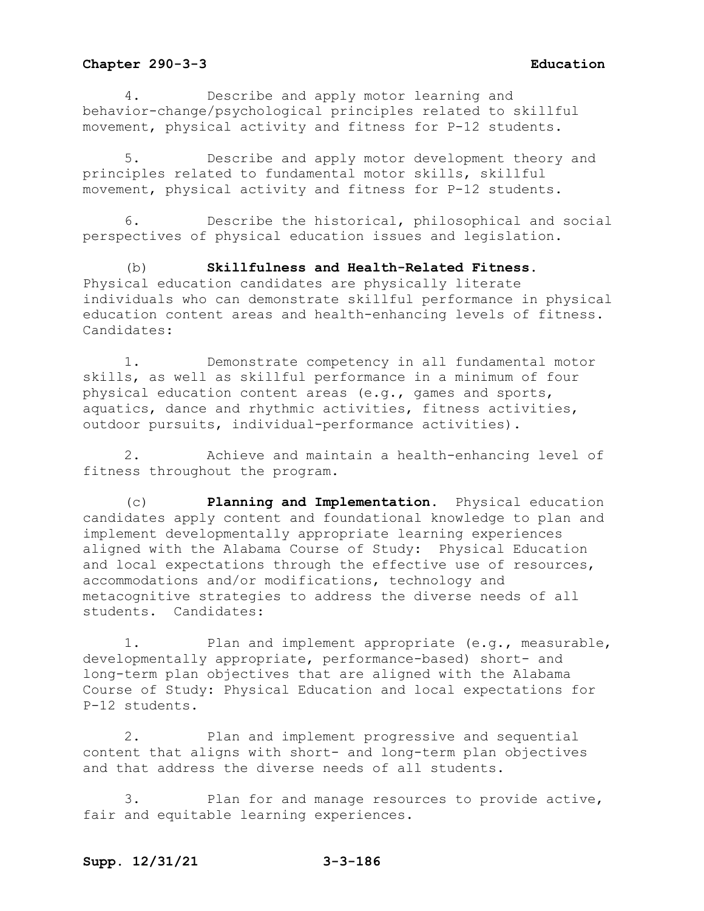4. Describe and apply motor learning and behavior-change/psychological principles related to skillful movement, physical activity and fitness for P-12 students.

5. Describe and apply motor development theory and principles related to fundamental motor skills, skillful movement, physical activity and fitness for P-12 students.

6. Describe the historical, philosophical and social perspectives of physical education issues and legislation.

(b) **Skillfulness and Health-Related Fitness.** Physical education candidates are physically literate individuals who can demonstrate skillful performance in physical education content areas and health-enhancing levels of fitness. Candidates:

1. Demonstrate competency in all fundamental motor skills, as well as skillful performance in a minimum of four physical education content areas (e.g., games and sports, aquatics, dance and rhythmic activities, fitness activities, outdoor pursuits, individual-performance activities).

2. Achieve and maintain a health-enhancing level of fitness throughout the program.

(c) **Planning and Implementation.** Physical education candidates apply content and foundational knowledge to plan and implement developmentally appropriate learning experiences aligned with the Alabama Course of Study: Physical Education and local expectations through the effective use of resources, accommodations and/or modifications, technology and metacognitive strategies to address the diverse needs of all students. Candidates:

1. Plan and implement appropriate (e.g., measurable, developmentally appropriate, performance-based) short- and long-term plan objectives that are aligned with the Alabama Course of Study: Physical Education and local expectations for P-12 students.

2. Plan and implement progressive and sequential content that aligns with short- and long-term plan objectives and that address the diverse needs of all students.

3. Plan for and manage resources to provide active, fair and equitable learning experiences.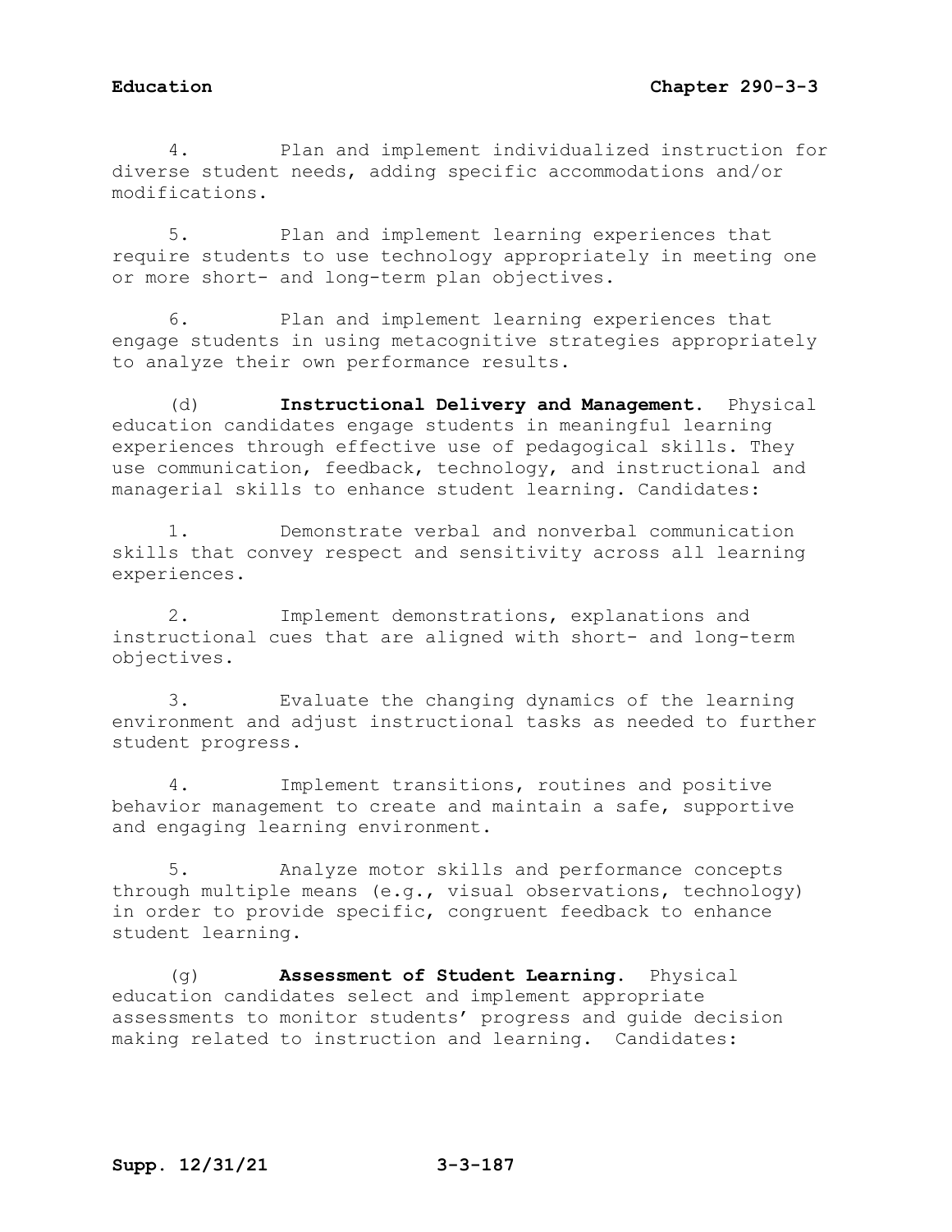4. Plan and implement individualized instruction for diverse student needs, adding specific accommodations and/or modifications.

5. Plan and implement learning experiences that require students to use technology appropriately in meeting one or more short- and long-term plan objectives.

6. Plan and implement learning experiences that engage students in using metacognitive strategies appropriately to analyze their own performance results.

(d) **Instructional Delivery and Management.** Physical education candidates engage students in meaningful learning experiences through effective use of pedagogical skills. They use communication, feedback, technology, and instructional and managerial skills to enhance student learning. Candidates:

1. Demonstrate verbal and nonverbal communication skills that convey respect and sensitivity across all learning experiences.

2. Implement demonstrations, explanations and instructional cues that are aligned with short- and long-term objectives.

3. Evaluate the changing dynamics of the learning environment and adjust instructional tasks as needed to further student progress.

4. Implement transitions, routines and positive behavior management to create and maintain a safe, supportive and engaging learning environment.

5. Analyze motor skills and performance concepts through multiple means (e.g., visual observations, technology) in order to provide specific, congruent feedback to enhance student learning.

(g) **Assessment of Student Learning.** Physical education candidates select and implement appropriate assessments to monitor students' progress and guide decision making related to instruction and learning. Candidates: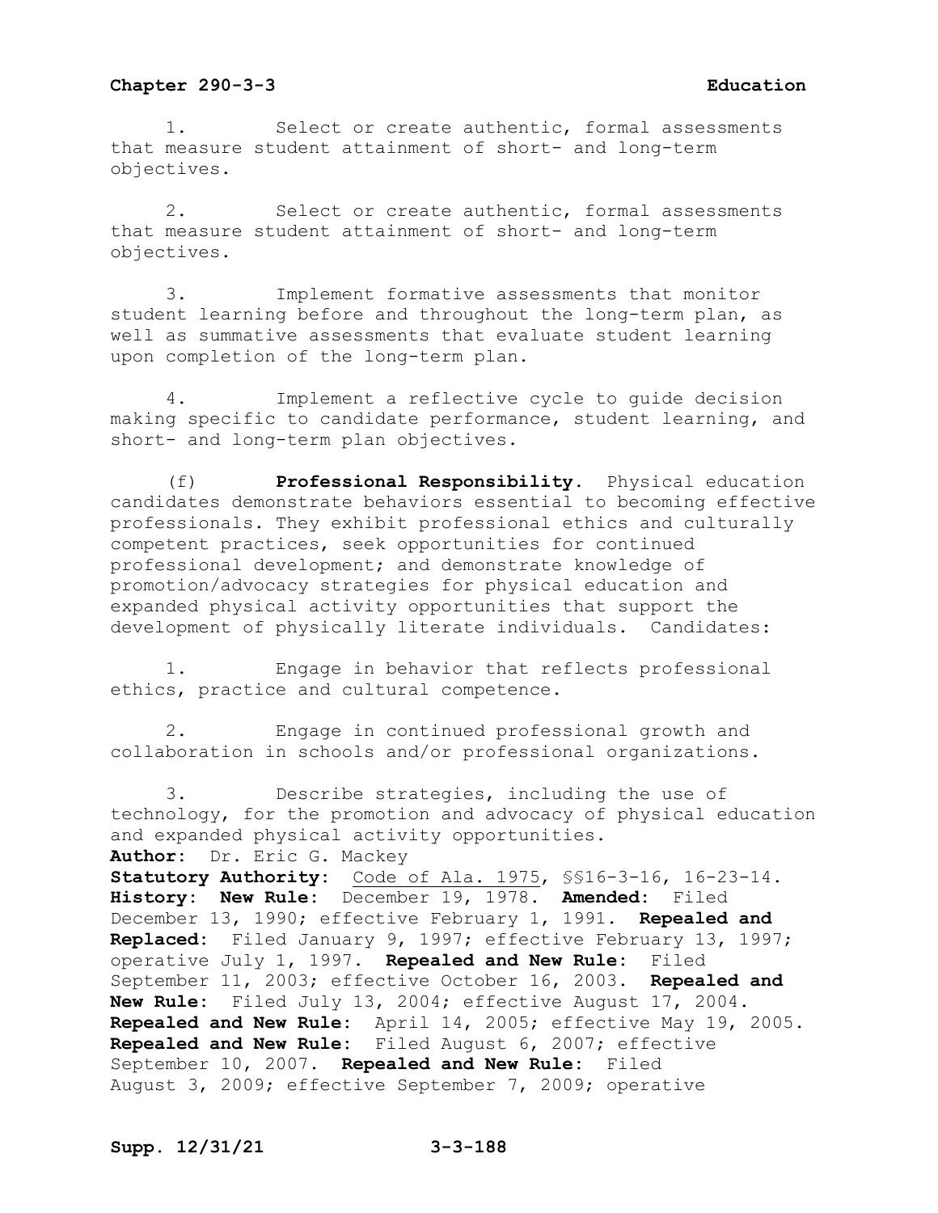1. Select or create authentic, formal assessments that measure student attainment of short- and long-term objectives.

2. Select or create authentic, formal assessments that measure student attainment of short- and long-term objectives.

3. Implement formative assessments that monitor student learning before and throughout the long-term plan, as well as summative assessments that evaluate student learning upon completion of the long-term plan.

4. Implement a reflective cycle to guide decision making specific to candidate performance, student learning, and short- and long-term plan objectives.

(f) **Professional Responsibility.** Physical education candidates demonstrate behaviors essential to becoming effective professionals. They exhibit professional ethics and culturally competent practices, seek opportunities for continued professional development; and demonstrate knowledge of promotion/advocacy strategies for physical education and expanded physical activity opportunities that support the development of physically literate individuals. Candidates:

1. Engage in behavior that reflects professional ethics, practice and cultural competence.

2. Engage in continued professional growth and collaboration in schools and/or professional organizations.

3. Describe strategies, including the use of technology, for the promotion and advocacy of physical education and expanded physical activity opportunities.

**Author:** Dr. Eric G. Mackey
**Statutory Authority:** Code of Ala. 1975, §§16-3-16, 16-23-14.
**History:** **New Rule:** December 19, 1978. **Amended:** Filed December 13, 1990; effective February 1, 1991. **Repealed and Replaced:** Filed January 9, 1997; effective February 13, 1997; operative July 1, 1997. **Repealed and New Rule:** Filed September 11, 2003; effective October 16, 2003. **Repealed and New Rule:** Filed July 13, 2004; effective August 17, 2004. **Repealed and New Rule:** April 14, 2005; effective May 19, 2005. **Repealed and New Rule:** Filed August 6, 2007; effective September 10, 2007. **Repealed and New Rule:** Filed August 3, 2009; effective September 7, 2009; operative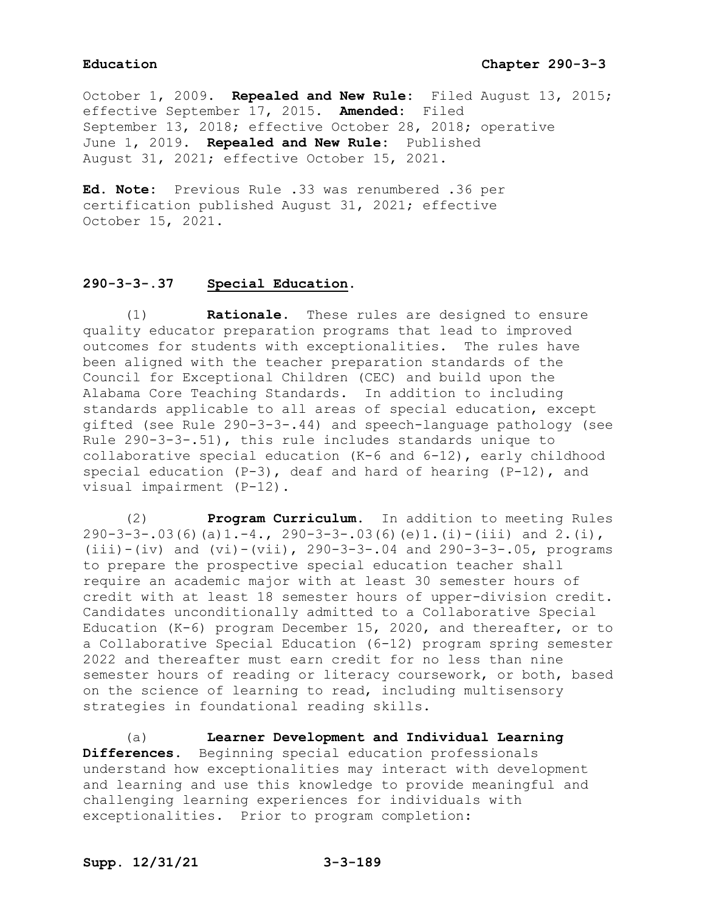October 1, 2009. **Repealed and New Rule:** Filed August 13, 2015; effective September 17, 2015. **Amended:** Filed September 13, 2018; effective October 28, 2018; operative June 1, 2019. **Repealed and New Rule:** Published August 31, 2021; effective October 15, 2021.

**Ed. Note:** Previous Rule .33 was renumbered .36 per certification published August 31, 2021; effective October 15, 2021.

## 290-3-3-.37 Special Education.

(1) **Rationale.** These rules are designed to ensure quality educator preparation programs that lead to improved outcomes for students with exceptionalities. The rules have been aligned with the teacher preparation standards of the Council for Exceptional Children (CEC) and build upon the Alabama Core Teaching Standards. In addition to including standards applicable to all areas of special education, except gifted (see Rule 290-3-3-.44) and speech-language pathology (see Rule 290-3-3-.51), this rule includes standards unique to collaborative special education (K-6 and 6-12), early childhood special education (P-3), deaf and hard of hearing (P-12), and visual impairment (P-12).

(2) **Program Curriculum.** In addition to meeting Rules 290-3-3-.03(6)(a)1.-4., 290-3-3-.03(6)(e)1.(i)-(iii) and 2.(i), (iii)-(iv) and (vi)-(vii), 290-3-3-.04 and 290-3-3-.05, programs to prepare the prospective special education teacher shall require an academic major with at least 30 semester hours of credit with at least 18 semester hours of upper-division credit. Candidates unconditionally admitted to a Collaborative Special Education (K-6) program December 15, 2020, and thereafter, or to a Collaborative Special Education (6-12) program spring semester 2022 and thereafter must earn credit for no less than nine semester hours of reading or literacy coursework, or both, based on the science of learning to read, including multisensory strategies in foundational reading skills.

(a) **Learner Development and Individual Learning Differences.** Beginning special education professionals understand how exceptionalities may interact with development and learning and use this knowledge to provide meaningful and challenging learning experiences for individuals with exceptionalities. Prior to program completion: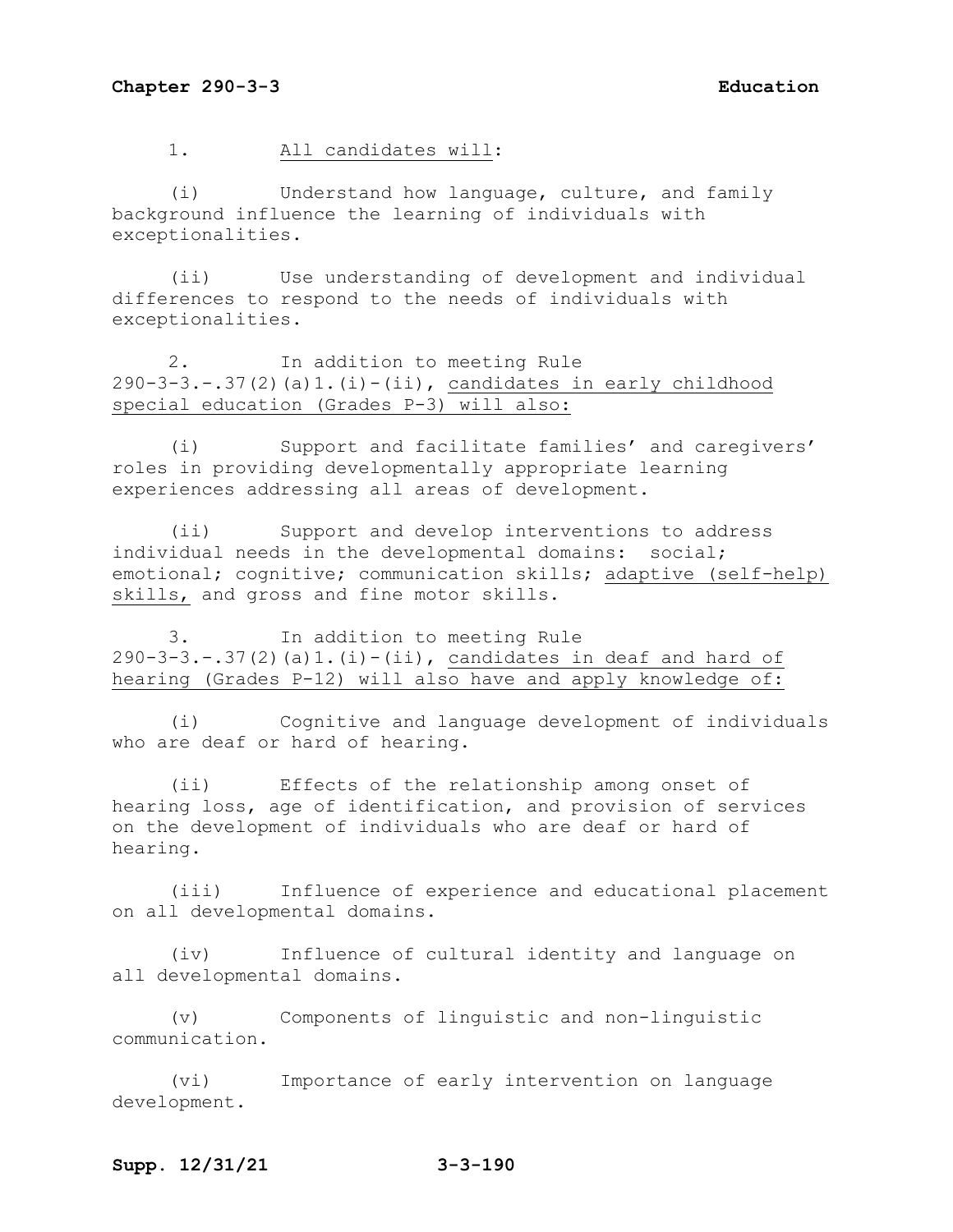1. All candidates will:

(i) Understand how language, culture, and family background influence the learning of individuals with exceptionalities.

(ii) Use understanding of development and individual differences to respond to the needs of individuals with exceptionalities.

2. In addition to meeting Rule 290-3-3.-.37(2)(a)1.(i)-(ii), candidates in early childhood special education (Grades P-3) will also:

(i) Support and facilitate families' and caregivers' roles in providing developmentally appropriate learning experiences addressing all areas of development.

(ii) Support and develop interventions to address individual needs in the developmental domains: social; emotional; cognitive; communication skills; adaptive (self-help) skills, and gross and fine motor skills.

3. In addition to meeting Rule 290-3-3.-.37(2)(a)1.(i)-(ii), candidates in deaf and hard of hearing (Grades P-12) will also have and apply knowledge of:

(i) Cognitive and language development of individuals who are deaf or hard of hearing.

(ii) Effects of the relationship among onset of hearing loss, age of identification, and provision of services on the development of individuals who are deaf or hard of hearing.

(iii) Influence of experience and educational placement on all developmental domains.

(iv) Influence of cultural identity and language on all developmental domains.

(v) Components of linguistic and non-linguistic communication.

(vi) Importance of early intervention on language development.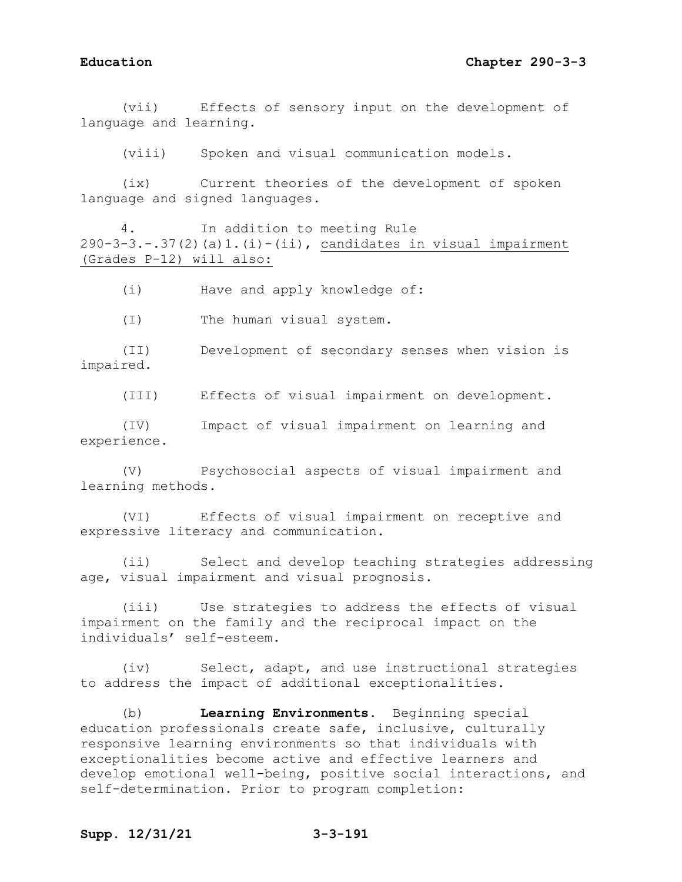(vii) Effects of sensory input on the development of language and learning.

(viii) Spoken and visual communication models.

(ix) Current theories of the development of spoken language and signed languages.

4. In addition to meeting Rule 290-3-3.-.37(2)(a)1.(i)-(ii), <u>candidates in visual impairment (Grades P-12) will also:</u>

(i) Have and apply knowledge of:

(I) The human visual system.

(II) Development of secondary senses when vision is impaired.

(III) Effects of visual impairment on development.

(IV) Impact of visual impairment on learning and experience.

(V) Psychosocial aspects of visual impairment and learning methods.

(VI) Effects of visual impairment on receptive and expressive literacy and communication.

(ii) Select and develop teaching strategies addressing age, visual impairment and visual prognosis.

(iii) Use strategies to address the effects of visual impairment on the family and the reciprocal impact on the individuals' self-esteem.

(iv) Select, adapt, and use instructional strategies to address the impact of additional exceptionalities.

(b) **Learning Environments.** Beginning special education professionals create safe, inclusive, culturally responsive learning environments so that individuals with exceptionalities become active and effective learners and develop emotional well-being, positive social interactions, and self-determination. Prior to program completion: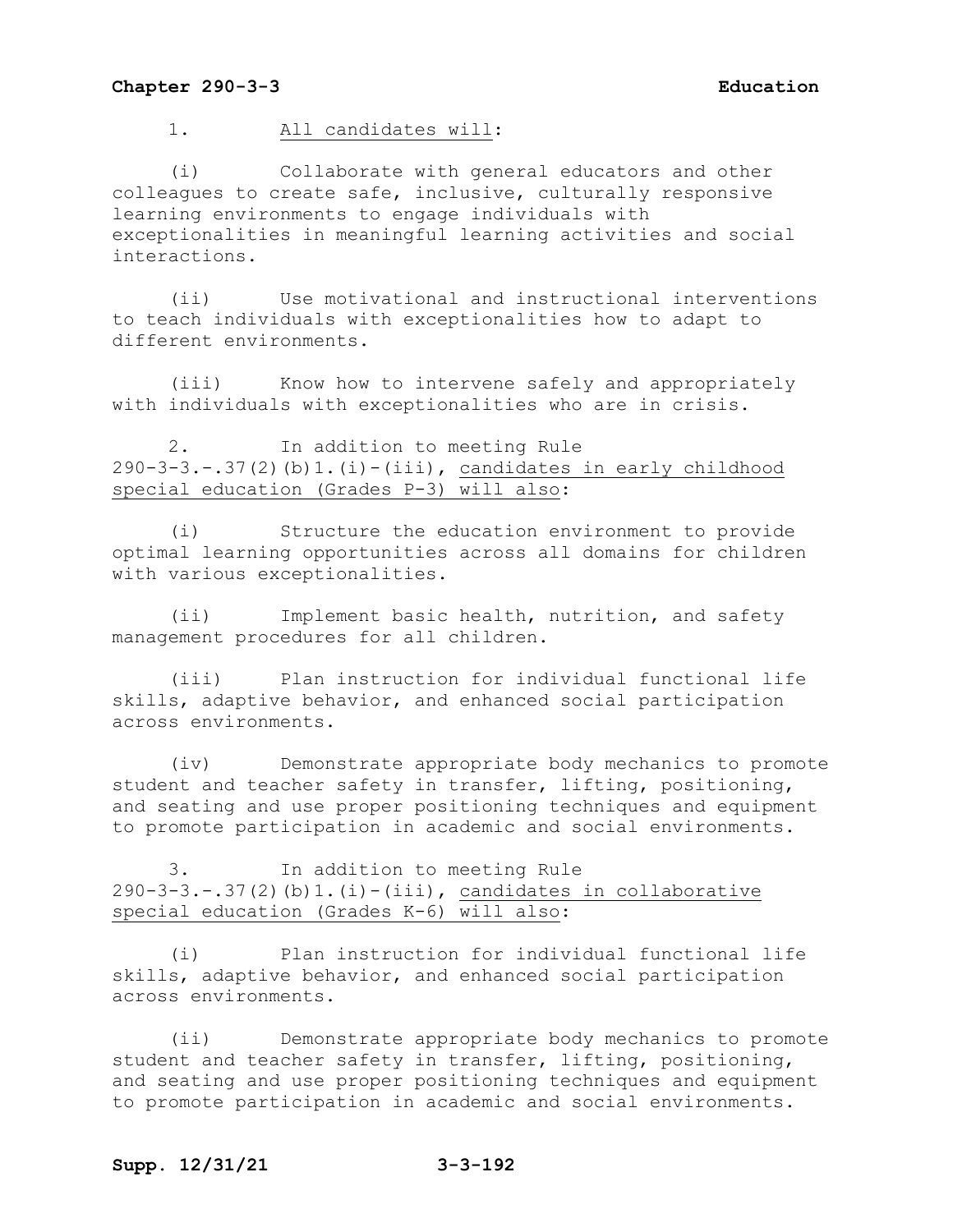1. All candidates will:

(i) Collaborate with general educators and other colleagues to create safe, inclusive, culturally responsive learning environments to engage individuals with exceptionalities in meaningful learning activities and social interactions.

(ii) Use motivational and instructional interventions to teach individuals with exceptionalities how to adapt to different environments.

(iii) Know how to intervene safely and appropriately with individuals with exceptionalities who are in crisis.

2. In addition to meeting Rule 290-3-3.-.37(2)(b)1.(i)-(iii), candidates in early childhood special education (Grades P-3) will also:

(i) Structure the education environment to provide optimal learning opportunities across all domains for children with various exceptionalities.

(ii) Implement basic health, nutrition, and safety management procedures for all children.

(iii) Plan instruction for individual functional life skills, adaptive behavior, and enhanced social participation across environments.

(iv) Demonstrate appropriate body mechanics to promote student and teacher safety in transfer, lifting, positioning, and seating and use proper positioning techniques and equipment to promote participation in academic and social environments.

3. In addition to meeting Rule 290-3-3.-.37(2)(b)1.(i)-(iii), candidates in collaborative special education (Grades K-6) will also:

(i) Plan instruction for individual functional life skills, adaptive behavior, and enhanced social participation across environments.

(ii) Demonstrate appropriate body mechanics to promote student and teacher safety in transfer, lifting, positioning, and seating and use proper positioning techniques and equipment to promote participation in academic and social environments.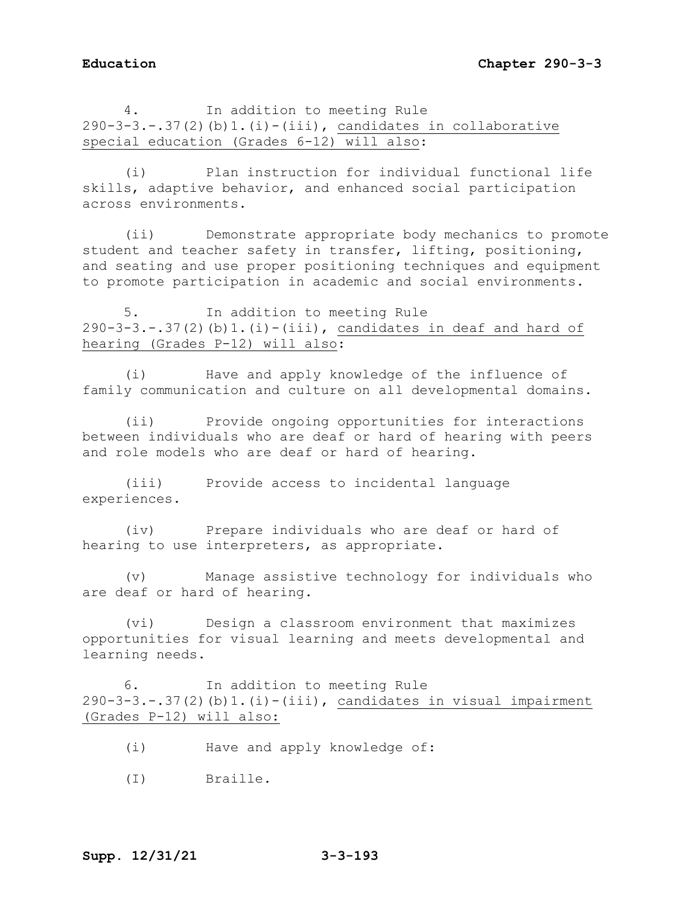4. In addition to meeting Rule 290-3-3.-.37(2)(b)1.(i)-(iii), <u>candidates in collaborative special education (Grades 6-12) will also</u>:

(i) Plan instruction for individual functional life skills, adaptive behavior, and enhanced social participation across environments.

(ii) Demonstrate appropriate body mechanics to promote student and teacher safety in transfer, lifting, positioning, and seating and use proper positioning techniques and equipment to promote participation in academic and social environments.

5. In addition to meeting Rule 290-3-3.-.37(2)(b)1.(i)-(iii), <u>candidates in deaf and hard of hearing (Grades P-12) will also</u>:

(i) Have and apply knowledge of the influence of family communication and culture on all developmental domains.

(ii) Provide ongoing opportunities for interactions between individuals who are deaf or hard of hearing with peers and role models who are deaf or hard of hearing.

(iii) Provide access to incidental language experiences.

(iv) Prepare individuals who are deaf or hard of hearing to use interpreters, as appropriate.

(v) Manage assistive technology for individuals who are deaf or hard of hearing.

(vi) Design a classroom environment that maximizes opportunities for visual learning and meets developmental and learning needs.

6. In addition to meeting Rule 290-3-3.-.37(2)(b)1.(i)-(iii), <u>candidates in visual impairment (Grades P-12) will also:</u>

(i) Have and apply knowledge of:

(I) Braille.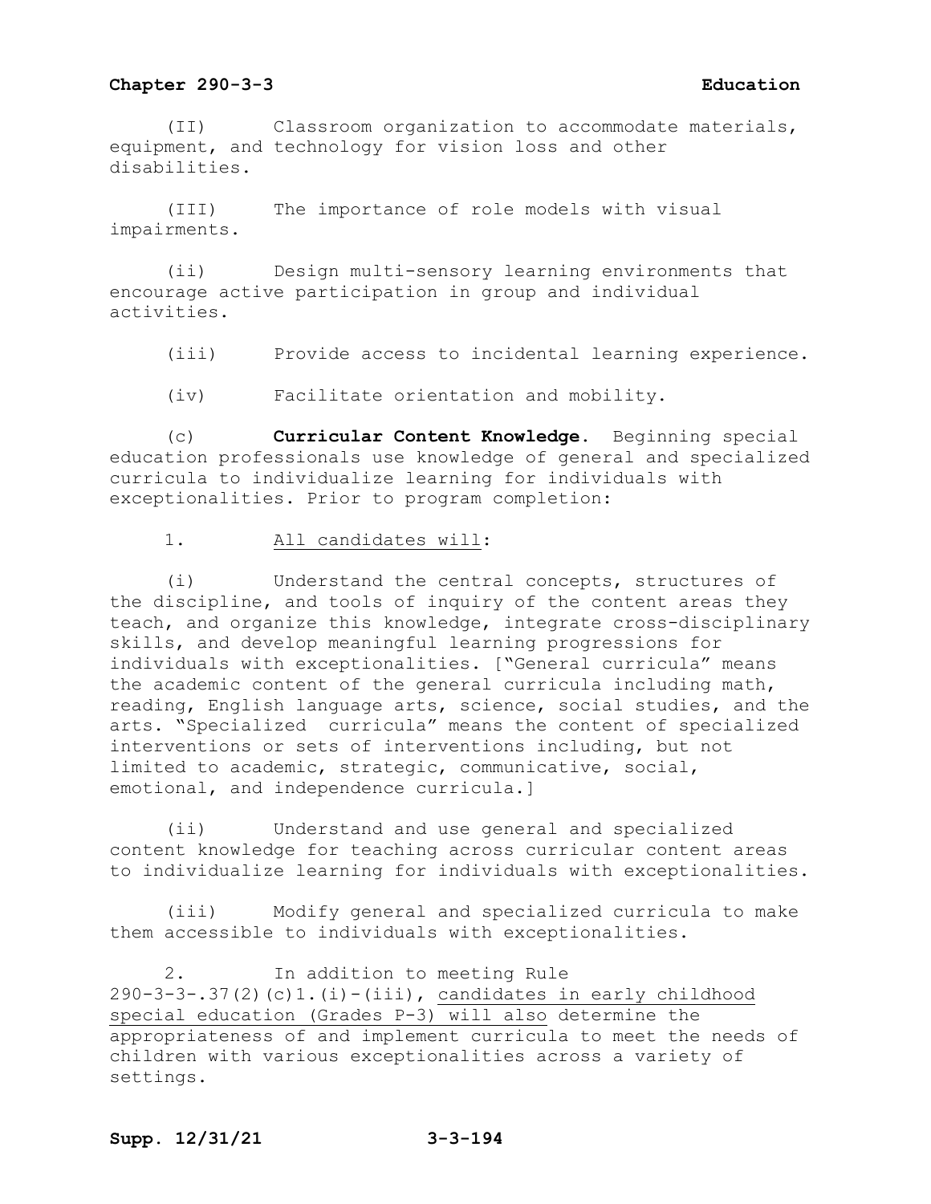(II) Classroom organization to accommodate materials, equipment, and technology for vision loss and other disabilities.

(III) The importance of role models with visual impairments.

(ii) Design multi-sensory learning environments that encourage active participation in group and individual activities.

(iii) Provide access to incidental learning experience.

(iv) Facilitate orientation and mobility.

(c) **Curricular Content Knowledge.** Beginning special education professionals use knowledge of general and specialized curricula to individualize learning for individuals with exceptionalities. Prior to program completion:

1. <u>All candidates will</u>:

(i) Understand the central concepts, structures of the discipline, and tools of inquiry of the content areas they teach, and organize this knowledge, integrate cross-disciplinary skills, and develop meaningful learning progressions for individuals with exceptionalities. ["General curricula" means the academic content of the general curricula including math, reading, English language arts, science, social studies, and the arts. "Specialized curricula" means the content of specialized interventions or sets of interventions including, but not limited to academic, strategic, communicative, social, emotional, and independence curricula.]

(ii) Understand and use general and specialized content knowledge for teaching across curricular content areas to individualize learning for individuals with exceptionalities.

(iii) Modify general and specialized curricula to make them accessible to individuals with exceptionalities.

2. In addition to meeting Rule 290-3-3-.37(2)(c)1.(i)-(iii), <u>candidates in early childhood special education (Grades P-3) will also</u> determine the appropriateness of and implement curricula to meet the needs of children with various exceptionalities across a variety of settings.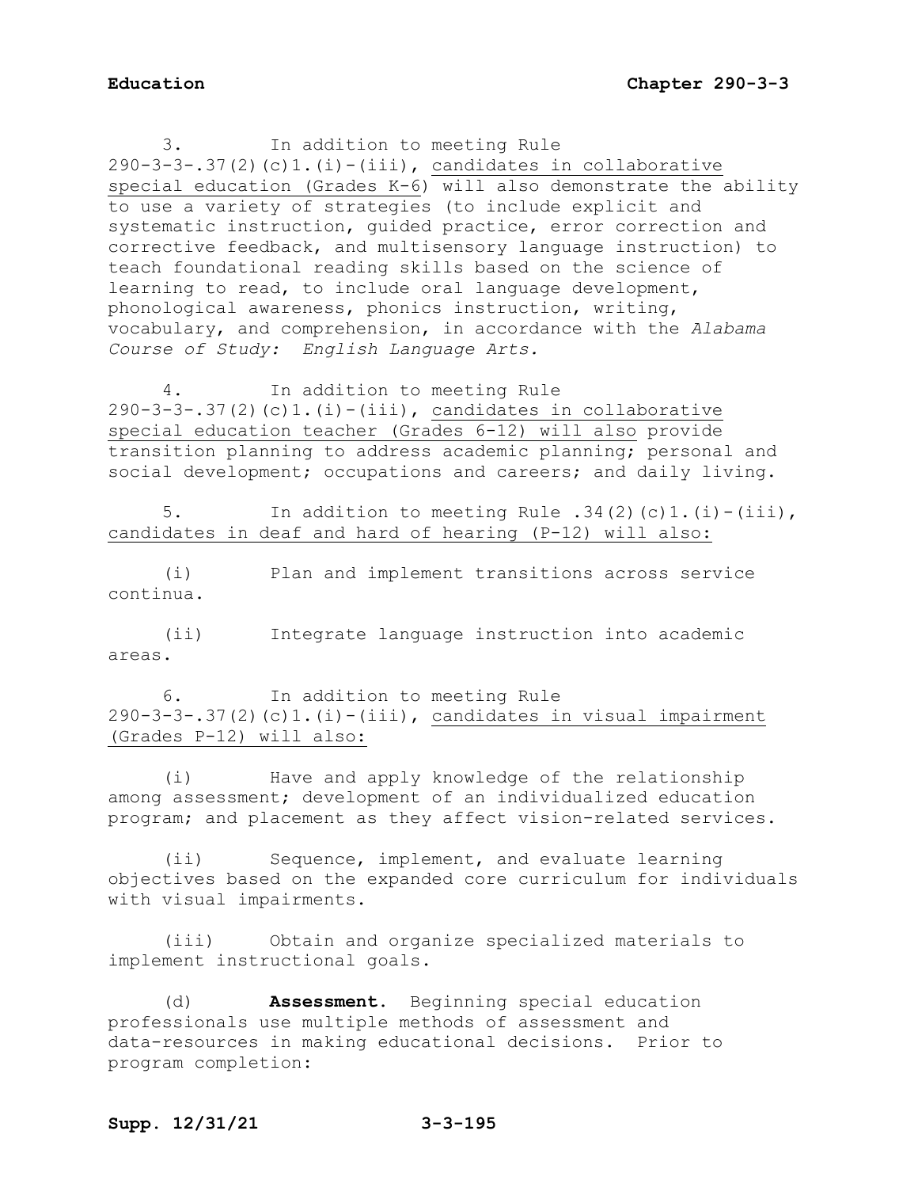3. In addition to meeting Rule 290-3-3-.37(2)(c)1.(i)-(iii), candidates in collaborative special education (Grades K-6) will also demonstrate the ability to use a variety of strategies (to include explicit and systematic instruction, guided practice, error correction and corrective feedback, and multisensory language instruction) to teach foundational reading skills based on the science of learning to read, to include oral language development, phonological awareness, phonics instruction, writing, vocabulary, and comprehension, in accordance with the *Alabama Course of Study: English Language Arts.*

4. In addition to meeting Rule 290-3-3-.37(2)(c)1.(i)-(iii), candidates in collaborative special education teacher (Grades 6-12) will also provide transition planning to address academic planning; personal and social development; occupations and careers; and daily living.

5. In addition to meeting Rule .34(2)(c)1.(i)-(iii), candidates in deaf and hard of hearing (P-12) will also:

(i) Plan and implement transitions across service continua.

(ii) Integrate language instruction into academic areas.

6. In addition to meeting Rule 290-3-3-.37(2)(c)1.(i)-(iii), candidates in visual impairment (Grades P-12) will also:

(i) Have and apply knowledge of the relationship among assessment; development of an individualized education program; and placement as they affect vision-related services.

(ii) Sequence, implement, and evaluate learning objectives based on the expanded core curriculum for individuals with visual impairments.

(iii) Obtain and organize specialized materials to implement instructional goals.

(d) **Assessment.** Beginning special education professionals use multiple methods of assessment and data-resources in making educational decisions. Prior to program completion: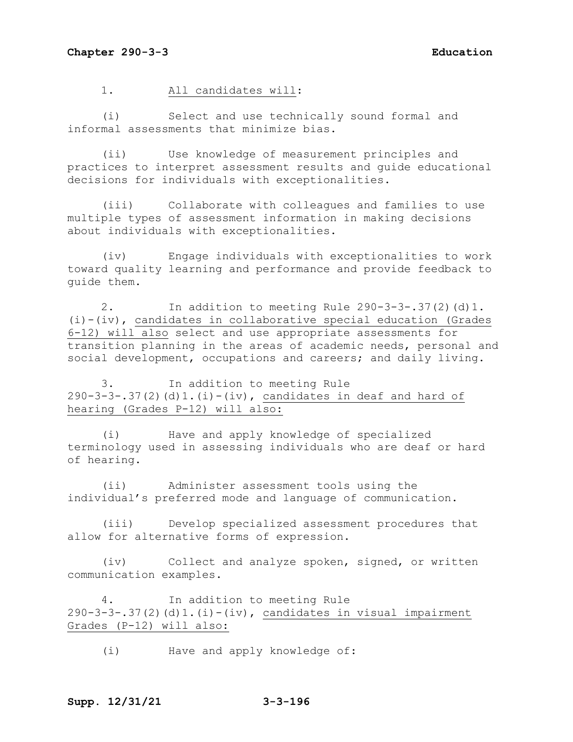1. <u>All candidates will</u>:

(i) Select and use technically sound formal and informal assessments that minimize bias.

(ii) Use knowledge of measurement principles and practices to interpret assessment results and guide educational decisions for individuals with exceptionalities.

(iii) Collaborate with colleagues and families to use multiple types of assessment information in making decisions about individuals with exceptionalities.

(iv) Engage individuals with exceptionalities to work toward quality learning and performance and provide feedback to guide them.

2. In addition to meeting Rule 290-3-3-.37(2)(d)1.(i)-(iv), <u>candidates in collaborative special education (Grades 6-12) will also</u> select and use appropriate assessments for transition planning in the areas of academic needs, personal and social development, occupations and careers; and daily living.

3. In addition to meeting Rule 290-3-3-.37(2)(d)1.(i)-(iv), <u>candidates in deaf and hard of hearing (Grades P-12) will also:</u>

(i) Have and apply knowledge of specialized terminology used in assessing individuals who are deaf or hard of hearing.

(ii) Administer assessment tools using the individual's preferred mode and language of communication.

(iii) Develop specialized assessment procedures that allow for alternative forms of expression.

(iv) Collect and analyze spoken, signed, or written communication examples.

4. In addition to meeting Rule 290-3-3-.37(2)(d)1.(i)-(iv), <u>candidates in visual impairment Grades (P-12) will also:</u>

(i) Have and apply knowledge of: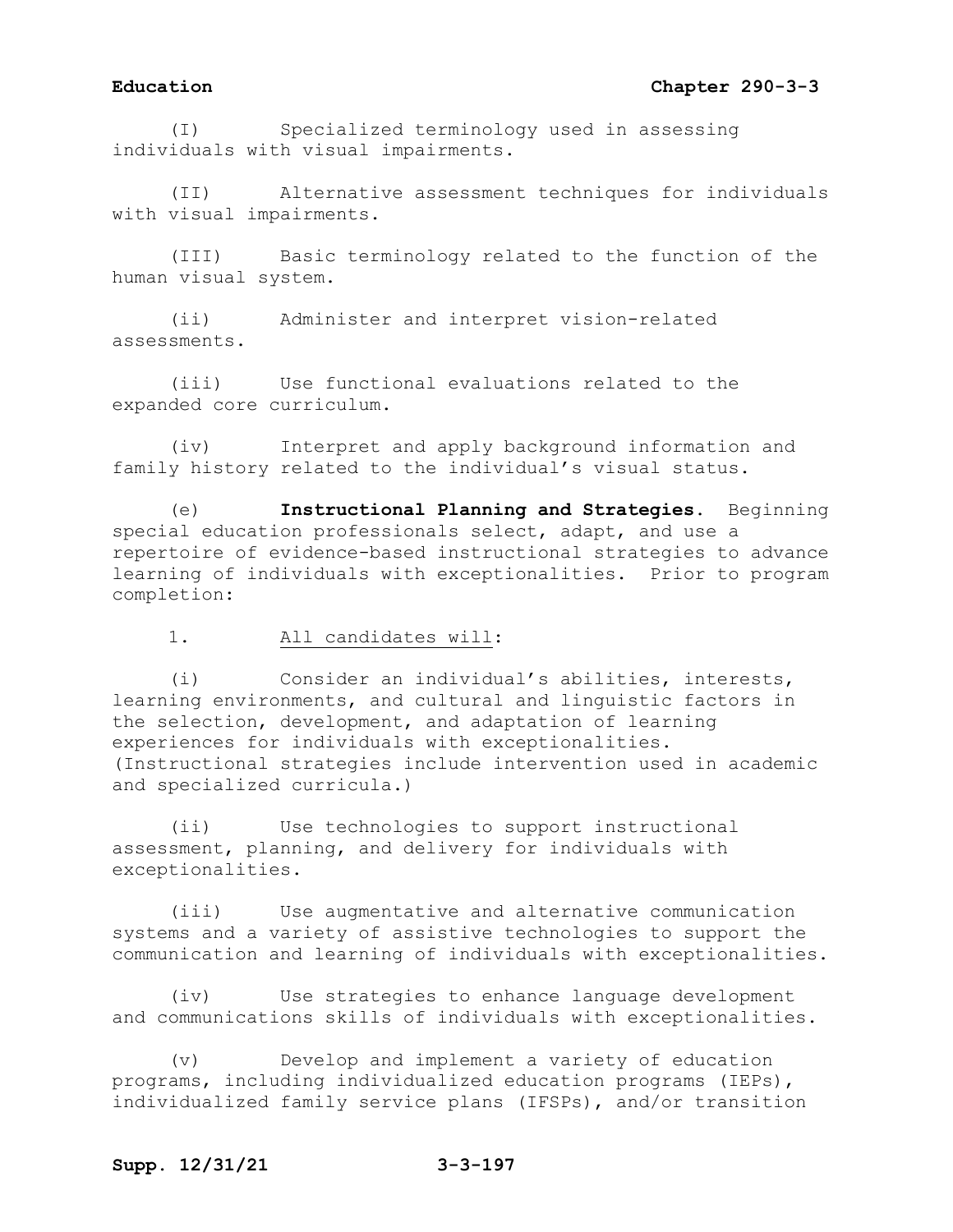(I) Specialized terminology used in assessing individuals with visual impairments.

(II) Alternative assessment techniques for individuals with visual impairments.

(III) Basic terminology related to the function of the human visual system.

(ii) Administer and interpret vision-related assessments.

(iii) Use functional evaluations related to the expanded core curriculum.

(iv) Interpret and apply background information and family history related to the individual's visual status.

(e) **Instructional Planning and Strategies.** Beginning special education professionals select, adapt, and use a repertoire of evidence-based instructional strategies to advance learning of individuals with exceptionalities. Prior to program completion:

1. <u>All candidates will</u>:

(i) Consider an individual's abilities, interests, learning environments, and cultural and linguistic factors in the selection, development, and adaptation of learning experiences for individuals with exceptionalities. (Instructional strategies include intervention used in academic and specialized curricula.)

(ii) Use technologies to support instructional assessment, planning, and delivery for individuals with exceptionalities.

(iii) Use augmentative and alternative communication systems and a variety of assistive technologies to support the communication and learning of individuals with exceptionalities.

(iv) Use strategies to enhance language development and communications skills of individuals with exceptionalities.

(v) Develop and implement a variety of education programs, including individualized education programs (IEPs), individualized family service plans (IFSPs), and/or transition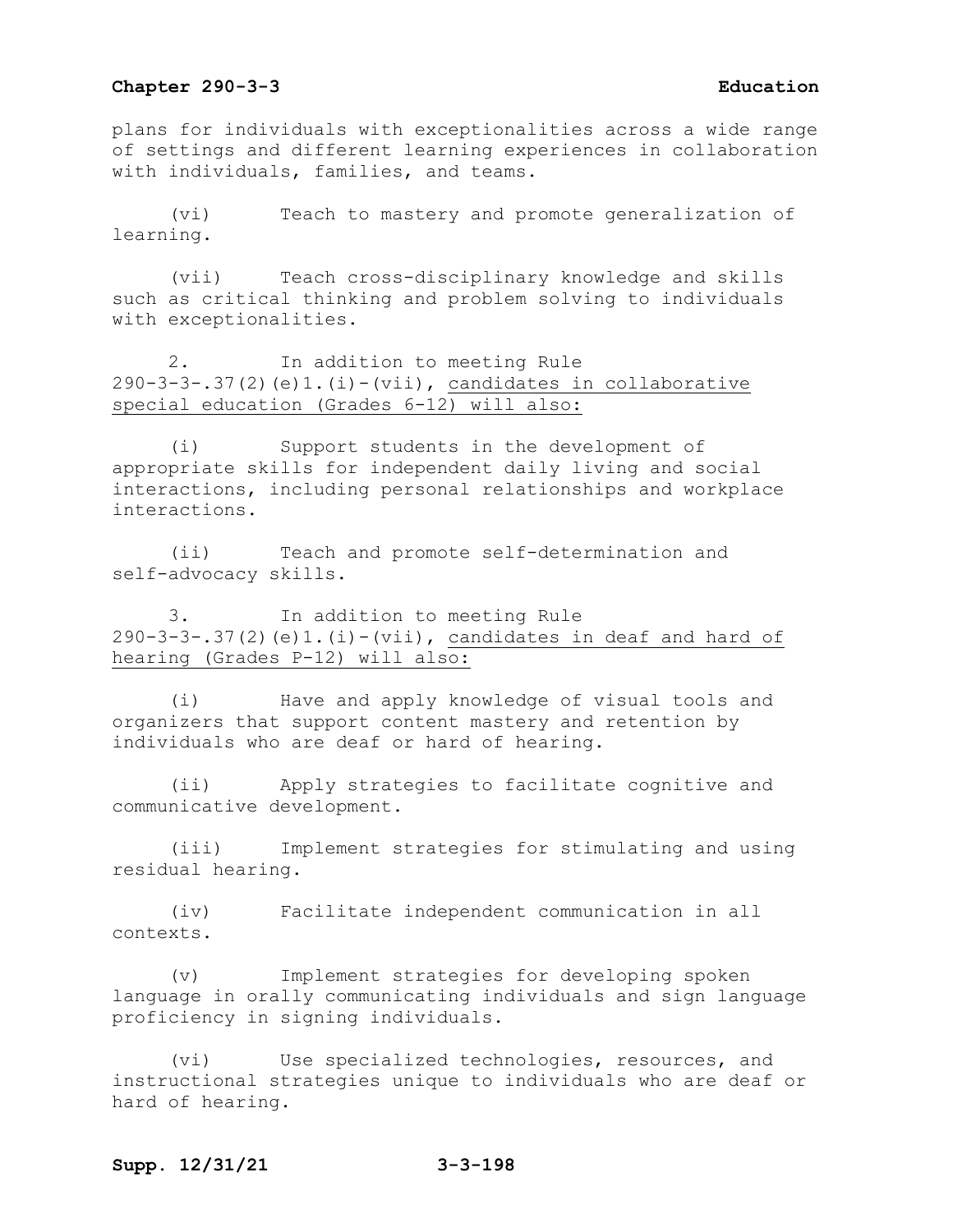plans for individuals with exceptionalities across a wide range of settings and different learning experiences in collaboration with individuals, families, and teams.

(vi) Teach to mastery and promote generalization of learning.

(vii) Teach cross-disciplinary knowledge and skills such as critical thinking and problem solving to individuals with exceptionalities.

2. In addition to meeting Rule 290-3-3-.37(2)(e)1.(i)-(vii), <u>candidates in collaborative special education (Grades 6-12) will also:</u>

(i) Support students in the development of appropriate skills for independent daily living and social interactions, including personal relationships and workplace interactions.

(ii) Teach and promote self-determination and self-advocacy skills.

3. In addition to meeting Rule 290-3-3-.37(2)(e)1.(i)-(vii), <u>candidates in deaf and hard of hearing (Grades P-12) will also:</u>

(i) Have and apply knowledge of visual tools and organizers that support content mastery and retention by individuals who are deaf or hard of hearing.

(ii) Apply strategies to facilitate cognitive and communicative development.

(iii) Implement strategies for stimulating and using residual hearing.

(iv) Facilitate independent communication in all contexts.

(v) Implement strategies for developing spoken language in orally communicating individuals and sign language proficiency in signing individuals.

(vi) Use specialized technologies, resources, and instructional strategies unique to individuals who are deaf or hard of hearing.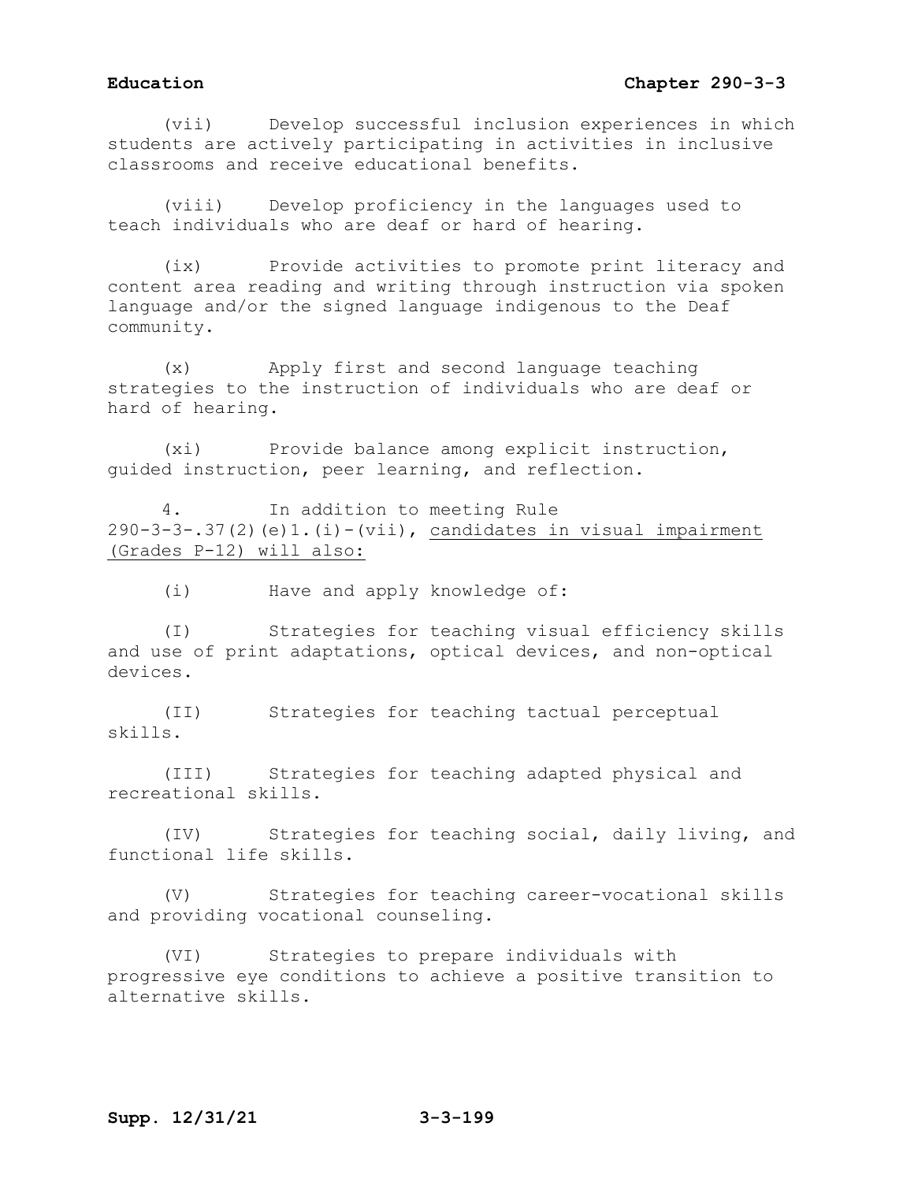(vii) Develop successful inclusion experiences in which students are actively participating in activities in inclusive classrooms and receive educational benefits.

(viii) Develop proficiency in the languages used to teach individuals who are deaf or hard of hearing.

(ix) Provide activities to promote print literacy and content area reading and writing through instruction via spoken language and/or the signed language indigenous to the Deaf community.

(x) Apply first and second language teaching strategies to the instruction of individuals who are deaf or hard of hearing.

(xi) Provide balance among explicit instruction, guided instruction, peer learning, and reflection.

4. In addition to meeting Rule 290-3-3-.37(2)(e)1.(i)-(vii), <u>candidates in visual impairment (Grades P-12) will also:</u>

(i) Have and apply knowledge of:

(I) Strategies for teaching visual efficiency skills and use of print adaptations, optical devices, and non-optical devices.

(II) Strategies for teaching tactual perceptual skills.

(III) Strategies for teaching adapted physical and recreational skills.

(IV) Strategies for teaching social, daily living, and functional life skills.

(V) Strategies for teaching career-vocational skills and providing vocational counseling.

(VI) Strategies to prepare individuals with progressive eye conditions to achieve a positive transition to alternative skills.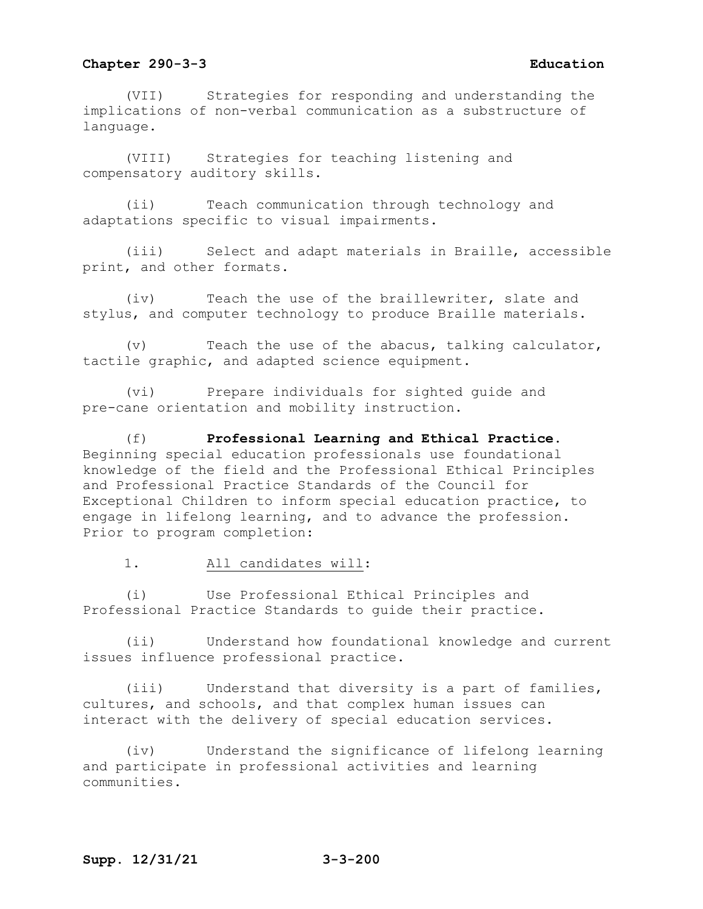(VII) Strategies for responding and understanding the implications of non-verbal communication as a substructure of language.

(VIII) Strategies for teaching listening and compensatory auditory skills.

(ii) Teach communication through technology and adaptations specific to visual impairments.

(iii) Select and adapt materials in Braille, accessible print, and other formats.

(iv) Teach the use of the braillewriter, slate and stylus, and computer technology to produce Braille materials.

(v) Teach the use of the abacus, talking calculator, tactile graphic, and adapted science equipment.

(vi) Prepare individuals for sighted guide and pre-cane orientation and mobility instruction.

(f) **Professional Learning and Ethical Practice.** Beginning special education professionals use foundational knowledge of the field and the Professional Ethical Principles and Professional Practice Standards of the Council for Exceptional Children to inform special education practice, to engage in lifelong learning, and to advance the profession. Prior to program completion:

1. <u>All candidates will</u>:

(i) Use Professional Ethical Principles and Professional Practice Standards to guide their practice.

(ii) Understand how foundational knowledge and current issues influence professional practice.

(iii) Understand that diversity is a part of families, cultures, and schools, and that complex human issues can interact with the delivery of special education services.

(iv) Understand the significance of lifelong learning and participate in professional activities and learning communities.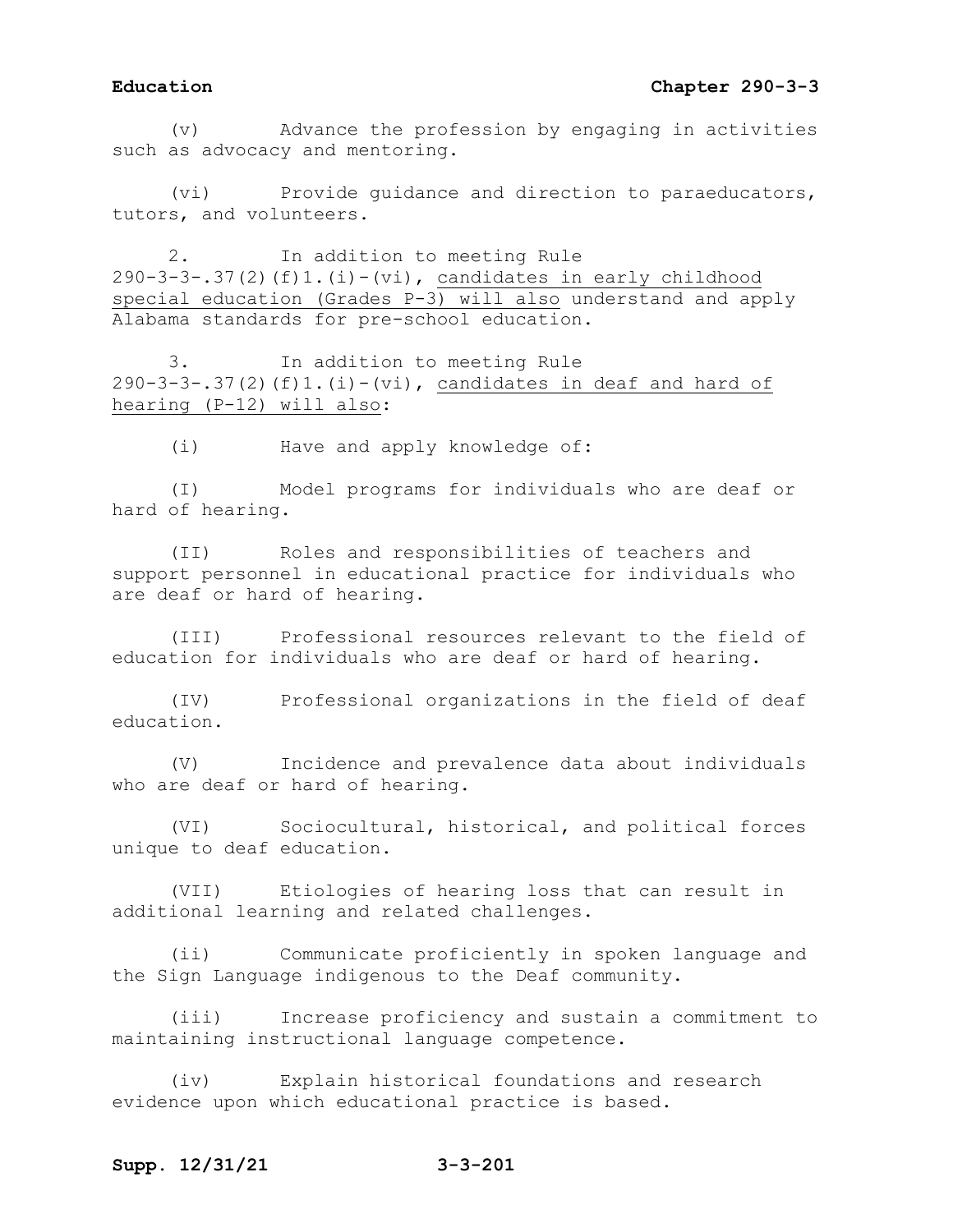(v) Advance the profession by engaging in activities such as advocacy and mentoring.

(vi) Provide guidance and direction to paraeducators, tutors, and volunteers.

2. In addition to meeting Rule 290-3-3-.37(2)(f)1.(i)-(vi), <u>candidates in early childhood special education (Grades P-3) will also</u> understand and apply Alabama standards for pre-school education.

3. In addition to meeting Rule 290-3-3-.37(2)(f)1.(i)-(vi), <u>candidates in deaf and hard of hearing (P-12) will also</u>:

(i) Have and apply knowledge of:

(I) Model programs for individuals who are deaf or hard of hearing.

(II) Roles and responsibilities of teachers and support personnel in educational practice for individuals who are deaf or hard of hearing.

(III) Professional resources relevant to the field of education for individuals who are deaf or hard of hearing.

(IV) Professional organizations in the field of deaf education.

(V) Incidence and prevalence data about individuals who are deaf or hard of hearing.

(VI) Sociocultural, historical, and political forces unique to deaf education.

(VII) Etiologies of hearing loss that can result in additional learning and related challenges.

(ii) Communicate proficiently in spoken language and the Sign Language indigenous to the Deaf community.

(iii) Increase proficiency and sustain a commitment to maintaining instructional language competence.

(iv) Explain historical foundations and research evidence upon which educational practice is based.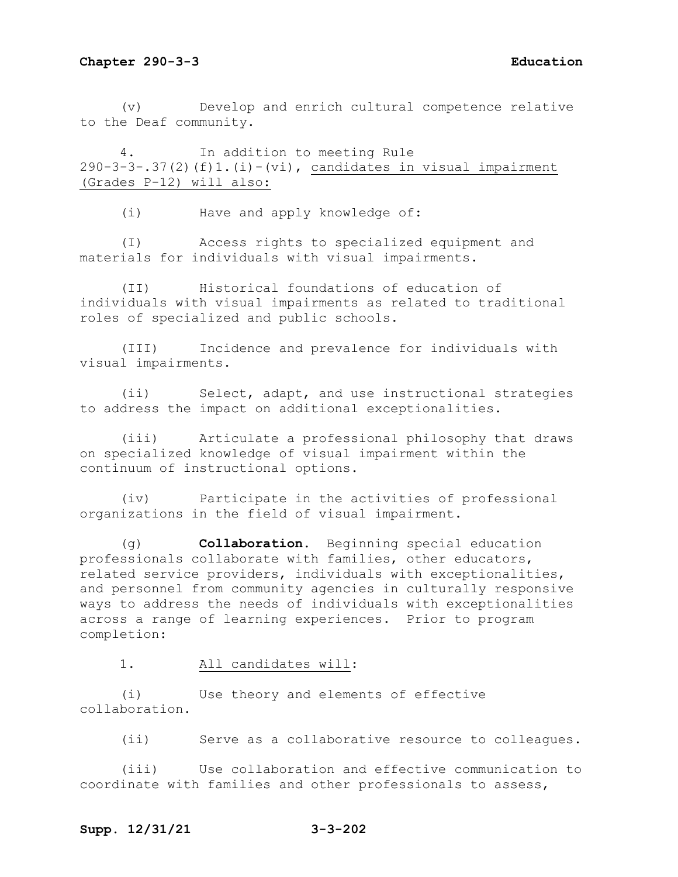(v) Develop and enrich cultural competence relative to the Deaf community.

4. In addition to meeting Rule 290-3-3-.37(2)(f)1.(i)-(vi), candidates in visual impairment (Grades P-12) will also:

(i) Have and apply knowledge of:

(I) Access rights to specialized equipment and materials for individuals with visual impairments.

(II) Historical foundations of education of individuals with visual impairments as related to traditional roles of specialized and public schools.

(III) Incidence and prevalence for individuals with visual impairments.

(ii) Select, adapt, and use instructional strategies to address the impact on additional exceptionalities.

(iii) Articulate a professional philosophy that draws on specialized knowledge of visual impairment within the continuum of instructional options.

(iv) Participate in the activities of professional organizations in the field of visual impairment.

(g) **Collaboration.** Beginning special education professionals collaborate with families, other educators, related service providers, individuals with exceptionalities, and personnel from community agencies in culturally responsive ways to address the needs of individuals with exceptionalities across a range of learning experiences. Prior to program completion:

1. All candidates will:

(i) Use theory and elements of effective collaboration.

(ii) Serve as a collaborative resource to colleagues.

(iii) Use collaboration and effective communication to coordinate with families and other professionals to assess,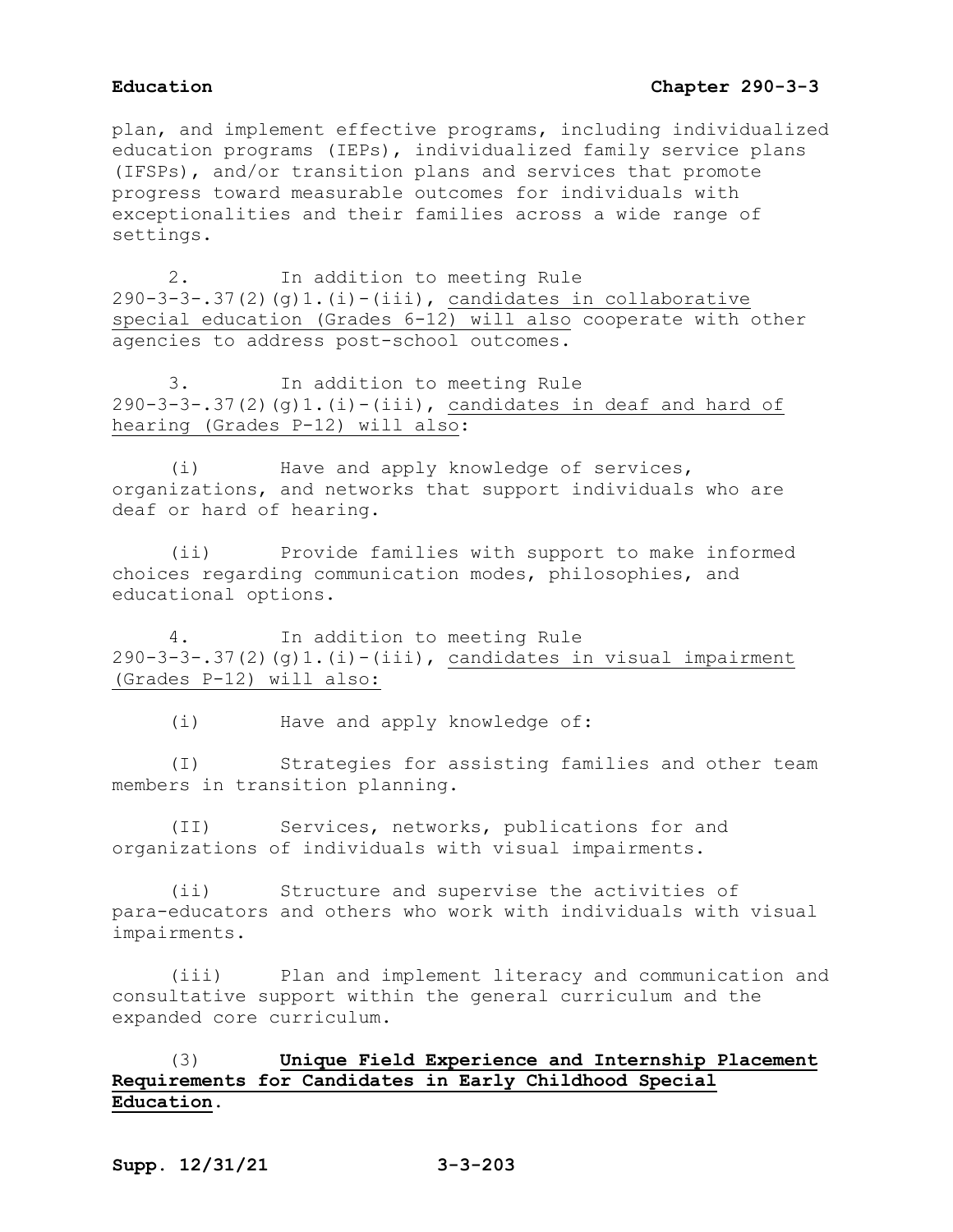plan, and implement effective programs, including individualized education programs (IEPs), individualized family service plans (IFSPs), and/or transition plans and services that promote progress toward measurable outcomes for individuals with exceptionalities and their families across a wide range of settings.

2. In addition to meeting Rule 290-3-3-.37(2)(g)1.(i)-(iii), candidates in collaborative special education (Grades 6-12) will also cooperate with other agencies to address post-school outcomes.

3. In addition to meeting Rule 290-3-3-.37(2)(g)1.(i)-(iii), candidates in deaf and hard of hearing (Grades P-12) will also:

(i) Have and apply knowledge of services, organizations, and networks that support individuals who are deaf or hard of hearing.

(ii) Provide families with support to make informed choices regarding communication modes, philosophies, and educational options.

4. In addition to meeting Rule 290-3-3-.37(2)(g)1.(i)-(iii), candidates in visual impairment (Grades P-12) will also:

(i) Have and apply knowledge of:

(I) Strategies for assisting families and other team members in transition planning.

(II) Services, networks, publications for and organizations of individuals with visual impairments.

(ii) Structure and supervise the activities of para-educators and others who work with individuals with visual impairments.

(iii) Plan and implement literacy and communication and consultative support within the general curriculum and the expanded core curriculum.

(3) **Unique Field Experience and Internship Placement Requirements for Candidates in Early Childhood Special Education.**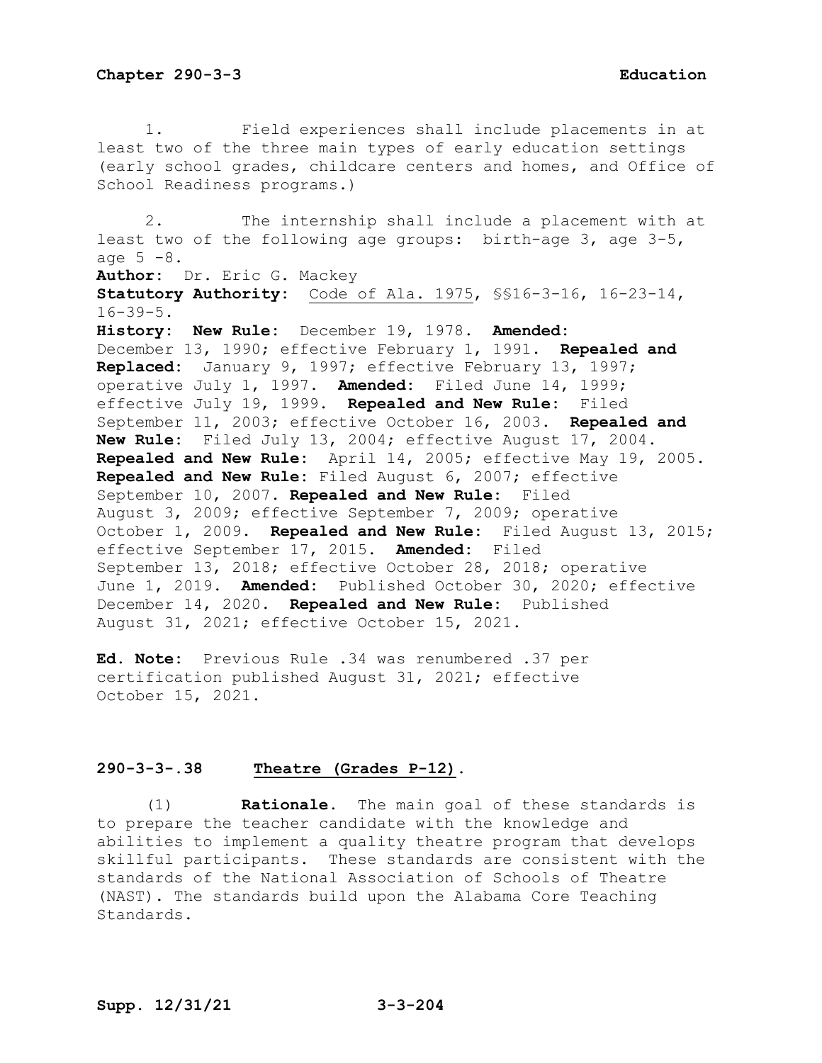1. Field experiences shall include placements in at least two of the three main types of early education settings (early school grades, childcare centers and homes, and Office of School Readiness programs.)

2. The internship shall include a placement with at least two of the following age groups: birth-age 3, age 3-5, age 5 -8.

**Author:** Dr. Eric G. Mackey

**Statutory Authority:** Code of Ala. 1975, §§16-3-16, 16-23-14, 16-39-5.

**History:** **New Rule:** December 19, 1978. **Amended:** December 13, 1990; effective February 1, 1991. **Repealed and Replaced:** January 9, 1997; effective February 13, 1997; operative July 1, 1997. **Amended:** Filed June 14, 1999; effective July 19, 1999. **Repealed and New Rule:** Filed September 11, 2003; effective October 16, 2003. **Repealed and New Rule:** Filed July 13, 2004; effective August 17, 2004. **Repealed and New Rule:** April 14, 2005; effective May 19, 2005. **Repealed and New Rule:** Filed August 6, 2007; effective September 10, 2007. **Repealed and New Rule:** Filed August 3, 2009; effective September 7, 2009; operative October 1, 2009. **Repealed and New Rule:** Filed August 13, 2015; effective September 17, 2015. **Amended:** Filed September 13, 2018; effective October 28, 2018; operative June 1, 2019. **Amended:** Published October 30, 2020; effective December 14, 2020. **Repealed and New Rule:** Published August 31, 2021; effective October 15, 2021.

**Ed. Note:** Previous Rule .34 was renumbered .37 per certification published August 31, 2021; effective October 15, 2021.

## 290-3-3-.38 Theatre (Grades P-12).

(1) **Rationale.** The main goal of these standards is to prepare the teacher candidate with the knowledge and abilities to implement a quality theatre program that develops skillful participants. These standards are consistent with the standards of the National Association of Schools of Theatre (NAST). The standards build upon the Alabama Core Teaching Standards.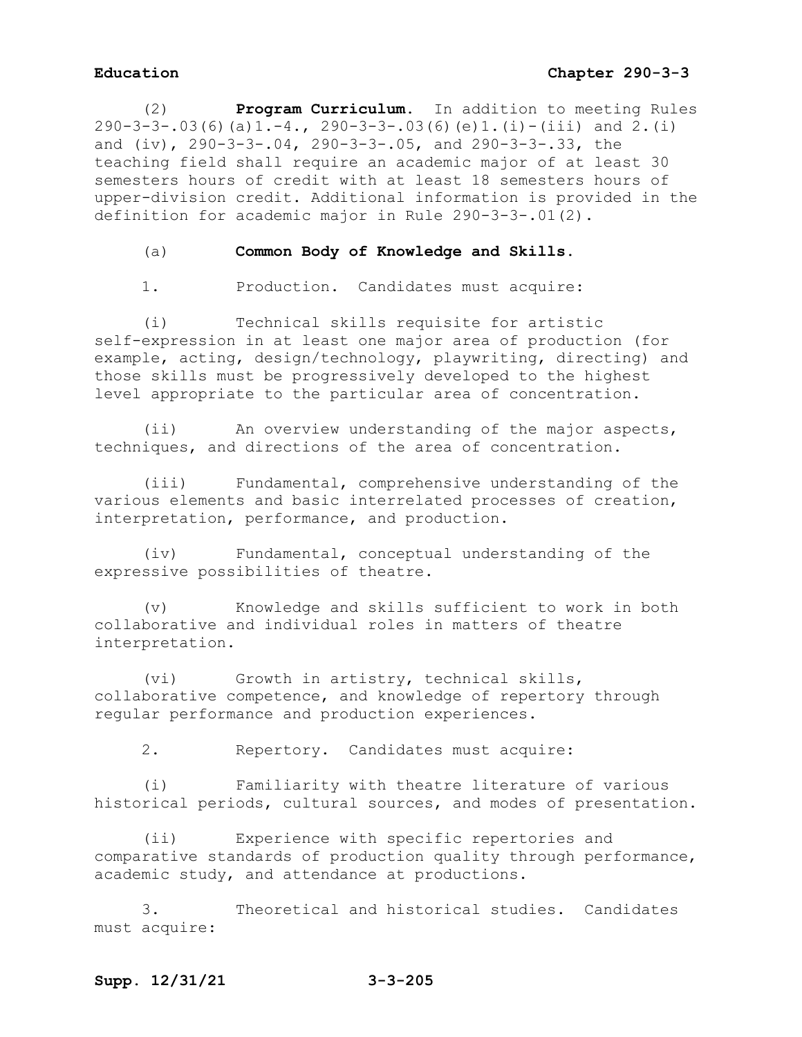(2) **Program Curriculum.** In addition to meeting Rules 290-3-3-.03(6)(a)1.-4., 290-3-3-.03(6)(e)1.(i)-(iii) and 2.(i) and (iv), 290-3-3-.04, 290-3-3-.05, and 290-3-3-.33, the teaching field shall require an academic major of at least 30 semesters hours of credit with at least 18 semesters hours of upper-division credit. Additional information is provided in the definition for academic major in Rule 290-3-3-.01(2).

(a) **Common Body of Knowledge and Skills.**

1. Production. Candidates must acquire:

(i) Technical skills requisite for artistic self-expression in at least one major area of production (for example, acting, design/technology, playwriting, directing) and those skills must be progressively developed to the highest level appropriate to the particular area of concentration.

(ii) An overview understanding of the major aspects, techniques, and directions of the area of concentration.

(iii) Fundamental, comprehensive understanding of the various elements and basic interrelated processes of creation, interpretation, performance, and production.

(iv) Fundamental, conceptual understanding of the expressive possibilities of theatre.

(v) Knowledge and skills sufficient to work in both collaborative and individual roles in matters of theatre interpretation.

(vi) Growth in artistry, technical skills, collaborative competence, and knowledge of repertory through regular performance and production experiences.

2. Repertory. Candidates must acquire:

(i) Familiarity with theatre literature of various historical periods, cultural sources, and modes of presentation.

(ii) Experience with specific repertories and comparative standards of production quality through performance, academic study, and attendance at productions.

3. Theoretical and historical studies. Candidates must acquire: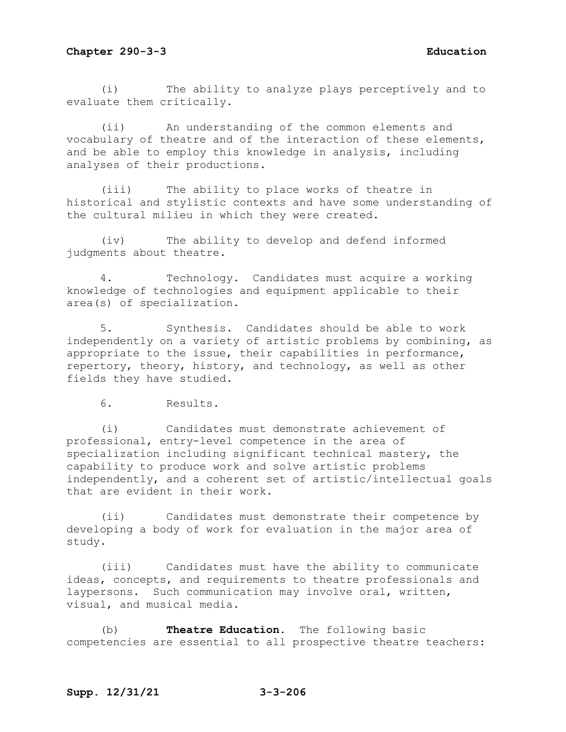(i) The ability to analyze plays perceptively and to evaluate them critically.

(ii) An understanding of the common elements and vocabulary of theatre and of the interaction of these elements, and be able to employ this knowledge in analysis, including analyses of their productions.

(iii) The ability to place works of theatre in historical and stylistic contexts and have some understanding of the cultural milieu in which they were created.

(iv) The ability to develop and defend informed judgments about theatre.

4. Technology. Candidates must acquire a working knowledge of technologies and equipment applicable to their area(s) of specialization.

5. Synthesis. Candidates should be able to work independently on a variety of artistic problems by combining, as appropriate to the issue, their capabilities in performance, repertory, theory, history, and technology, as well as other fields they have studied.

6. Results.

(i) Candidates must demonstrate achievement of professional, entry-level competence in the area of specialization including significant technical mastery, the capability to produce work and solve artistic problems independently, and a coherent set of artistic/intellectual goals that are evident in their work.

(ii) Candidates must demonstrate their competence by developing a body of work for evaluation in the major area of study.

(iii) Candidates must have the ability to communicate ideas, concepts, and requirements to theatre professionals and laypersons. Such communication may involve oral, written, visual, and musical media.

(b) **Theatre Education.** The following basic competencies are essential to all prospective theatre teachers: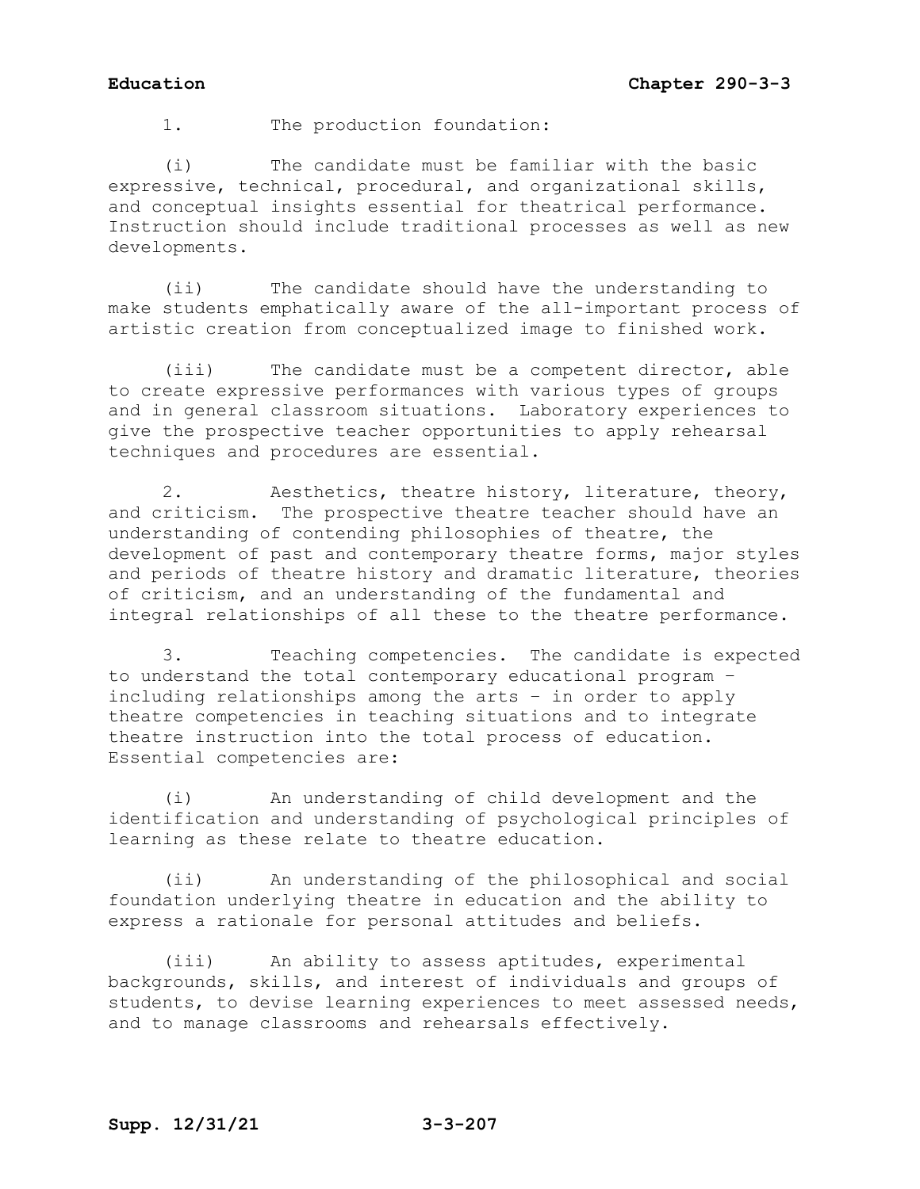1. The production foundation:

(i) The candidate must be familiar with the basic expressive, technical, procedural, and organizational skills, and conceptual insights essential for theatrical performance. Instruction should include traditional processes as well as new developments.

(ii) The candidate should have the understanding to make students emphatically aware of the all-important process of artistic creation from conceptualized image to finished work.

(iii) The candidate must be a competent director, able to create expressive performances with various types of groups and in general classroom situations. Laboratory experiences to give the prospective teacher opportunities to apply rehearsal techniques and procedures are essential.

2. Aesthetics, theatre history, literature, theory, and criticism. The prospective theatre teacher should have an understanding of contending philosophies of theatre, the development of past and contemporary theatre forms, major styles and periods of theatre history and dramatic literature, theories of criticism, and an understanding of the fundamental and integral relationships of all these to the theatre performance.

3. Teaching competencies. The candidate is expected to understand the total contemporary educational program – including relationships among the arts – in order to apply theatre competencies in teaching situations and to integrate theatre instruction into the total process of education. Essential competencies are:

(i) An understanding of child development and the identification and understanding of psychological principles of learning as these relate to theatre education.

(ii) An understanding of the philosophical and social foundation underlying theatre in education and the ability to express a rationale for personal attitudes and beliefs.

(iii) An ability to assess aptitudes, experimental backgrounds, skills, and interest of individuals and groups of students, to devise learning experiences to meet assessed needs, and to manage classrooms and rehearsals effectively.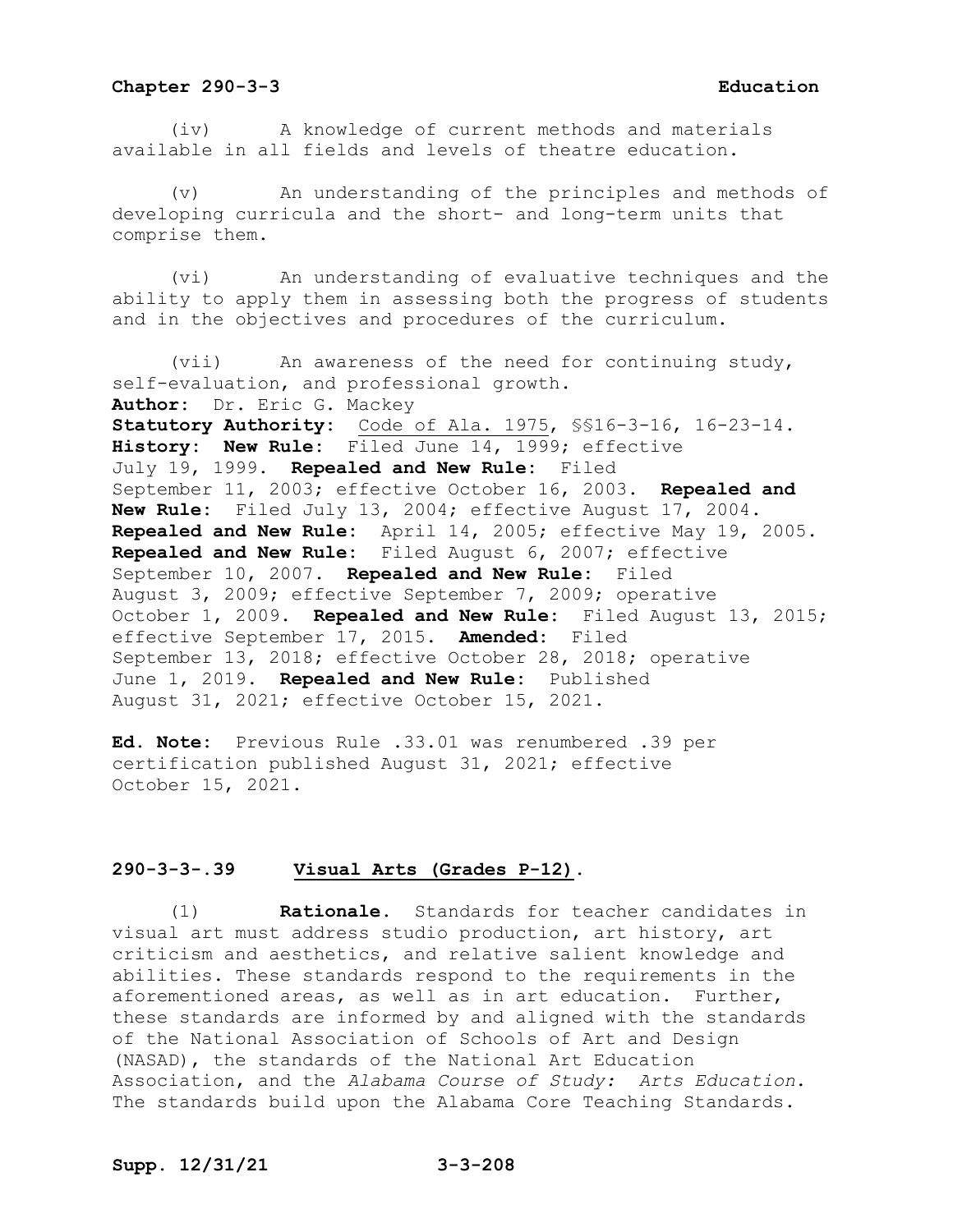(iv) A knowledge of current methods and materials available in all fields and levels of theatre education.

(v) An understanding of the principles and methods of developing curricula and the short- and long-term units that comprise them.

(vi) An understanding of evaluative techniques and the ability to apply them in assessing both the progress of students and in the objectives and procedures of the curriculum.

(vii) An awareness of the need for continuing study, self-evaluation, and professional growth.

**Author:** Dr. Eric G. Mackey
**Statutory Authority:** Code of Ala. 1975, §§16-3-16, 16-23-14.
**History: New Rule:** Filed June 14, 1999; effective July 19, 1999. **Repealed and New Rule:** Filed September 11, 2003; effective October 16, 2003. **Repealed and New Rule:** Filed July 13, 2004; effective August 17, 2004. **Repealed and New Rule:** April 14, 2005; effective May 19, 2005. **Repealed and New Rule:** Filed August 6, 2007; effective September 10, 2007. **Repealed and New Rule:** Filed August 3, 2009; effective September 7, 2009; operative October 1, 2009. **Repealed and New Rule:** Filed August 13, 2015; effective September 17, 2015. **Amended:** Filed September 13, 2018; effective October 28, 2018; operative June 1, 2019. **Repealed and New Rule:** Published August 31, 2021; effective October 15, 2021.

**Ed. Note:** Previous Rule .33.01 was renumbered .39 per certification published August 31, 2021; effective October 15, 2021.

## 290-3-3-.39 Visual Arts (Grades P-12).

(1) **Rationale.** Standards for teacher candidates in visual art must address studio production, art history, art criticism and aesthetics, and relative salient knowledge and abilities. These standards respond to the requirements in the aforementioned areas, as well as in art education. Further, these standards are informed by and aligned with the standards of the National Association of Schools of Art and Design (NASAD), the standards of the National Art Education Association, and the *Alabama Course of Study: Arts Education*. The standards build upon the Alabama Core Teaching Standards.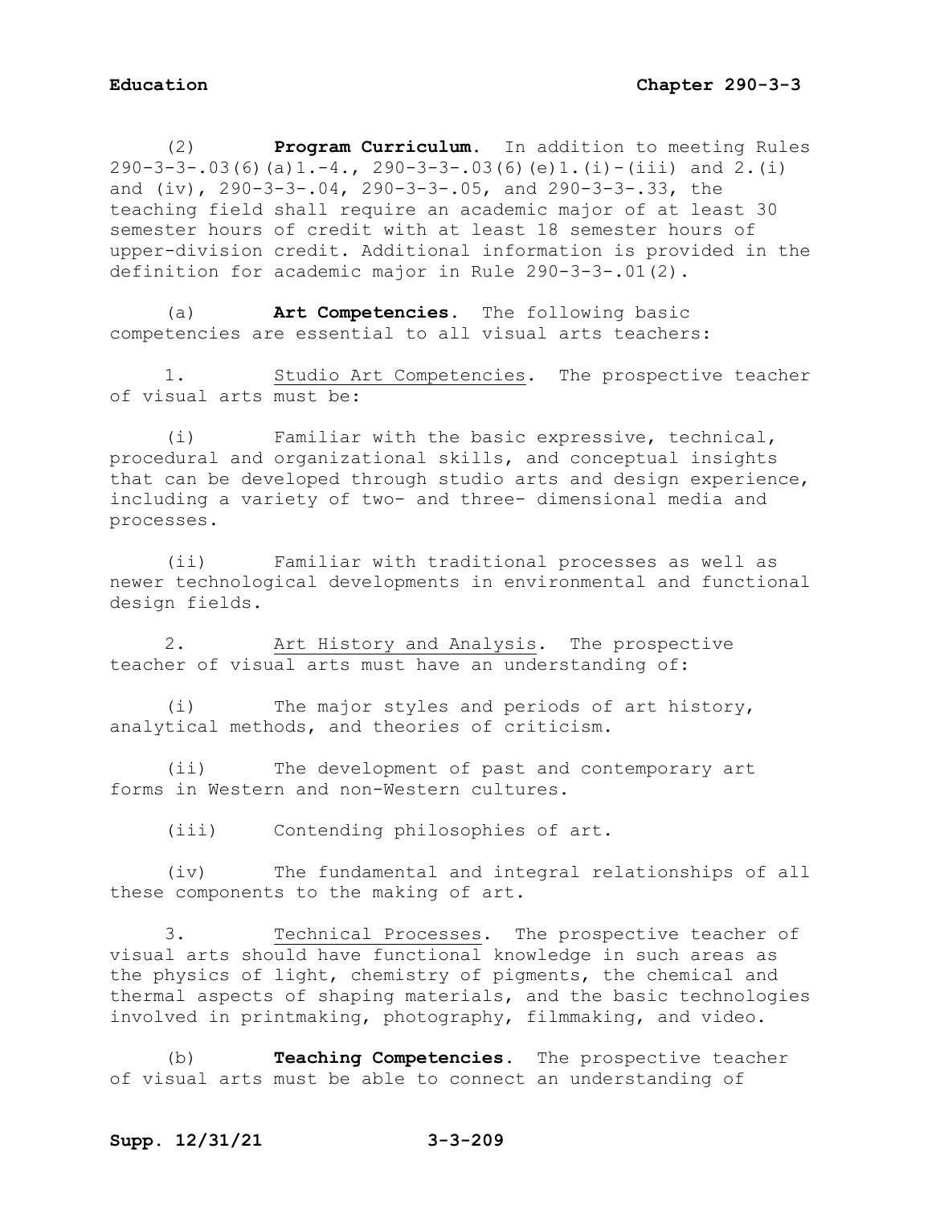(2) **Program Curriculum.** In addition to meeting Rules 290-3-3-.03(6)(a)1.-4., 290-3-3-.03(6)(e)1.(i)-(iii) and 2.(i) and (iv), 290-3-3-.04, 290-3-3-.05, and 290-3-3-.33, the teaching field shall require an academic major of at least 30 semester hours of credit with at least 18 semester hours of upper-division credit. Additional information is provided in the definition for academic major in Rule 290-3-3-.01(2).

(a) **Art Competencies.** The following basic competencies are essential to all visual arts teachers:

1. Studio Art Competencies. The prospective teacher of visual arts must be:

(i) Familiar with the basic expressive, technical, procedural and organizational skills, and conceptual insights that can be developed through studio arts and design experience, including a variety of two- and three- dimensional media and processes.

(ii) Familiar with traditional processes as well as newer technological developments in environmental and functional design fields.

2. Art History and Analysis. The prospective teacher of visual arts must have an understanding of:

(i) The major styles and periods of art history, analytical methods, and theories of criticism.

(ii) The development of past and contemporary art forms in Western and non-Western cultures.

(iii) Contending philosophies of art.

(iv) The fundamental and integral relationships of all these components to the making of art.

3. Technical Processes. The prospective teacher of visual arts should have functional knowledge in such areas as the physics of light, chemistry of pigments, the chemical and thermal aspects of shaping materials, and the basic technologies involved in printmaking, photography, filmmaking, and video.

(b) **Teaching Competencies.** The prospective teacher of visual arts must be able to connect an understanding of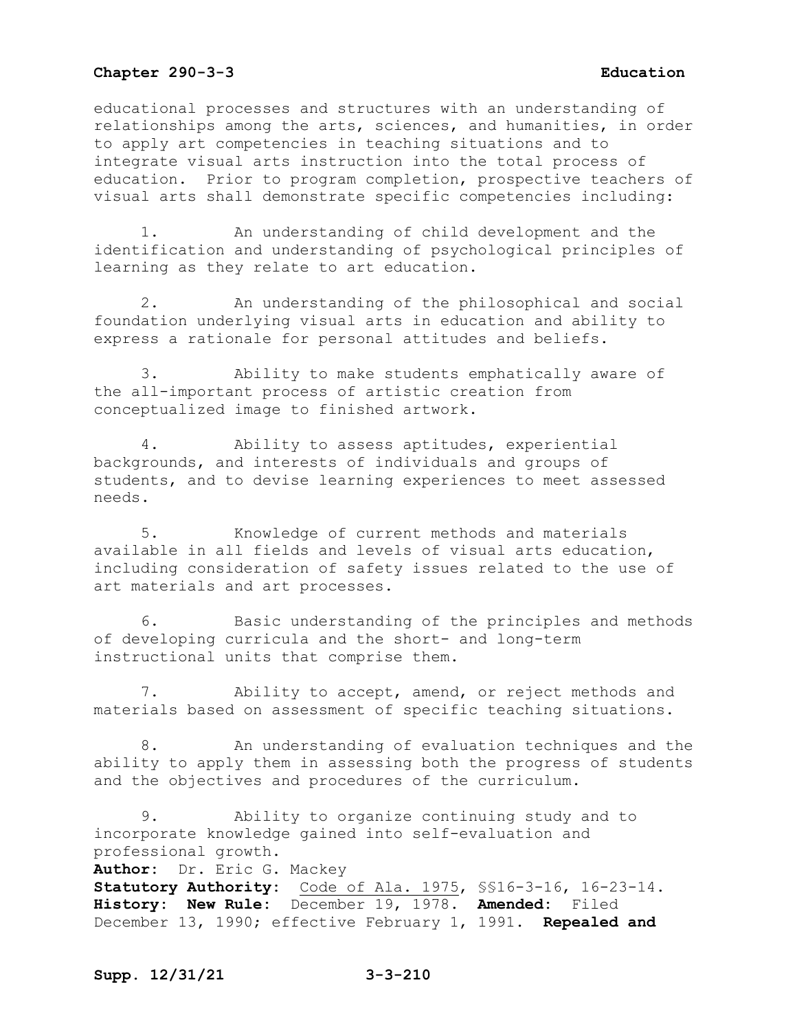educational processes and structures with an understanding of relationships among the arts, sciences, and humanities, in order to apply art competencies in teaching situations and to integrate visual arts instruction into the total process of education. Prior to program completion, prospective teachers of visual arts shall demonstrate specific competencies including:

1. An understanding of child development and the identification and understanding of psychological principles of learning as they relate to art education.

2. An understanding of the philosophical and social foundation underlying visual arts in education and ability to express a rationale for personal attitudes and beliefs.

3. Ability to make students emphatically aware of the all-important process of artistic creation from conceptualized image to finished artwork.

4. Ability to assess aptitudes, experiential backgrounds, and interests of individuals and groups of students, and to devise learning experiences to meet assessed needs.

5. Knowledge of current methods and materials available in all fields and levels of visual arts education, including consideration of safety issues related to the use of art materials and art processes.

6. Basic understanding of the principles and methods of developing curricula and the short- and long-term instructional units that comprise them.

7. Ability to accept, amend, or reject methods and materials based on assessment of specific teaching situations.

8. An understanding of evaluation techniques and the ability to apply them in assessing both the progress of students and the objectives and procedures of the curriculum.

9. Ability to organize continuing study and to incorporate knowledge gained into self-evaluation and professional growth.

**Author:** Dr. Eric G. Mackey
**Statutory Authority:** Code of Ala. 1975, §§16-3-16, 16-23-14.
**History: New Rule:** December 19, 1978. **Amended:** Filed December 13, 1990; effective February 1, 1991. **Repealed and**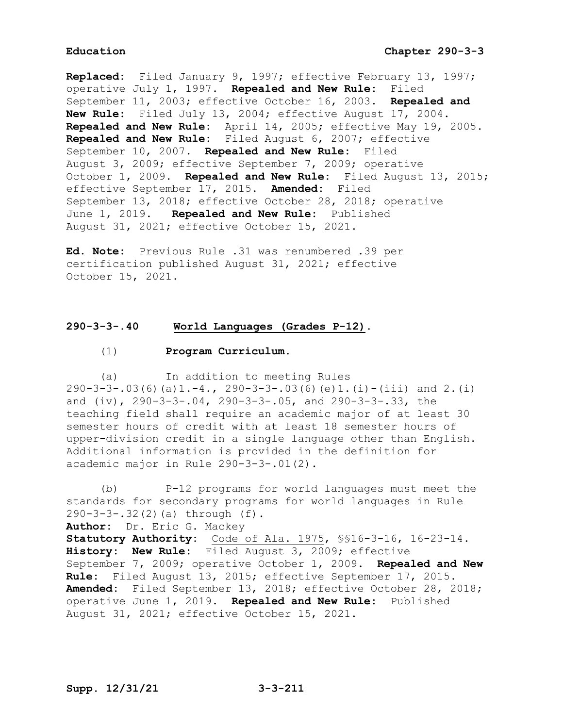**Replaced:** Filed January 9, 1997; effective February 13, 1997; operative July 1, 1997. **Repealed and New Rule:** Filed September 11, 2003; effective October 16, 2003. **Repealed and New Rule:** Filed July 13, 2004; effective August 17, 2004. **Repealed and New Rule:** April 14, 2005; effective May 19, 2005. **Repealed and New Rule:** Filed August 6, 2007; effective September 10, 2007. **Repealed and New Rule:** Filed August 3, 2009; effective September 7, 2009; operative October 1, 2009. **Repealed and New Rule:** Filed August 13, 2015; effective September 17, 2015. **Amended:** Filed September 13, 2018; effective October 28, 2018; operative June 1, 2019. **Repealed and New Rule:** Published August 31, 2021; effective October 15, 2021.

**Ed. Note:** Previous Rule .31 was renumbered .39 per certification published August 31, 2021; effective October 15, 2021.

## 290-3-3-.40 World Languages (Grades P-12).

(1) **Program Curriculum.**

(a) In addition to meeting Rules 290-3-3-.03(6)(a)1.-4., 290-3-3-.03(6)(e)1.(i)-(iii) and 2.(i) and (iv), 290-3-3-.04, 290-3-3-.05, and 290-3-3-.33, the teaching field shall require an academic major of at least 30 semester hours of credit with at least 18 semester hours of upper-division credit in a single language other than English. Additional information is provided in the definition for academic major in Rule 290-3-3-.01(2).

(b) P-12 programs for world languages must meet the standards for secondary programs for world languages in Rule 290-3-3-.32(2)(a) through (f).

**Author:** Dr. Eric G. Mackey
**Statutory Authority:** Code of Ala. 1975, §§16-3-16, 16-23-14.
**History:** **New Rule:** Filed August 3, 2009; effective September 7, 2009; operative October 1, 2009. **Repealed and New Rule:** Filed August 13, 2015; effective September 17, 2015. **Amended:** Filed September 13, 2018; effective October 28, 2018; operative June 1, 2019. **Repealed and New Rule:** Published August 31, 2021; effective October 15, 2021.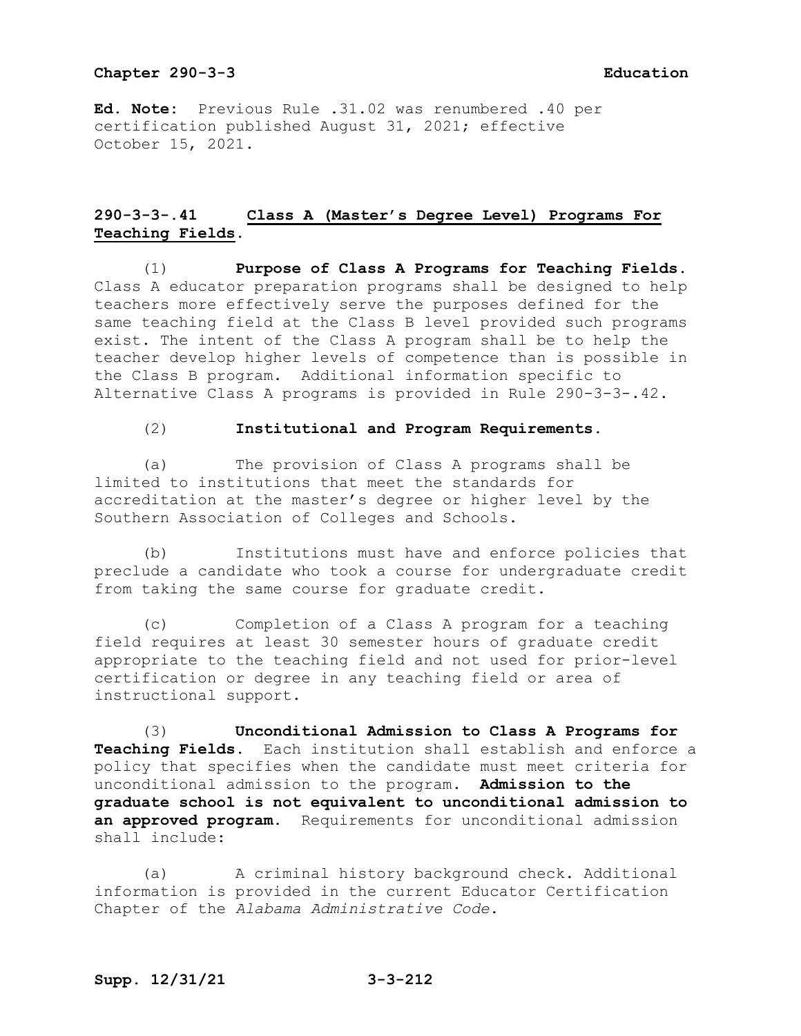**Ed. Note:** Previous Rule .31.02 was renumbered .40 per certification published August 31, 2021; effective October 15, 2021.

## 290-3-3-.41 Class A (Master's Degree Level) Programs For Teaching Fields.

(1) **Purpose of Class A Programs for Teaching Fields.** Class A educator preparation programs shall be designed to help teachers more effectively serve the purposes defined for the same teaching field at the Class B level provided such programs exist. The intent of the Class A program shall be to help the teacher develop higher levels of competence than is possible in the Class B program. Additional information specific to Alternative Class A programs is provided in Rule 290-3-3-.42.

(2) **Institutional and Program Requirements.**

(a) The provision of Class A programs shall be limited to institutions that meet the standards for accreditation at the master's degree or higher level by the Southern Association of Colleges and Schools.

(b) Institutions must have and enforce policies that preclude a candidate who took a course for undergraduate credit from taking the same course for graduate credit.

(c) Completion of a Class A program for a teaching field requires at least 30 semester hours of graduate credit appropriate to the teaching field and not used for prior-level certification or degree in any teaching field or area of instructional support.

(3) **Unconditional Admission to Class A Programs for Teaching Fields.** Each institution shall establish and enforce a policy that specifies when the candidate must meet criteria for unconditional admission to the program. **Admission to the graduate school is not equivalent to unconditional admission to an approved program.** Requirements for unconditional admission shall include:

(a) A criminal history background check. Additional information is provided in the current Educator Certification Chapter of the *Alabama Administrative Code*.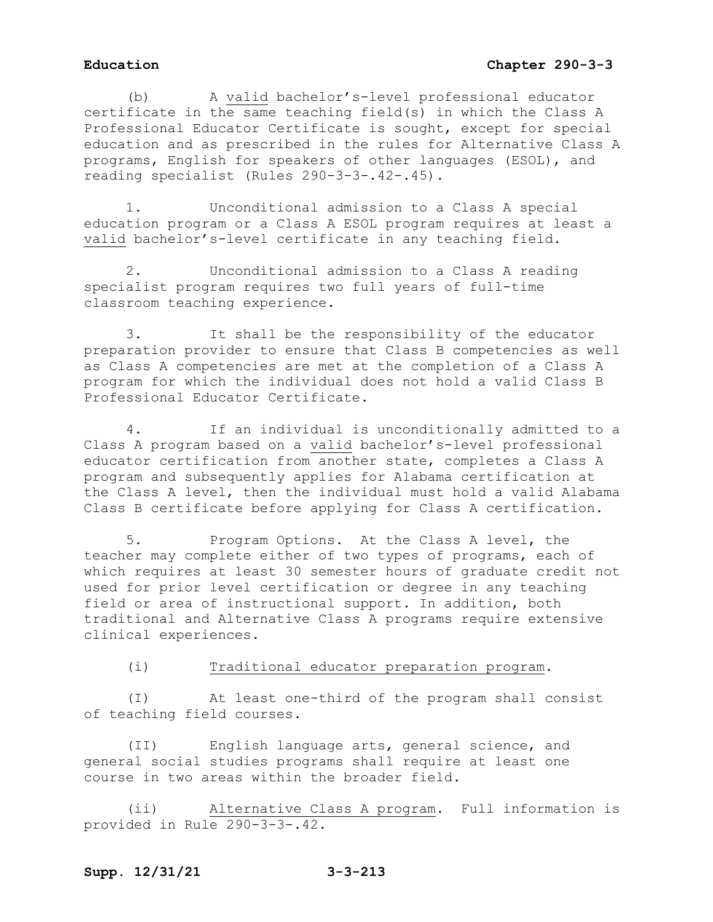(b) A <u>valid</u> bachelor's-level professional educator certificate in the same teaching field(s) in which the Class A Professional Educator Certificate is sought, except for special education and as prescribed in the rules for Alternative Class A programs, English for speakers of other languages (ESOL), and reading specialist (Rules 290-3-3-.42-.45).

1. Unconditional admission to a Class A special education program or a Class A ESOL program requires at least a <u>valid</u> bachelor's-level certificate in any teaching field.

2. Unconditional admission to a Class A reading specialist program requires two full years of full-time classroom teaching experience.

3. It shall be the responsibility of the educator preparation provider to ensure that Class B competencies as well as Class A competencies are met at the completion of a Class A program for which the individual does not hold a valid Class B Professional Educator Certificate.

4. If an individual is unconditionally admitted to a Class A program based on a <u>valid</u> bachelor's-level professional educator certification from another state, completes a Class A program and subsequently applies for Alabama certification at the Class A level, then the individual must hold a valid Alabama Class B certificate before applying for Class A certification.

5. Program Options. At the Class A level, the teacher may complete either of two types of programs, each of which requires at least 30 semester hours of graduate credit not used for prior level certification or degree in any teaching field or area of instructional support. In addition, both traditional and Alternative Class A programs require extensive clinical experiences.

(i) <u>Traditional educator preparation program</u>.

(I) At least one-third of the program shall consist of teaching field courses.

(II) English language arts, general science, and general social studies programs shall require at least one course in two areas within the broader field.

(ii) <u>Alternative Class A program</u>. Full information is provided in Rule 290-3-3-.42.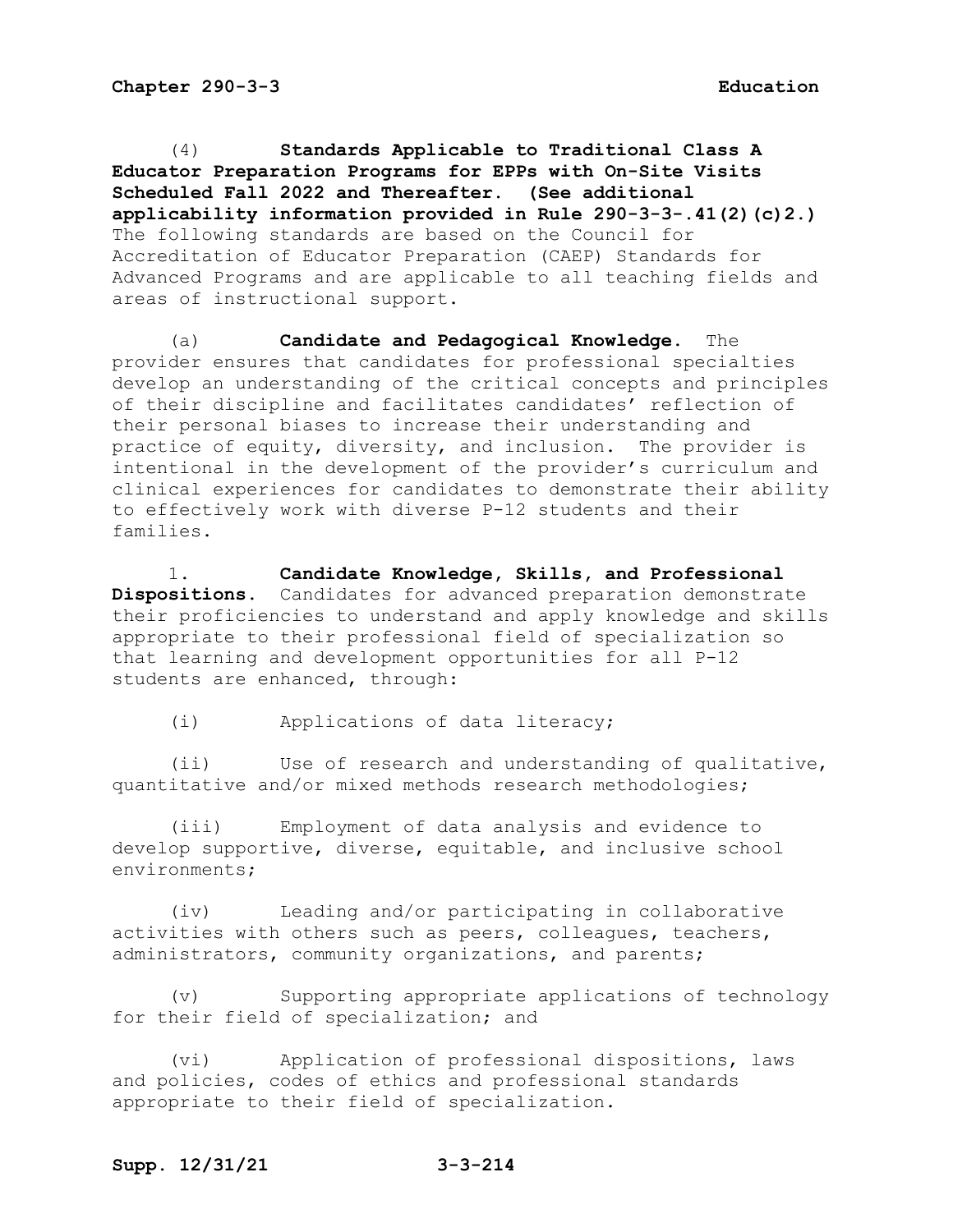(4) **Standards Applicable to Traditional Class A Educator Preparation Programs for EPPs with On-Site Visits Scheduled Fall 2022 and Thereafter. (See additional applicability information provided in Rule 290-3-3-.41(2)(c)2.)** The following standards are based on the Council for Accreditation of Educator Preparation (CAEP) Standards for Advanced Programs and are applicable to all teaching fields and areas of instructional support.

(a) **Candidate and Pedagogical Knowledge.** The provider ensures that candidates for professional specialties develop an understanding of the critical concepts and principles of their discipline and facilitates candidates' reflection of their personal biases to increase their understanding and practice of equity, diversity, and inclusion. The provider is intentional in the development of the provider's curriculum and clinical experiences for candidates to demonstrate their ability to effectively work with diverse P-12 students and their families.

1. **Candidate Knowledge, Skills, and Professional Dispositions.** Candidates for advanced preparation demonstrate their proficiencies to understand and apply knowledge and skills appropriate to their professional field of specialization so that learning and development opportunities for all P-12 students are enhanced, through:

(i) Applications of data literacy;

(ii) Use of research and understanding of qualitative, quantitative and/or mixed methods research methodologies;

(iii) Employment of data analysis and evidence to develop supportive, diverse, equitable, and inclusive school environments;

(iv) Leading and/or participating in collaborative activities with others such as peers, colleagues, teachers, administrators, community organizations, and parents;

(v) Supporting appropriate applications of technology for their field of specialization; and

(vi) Application of professional dispositions, laws and policies, codes of ethics and professional standards appropriate to their field of specialization.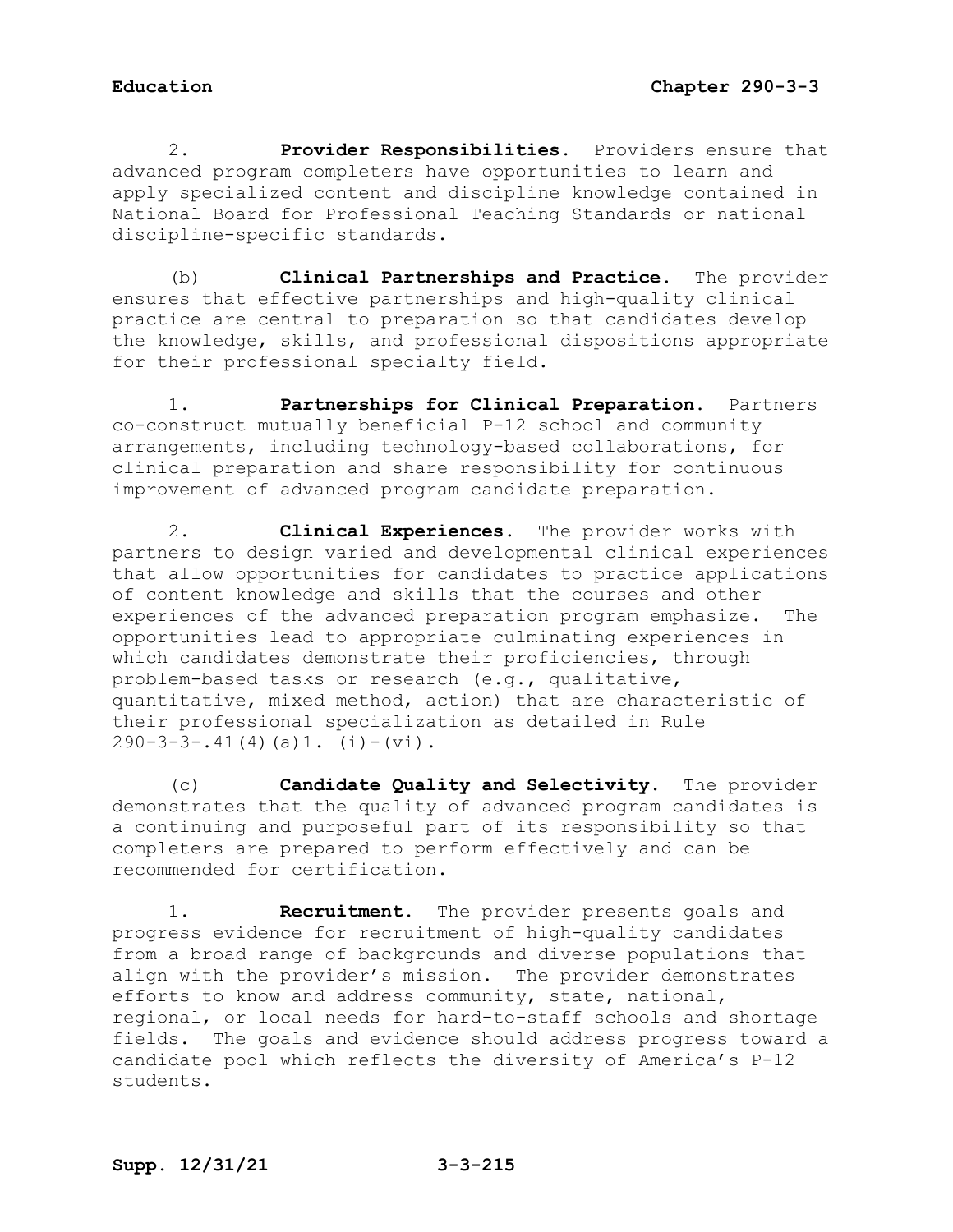2. **Provider Responsibilities.** Providers ensure that advanced program completers have opportunities to learn and apply specialized content and discipline knowledge contained in National Board for Professional Teaching Standards or national discipline-specific standards.

(b) **Clinical Partnerships and Practice.** The provider ensures that effective partnerships and high-quality clinical practice are central to preparation so that candidates develop the knowledge, skills, and professional dispositions appropriate for their professional specialty field.

1. **Partnerships for Clinical Preparation.** Partners co-construct mutually beneficial P-12 school and community arrangements, including technology-based collaborations, for clinical preparation and share responsibility for continuous improvement of advanced program candidate preparation.

2. **Clinical Experiences.** The provider works with partners to design varied and developmental clinical experiences that allow opportunities for candidates to practice applications of content knowledge and skills that the courses and other experiences of the advanced preparation program emphasize. The opportunities lead to appropriate culminating experiences in which candidates demonstrate their proficiencies, through problem-based tasks or research (e.g., qualitative, quantitative, mixed method, action) that are characteristic of their professional specialization as detailed in Rule 290-3-3-.41(4)(a)1. (i)-(vi).

(c) **Candidate Quality and Selectivity.** The provider demonstrates that the quality of advanced program candidates is a continuing and purposeful part of its responsibility so that completers are prepared to perform effectively and can be recommended for certification.

1. **Recruitment.** The provider presents goals and progress evidence for recruitment of high-quality candidates from a broad range of backgrounds and diverse populations that align with the provider's mission. The provider demonstrates efforts to know and address community, state, national, regional, or local needs for hard-to-staff schools and shortage fields. The goals and evidence should address progress toward a candidate pool which reflects the diversity of America's P-12 students.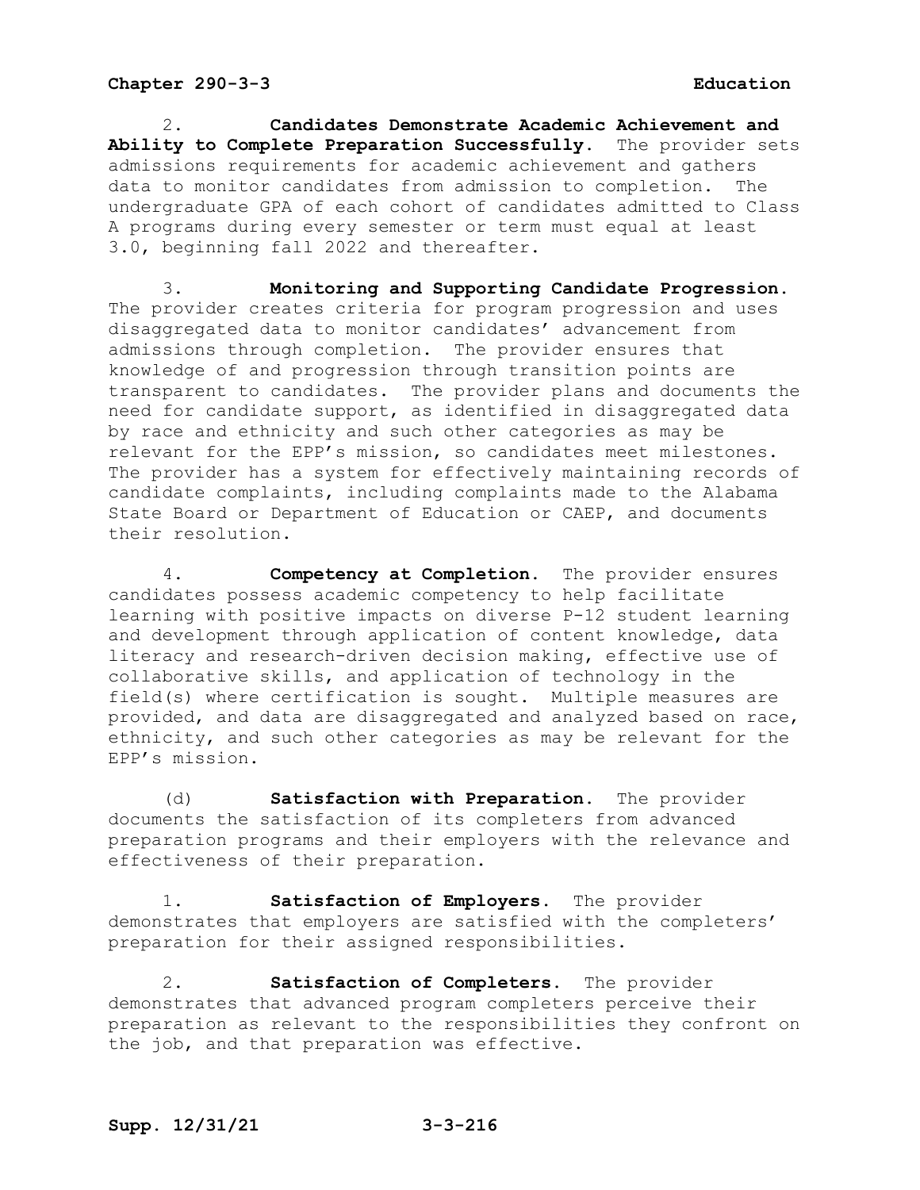2. **Candidates Demonstrate Academic Achievement and Ability to Complete Preparation Successfully.** The provider sets admissions requirements for academic achievement and gathers data to monitor candidates from admission to completion. The undergraduate GPA of each cohort of candidates admitted to Class A programs during every semester or term must equal at least 3.0, beginning fall 2022 and thereafter.

3. **Monitoring and Supporting Candidate Progression.** The provider creates criteria for program progression and uses disaggregated data to monitor candidates' advancement from admissions through completion. The provider ensures that knowledge of and progression through transition points are transparent to candidates. The provider plans and documents the need for candidate support, as identified in disaggregated data by race and ethnicity and such other categories as may be relevant for the EPP's mission, so candidates meet milestones. The provider has a system for effectively maintaining records of candidate complaints, including complaints made to the Alabama State Board or Department of Education or CAEP, and documents their resolution.

4. **Competency at Completion.** The provider ensures candidates possess academic competency to help facilitate learning with positive impacts on diverse P-12 student learning and development through application of content knowledge, data literacy and research-driven decision making, effective use of collaborative skills, and application of technology in the field(s) where certification is sought. Multiple measures are provided, and data are disaggregated and analyzed based on race, ethnicity, and such other categories as may be relevant for the EPP's mission.

(d) **Satisfaction with Preparation.** The provider documents the satisfaction of its completers from advanced preparation programs and their employers with the relevance and effectiveness of their preparation.

1. **Satisfaction of Employers.** The provider demonstrates that employers are satisfied with the completers' preparation for their assigned responsibilities.

2. **Satisfaction of Completers.** The provider demonstrates that advanced program completers perceive their preparation as relevant to the responsibilities they confront on the job, and that preparation was effective.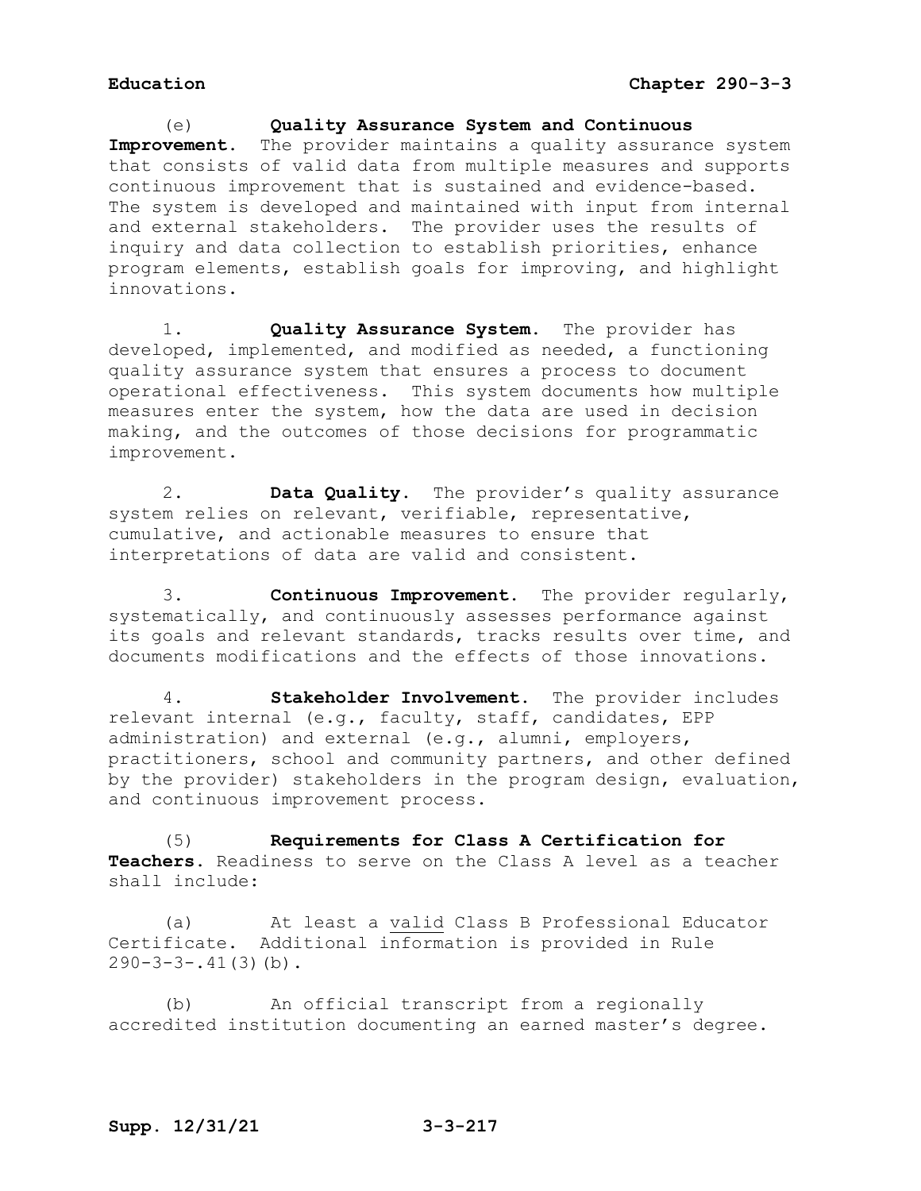(e) **Quality Assurance System and Continuous Improvement.** The provider maintains a quality assurance system that consists of valid data from multiple measures and supports continuous improvement that is sustained and evidence-based. The system is developed and maintained with input from internal and external stakeholders. The provider uses the results of inquiry and data collection to establish priorities, enhance program elements, establish goals for improving, and highlight innovations.

1. **Quality Assurance System.** The provider has developed, implemented, and modified as needed, a functioning quality assurance system that ensures a process to document operational effectiveness. This system documents how multiple measures enter the system, how the data are used in decision making, and the outcomes of those decisions for programmatic improvement.

2. **Data Quality.** The provider's quality assurance system relies on relevant, verifiable, representative, cumulative, and actionable measures to ensure that interpretations of data are valid and consistent.

3. **Continuous Improvement.** The provider regularly, systematically, and continuously assesses performance against its goals and relevant standards, tracks results over time, and documents modifications and the effects of those innovations.

4. **Stakeholder Involvement.** The provider includes relevant internal (e.g., faculty, staff, candidates, EPP administration) and external (e.g., alumni, employers, practitioners, school and community partners, and other defined by the provider) stakeholders in the program design, evaluation, and continuous improvement process.

(5) **Requirements for Class A Certification for Teachers.** Readiness to serve on the Class A level as a teacher shall include:

(a) At least a <u>valid</u> Class B Professional Educator Certificate. Additional information is provided in Rule 290-3-3-.41(3)(b).

(b) An official transcript from a regionally accredited institution documenting an earned master's degree.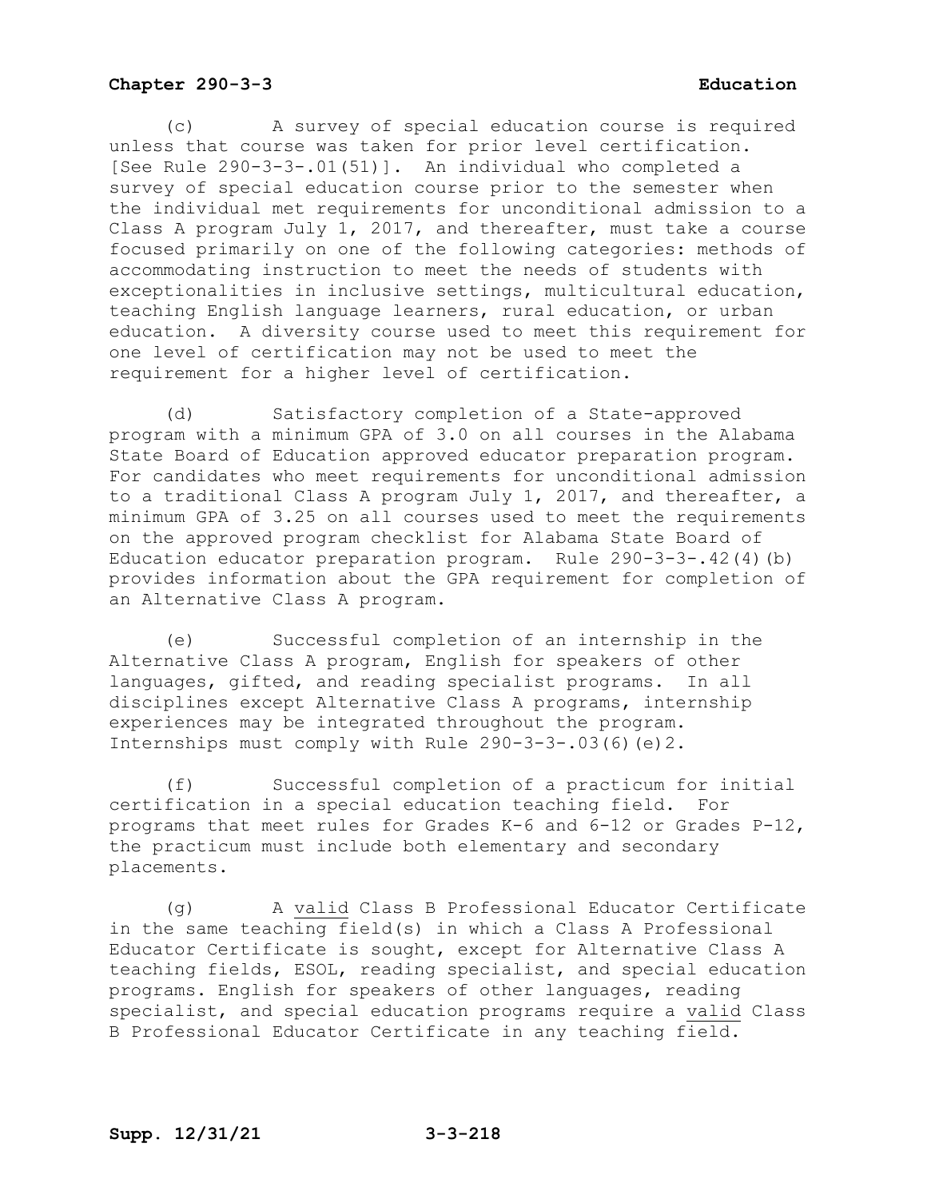(c) A survey of special education course is required unless that course was taken for prior level certification. [See Rule 290-3-3-.01(51)]. An individual who completed a survey of special education course prior to the semester when the individual met requirements for unconditional admission to a Class A program July 1, 2017, and thereafter, must take a course focused primarily on one of the following categories: methods of accommodating instruction to meet the needs of students with exceptionalities in inclusive settings, multicultural education, teaching English language learners, rural education, or urban education. A diversity course used to meet this requirement for one level of certification may not be used to meet the requirement for a higher level of certification.

(d) Satisfactory completion of a State-approved program with a minimum GPA of 3.0 on all courses in the Alabama State Board of Education approved educator preparation program. For candidates who meet requirements for unconditional admission to a traditional Class A program July 1, 2017, and thereafter, a minimum GPA of 3.25 on all courses used to meet the requirements on the approved program checklist for Alabama State Board of Education educator preparation program. Rule 290-3-3-.42(4)(b) provides information about the GPA requirement for completion of an Alternative Class A program.

(e) Successful completion of an internship in the Alternative Class A program, English for speakers of other languages, gifted, and reading specialist programs. In all disciplines except Alternative Class A programs, internship experiences may be integrated throughout the program. Internships must comply with Rule 290-3-3-.03(6)(e)2.

(f) Successful completion of a practicum for initial certification in a special education teaching field. For programs that meet rules for Grades K-6 and 6-12 or Grades P-12, the practicum must include both elementary and secondary placements.

(g) A <u>valid</u> Class B Professional Educator Certificate in the same teaching field(s) in which a Class A Professional Educator Certificate is sought, except for Alternative Class A teaching fields, ESOL, reading specialist, and special education programs. English for speakers of other languages, reading specialist, and special education programs require a <u>valid</u> Class B Professional Educator Certificate in any teaching field.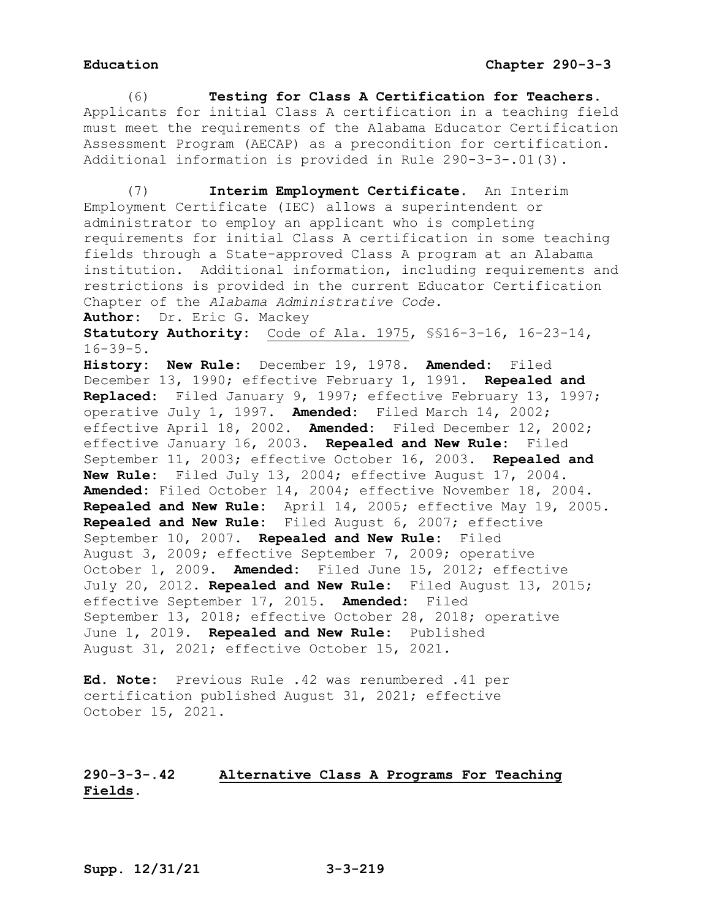(6) **Testing for Class A Certification for Teachers.** Applicants for initial Class A certification in a teaching field must meet the requirements of the Alabama Educator Certification Assessment Program (AECAP) as a precondition for certification. Additional information is provided in Rule 290-3-3-.01(3).

(7) **Interim Employment Certificate.** An Interim Employment Certificate (IEC) allows a superintendent or administrator to employ an applicant who is completing requirements for initial Class A certification in some teaching fields through a State-approved Class A program at an Alabama institution. Additional information, including requirements and restrictions is provided in the current Educator Certification Chapter of the *Alabama Administrative Code*.

**Author:** Dr. Eric G. Mackey

**Statutory Authority:** Code of Ala. 1975, §§16-3-16, 16-23-14, 16-39-5.

**History: New Rule:** December 19, 1978. **Amended:** Filed December 13, 1990; effective February 1, 1991. **Repealed and Replaced:** Filed January 9, 1997; effective February 13, 1997; operative July 1, 1997. **Amended:** Filed March 14, 2002; effective April 18, 2002. **Amended:** Filed December 12, 2002; effective January 16, 2003. **Repealed and New Rule:** Filed September 11, 2003; effective October 16, 2003. **Repealed and New Rule:** Filed July 13, 2004; effective August 17, 2004. **Amended:** Filed October 14, 2004; effective November 18, 2004. **Repealed and New Rule:** April 14, 2005; effective May 19, 2005. **Repealed and New Rule:** Filed August 6, 2007; effective September 10, 2007. **Repealed and New Rule:** Filed August 3, 2009; effective September 7, 2009; operative October 1, 2009. **Amended:** Filed June 15, 2012; effective July 20, 2012. **Repealed and New Rule:** Filed August 13, 2015; effective September 17, 2015. **Amended:** Filed September 13, 2018; effective October 28, 2018; operative June 1, 2019. **Repealed and New Rule:** Published August 31, 2021; effective October 15, 2021.

**Ed. Note:** Previous Rule .42 was renumbered .41 per certification published August 31, 2021; effective October 15, 2021.

## 290-3-3-.42 Alternative Class A Programs For Teaching Fields.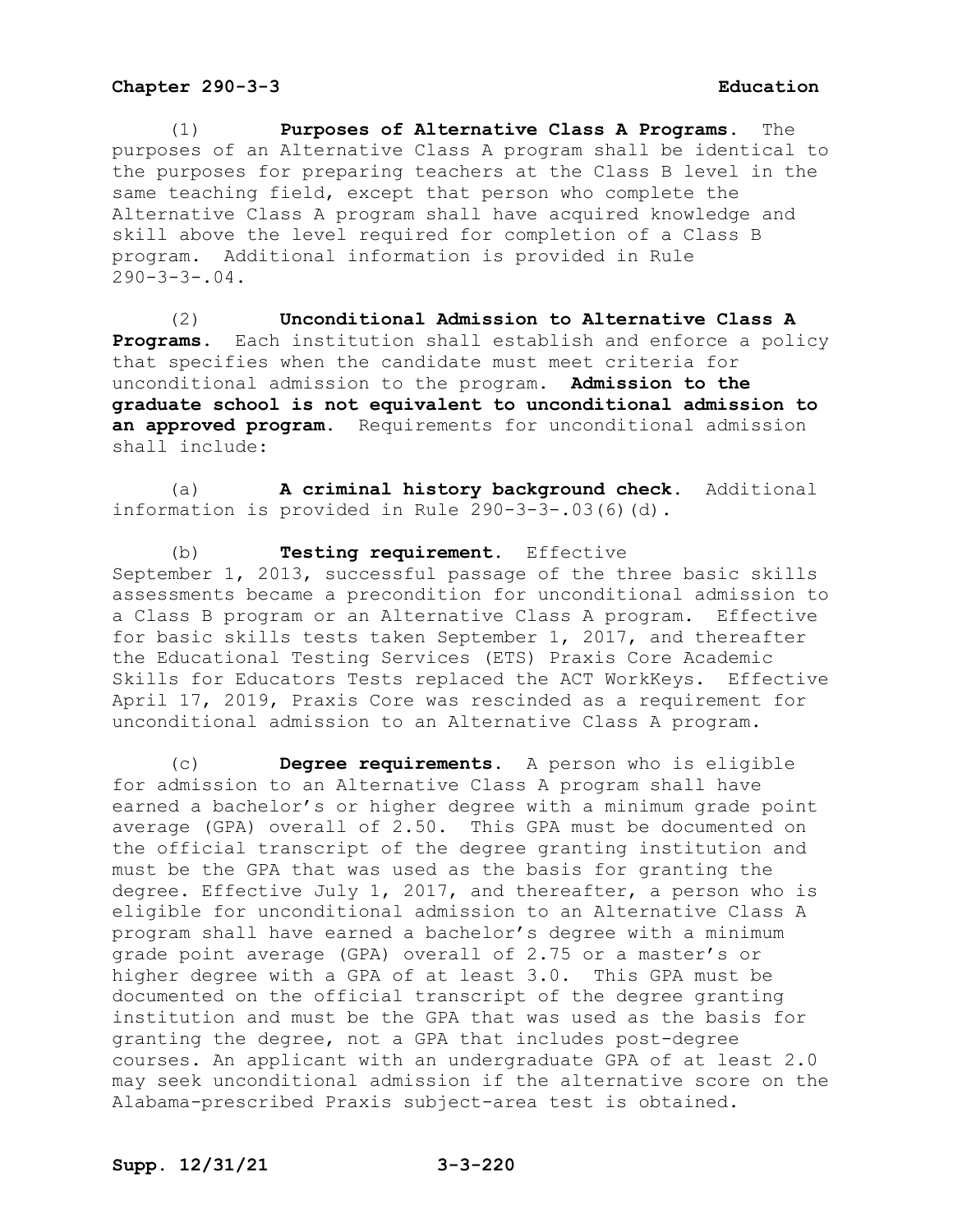(1) **Purposes of Alternative Class A Programs.** The purposes of an Alternative Class A program shall be identical to the purposes for preparing teachers at the Class B level in the same teaching field, except that person who complete the Alternative Class A program shall have acquired knowledge and skill above the level required for completion of a Class B program. Additional information is provided in Rule 290-3-3-.04.

(2) **Unconditional Admission to Alternative Class A Programs.** Each institution shall establish and enforce a policy that specifies when the candidate must meet criteria for unconditional admission to the program. **Admission to the graduate school is not equivalent to unconditional admission to an approved program.** Requirements for unconditional admission shall include:

(a) **A criminal history background check.** Additional information is provided in Rule 290-3-3-.03(6)(d).

(b) **Testing requirement.** Effective September 1, 2013, successful passage of the three basic skills assessments became a precondition for unconditional admission to a Class B program or an Alternative Class A program. Effective for basic skills tests taken September 1, 2017, and thereafter the Educational Testing Services (ETS) Praxis Core Academic Skills for Educators Tests replaced the ACT WorkKeys. Effective April 17, 2019, Praxis Core was rescinded as a requirement for unconditional admission to an Alternative Class A program.

(c) **Degree requirements.** A person who is eligible for admission to an Alternative Class A program shall have earned a bachelor's or higher degree with a minimum grade point average (GPA) overall of 2.50. This GPA must be documented on the official transcript of the degree granting institution and must be the GPA that was used as the basis for granting the degree. Effective July 1, 2017, and thereafter, a person who is eligible for unconditional admission to an Alternative Class A program shall have earned a bachelor's degree with a minimum grade point average (GPA) overall of 2.75 or a master's or higher degree with a GPA of at least 3.0. This GPA must be documented on the official transcript of the degree granting institution and must be the GPA that was used as the basis for granting the degree, not a GPA that includes post-degree courses. An applicant with an undergraduate GPA of at least 2.0 may seek unconditional admission if the alternative score on the Alabama-prescribed Praxis subject-area test is obtained.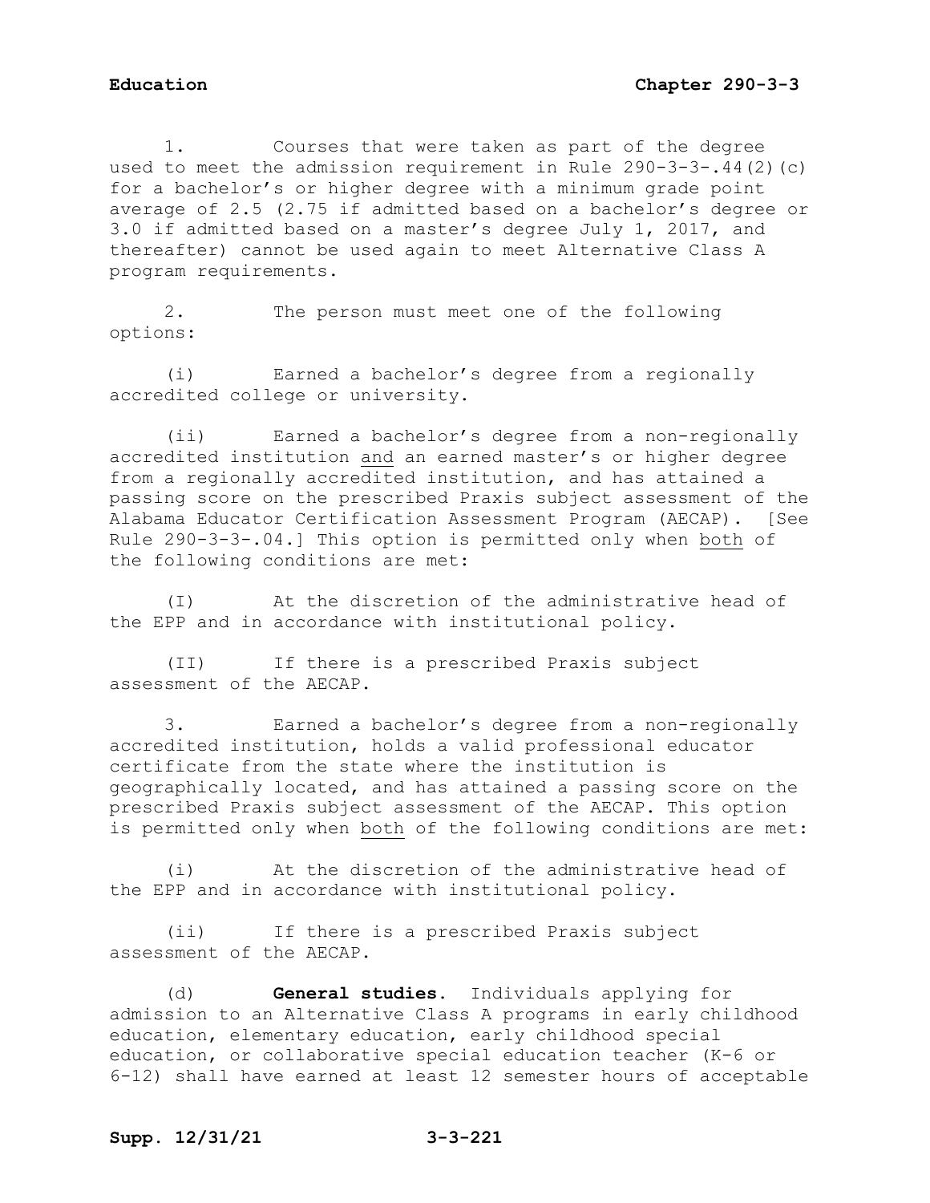1. Courses that were taken as part of the degree used to meet the admission requirement in Rule 290-3-3-.44(2)(c) for a bachelor's or higher degree with a minimum grade point average of 2.5 (2.75 if admitted based on a bachelor's degree or 3.0 if admitted based on a master's degree July 1, 2017, and thereafter) cannot be used again to meet Alternative Class A program requirements.

2. The person must meet one of the following options:

(i) Earned a bachelor's degree from a regionally accredited college or university.

(ii) Earned a bachelor's degree from a non-regionally accredited institution <u>and</u> an earned master's or higher degree from a regionally accredited institution, and has attained a passing score on the prescribed Praxis subject assessment of the Alabama Educator Certification Assessment Program (AECAP). [See Rule 290-3-3-.04.] This option is permitted only when <u>both</u> of the following conditions are met:

(I) At the discretion of the administrative head of the EPP and in accordance with institutional policy.

(II) If there is a prescribed Praxis subject assessment of the AECAP.

3. Earned a bachelor's degree from a non-regionally accredited institution, holds a valid professional educator certificate from the state where the institution is geographically located, and has attained a passing score on the prescribed Praxis subject assessment of the AECAP. This option is permitted only when <u>both</u> of the following conditions are met:

(i) At the discretion of the administrative head of the EPP and in accordance with institutional policy.

(ii) If there is a prescribed Praxis subject assessment of the AECAP.

(d) **General studies.** Individuals applying for admission to an Alternative Class A programs in early childhood education, elementary education, early childhood special education, or collaborative special education teacher (K-6 or 6-12) shall have earned at least 12 semester hours of acceptable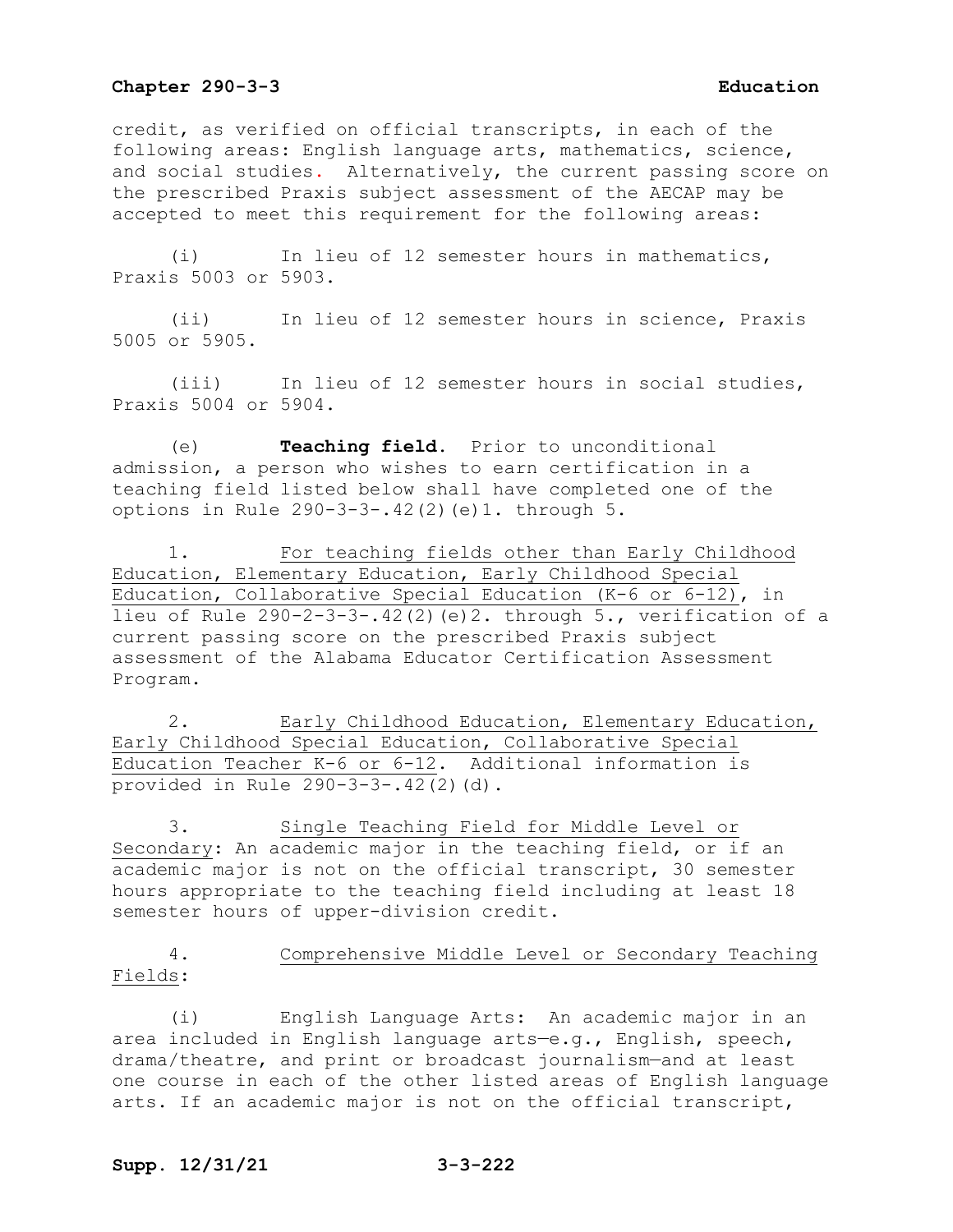credit, as verified on official transcripts, in each of the following areas: English language arts, mathematics, science, and social studies. Alternatively, the current passing score on the prescribed Praxis subject assessment of the AECAP may be accepted to meet this requirement for the following areas:

(i) In lieu of 12 semester hours in mathematics, Praxis 5003 or 5903.

(ii) In lieu of 12 semester hours in science, Praxis 5005 or 5905.

(iii) In lieu of 12 semester hours in social studies, Praxis 5004 or 5904.

(e) **Teaching field.** Prior to unconditional admission, a person who wishes to earn certification in a teaching field listed below shall have completed one of the options in Rule 290-3-3-.42(2)(e)1. through 5.

1. For teaching fields other than Early Childhood Education, Elementary Education, Early Childhood Special Education, Collaborative Special Education (K-6 or 6-12), in lieu of Rule 290-2-3-3-.42(2)(e)2. through 5., verification of a current passing score on the prescribed Praxis subject assessment of the Alabama Educator Certification Assessment Program.

2. Early Childhood Education, Elementary Education, Early Childhood Special Education, Collaborative Special Education Teacher K-6 or 6-12. Additional information is provided in Rule 290-3-3-.42(2)(d).

3. Single Teaching Field for Middle Level or Secondary: An academic major in the teaching field, or if an academic major is not on the official transcript, 30 semester hours appropriate to the teaching field including at least 18 semester hours of upper-division credit.

4. Comprehensive Middle Level or Secondary Teaching Fields:

(i) English Language Arts: An academic major in an area included in English language arts—e.g., English, speech, drama/theatre, and print or broadcast journalism—and at least one course in each of the other listed areas of English language arts. If an academic major is not on the official transcript,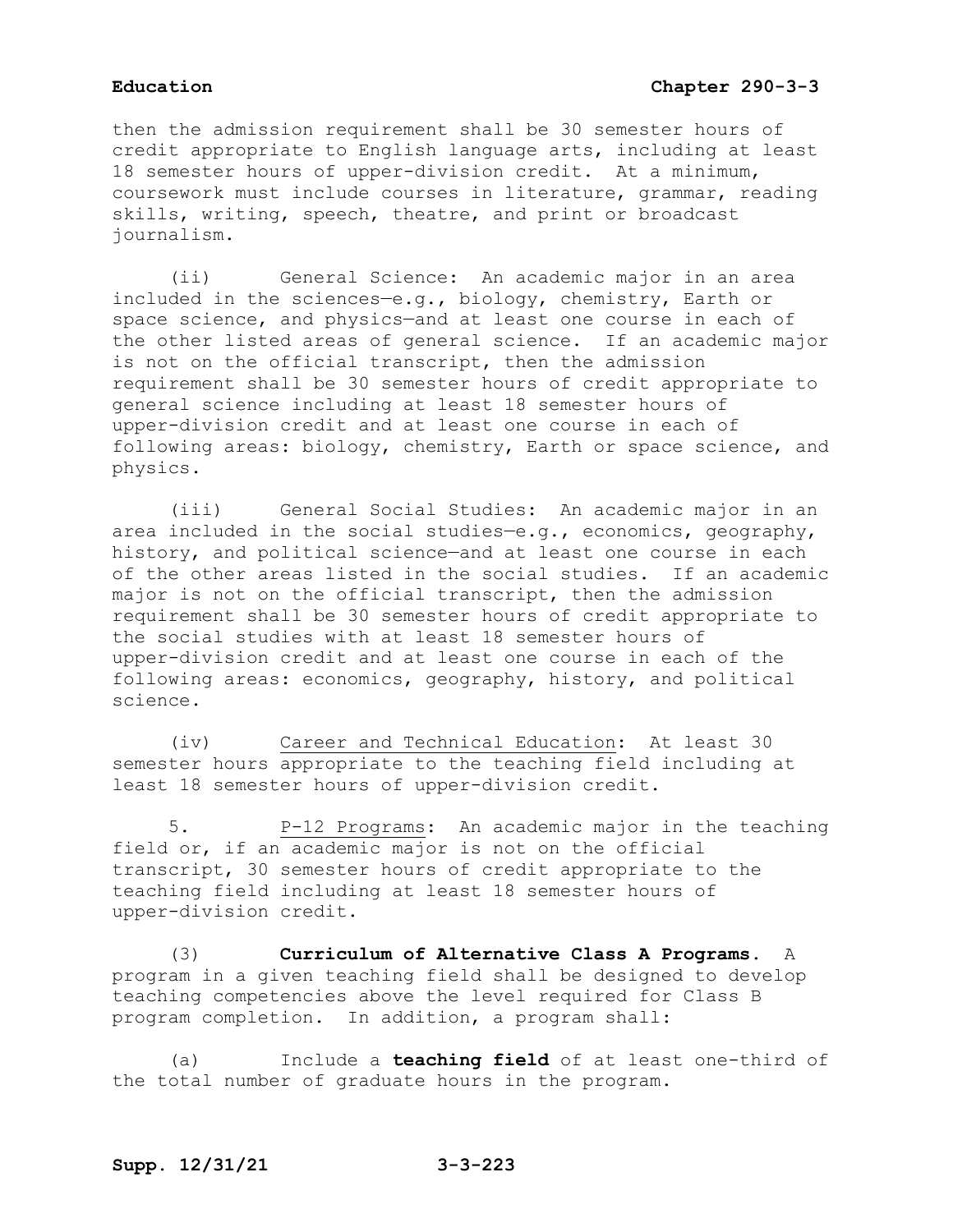then the admission requirement shall be 30 semester hours of credit appropriate to English language arts, including at least 18 semester hours of upper-division credit. At a minimum, coursework must include courses in literature, grammar, reading skills, writing, speech, theatre, and print or broadcast journalism.

(ii) General Science: An academic major in an area included in the sciences—e.g., biology, chemistry, Earth or space science, and physics—and at least one course in each of the other listed areas of general science. If an academic major is not on the official transcript, then the admission requirement shall be 30 semester hours of credit appropriate to general science including at least 18 semester hours of upper-division credit and at least one course in each of following areas: biology, chemistry, Earth or space science, and physics.

(iii) General Social Studies: An academic major in an area included in the social studies—e.g., economics, geography, history, and political science—and at least one course in each of the other areas listed in the social studies. If an academic major is not on the official transcript, then the admission requirement shall be 30 semester hours of credit appropriate to the social studies with at least 18 semester hours of upper-division credit and at least one course in each of the following areas: economics, geography, history, and political science.

(iv) <u>Career and Technical Education</u>: At least 30 semester hours appropriate to the teaching field including at least 18 semester hours of upper-division credit.

5. <u>P-12 Programs</u>: An academic major in the teaching field or, if an academic major is not on the official transcript, 30 semester hours of credit appropriate to the teaching field including at least 18 semester hours of upper-division credit.

(3) **Curriculum of Alternative Class A Programs**. A program in a given teaching field shall be designed to develop teaching competencies above the level required for Class B program completion. In addition, a program shall:

(a) Include a **teaching field** of at least one-third of the total number of graduate hours in the program.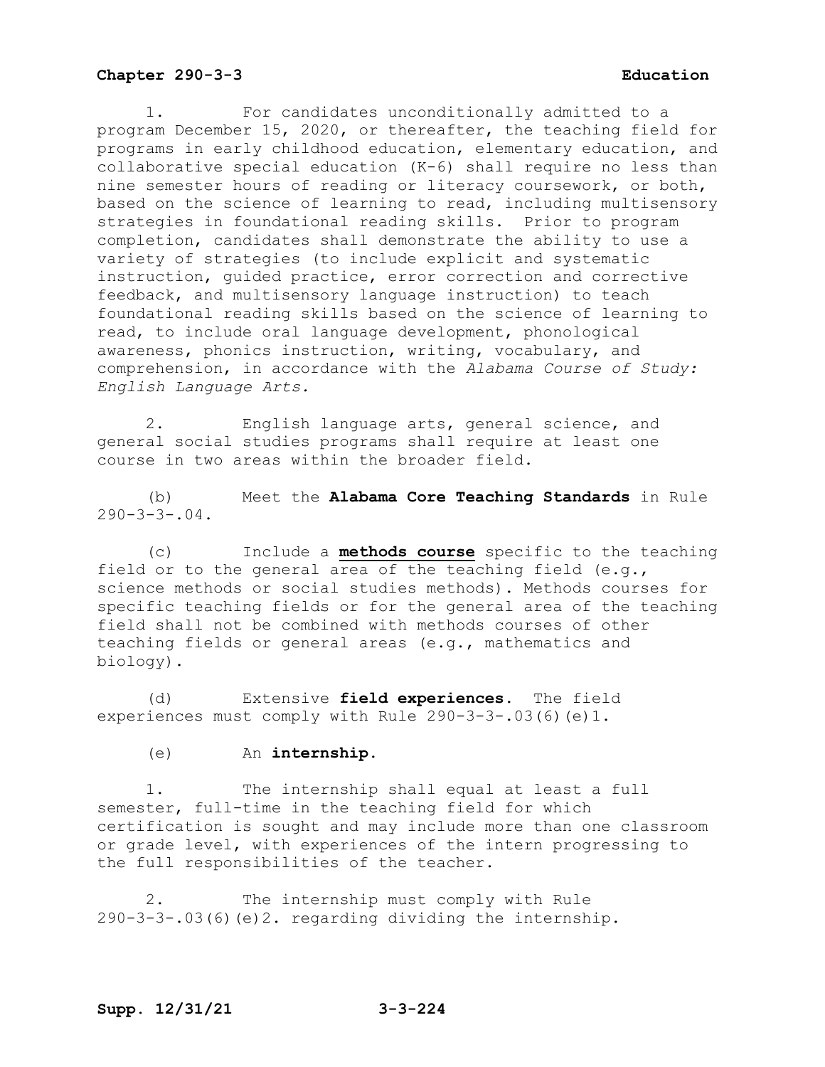1. For candidates unconditionally admitted to a program December 15, 2020, or thereafter, the teaching field for programs in early childhood education, elementary education, and collaborative special education (K-6) shall require no less than nine semester hours of reading or literacy coursework, or both, based on the science of learning to read, including multisensory strategies in foundational reading skills. Prior to program completion, candidates shall demonstrate the ability to use a variety of strategies (to include explicit and systematic instruction, guided practice, error correction and corrective feedback, and multisensory language instruction) to teach foundational reading skills based on the science of learning to read, to include oral language development, phonological awareness, phonics instruction, writing, vocabulary, and comprehension, in accordance with the *Alabama Course of Study: English Language Arts.*

2. English language arts, general science, and general social studies programs shall require at least one course in two areas within the broader field.

(b) Meet the **Alabama Core Teaching Standards** in Rule 290-3-3-.04.

(c) Include a **methods course** specific to the teaching field or to the general area of the teaching field (e.g., science methods or social studies methods). Methods courses for specific teaching fields or for the general area of the teaching field shall not be combined with methods courses of other teaching fields or general areas (e.g., mathematics and biology).

(d) Extensive **field experiences**. The field experiences must comply with Rule 290-3-3-.03(6)(e)1.

(e) An **internship**.

1. The internship shall equal at least a full semester, full-time in the teaching field for which certification is sought and may include more than one classroom or grade level, with experiences of the intern progressing to the full responsibilities of the teacher.

2. The internship must comply with Rule 290-3-3-.03(6)(e)2. regarding dividing the internship.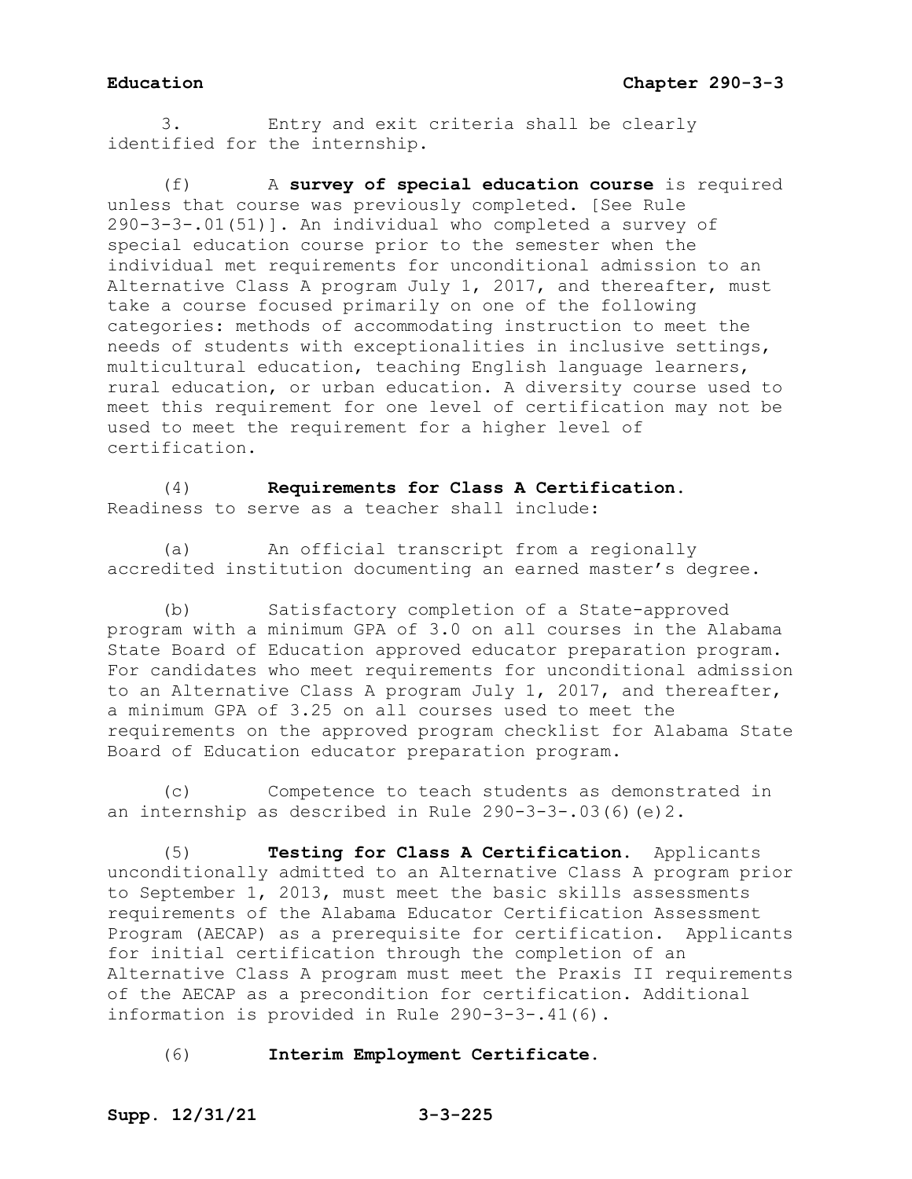3. Entry and exit criteria shall be clearly identified for the internship.

(f) A **survey of special education course** is required unless that course was previously completed. [See Rule 290-3-3-.01(51)]. An individual who completed a survey of special education course prior to the semester when the individual met requirements for unconditional admission to an Alternative Class A program July 1, 2017, and thereafter, must take a course focused primarily on one of the following categories: methods of accommodating instruction to meet the needs of students with exceptionalities in inclusive settings, multicultural education, teaching English language learners, rural education, or urban education. A diversity course used to meet this requirement for one level of certification may not be used to meet the requirement for a higher level of certification.

(4) **Requirements for Class A Certification.** Readiness to serve as a teacher shall include:

(a) An official transcript from a regionally accredited institution documenting an earned master's degree.

(b) Satisfactory completion of a State-approved program with a minimum GPA of 3.0 on all courses in the Alabama State Board of Education approved educator preparation program. For candidates who meet requirements for unconditional admission to an Alternative Class A program July 1, 2017, and thereafter, a minimum GPA of 3.25 on all courses used to meet the requirements on the approved program checklist for Alabama State Board of Education educator preparation program.

(c) Competence to teach students as demonstrated in an internship as described in Rule 290-3-3-.03(6)(e)2.

(5) **Testing for Class A Certification.** Applicants unconditionally admitted to an Alternative Class A program prior to September 1, 2013, must meet the basic skills assessments requirements of the Alabama Educator Certification Assessment Program (AECAP) as a prerequisite for certification. Applicants for initial certification through the completion of an Alternative Class A program must meet the Praxis II requirements of the AECAP as a precondition for certification. Additional information is provided in Rule 290-3-3-.41(6).

(6) **Interim Employment Certificate.**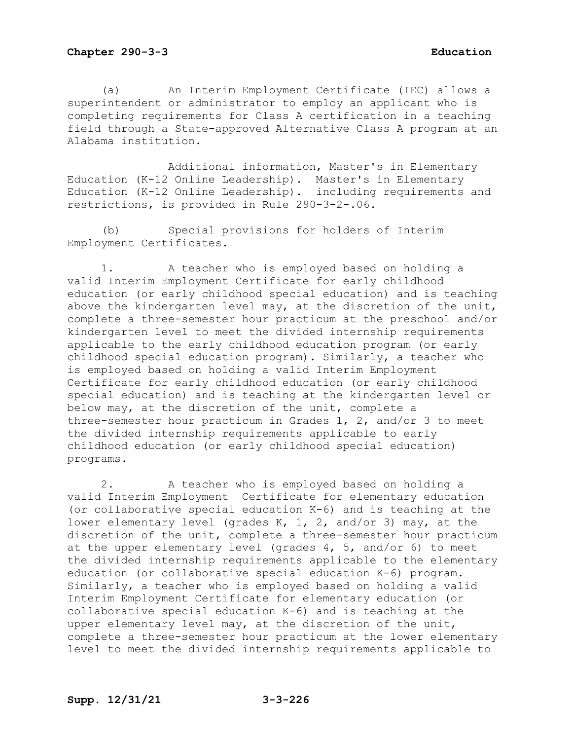(a) An Interim Employment Certificate (IEC) allows a superintendent or administrator to employ an applicant who is completing requirements for Class A certification in a teaching field through a State-approved Alternative Class A program at an Alabama institution.

Additional information, Master's in Elementary Education (K-12 Online Leadership). Master's in Elementary Education (K-12 Online Leadership). including requirements and restrictions, is provided in Rule 290-3-2-.06.

(b) Special provisions for holders of Interim Employment Certificates.

1. A teacher who is employed based on holding a valid Interim Employment Certificate for early childhood education (or early childhood special education) and is teaching above the kindergarten level may, at the discretion of the unit, complete a three-semester hour practicum at the preschool and/or kindergarten level to meet the divided internship requirements applicable to the early childhood education program (or early childhood special education program). Similarly, a teacher who is employed based on holding a valid Interim Employment Certificate for early childhood education (or early childhood special education) and is teaching at the kindergarten level or below may, at the discretion of the unit, complete a three-semester hour practicum in Grades 1, 2, and/or 3 to meet the divided internship requirements applicable to early childhood education (or early childhood special education) programs.

2. A teacher who is employed based on holding a valid Interim Employment Certificate for elementary education (or collaborative special education K-6) and is teaching at the lower elementary level (grades K, 1, 2, and/or 3) may, at the discretion of the unit, complete a three-semester hour practicum at the upper elementary level (grades 4, 5, and/or 6) to meet the divided internship requirements applicable to the elementary education (or collaborative special education K-6) program. Similarly, a teacher who is employed based on holding a valid Interim Employment Certificate for elementary education (or collaborative special education K-6) and is teaching at the upper elementary level may, at the discretion of the unit, complete a three-semester hour practicum at the lower elementary level to meet the divided internship requirements applicable to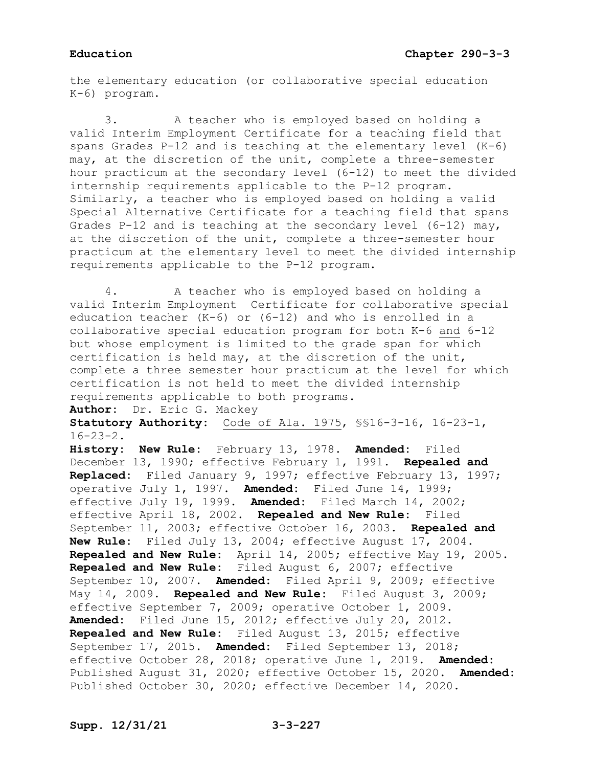the elementary education (or collaborative special education K-6) program.

3. A teacher who is employed based on holding a valid Interim Employment Certificate for a teaching field that spans Grades P-12 and is teaching at the elementary level (K-6) may, at the discretion of the unit, complete a three-semester hour practicum at the secondary level (6-12) to meet the divided internship requirements applicable to the P-12 program. Similarly, a teacher who is employed based on holding a valid Special Alternative Certificate for a teaching field that spans Grades P-12 and is teaching at the secondary level (6-12) may, at the discretion of the unit, complete a three-semester hour practicum at the elementary level to meet the divided internship requirements applicable to the P-12 program.

4. A teacher who is employed based on holding a valid Interim Employment Certificate for collaborative special education teacher (K-6) or (6-12) and who is enrolled in a collaborative special education program for both K-6 and 6-12 but whose employment is limited to the grade span for which certification is held may, at the discretion of the unit, complete a three semester hour practicum at the level for which certification is not held to meet the divided internship requirements applicable to both programs.

**Author:** Dr. Eric G. Mackey

**Statutory Authority:** Code of Ala. 1975, §§16-3-16, 16-23-1, 16-23-2.

**History:** **New Rule:** February 13, 1978. **Amended:** Filed December 13, 1990; effective February 1, 1991. **Repealed and Replaced:** Filed January 9, 1997; effective February 13, 1997; operative July 1, 1997. **Amended:** Filed June 14, 1999; effective July 19, 1999. **Amended:** Filed March 14, 2002; effective April 18, 2002. **Repealed and New Rule:** Filed September 11, 2003; effective October 16, 2003. **Repealed and New Rule:** Filed July 13, 2004; effective August 17, 2004. **Repealed and New Rule:** April 14, 2005; effective May 19, 2005. **Repealed and New Rule:** Filed August 6, 2007; effective September 10, 2007. **Amended:** Filed April 9, 2009; effective May 14, 2009. **Repealed and New Rule:** Filed August 3, 2009; effective September 7, 2009; operative October 1, 2009. **Amended:** Filed June 15, 2012; effective July 20, 2012. **Repealed and New Rule:** Filed August 13, 2015; effective September 17, 2015. **Amended:** Filed September 13, 2018; effective October 28, 2018; operative June 1, 2019. **Amended:** Published August 31, 2020; effective October 15, 2020. **Amended:** Published October 30, 2020; effective December 14, 2020.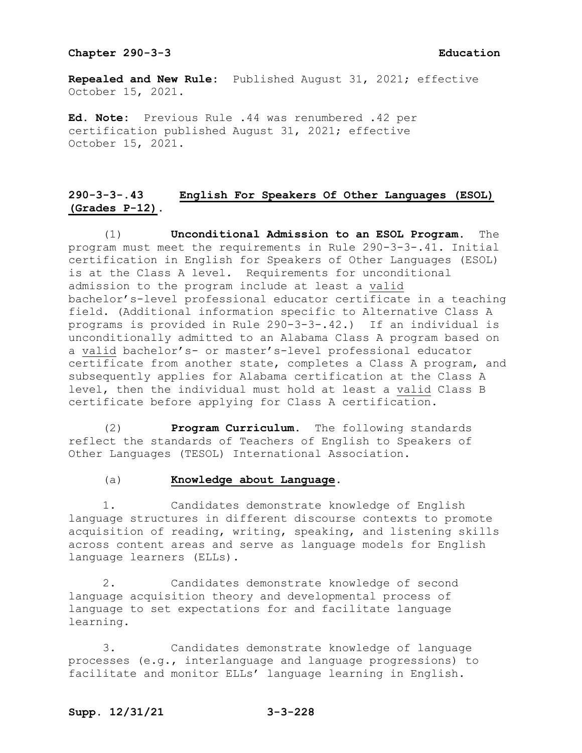**Repealed and New Rule:** Published August 31, 2021; effective October 15, 2021.

**Ed. Note:** Previous Rule .44 was renumbered .42 per certification published August 31, 2021; effective October 15, 2021.

## 290-3-3-.43 English For Speakers Of Other Languages (ESOL) (Grades P-12).

(1) **Unconditional Admission to an ESOL Program.** The program must meet the requirements in Rule 290-3-3-.41. Initial certification in English for Speakers of Other Languages (ESOL) is at the Class A level. Requirements for unconditional admission to the program include at least a valid bachelor's-level professional educator certificate in a teaching field. (Additional information specific to Alternative Class A programs is provided in Rule 290-3-3-.42.) If an individual is unconditionally admitted to an Alabama Class A program based on a valid bachelor's- or master's-level professional educator certificate from another state, completes a Class A program, and subsequently applies for Alabama certification at the Class A level, then the individual must hold at least a valid Class B certificate before applying for Class A certification.

(2) **Program Curriculum.** The following standards reflect the standards of Teachers of English to Speakers of Other Languages (TESOL) International Association.

(a) **Knowledge about Language.**

1. Candidates demonstrate knowledge of English language structures in different discourse contexts to promote acquisition of reading, writing, speaking, and listening skills across content areas and serve as language models for English language learners (ELLs).

2. Candidates demonstrate knowledge of second language acquisition theory and developmental process of language to set expectations for and facilitate language learning.

3. Candidates demonstrate knowledge of language processes (e.g., interlanguage and language progressions) to facilitate and monitor ELLs' language learning in English.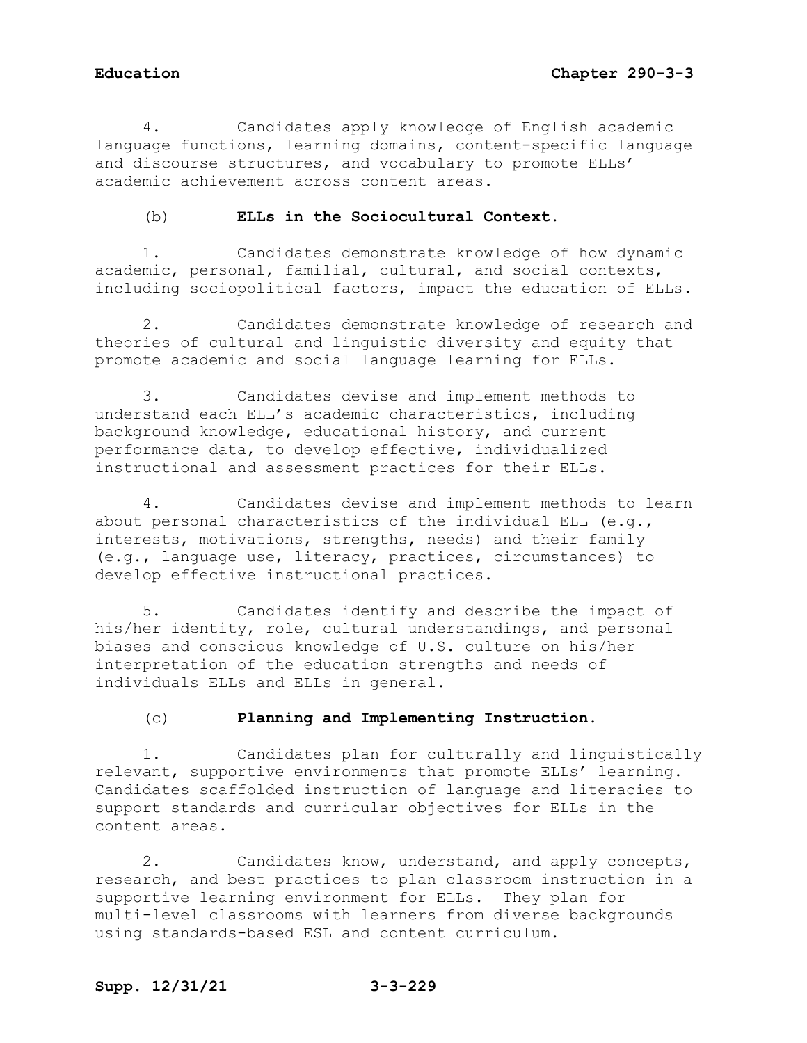4. Candidates apply knowledge of English academic language functions, learning domains, content-specific language and discourse structures, and vocabulary to promote ELLs' academic achievement across content areas.

(b) **ELLs in the Sociocultural Context.**

1. Candidates demonstrate knowledge of how dynamic academic, personal, familial, cultural, and social contexts, including sociopolitical factors, impact the education of ELLs.

2. Candidates demonstrate knowledge of research and theories of cultural and linguistic diversity and equity that promote academic and social language learning for ELLs.

3. Candidates devise and implement methods to understand each ELL's academic characteristics, including background knowledge, educational history, and current performance data, to develop effective, individualized instructional and assessment practices for their ELLs.

4. Candidates devise and implement methods to learn about personal characteristics of the individual ELL (e.g., interests, motivations, strengths, needs) and their family (e.g., language use, literacy, practices, circumstances) to develop effective instructional practices.

5. Candidates identify and describe the impact of his/her identity, role, cultural understandings, and personal biases and conscious knowledge of U.S. culture on his/her interpretation of the education strengths and needs of individuals ELLs and ELLs in general.

(c) **Planning and Implementing Instruction.**

1. Candidates plan for culturally and linguistically relevant, supportive environments that promote ELLs' learning. Candidates scaffolded instruction of language and literacies to support standards and curricular objectives for ELLs in the content areas.

2. Candidates know, understand, and apply concepts, research, and best practices to plan classroom instruction in a supportive learning environment for ELLs. They plan for multi-level classrooms with learners from diverse backgrounds using standards-based ESL and content curriculum.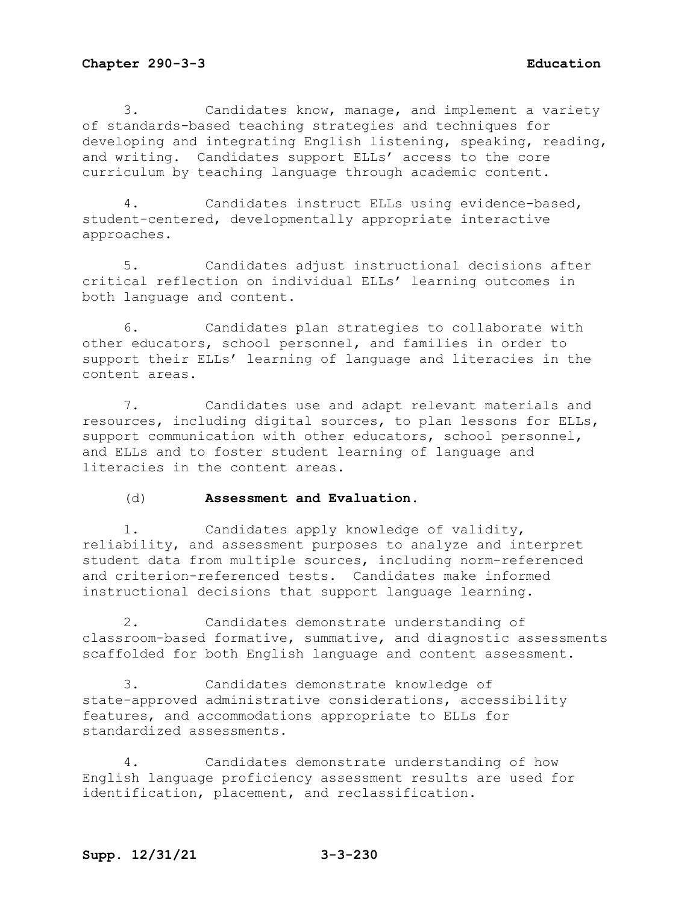3. Candidates know, manage, and implement a variety of standards-based teaching strategies and techniques for developing and integrating English listening, speaking, reading, and writing. Candidates support ELLs' access to the core curriculum by teaching language through academic content.

4. Candidates instruct ELLs using evidence-based, student-centered, developmentally appropriate interactive approaches.

5. Candidates adjust instructional decisions after critical reflection on individual ELLs' learning outcomes in both language and content.

6. Candidates plan strategies to collaborate with other educators, school personnel, and families in order to support their ELLs' learning of language and literacies in the content areas.

7. Candidates use and adapt relevant materials and resources, including digital sources, to plan lessons for ELLs, support communication with other educators, school personnel, and ELLs and to foster student learning of language and literacies in the content areas.

(d) **Assessment and Evaluation.**

1. Candidates apply knowledge of validity, reliability, and assessment purposes to analyze and interpret student data from multiple sources, including norm-referenced and criterion-referenced tests. Candidates make informed instructional decisions that support language learning.

2. Candidates demonstrate understanding of classroom-based formative, summative, and diagnostic assessments scaffolded for both English language and content assessment.

3. Candidates demonstrate knowledge of state-approved administrative considerations, accessibility features, and accommodations appropriate to ELLs for standardized assessments.

4. Candidates demonstrate understanding of how English language proficiency assessment results are used for identification, placement, and reclassification.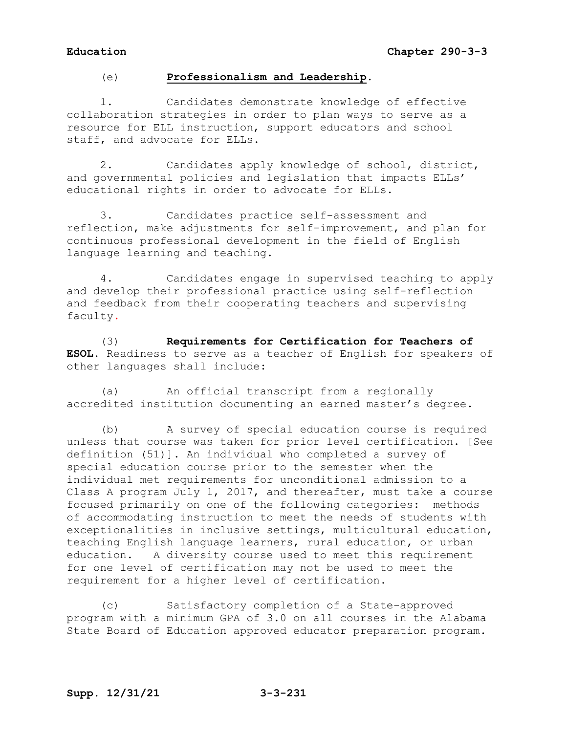(e) **Professionalism and Leadership**.

1. Candidates demonstrate knowledge of effective collaboration strategies in order to plan ways to serve as a resource for ELL instruction, support educators and school staff, and advocate for ELLs.

2. Candidates apply knowledge of school, district, and governmental policies and legislation that impacts ELLs' educational rights in order to advocate for ELLs.

3. Candidates practice self-assessment and reflection, make adjustments for self-improvement, and plan for continuous professional development in the field of English language learning and teaching.

4. Candidates engage in supervised teaching to apply and develop their professional practice using self-reflection and feedback from their cooperating teachers and supervising faculty.

(3) **Requirements for Certification for Teachers of ESOL**. Readiness to serve as a teacher of English for speakers of other languages shall include:

(a) An official transcript from a regionally accredited institution documenting an earned master's degree.

(b) A survey of special education course is required unless that course was taken for prior level certification. [See definition (51)]. An individual who completed a survey of special education course prior to the semester when the individual met requirements for unconditional admission to a Class A program July 1, 2017, and thereafter, must take a course focused primarily on one of the following categories: methods of accommodating instruction to meet the needs of students with exceptionalities in inclusive settings, multicultural education, teaching English language learners, rural education, or urban education. A diversity course used to meet this requirement for one level of certification may not be used to meet the requirement for a higher level of certification.

(c) Satisfactory completion of a State-approved program with a minimum GPA of 3.0 on all courses in the Alabama State Board of Education approved educator preparation program.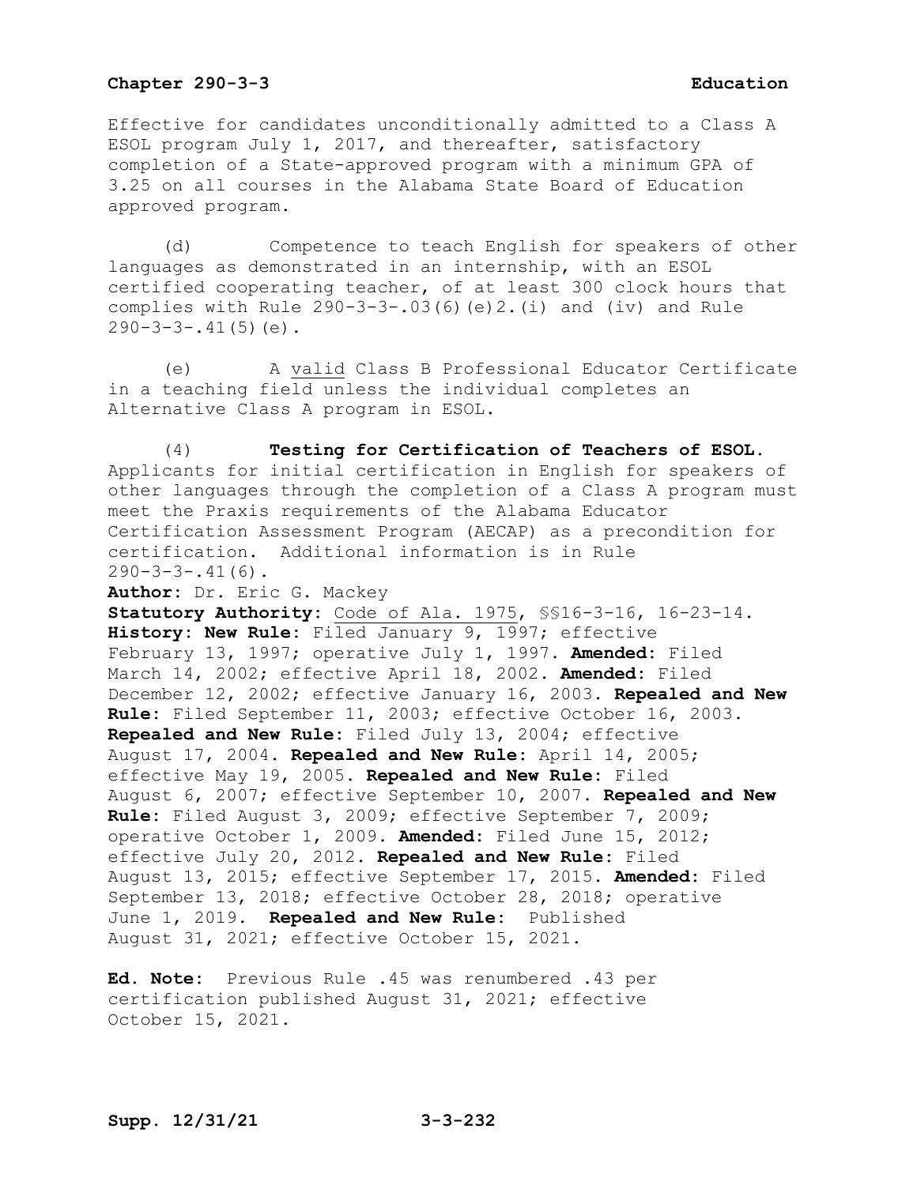Effective for candidates unconditionally admitted to a Class A ESOL program July 1, 2017, and thereafter, satisfactory completion of a State-approved program with a minimum GPA of 3.25 on all courses in the Alabama State Board of Education approved program.

(d) Competence to teach English for speakers of other languages as demonstrated in an internship, with an ESOL certified cooperating teacher, of at least 300 clock hours that complies with Rule 290-3-3-.03(6)(e)2.(i) and (iv) and Rule 290-3-3-.41(5)(e).

(e) A valid Class B Professional Educator Certificate in a teaching field unless the individual completes an Alternative Class A program in ESOL.

(4) **Testing for Certification of Teachers of ESOL.** Applicants for initial certification in English for speakers of other languages through the completion of a Class A program must meet the Praxis requirements of the Alabama Educator Certification Assessment Program (AECAP) as a precondition for certification. Additional information is in Rule 290-3-3-.41(6).

**Author:** Dr. Eric G. Mackey

**Statutory Authority:** Code of Ala. 1975, §§16-3-16, 16-23-14.

**History: New Rule:** Filed January 9, 1997; effective February 13, 1997; operative July 1, 1997. **Amended:** Filed March 14, 2002; effective April 18, 2002. **Amended:** Filed December 12, 2002; effective January 16, 2003. **Repealed and New Rule:** Filed September 11, 2003; effective October 16, 2003. **Repealed and New Rule:** Filed July 13, 2004; effective August 17, 2004. **Repealed and New Rule:** April 14, 2005; effective May 19, 2005. **Repealed and New Rule:** Filed August 6, 2007; effective September 10, 2007. **Repealed and New Rule:** Filed August 3, 2009; effective September 7, 2009; operative October 1, 2009. **Amended:** Filed June 15, 2012; effective July 20, 2012. **Repealed and New Rule:** Filed August 13, 2015; effective September 17, 2015. **Amended:** Filed September 13, 2018; effective October 28, 2018; operative June 1, 2019. **Repealed and New Rule:** Published August 31, 2021; effective October 15, 2021.

**Ed. Note:** Previous Rule .45 was renumbered .43 per certification published August 31, 2021; effective October 15, 2021.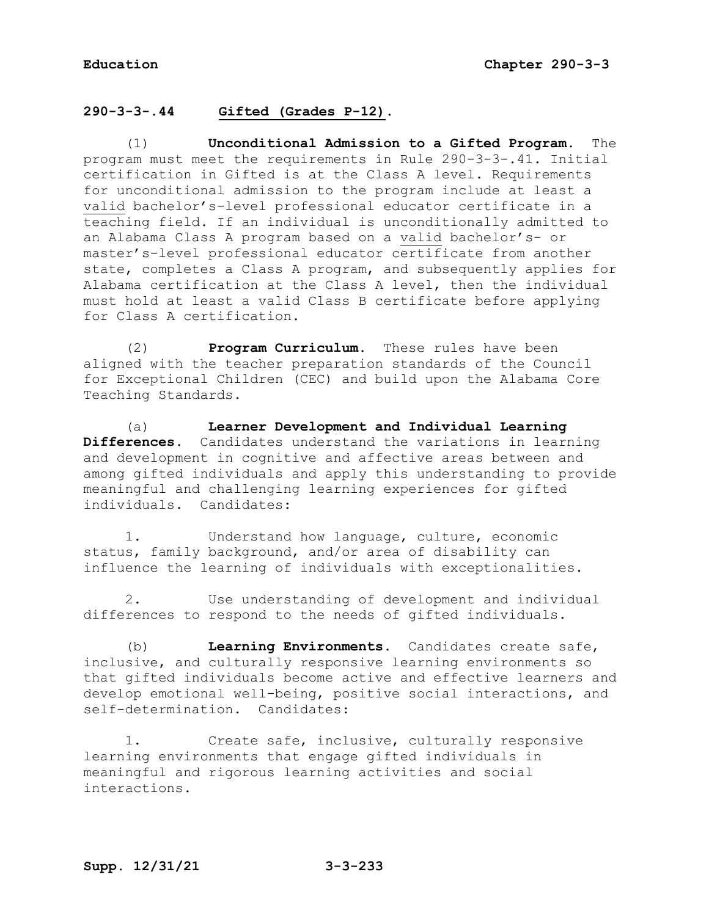## 290-3-3-.44 Gifted (Grades P-12).

(1) **Unconditional Admission to a Gifted Program.** The program must meet the requirements in Rule 290-3-3-.41. Initial certification in Gifted is at the Class A level. Requirements for unconditional admission to the program include at least a valid bachelor's-level professional educator certificate in a teaching field. If an individual is unconditionally admitted to an Alabama Class A program based on a valid bachelor's- or master's-level professional educator certificate from another state, completes a Class A program, and subsequently applies for Alabama certification at the Class A level, then the individual must hold at least a valid Class B certificate before applying for Class A certification.

(2) **Program Curriculum.** These rules have been aligned with the teacher preparation standards of the Council for Exceptional Children (CEC) and build upon the Alabama Core Teaching Standards.

(a) **Learner Development and Individual Learning Differences.** Candidates understand the variations in learning and development in cognitive and affective areas between and among gifted individuals and apply this understanding to provide meaningful and challenging learning experiences for gifted individuals. Candidates:

1. Understand how language, culture, economic status, family background, and/or area of disability can influence the learning of individuals with exceptionalities.

2. Use understanding of development and individual differences to respond to the needs of gifted individuals.

(b) **Learning Environments.** Candidates create safe, inclusive, and culturally responsive learning environments so that gifted individuals become active and effective learners and develop emotional well-being, positive social interactions, and self-determination. Candidates:

1. Create safe, inclusive, culturally responsive learning environments that engage gifted individuals in meaningful and rigorous learning activities and social interactions.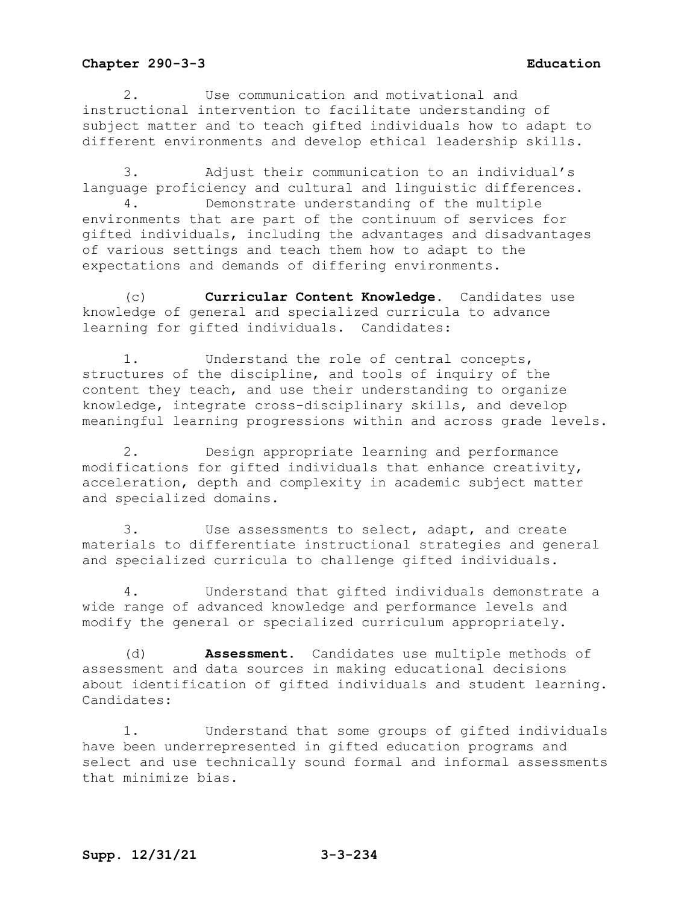2. Use communication and motivational and instructional intervention to facilitate understanding of subject matter and to teach gifted individuals how to adapt to different environments and develop ethical leadership skills.

3. Adjust their communication to an individual's language proficiency and cultural and linguistic differences.

4. Demonstrate understanding of the multiple environments that are part of the continuum of services for gifted individuals, including the advantages and disadvantages of various settings and teach them how to adapt to the expectations and demands of differing environments.

(c) **Curricular Content Knowledge.** Candidates use knowledge of general and specialized curricula to advance learning for gifted individuals. Candidates:

1. Understand the role of central concepts, structures of the discipline, and tools of inquiry of the content they teach, and use their understanding to organize knowledge, integrate cross-disciplinary skills, and develop meaningful learning progressions within and across grade levels.

2. Design appropriate learning and performance modifications for gifted individuals that enhance creativity, acceleration, depth and complexity in academic subject matter and specialized domains.

3. Use assessments to select, adapt, and create materials to differentiate instructional strategies and general and specialized curricula to challenge gifted individuals.

4. Understand that gifted individuals demonstrate a wide range of advanced knowledge and performance levels and modify the general or specialized curriculum appropriately.

(d) **Assessment.** Candidates use multiple methods of assessment and data sources in making educational decisions about identification of gifted individuals and student learning. Candidates:

1. Understand that some groups of gifted individuals have been underrepresented in gifted education programs and select and use technically sound formal and informal assessments that minimize bias.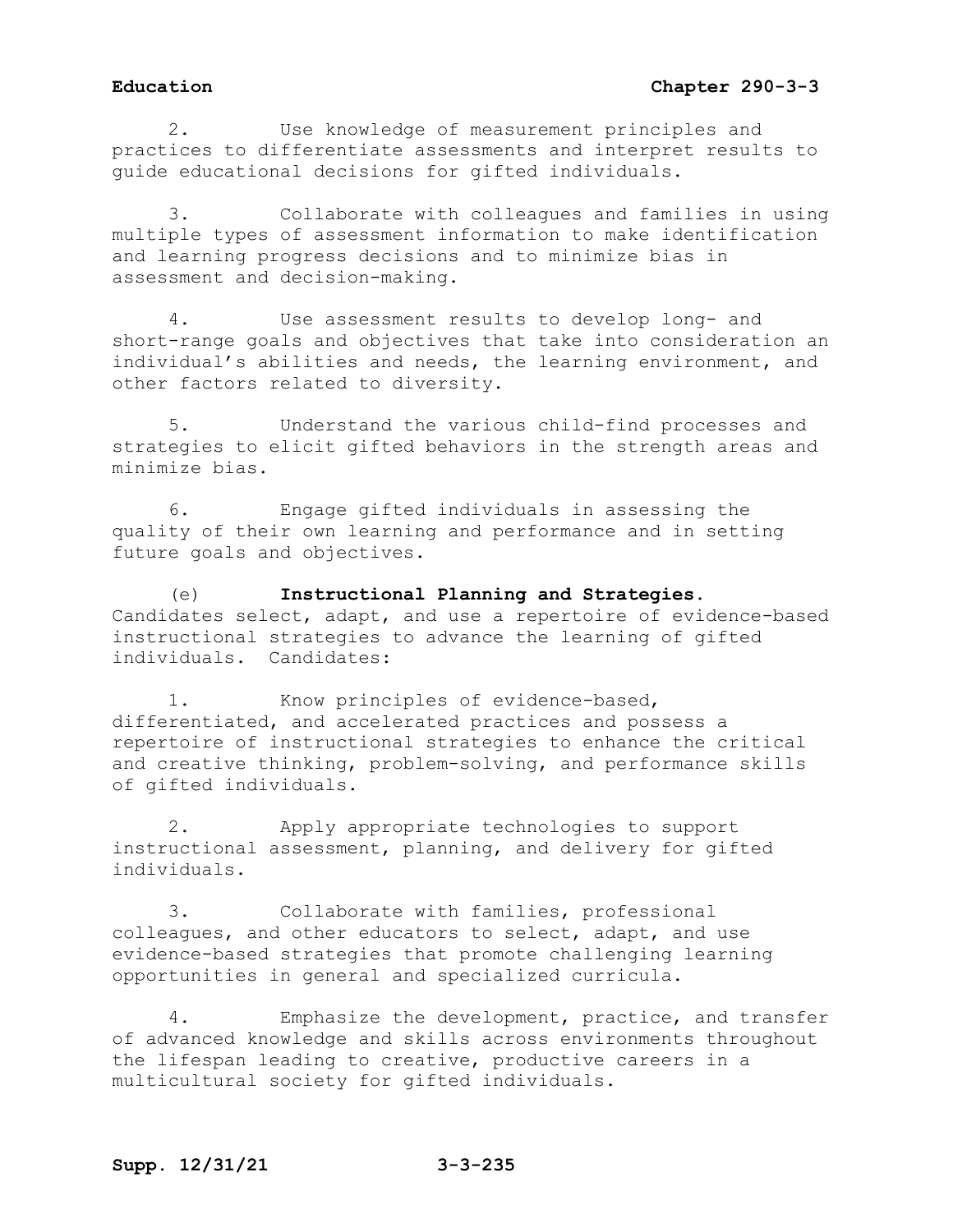2. Use knowledge of measurement principles and practices to differentiate assessments and interpret results to guide educational decisions for gifted individuals.

3. Collaborate with colleagues and families in using multiple types of assessment information to make identification and learning progress decisions and to minimize bias in assessment and decision-making.

4. Use assessment results to develop long- and short-range goals and objectives that take into consideration an individual's abilities and needs, the learning environment, and other factors related to diversity.

5. Understand the various child-find processes and strategies to elicit gifted behaviors in the strength areas and minimize bias.

6. Engage gifted individuals in assessing the quality of their own learning and performance and in setting future goals and objectives.

(e) **Instructional Planning and Strategies.** Candidates select, adapt, and use a repertoire of evidence-based instructional strategies to advance the learning of gifted individuals. Candidates:

1. Know principles of evidence-based, differentiated, and accelerated practices and possess a repertoire of instructional strategies to enhance the critical and creative thinking, problem-solving, and performance skills of gifted individuals.

2. Apply appropriate technologies to support instructional assessment, planning, and delivery for gifted individuals.

3. Collaborate with families, professional colleagues, and other educators to select, adapt, and use evidence-based strategies that promote challenging learning opportunities in general and specialized curricula.

4. Emphasize the development, practice, and transfer of advanced knowledge and skills across environments throughout the lifespan leading to creative, productive careers in a multicultural society for gifted individuals.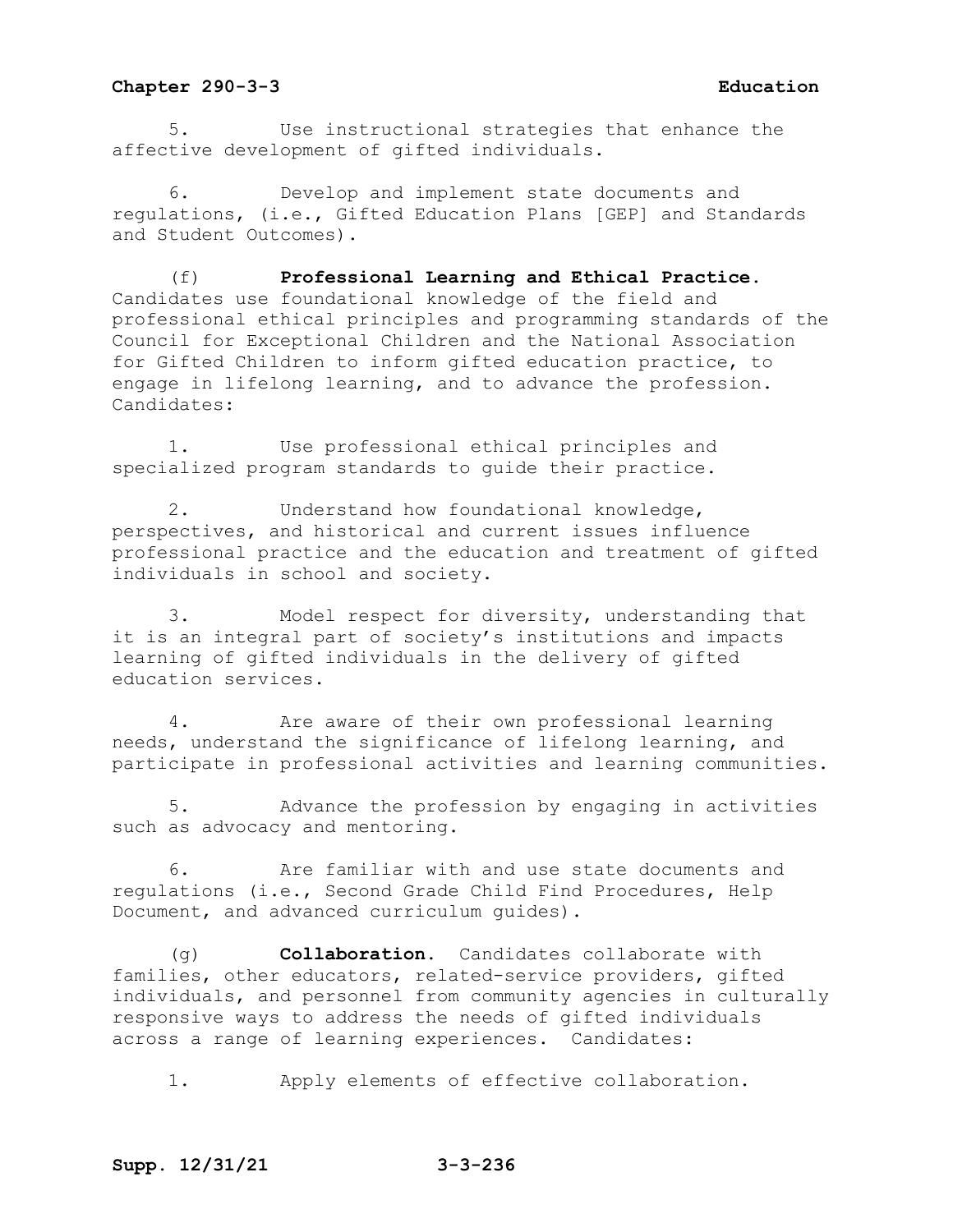5. Use instructional strategies that enhance the affective development of gifted individuals.

6. Develop and implement state documents and regulations, (i.e., Gifted Education Plans [GEP] and Standards and Student Outcomes).

(f) **Professional Learning and Ethical Practice.** Candidates use foundational knowledge of the field and professional ethical principles and programming standards of the Council for Exceptional Children and the National Association for Gifted Children to inform gifted education practice, to engage in lifelong learning, and to advance the profession. Candidates:

1. Use professional ethical principles and specialized program standards to guide their practice.

2. Understand how foundational knowledge, perspectives, and historical and current issues influence professional practice and the education and treatment of gifted individuals in school and society.

3. Model respect for diversity, understanding that it is an integral part of society's institutions and impacts learning of gifted individuals in the delivery of gifted education services.

4. Are aware of their own professional learning needs, understand the significance of lifelong learning, and participate in professional activities and learning communities.

5. Advance the profession by engaging in activities such as advocacy and mentoring.

6. Are familiar with and use state documents and regulations (i.e., Second Grade Child Find Procedures, Help Document, and advanced curriculum guides).

(g) **Collaboration.** Candidates collaborate with families, other educators, related-service providers, gifted individuals, and personnel from community agencies in culturally responsive ways to address the needs of gifted individuals across a range of learning experiences. Candidates:

1. Apply elements of effective collaboration.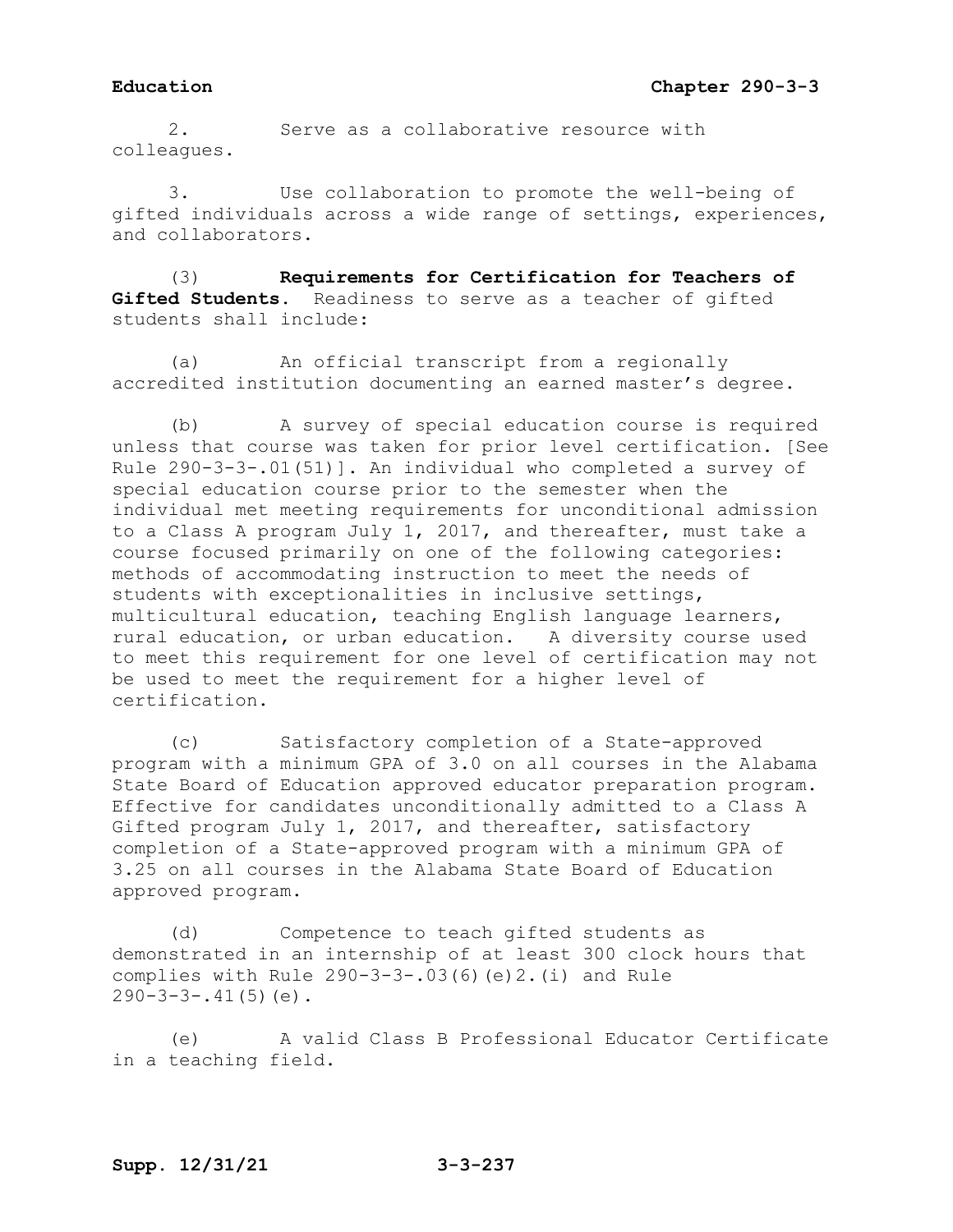2. Serve as a collaborative resource with colleagues.

3. Use collaboration to promote the well-being of gifted individuals across a wide range of settings, experiences, and collaborators.

(3) **Requirements for Certification for Teachers of Gifted Students**. Readiness to serve as a teacher of gifted students shall include:

(a) An official transcript from a regionally accredited institution documenting an earned master's degree.

(b) A survey of special education course is required unless that course was taken for prior level certification. [See Rule 290-3-3-.01(51)]. An individual who completed a survey of special education course prior to the semester when the individual met meeting requirements for unconditional admission to a Class A program July 1, 2017, and thereafter, must take a course focused primarily on one of the following categories: methods of accommodating instruction to meet the needs of students with exceptionalities in inclusive settings, multicultural education, teaching English language learners, rural education, or urban education. A diversity course used to meet this requirement for one level of certification may not be used to meet the requirement for a higher level of certification.

(c) Satisfactory completion of a State-approved program with a minimum GPA of 3.0 on all courses in the Alabama State Board of Education approved educator preparation program. Effective for candidates unconditionally admitted to a Class A Gifted program July 1, 2017, and thereafter, satisfactory completion of a State-approved program with a minimum GPA of 3.25 on all courses in the Alabama State Board of Education approved program.

(d) Competence to teach gifted students as demonstrated in an internship of at least 300 clock hours that complies with Rule 290-3-3-.03(6)(e)2.(i) and Rule 290-3-3-.41(5)(e).

(e) A valid Class B Professional Educator Certificate in a teaching field.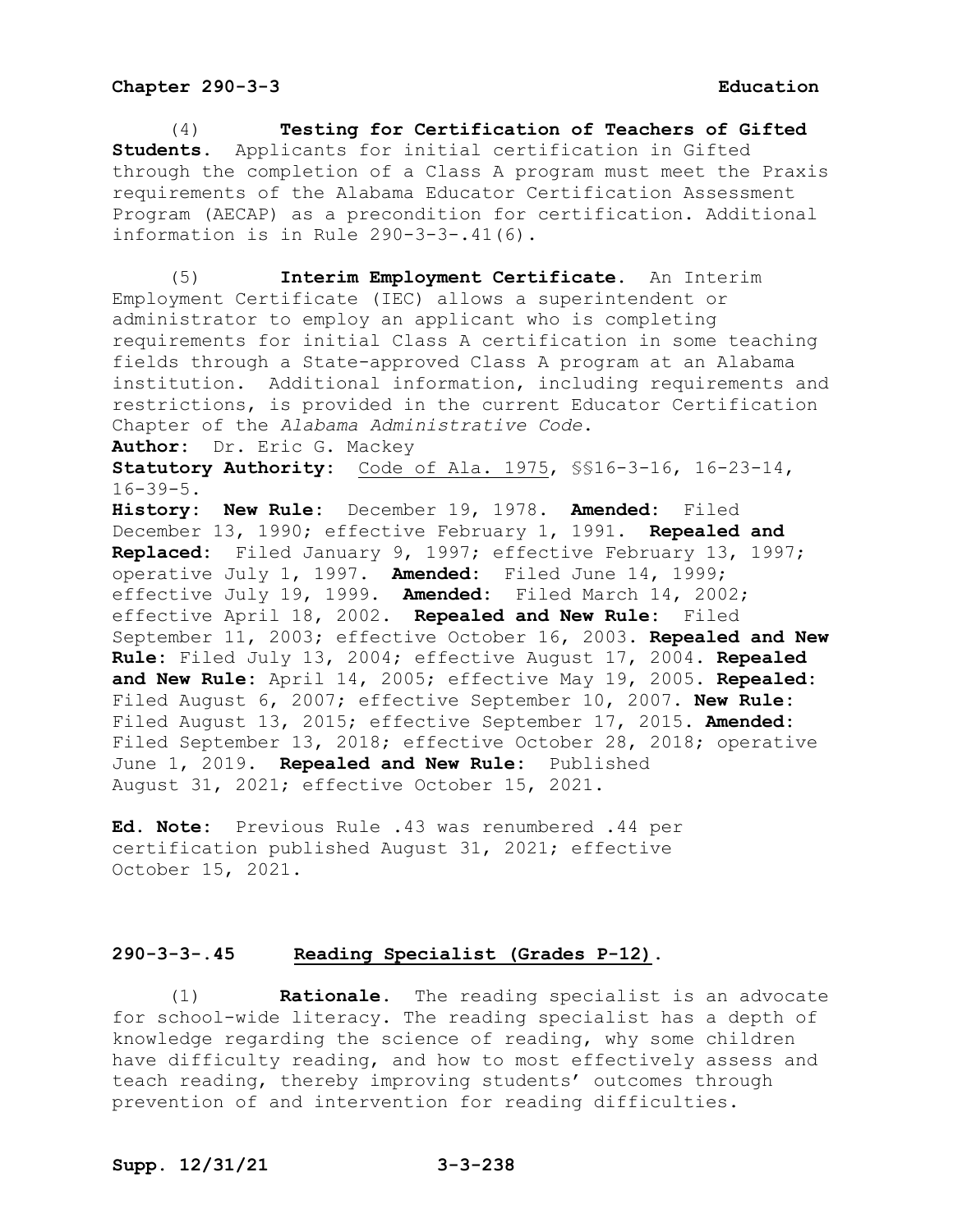(4) **Testing for Certification of Teachers of Gifted Students.** Applicants for initial certification in Gifted through the completion of a Class A program must meet the Praxis requirements of the Alabama Educator Certification Assessment Program (AECAP) as a precondition for certification. Additional information is in Rule 290-3-3-.41(6).

(5) **Interim Employment Certificate.** An Interim Employment Certificate (IEC) allows a superintendent or administrator to employ an applicant who is completing requirements for initial Class A certification in some teaching fields through a State-approved Class A program at an Alabama institution. Additional information, including requirements and restrictions, is provided in the current Educator Certification Chapter of the *Alabama Administrative Code*.

**Author:** Dr. Eric G. Mackey

**Statutory Authority:** Code of Ala. 1975, §§16-3-16, 16-23-14, 16-39-5.

**History: New Rule:** December 19, 1978. **Amended:** Filed December 13, 1990; effective February 1, 1991. **Repealed and Replaced:** Filed January 9, 1997; effective February 13, 1997; operative July 1, 1997. **Amended:** Filed June 14, 1999; effective July 19, 1999. **Amended:** Filed March 14, 2002; effective April 18, 2002. **Repealed and New Rule:** Filed September 11, 2003; effective October 16, 2003. **Repealed and New Rule:** Filed July 13, 2004; effective August 17, 2004. **Repealed and New Rule:** April 14, 2005; effective May 19, 2005. **Repealed:** Filed August 6, 2007; effective September 10, 2007. **New Rule:** Filed August 13, 2015; effective September 17, 2015. **Amended:** Filed September 13, 2018; effective October 28, 2018; operative June 1, 2019. **Repealed and New Rule:** Published August 31, 2021; effective October 15, 2021.

**Ed. Note:** Previous Rule .43 was renumbered .44 per certification published August 31, 2021; effective October 15, 2021.

## 290-3-3-.45 Reading Specialist (Grades P-12).

(1) **Rationale.** The reading specialist is an advocate for school-wide literacy. The reading specialist has a depth of knowledge regarding the science of reading, why some children have difficulty reading, and how to most effectively assess and teach reading, thereby improving students' outcomes through prevention of and intervention for reading difficulties.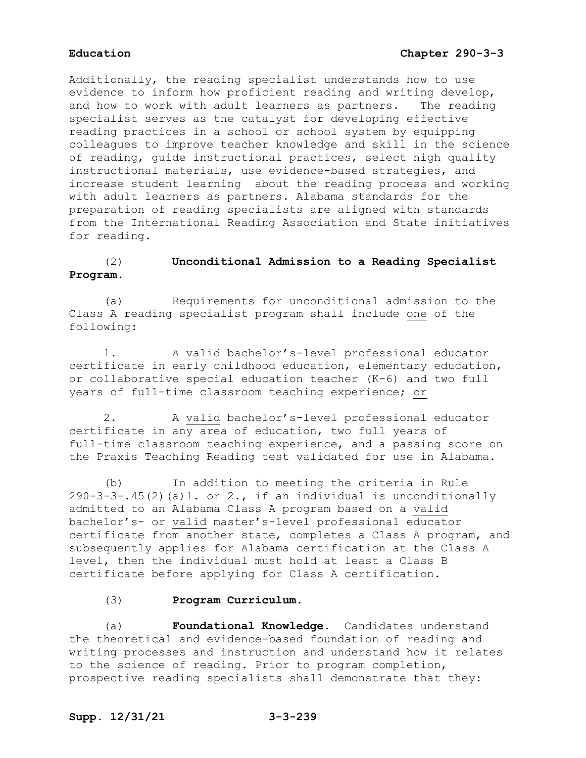Additionally, the reading specialist understands how to use evidence to inform how proficient reading and writing develop, and how to work with adult learners as partners. The reading specialist serves as the catalyst for developing effective reading practices in a school or school system by equipping colleagues to improve teacher knowledge and skill in the science of reading, guide instructional practices, select high quality instructional materials, use evidence-based strategies, and increase student learning about the reading process and working with adult learners as partners. Alabama standards for the preparation of reading specialists are aligned with standards from the International Reading Association and State initiatives for reading.

(2) **Unconditional Admission to a Reading Specialist Program.**

(a) Requirements for unconditional admission to the Class A reading specialist program shall include one of the following:

1. A valid bachelor's-level professional educator certificate in early childhood education, elementary education, or collaborative special education teacher (K-6) and two full years of full-time classroom teaching experience; or

2. A valid bachelor's-level professional educator certificate in any area of education, two full years of full-time classroom teaching experience, and a passing score on the Praxis Teaching Reading test validated for use in Alabama.

(b) In addition to meeting the criteria in Rule 290-3-3-.45(2)(a)1. or 2., if an individual is unconditionally admitted to an Alabama Class A program based on a valid bachelor's- or valid master's-level professional educator certificate from another state, completes a Class A program, and subsequently applies for Alabama certification at the Class A level, then the individual must hold at least a Class B certificate before applying for Class A certification.

(3) **Program Curriculum.**

(a) **Foundational Knowledge.** Candidates understand the theoretical and evidence-based foundation of reading and writing processes and instruction and understand how it relates to the science of reading. Prior to program completion, prospective reading specialists shall demonstrate that they: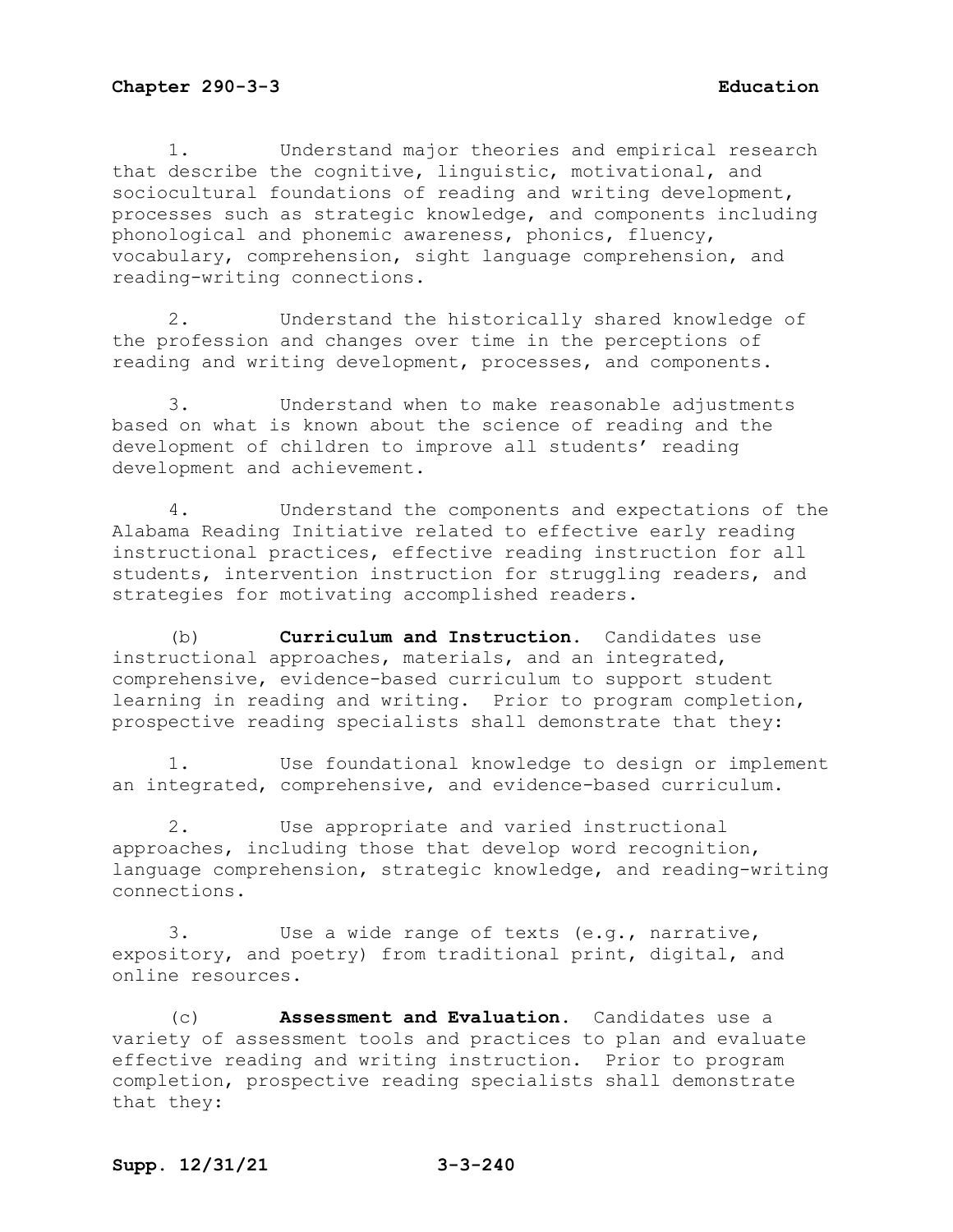1. Understand major theories and empirical research that describe the cognitive, linguistic, motivational, and sociocultural foundations of reading and writing development, processes such as strategic knowledge, and components including phonological and phonemic awareness, phonics, fluency, vocabulary, comprehension, sight language comprehension, and reading-writing connections.

2. Understand the historically shared knowledge of the profession and changes over time in the perceptions of reading and writing development, processes, and components.

3. Understand when to make reasonable adjustments based on what is known about the science of reading and the development of children to improve all students' reading development and achievement.

4. Understand the components and expectations of the Alabama Reading Initiative related to effective early reading instructional practices, effective reading instruction for all students, intervention instruction for struggling readers, and strategies for motivating accomplished readers.

(b) **Curriculum and Instruction.** Candidates use instructional approaches, materials, and an integrated, comprehensive, evidence-based curriculum to support student learning in reading and writing. Prior to program completion, prospective reading specialists shall demonstrate that they:

1. Use foundational knowledge to design or implement an integrated, comprehensive, and evidence-based curriculum.

2. Use appropriate and varied instructional approaches, including those that develop word recognition, language comprehension, strategic knowledge, and reading-writing connections.

3. Use a wide range of texts (e.g., narrative, expository, and poetry) from traditional print, digital, and online resources.

(c) **Assessment and Evaluation.** Candidates use a variety of assessment tools and practices to plan and evaluate effective reading and writing instruction. Prior to program completion, prospective reading specialists shall demonstrate that they: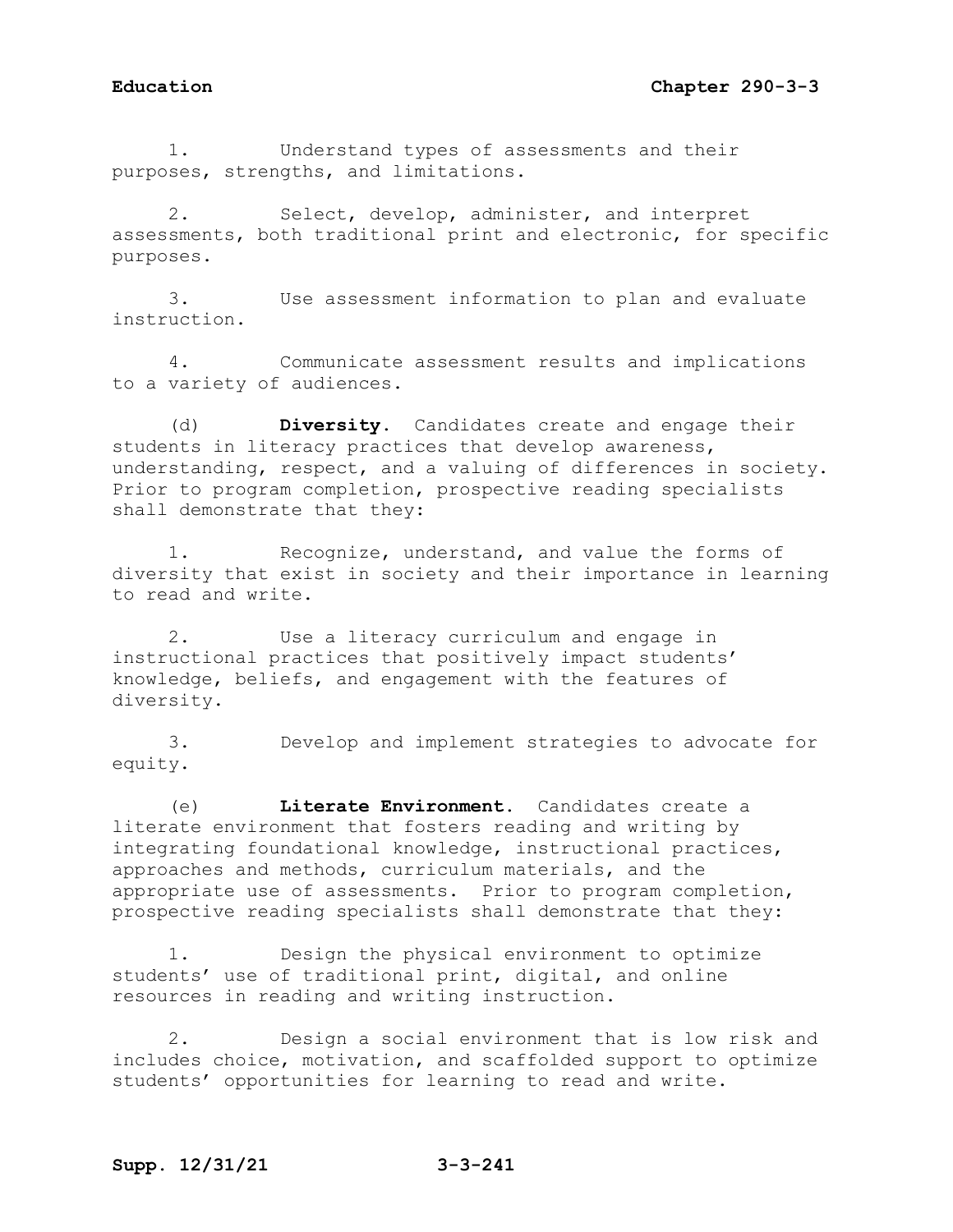1. Understand types of assessments and their purposes, strengths, and limitations.

2. Select, develop, administer, and interpret assessments, both traditional print and electronic, for specific purposes.

3. Use assessment information to plan and evaluate instruction.

4. Communicate assessment results and implications to a variety of audiences.

(d) **Diversity**. Candidates create and engage their students in literacy practices that develop awareness, understanding, respect, and a valuing of differences in society. Prior to program completion, prospective reading specialists shall demonstrate that they:

1. Recognize, understand, and value the forms of diversity that exist in society and their importance in learning to read and write.

2. Use a literacy curriculum and engage in instructional practices that positively impact students' knowledge, beliefs, and engagement with the features of diversity.

3. Develop and implement strategies to advocate for equity.

(e) **Literate Environment**. Candidates create a literate environment that fosters reading and writing by integrating foundational knowledge, instructional practices, approaches and methods, curriculum materials, and the appropriate use of assessments. Prior to program completion, prospective reading specialists shall demonstrate that they:

1. Design the physical environment to optimize students' use of traditional print, digital, and online resources in reading and writing instruction.

2. Design a social environment that is low risk and includes choice, motivation, and scaffolded support to optimize students' opportunities for learning to read and write.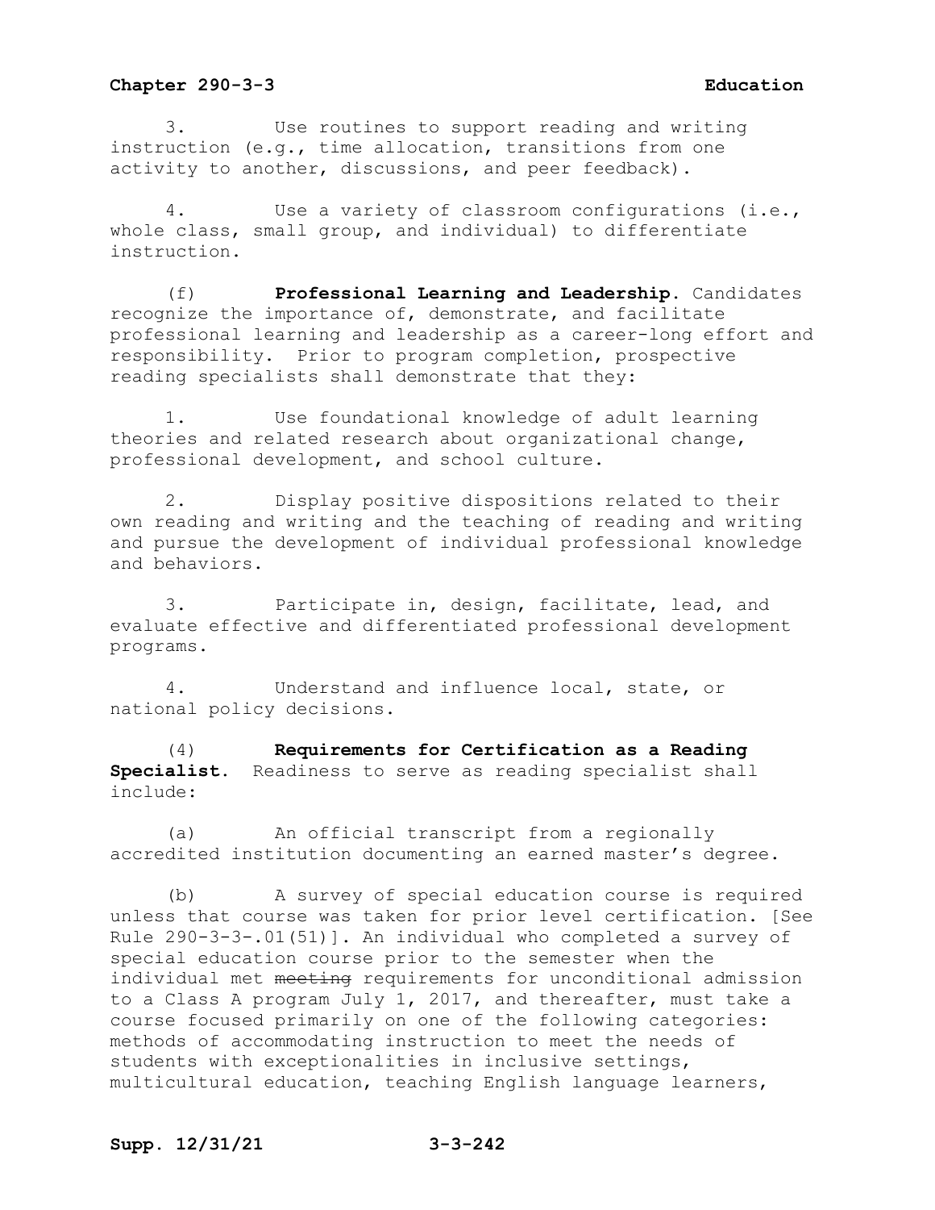3. Use routines to support reading and writing instruction (e.g., time allocation, transitions from one activity to another, discussions, and peer feedback).

4. Use a variety of classroom configurations (i.e., whole class, small group, and individual) to differentiate instruction.

(f) **Professional Learning and Leadership.** Candidates recognize the importance of, demonstrate, and facilitate professional learning and leadership as a career-long effort and responsibility. Prior to program completion, prospective reading specialists shall demonstrate that they:

1. Use foundational knowledge of adult learning theories and related research about organizational change, professional development, and school culture.

2. Display positive dispositions related to their own reading and writing and the teaching of reading and writing and pursue the development of individual professional knowledge and behaviors.

3. Participate in, design, facilitate, lead, and evaluate effective and differentiated professional development programs.

4. Understand and influence local, state, or national policy decisions.

(4) **Requirements for Certification as a Reading Specialist.** Readiness to serve as reading specialist shall include:

(a) An official transcript from a regionally accredited institution documenting an earned master's degree.

(b) A survey of special education course is required unless that course was taken for prior level certification. [See Rule 290-3-3-.01(51)]. An individual who completed a survey of special education course prior to the semester when the individual met ~~meeting~~ requirements for unconditional admission to a Class A program July 1, 2017, and thereafter, must take a course focused primarily on one of the following categories: methods of accommodating instruction to meet the needs of students with exceptionalities in inclusive settings, multicultural education, teaching English language learners,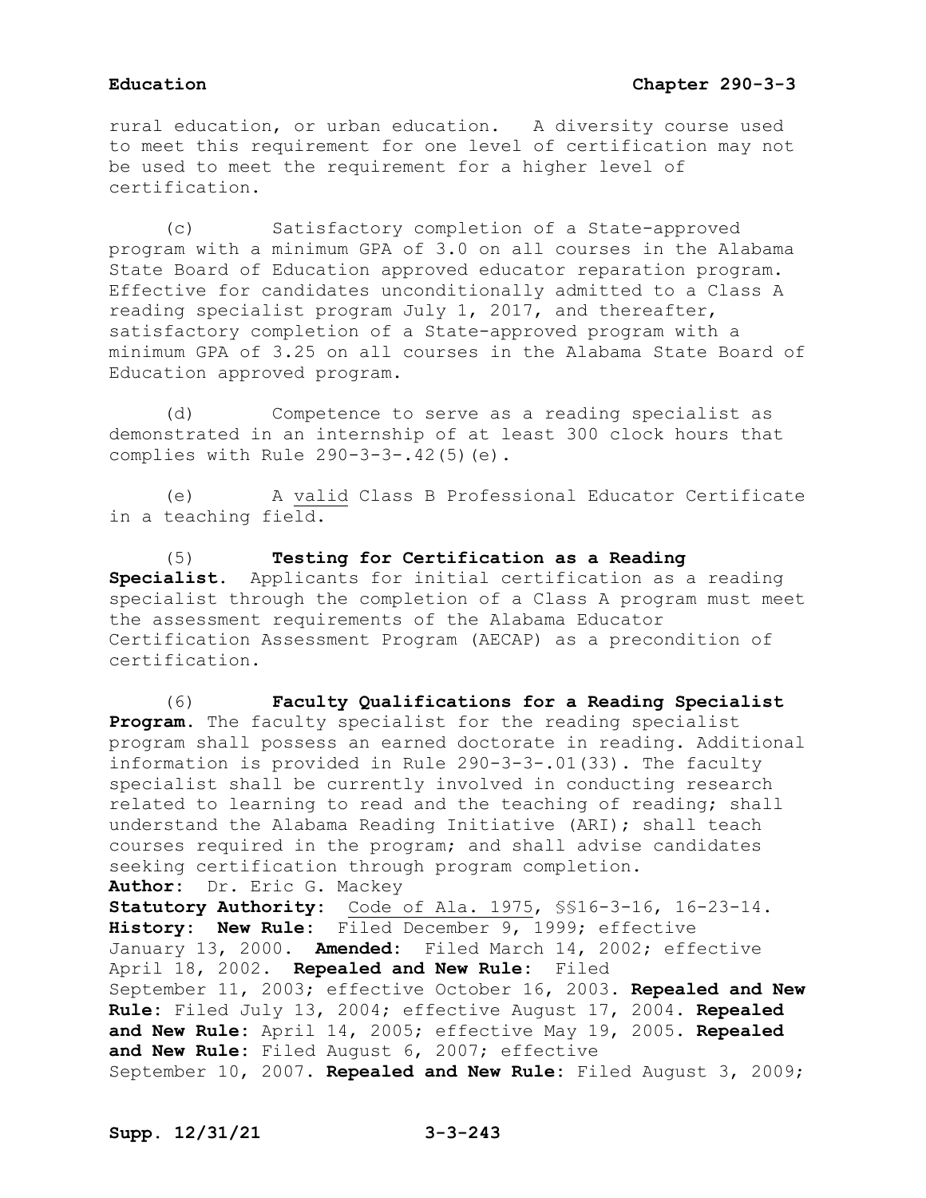rural education, or urban education. A diversity course used to meet this requirement for one level of certification may not be used to meet the requirement for a higher level of certification.

(c) Satisfactory completion of a State-approved program with a minimum GPA of 3.0 on all courses in the Alabama State Board of Education approved educator reparation program. Effective for candidates unconditionally admitted to a Class A reading specialist program July 1, 2017, and thereafter, satisfactory completion of a State-approved program with a minimum GPA of 3.25 on all courses in the Alabama State Board of Education approved program.

(d) Competence to serve as a reading specialist as demonstrated in an internship of at least 300 clock hours that complies with Rule 290-3-3-.42(5)(e).

(e) A valid Class B Professional Educator Certificate in a teaching field.

(5) **Testing for Certification as a Reading Specialist.** Applicants for initial certification as a reading specialist through the completion of a Class A program must meet the assessment requirements of the Alabama Educator Certification Assessment Program (AECAP) as a precondition of certification.

(6) **Faculty Qualifications for a Reading Specialist Program.** The faculty specialist for the reading specialist program shall possess an earned doctorate in reading. Additional information is provided in Rule 290-3-3-.01(33). The faculty specialist shall be currently involved in conducting research related to learning to read and the teaching of reading; shall understand the Alabama Reading Initiative (ARI); shall teach courses required in the program; and shall advise candidates seeking certification through program completion.

**Author:** Dr. Eric G. Mackey

**Statutory Authority:** Code of Ala. 1975, §§16-3-16, 16-23-14.

**History: New Rule:** Filed December 9, 1999; effective January 13, 2000. **Amended:** Filed March 14, 2002; effective April 18, 2002. **Repealed and New Rule:** Filed September 11, 2003; effective October 16, 2003. **Repealed and New Rule:** Filed July 13, 2004; effective August 17, 2004. **Repealed and New Rule:** April 14, 2005; effective May 19, 2005. **Repealed and New Rule:** Filed August 6, 2007; effective September 10, 2007. **Repealed and New Rule:** Filed August 3, 2009;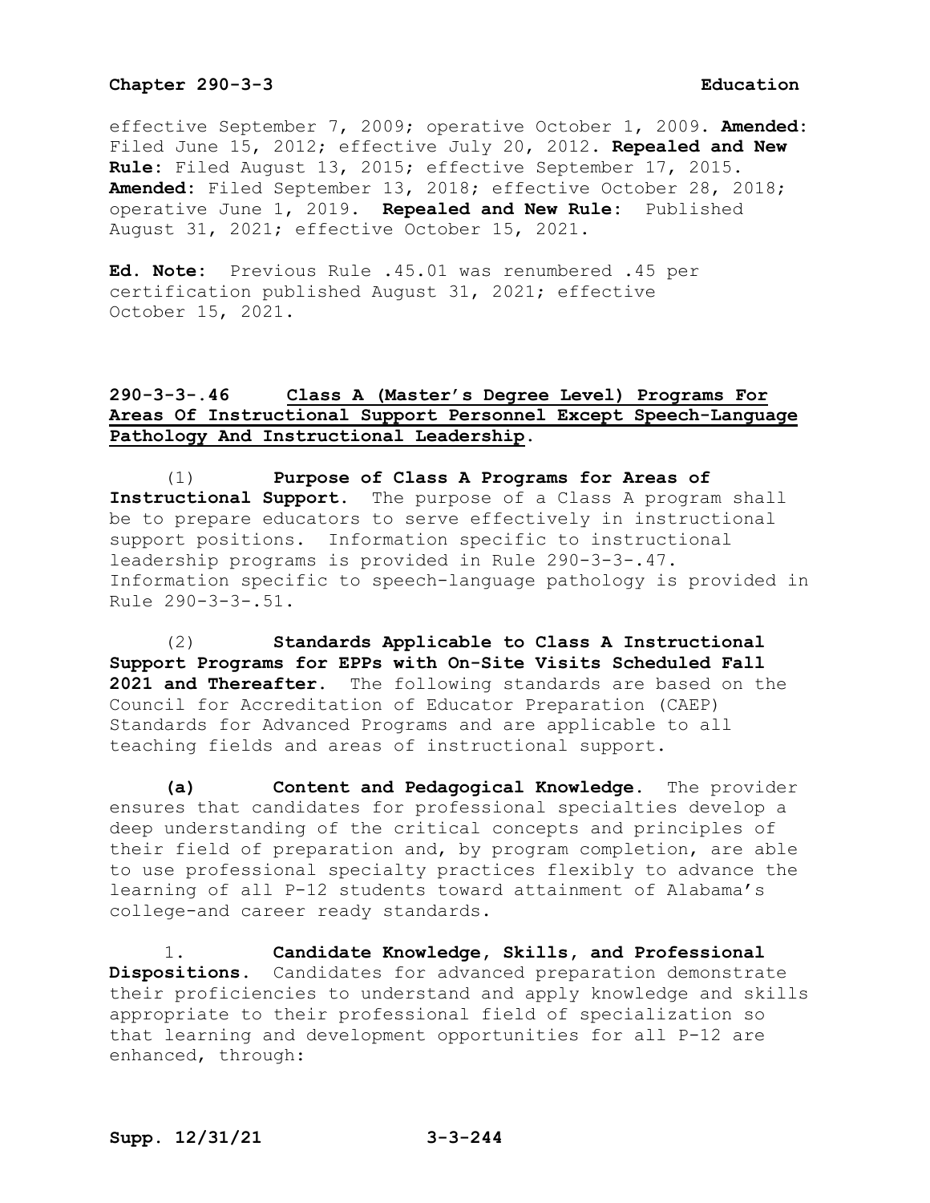effective September 7, 2009; operative October 1, 2009. **Amended:** Filed June 15, 2012; effective July 20, 2012. **Repealed and New Rule:** Filed August 13, 2015; effective September 17, 2015. **Amended:** Filed September 13, 2018; effective October 28, 2018; operative June 1, 2019. **Repealed and New Rule:** Published August 31, 2021; effective October 15, 2021.

**Ed. Note:** Previous Rule .45.01 was renumbered .45 per certification published August 31, 2021; effective October 15, 2021.

## 290-3-3-.46 Class A (Master's Degree Level) Programs For Areas Of Instructional Support Personnel Except Speech-Language Pathology And Instructional Leadership.

(1) **Purpose of Class A Programs for Areas of Instructional Support.** The purpose of a Class A program shall be to prepare educators to serve effectively in instructional support positions. Information specific to instructional leadership programs is provided in Rule 290-3-3-.47. Information specific to speech-language pathology is provided in Rule 290-3-3-.51.

(2) **Standards Applicable to Class A Instructional Support Programs for EPPs with On-Site Visits Scheduled Fall 2021 and Thereafter.** The following standards are based on the Council for Accreditation of Educator Preparation (CAEP) Standards for Advanced Programs and are applicable to all teaching fields and areas of instructional support.

**(a) Content and Pedagogical Knowledge.** The provider ensures that candidates for professional specialties develop a deep understanding of the critical concepts and principles of their field of preparation and, by program completion, are able to use professional specialty practices flexibly to advance the learning of all P-12 students toward attainment of Alabama's college-and career ready standards.

1. **Candidate Knowledge, Skills, and Professional Dispositions.** Candidates for advanced preparation demonstrate their proficiencies to understand and apply knowledge and skills appropriate to their professional field of specialization so that learning and development opportunities for all P-12 are enhanced, through: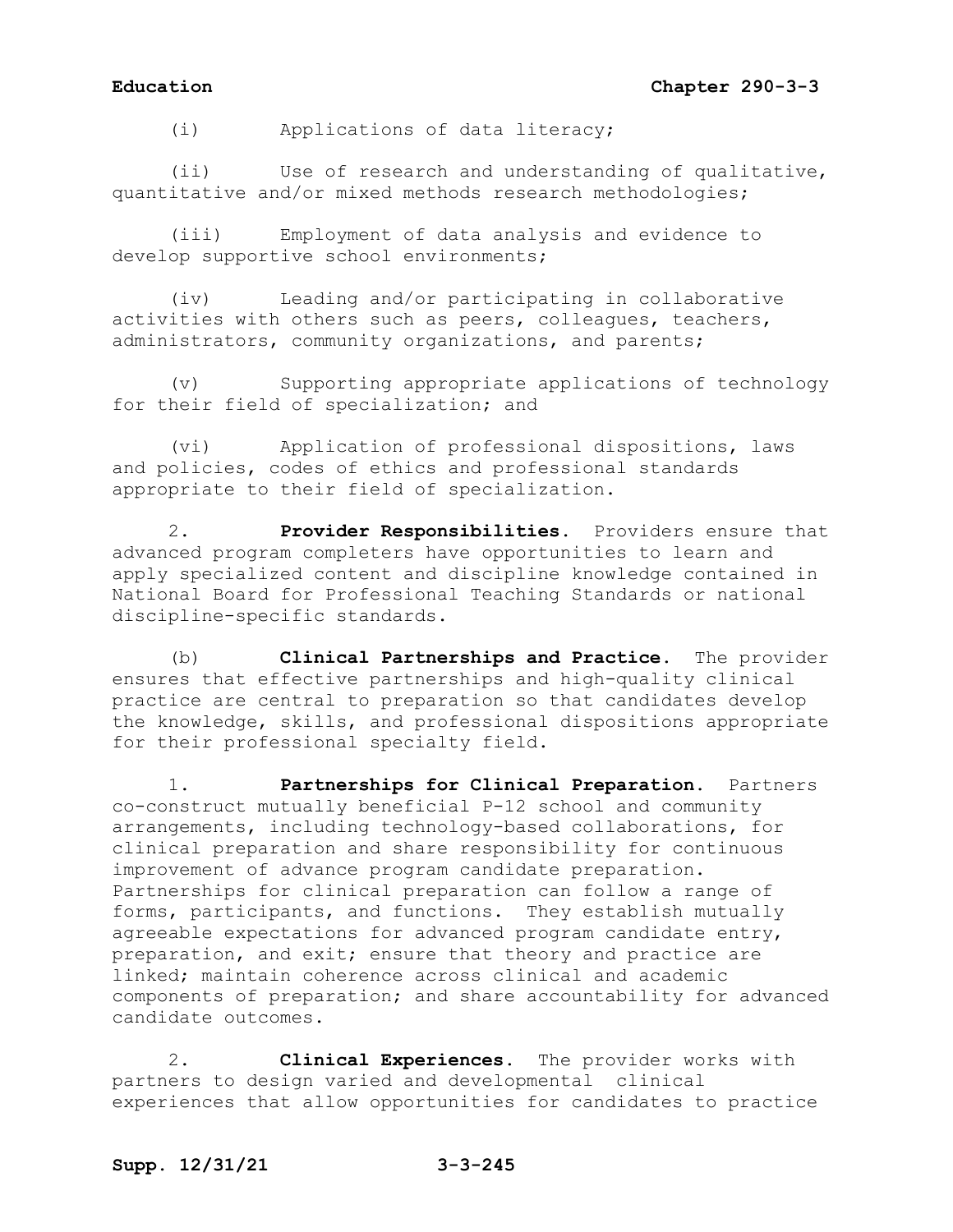(i) Applications of data literacy;

(ii) Use of research and understanding of qualitative, quantitative and/or mixed methods research methodologies;

(iii) Employment of data analysis and evidence to develop supportive school environments;

(iv) Leading and/or participating in collaborative activities with others such as peers, colleagues, teachers, administrators, community organizations, and parents;

(v) Supporting appropriate applications of technology for their field of specialization; and

(vi) Application of professional dispositions, laws and policies, codes of ethics and professional standards appropriate to their field of specialization.

2. **Provider Responsibilities.** Providers ensure that advanced program completers have opportunities to learn and apply specialized content and discipline knowledge contained in National Board for Professional Teaching Standards or national discipline-specific standards.

(b) **Clinical Partnerships and Practice.** The provider ensures that effective partnerships and high-quality clinical practice are central to preparation so that candidates develop the knowledge, skills, and professional dispositions appropriate for their professional specialty field.

1. **Partnerships for Clinical Preparation.** Partners co-construct mutually beneficial P-12 school and community arrangements, including technology-based collaborations, for clinical preparation and share responsibility for continuous improvement of advance program candidate preparation. Partnerships for clinical preparation can follow a range of forms, participants, and functions. They establish mutually agreeable expectations for advanced program candidate entry, preparation, and exit; ensure that theory and practice are linked; maintain coherence across clinical and academic components of preparation; and share accountability for advanced candidate outcomes.

2. **Clinical Experiences.** The provider works with partners to design varied and developmental clinical experiences that allow opportunities for candidates to practice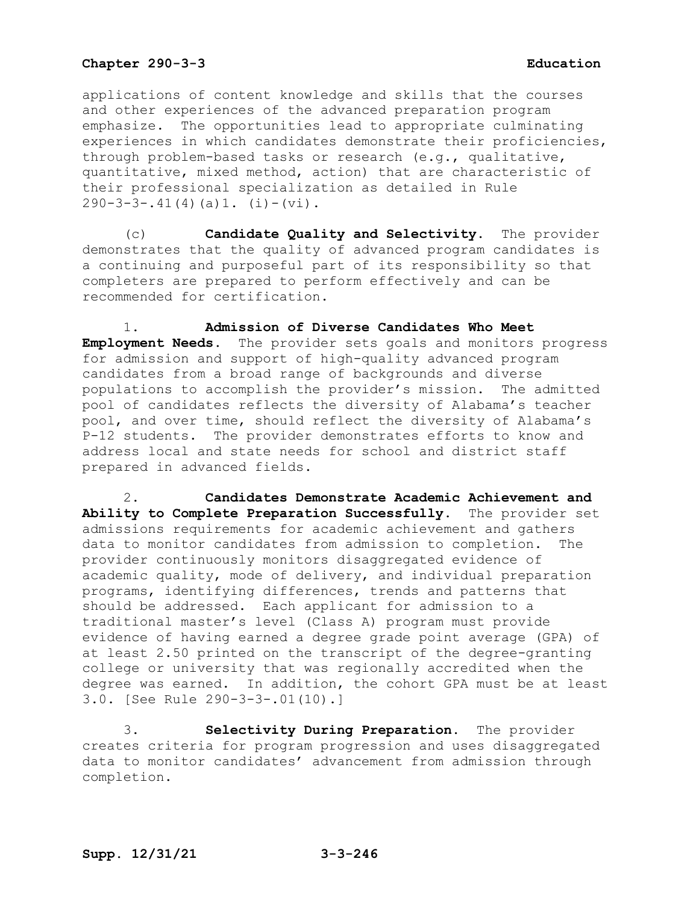applications of content knowledge and skills that the courses and other experiences of the advanced preparation program emphasize. The opportunities lead to appropriate culminating experiences in which candidates demonstrate their proficiencies, through problem-based tasks or research (e.g., qualitative, quantitative, mixed method, action) that are characteristic of their professional specialization as detailed in Rule 290-3-3-.41(4)(a)1. (i)-(vi).

(c) **Candidate Quality and Selectivity.** The provider demonstrates that the quality of advanced program candidates is a continuing and purposeful part of its responsibility so that completers are prepared to perform effectively and can be recommended for certification.

1. **Admission of Diverse Candidates Who Meet Employment Needs.** The provider sets goals and monitors progress for admission and support of high-quality advanced program candidates from a broad range of backgrounds and diverse populations to accomplish the provider's mission. The admitted pool of candidates reflects the diversity of Alabama's teacher pool, and over time, should reflect the diversity of Alabama's P-12 students. The provider demonstrates efforts to know and address local and state needs for school and district staff prepared in advanced fields.

2. **Candidates Demonstrate Academic Achievement and Ability to Complete Preparation Successfully.** The provider set admissions requirements for academic achievement and gathers data to monitor candidates from admission to completion. The provider continuously monitors disaggregated evidence of academic quality, mode of delivery, and individual preparation programs, identifying differences, trends and patterns that should be addressed. Each applicant for admission to a traditional master's level (Class A) program must provide evidence of having earned a degree grade point average (GPA) of at least 2.50 printed on the transcript of the degree-granting college or university that was regionally accredited when the degree was earned. In addition, the cohort GPA must be at least 3.0. [See Rule 290-3-3-.01(10).]

3. **Selectivity During Preparation.** The provider creates criteria for program progression and uses disaggregated data to monitor candidates' advancement from admission through completion.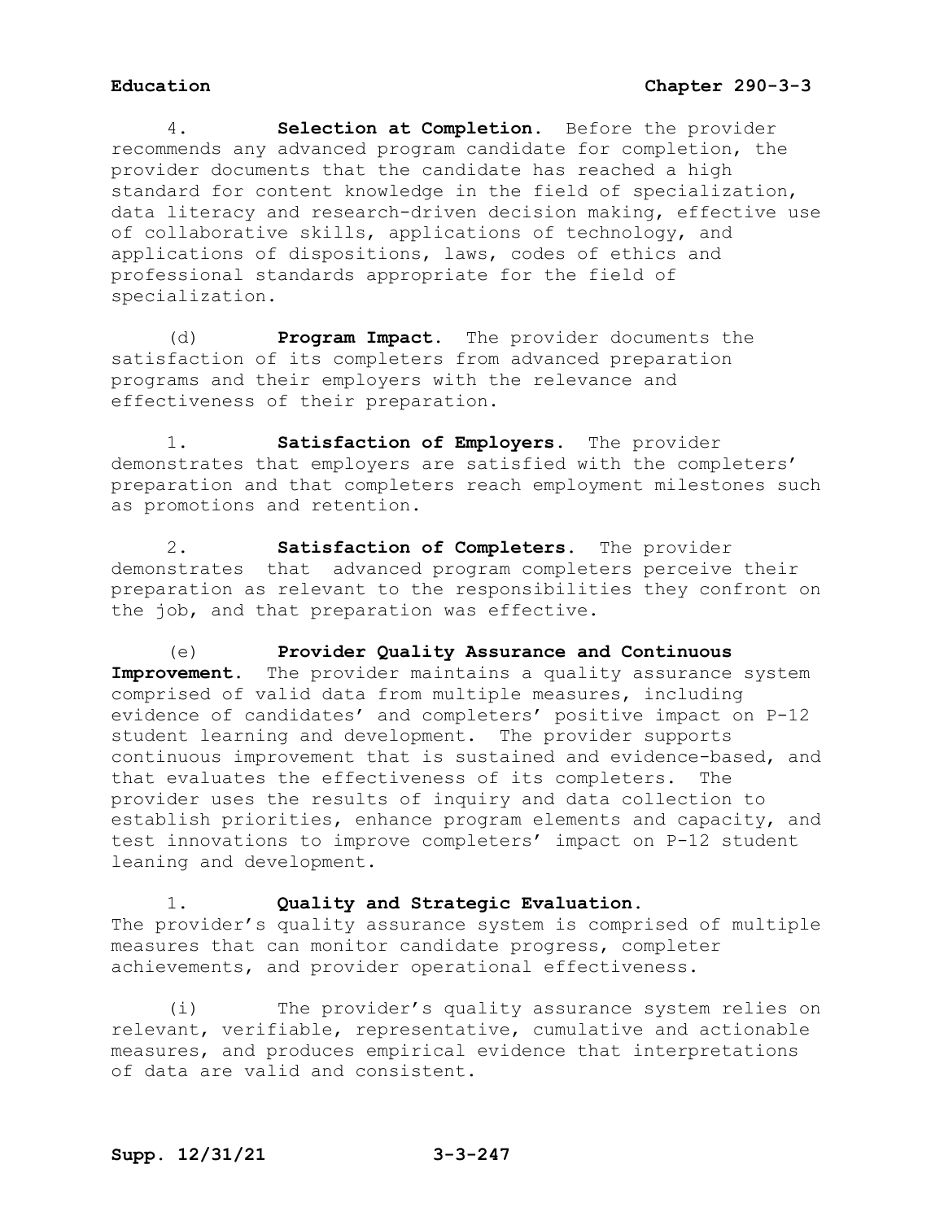4. **Selection at Completion.** Before the provider recommends any advanced program candidate for completion, the provider documents that the candidate has reached a high standard for content knowledge in the field of specialization, data literacy and research-driven decision making, effective use of collaborative skills, applications of technology, and applications of dispositions, laws, codes of ethics and professional standards appropriate for the field of specialization.

(d) **Program Impact.** The provider documents the satisfaction of its completers from advanced preparation programs and their employers with the relevance and effectiveness of their preparation.

1. **Satisfaction of Employers.** The provider demonstrates that employers are satisfied with the completers' preparation and that completers reach employment milestones such as promotions and retention.

2. **Satisfaction of Completers.** The provider demonstrates that advanced program completers perceive their preparation as relevant to the responsibilities they confront on the job, and that preparation was effective.

(e) **Provider Quality Assurance and Continuous Improvement.** The provider maintains a quality assurance system comprised of valid data from multiple measures, including evidence of candidates' and completers' positive impact on P-12 student learning and development. The provider supports continuous improvement that is sustained and evidence-based, and that evaluates the effectiveness of its completers. The provider uses the results of inquiry and data collection to establish priorities, enhance program elements and capacity, and test innovations to improve completers' impact on P-12 student leaning and development.

1. **Quality and Strategic Evaluation.** The provider's quality assurance system is comprised of multiple measures that can monitor candidate progress, completer achievements, and provider operational effectiveness.

(i) The provider's quality assurance system relies on relevant, verifiable, representative, cumulative and actionable measures, and produces empirical evidence that interpretations of data are valid and consistent.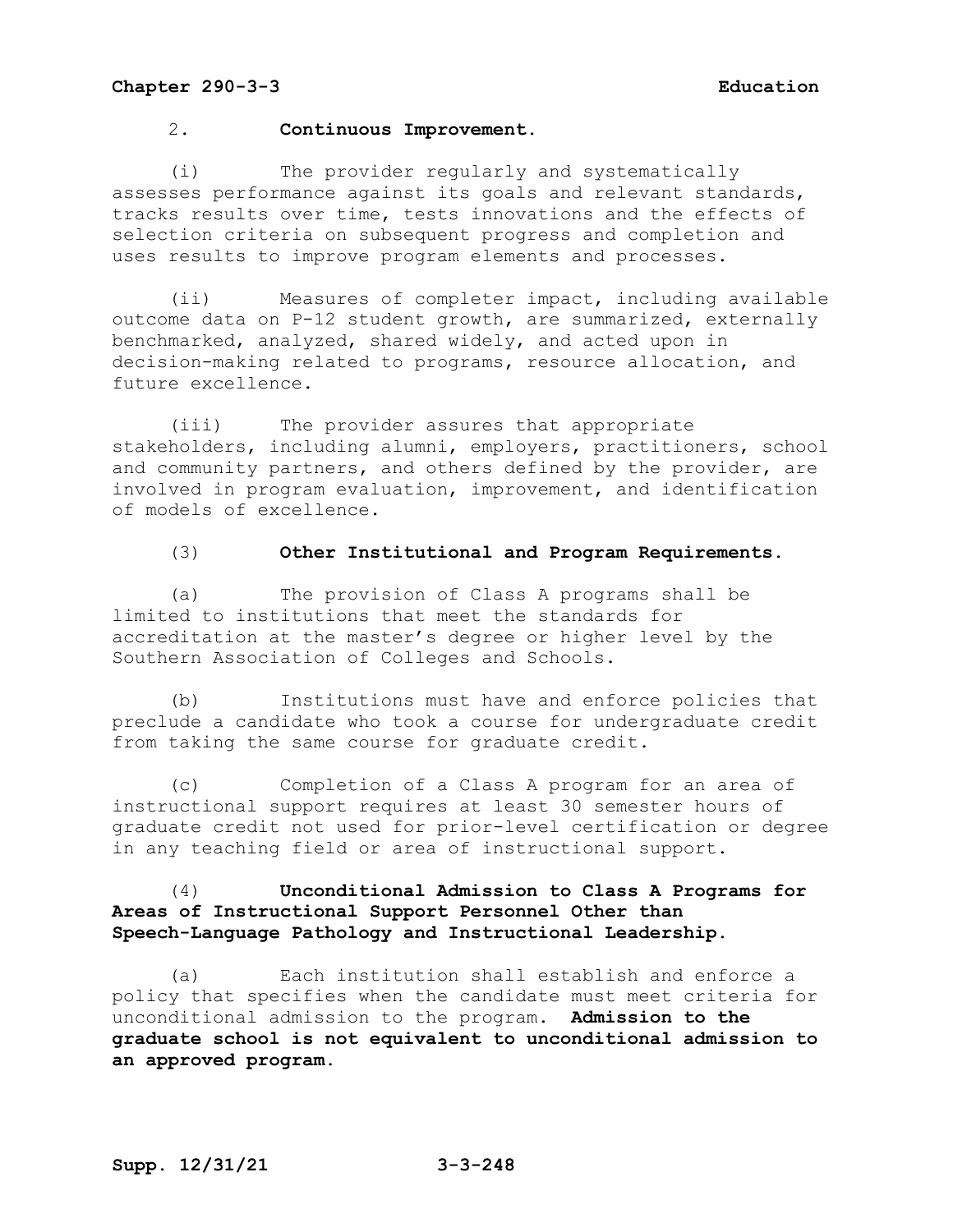2. **Continuous Improvement.**

(i) The provider regularly and systematically assesses performance against its goals and relevant standards, tracks results over time, tests innovations and the effects of selection criteria on subsequent progress and completion and uses results to improve program elements and processes.

(ii) Measures of completer impact, including available outcome data on P-12 student growth, are summarized, externally benchmarked, analyzed, shared widely, and acted upon in decision-making related to programs, resource allocation, and future excellence.

(iii) The provider assures that appropriate stakeholders, including alumni, employers, practitioners, school and community partners, and others defined by the provider, are involved in program evaluation, improvement, and identification of models of excellence.

(3) **Other Institutional and Program Requirements.**

(a) The provision of Class A programs shall be limited to institutions that meet the standards for accreditation at the master's degree or higher level by the Southern Association of Colleges and Schools.

(b) Institutions must have and enforce policies that preclude a candidate who took a course for undergraduate credit from taking the same course for graduate credit.

(c) Completion of a Class A program for an area of instructional support requires at least 30 semester hours of graduate credit not used for prior-level certification or degree in any teaching field or area of instructional support.

(4) **Unconditional Admission to Class A Programs for Areas of Instructional Support Personnel Other than Speech-Language Pathology and Instructional Leadership.**

(a) Each institution shall establish and enforce a policy that specifies when the candidate must meet criteria for unconditional admission to the program. **Admission to the graduate school is not equivalent to unconditional admission to an approved program.**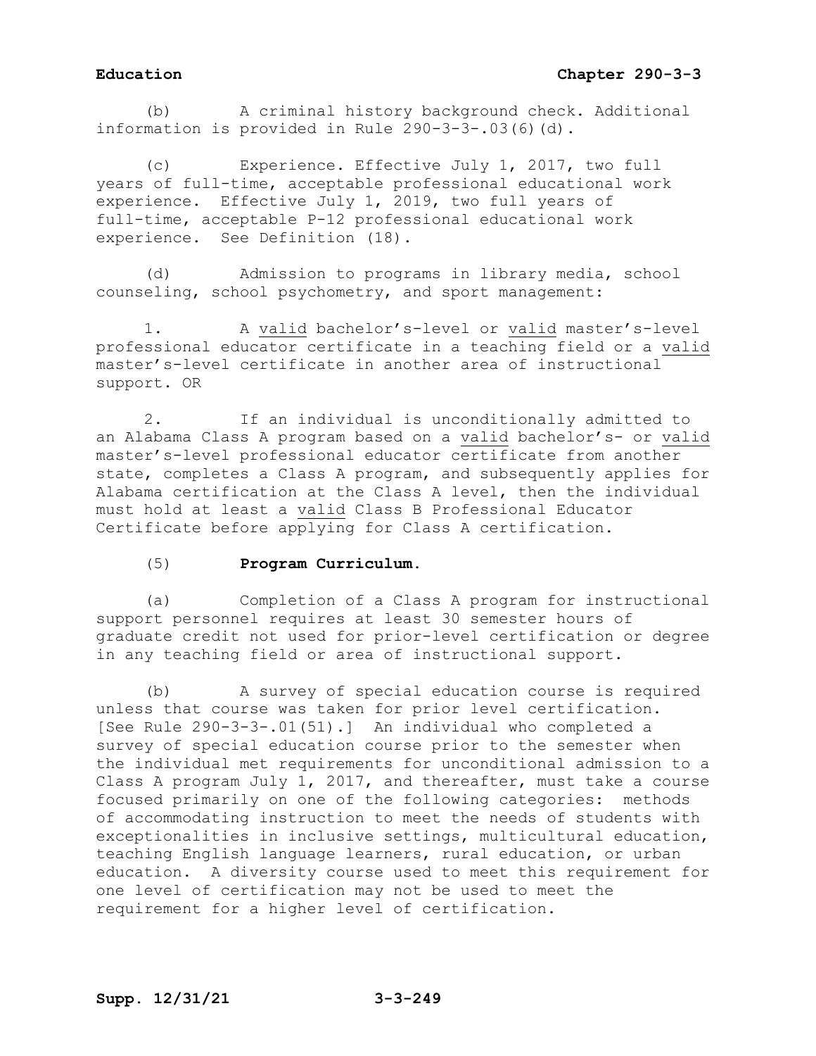(b) A criminal history background check. Additional information is provided in Rule 290-3-3-.03(6)(d).

(c) Experience. Effective July 1, 2017, two full years of full-time, acceptable professional educational work experience. Effective July 1, 2019, two full years of full-time, acceptable P-12 professional educational work experience. See Definition (18).

(d) Admission to programs in library media, school counseling, school psychometry, and sport management:

1. A valid bachelor's-level or valid master's-level professional educator certificate in a teaching field or a valid master's-level certificate in another area of instructional support. OR

2. If an individual is unconditionally admitted to an Alabama Class A program based on a valid bachelor's- or valid master's-level professional educator certificate from another state, completes a Class A program, and subsequently applies for Alabama certification at the Class A level, then the individual must hold at least a valid Class B Professional Educator Certificate before applying for Class A certification.

(5) **Program Curriculum.**

(a) Completion of a Class A program for instructional support personnel requires at least 30 semester hours of graduate credit not used for prior-level certification or degree in any teaching field or area of instructional support.

(b) A survey of special education course is required unless that course was taken for prior level certification. [See Rule 290-3-3-.01(51).] An individual who completed a survey of special education course prior to the semester when the individual met requirements for unconditional admission to a Class A program July 1, 2017, and thereafter, must take a course focused primarily on one of the following categories: methods of accommodating instruction to meet the needs of students with exceptionalities in inclusive settings, multicultural education, teaching English language learners, rural education, or urban education. A diversity course used to meet this requirement for one level of certification may not be used to meet the requirement for a higher level of certification.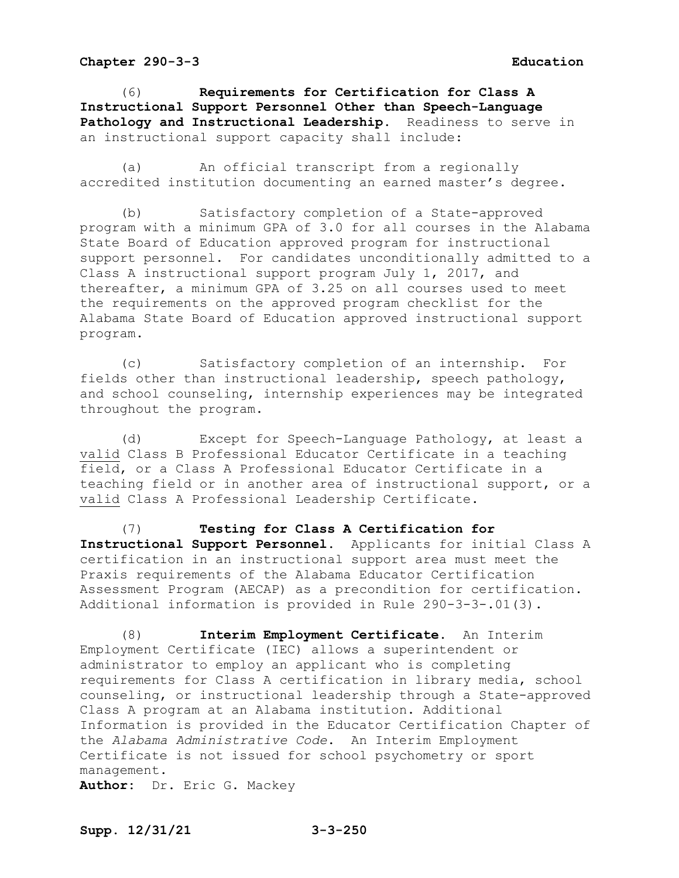(6) **Requirements for Certification for Class A Instructional Support Personnel Other than Speech-Language Pathology and Instructional Leadership.** Readiness to serve in an instructional support capacity shall include:

(a) An official transcript from a regionally accredited institution documenting an earned master's degree.

(b) Satisfactory completion of a State-approved program with a minimum GPA of 3.0 for all courses in the Alabama State Board of Education approved program for instructional support personnel. For candidates unconditionally admitted to a Class A instructional support program July 1, 2017, and thereafter, a minimum GPA of 3.25 on all courses used to meet the requirements on the approved program checklist for the Alabama State Board of Education approved instructional support program.

(c) Satisfactory completion of an internship. For fields other than instructional leadership, speech pathology, and school counseling, internship experiences may be integrated throughout the program.

(d) Except for Speech-Language Pathology, at least a valid Class B Professional Educator Certificate in a teaching field, or a Class A Professional Educator Certificate in a teaching field or in another area of instructional support, or a valid Class A Professional Leadership Certificate.

(7) **Testing for Class A Certification for Instructional Support Personnel.** Applicants for initial Class A certification in an instructional support area must meet the Praxis requirements of the Alabama Educator Certification Assessment Program (AECAP) as a precondition for certification. Additional information is provided in Rule 290-3-3-.01(3).

(8) **Interim Employment Certificate.** An Interim Employment Certificate (IEC) allows a superintendent or administrator to employ an applicant who is completing requirements for Class A certification in library media, school counseling, or instructional leadership through a State-approved Class A program at an Alabama institution. Additional Information is provided in the Educator Certification Chapter of the *Alabama Administrative Code*. An Interim Employment Certificate is not issued for school psychometry or sport management.

**Author:** Dr. Eric G. Mackey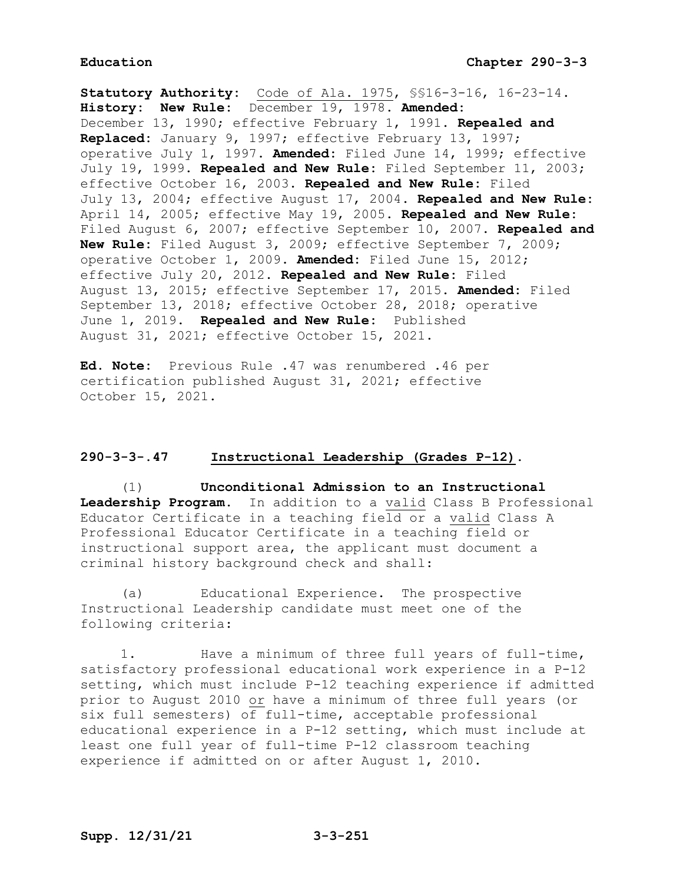**Statutory Authority:** Code of Ala. 1975, §§16-3-16, 16-23-14.
**History: New Rule:** December 19, 1978. **Amended:** December 13, 1990; effective February 1, 1991. **Repealed and Replaced:** January 9, 1997; effective February 13, 1997; operative July 1, 1997. **Amended:** Filed June 14, 1999; effective July 19, 1999. **Repealed and New Rule:** Filed September 11, 2003; effective October 16, 2003. **Repealed and New Rule:** Filed July 13, 2004; effective August 17, 2004. **Repealed and New Rule:** April 14, 2005; effective May 19, 2005. **Repealed and New Rule:** Filed August 6, 2007; effective September 10, 2007. **Repealed and New Rule:** Filed August 3, 2009; effective September 7, 2009; operative October 1, 2009. **Amended:** Filed June 15, 2012; effective July 20, 2012. **Repealed and New Rule:** Filed August 13, 2015; effective September 17, 2015. **Amended:** Filed September 13, 2018; effective October 28, 2018; operative June 1, 2019. **Repealed and New Rule:** Published August 31, 2021; effective October 15, 2021.

**Ed. Note:** Previous Rule .47 was renumbered .46 per certification published August 31, 2021; effective October 15, 2021.

## 290-3-3-.47 Instructional Leadership (Grades P-12).

(1) **Unconditional Admission to an Instructional Leadership Program.** In addition to a valid Class B Professional Educator Certificate in a teaching field or a valid Class A Professional Educator Certificate in a teaching field or instructional support area, the applicant must document a criminal history background check and shall:

(a) Educational Experience. The prospective Instructional Leadership candidate must meet one of the following criteria:

1. Have a minimum of three full years of full-time, satisfactory professional educational work experience in a P-12 setting, which must include P-12 teaching experience if admitted prior to August 2010 or have a minimum of three full years (or six full semesters) of full-time, acceptable professional educational experience in a P-12 setting, which must include at least one full year of full-time P-12 classroom teaching experience if admitted on or after August 1, 2010.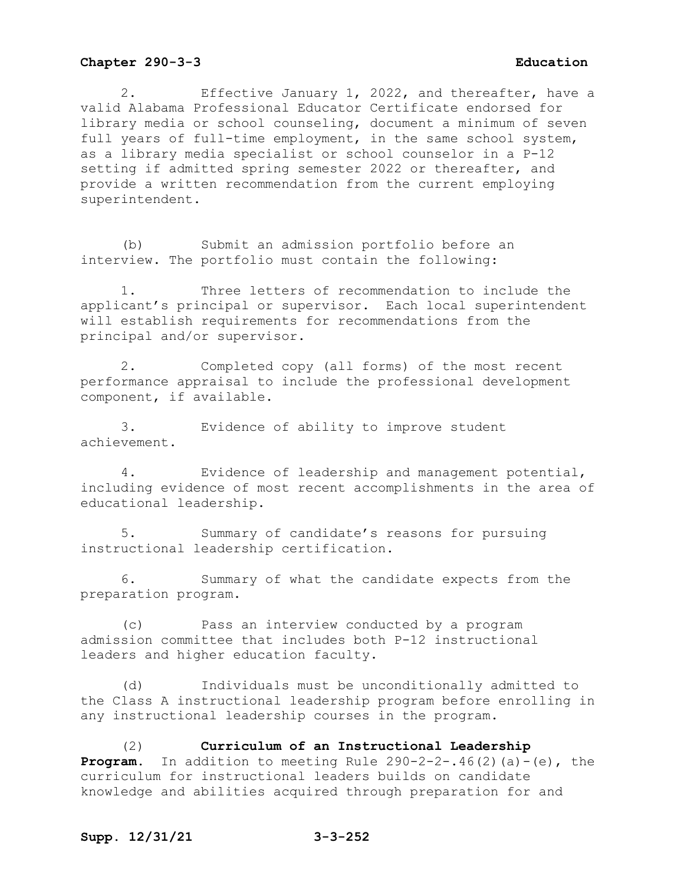2. Effective January 1, 2022, and thereafter, have a valid Alabama Professional Educator Certificate endorsed for library media or school counseling, document a minimum of seven full years of full-time employment, in the same school system, as a library media specialist or school counselor in a P-12 setting if admitted spring semester 2022 or thereafter, and provide a written recommendation from the current employing superintendent.

(b) Submit an admission portfolio before an interview. The portfolio must contain the following:

1. Three letters of recommendation to include the applicant's principal or supervisor. Each local superintendent will establish requirements for recommendations from the principal and/or supervisor.

2. Completed copy (all forms) of the most recent performance appraisal to include the professional development component, if available.

3. Evidence of ability to improve student achievement.

4. Evidence of leadership and management potential, including evidence of most recent accomplishments in the area of educational leadership.

5. Summary of candidate's reasons for pursuing instructional leadership certification.

6. Summary of what the candidate expects from the preparation program.

(c) Pass an interview conducted by a program admission committee that includes both P-12 instructional leaders and higher education faculty.

(d) Individuals must be unconditionally admitted to the Class A instructional leadership program before enrolling in any instructional leadership courses in the program.

(2) **Curriculum of an Instructional Leadership Program.** In addition to meeting Rule 290-2-2-.46(2)(a)-(e), the curriculum for instructional leaders builds on candidate knowledge and abilities acquired through preparation for and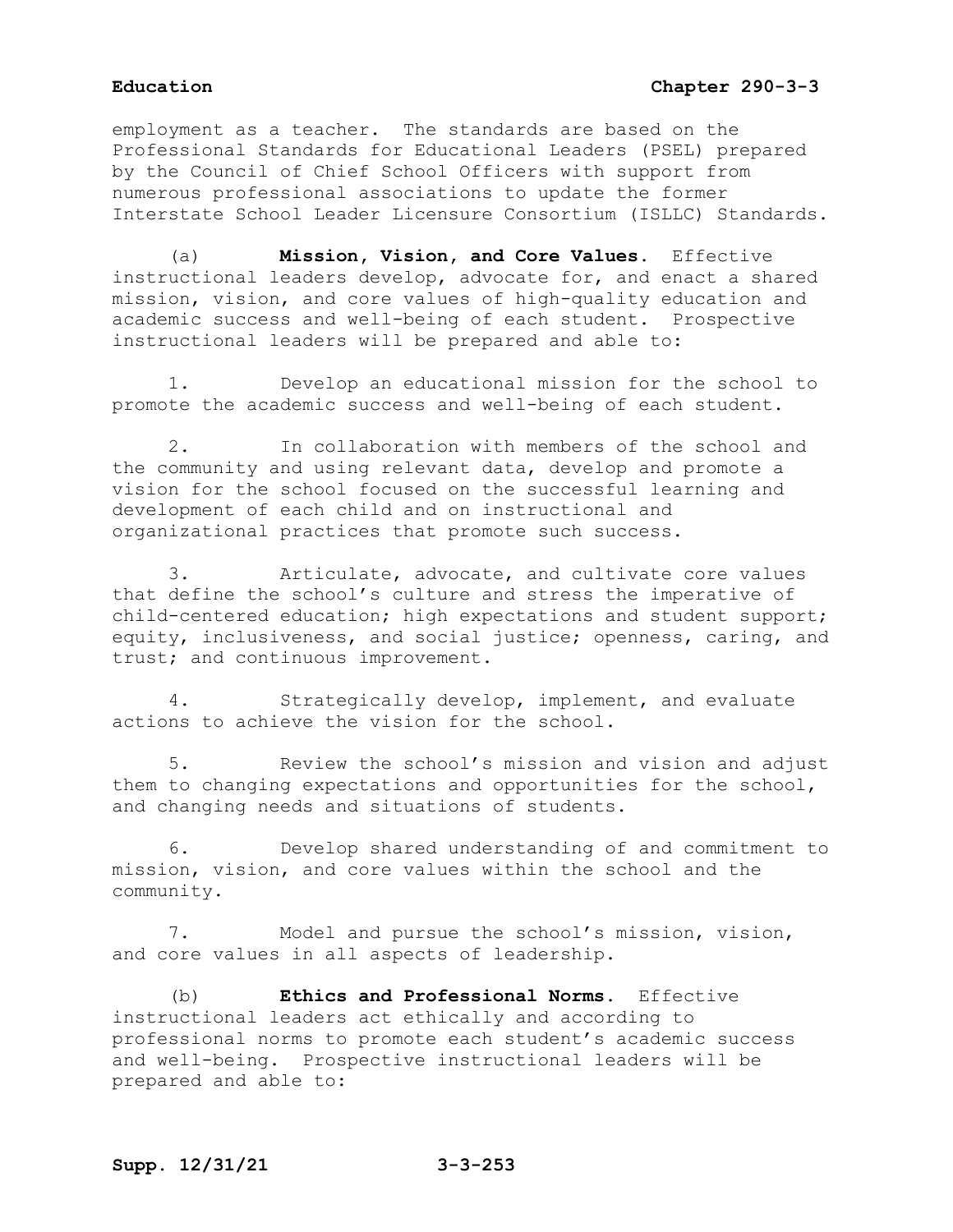employment as a teacher. The standards are based on the Professional Standards for Educational Leaders (PSEL) prepared by the Council of Chief School Officers with support from numerous professional associations to update the former Interstate School Leader Licensure Consortium (ISLLC) Standards.

(a) **Mission, Vision, and Core Values.** Effective instructional leaders develop, advocate for, and enact a shared mission, vision, and core values of high-quality education and academic success and well-being of each student. Prospective instructional leaders will be prepared and able to:

1. Develop an educational mission for the school to promote the academic success and well-being of each student.

2. In collaboration with members of the school and the community and using relevant data, develop and promote a vision for the school focused on the successful learning and development of each child and on instructional and organizational practices that promote such success.

3. Articulate, advocate, and cultivate core values that define the school's culture and stress the imperative of child-centered education; high expectations and student support; equity, inclusiveness, and social justice; openness, caring, and trust; and continuous improvement.

4. Strategically develop, implement, and evaluate actions to achieve the vision for the school.

5. Review the school's mission and vision and adjust them to changing expectations and opportunities for the school, and changing needs and situations of students.

6. Develop shared understanding of and commitment to mission, vision, and core values within the school and the community.

7. Model and pursue the school's mission, vision, and core values in all aspects of leadership.

(b) **Ethics and Professional Norms.** Effective instructional leaders act ethically and according to professional norms to promote each student's academic success and well-being. Prospective instructional leaders will be prepared and able to: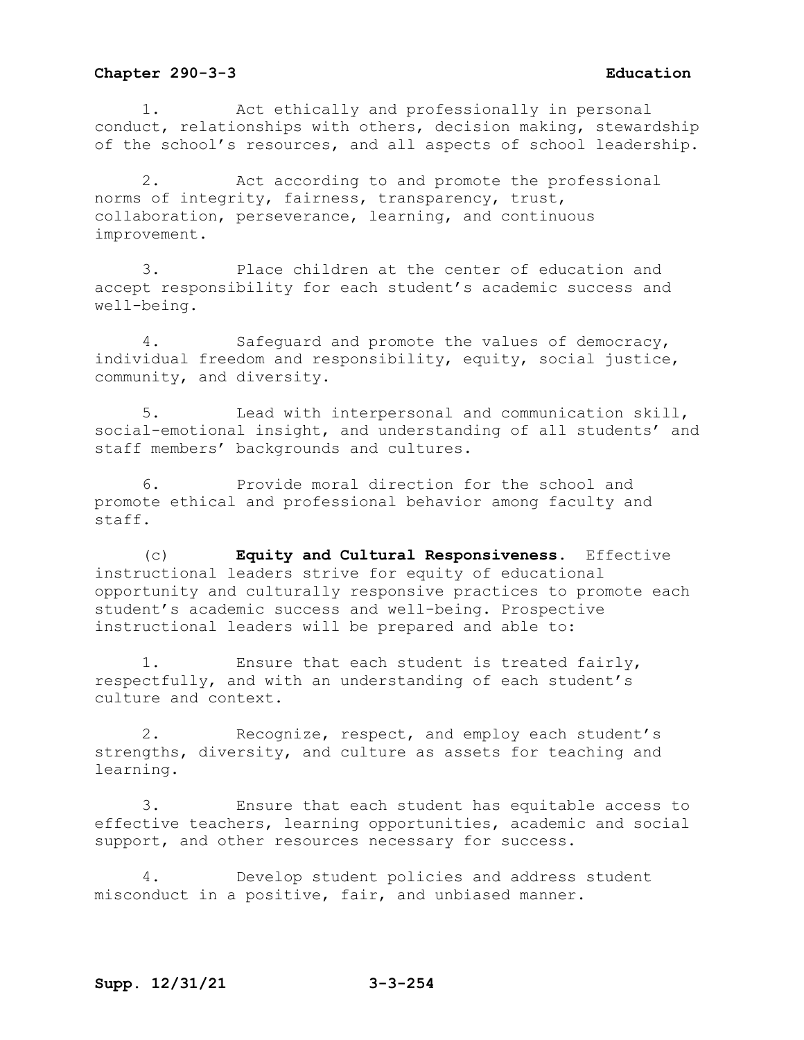1. Act ethically and professionally in personal conduct, relationships with others, decision making, stewardship of the school's resources, and all aspects of school leadership.

2. Act according to and promote the professional norms of integrity, fairness, transparency, trust, collaboration, perseverance, learning, and continuous improvement.

3. Place children at the center of education and accept responsibility for each student's academic success and well-being.

4. Safeguard and promote the values of democracy, individual freedom and responsibility, equity, social justice, community, and diversity.

5. Lead with interpersonal and communication skill, social-emotional insight, and understanding of all students' and staff members' backgrounds and cultures.

6. Provide moral direction for the school and promote ethical and professional behavior among faculty and staff.

(c) **Equity and Cultural Responsiveness.** Effective instructional leaders strive for equity of educational opportunity and culturally responsive practices to promote each student's academic success and well-being. Prospective instructional leaders will be prepared and able to:

1. Ensure that each student is treated fairly, respectfully, and with an understanding of each student's culture and context.

2. Recognize, respect, and employ each student's strengths, diversity, and culture as assets for teaching and learning.

3. Ensure that each student has equitable access to effective teachers, learning opportunities, academic and social support, and other resources necessary for success.

4. Develop student policies and address student misconduct in a positive, fair, and unbiased manner.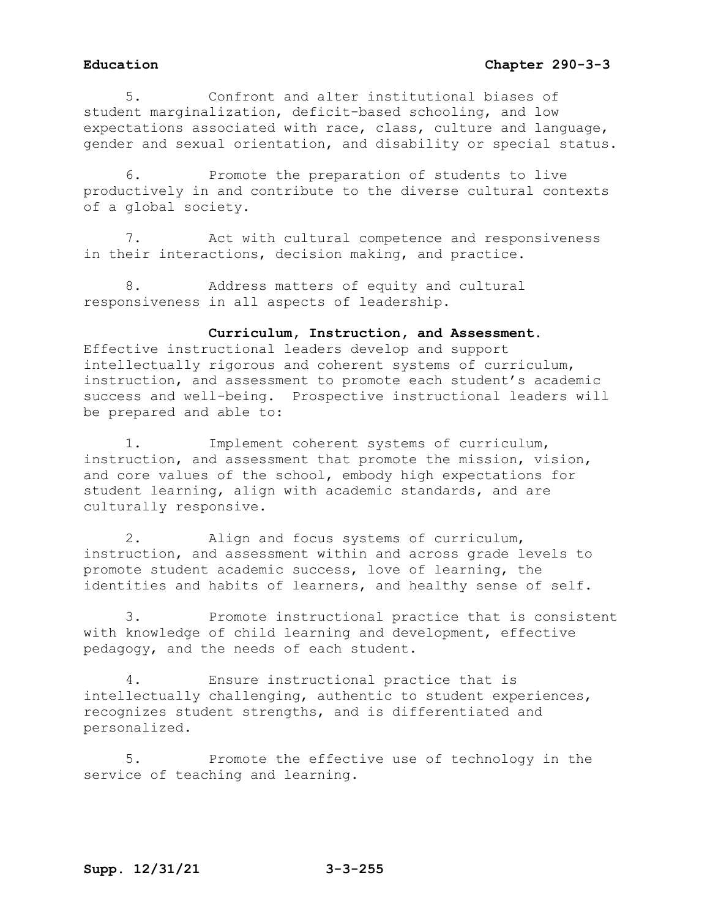5. Confront and alter institutional biases of student marginalization, deficit-based schooling, and low expectations associated with race, class, culture and language, gender and sexual orientation, and disability or special status.

6. Promote the preparation of students to live productively in and contribute to the diverse cultural contexts of a global society.

7. Act with cultural competence and responsiveness in their interactions, decision making, and practice.

8. Address matters of equity and cultural responsiveness in all aspects of leadership.

**Curriculum, Instruction, and Assessment.** Effective instructional leaders develop and support intellectually rigorous and coherent systems of curriculum, instruction, and assessment to promote each student's academic success and well-being. Prospective instructional leaders will be prepared and able to:

1. Implement coherent systems of curriculum, instruction, and assessment that promote the mission, vision, and core values of the school, embody high expectations for student learning, align with academic standards, and are culturally responsive.

2. Align and focus systems of curriculum, instruction, and assessment within and across grade levels to promote student academic success, love of learning, the identities and habits of learners, and healthy sense of self.

3. Promote instructional practice that is consistent with knowledge of child learning and development, effective pedagogy, and the needs of each student.

4. Ensure instructional practice that is intellectually challenging, authentic to student experiences, recognizes student strengths, and is differentiated and personalized.

5. Promote the effective use of technology in the service of teaching and learning.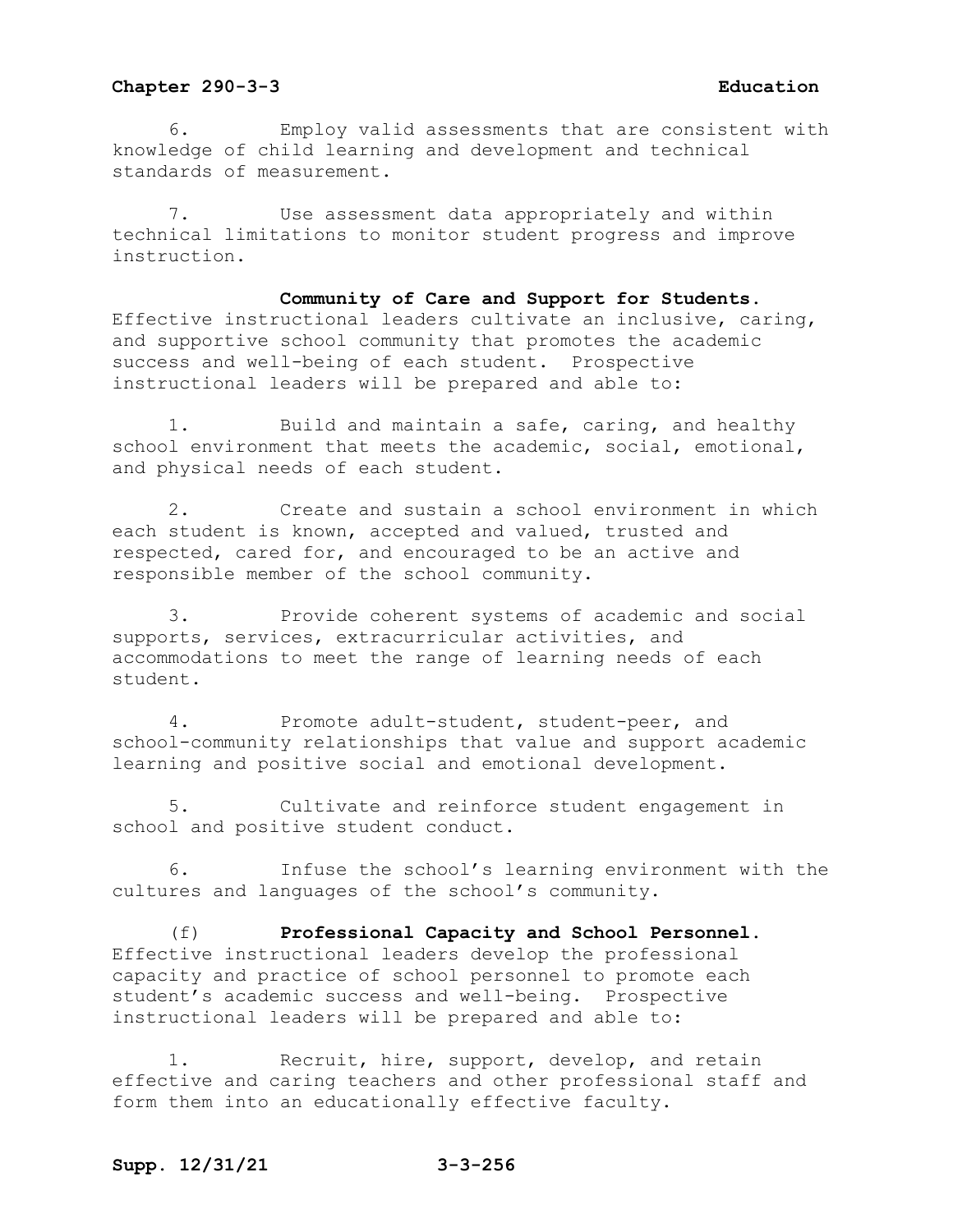6. Employ valid assessments that are consistent with knowledge of child learning and development and technical standards of measurement.

7. Use assessment data appropriately and within technical limitations to monitor student progress and improve instruction.

**Community of Care and Support for Students.** Effective instructional leaders cultivate an inclusive, caring, and supportive school community that promotes the academic success and well-being of each student. Prospective instructional leaders will be prepared and able to:

1. Build and maintain a safe, caring, and healthy school environment that meets the academic, social, emotional, and physical needs of each student.

2. Create and sustain a school environment in which each student is known, accepted and valued, trusted and respected, cared for, and encouraged to be an active and responsible member of the school community.

3. Provide coherent systems of academic and social supports, services, extracurricular activities, and accommodations to meet the range of learning needs of each student.

4. Promote adult-student, student-peer, and school-community relationships that value and support academic learning and positive social and emotional development.

5. Cultivate and reinforce student engagement in school and positive student conduct.

6. Infuse the school's learning environment with the cultures and languages of the school's community.

(f) **Professional Capacity and School Personnel.** Effective instructional leaders develop the professional capacity and practice of school personnel to promote each student's academic success and well-being. Prospective instructional leaders will be prepared and able to:

1. Recruit, hire, support, develop, and retain effective and caring teachers and other professional staff and form them into an educationally effective faculty.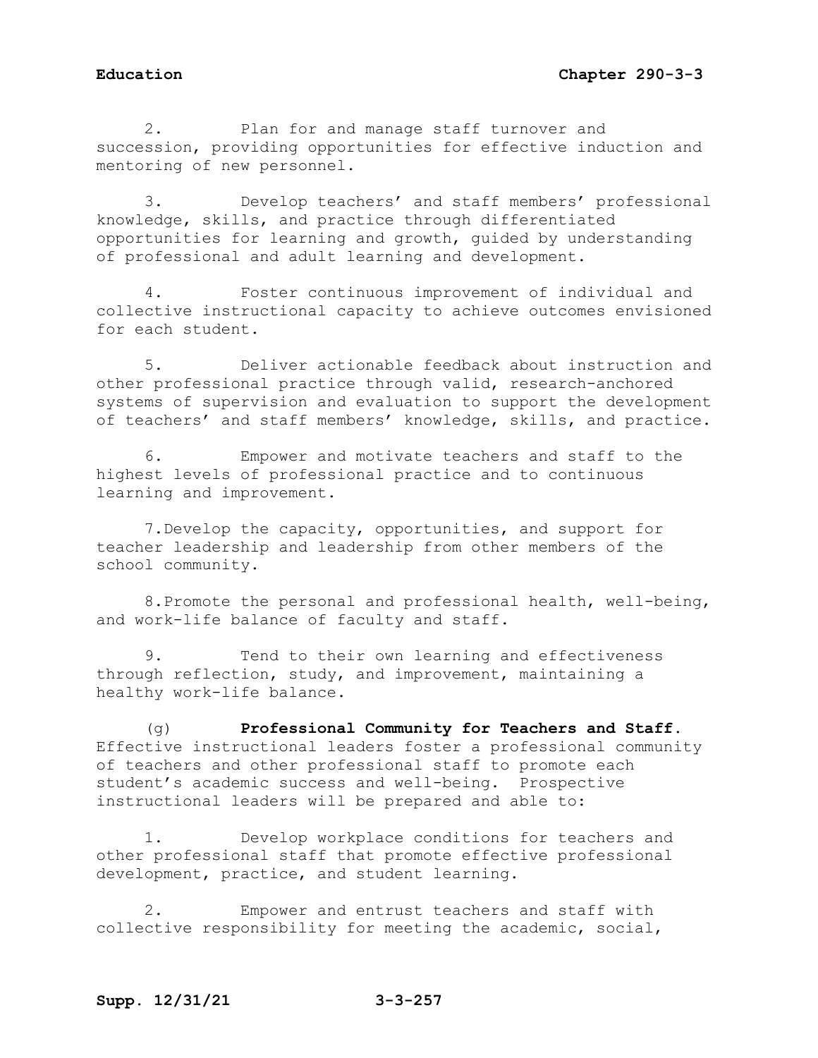2. Plan for and manage staff turnover and succession, providing opportunities for effective induction and mentoring of new personnel.

3. Develop teachers' and staff members' professional knowledge, skills, and practice through differentiated opportunities for learning and growth, guided by understanding of professional and adult learning and development.

4. Foster continuous improvement of individual and collective instructional capacity to achieve outcomes envisioned for each student.

5. Deliver actionable feedback about instruction and other professional practice through valid, research-anchored systems of supervision and evaluation to support the development of teachers' and staff members' knowledge, skills, and practice.

6. Empower and motivate teachers and staff to the highest levels of professional practice and to continuous learning and improvement.

7. Develop the capacity, opportunities, and support for teacher leadership and leadership from other members of the school community.

8. Promote the personal and professional health, well-being, and work-life balance of faculty and staff.

9. Tend to their own learning and effectiveness through reflection, study, and improvement, maintaining a healthy work-life balance.

(g) **Professional Community for Teachers and Staff.** Effective instructional leaders foster a professional community of teachers and other professional staff to promote each student's academic success and well-being. Prospective instructional leaders will be prepared and able to:

1. Develop workplace conditions for teachers and other professional staff that promote effective professional development, practice, and student learning.

2. Empower and entrust teachers and staff with collective responsibility for meeting the academic, social,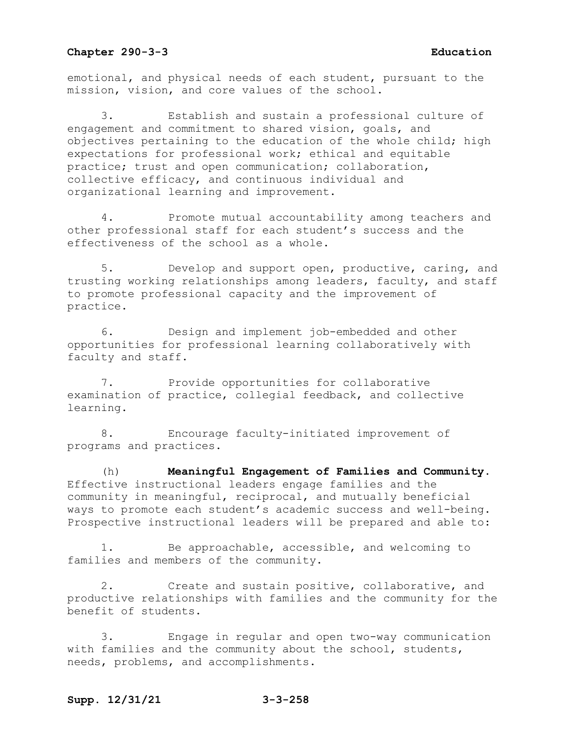emotional, and physical needs of each student, pursuant to the mission, vision, and core values of the school.

3. Establish and sustain a professional culture of engagement and commitment to shared vision, goals, and objectives pertaining to the education of the whole child; high expectations for professional work; ethical and equitable practice; trust and open communication; collaboration, collective efficacy, and continuous individual and organizational learning and improvement.

4. Promote mutual accountability among teachers and other professional staff for each student's success and the effectiveness of the school as a whole.

5. Develop and support open, productive, caring, and trusting working relationships among leaders, faculty, and staff to promote professional capacity and the improvement of practice.

6. Design and implement job-embedded and other opportunities for professional learning collaboratively with faculty and staff.

7. Provide opportunities for collaborative examination of practice, collegial feedback, and collective learning.

8. Encourage faculty-initiated improvement of programs and practices.

(h) **Meaningful Engagement of Families and Community.** Effective instructional leaders engage families and the community in meaningful, reciprocal, and mutually beneficial ways to promote each student's academic success and well-being. Prospective instructional leaders will be prepared and able to:

1. Be approachable, accessible, and welcoming to families and members of the community.

2. Create and sustain positive, collaborative, and productive relationships with families and the community for the benefit of students.

3. Engage in regular and open two-way communication with families and the community about the school, students, needs, problems, and accomplishments.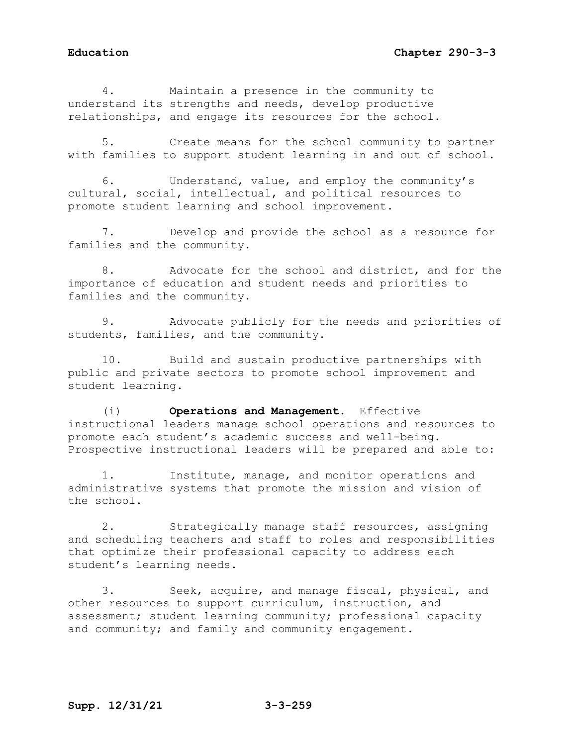4. Maintain a presence in the community to understand its strengths and needs, develop productive relationships, and engage its resources for the school.

5. Create means for the school community to partner with families to support student learning in and out of school.

6. Understand, value, and employ the community's cultural, social, intellectual, and political resources to promote student learning and school improvement.

7. Develop and provide the school as a resource for families and the community.

8. Advocate for the school and district, and for the importance of education and student needs and priorities to families and the community.

9. Advocate publicly for the needs and priorities of students, families, and the community.

10. Build and sustain productive partnerships with public and private sectors to promote school improvement and student learning.

(i) **Operations and Management.** Effective instructional leaders manage school operations and resources to promote each student's academic success and well-being. Prospective instructional leaders will be prepared and able to:

1. Institute, manage, and monitor operations and administrative systems that promote the mission and vision of the school.

2. Strategically manage staff resources, assigning and scheduling teachers and staff to roles and responsibilities that optimize their professional capacity to address each student's learning needs.

3. Seek, acquire, and manage fiscal, physical, and other resources to support curriculum, instruction, and assessment; student learning community; professional capacity and community; and family and community engagement.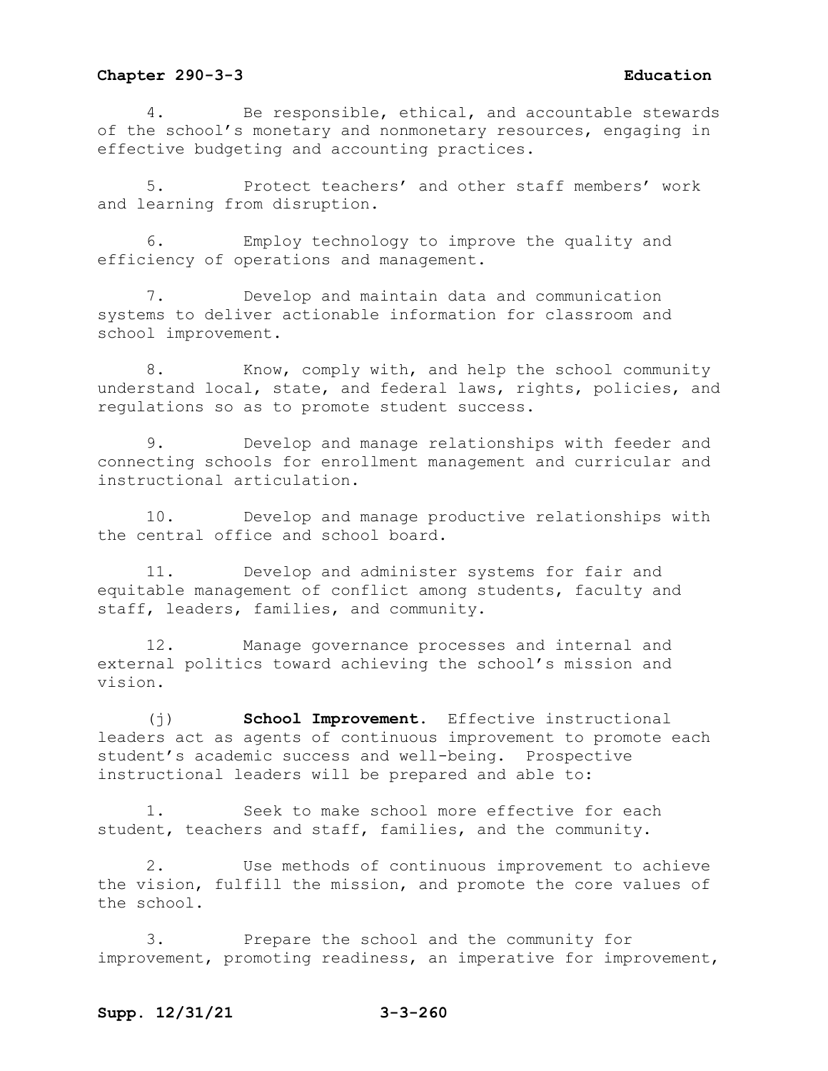4. Be responsible, ethical, and accountable stewards of the school's monetary and nonmonetary resources, engaging in effective budgeting and accounting practices.

5. Protect teachers' and other staff members' work and learning from disruption.

6. Employ technology to improve the quality and efficiency of operations and management.

7. Develop and maintain data and communication systems to deliver actionable information for classroom and school improvement.

8. Know, comply with, and help the school community understand local, state, and federal laws, rights, policies, and regulations so as to promote student success.

9. Develop and manage relationships with feeder and connecting schools for enrollment management and curricular and instructional articulation.

10. Develop and manage productive relationships with the central office and school board.

11. Develop and administer systems for fair and equitable management of conflict among students, faculty and staff, leaders, families, and community.

12. Manage governance processes and internal and external politics toward achieving the school's mission and vision.

(j) **School Improvement.** Effective instructional leaders act as agents of continuous improvement to promote each student's academic success and well-being. Prospective instructional leaders will be prepared and able to:

1. Seek to make school more effective for each student, teachers and staff, families, and the community.

2. Use methods of continuous improvement to achieve the vision, fulfill the mission, and promote the core values of the school.

3. Prepare the school and the community for improvement, promoting readiness, an imperative for improvement,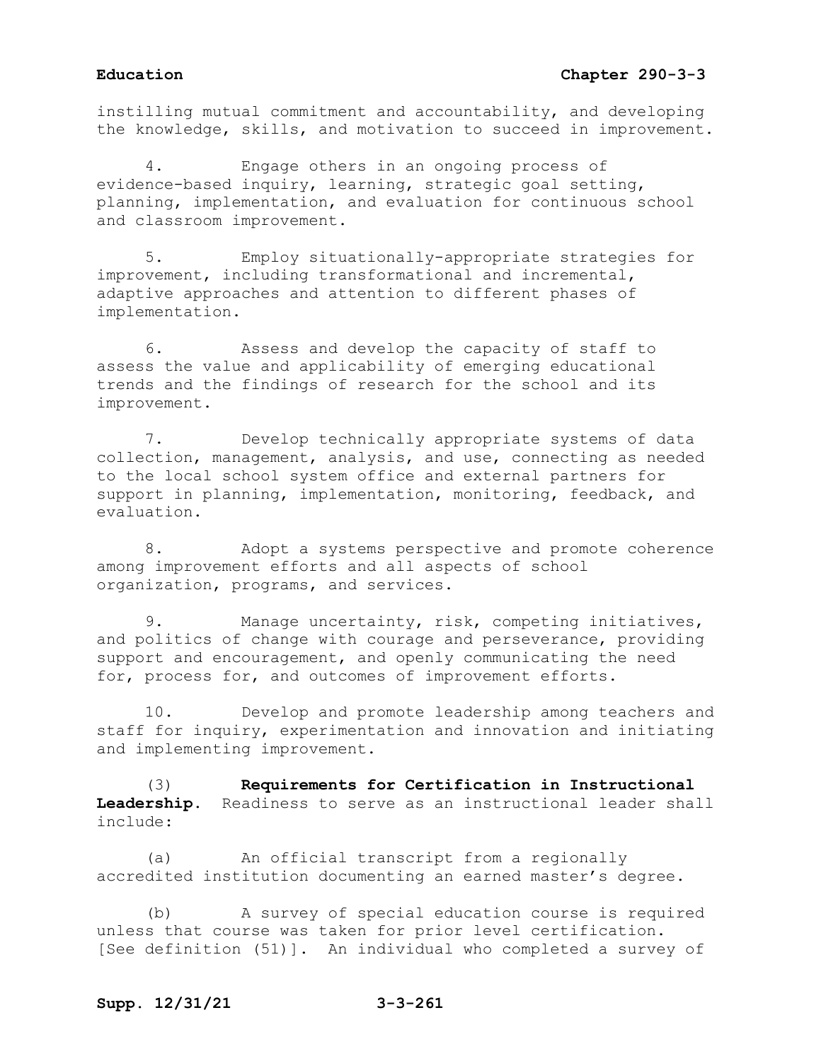instilling mutual commitment and accountability, and developing the knowledge, skills, and motivation to succeed in improvement.

4. Engage others in an ongoing process of evidence-based inquiry, learning, strategic goal setting, planning, implementation, and evaluation for continuous school and classroom improvement.

5. Employ situationally-appropriate strategies for improvement, including transformational and incremental, adaptive approaches and attention to different phases of implementation.

6. Assess and develop the capacity of staff to assess the value and applicability of emerging educational trends and the findings of research for the school and its improvement.

7. Develop technically appropriate systems of data collection, management, analysis, and use, connecting as needed to the local school system office and external partners for support in planning, implementation, monitoring, feedback, and evaluation.

8. Adopt a systems perspective and promote coherence among improvement efforts and all aspects of school organization, programs, and services.

9. Manage uncertainty, risk, competing initiatives, and politics of change with courage and perseverance, providing support and encouragement, and openly communicating the need for, process for, and outcomes of improvement efforts.

10. Develop and promote leadership among teachers and staff for inquiry, experimentation and innovation and initiating and implementing improvement.

(3) **Requirements for Certification in Instructional Leadership.** Readiness to serve as an instructional leader shall include:

(a) An official transcript from a regionally accredited institution documenting an earned master's degree.

(b) A survey of special education course is required unless that course was taken for prior level certification. [See definition (51)]. An individual who completed a survey of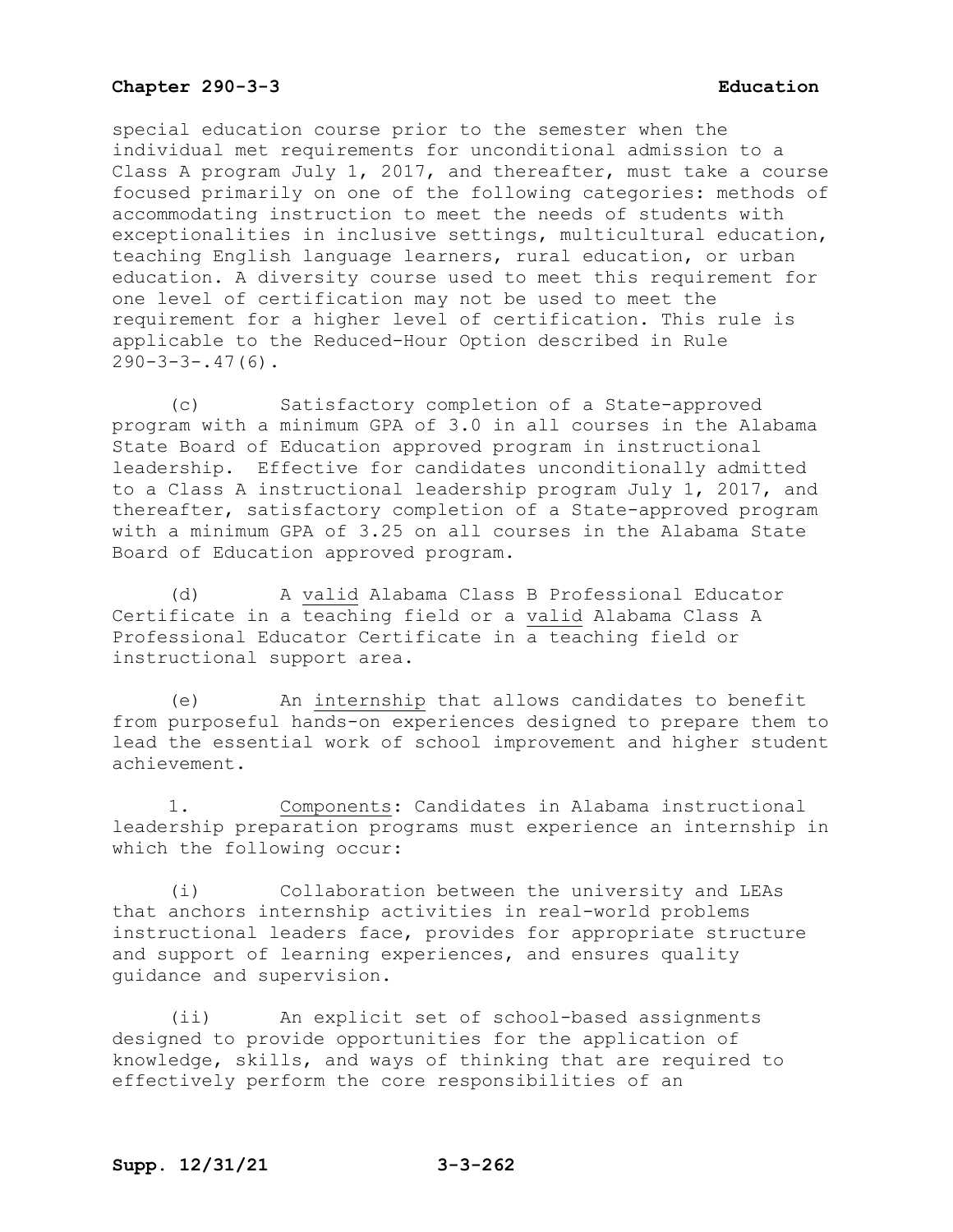special education course prior to the semester when the individual met requirements for unconditional admission to a Class A program July 1, 2017, and thereafter, must take a course focused primarily on one of the following categories: methods of accommodating instruction to meet the needs of students with exceptionalities in inclusive settings, multicultural education, teaching English language learners, rural education, or urban education. A diversity course used to meet this requirement for one level of certification may not be used to meet the requirement for a higher level of certification. This rule is applicable to the Reduced-Hour Option described in Rule 290-3-3-.47(6).

(c) Satisfactory completion of a State-approved program with a minimum GPA of 3.0 in all courses in the Alabama State Board of Education approved program in instructional leadership. Effective for candidates unconditionally admitted to a Class A instructional leadership program July 1, 2017, and thereafter, satisfactory completion of a State-approved program with a minimum GPA of 3.25 on all courses in the Alabama State Board of Education approved program.

(d) A <u>valid</u> Alabama Class B Professional Educator Certificate in a teaching field or a <u>valid</u> Alabama Class A Professional Educator Certificate in a teaching field or instructional support area.

(e) An <u>internship</u> that allows candidates to benefit from purposeful hands-on experiences designed to prepare them to lead the essential work of school improvement and higher student achievement.

1. <u>Components</u>: Candidates in Alabama instructional leadership preparation programs must experience an internship in which the following occur:

(i) Collaboration between the university and LEAs that anchors internship activities in real-world problems instructional leaders face, provides for appropriate structure and support of learning experiences, and ensures quality guidance and supervision.

(ii) An explicit set of school-based assignments designed to provide opportunities for the application of knowledge, skills, and ways of thinking that are required to effectively perform the core responsibilities of an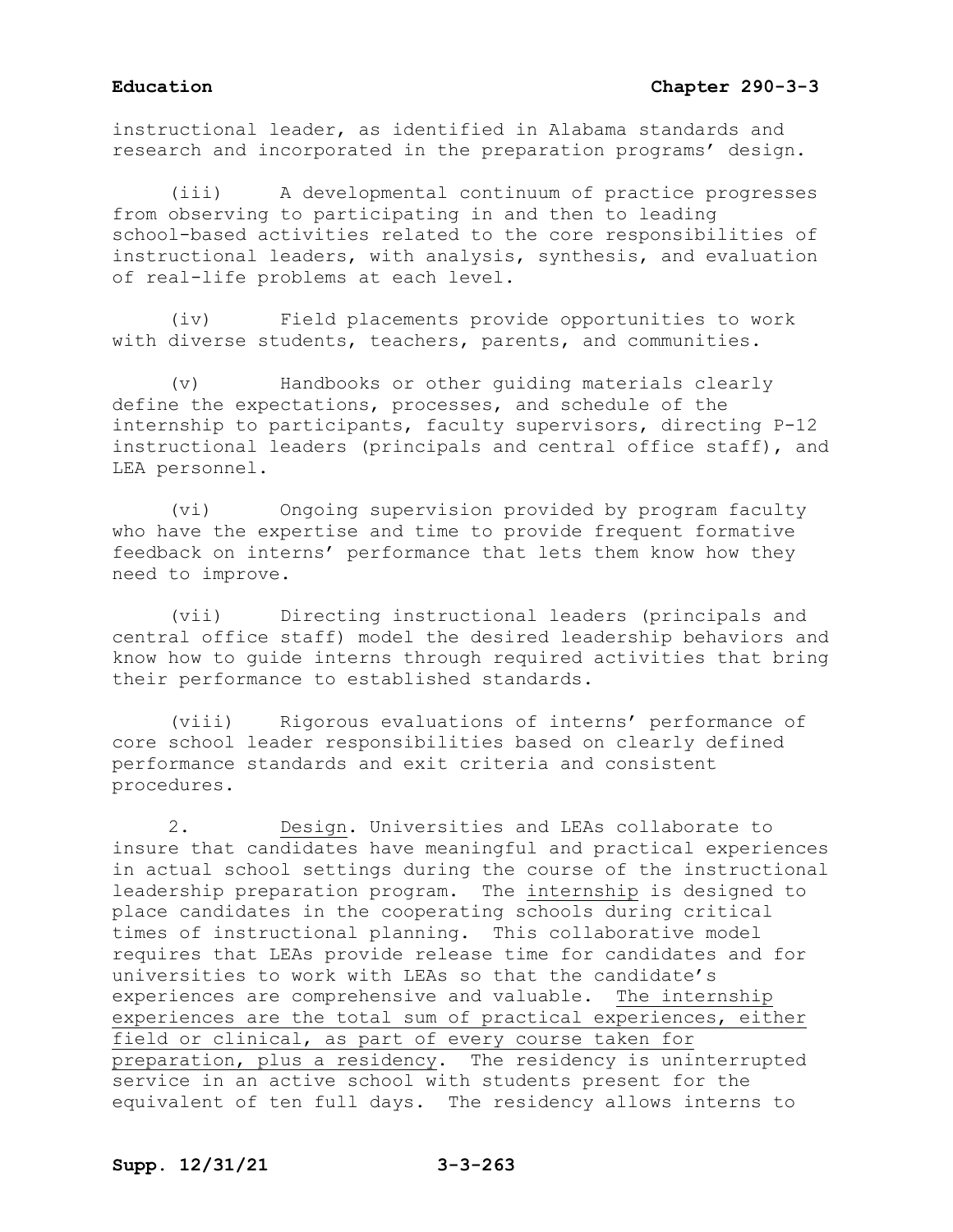instructional leader, as identified in Alabama standards and research and incorporated in the preparation programs' design.

(iii) A developmental continuum of practice progresses from observing to participating in and then to leading school-based activities related to the core responsibilities of instructional leaders, with analysis, synthesis, and evaluation of real-life problems at each level.

(iv) Field placements provide opportunities to work with diverse students, teachers, parents, and communities.

(v) Handbooks or other guiding materials clearly define the expectations, processes, and schedule of the internship to participants, faculty supervisors, directing P-12 instructional leaders (principals and central office staff), and LEA personnel.

(vi) Ongoing supervision provided by program faculty who have the expertise and time to provide frequent formative feedback on interns' performance that lets them know how they need to improve.

(vii) Directing instructional leaders (principals and central office staff) model the desired leadership behaviors and know how to guide interns through required activities that bring their performance to established standards.

(viii) Rigorous evaluations of interns' performance of core school leader responsibilities based on clearly defined performance standards and exit criteria and consistent procedures.

2. <u>Design</u>. Universities and LEAs collaborate to insure that candidates have meaningful and practical experiences in actual school settings during the course of the instructional leadership preparation program. The <u>internship</u> is designed to place candidates in the cooperating schools during critical times of instructional planning. This collaborative model requires that LEAs provide release time for candidates and for universities to work with LEAs so that the candidate's experiences are comprehensive and valuable. <u>The internship experiences are the total sum of practical experiences, either field or clinical, as part of every course taken for preparation, plus a residency</u>. The residency is uninterrupted service in an active school with students present for the equivalent of ten full days. The residency allows interns to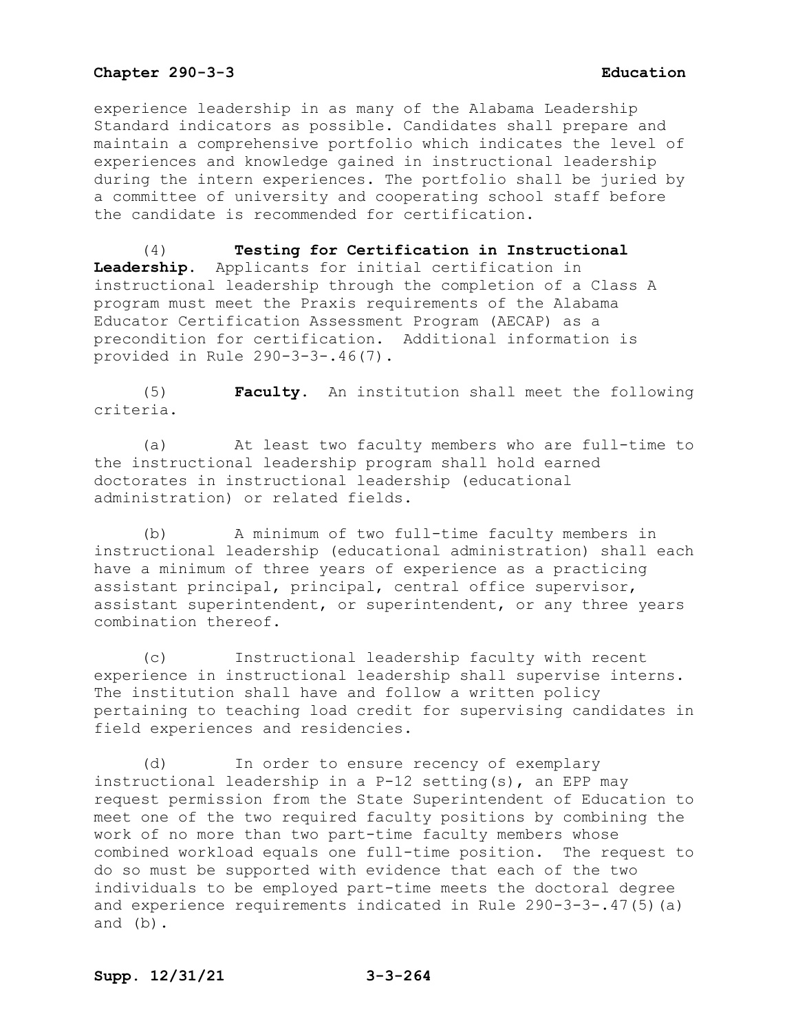experience leadership in as many of the Alabama Leadership Standard indicators as possible. Candidates shall prepare and maintain a comprehensive portfolio which indicates the level of experiences and knowledge gained in instructional leadership during the intern experiences. The portfolio shall be juried by a committee of university and cooperating school staff before the candidate is recommended for certification.

(4) **Testing for Certification in Instructional Leadership.** Applicants for initial certification in instructional leadership through the completion of a Class A program must meet the Praxis requirements of the Alabama Educator Certification Assessment Program (AECAP) as a precondition for certification. Additional information is provided in Rule 290-3-3-.46(7).

(5) **Faculty.** An institution shall meet the following criteria.

(a) At least two faculty members who are full-time to the instructional leadership program shall hold earned doctorates in instructional leadership (educational administration) or related fields.

(b) A minimum of two full-time faculty members in instructional leadership (educational administration) shall each have a minimum of three years of experience as a practicing assistant principal, principal, central office supervisor, assistant superintendent, or superintendent, or any three years combination thereof.

(c) Instructional leadership faculty with recent experience in instructional leadership shall supervise interns. The institution shall have and follow a written policy pertaining to teaching load credit for supervising candidates in field experiences and residencies.

(d) In order to ensure recency of exemplary instructional leadership in a P-12 setting(s), an EPP may request permission from the State Superintendent of Education to meet one of the two required faculty positions by combining the work of no more than two part-time faculty members whose combined workload equals one full-time position. The request to do so must be supported with evidence that each of the two individuals to be employed part-time meets the doctoral degree and experience requirements indicated in Rule 290-3-3-.47(5)(a) and (b).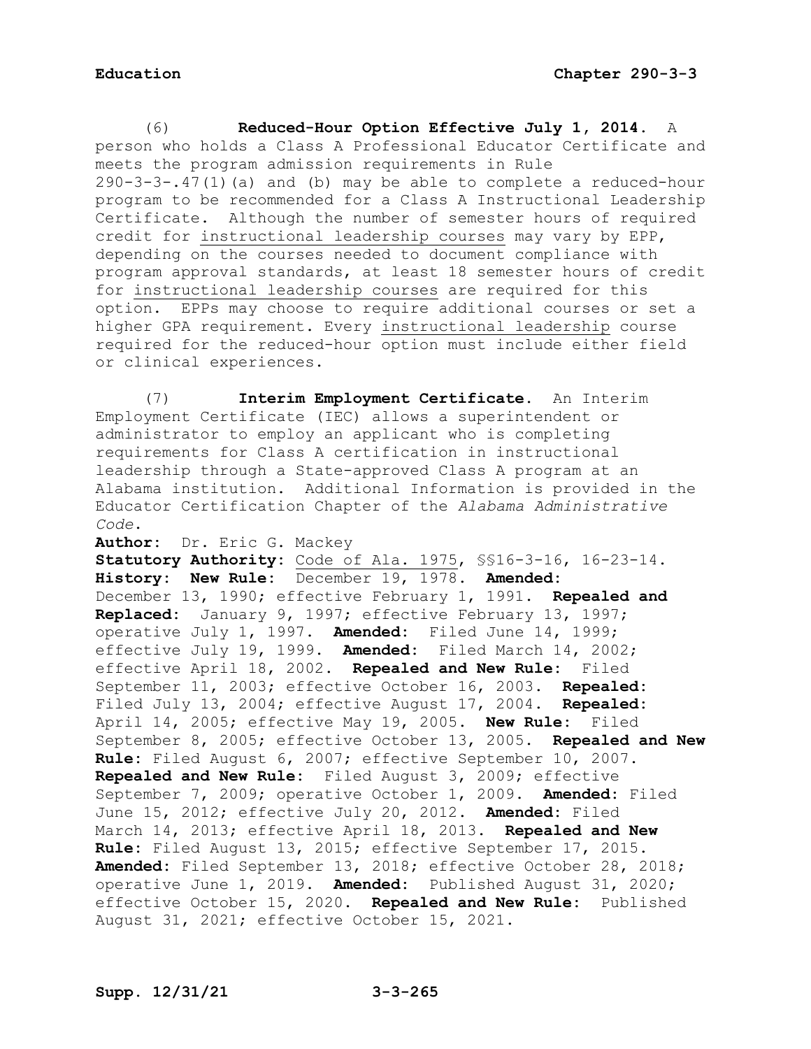(6) **Reduced-Hour Option Effective July 1, 2014.** A person who holds a Class A Professional Educator Certificate and meets the program admission requirements in Rule 290-3-3-.47(1)(a) and (b) may be able to complete a reduced-hour program to be recommended for a Class A Instructional Leadership Certificate. Although the number of semester hours of required credit for instructional leadership courses may vary by EPP, depending on the courses needed to document compliance with program approval standards, at least 18 semester hours of credit for instructional leadership courses are required for this option. EPPs may choose to require additional courses or set a higher GPA requirement. Every instructional leadership course required for the reduced-hour option must include either field or clinical experiences.

(7) **Interim Employment Certificate.** An Interim Employment Certificate (IEC) allows a superintendent or administrator to employ an applicant who is completing requirements for Class A certification in instructional leadership through a State-approved Class A program at an Alabama institution. Additional Information is provided in the Educator Certification Chapter of the *Alabama Administrative Code*.

**Author:** Dr. Eric G. Mackey
**Statutory Authority:** Code of Ala. 1975, §§16-3-16, 16-23-14.
**History: New Rule:** December 19, 1978. **Amended:** December 13, 1990; effective February 1, 1991. **Repealed and Replaced:** January 9, 1997; effective February 13, 1997; operative July 1, 1997. **Amended:** Filed June 14, 1999; effective July 19, 1999. **Amended:** Filed March 14, 2002; effective April 18, 2002. **Repealed and New Rule:** Filed September 11, 2003; effective October 16, 2003. **Repealed:** Filed July 13, 2004; effective August 17, 2004. **Repealed:** April 14, 2005; effective May 19, 2005. **New Rule:** Filed September 8, 2005; effective October 13, 2005. **Repealed and New Rule:** Filed August 6, 2007; effective September 10, 2007. **Repealed and New Rule:** Filed August 3, 2009; effective September 7, 2009; operative October 1, 2009. **Amended:** Filed June 15, 2012; effective July 20, 2012. **Amended:** Filed March 14, 2013; effective April 18, 2013. **Repealed and New Rule:** Filed August 13, 2015; effective September 17, 2015. **Amended:** Filed September 13, 2018; effective October 28, 2018; operative June 1, 2019. **Amended:** Published August 31, 2020; effective October 15, 2020. **Repealed and New Rule:** Published August 31, 2021; effective October 15, 2021.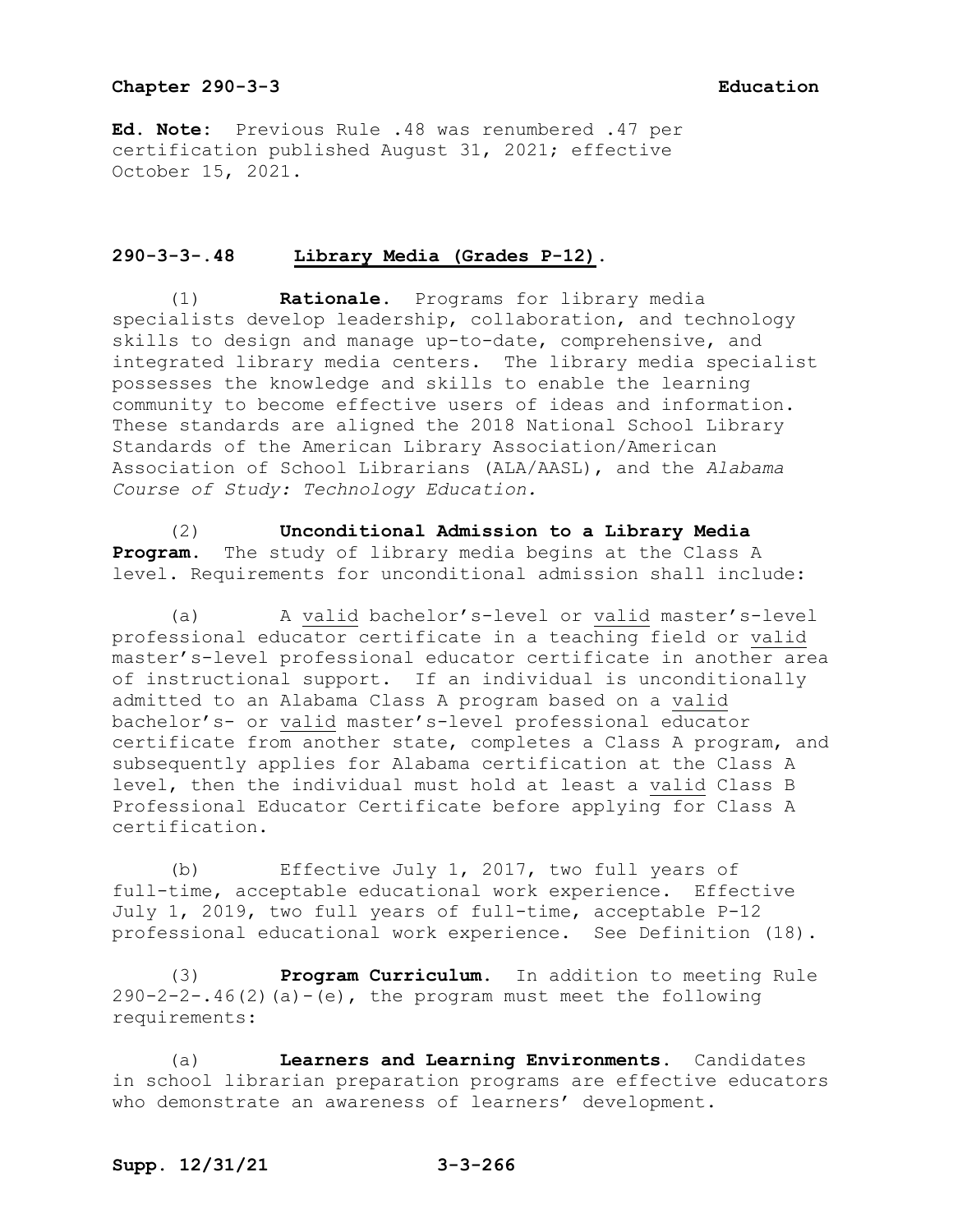**Ed. Note:** Previous Rule .48 was renumbered .47 per certification published August 31, 2021; effective October 15, 2021.

## 290-3-3-.48 Library Media (Grades P-12).

(1) **Rationale.** Programs for library media specialists develop leadership, collaboration, and technology skills to design and manage up-to-date, comprehensive, and integrated library media centers. The library media specialist possesses the knowledge and skills to enable the learning community to become effective users of ideas and information. These standards are aligned the 2018 National School Library Standards of the American Library Association/American Association of School Librarians (ALA/AASL), and the *Alabama Course of Study: Technology Education.*

(2) **Unconditional Admission to a Library Media Program.** The study of library media begins at the Class A level. Requirements for unconditional admission shall include:

(a) A valid bachelor's-level or valid master's-level professional educator certificate in a teaching field or valid master's-level professional educator certificate in another area of instructional support. If an individual is unconditionally admitted to an Alabama Class A program based on a valid bachelor's- or valid master's-level professional educator certificate from another state, completes a Class A program, and subsequently applies for Alabama certification at the Class A level, then the individual must hold at least a valid Class B Professional Educator Certificate before applying for Class A certification.

(b) Effective July 1, 2017, two full years of full-time, acceptable educational work experience. Effective July 1, 2019, two full years of full-time, acceptable P-12 professional educational work experience. See Definition (18).

(3) **Program Curriculum.** In addition to meeting Rule 290-2-2-.46(2)(a)-(e), the program must meet the following requirements:

(a) **Learners and Learning Environments.** Candidates in school librarian preparation programs are effective educators who demonstrate an awareness of learners' development.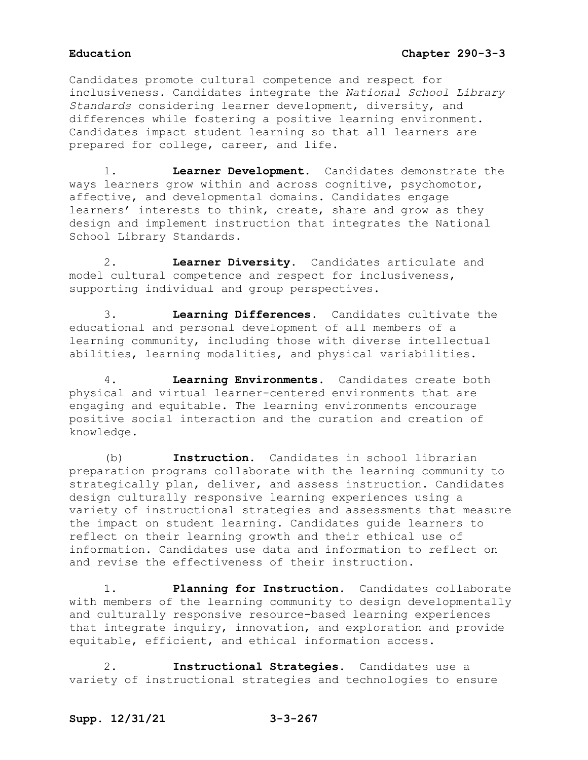Candidates promote cultural competence and respect for inclusiveness. Candidates integrate the *National School Library Standards* considering learner development, diversity, and differences while fostering a positive learning environment. Candidates impact student learning so that all learners are prepared for college, career, and life.

1. **Learner Development.** Candidates demonstrate the ways learners grow within and across cognitive, psychomotor, affective, and developmental domains. Candidates engage learners' interests to think, create, share and grow as they design and implement instruction that integrates the National School Library Standards.

2. **Learner Diversity.** Candidates articulate and model cultural competence and respect for inclusiveness, supporting individual and group perspectives.

3. **Learning Differences.** Candidates cultivate the educational and personal development of all members of a learning community, including those with diverse intellectual abilities, learning modalities, and physical variabilities.

4. **Learning Environments.** Candidates create both physical and virtual learner-centered environments that are engaging and equitable. The learning environments encourage positive social interaction and the curation and creation of knowledge.

(b) **Instruction.** Candidates in school librarian preparation programs collaborate with the learning community to strategically plan, deliver, and assess instruction. Candidates design culturally responsive learning experiences using a variety of instructional strategies and assessments that measure the impact on student learning. Candidates guide learners to reflect on their learning growth and their ethical use of information. Candidates use data and information to reflect on and revise the effectiveness of their instruction.

1. **Planning for Instruction.** Candidates collaborate with members of the learning community to design developmentally and culturally responsive resource-based learning experiences that integrate inquiry, innovation, and exploration and provide equitable, efficient, and ethical information access.

2. **Instructional Strategies.** Candidates use a variety of instructional strategies and technologies to ensure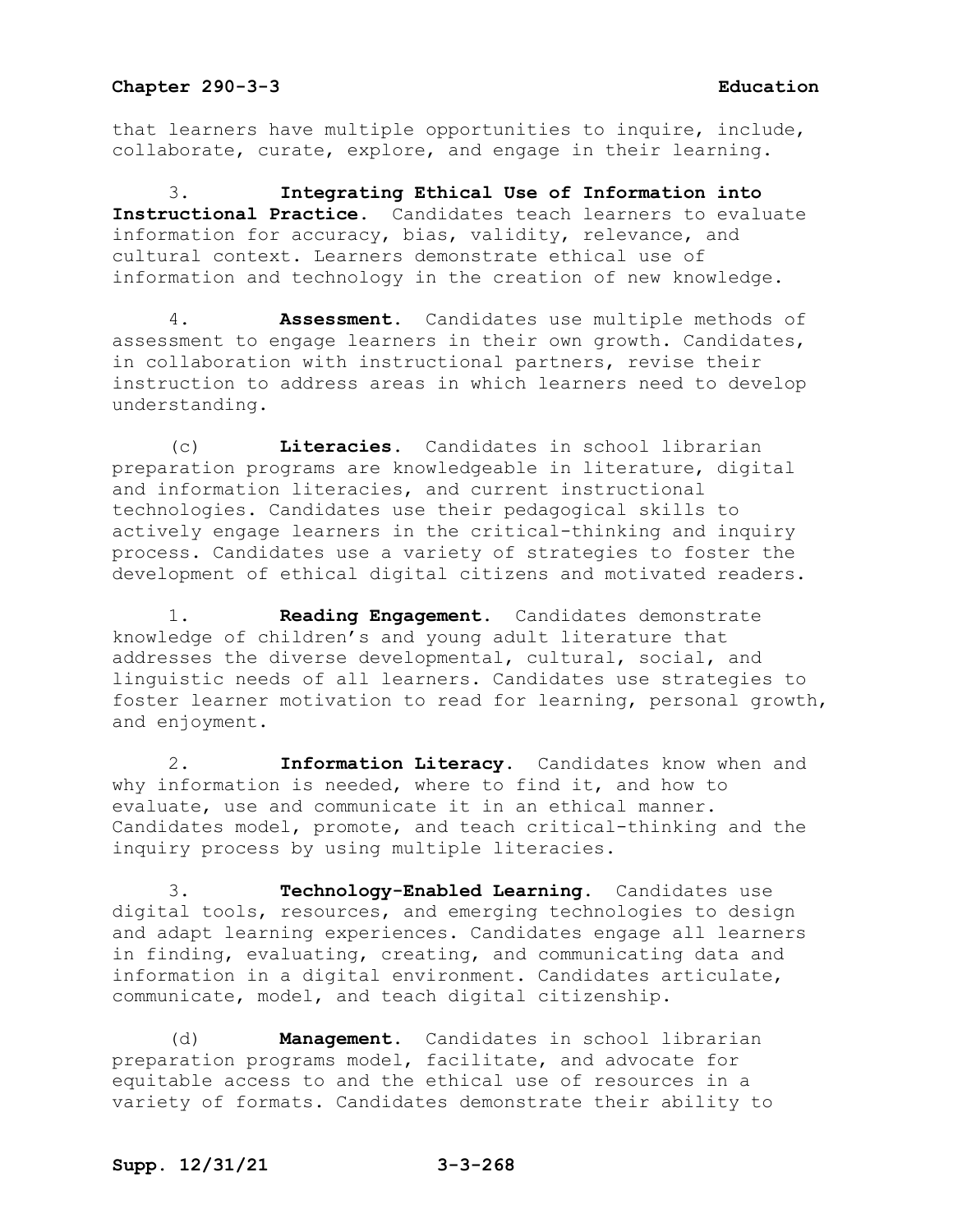that learners have multiple opportunities to inquire, include, collaborate, curate, explore, and engage in their learning.

3. **Integrating Ethical Use of Information into Instructional Practice.** Candidates teach learners to evaluate information for accuracy, bias, validity, relevance, and cultural context. Learners demonstrate ethical use of information and technology in the creation of new knowledge.

4. **Assessment.** Candidates use multiple methods of assessment to engage learners in their own growth. Candidates, in collaboration with instructional partners, revise their instruction to address areas in which learners need to develop understanding.

(c) **Literacies.** Candidates in school librarian preparation programs are knowledgeable in literature, digital and information literacies, and current instructional technologies. Candidates use their pedagogical skills to actively engage learners in the critical-thinking and inquiry process. Candidates use a variety of strategies to foster the development of ethical digital citizens and motivated readers.

1. **Reading Engagement.** Candidates demonstrate knowledge of children's and young adult literature that addresses the diverse developmental, cultural, social, and linguistic needs of all learners. Candidates use strategies to foster learner motivation to read for learning, personal growth, and enjoyment.

2. **Information Literacy.** Candidates know when and why information is needed, where to find it, and how to evaluate, use and communicate it in an ethical manner. Candidates model, promote, and teach critical-thinking and the inquiry process by using multiple literacies.

3. **Technology-Enabled Learning.** Candidates use digital tools, resources, and emerging technologies to design and adapt learning experiences. Candidates engage all learners in finding, evaluating, creating, and communicating data and information in a digital environment. Candidates articulate, communicate, model, and teach digital citizenship.

(d) **Management.** Candidates in school librarian preparation programs model, facilitate, and advocate for equitable access to and the ethical use of resources in a variety of formats. Candidates demonstrate their ability to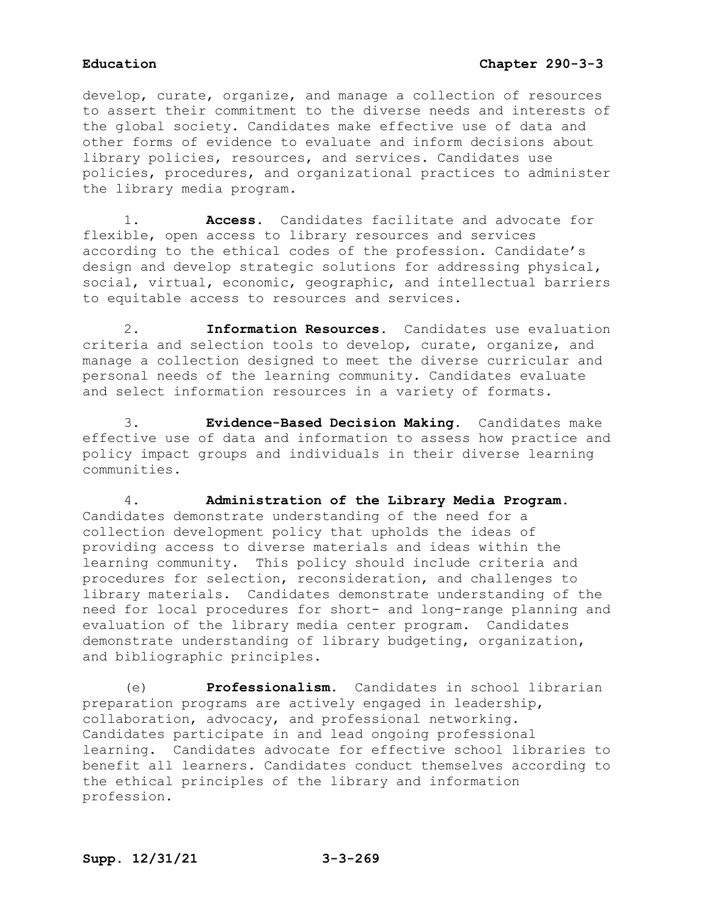develop, curate, organize, and manage a collection of resources to assert their commitment to the diverse needs and interests of the global society. Candidates make effective use of data and other forms of evidence to evaluate and inform decisions about library policies, resources, and services. Candidates use policies, procedures, and organizational practices to administer the library media program.

1. **Access.** Candidates facilitate and advocate for flexible, open access to library resources and services according to the ethical codes of the profession. Candidate's design and develop strategic solutions for addressing physical, social, virtual, economic, geographic, and intellectual barriers to equitable access to resources and services.

2. **Information Resources.** Candidates use evaluation criteria and selection tools to develop, curate, organize, and manage a collection designed to meet the diverse curricular and personal needs of the learning community. Candidates evaluate and select information resources in a variety of formats.

3. **Evidence-Based Decision Making.** Candidates make effective use of data and information to assess how practice and policy impact groups and individuals in their diverse learning communities.

4. **Administration of the Library Media Program.** Candidates demonstrate understanding of the need for a collection development policy that upholds the ideas of providing access to diverse materials and ideas within the learning community. This policy should include criteria and procedures for selection, reconsideration, and challenges to library materials. Candidates demonstrate understanding of the need for local procedures for short- and long-range planning and evaluation of the library media center program. Candidates demonstrate understanding of library budgeting, organization, and bibliographic principles.

(e) **Professionalism.** Candidates in school librarian preparation programs are actively engaged in leadership, collaboration, advocacy, and professional networking. Candidates participate in and lead ongoing professional learning. Candidates advocate for effective school libraries to benefit all learners. Candidates conduct themselves according to the ethical principles of the library and information profession.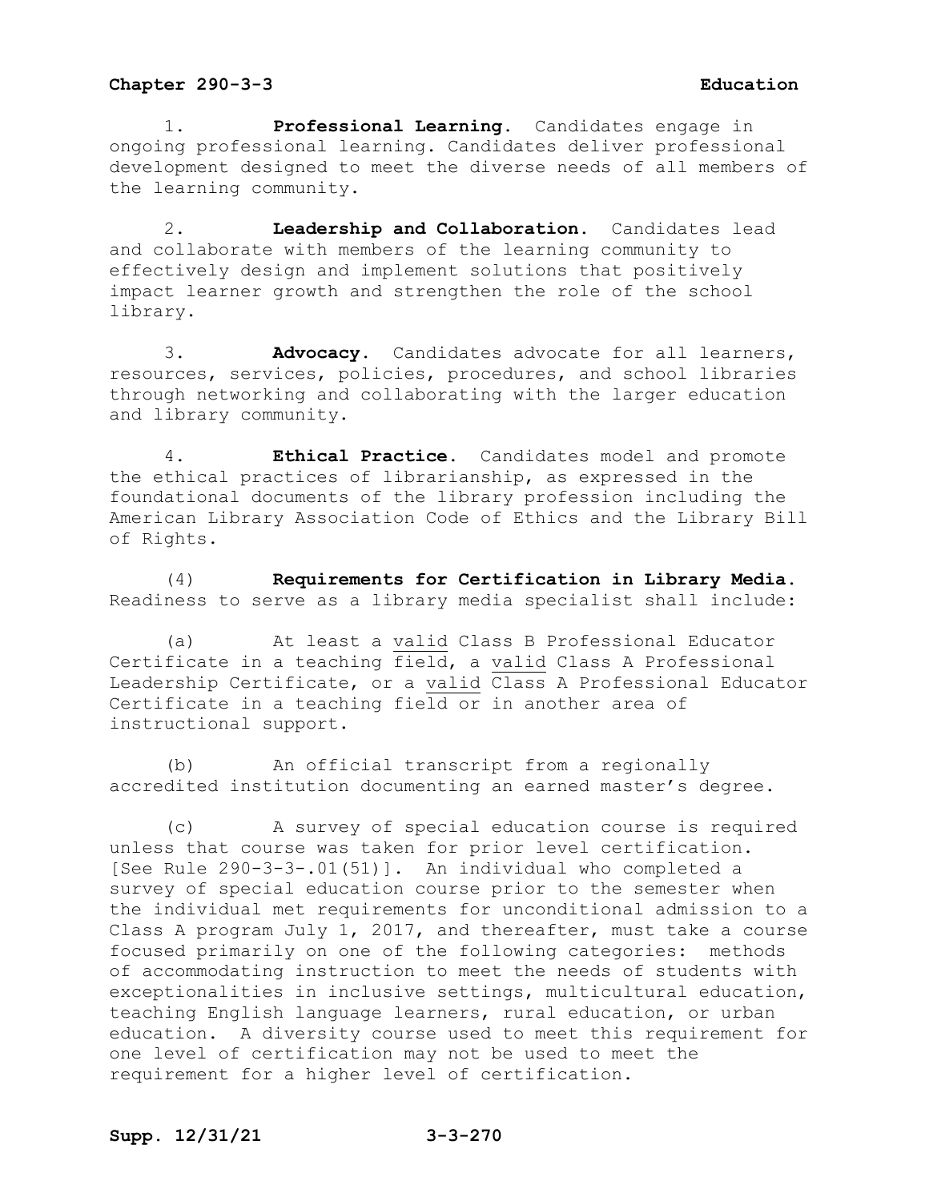1. **Professional Learning.** Candidates engage in ongoing professional learning. Candidates deliver professional development designed to meet the diverse needs of all members of the learning community.

2. **Leadership and Collaboration.** Candidates lead and collaborate with members of the learning community to effectively design and implement solutions that positively impact learner growth and strengthen the role of the school library.

3. **Advocacy.** Candidates advocate for all learners, resources, services, policies, procedures, and school libraries through networking and collaborating with the larger education and library community.

4. **Ethical Practice.** Candidates model and promote the ethical practices of librarianship, as expressed in the foundational documents of the library profession including the American Library Association Code of Ethics and the Library Bill of Rights.

(4) **Requirements for Certification in Library Media.** Readiness to serve as a library media specialist shall include:

(a) At least a valid Class B Professional Educator Certificate in a teaching field, a valid Class A Professional Leadership Certificate, or a valid Class A Professional Educator Certificate in a teaching field or in another area of instructional support.

(b) An official transcript from a regionally accredited institution documenting an earned master's degree.

(c) A survey of special education course is required unless that course was taken for prior level certification. [See Rule 290-3-3-.01(51)]. An individual who completed a survey of special education course prior to the semester when the individual met requirements for unconditional admission to a Class A program July 1, 2017, and thereafter, must take a course focused primarily on one of the following categories: methods of accommodating instruction to meet the needs of students with exceptionalities in inclusive settings, multicultural education, teaching English language learners, rural education, or urban education. A diversity course used to meet this requirement for one level of certification may not be used to meet the requirement for a higher level of certification.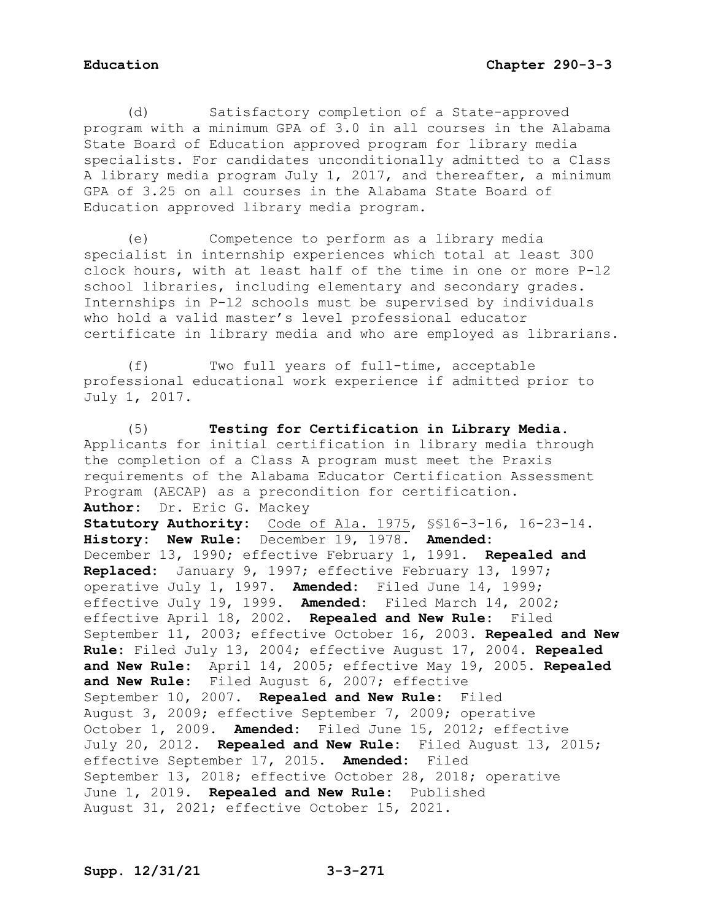(d) Satisfactory completion of a State-approved program with a minimum GPA of 3.0 in all courses in the Alabama State Board of Education approved program for library media specialists. For candidates unconditionally admitted to a Class A library media program July 1, 2017, and thereafter, a minimum GPA of 3.25 on all courses in the Alabama State Board of Education approved library media program.

(e) Competence to perform as a library media specialist in internship experiences which total at least 300 clock hours, with at least half of the time in one or more P-12 school libraries, including elementary and secondary grades. Internships in P-12 schools must be supervised by individuals who hold a valid master's level professional educator certificate in library media and who are employed as librarians.

(f) Two full years of full-time, acceptable professional educational work experience if admitted prior to July 1, 2017.

(5) **Testing for Certification in Library Media**. Applicants for initial certification in library media through the completion of a Class A program must meet the Praxis requirements of the Alabama Educator Certification Assessment Program (AECAP) as a precondition for certification.

**Author:** Dr. Eric G. Mackey

**Statutory Authority:** Code of Ala. 1975, §§16-3-16, 16-23-14.

**History: New Rule:** December 19, 1978. **Amended:** December 13, 1990; effective February 1, 1991. **Repealed and Replaced:** January 9, 1997; effective February 13, 1997; operative July 1, 1997. **Amended:** Filed June 14, 1999; effective July 19, 1999. **Amended:** Filed March 14, 2002; effective April 18, 2002. **Repealed and New Rule:** Filed September 11, 2003; effective October 16, 2003. **Repealed and New Rule:** Filed July 13, 2004; effective August 17, 2004. **Repealed and New Rule:** April 14, 2005; effective May 19, 2005. **Repealed and New Rule:** Filed August 6, 2007; effective September 10, 2007. **Repealed and New Rule:** Filed August 3, 2009; effective September 7, 2009; operative October 1, 2009. **Amended:** Filed June 15, 2012; effective July 20, 2012. **Repealed and New Rule:** Filed August 13, 2015; effective September 17, 2015. **Amended:** Filed September 13, 2018; effective October 28, 2018; operative June 1, 2019. **Repealed and New Rule:** Published August 31, 2021; effective October 15, 2021.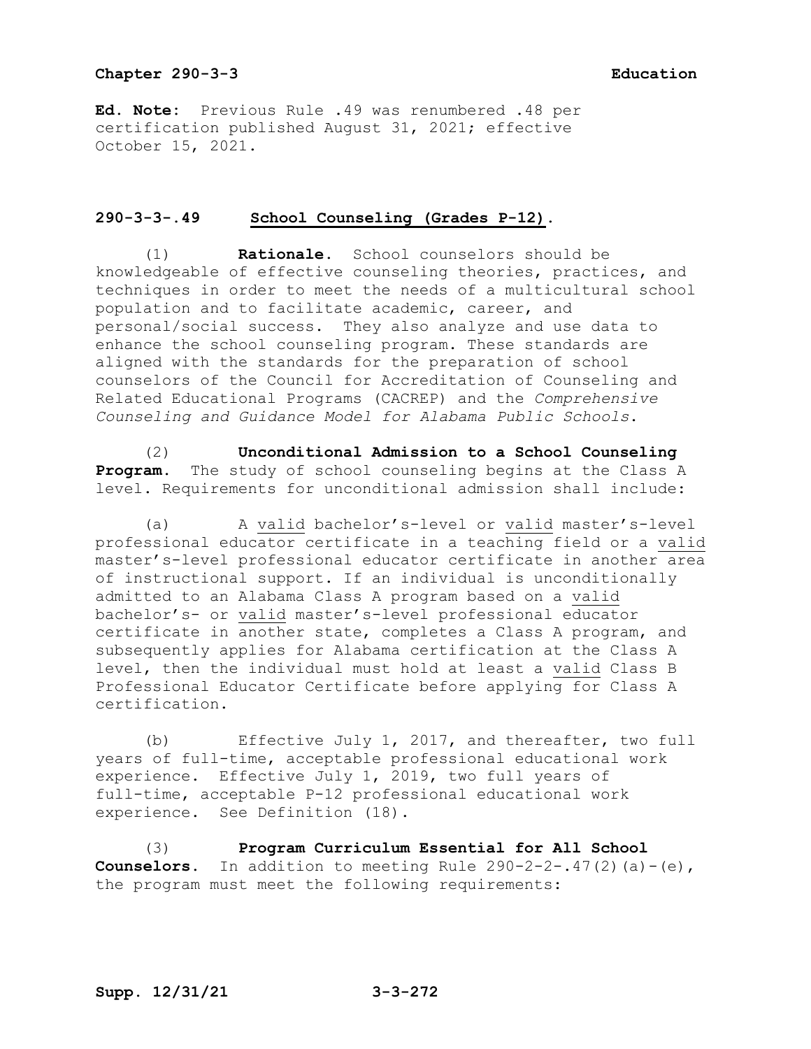**Ed. Note:** Previous Rule .49 was renumbered .48 per certification published August 31, 2021; effective October 15, 2021.

## 290-3-3-.49 School Counseling (Grades P-12).

(1) **Rationale.** School counselors should be knowledgeable of effective counseling theories, practices, and techniques in order to meet the needs of a multicultural school population and to facilitate academic, career, and personal/social success. They also analyze and use data to enhance the school counseling program. These standards are aligned with the standards for the preparation of school counselors of the Council for Accreditation of Counseling and Related Educational Programs (CACREP) and the *Comprehensive Counseling and Guidance Model for Alabama Public Schools*.

(2) **Unconditional Admission to a School Counseling Program.** The study of school counseling begins at the Class A level. Requirements for unconditional admission shall include:

(a) A valid bachelor's-level or valid master's-level professional educator certificate in a teaching field or a valid master's-level professional educator certificate in another area of instructional support. If an individual is unconditionally admitted to an Alabama Class A program based on a valid bachelor's- or valid master's-level professional educator certificate in another state, completes a Class A program, and subsequently applies for Alabama certification at the Class A level, then the individual must hold at least a valid Class B Professional Educator Certificate before applying for Class A certification.

(b) Effective July 1, 2017, and thereafter, two full years of full-time, acceptable professional educational work experience. Effective July 1, 2019, two full years of full-time, acceptable P-12 professional educational work experience. See Definition (18).

(3) **Program Curriculum Essential for All School Counselors.** In addition to meeting Rule 290-2-2-.47(2)(a)-(e), the program must meet the following requirements: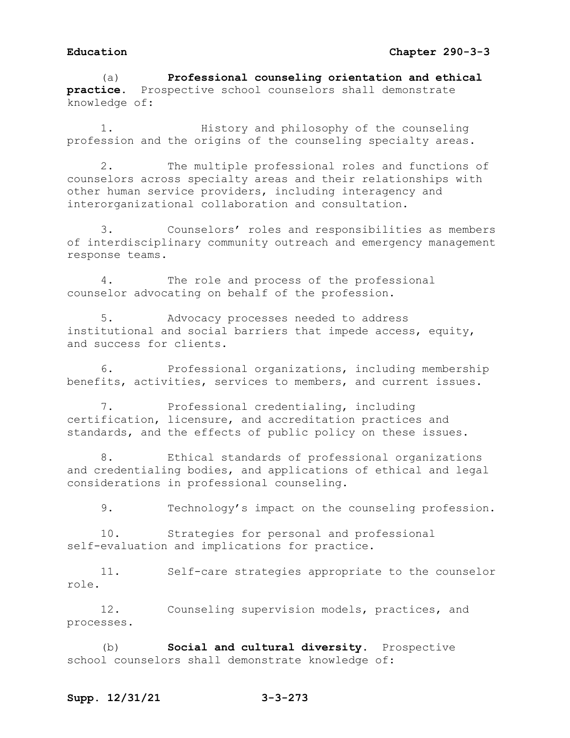(a) **Professional counseling orientation and ethical practice.** Prospective school counselors shall demonstrate knowledge of:

1. History and philosophy of the counseling profession and the origins of the counseling specialty areas.

2. The multiple professional roles and functions of counselors across specialty areas and their relationships with other human service providers, including interagency and interorganizational collaboration and consultation.

3. Counselors' roles and responsibilities as members of interdisciplinary community outreach and emergency management response teams.

4. The role and process of the professional counselor advocating on behalf of the profession.

5. Advocacy processes needed to address institutional and social barriers that impede access, equity, and success for clients.

6. Professional organizations, including membership benefits, activities, services to members, and current issues.

7. Professional credentialing, including certification, licensure, and accreditation practices and standards, and the effects of public policy on these issues.

8. Ethical standards of professional organizations and credentialing bodies, and applications of ethical and legal considerations in professional counseling.

9. Technology's impact on the counseling profession.

10. Strategies for personal and professional self-evaluation and implications for practice.

11. Self-care strategies appropriate to the counselor role.

12. Counseling supervision models, practices, and processes.

(b) **Social and cultural diversity.** Prospective school counselors shall demonstrate knowledge of: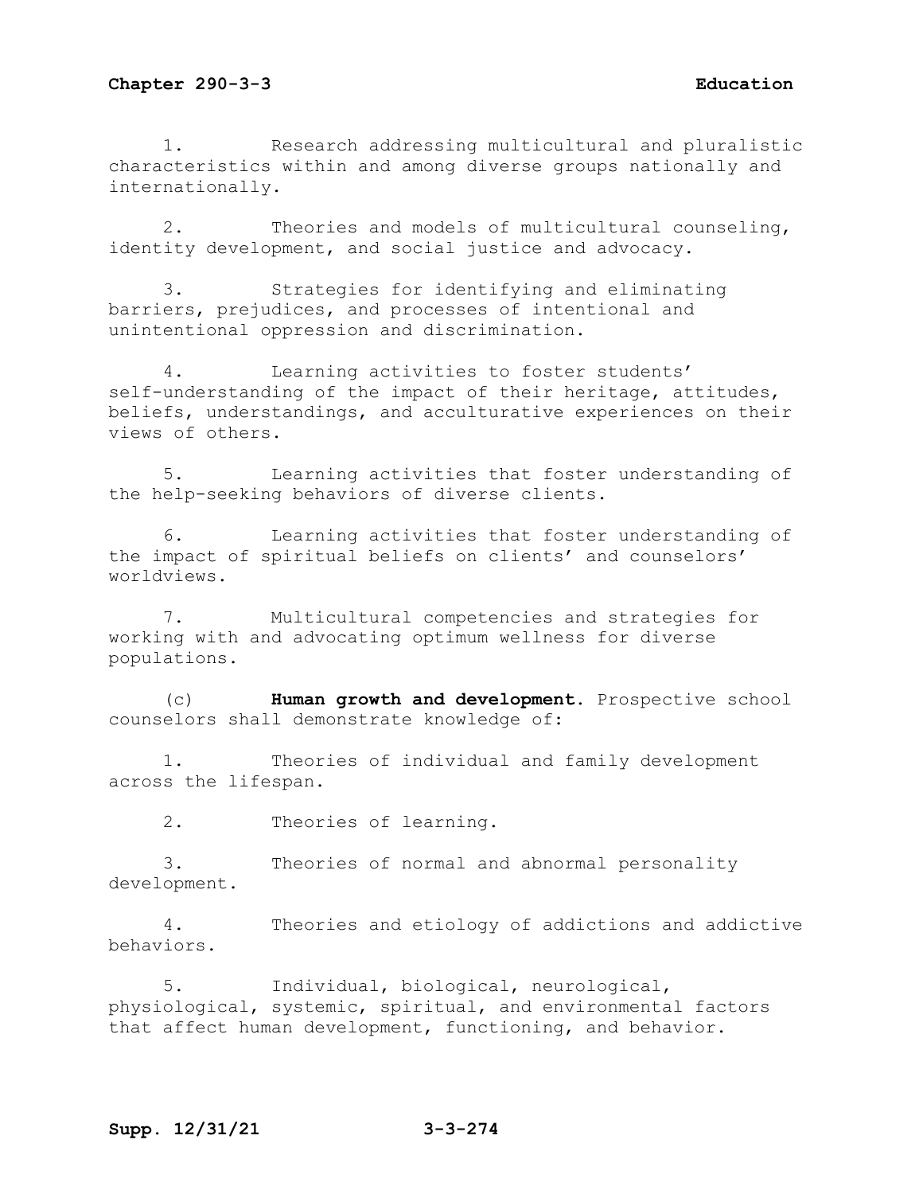1. Research addressing multicultural and pluralistic characteristics within and among diverse groups nationally and internationally.

2. Theories and models of multicultural counseling, identity development, and social justice and advocacy.

3. Strategies for identifying and eliminating barriers, prejudices, and processes of intentional and unintentional oppression and discrimination.

4. Learning activities to foster students' self-understanding of the impact of their heritage, attitudes, beliefs, understandings, and acculturative experiences on their views of others.

5. Learning activities that foster understanding of the help-seeking behaviors of diverse clients.

6. Learning activities that foster understanding of the impact of spiritual beliefs on clients' and counselors' worldviews.

7. Multicultural competencies and strategies for working with and advocating optimum wellness for diverse populations.

(c) **Human growth and development.** Prospective school counselors shall demonstrate knowledge of:

1. Theories of individual and family development across the lifespan.

2. Theories of learning.

3. Theories of normal and abnormal personality development.

4. Theories and etiology of addictions and addictive behaviors.

5. Individual, biological, neurological, physiological, systemic, spiritual, and environmental factors that affect human development, functioning, and behavior.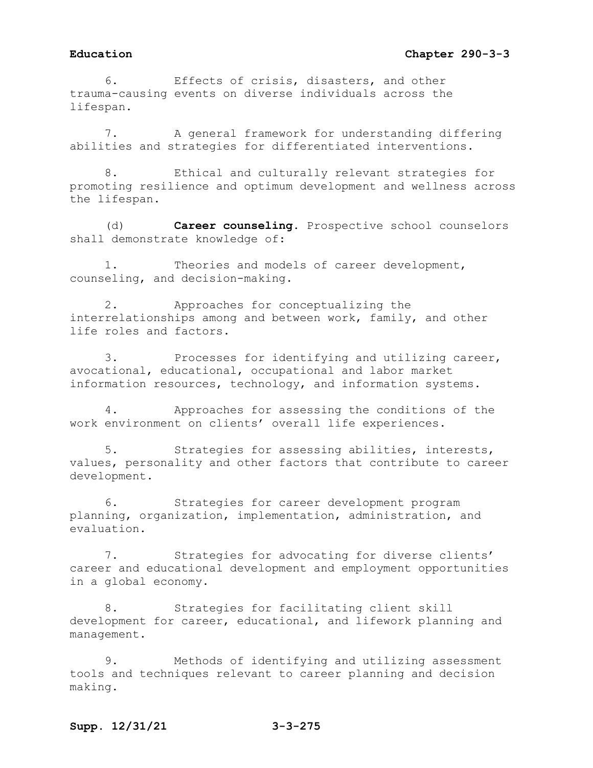6. Effects of crisis, disasters, and other trauma-causing events on diverse individuals across the lifespan.

7. A general framework for understanding differing abilities and strategies for differentiated interventions.

8. Ethical and culturally relevant strategies for promoting resilience and optimum development and wellness across the lifespan.

(d) **Career counseling**. Prospective school counselors shall demonstrate knowledge of:

1. Theories and models of career development, counseling, and decision-making.

2. Approaches for conceptualizing the interrelationships among and between work, family, and other life roles and factors.

3. Processes for identifying and utilizing career, avocational, educational, occupational and labor market information resources, technology, and information systems.

4. Approaches for assessing the conditions of the work environment on clients' overall life experiences.

5. Strategies for assessing abilities, interests, values, personality and other factors that contribute to career development.

6. Strategies for career development program planning, organization, implementation, administration, and evaluation.

7. Strategies for advocating for diverse clients' career and educational development and employment opportunities in a global economy.

8. Strategies for facilitating client skill development for career, educational, and lifework planning and management.

9. Methods of identifying and utilizing assessment tools and techniques relevant to career planning and decision making.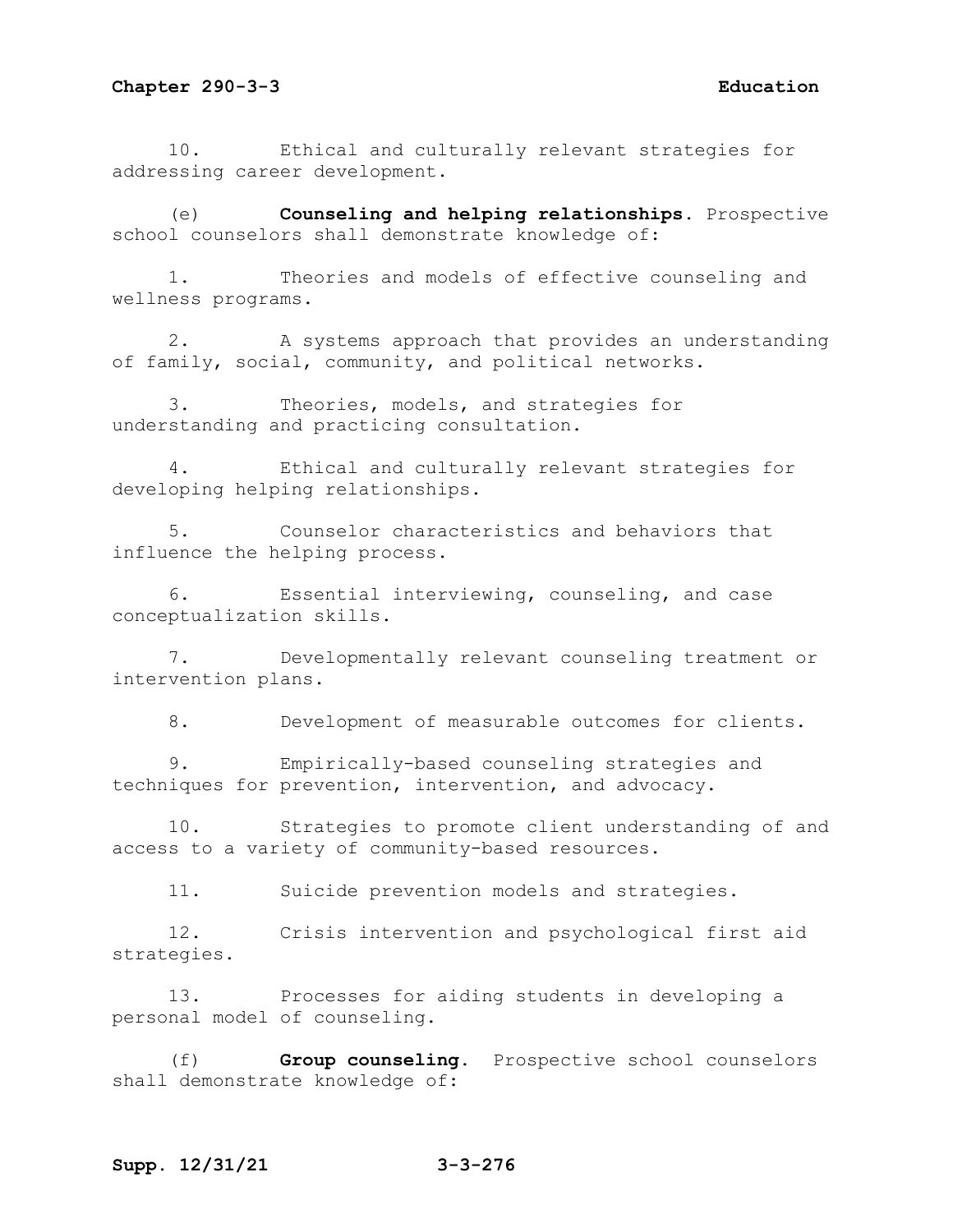10. Ethical and culturally relevant strategies for addressing career development.

(e) **Counseling and helping relationships**. Prospective school counselors shall demonstrate knowledge of:

1. Theories and models of effective counseling and wellness programs.

2. A systems approach that provides an understanding of family, social, community, and political networks.

3. Theories, models, and strategies for understanding and practicing consultation.

4. Ethical and culturally relevant strategies for developing helping relationships.

5. Counselor characteristics and behaviors that influence the helping process.

6. Essential interviewing, counseling, and case conceptualization skills.

7. Developmentally relevant counseling treatment or intervention plans.

8. Development of measurable outcomes for clients.

9. Empirically-based counseling strategies and techniques for prevention, intervention, and advocacy.

10. Strategies to promote client understanding of and access to a variety of community-based resources.

11. Suicide prevention models and strategies.

12. Crisis intervention and psychological first aid strategies.

13. Processes for aiding students in developing a personal model of counseling.

(f) **Group counseling**. Prospective school counselors shall demonstrate knowledge of: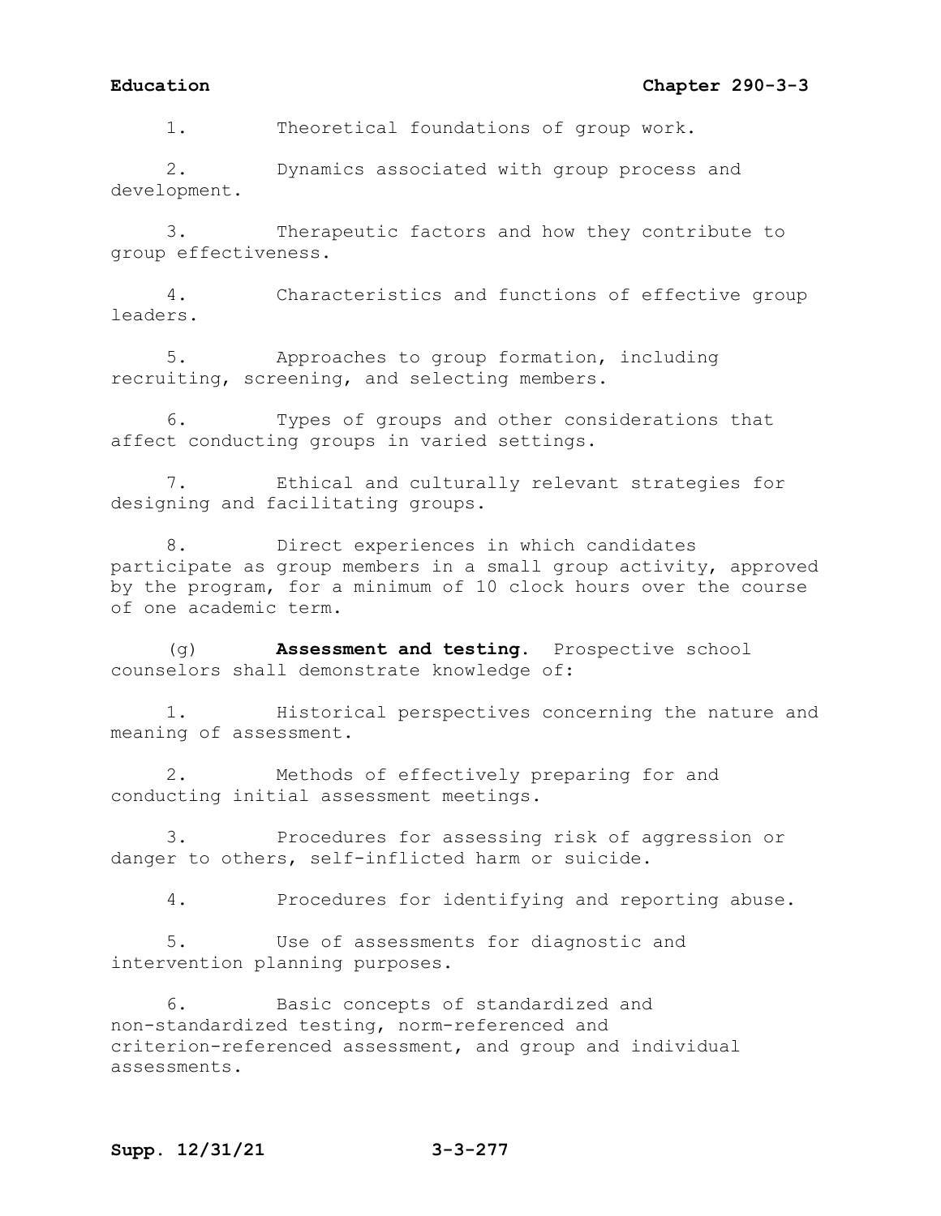1. Theoretical foundations of group work.

2. Dynamics associated with group process and development.

3. Therapeutic factors and how they contribute to group effectiveness.

4. Characteristics and functions of effective group leaders.

5. Approaches to group formation, including recruiting, screening, and selecting members.

6. Types of groups and other considerations that affect conducting groups in varied settings.

7. Ethical and culturally relevant strategies for designing and facilitating groups.

8. Direct experiences in which candidates participate as group members in a small group activity, approved by the program, for a minimum of 10 clock hours over the course of one academic term.

(g) **Assessment and testing**. Prospective school counselors shall demonstrate knowledge of:

1. Historical perspectives concerning the nature and meaning of assessment.

2. Methods of effectively preparing for and conducting initial assessment meetings.

3. Procedures for assessing risk of aggression or danger to others, self-inflicted harm or suicide.

4. Procedures for identifying and reporting abuse.

5. Use of assessments for diagnostic and intervention planning purposes.

6. Basic concepts of standardized and non-standardized testing, norm-referenced and criterion-referenced assessment, and group and individual assessments.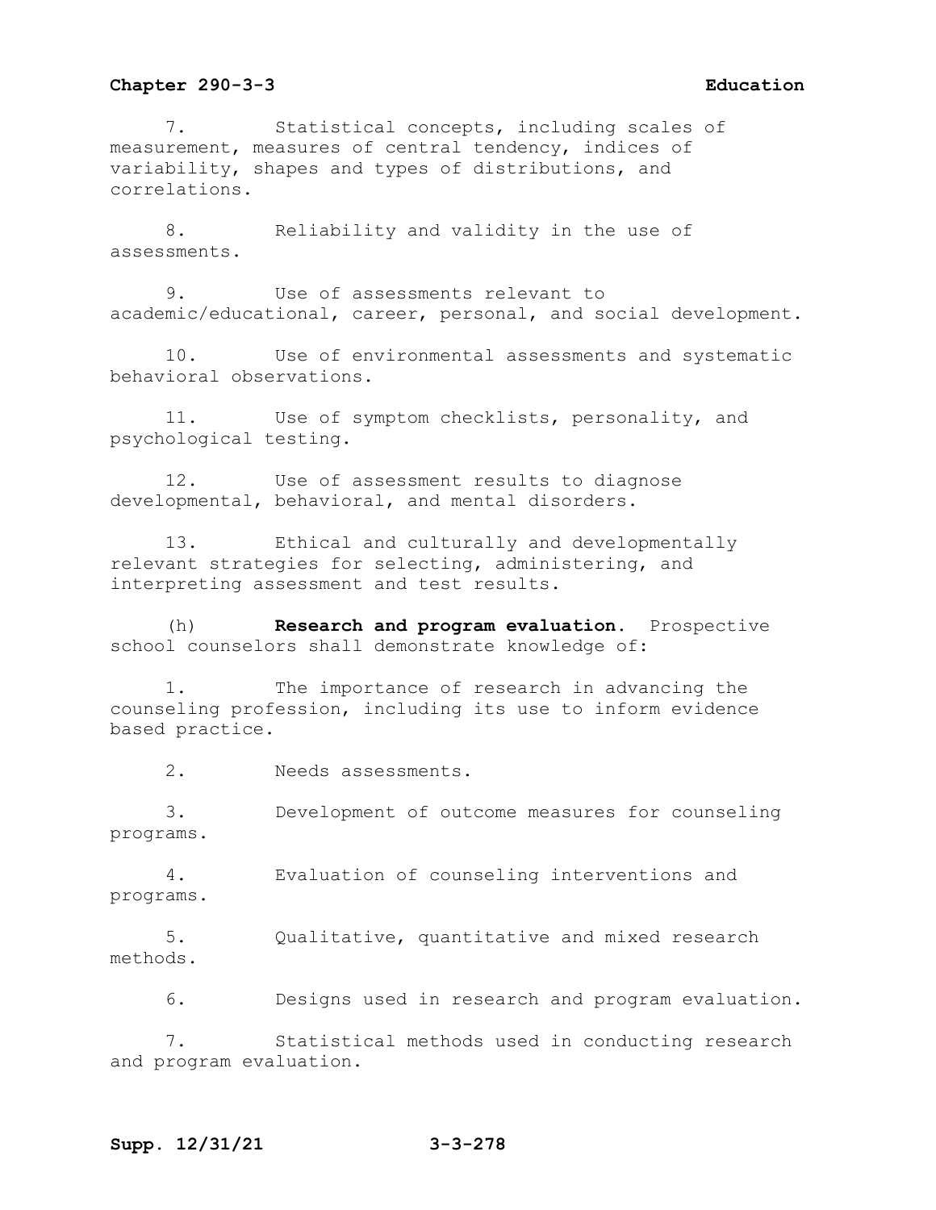7. Statistical concepts, including scales of measurement, measures of central tendency, indices of variability, shapes and types of distributions, and correlations.

8. Reliability and validity in the use of assessments.

9. Use of assessments relevant to academic/educational, career, personal, and social development.

10. Use of environmental assessments and systematic behavioral observations.

11. Use of symptom checklists, personality, and psychological testing.

12. Use of assessment results to diagnose developmental, behavioral, and mental disorders.

13. Ethical and culturally and developmentally relevant strategies for selecting, administering, and interpreting assessment and test results.

(h) **Research and program evaluation.** Prospective school counselors shall demonstrate knowledge of:

1. The importance of research in advancing the counseling profession, including its use to inform evidence based practice.

2. Needs assessments.

3. Development of outcome measures for counseling programs.

4. Evaluation of counseling interventions and programs.

5. Qualitative, quantitative and mixed research methods.

6. Designs used in research and program evaluation.

7. Statistical methods used in conducting research and program evaluation.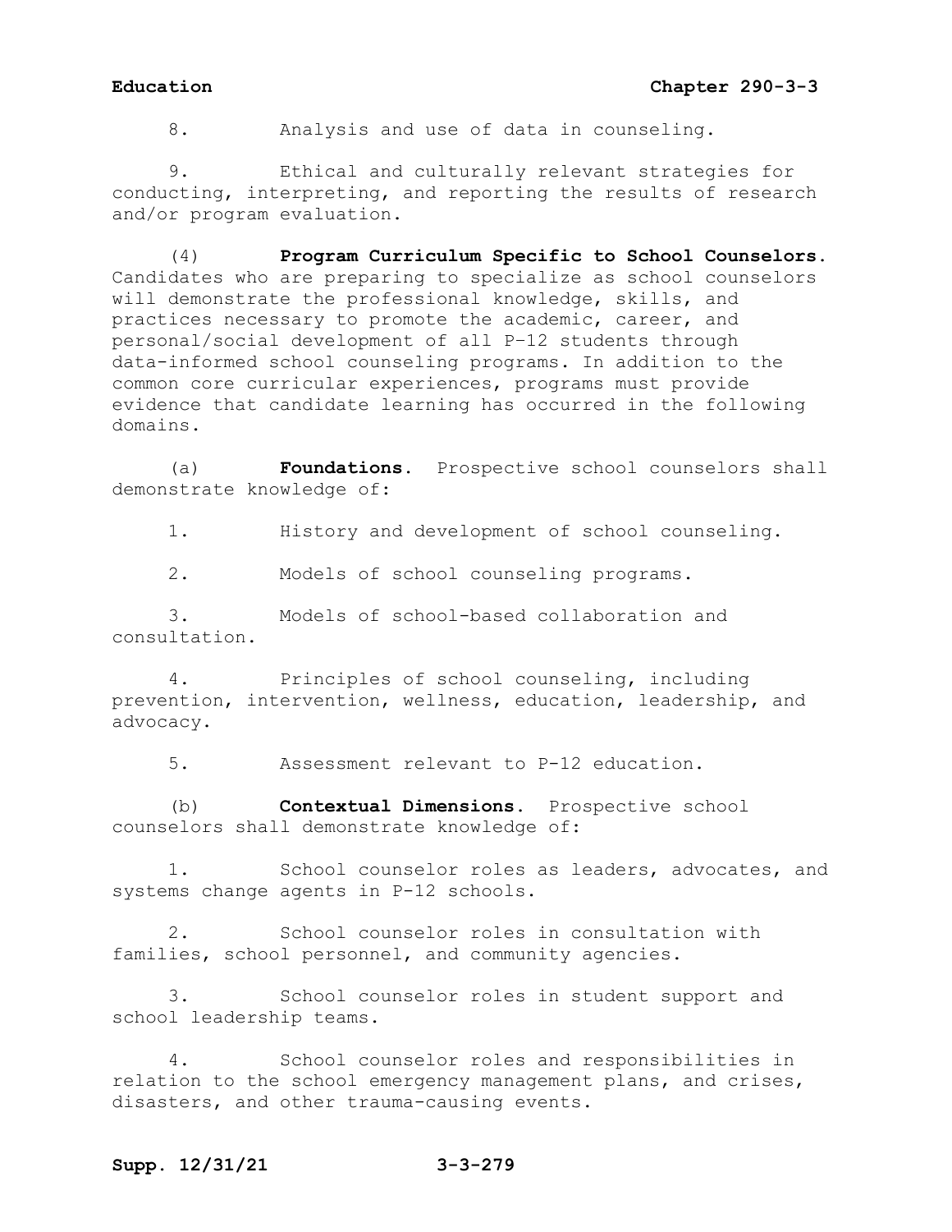8. Analysis and use of data in counseling.

9. Ethical and culturally relevant strategies for conducting, interpreting, and reporting the results of research and/or program evaluation.

(4) **Program Curriculum Specific to School Counselors.** Candidates who are preparing to specialize as school counselors will demonstrate the professional knowledge, skills, and practices necessary to promote the academic, career, and personal/social development of all P–12 students through data-informed school counseling programs. In addition to the common core curricular experiences, programs must provide evidence that candidate learning has occurred in the following domains.

(a) **Foundations.** Prospective school counselors shall demonstrate knowledge of:

1. History and development of school counseling.

2. Models of school counseling programs.

3. Models of school-based collaboration and consultation.

4. Principles of school counseling, including prevention, intervention, wellness, education, leadership, and advocacy.

5. Assessment relevant to P-12 education.

(b) **Contextual Dimensions.** Prospective school counselors shall demonstrate knowledge of:

1. School counselor roles as leaders, advocates, and systems change agents in P-12 schools.

2. School counselor roles in consultation with families, school personnel, and community agencies.

3. School counselor roles in student support and school leadership teams.

4. School counselor roles and responsibilities in relation to the school emergency management plans, and crises, disasters, and other trauma-causing events.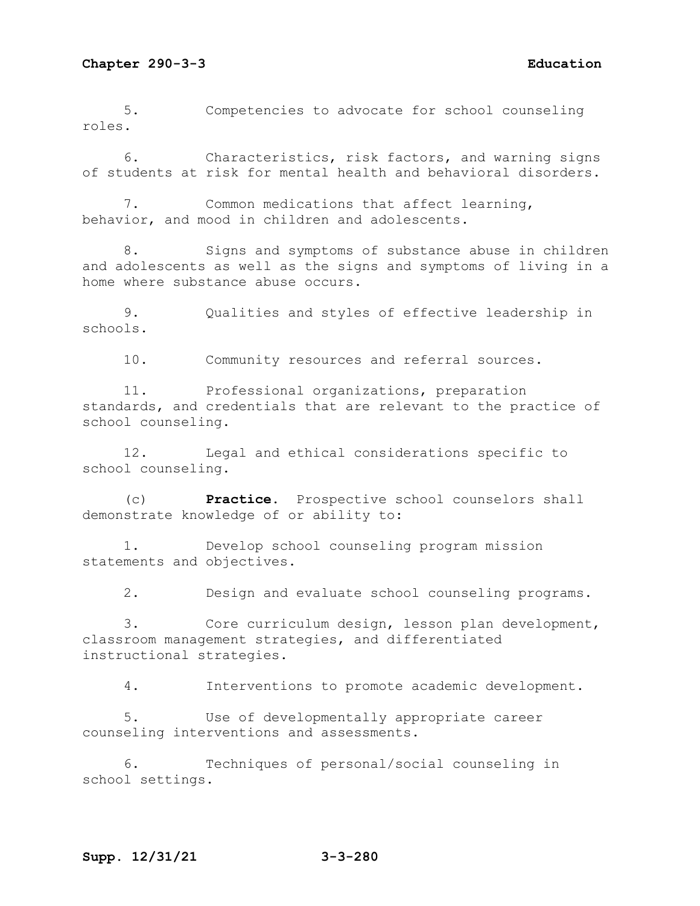5. Competencies to advocate for school counseling roles.

6. Characteristics, risk factors, and warning signs of students at risk for mental health and behavioral disorders.

7. Common medications that affect learning, behavior, and mood in children and adolescents.

8. Signs and symptoms of substance abuse in children and adolescents as well as the signs and symptoms of living in a home where substance abuse occurs.

9. Qualities and styles of effective leadership in schools.

10. Community resources and referral sources.

11. Professional organizations, preparation standards, and credentials that are relevant to the practice of school counseling.

12. Legal and ethical considerations specific to school counseling.

(c) **Practice**. Prospective school counselors shall demonstrate knowledge of or ability to:

1. Develop school counseling program mission statements and objectives.

2. Design and evaluate school counseling programs.

3. Core curriculum design, lesson plan development, classroom management strategies, and differentiated instructional strategies.

4. Interventions to promote academic development.

5. Use of developmentally appropriate career counseling interventions and assessments.

6. Techniques of personal/social counseling in school settings.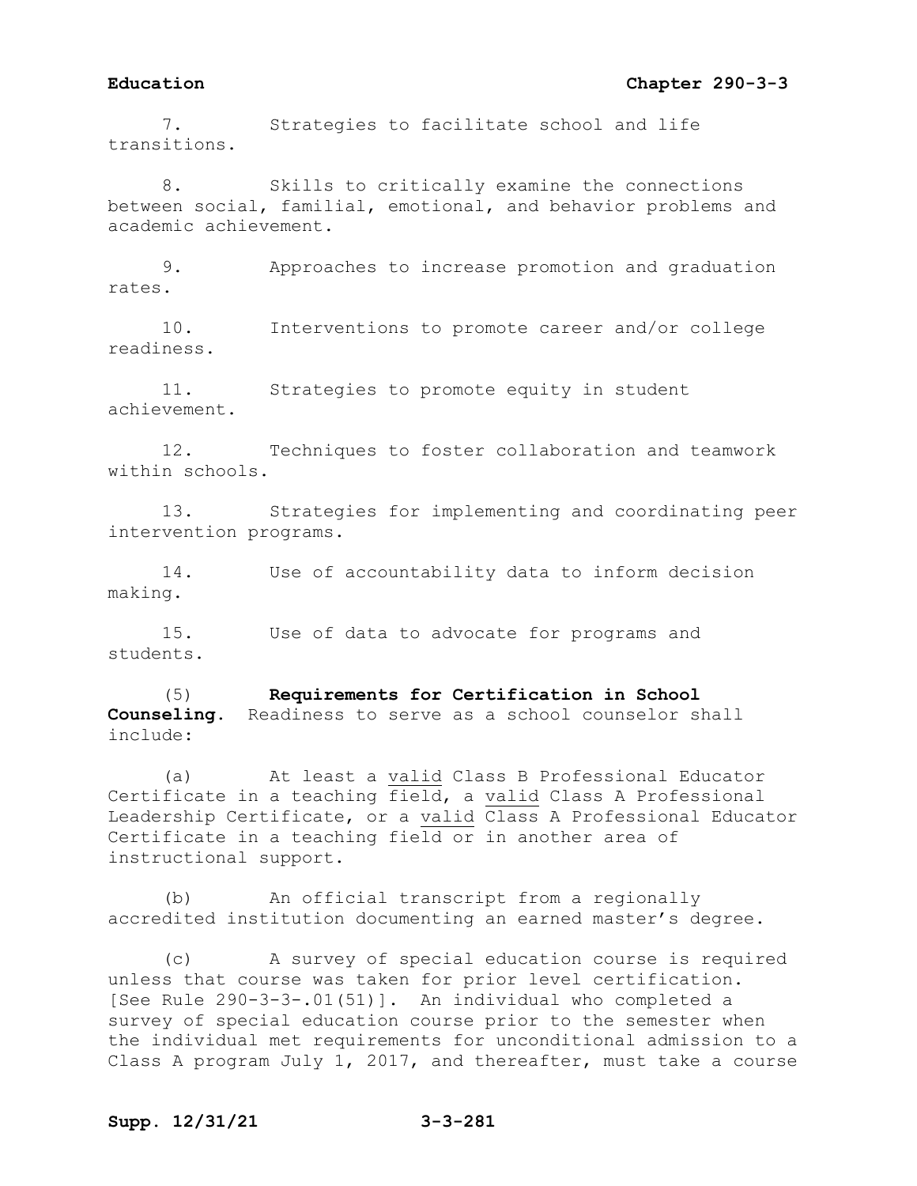7. Strategies to facilitate school and life transitions.

8. Skills to critically examine the connections between social, familial, emotional, and behavior problems and academic achievement.

9. Approaches to increase promotion and graduation rates.

10. Interventions to promote career and/or college readiness.

11. Strategies to promote equity in student achievement.

12. Techniques to foster collaboration and teamwork within schools.

13. Strategies for implementing and coordinating peer intervention programs.

14. Use of accountability data to inform decision making.

15. Use of data to advocate for programs and students.

(5) **Requirements for Certification in School Counseling.** Readiness to serve as a school counselor shall include:

(a) At least a <u>valid</u> Class B Professional Educator Certificate in a teaching field, a <u>valid</u> Class A Professional Leadership Certificate, or a <u>valid</u> Class A Professional Educator Certificate in a teaching field or in another area of instructional support.

(b) An official transcript from a regionally accredited institution documenting an earned master's degree.

(c) A survey of special education course is required unless that course was taken for prior level certification. [See Rule 290-3-3-.01(51)]. An individual who completed a survey of special education course prior to the semester when the individual met requirements for unconditional admission to a Class A program July 1, 2017, and thereafter, must take a course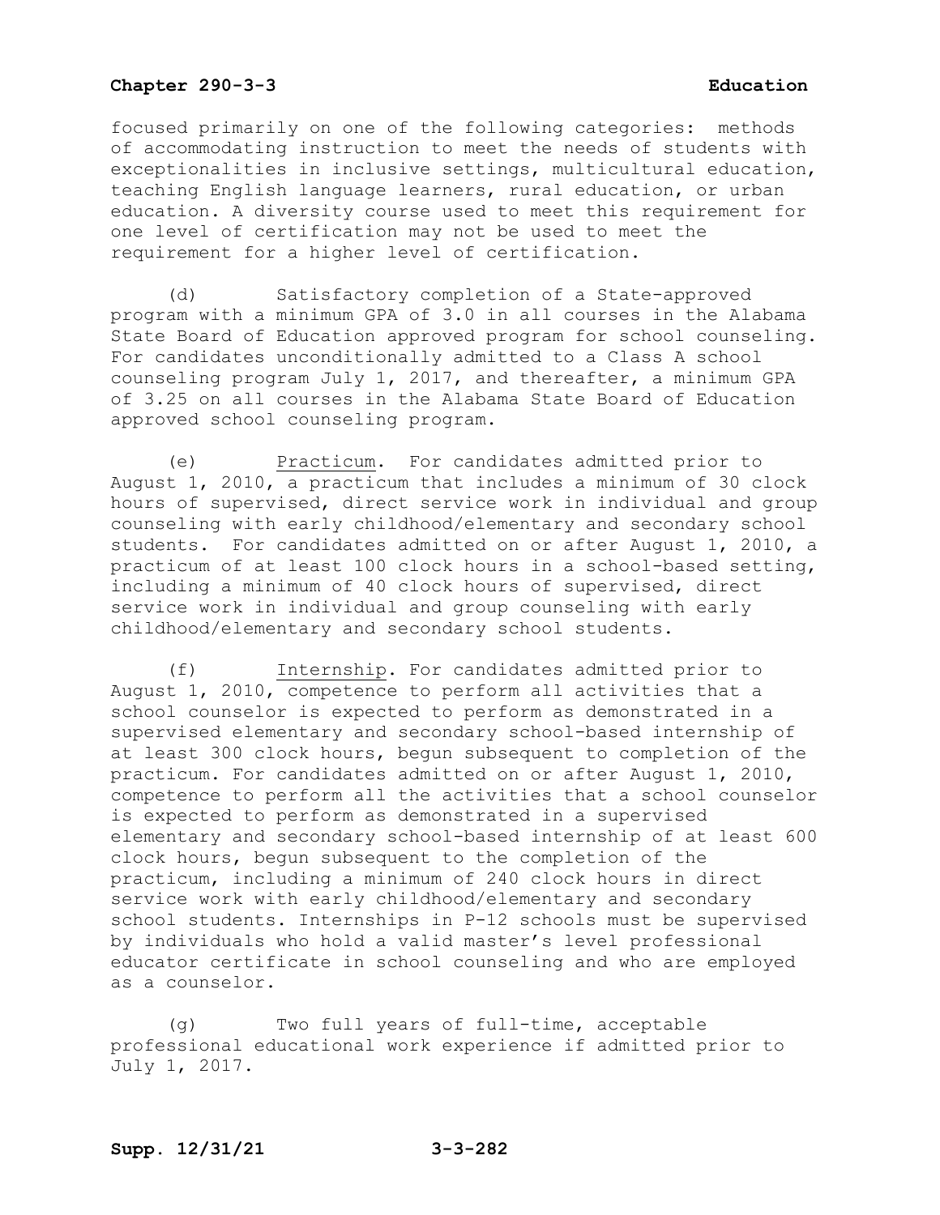focused primarily on one of the following categories: methods of accommodating instruction to meet the needs of students with exceptionalities in inclusive settings, multicultural education, teaching English language learners, rural education, or urban education. A diversity course used to meet this requirement for one level of certification may not be used to meet the requirement for a higher level of certification.

(d) Satisfactory completion of a State-approved program with a minimum GPA of 3.0 in all courses in the Alabama State Board of Education approved program for school counseling. For candidates unconditionally admitted to a Class A school counseling program July 1, 2017, and thereafter, a minimum GPA of 3.25 on all courses in the Alabama State Board of Education approved school counseling program.

(e) Practicum. For candidates admitted prior to August 1, 2010, a practicum that includes a minimum of 30 clock hours of supervised, direct service work in individual and group counseling with early childhood/elementary and secondary school students. For candidates admitted on or after August 1, 2010, a practicum of at least 100 clock hours in a school-based setting, including a minimum of 40 clock hours of supervised, direct service work in individual and group counseling with early childhood/elementary and secondary school students.

(f) Internship. For candidates admitted prior to August 1, 2010, competence to perform all activities that a school counselor is expected to perform as demonstrated in a supervised elementary and secondary school-based internship of at least 300 clock hours, begun subsequent to completion of the practicum. For candidates admitted on or after August 1, 2010, competence to perform all the activities that a school counselor is expected to perform as demonstrated in a supervised elementary and secondary school-based internship of at least 600 clock hours, begun subsequent to the completion of the practicum, including a minimum of 240 clock hours in direct service work with early childhood/elementary and secondary school students. Internships in P-12 schools must be supervised by individuals who hold a valid master's level professional educator certificate in school counseling and who are employed as a counselor.

(g) Two full years of full-time, acceptable professional educational work experience if admitted prior to July 1, 2017.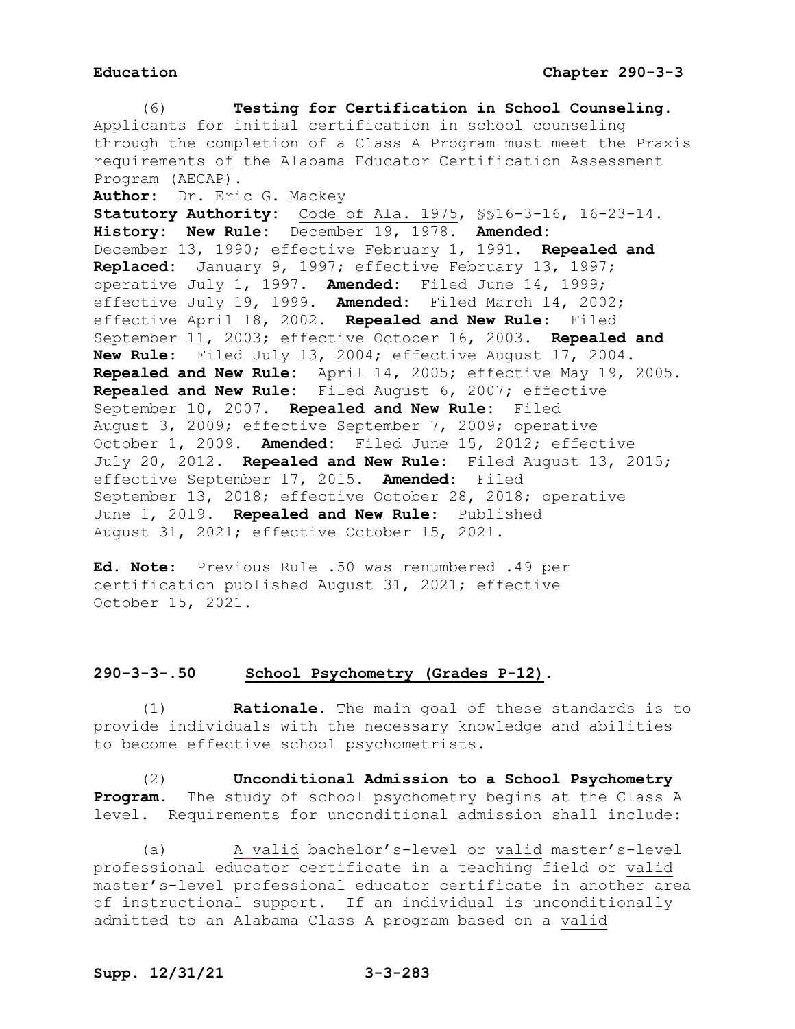(6) **Testing for Certification in School Counseling.** Applicants for initial certification in school counseling through the completion of a Class A Program must meet the Praxis requirements of the Alabama Educator Certification Assessment Program (AECAP).

**Author:** Dr. Eric G. Mackey

**Statutory Authority:** Code of Ala. 1975, §§16-3-16, 16-23-14.

**History: New Rule:** December 19, 1978. **Amended:** December 13, 1990; effective February 1, 1991. **Repealed and Replaced:** January 9, 1997; effective February 13, 1997; operative July 1, 1997. **Amended:** Filed June 14, 1999; effective July 19, 1999. **Amended:** Filed March 14, 2002; effective April 18, 2002. **Repealed and New Rule:** Filed September 11, 2003; effective October 16, 2003. **Repealed and New Rule:** Filed July 13, 2004; effective August 17, 2004. **Repealed and New Rule:** April 14, 2005; effective May 19, 2005. **Repealed and New Rule:** Filed August 6, 2007; effective September 10, 2007. **Repealed and New Rule:** Filed August 3, 2009; effective September 7, 2009; operative October 1, 2009. **Amended:** Filed June 15, 2012; effective July 20, 2012. **Repealed and New Rule:** Filed August 13, 2015; effective September 17, 2015. **Amended:** Filed September 13, 2018; effective October 28, 2018; operative June 1, 2019. **Repealed and New Rule:** Published August 31, 2021; effective October 15, 2021.

**Ed. Note:** Previous Rule .50 was renumbered .49 per certification published August 31, 2021; effective October 15, 2021.

## 290-3-3-.50 School Psychometry (Grades P-12).

(1) **Rationale.** The main goal of these standards is to provide individuals with the necessary knowledge and abilities to become effective school psychometrists.

(2) **Unconditional Admission to a School Psychometry Program.** The study of school psychometry begins at the Class A level. Requirements for unconditional admission shall include:

(a) A valid bachelor's-level or valid master's-level professional educator certificate in a teaching field or valid master's-level professional educator certificate in another area of instructional support. If an individual is unconditionally admitted to an Alabama Class A program based on a valid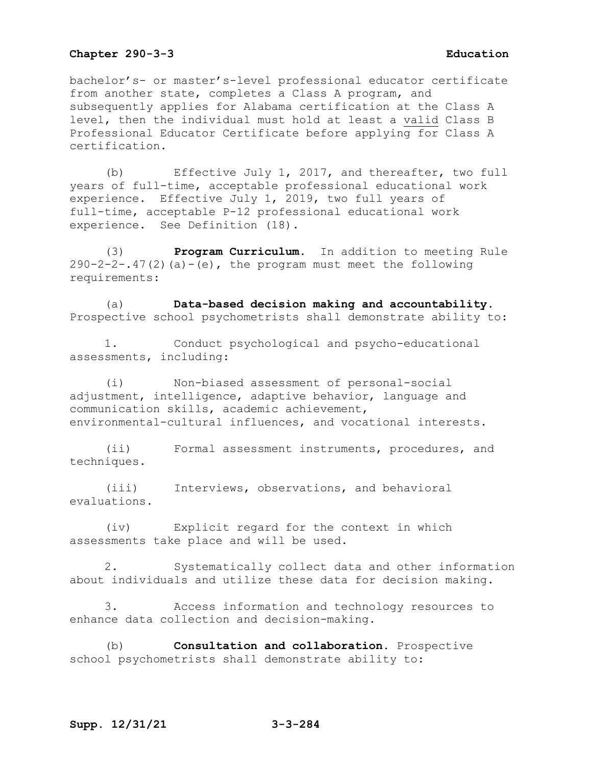bachelor's- or master's-level professional educator certificate from another state, completes a Class A program, and subsequently applies for Alabama certification at the Class A level, then the individual must hold at least a <u>valid</u> Class B Professional Educator Certificate before applying for Class A certification.

(b) Effective July 1, 2017, and thereafter, two full years of full-time, acceptable professional educational work experience. Effective July 1, 2019, two full years of full-time, acceptable P-12 professional educational work experience. See Definition (18).

(3) **Program Curriculum.** In addition to meeting Rule 290-2-2-.47(2)(a)-(e), the program must meet the following requirements:

(a) **Data-based decision making and accountability.** Prospective school psychometrists shall demonstrate ability to:

1. Conduct psychological and psycho-educational assessments, including:

(i) Non-biased assessment of personal-social adjustment, intelligence, adaptive behavior, language and communication skills, academic achievement, environmental-cultural influences, and vocational interests.

(ii) Formal assessment instruments, procedures, and techniques.

(iii) Interviews, observations, and behavioral evaluations.

(iv) Explicit regard for the context in which assessments take place and will be used.

2. Systematically collect data and other information about individuals and utilize these data for decision making.

3. Access information and technology resources to enhance data collection and decision-making.

(b) **Consultation and collaboration.** Prospective school psychometrists shall demonstrate ability to: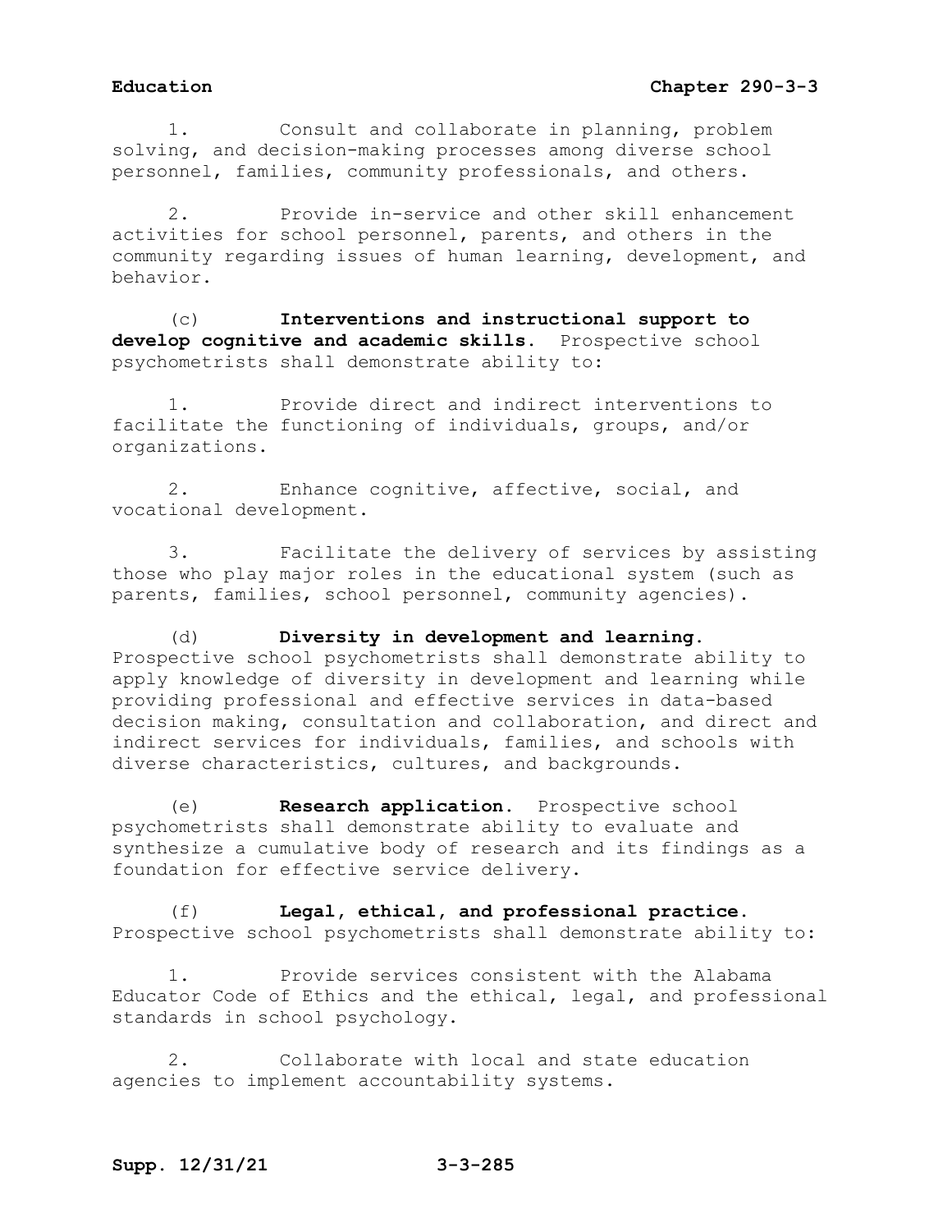1. Consult and collaborate in planning, problem solving, and decision-making processes among diverse school personnel, families, community professionals, and others.

2. Provide in-service and other skill enhancement activities for school personnel, parents, and others in the community regarding issues of human learning, development, and behavior.

(c) **Interventions and instructional support to develop cognitive and academic skills.** Prospective school psychometrists shall demonstrate ability to:

1. Provide direct and indirect interventions to facilitate the functioning of individuals, groups, and/or organizations.

2. Enhance cognitive, affective, social, and vocational development.

3. Facilitate the delivery of services by assisting those who play major roles in the educational system (such as parents, families, school personnel, community agencies).

(d) **Diversity in development and learning.** Prospective school psychometrists shall demonstrate ability to apply knowledge of diversity in development and learning while providing professional and effective services in data-based decision making, consultation and collaboration, and direct and indirect services for individuals, families, and schools with diverse characteristics, cultures, and backgrounds.

(e) **Research application.** Prospective school psychometrists shall demonstrate ability to evaluate and synthesize a cumulative body of research and its findings as a foundation for effective service delivery.

(f) **Legal, ethical, and professional practice.** Prospective school psychometrists shall demonstrate ability to:

1. Provide services consistent with the Alabama Educator Code of Ethics and the ethical, legal, and professional standards in school psychology.

2. Collaborate with local and state education agencies to implement accountability systems.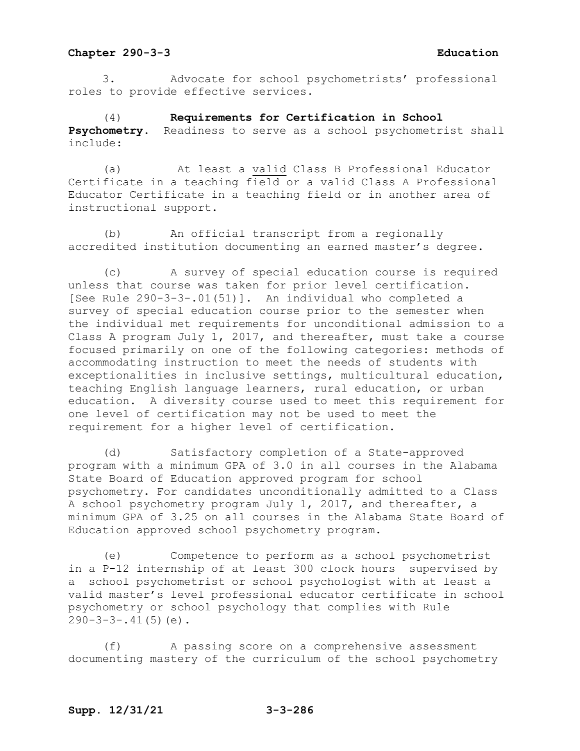3. Advocate for school psychometrists' professional roles to provide effective services.

(4) **Requirements for Certification in School Psychometry.** Readiness to serve as a school psychometrist shall include:

(a) At least a <u>valid</u> Class B Professional Educator Certificate in a teaching field or a <u>valid</u> Class A Professional Educator Certificate in a teaching field or in another area of instructional support.

(b) An official transcript from a regionally accredited institution documenting an earned master's degree.

(c) A survey of special education course is required unless that course was taken for prior level certification. [See Rule 290-3-3-.01(51)]. An individual who completed a survey of special education course prior to the semester when the individual met requirements for unconditional admission to a Class A program July 1, 2017, and thereafter, must take a course focused primarily on one of the following categories: methods of accommodating instruction to meet the needs of students with exceptionalities in inclusive settings, multicultural education, teaching English language learners, rural education, or urban education. A diversity course used to meet this requirement for one level of certification may not be used to meet the requirement for a higher level of certification.

(d) Satisfactory completion of a State-approved program with a minimum GPA of 3.0 in all courses in the Alabama State Board of Education approved program for school psychometry. For candidates unconditionally admitted to a Class A school psychometry program July 1, 2017, and thereafter, a minimum GPA of 3.25 on all courses in the Alabama State Board of Education approved school psychometry program.

(e) Competence to perform as a school psychometrist in a P-12 internship of at least 300 clock hours supervised by a school psychometrist or school psychologist with at least a valid master's level professional educator certificate in school psychometry or school psychology that complies with Rule 290-3-3-.41(5)(e).

(f) A passing score on a comprehensive assessment documenting mastery of the curriculum of the school psychometry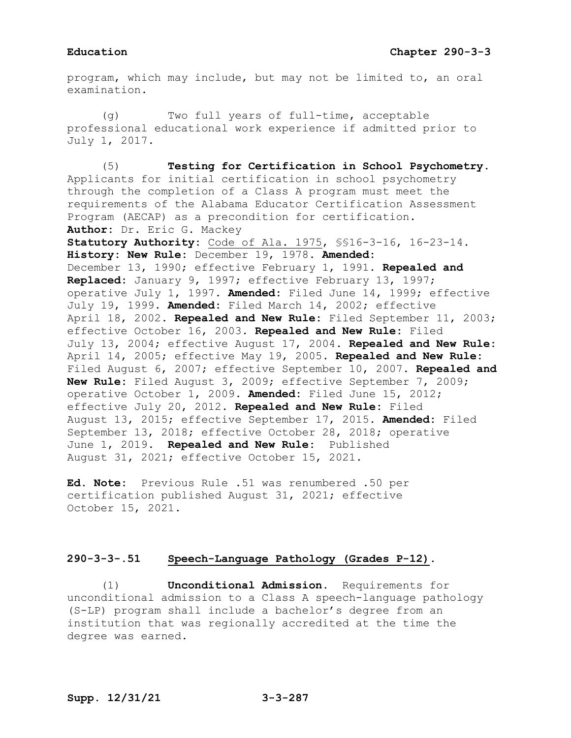program, which may include, but may not be limited to, an oral examination.

(g) Two full years of full-time, acceptable professional educational work experience if admitted prior to July 1, 2017.

(5) **Testing for Certification in School Psychometry.** Applicants for initial certification in school psychometry through the completion of a Class A program must meet the requirements of the Alabama Educator Certification Assessment Program (AECAP) as a precondition for certification.

**Author:** Dr. Eric G. Mackey

**Statutory Authority:** Code of Ala. 1975, §§16-3-16, 16-23-14.

**History: New Rule:** December 19, 1978. **Amended:** December 13, 1990; effective February 1, 1991. **Repealed and Replaced:** January 9, 1997; effective February 13, 1997; operative July 1, 1997. **Amended:** Filed June 14, 1999; effective July 19, 1999. **Amended:** Filed March 14, 2002; effective April 18, 2002. **Repealed and New Rule:** Filed September 11, 2003; effective October 16, 2003. **Repealed and New Rule:** Filed July 13, 2004; effective August 17, 2004. **Repealed and New Rule:** April 14, 2005; effective May 19, 2005. **Repealed and New Rule:** Filed August 6, 2007; effective September 10, 2007. **Repealed and New Rule:** Filed August 3, 2009; effective September 7, 2009; operative October 1, 2009. **Amended:** Filed June 15, 2012; effective July 20, 2012. **Repealed and New Rule:** Filed August 13, 2015; effective September 17, 2015. **Amended:** Filed September 13, 2018; effective October 28, 2018; operative June 1, 2019. **Repealed and New Rule:** Published August 31, 2021; effective October 15, 2021.

**Ed. Note:** Previous Rule .51 was renumbered .50 per certification published August 31, 2021; effective October 15, 2021.

## 290-3-3-.51 Speech-Language Pathology (Grades P-12).

(1) **Unconditional Admission.** Requirements for unconditional admission to a Class A speech-language pathology (S-LP) program shall include a bachelor's degree from an institution that was regionally accredited at the time the degree was earned.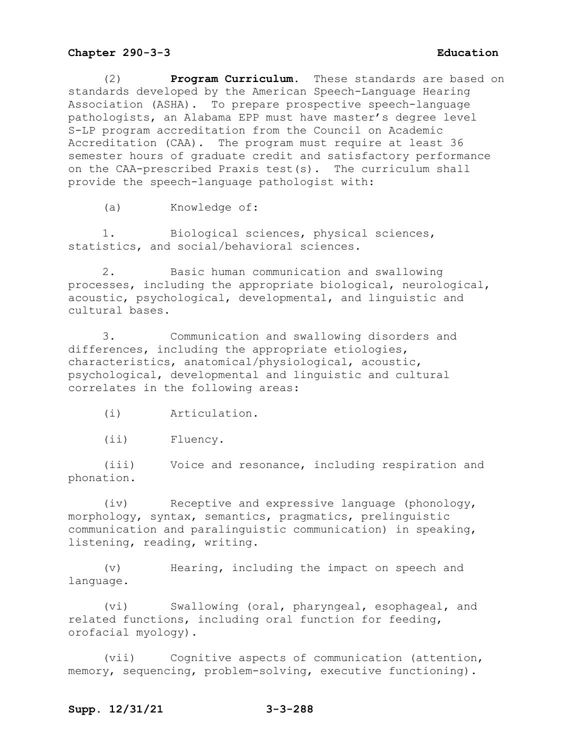(2) **Program Curriculum.** These standards are based on standards developed by the American Speech-Language Hearing Association (ASHA). To prepare prospective speech-language pathologists, an Alabama EPP must have master's degree level S-LP program accreditation from the Council on Academic Accreditation (CAA). The program must require at least 36 semester hours of graduate credit and satisfactory performance on the CAA-prescribed Praxis test(s). The curriculum shall provide the speech-language pathologist with:

(a) Knowledge of:

1. Biological sciences, physical sciences, statistics, and social/behavioral sciences.

2. Basic human communication and swallowing processes, including the appropriate biological, neurological, acoustic, psychological, developmental, and linguistic and cultural bases.

3. Communication and swallowing disorders and differences, including the appropriate etiologies, characteristics, anatomical/physiological, acoustic, psychological, developmental and linguistic and cultural correlates in the following areas:

(i) Articulation.

(ii) Fluency.

(iii) Voice and resonance, including respiration and phonation.

(iv) Receptive and expressive language (phonology, morphology, syntax, semantics, pragmatics, prelinguistic communication and paralinguistic communication) in speaking, listening, reading, writing.

(v) Hearing, including the impact on speech and language.

(vi) Swallowing (oral, pharyngeal, esophageal, and related functions, including oral function for feeding, orofacial myology).

(vii) Cognitive aspects of communication (attention, memory, sequencing, problem-solving, executive functioning).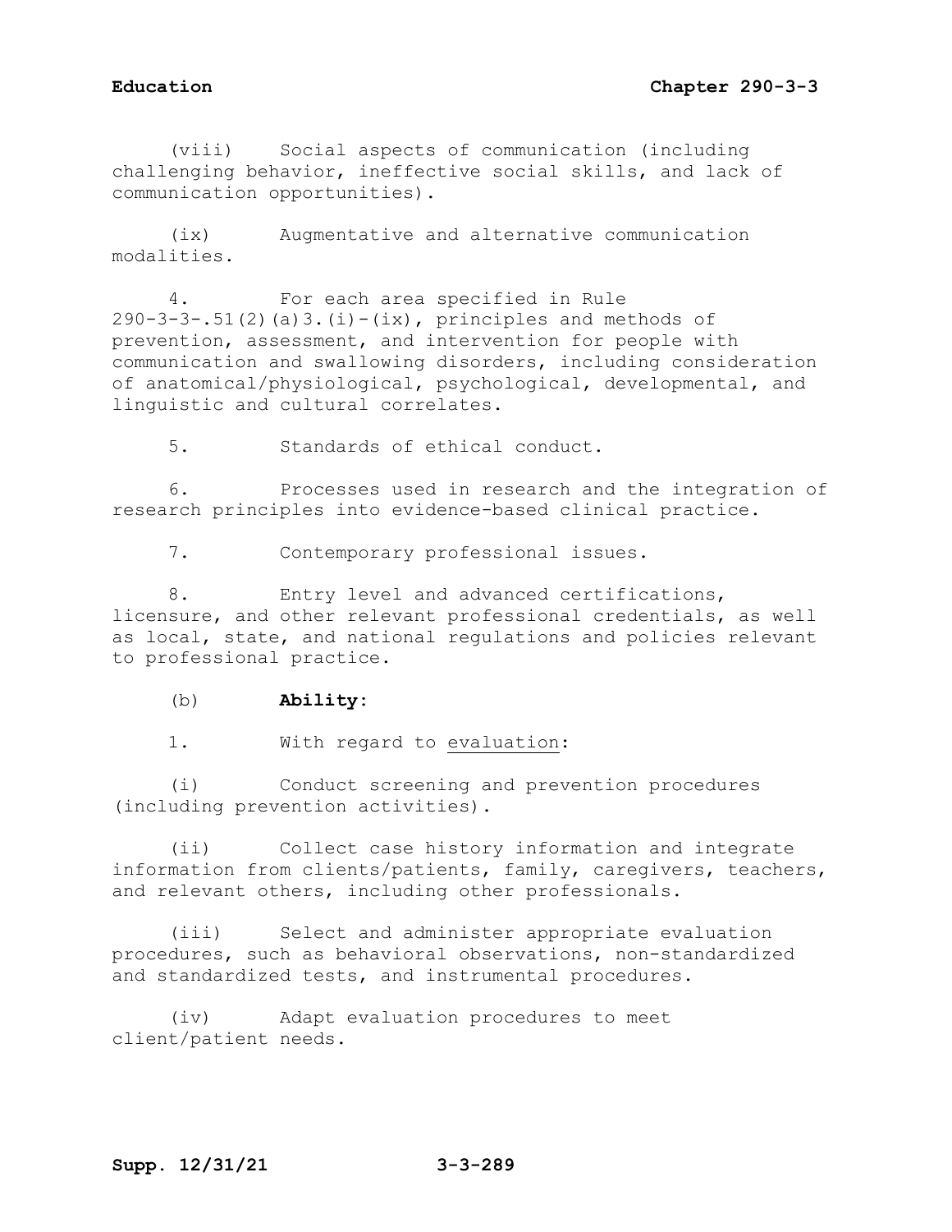(viii) Social aspects of communication (including challenging behavior, ineffective social skills, and lack of communication opportunities).

(ix) Augmentative and alternative communication modalities.

4. For each area specified in Rule 290-3-3-.51(2)(a)3.(i)-(ix), principles and methods of prevention, assessment, and intervention for people with communication and swallowing disorders, including consideration of anatomical/physiological, psychological, developmental, and linguistic and cultural correlates.

5. Standards of ethical conduct.

6. Processes used in research and the integration of research principles into evidence-based clinical practice.

7. Contemporary professional issues.

8. Entry level and advanced certifications, licensure, and other relevant professional credentials, as well as local, state, and national regulations and policies relevant to professional practice.

(b) **Ability**:

1. With regard to evaluation:

(i) Conduct screening and prevention procedures (including prevention activities).

(ii) Collect case history information and integrate information from clients/patients, family, caregivers, teachers, and relevant others, including other professionals.

(iii) Select and administer appropriate evaluation procedures, such as behavioral observations, non-standardized and standardized tests, and instrumental procedures.

(iv) Adapt evaluation procedures to meet client/patient needs.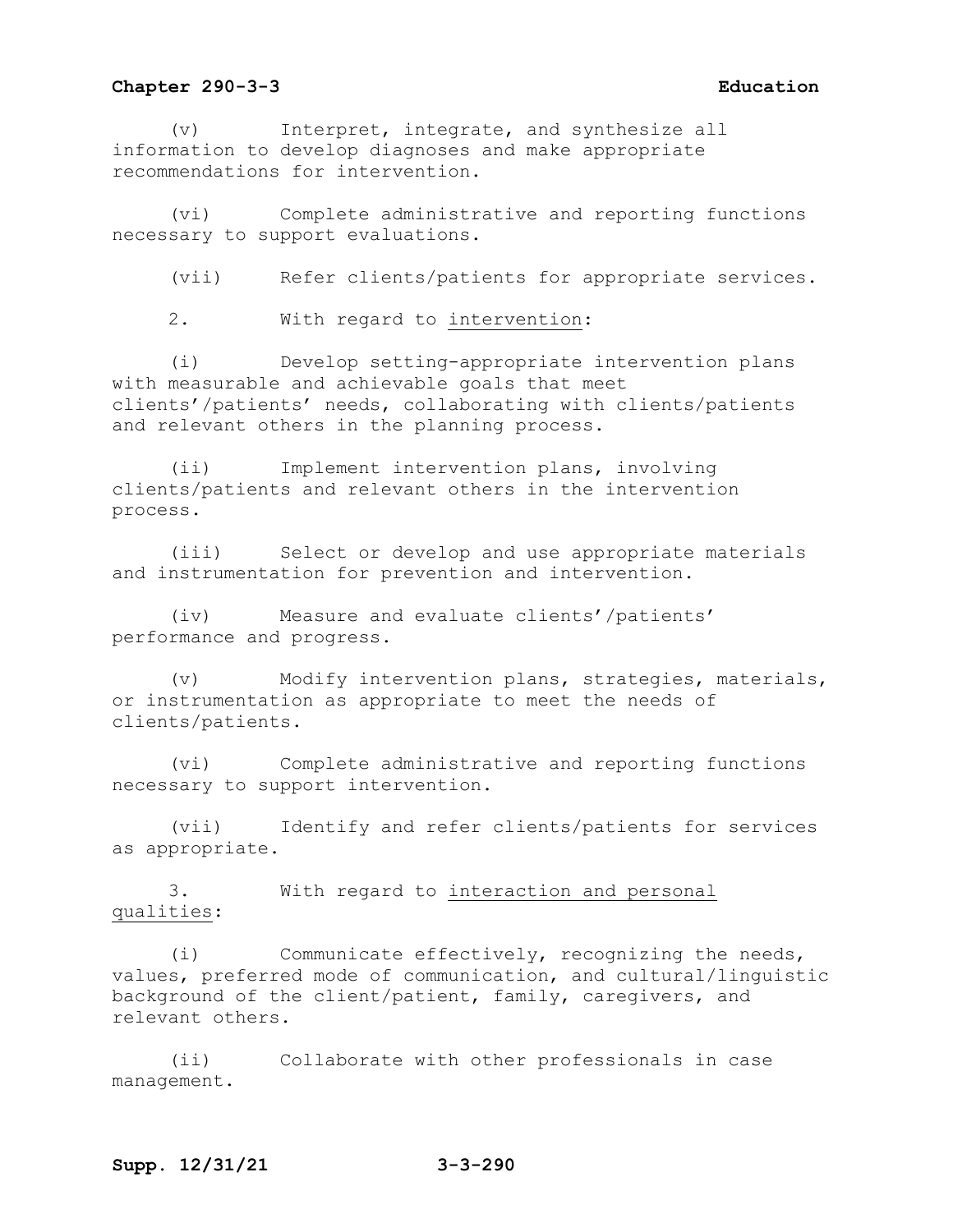(v) Interpret, integrate, and synthesize all information to develop diagnoses and make appropriate recommendations for intervention.

(vi) Complete administrative and reporting functions necessary to support evaluations.

(vii) Refer clients/patients for appropriate services.

2. With regard to intervention:

(i) Develop setting-appropriate intervention plans with measurable and achievable goals that meet clients'/patients' needs, collaborating with clients/patients and relevant others in the planning process.

(ii) Implement intervention plans, involving clients/patients and relevant others in the intervention process.

(iii) Select or develop and use appropriate materials and instrumentation for prevention and intervention.

(iv) Measure and evaluate clients'/patients' performance and progress.

(v) Modify intervention plans, strategies, materials, or instrumentation as appropriate to meet the needs of clients/patients.

(vi) Complete administrative and reporting functions necessary to support intervention.

(vii) Identify and refer clients/patients for services as appropriate.

3. With regard to interaction and personal qualities:

(i) Communicate effectively, recognizing the needs, values, preferred mode of communication, and cultural/linguistic background of the client/patient, family, caregivers, and relevant others.

(ii) Collaborate with other professionals in case management.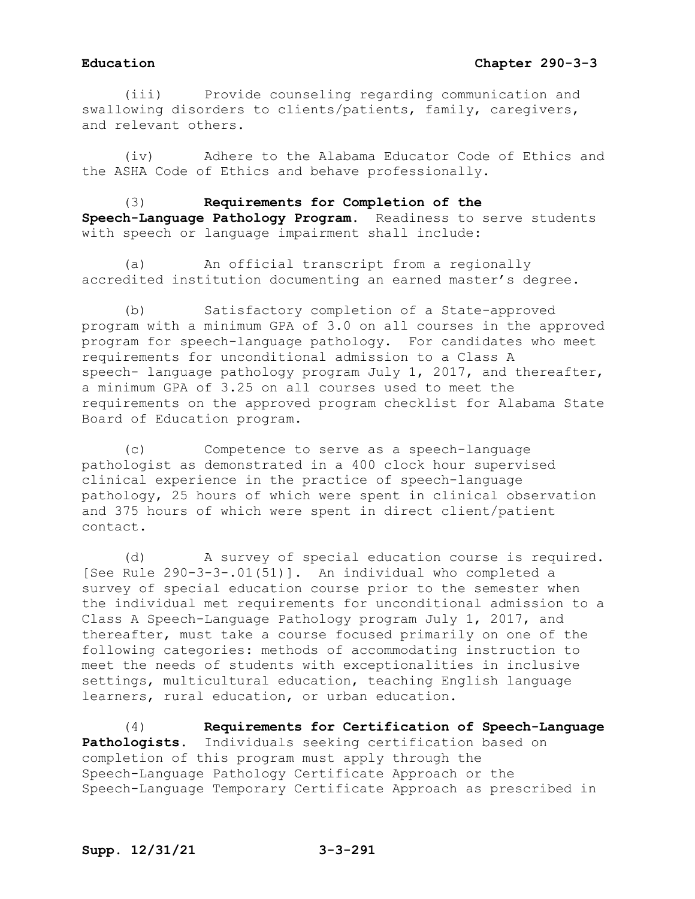(iii) Provide counseling regarding communication and swallowing disorders to clients/patients, family, caregivers, and relevant others.

(iv) Adhere to the Alabama Educator Code of Ethics and the ASHA Code of Ethics and behave professionally.

(3) **Requirements for Completion of the Speech-Language Pathology Program.** Readiness to serve students with speech or language impairment shall include:

(a) An official transcript from a regionally accredited institution documenting an earned master's degree.

(b) Satisfactory completion of a State-approved program with a minimum GPA of 3.0 on all courses in the approved program for speech-language pathology. For candidates who meet requirements for unconditional admission to a Class A speech- language pathology program July 1, 2017, and thereafter, a minimum GPA of 3.25 on all courses used to meet the requirements on the approved program checklist for Alabama State Board of Education program.

(c) Competence to serve as a speech-language pathologist as demonstrated in a 400 clock hour supervised clinical experience in the practice of speech-language pathology, 25 hours of which were spent in clinical observation and 375 hours of which were spent in direct client/patient contact.

(d) A survey of special education course is required. [See Rule 290-3-3-.01(51)]. An individual who completed a survey of special education course prior to the semester when the individual met requirements for unconditional admission to a Class A Speech-Language Pathology program July 1, 2017, and thereafter, must take a course focused primarily on one of the following categories: methods of accommodating instruction to meet the needs of students with exceptionalities in inclusive settings, multicultural education, teaching English language learners, rural education, or urban education.

(4) **Requirements for Certification of Speech-Language Pathologists.** Individuals seeking certification based on completion of this program must apply through the Speech-Language Pathology Certificate Approach or the Speech-Language Temporary Certificate Approach as prescribed in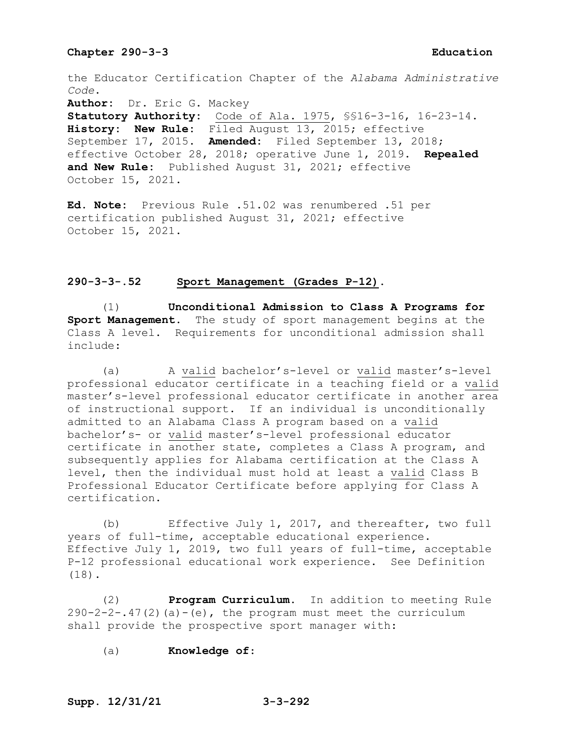the Educator Certification Chapter of the *Alabama Administrative Code*.

**Author:** Dr. Eric G. Mackey

**Statutory Authority:** Code of Ala. 1975, §§16-3-16, 16-23-14.

**History: New Rule:** Filed August 13, 2015; effective September 17, 2015. **Amended:** Filed September 13, 2018; effective October 28, 2018; operative June 1, 2019. **Repealed and New Rule:** Published August 31, 2021; effective October 15, 2021.

**Ed. Note:** Previous Rule .51.02 was renumbered .51 per certification published August 31, 2021; effective October 15, 2021.

## 290-3-3-.52 Sport Management (Grades P-12).

(1) **Unconditional Admission to Class A Programs for Sport Management.** The study of sport management begins at the Class A level. Requirements for unconditional admission shall include:

(a) A valid bachelor's-level or valid master's-level professional educator certificate in a teaching field or a valid master's-level professional educator certificate in another area of instructional support. If an individual is unconditionally admitted to an Alabama Class A program based on a valid bachelor's- or valid master's-level professional educator certificate in another state, completes a Class A program, and subsequently applies for Alabama certification at the Class A level, then the individual must hold at least a valid Class B Professional Educator Certificate before applying for Class A certification.

(b) Effective July 1, 2017, and thereafter, two full years of full-time, acceptable educational experience. Effective July 1, 2019, two full years of full-time, acceptable P-12 professional educational work experience. See Definition (18).

(2) **Program Curriculum.** In addition to meeting Rule 290-2-2-.47(2)(a)-(e), the program must meet the curriculum shall provide the prospective sport manager with:

(a) **Knowledge of:**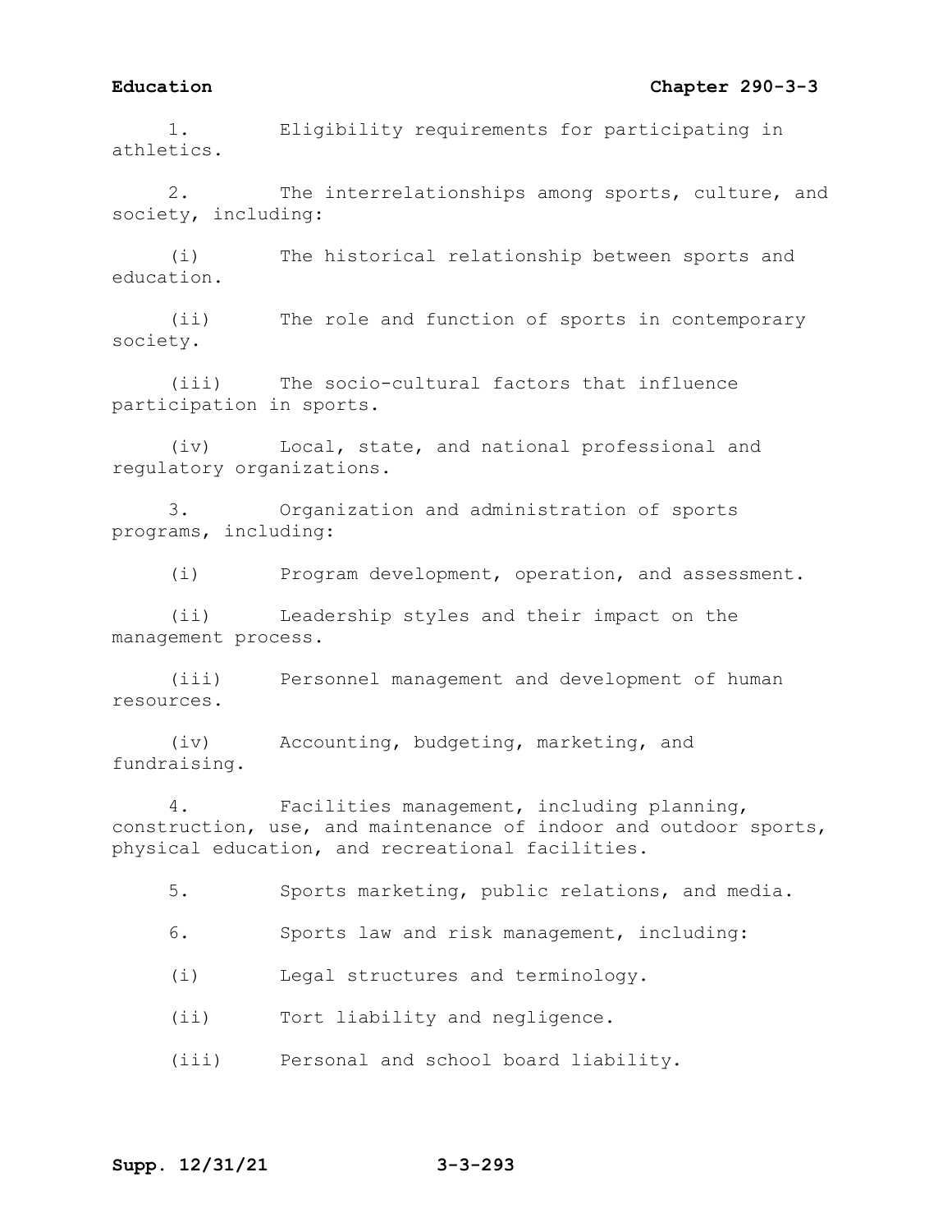1. Eligibility requirements for participating in athletics.

2. The interrelationships among sports, culture, and society, including:

(i) The historical relationship between sports and education.

(ii) The role and function of sports in contemporary society.

(iii) The socio-cultural factors that influence participation in sports.

(iv) Local, state, and national professional and regulatory organizations.

3. Organization and administration of sports programs, including:

(i) Program development, operation, and assessment.

(ii) Leadership styles and their impact on the management process.

(iii) Personnel management and development of human resources.

(iv) Accounting, budgeting, marketing, and fundraising.

4. Facilities management, including planning, construction, use, and maintenance of indoor and outdoor sports, physical education, and recreational facilities.

5. Sports marketing, public relations, and media.

6. Sports law and risk management, including:

(i) Legal structures and terminology.

(ii) Tort liability and negligence.

(iii) Personal and school board liability.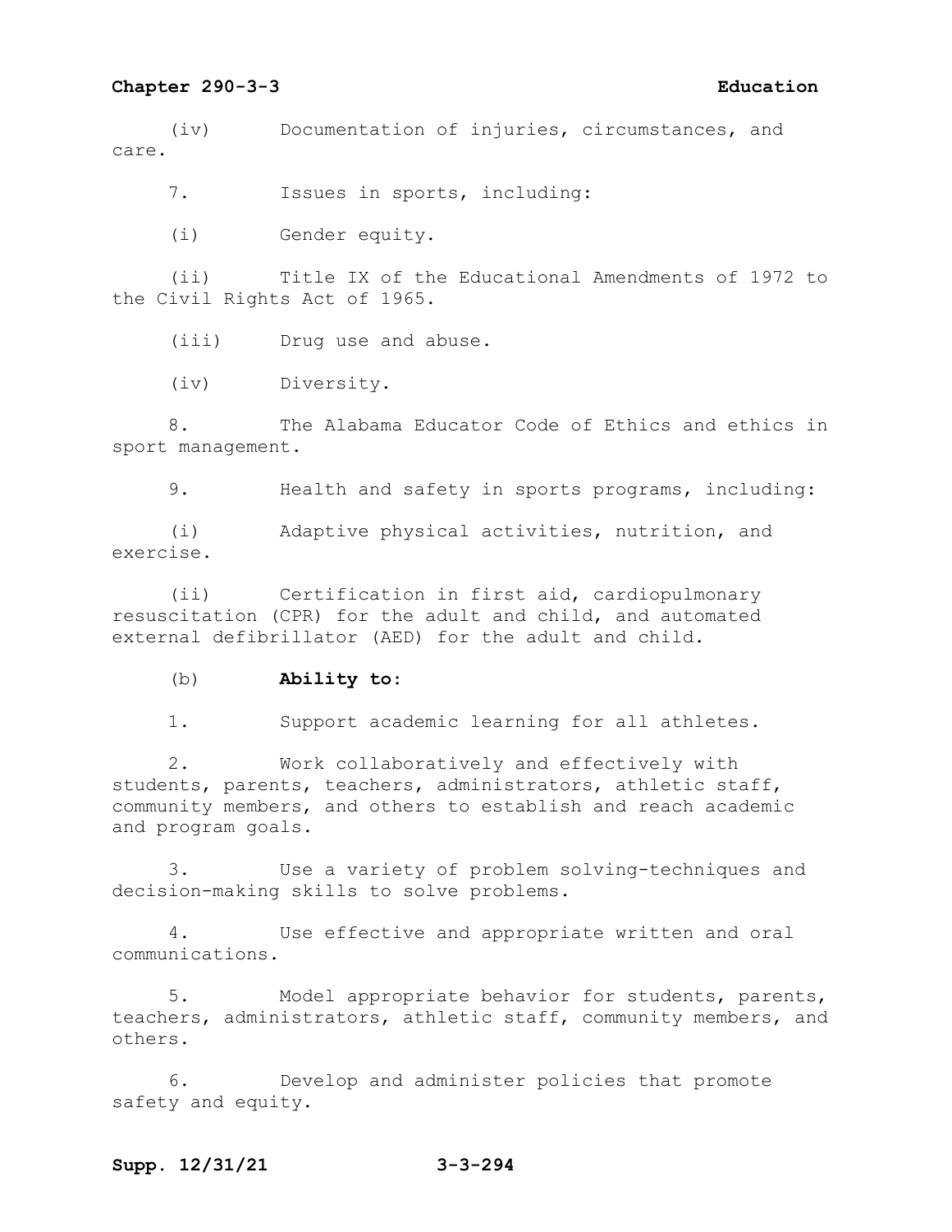(iv) Documentation of injuries, circumstances, and care.

7. Issues in sports, including:

(i) Gender equity.

(ii) Title IX of the Educational Amendments of 1972 to the Civil Rights Act of 1965.

(iii) Drug use and abuse.

(iv) Diversity.

8. The Alabama Educator Code of Ethics and ethics in sport management.

9. Health and safety in sports programs, including:

(i) Adaptive physical activities, nutrition, and exercise.

(ii) Certification in first aid, cardiopulmonary resuscitation (CPR) for the adult and child, and automated external defibrillator (AED) for the adult and child.

(b) **Ability to**:

1. Support academic learning for all athletes.

2. Work collaboratively and effectively with students, parents, teachers, administrators, athletic staff, community members, and others to establish and reach academic and program goals.

3. Use a variety of problem solving-techniques and decision-making skills to solve problems.

4. Use effective and appropriate written and oral communications.

5. Model appropriate behavior for students, parents, teachers, administrators, athletic staff, community members, and others.

6. Develop and administer policies that promote safety and equity.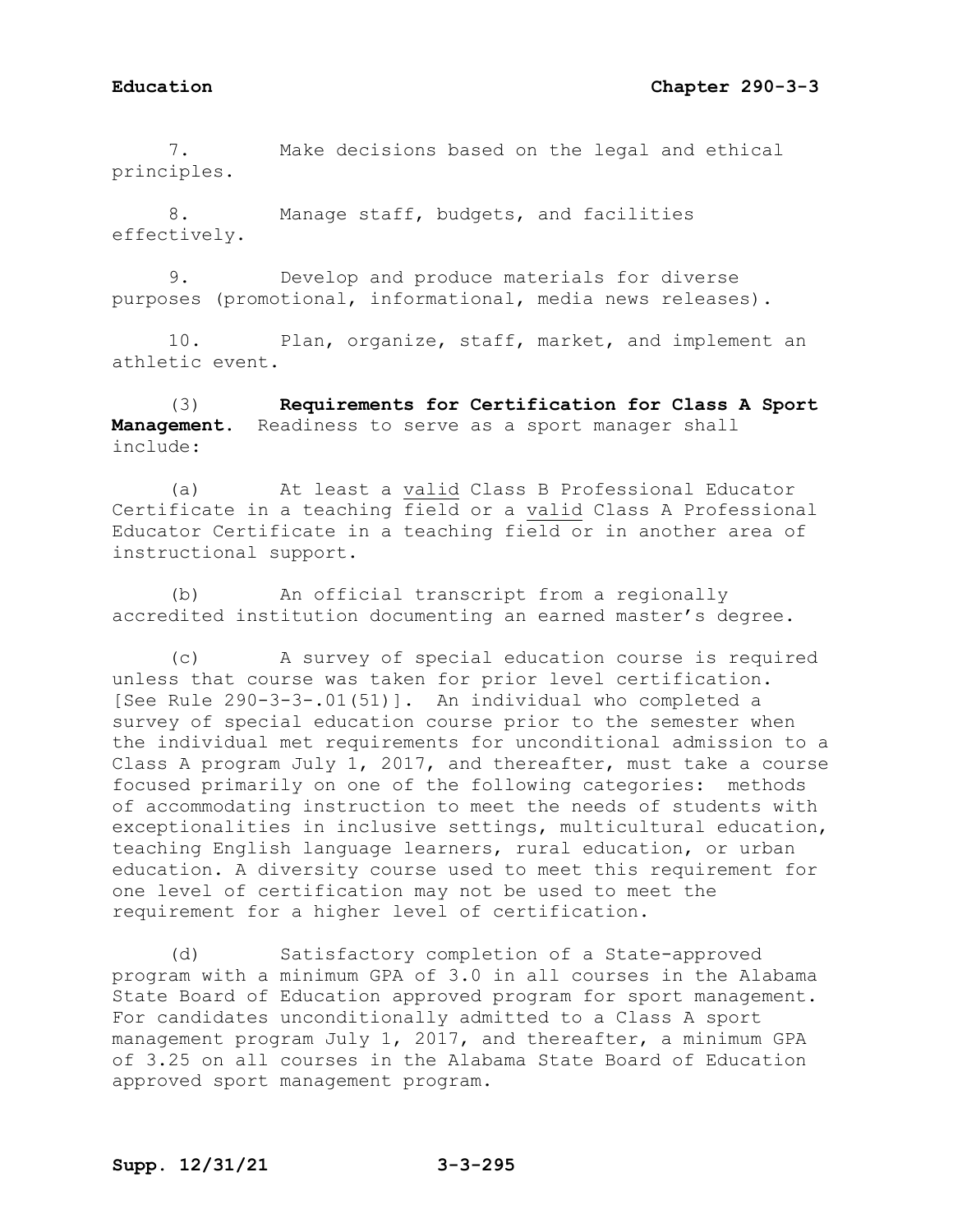7. Make decisions based on the legal and ethical principles.

8. Manage staff, budgets, and facilities effectively.

9. Develop and produce materials for diverse purposes (promotional, informational, media news releases).

10. Plan, organize, staff, market, and implement an athletic event.

(3) **Requirements for Certification for Class A Sport Management.** Readiness to serve as a sport manager shall include:

(a) At least a valid Class B Professional Educator Certificate in a teaching field or a valid Class A Professional Educator Certificate in a teaching field or in another area of instructional support.

(b) An official transcript from a regionally accredited institution documenting an earned master's degree.

(c) A survey of special education course is required unless that course was taken for prior level certification. [See Rule 290-3-3-.01(51)]. An individual who completed a survey of special education course prior to the semester when the individual met requirements for unconditional admission to a Class A program July 1, 2017, and thereafter, must take a course focused primarily on one of the following categories: methods of accommodating instruction to meet the needs of students with exceptionalities in inclusive settings, multicultural education, teaching English language learners, rural education, or urban education. A diversity course used to meet this requirement for one level of certification may not be used to meet the requirement for a higher level of certification.

(d) Satisfactory completion of a State-approved program with a minimum GPA of 3.0 in all courses in the Alabama State Board of Education approved program for sport management. For candidates unconditionally admitted to a Class A sport management program July 1, 2017, and thereafter, a minimum GPA of 3.25 on all courses in the Alabama State Board of Education approved sport management program.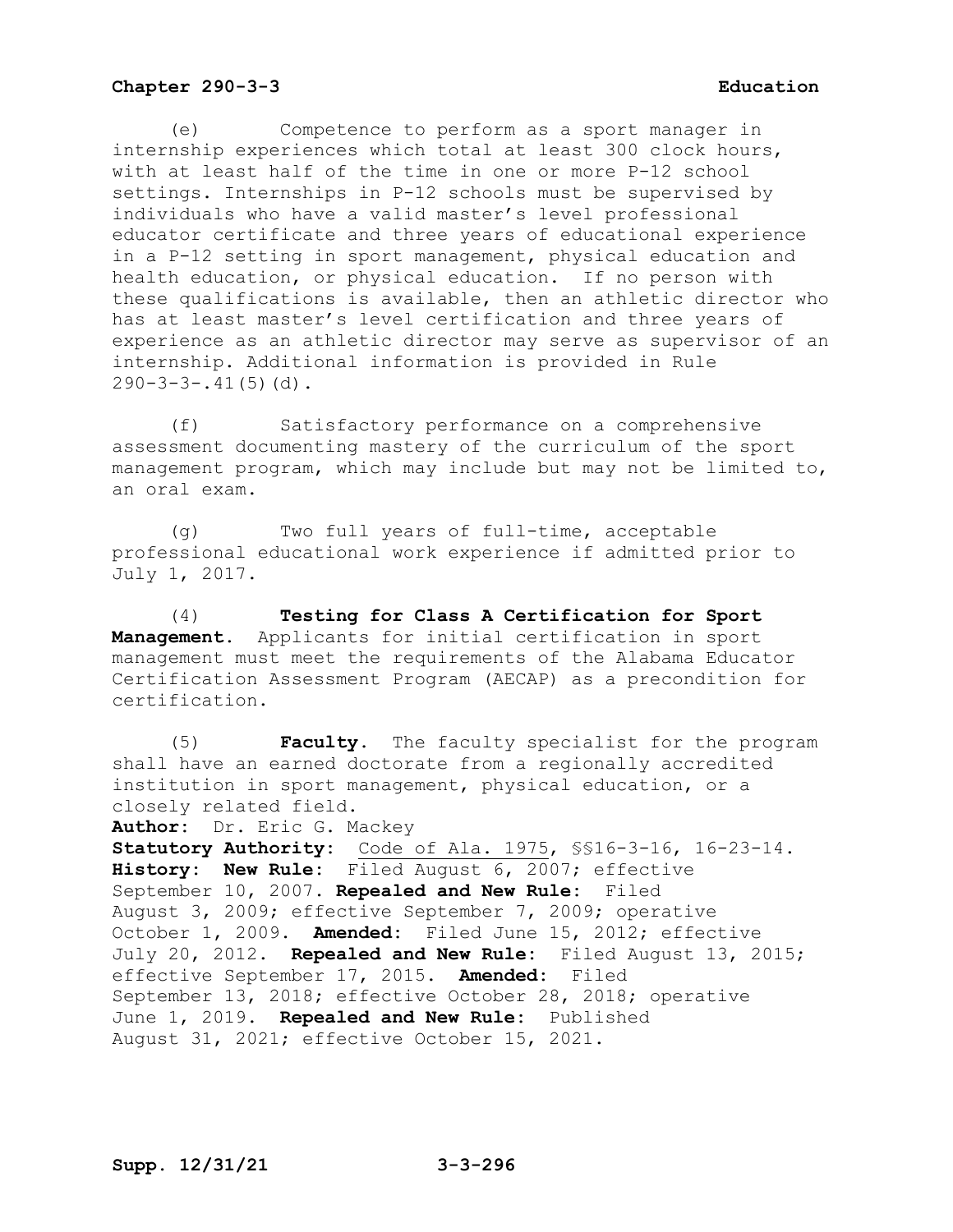(e) Competence to perform as a sport manager in internship experiences which total at least 300 clock hours, with at least half of the time in one or more P-12 school settings. Internships in P-12 schools must be supervised by individuals who have a valid master's level professional educator certificate and three years of educational experience in a P-12 setting in sport management, physical education and health education, or physical education. If no person with these qualifications is available, then an athletic director who has at least master's level certification and three years of experience as an athletic director may serve as supervisor of an internship. Additional information is provided in Rule 290-3-3-.41(5)(d).

(f) Satisfactory performance on a comprehensive assessment documenting mastery of the curriculum of the sport management program, which may include but may not be limited to, an oral exam.

(g) Two full years of full-time, acceptable professional educational work experience if admitted prior to July 1, 2017.

(4) **Testing for Class A Certification for Sport Management.** Applicants for initial certification in sport management must meet the requirements of the Alabama Educator Certification Assessment Program (AECAP) as a precondition for certification.

(5) **Faculty.** The faculty specialist for the program shall have an earned doctorate from a regionally accredited institution in sport management, physical education, or a closely related field.

**Author:** Dr. Eric G. Mackey

**Statutory Authority:** Code of Ala. 1975, §§16-3-16, 16-23-14.

**History: New Rule:** Filed August 6, 2007; effective September 10, 2007. **Repealed and New Rule:** Filed August 3, 2009; effective September 7, 2009; operative October 1, 2009. **Amended:** Filed June 15, 2012; effective July 20, 2012. **Repealed and New Rule:** Filed August 13, 2015; effective September 17, 2015. **Amended:** Filed September 13, 2018; effective October 28, 2018; operative June 1, 2019. **Repealed and New Rule:** Published August 31, 2021; effective October 15, 2021.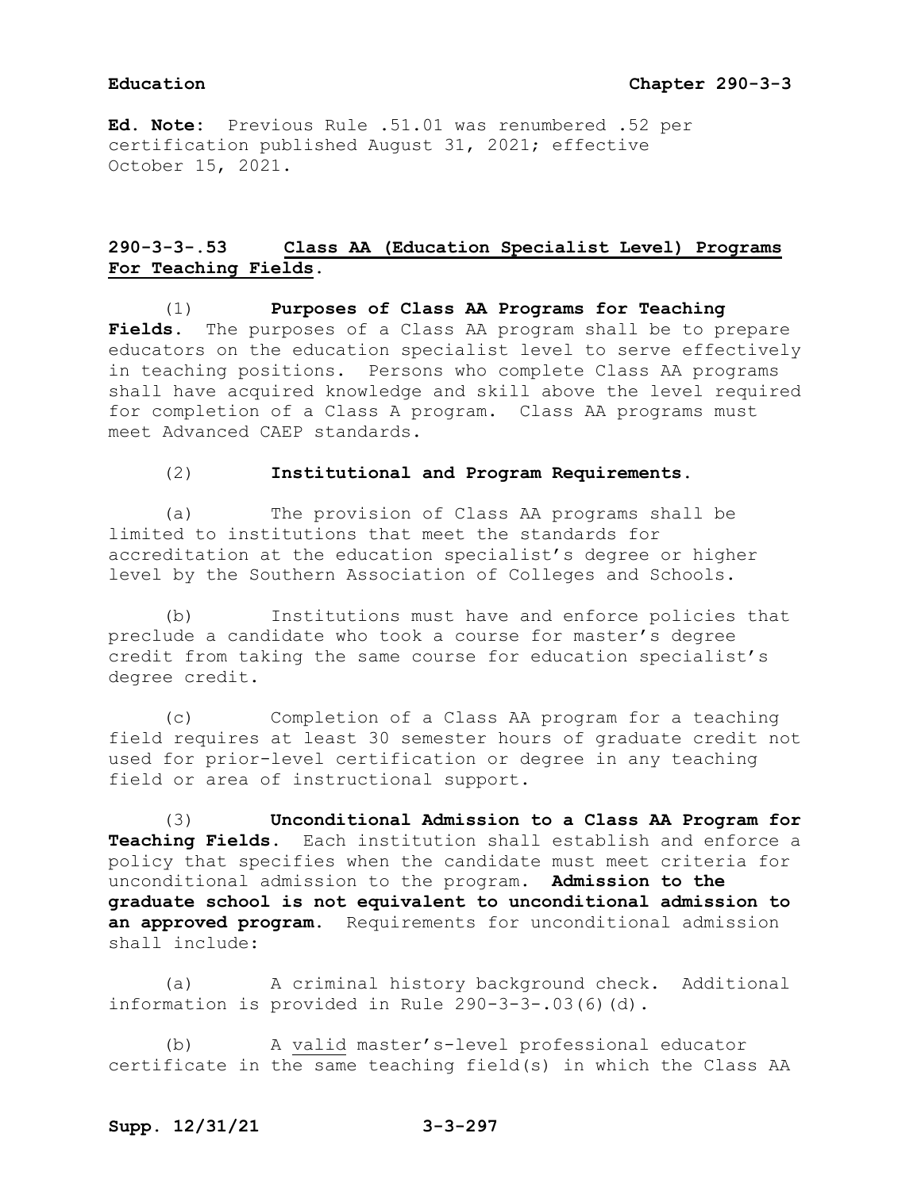**Ed. Note:** Previous Rule .51.01 was renumbered .52 per certification published August 31, 2021; effective October 15, 2021.

## 290-3-3-.53 Class AA (Education Specialist Level) Programs For Teaching Fields.

(1) **Purposes of Class AA Programs for Teaching Fields.** The purposes of a Class AA program shall be to prepare educators on the education specialist level to serve effectively in teaching positions. Persons who complete Class AA programs shall have acquired knowledge and skill above the level required for completion of a Class A program. Class AA programs must meet Advanced CAEP standards.

(2) **Institutional and Program Requirements.**

(a) The provision of Class AA programs shall be limited to institutions that meet the standards for accreditation at the education specialist's degree or higher level by the Southern Association of Colleges and Schools.

(b) Institutions must have and enforce policies that preclude a candidate who took a course for master's degree credit from taking the same course for education specialist's degree credit.

(c) Completion of a Class AA program for a teaching field requires at least 30 semester hours of graduate credit not used for prior-level certification or degree in any teaching field or area of instructional support.

(3) **Unconditional Admission to a Class AA Program for Teaching Fields.** Each institution shall establish and enforce a policy that specifies when the candidate must meet criteria for unconditional admission to the program. **Admission to the graduate school is not equivalent to unconditional admission to an approved program.** Requirements for unconditional admission shall include:

(a) A criminal history background check. Additional information is provided in Rule 290-3-3-.03(6)(d).

(b) A valid master's-level professional educator certificate in the same teaching field(s) in which the Class AA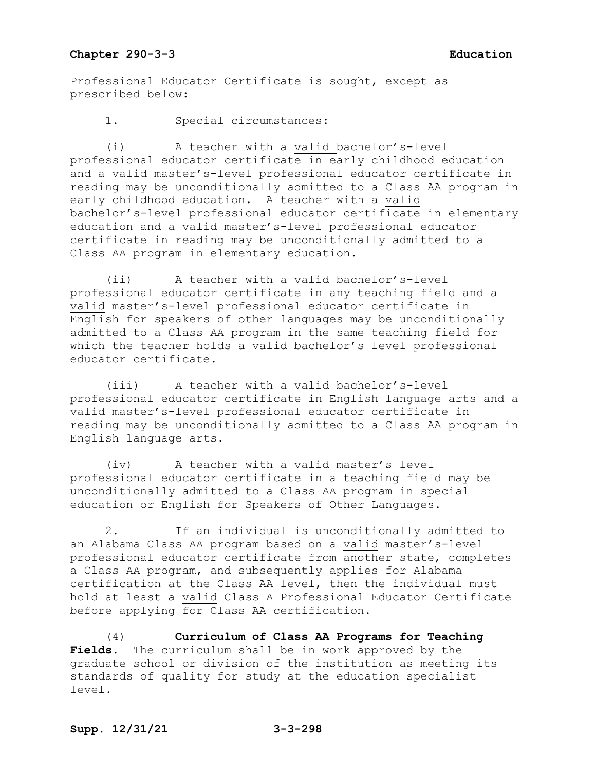Professional Educator Certificate is sought, except as prescribed below:

1. Special circumstances:

(i) A teacher with a valid bachelor's-level professional educator certificate in early childhood education and a valid master's-level professional educator certificate in reading may be unconditionally admitted to a Class AA program in early childhood education. A teacher with a valid bachelor's-level professional educator certificate in elementary education and a valid master's-level professional educator certificate in reading may be unconditionally admitted to a Class AA program in elementary education.

(ii) A teacher with a valid bachelor's-level professional educator certificate in any teaching field and a valid master's-level professional educator certificate in English for speakers of other languages may be unconditionally admitted to a Class AA program in the same teaching field for which the teacher holds a valid bachelor's level professional educator certificate.

(iii) A teacher with a valid bachelor's-level professional educator certificate in English language arts and a valid master's-level professional educator certificate in reading may be unconditionally admitted to a Class AA program in English language arts.

(iv) A teacher with a valid master's level professional educator certificate in a teaching field may be unconditionally admitted to a Class AA program in special education or English for Speakers of Other Languages.

2. If an individual is unconditionally admitted to an Alabama Class AA program based on a valid master's-level professional educator certificate from another state, completes a Class AA program, and subsequently applies for Alabama certification at the Class AA level, then the individual must hold at least a valid Class A Professional Educator Certificate before applying for Class AA certification.

(4) **Curriculum of Class AA Programs for Teaching Fields.** The curriculum shall be in work approved by the graduate school or division of the institution as meeting its standards of quality for study at the education specialist level.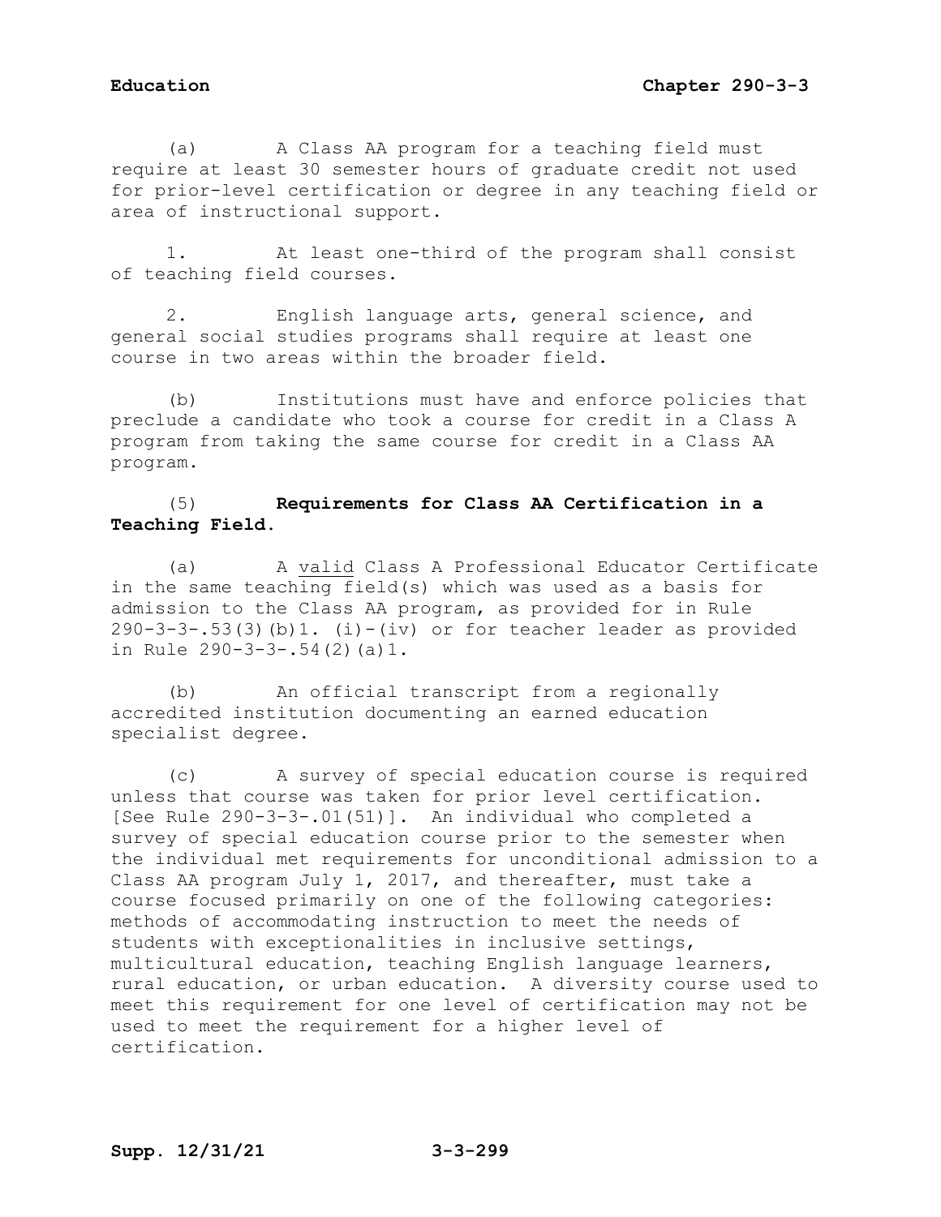(a) A Class AA program for a teaching field must require at least 30 semester hours of graduate credit not used for prior-level certification or degree in any teaching field or area of instructional support.

1. At least one-third of the program shall consist of teaching field courses.

2. English language arts, general science, and general social studies programs shall require at least one course in two areas within the broader field.

(b) Institutions must have and enforce policies that preclude a candidate who took a course for credit in a Class A program from taking the same course for credit in a Class AA program.

(5) **Requirements for Class AA Certification in a Teaching Field.**

(a) A valid Class A Professional Educator Certificate in the same teaching field(s) which was used as a basis for admission to the Class AA program, as provided for in Rule 290-3-3-.53(3)(b)1. (i)-(iv) or for teacher leader as provided in Rule 290-3-3-.54(2)(a)1.

(b) An official transcript from a regionally accredited institution documenting an earned education specialist degree.

(c) A survey of special education course is required unless that course was taken for prior level certification. [See Rule 290-3-3-.01(51)]. An individual who completed a survey of special education course prior to the semester when the individual met requirements for unconditional admission to a Class AA program July 1, 2017, and thereafter, must take a course focused primarily on one of the following categories: methods of accommodating instruction to meet the needs of students with exceptionalities in inclusive settings, multicultural education, teaching English language learners, rural education, or urban education. A diversity course used to meet this requirement for one level of certification may not be used to meet the requirement for a higher level of certification.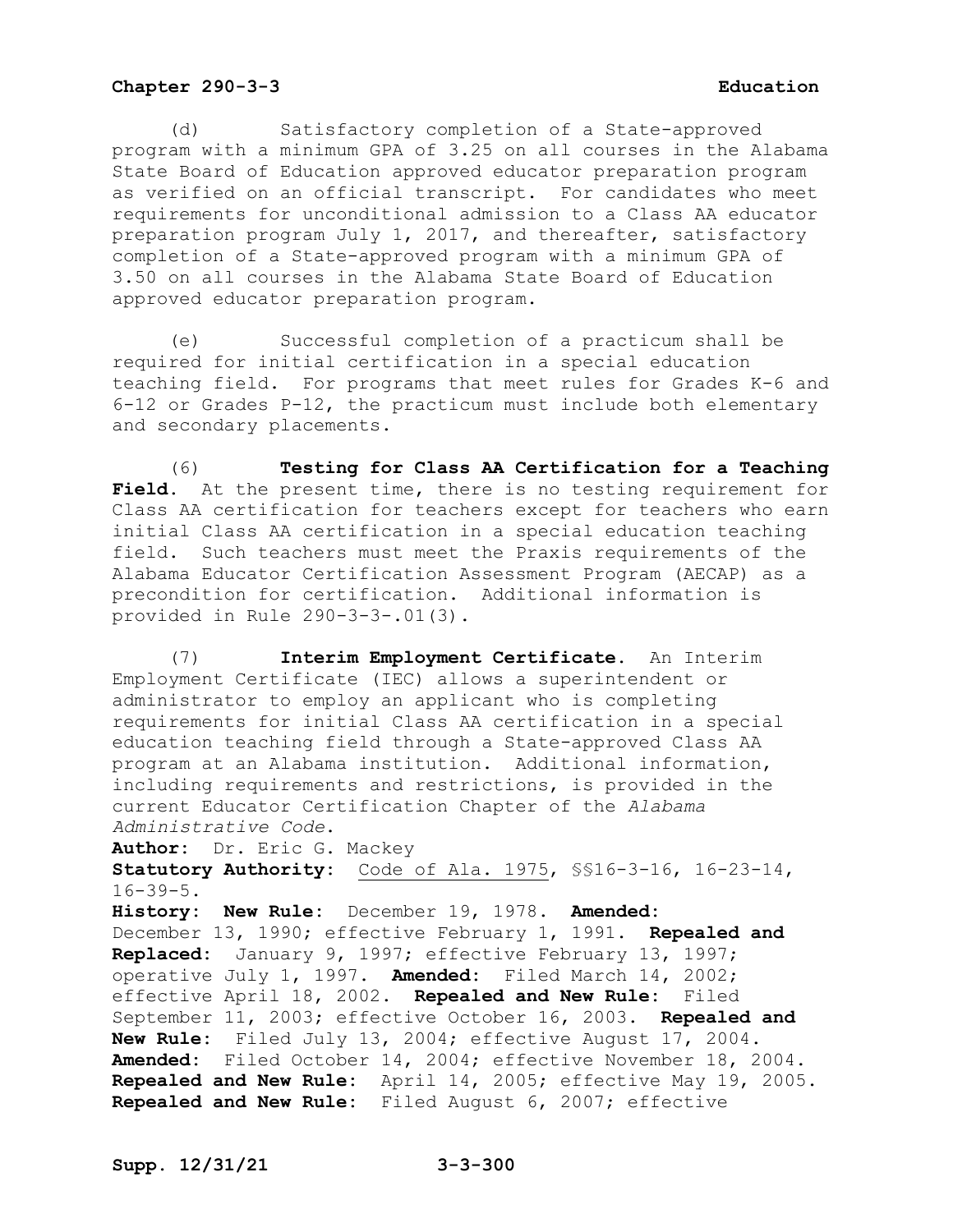(d) Satisfactory completion of a State-approved program with a minimum GPA of 3.25 on all courses in the Alabama State Board of Education approved educator preparation program as verified on an official transcript. For candidates who meet requirements for unconditional admission to a Class AA educator preparation program July 1, 2017, and thereafter, satisfactory completion of a State-approved program with a minimum GPA of 3.50 on all courses in the Alabama State Board of Education approved educator preparation program.

(e) Successful completion of a practicum shall be required for initial certification in a special education teaching field. For programs that meet rules for Grades K-6 and 6-12 or Grades P-12, the practicum must include both elementary and secondary placements.

(6) **Testing for Class AA Certification for a Teaching Field**. At the present time, there is no testing requirement for Class AA certification for teachers except for teachers who earn initial Class AA certification in a special education teaching field. Such teachers must meet the Praxis requirements of the Alabama Educator Certification Assessment Program (AECAP) as a precondition for certification. Additional information is provided in Rule 290-3-3-.01(3).

(7) **Interim Employment Certificate**. An Interim Employment Certificate (IEC) allows a superintendent or administrator to employ an applicant who is completing requirements for initial Class AA certification in a special education teaching field through a State-approved Class AA program at an Alabama institution. Additional information, including requirements and restrictions, is provided in the current Educator Certification Chapter of the *Alabama Administrative Code*.

**Author:** Dr. Eric G. Mackey

**Statutory Authority:** Code of Ala. 1975, §§16-3-16, 16-23-14, 16-39-5.

**History: New Rule:** December 19, 1978. **Amended:** December 13, 1990; effective February 1, 1991. **Repealed and Replaced:** January 9, 1997; effective February 13, 1997; operative July 1, 1997. **Amended:** Filed March 14, 2002; effective April 18, 2002. **Repealed and New Rule:** Filed September 11, 2003; effective October 16, 2003. **Repealed and New Rule:** Filed July 13, 2004; effective August 17, 2004. **Amended:** Filed October 14, 2004; effective November 18, 2004. **Repealed and New Rule:** April 14, 2005; effective May 19, 2005. **Repealed and New Rule:** Filed August 6, 2007; effective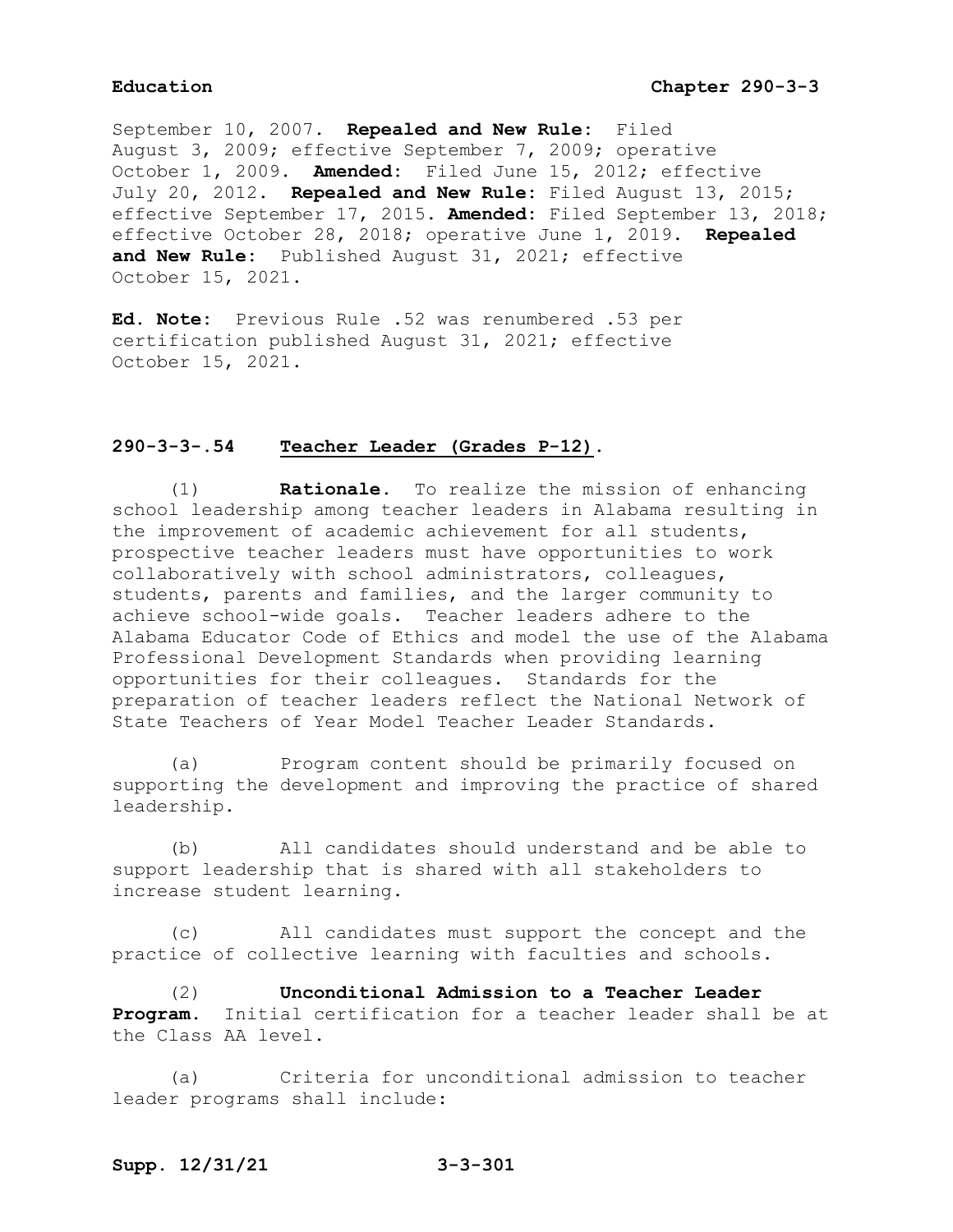September 10, 2007. **Repealed and New Rule:** Filed August 3, 2009; effective September 7, 2009; operative October 1, 2009. **Amended:** Filed June 15, 2012; effective July 20, 2012. **Repealed and New Rule:** Filed August 13, 2015; effective September 17, 2015. **Amended:** Filed September 13, 2018; effective October 28, 2018; operative June 1, 2019. **Repealed and New Rule:** Published August 31, 2021; effective October 15, 2021.

**Ed. Note:** Previous Rule .52 was renumbered .53 per certification published August 31, 2021; effective October 15, 2021.

### 290-3-3-.54 Teacher Leader (Grades P-12).

(1) **Rationale.** To realize the mission of enhancing school leadership among teacher leaders in Alabama resulting in the improvement of academic achievement for all students, prospective teacher leaders must have opportunities to work collaboratively with school administrators, colleagues, students, parents and families, and the larger community to achieve school-wide goals. Teacher leaders adhere to the Alabama Educator Code of Ethics and model the use of the Alabama Professional Development Standards when providing learning opportunities for their colleagues. Standards for the preparation of teacher leaders reflect the National Network of State Teachers of Year Model Teacher Leader Standards.

(a) Program content should be primarily focused on supporting the development and improving the practice of shared leadership.

(b) All candidates should understand and be able to support leadership that is shared with all stakeholders to increase student learning.

(c) All candidates must support the concept and the practice of collective learning with faculties and schools.

(2) **Unconditional Admission to a Teacher Leader Program.** Initial certification for a teacher leader shall be at the Class AA level.

(a) Criteria for unconditional admission to teacher leader programs shall include: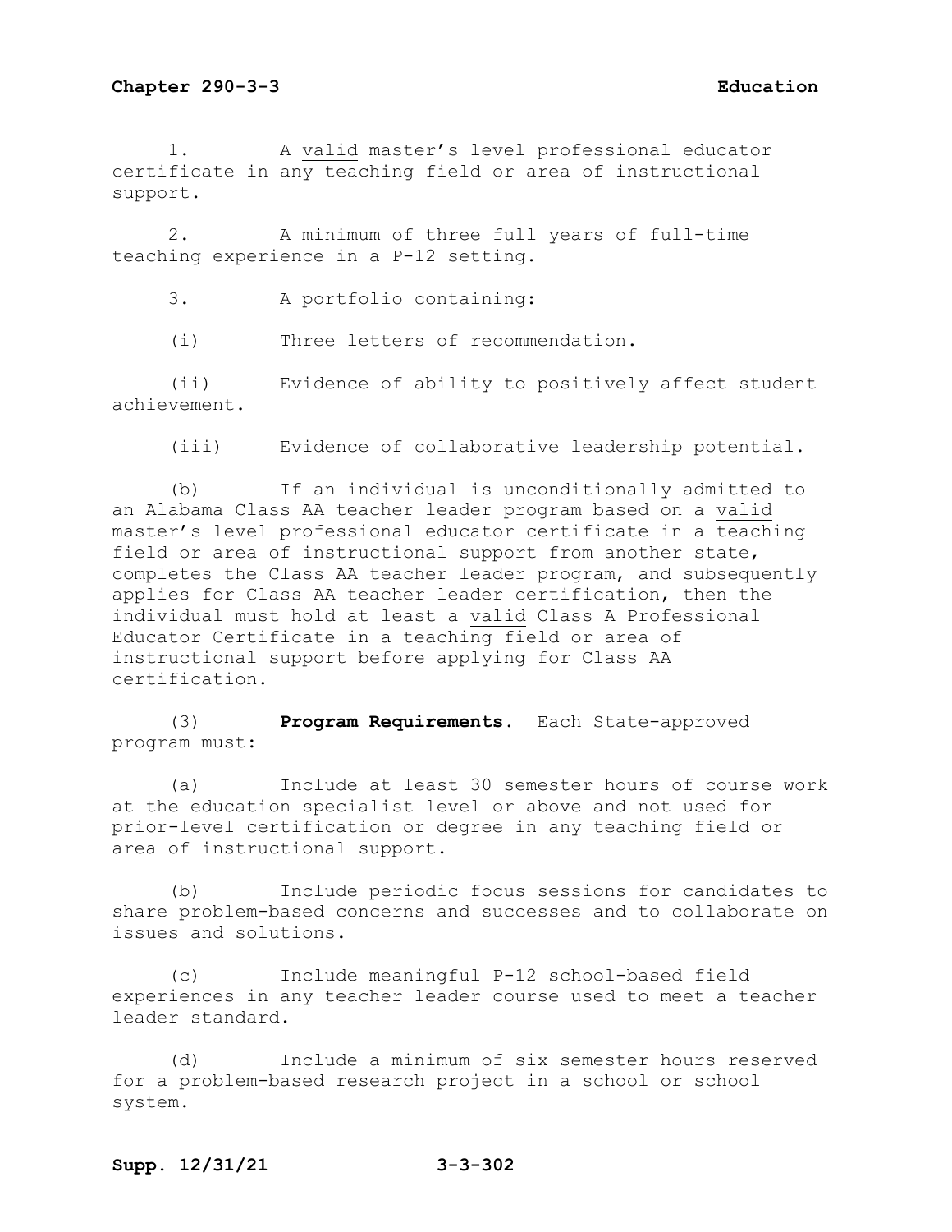1. A valid master's level professional educator certificate in any teaching field or area of instructional support.

2. A minimum of three full years of full-time teaching experience in a P-12 setting.

3. A portfolio containing:

(i) Three letters of recommendation.

(ii) Evidence of ability to positively affect student achievement.

(iii) Evidence of collaborative leadership potential.

(b) If an individual is unconditionally admitted to an Alabama Class AA teacher leader program based on a valid master's level professional educator certificate in a teaching field or area of instructional support from another state, completes the Class AA teacher leader program, and subsequently applies for Class AA teacher leader certification, then the individual must hold at least a valid Class A Professional Educator Certificate in a teaching field or area of instructional support before applying for Class AA certification.

(3) **Program Requirements**. Each State-approved program must:

(a) Include at least 30 semester hours of course work at the education specialist level or above and not used for prior-level certification or degree in any teaching field or area of instructional support.

(b) Include periodic focus sessions for candidates to share problem-based concerns and successes and to collaborate on issues and solutions.

(c) Include meaningful P-12 school-based field experiences in any teacher leader course used to meet a teacher leader standard.

(d) Include a minimum of six semester hours reserved for a problem-based research project in a school or school system.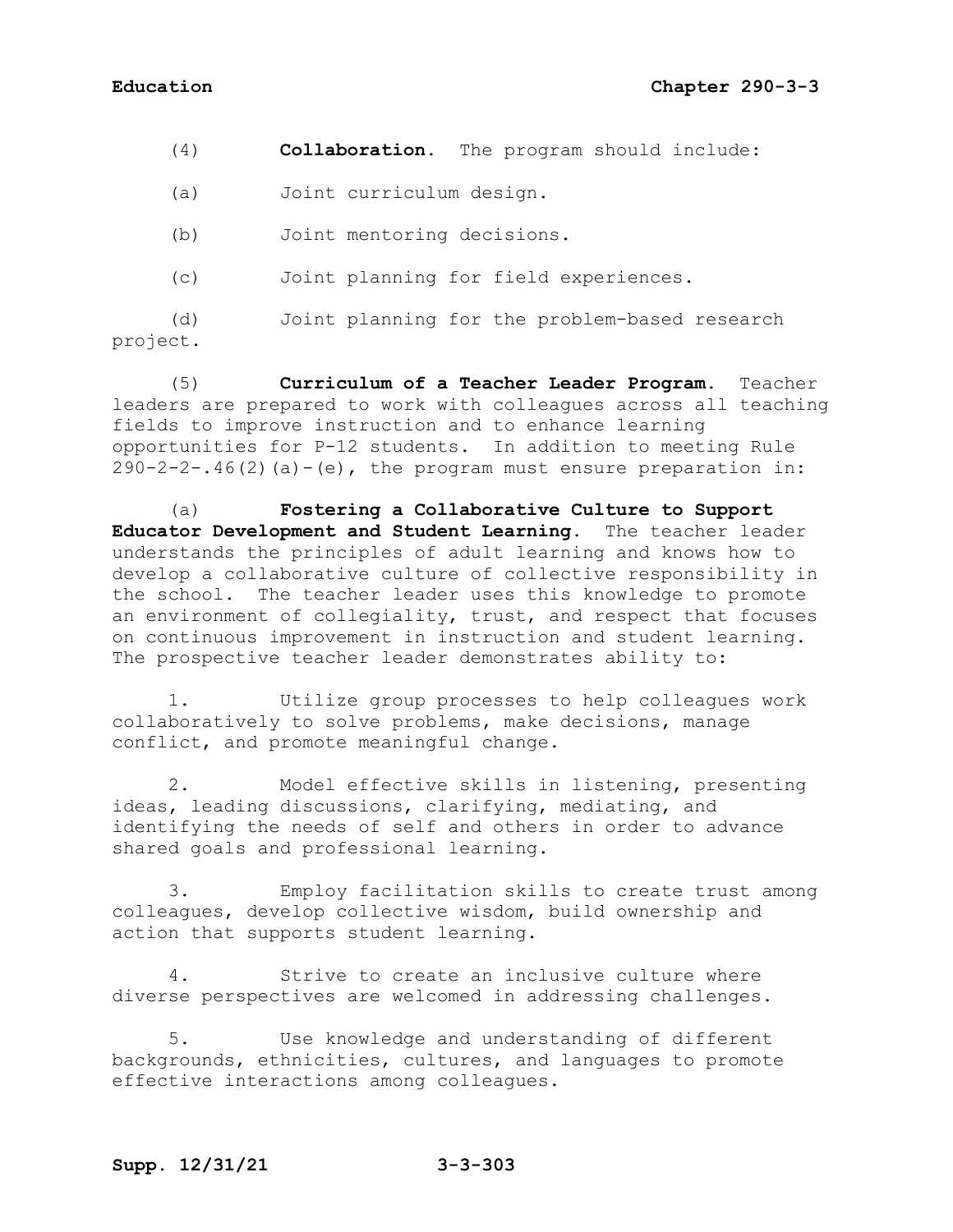(4) **Collaboration.** The program should include:

(a) Joint curriculum design.

(b) Joint mentoring decisions.

(c) Joint planning for field experiences.

(d) Joint planning for the problem-based research project.

(5) **Curriculum of a Teacher Leader Program.** Teacher leaders are prepared to work with colleagues across all teaching fields to improve instruction and to enhance learning opportunities for P-12 students. In addition to meeting Rule 290-2-2-.46(2)(a)-(e), the program must ensure preparation in:

(a) **Fostering a Collaborative Culture to Support Educator Development and Student Learning.** The teacher leader understands the principles of adult learning and knows how to develop a collaborative culture of collective responsibility in the school. The teacher leader uses this knowledge to promote an environment of collegiality, trust, and respect that focuses on continuous improvement in instruction and student learning. The prospective teacher leader demonstrates ability to:

1. Utilize group processes to help colleagues work collaboratively to solve problems, make decisions, manage conflict, and promote meaningful change.

2. Model effective skills in listening, presenting ideas, leading discussions, clarifying, mediating, and identifying the needs of self and others in order to advance shared goals and professional learning.

3. Employ facilitation skills to create trust among colleagues, develop collective wisdom, build ownership and action that supports student learning.

4. Strive to create an inclusive culture where diverse perspectives are welcomed in addressing challenges.

5. Use knowledge and understanding of different backgrounds, ethnicities, cultures, and languages to promote effective interactions among colleagues.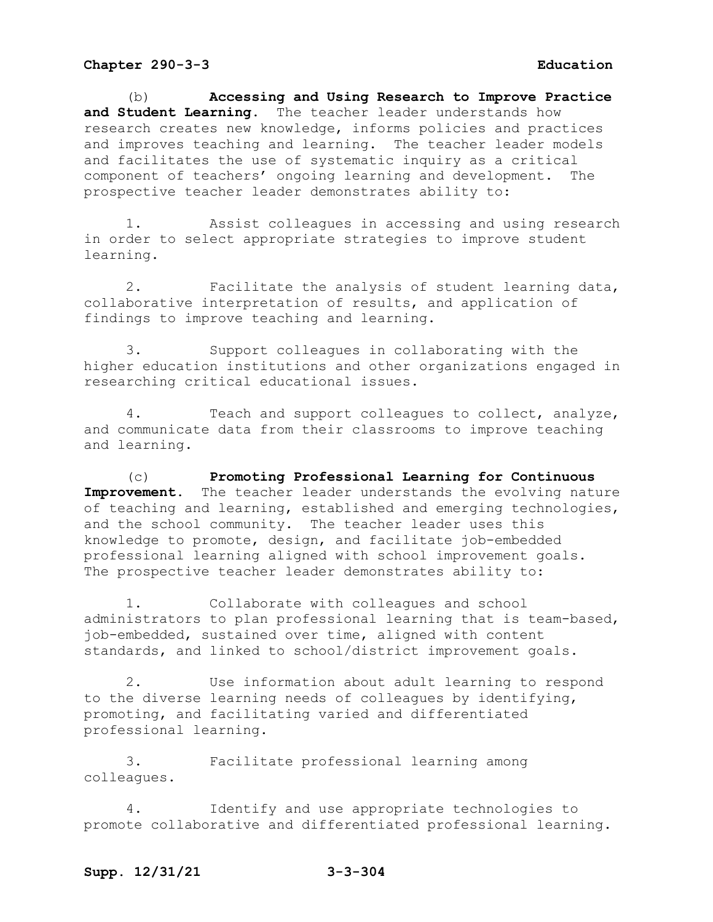(b) **Accessing and Using Research to Improve Practice and Student Learning.** The teacher leader understands how research creates new knowledge, informs policies and practices and improves teaching and learning. The teacher leader models and facilitates the use of systematic inquiry as a critical component of teachers' ongoing learning and development. The prospective teacher leader demonstrates ability to:

1. Assist colleagues in accessing and using research in order to select appropriate strategies to improve student learning.

2. Facilitate the analysis of student learning data, collaborative interpretation of results, and application of findings to improve teaching and learning.

3. Support colleagues in collaborating with the higher education institutions and other organizations engaged in researching critical educational issues.

4. Teach and support colleagues to collect, analyze, and communicate data from their classrooms to improve teaching and learning.

(c) **Promoting Professional Learning for Continuous Improvement.** The teacher leader understands the evolving nature of teaching and learning, established and emerging technologies, and the school community. The teacher leader uses this knowledge to promote, design, and facilitate job-embedded professional learning aligned with school improvement goals. The prospective teacher leader demonstrates ability to:

1. Collaborate with colleagues and school administrators to plan professional learning that is team-based, job-embedded, sustained over time, aligned with content standards, and linked to school/district improvement goals.

2. Use information about adult learning to respond to the diverse learning needs of colleagues by identifying, promoting, and facilitating varied and differentiated professional learning.

3. Facilitate professional learning among colleagues.

4. Identify and use appropriate technologies to promote collaborative and differentiated professional learning.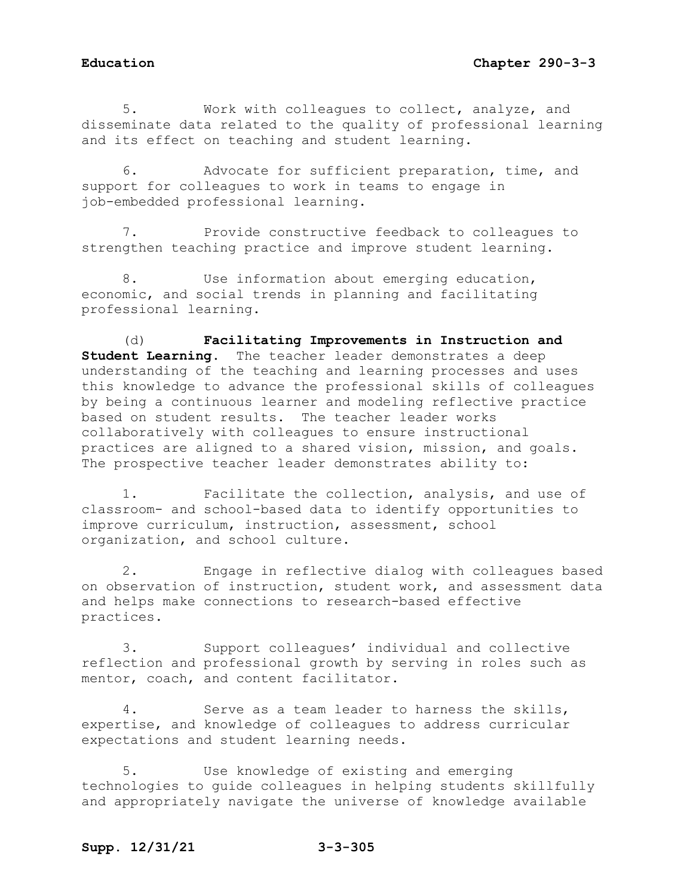5. Work with colleagues to collect, analyze, and disseminate data related to the quality of professional learning and its effect on teaching and student learning.

6. Advocate for sufficient preparation, time, and support for colleagues to work in teams to engage in job-embedded professional learning.

7. Provide constructive feedback to colleagues to strengthen teaching practice and improve student learning.

8. Use information about emerging education, economic, and social trends in planning and facilitating professional learning.

(d) **Facilitating Improvements in Instruction and Student Learning**. The teacher leader demonstrates a deep understanding of the teaching and learning processes and uses this knowledge to advance the professional skills of colleagues by being a continuous learner and modeling reflective practice based on student results. The teacher leader works collaboratively with colleagues to ensure instructional practices are aligned to a shared vision, mission, and goals. The prospective teacher leader demonstrates ability to:

1. Facilitate the collection, analysis, and use of classroom- and school-based data to identify opportunities to improve curriculum, instruction, assessment, school organization, and school culture.

2. Engage in reflective dialog with colleagues based on observation of instruction, student work, and assessment data and helps make connections to research-based effective practices.

3. Support colleagues' individual and collective reflection and professional growth by serving in roles such as mentor, coach, and content facilitator.

4. Serve as a team leader to harness the skills, expertise, and knowledge of colleagues to address curricular expectations and student learning needs.

5. Use knowledge of existing and emerging technologies to guide colleagues in helping students skillfully and appropriately navigate the universe of knowledge available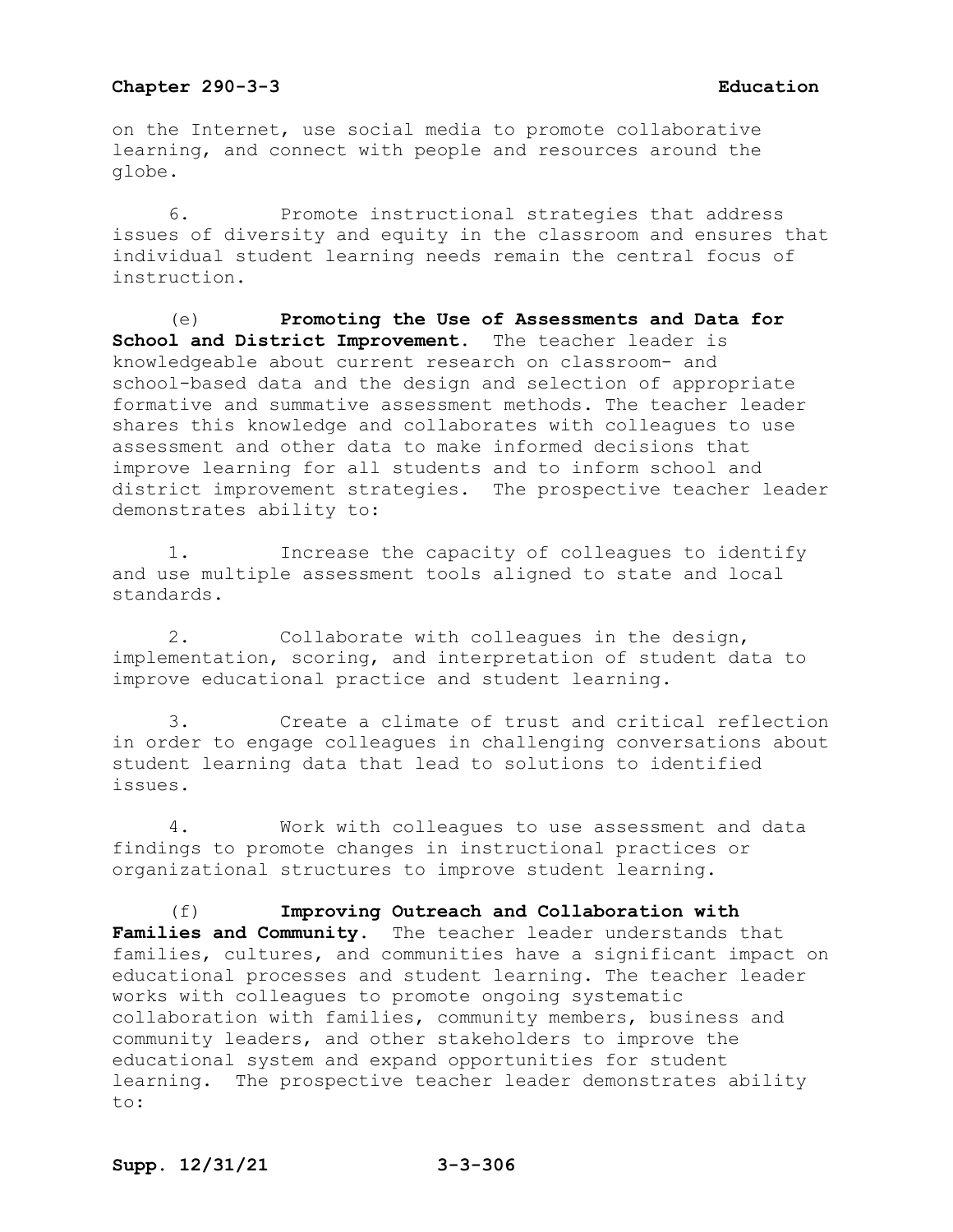on the Internet, use social media to promote collaborative learning, and connect with people and resources around the globe.

6. Promote instructional strategies that address issues of diversity and equity in the classroom and ensures that individual student learning needs remain the central focus of instruction.

(e) **Promoting the Use of Assessments and Data for School and District Improvement.** The teacher leader is knowledgeable about current research on classroom- and school-based data and the design and selection of appropriate formative and summative assessment methods. The teacher leader shares this knowledge and collaborates with colleagues to use assessment and other data to make informed decisions that improve learning for all students and to inform school and district improvement strategies. The prospective teacher leader demonstrates ability to:

1. Increase the capacity of colleagues to identify and use multiple assessment tools aligned to state and local standards.

2. Collaborate with colleagues in the design, implementation, scoring, and interpretation of student data to improve educational practice and student learning.

3. Create a climate of trust and critical reflection in order to engage colleagues in challenging conversations about student learning data that lead to solutions to identified issues.

4. Work with colleagues to use assessment and data findings to promote changes in instructional practices or organizational structures to improve student learning.

(f) **Improving Outreach and Collaboration with Families and Community.** The teacher leader understands that families, cultures, and communities have a significant impact on educational processes and student learning. The teacher leader works with colleagues to promote ongoing systematic collaboration with families, community members, business and community leaders, and other stakeholders to improve the educational system and expand opportunities for student learning. The prospective teacher leader demonstrates ability to: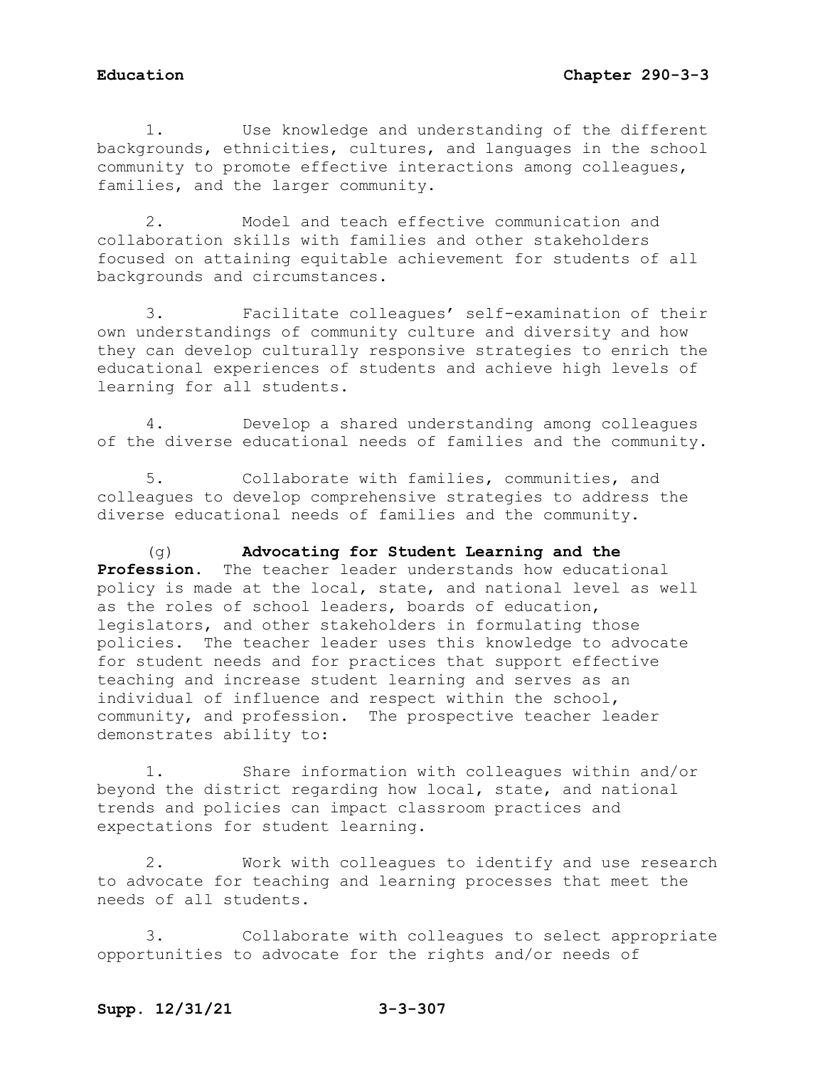1. Use knowledge and understanding of the different backgrounds, ethnicities, cultures, and languages in the school community to promote effective interactions among colleagues, families, and the larger community.

2. Model and teach effective communication and collaboration skills with families and other stakeholders focused on attaining equitable achievement for students of all backgrounds and circumstances.

3. Facilitate colleagues' self-examination of their own understandings of community culture and diversity and how they can develop culturally responsive strategies to enrich the educational experiences of students and achieve high levels of learning for all students.

4. Develop a shared understanding among colleagues of the diverse educational needs of families and the community.

5. Collaborate with families, communities, and colleagues to develop comprehensive strategies to address the diverse educational needs of families and the community.

(g) **Advocating for Student Learning and the Profession.** The teacher leader understands how educational policy is made at the local, state, and national level as well as the roles of school leaders, boards of education, legislators, and other stakeholders in formulating those policies. The teacher leader uses this knowledge to advocate for student needs and for practices that support effective teaching and increase student learning and serves as an individual of influence and respect within the school, community, and profession. The prospective teacher leader demonstrates ability to:

1. Share information with colleagues within and/or beyond the district regarding how local, state, and national trends and policies can impact classroom practices and expectations for student learning.

2. Work with colleagues to identify and use research to advocate for teaching and learning processes that meet the needs of all students.

3. Collaborate with colleagues to select appropriate opportunities to advocate for the rights and/or needs of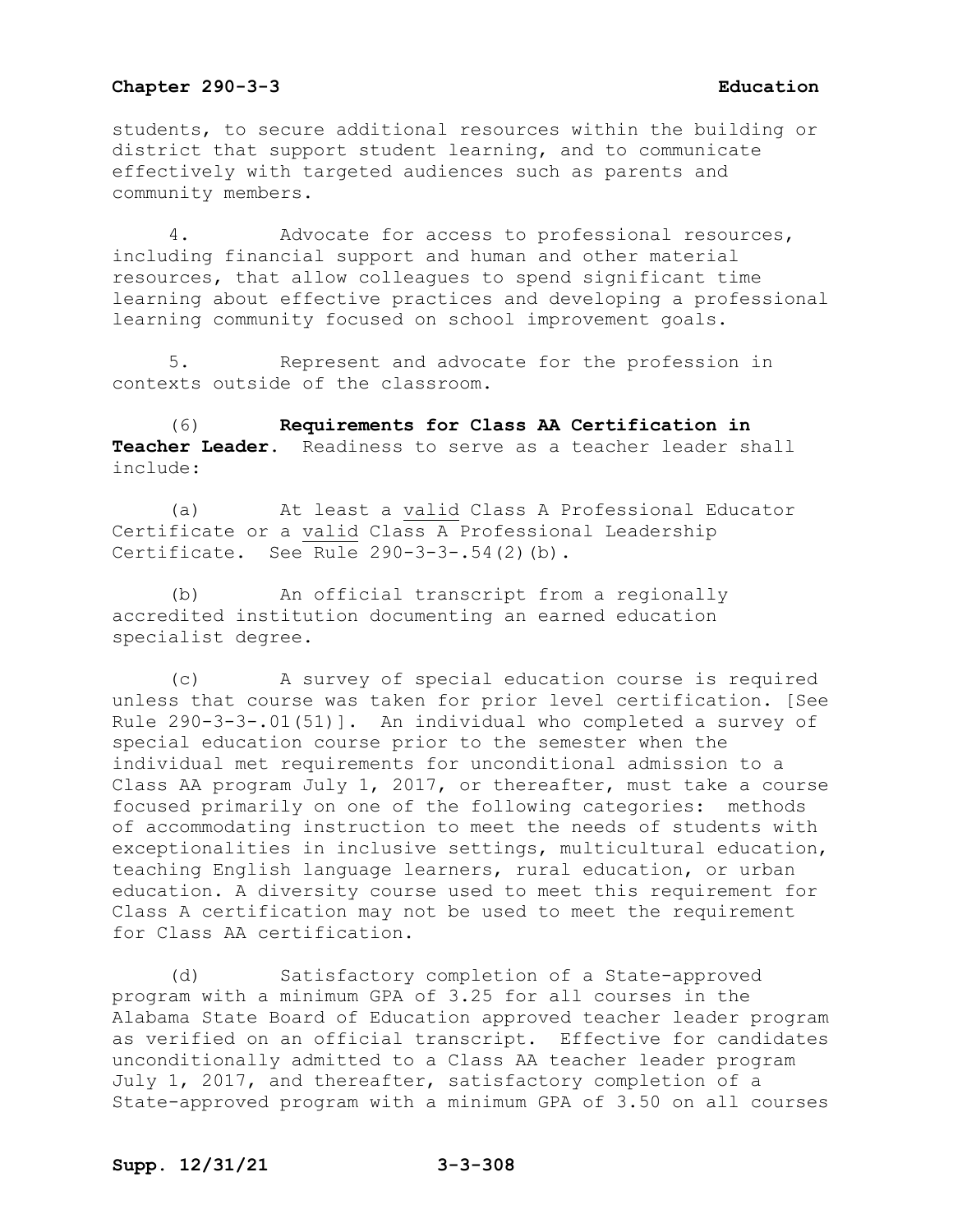students, to secure additional resources within the building or district that support student learning, and to communicate effectively with targeted audiences such as parents and community members.

4. Advocate for access to professional resources, including financial support and human and other material resources, that allow colleagues to spend significant time learning about effective practices and developing a professional learning community focused on school improvement goals.

5. Represent and advocate for the profession in contexts outside of the classroom.

(6) **Requirements for Class AA Certification in Teacher Leader**. Readiness to serve as a teacher leader shall include:

(a) At least a valid Class A Professional Educator Certificate or a valid Class A Professional Leadership Certificate. See Rule 290-3-3-.54(2)(b).

(b) An official transcript from a regionally accredited institution documenting an earned education specialist degree.

(c) A survey of special education course is required unless that course was taken for prior level certification. [See Rule 290-3-3-.01(51)]. An individual who completed a survey of special education course prior to the semester when the individual met requirements for unconditional admission to a Class AA program July 1, 2017, or thereafter, must take a course focused primarily on one of the following categories: methods of accommodating instruction to meet the needs of students with exceptionalities in inclusive settings, multicultural education, teaching English language learners, rural education, or urban education. A diversity course used to meet this requirement for Class A certification may not be used to meet the requirement for Class AA certification.

(d) Satisfactory completion of a State-approved program with a minimum GPA of 3.25 for all courses in the Alabama State Board of Education approved teacher leader program as verified on an official transcript. Effective for candidates unconditionally admitted to a Class AA teacher leader program July 1, 2017, and thereafter, satisfactory completion of a State-approved program with a minimum GPA of 3.50 on all courses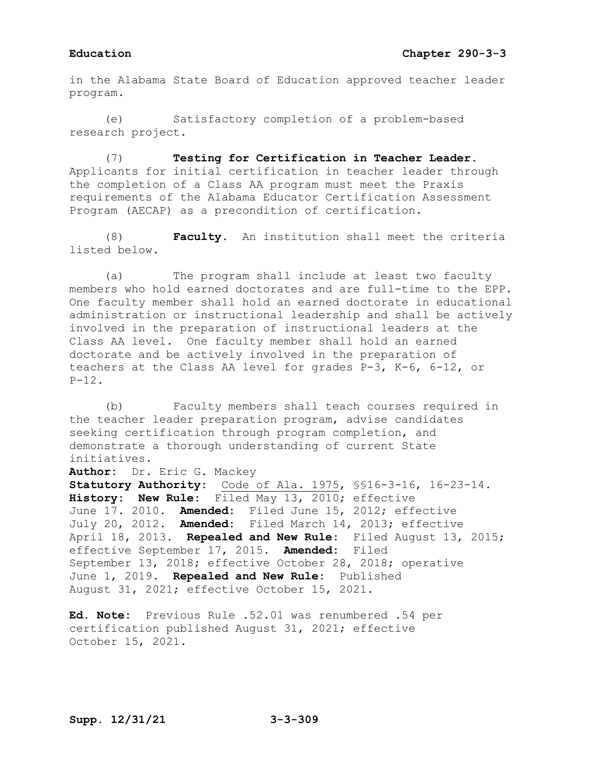in the Alabama State Board of Education approved teacher leader program.

(e) Satisfactory completion of a problem-based research project.

(7) **Testing for Certification in Teacher Leader.** Applicants for initial certification in teacher leader through the completion of a Class AA program must meet the Praxis requirements of the Alabama Educator Certification Assessment Program (AECAP) as a precondition of certification.

(8) **Faculty.** An institution shall meet the criteria listed below.

(a) The program shall include at least two faculty members who hold earned doctorates and are full-time to the EPP. One faculty member shall hold an earned doctorate in educational administration or instructional leadership and shall be actively involved in the preparation of instructional leaders at the Class AA level. One faculty member shall hold an earned doctorate and be actively involved in the preparation of teachers at the Class AA level for grades P-3, K-6, 6-12, or P-12.

(b) Faculty members shall teach courses required in the teacher leader preparation program, advise candidates seeking certification through program completion, and demonstrate a thorough understanding of current State initiatives.

**Author:** Dr. Eric G. Mackey
**Statutory Authority:** Code of Ala. 1975, §§16-3-16, 16-23-14.
**History: New Rule:** Filed May 13, 2010; effective June 17. 2010. **Amended:** Filed June 15, 2012; effective July 20, 2012. **Amended:** Filed March 14, 2013; effective April 18, 2013. **Repealed and New Rule:** Filed August 13, 2015; effective September 17, 2015. **Amended:** Filed September 13, 2018; effective October 28, 2018; operative June 1, 2019. **Repealed and New Rule:** Published August 31, 2021; effective October 15, 2021.

**Ed. Note:** Previous Rule .52.01 was renumbered .54 per certification published August 31, 2021; effective October 15, 2021.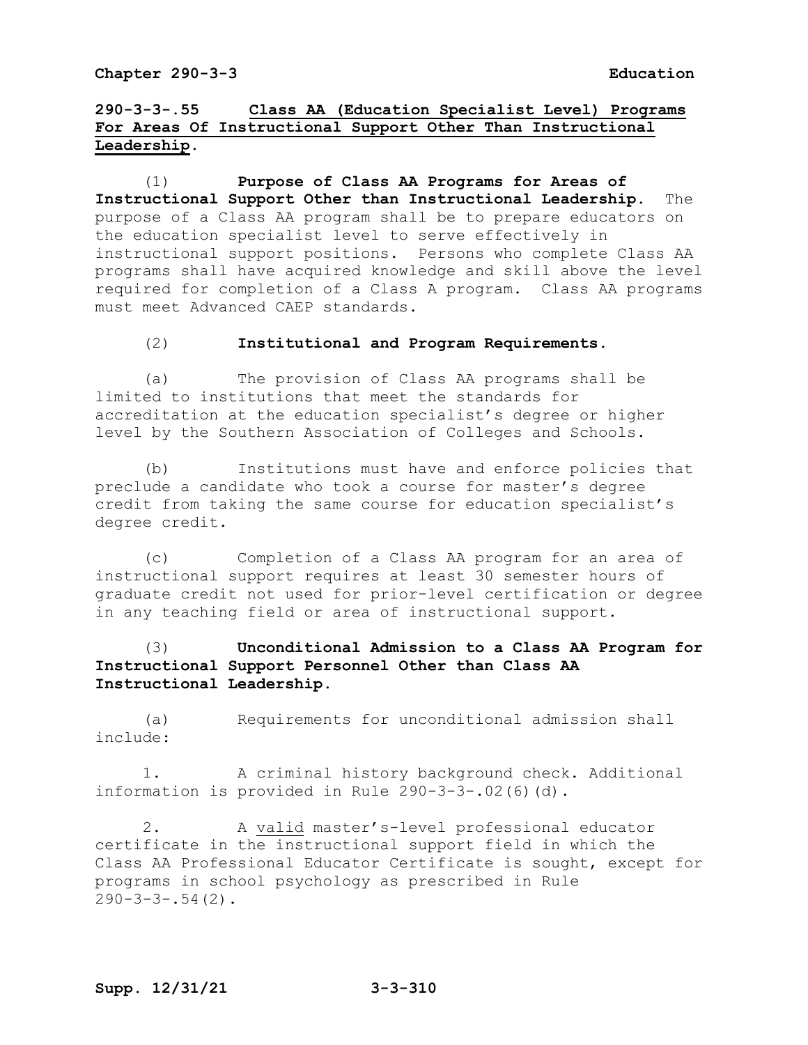## 290-3-3-.55 Class AA (Education Specialist Level) Programs For Areas Of Instructional Support Other Than Instructional Leadership.

(1) **Purpose of Class AA Programs for Areas of Instructional Support Other than Instructional Leadership.** The purpose of a Class AA program shall be to prepare educators on the education specialist level to serve effectively in instructional support positions. Persons who complete Class AA programs shall have acquired knowledge and skill above the level required for completion of a Class A program. Class AA programs must meet Advanced CAEP standards.

(2) **Institutional and Program Requirements.**

(a) The provision of Class AA programs shall be limited to institutions that meet the standards for accreditation at the education specialist's degree or higher level by the Southern Association of Colleges and Schools.

(b) Institutions must have and enforce policies that preclude a candidate who took a course for master's degree credit from taking the same course for education specialist's degree credit.

(c) Completion of a Class AA program for an area of instructional support requires at least 30 semester hours of graduate credit not used for prior-level certification or degree in any teaching field or area of instructional support.

(3) **Unconditional Admission to a Class AA Program for Instructional Support Personnel Other than Class AA Instructional Leadership.**

(a) Requirements for unconditional admission shall include:

1. A criminal history background check. Additional information is provided in Rule 290-3-3-.02(6)(d).

2. A <u>valid</u> master's-level professional educator certificate in the instructional support field in which the Class AA Professional Educator Certificate is sought, except for programs in school psychology as prescribed in Rule 290-3-3-.54(2).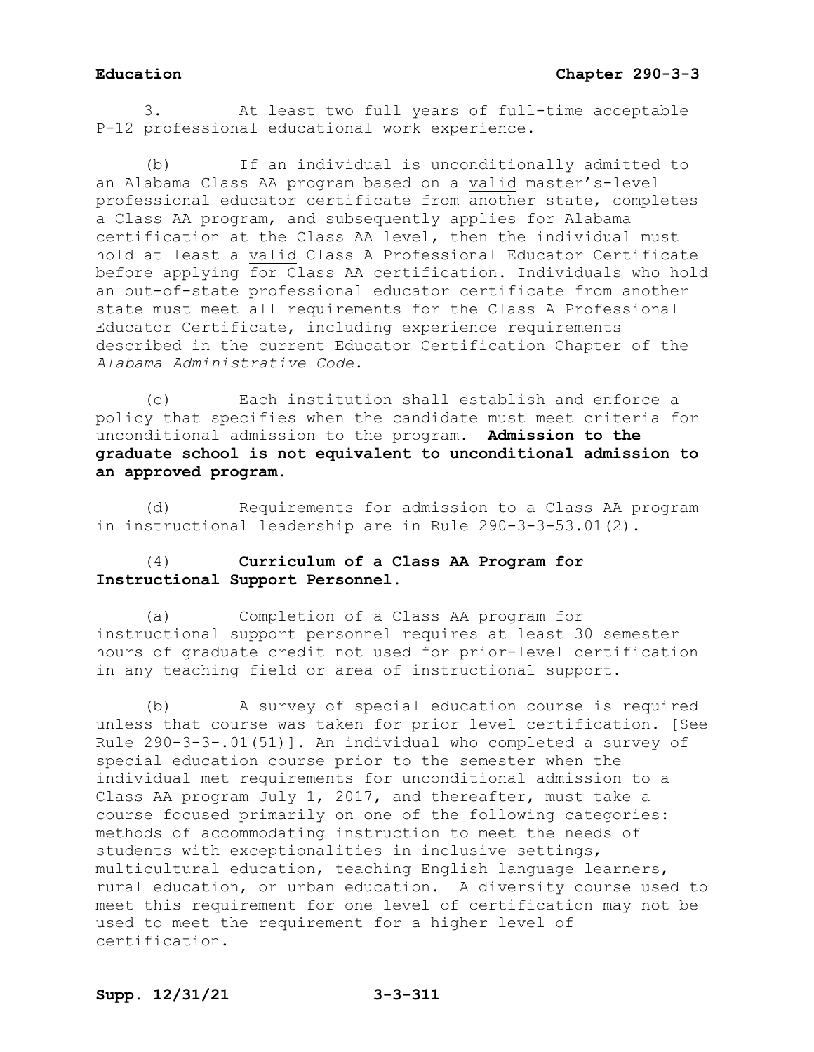3. At least two full years of full-time acceptable P-12 professional educational work experience.

(b) If an individual is unconditionally admitted to an Alabama Class AA program based on a valid master's-level professional educator certificate from another state, completes a Class AA program, and subsequently applies for Alabama certification at the Class AA level, then the individual must hold at least a valid Class A Professional Educator Certificate before applying for Class AA certification. Individuals who hold an out-of-state professional educator certificate from another state must meet all requirements for the Class A Professional Educator Certificate, including experience requirements described in the current Educator Certification Chapter of the *Alabama Administrative Code*.

(c) Each institution shall establish and enforce a policy that specifies when the candidate must meet criteria for unconditional admission to the program. **Admission to the graduate school is not equivalent to unconditional admission to an approved program.**

(d) Requirements for admission to a Class AA program in instructional leadership are in Rule 290-3-3-53.01(2).

(4) **Curriculum of a Class AA Program for Instructional Support Personnel.**

(a) Completion of a Class AA program for instructional support personnel requires at least 30 semester hours of graduate credit not used for prior-level certification in any teaching field or area of instructional support.

(b) A survey of special education course is required unless that course was taken for prior level certification. [See Rule 290-3-3-.01(51)]. An individual who completed a survey of special education course prior to the semester when the individual met requirements for unconditional admission to a Class AA program July 1, 2017, and thereafter, must take a course focused primarily on one of the following categories: methods of accommodating instruction to meet the needs of students with exceptionalities in inclusive settings, multicultural education, teaching English language learners, rural education, or urban education. A diversity course used to meet this requirement for one level of certification may not be used to meet the requirement for a higher level of certification.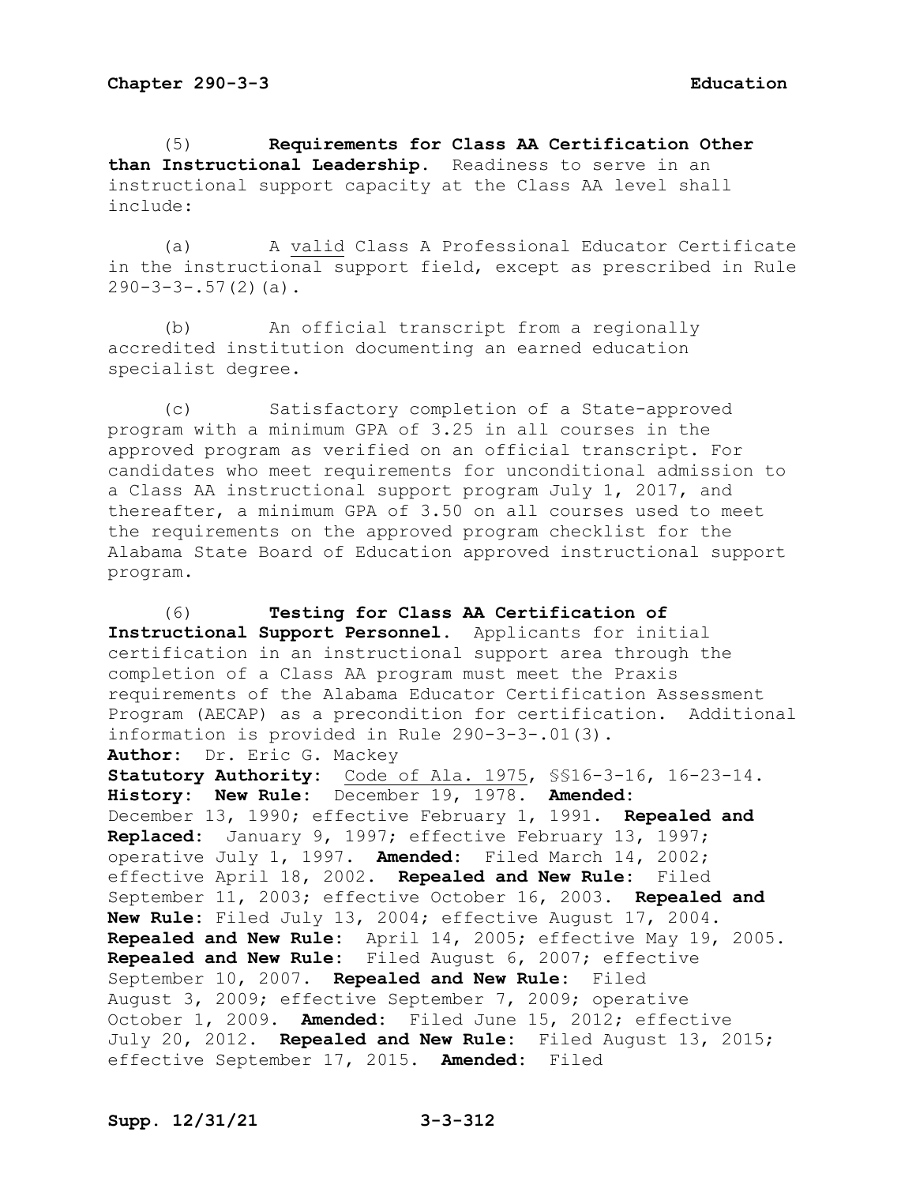(5) **Requirements for Class AA Certification Other than Instructional Leadership.** Readiness to serve in an instructional support capacity at the Class AA level shall include:

(a) A valid Class A Professional Educator Certificate in the instructional support field, except as prescribed in Rule 290-3-3-.57(2)(a).

(b) An official transcript from a regionally accredited institution documenting an earned education specialist degree.

(c) Satisfactory completion of a State-approved program with a minimum GPA of 3.25 in all courses in the approved program as verified on an official transcript. For candidates who meet requirements for unconditional admission to a Class AA instructional support program July 1, 2017, and thereafter, a minimum GPA of 3.50 on all courses used to meet the requirements on the approved program checklist for the Alabama State Board of Education approved instructional support program.

(6) **Testing for Class AA Certification of Instructional Support Personnel.** Applicants for initial certification in an instructional support area through the completion of a Class AA program must meet the Praxis requirements of the Alabama Educator Certification Assessment Program (AECAP) as a precondition for certification. Additional information is provided in Rule 290-3-3-.01(3).

**Author:** Dr. Eric G. Mackey
**Statutory Authority:** Code of Ala. 1975, §§16-3-16, 16-23-14.
**History: New Rule:** December 19, 1978. **Amended:** December 13, 1990; effective February 1, 1991. **Repealed and Replaced:** January 9, 1997; effective February 13, 1997; operative July 1, 1997. **Amended:** Filed March 14, 2002; effective April 18, 2002. **Repealed and New Rule:** Filed September 11, 2003; effective October 16, 2003. **Repealed and New Rule:** Filed July 13, 2004; effective August 17, 2004. **Repealed and New Rule:** April 14, 2005; effective May 19, 2005. **Repealed and New Rule:** Filed August 6, 2007; effective September 10, 2007. **Repealed and New Rule:** Filed August 3, 2009; effective September 7, 2009; operative October 1, 2009. **Amended:** Filed June 15, 2012; effective July 20, 2012. **Repealed and New Rule:** Filed August 13, 2015; effective September 17, 2015. **Amended:** Filed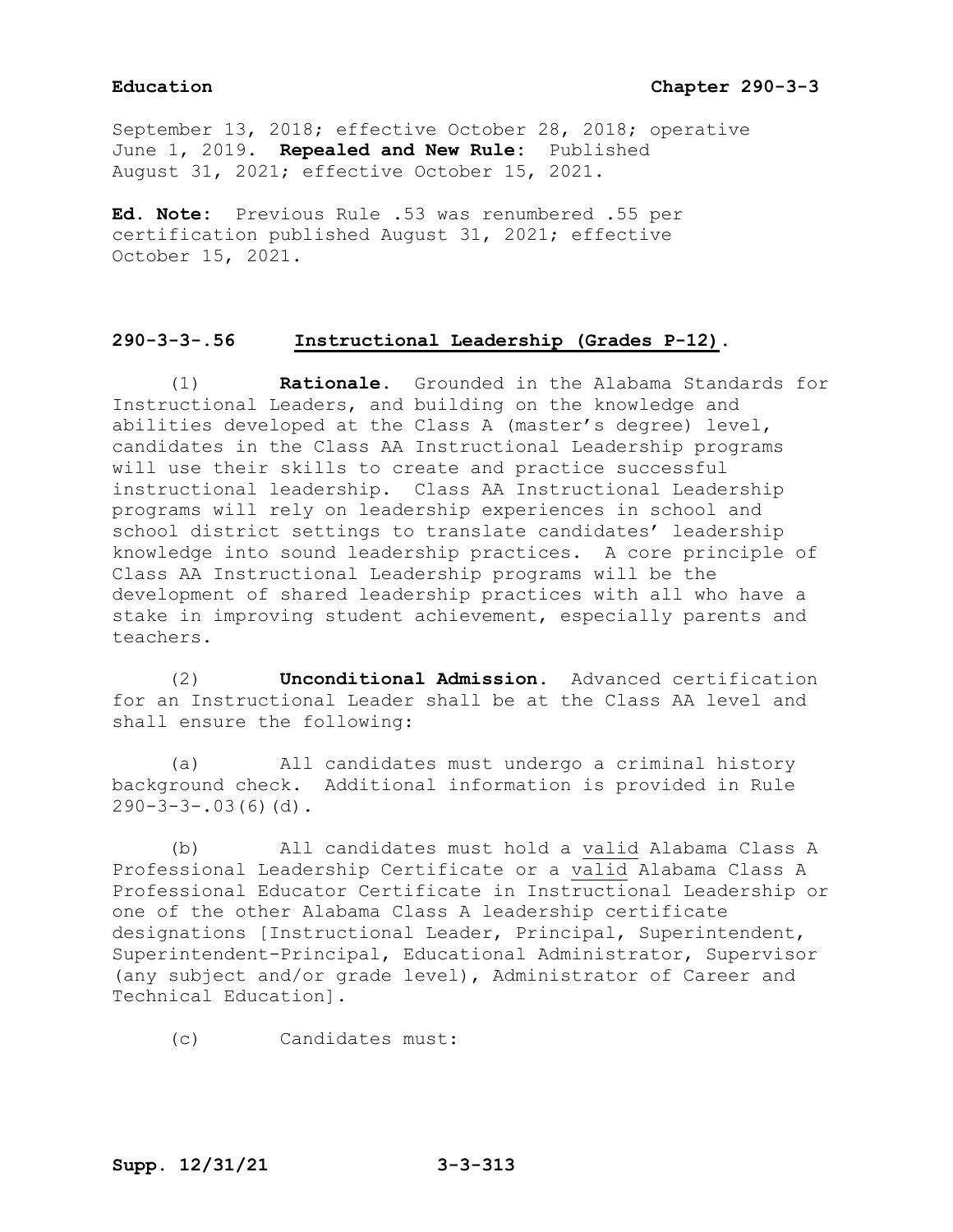September 13, 2018; effective October 28, 2018; operative June 1, 2019. **Repealed and New Rule:** Published August 31, 2021; effective October 15, 2021.

**Ed. Note:** Previous Rule .53 was renumbered .55 per certification published August 31, 2021; effective October 15, 2021.

## 290-3-3-.56 Instructional Leadership (Grades P-12).

(1) **Rationale.** Grounded in the Alabama Standards for Instructional Leaders, and building on the knowledge and abilities developed at the Class A (master's degree) level, candidates in the Class AA Instructional Leadership programs will use their skills to create and practice successful instructional leadership. Class AA Instructional Leadership programs will rely on leadership experiences in school and school district settings to translate candidates' leadership knowledge into sound leadership practices. A core principle of Class AA Instructional Leadership programs will be the development of shared leadership practices with all who have a stake in improving student achievement, especially parents and teachers.

(2) **Unconditional Admission.** Advanced certification for an Instructional Leader shall be at the Class AA level and shall ensure the following:

(a) All candidates must undergo a criminal history background check. Additional information is provided in Rule 290-3-3-.03(6)(d).

(b) All candidates must hold a valid Alabama Class A Professional Leadership Certificate or a valid Alabama Class A Professional Educator Certificate in Instructional Leadership or one of the other Alabama Class A leadership certificate designations [Instructional Leader, Principal, Superintendent, Superintendent-Principal, Educational Administrator, Supervisor (any subject and/or grade level), Administrator of Career and Technical Education].

(c) Candidates must: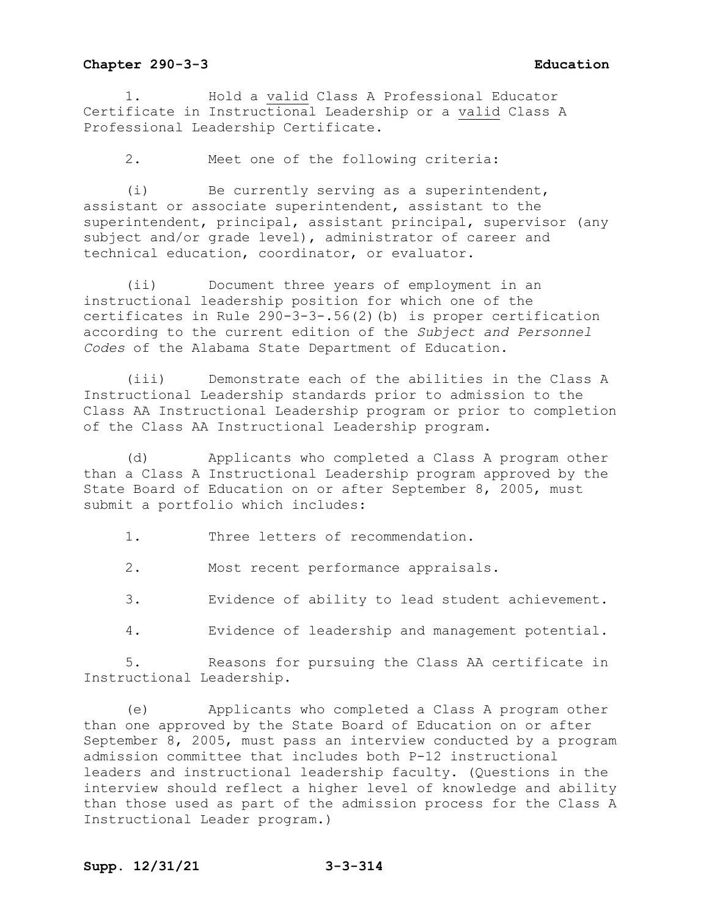1. Hold a <u>valid</u> Class A Professional Educator Certificate in Instructional Leadership or a <u>valid</u> Class A Professional Leadership Certificate.

2. Meet one of the following criteria:

(i) Be currently serving as a superintendent, assistant or associate superintendent, assistant to the superintendent, principal, assistant principal, supervisor (any subject and/or grade level), administrator of career and technical education, coordinator, or evaluator.

(ii) Document three years of employment in an instructional leadership position for which one of the certificates in Rule 290-3-3-.56(2)(b) is proper certification according to the current edition of the *Subject and Personnel Codes* of the Alabama State Department of Education.

(iii) Demonstrate each of the abilities in the Class A Instructional Leadership standards prior to admission to the Class AA Instructional Leadership program or prior to completion of the Class AA Instructional Leadership program.

(d) Applicants who completed a Class A program other than a Class A Instructional Leadership program approved by the State Board of Education on or after September 8, 2005, must submit a portfolio which includes:

1. Three letters of recommendation.

2. Most recent performance appraisals.

3. Evidence of ability to lead student achievement.

4. Evidence of leadership and management potential.

5. Reasons for pursuing the Class AA certificate in Instructional Leadership.

(e) Applicants who completed a Class A program other than one approved by the State Board of Education on or after September 8, 2005, must pass an interview conducted by a program admission committee that includes both P-12 instructional leaders and instructional leadership faculty. (Questions in the interview should reflect a higher level of knowledge and ability than those used as part of the admission process for the Class A Instructional Leader program.)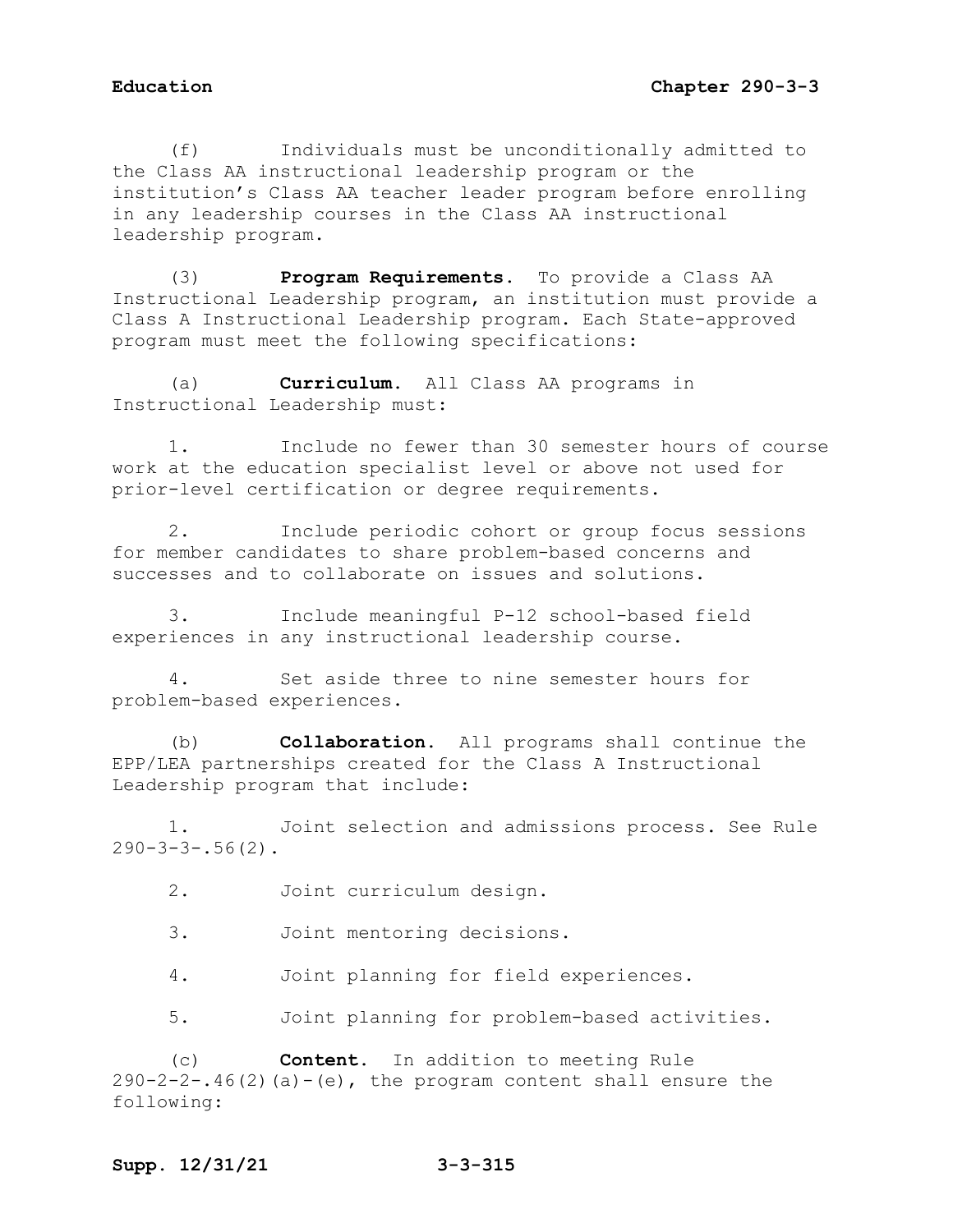(f) Individuals must be unconditionally admitted to the Class AA instructional leadership program or the institution's Class AA teacher leader program before enrolling in any leadership courses in the Class AA instructional leadership program.

(3) **Program Requirements.** To provide a Class AA Instructional Leadership program, an institution must provide a Class A Instructional Leadership program. Each State-approved program must meet the following specifications:

(a) **Curriculum.** All Class AA programs in Instructional Leadership must:

1. Include no fewer than 30 semester hours of course work at the education specialist level or above not used for prior-level certification or degree requirements.

2. Include periodic cohort or group focus sessions for member candidates to share problem-based concerns and successes and to collaborate on issues and solutions.

3. Include meaningful P-12 school-based field experiences in any instructional leadership course.

4. Set aside three to nine semester hours for problem-based experiences.

(b) **Collaboration.** All programs shall continue the EPP/LEA partnerships created for the Class A Instructional Leadership program that include:

1. Joint selection and admissions process. See Rule 290-3-3-.56(2).

2. Joint curriculum design.

3. Joint mentoring decisions.

4. Joint planning for field experiences.

5. Joint planning for problem-based activities.

(c) **Content.** In addition to meeting Rule 290-2-2-.46(2)(a)-(e), the program content shall ensure the following: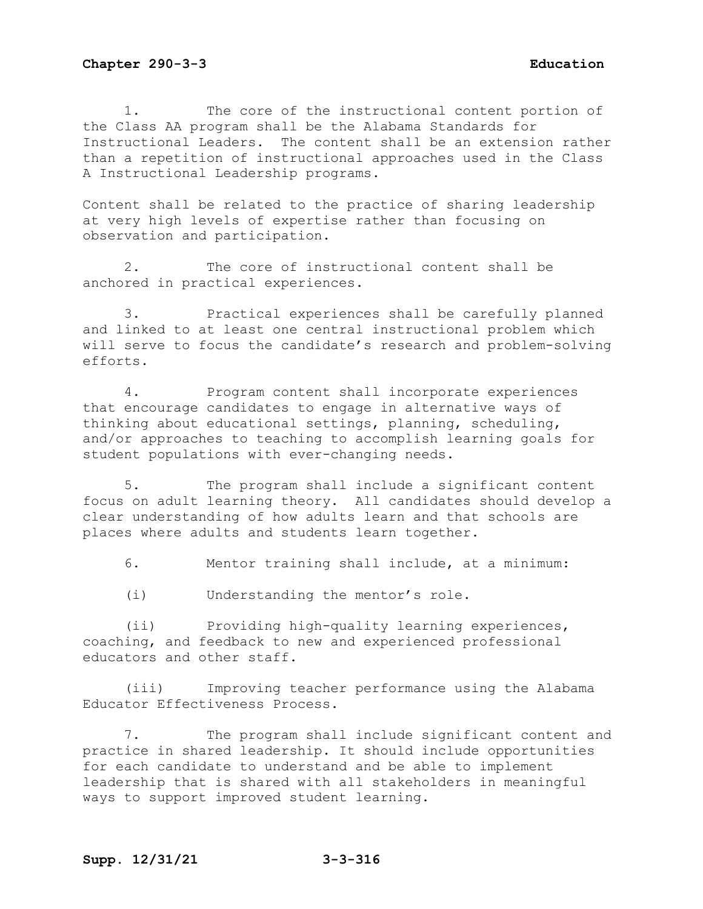1. The core of the instructional content portion of the Class AA program shall be the Alabama Standards for Instructional Leaders. The content shall be an extension rather than a repetition of instructional approaches used in the Class A Instructional Leadership programs.

Content shall be related to the practice of sharing leadership at very high levels of expertise rather than focusing on observation and participation.

2. The core of instructional content shall be anchored in practical experiences.

3. Practical experiences shall be carefully planned and linked to at least one central instructional problem which will serve to focus the candidate's research and problem-solving efforts.

4. Program content shall incorporate experiences that encourage candidates to engage in alternative ways of thinking about educational settings, planning, scheduling, and/or approaches to teaching to accomplish learning goals for student populations with ever-changing needs.

5. The program shall include a significant content focus on adult learning theory. All candidates should develop a clear understanding of how adults learn and that schools are places where adults and students learn together.

6. Mentor training shall include, at a minimum:

(i) Understanding the mentor's role.

(ii) Providing high-quality learning experiences, coaching, and feedback to new and experienced professional educators and other staff.

(iii) Improving teacher performance using the Alabama Educator Effectiveness Process.

7. The program shall include significant content and practice in shared leadership. It should include opportunities for each candidate to understand and be able to implement leadership that is shared with all stakeholders in meaningful ways to support improved student learning.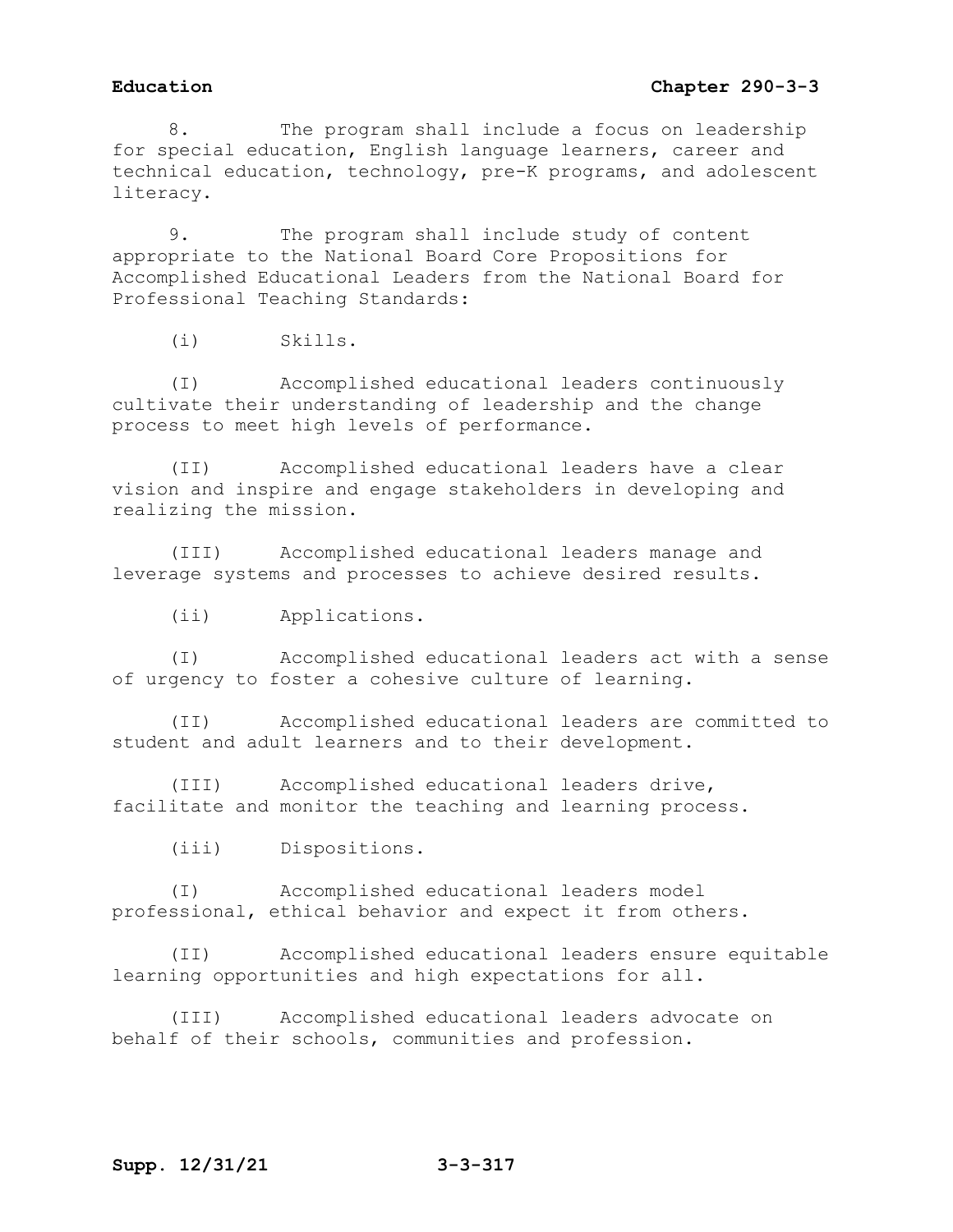8. The program shall include a focus on leadership for special education, English language learners, career and technical education, technology, pre-K programs, and adolescent literacy.

9. The program shall include study of content appropriate to the National Board Core Propositions for Accomplished Educational Leaders from the National Board for Professional Teaching Standards:

(i) Skills.

(I) Accomplished educational leaders continuously cultivate their understanding of leadership and the change process to meet high levels of performance.

(II) Accomplished educational leaders have a clear vision and inspire and engage stakeholders in developing and realizing the mission.

(III) Accomplished educational leaders manage and leverage systems and processes to achieve desired results.

(ii) Applications.

(I) Accomplished educational leaders act with a sense of urgency to foster a cohesive culture of learning.

(II) Accomplished educational leaders are committed to student and adult learners and to their development.

(III) Accomplished educational leaders drive, facilitate and monitor the teaching and learning process.

(iii) Dispositions.

(I) Accomplished educational leaders model professional, ethical behavior and expect it from others.

(II) Accomplished educational leaders ensure equitable learning opportunities and high expectations for all.

(III) Accomplished educational leaders advocate on behalf of their schools, communities and profession.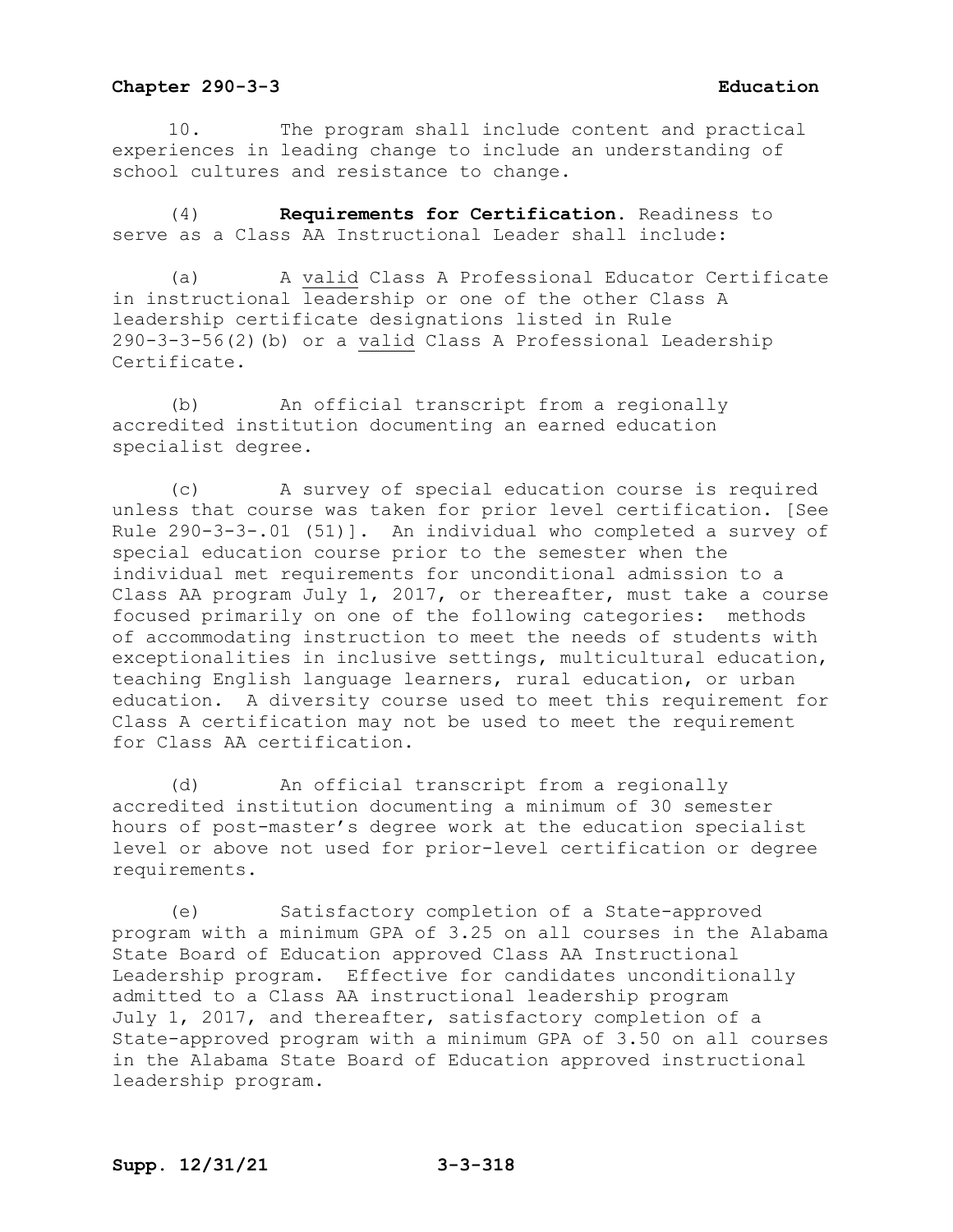10. The program shall include content and practical experiences in leading change to include an understanding of school cultures and resistance to change.

(4) **Requirements for Certification**. Readiness to serve as a Class AA Instructional Leader shall include:

(a) A valid Class A Professional Educator Certificate in instructional leadership or one of the other Class A leadership certificate designations listed in Rule 290-3-3-56(2)(b) or a valid Class A Professional Leadership Certificate.

(b) An official transcript from a regionally accredited institution documenting an earned education specialist degree.

(c) A survey of special education course is required unless that course was taken for prior level certification. [See Rule 290-3-3-.01 (51)]. An individual who completed a survey of special education course prior to the semester when the individual met requirements for unconditional admission to a Class AA program July 1, 2017, or thereafter, must take a course focused primarily on one of the following categories: methods of accommodating instruction to meet the needs of students with exceptionalities in inclusive settings, multicultural education, teaching English language learners, rural education, or urban education. A diversity course used to meet this requirement for Class A certification may not be used to meet the requirement for Class AA certification.

(d) An official transcript from a regionally accredited institution documenting a minimum of 30 semester hours of post-master's degree work at the education specialist level or above not used for prior-level certification or degree requirements.

(e) Satisfactory completion of a State-approved program with a minimum GPA of 3.25 on all courses in the Alabama State Board of Education approved Class AA Instructional Leadership program. Effective for candidates unconditionally admitted to a Class AA instructional leadership program July 1, 2017, and thereafter, satisfactory completion of a State-approved program with a minimum GPA of 3.50 on all courses in the Alabama State Board of Education approved instructional leadership program.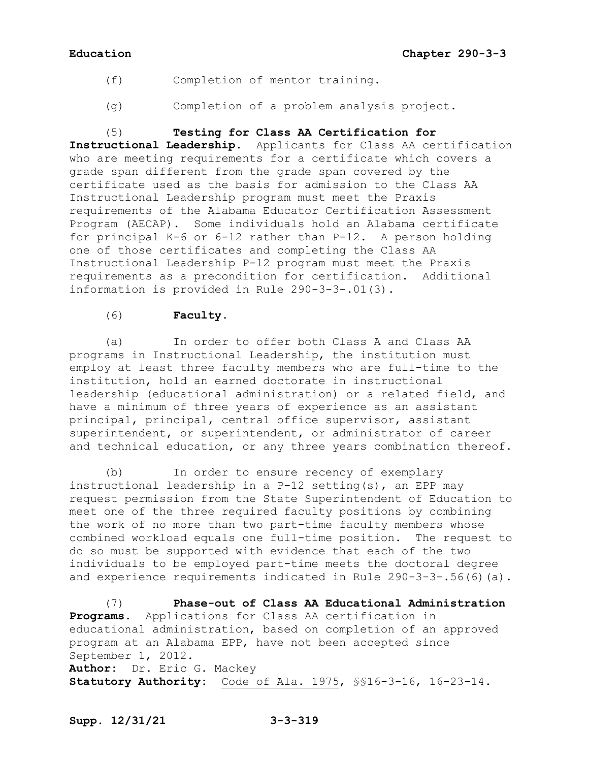(f) Completion of mentor training.

(g) Completion of a problem analysis project.

(5) **Testing for Class AA Certification for Instructional Leadership.** Applicants for Class AA certification who are meeting requirements for a certificate which covers a grade span different from the grade span covered by the certificate used as the basis for admission to the Class AA Instructional Leadership program must meet the Praxis requirements of the Alabama Educator Certification Assessment Program (AECAP). Some individuals hold an Alabama certificate for principal K-6 or 6-12 rather than P-12. A person holding one of those certificates and completing the Class AA Instructional Leadership P-12 program must meet the Praxis requirements as a precondition for certification. Additional information is provided in Rule 290-3-3-.01(3).

(6) **Faculty.**

(a) In order to offer both Class A and Class AA programs in Instructional Leadership, the institution must employ at least three faculty members who are full-time to the institution, hold an earned doctorate in instructional leadership (educational administration) or a related field, and have a minimum of three years of experience as an assistant principal, principal, central office supervisor, assistant superintendent, or superintendent, or administrator of career and technical education, or any three years combination thereof.

(b) In order to ensure recency of exemplary instructional leadership in a P-12 setting(s), an EPP may request permission from the State Superintendent of Education to meet one of the three required faculty positions by combining the work of no more than two part-time faculty members whose combined workload equals one full-time position. The request to do so must be supported with evidence that each of the two individuals to be employed part-time meets the doctoral degree and experience requirements indicated in Rule 290-3-3-.56(6)(a).

(7) **Phase-out of Class AA Educational Administration Programs.** Applications for Class AA certification in educational administration, based on completion of an approved program at an Alabama EPP, have not been accepted since September 1, 2012.

**Author:** Dr. Eric G. Mackey
**Statutory Authority:** Code of Ala. 1975, §§16-3-16, 16-23-14.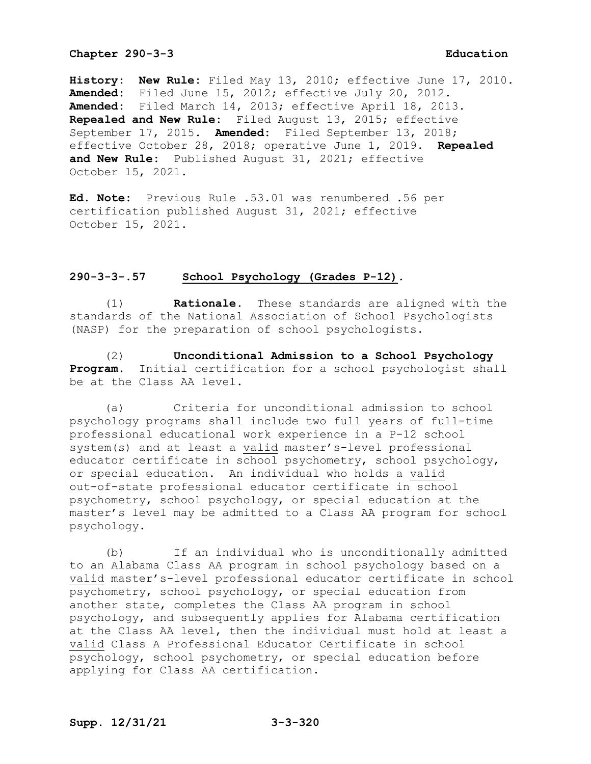**History:** **New Rule:** Filed May 13, 2010; effective June 17, 2010. **Amended:** Filed June 15, 2012; effective July 20, 2012. **Amended:** Filed March 14, 2013; effective April 18, 2013. **Repealed and New Rule:** Filed August 13, 2015; effective September 17, 2015. **Amended:** Filed September 13, 2018; effective October 28, 2018; operative June 1, 2019. **Repealed and New Rule:** Published August 31, 2021; effective October 15, 2021.

**Ed. Note:** Previous Rule .53.01 was renumbered .56 per certification published August 31, 2021; effective October 15, 2021.

## 290-3-3-.57 School Psychology (Grades P-12).

(1) **Rationale.** These standards are aligned with the standards of the National Association of School Psychologists (NASP) for the preparation of school psychologists.

(2) **Unconditional Admission to a School Psychology Program.** Initial certification for a school psychologist shall be at the Class AA level.

(a) Criteria for unconditional admission to school psychology programs shall include two full years of full-time professional educational work experience in a P-12 school system(s) and at least a valid master's-level professional educator certificate in school psychometry, school psychology, or special education. An individual who holds a valid out-of-state professional educator certificate in school psychometry, school psychology, or special education at the master's level may be admitted to a Class AA program for school psychology.

(b) If an individual who is unconditionally admitted to an Alabama Class AA program in school psychology based on a valid master's-level professional educator certificate in school psychometry, school psychology, or special education from another state, completes the Class AA program in school psychology, and subsequently applies for Alabama certification at the Class AA level, then the individual must hold at least a valid Class A Professional Educator Certificate in school psychology, school psychometry, or special education before applying for Class AA certification.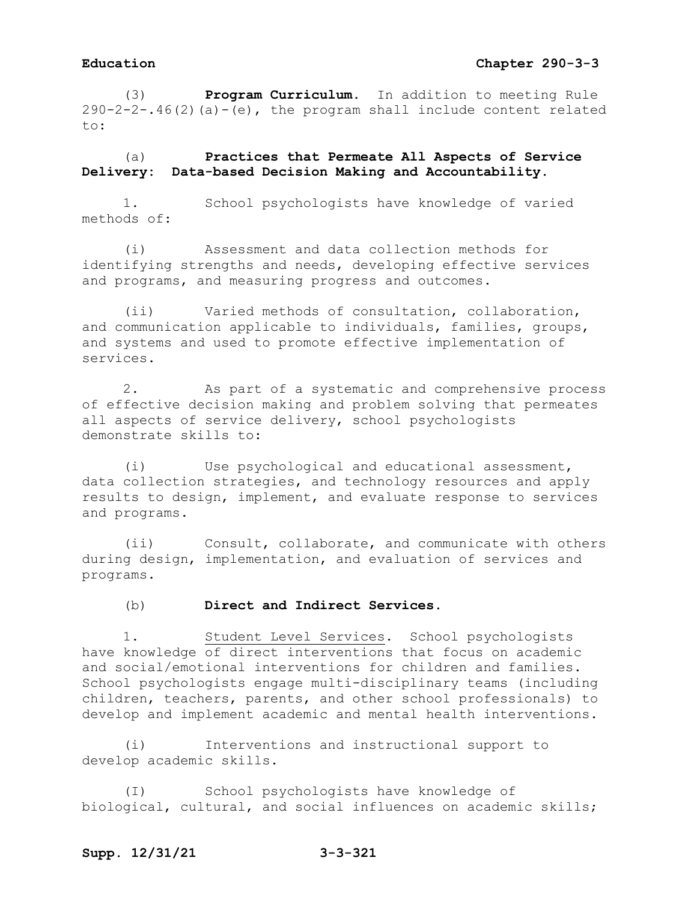(3) **Program Curriculum.** In addition to meeting Rule 290-2-2-.46(2)(a)-(e), the program shall include content related to:

(a) **Practices that Permeate All Aspects of Service Delivery: Data-based Decision Making and Accountability.**

1. School psychologists have knowledge of varied methods of:

(i) Assessment and data collection methods for identifying strengths and needs, developing effective services and programs, and measuring progress and outcomes.

(ii) Varied methods of consultation, collaboration, and communication applicable to individuals, families, groups, and systems and used to promote effective implementation of services.

2. As part of a systematic and comprehensive process of effective decision making and problem solving that permeates all aspects of service delivery, school psychologists demonstrate skills to:

(i) Use psychological and educational assessment, data collection strategies, and technology resources and apply results to design, implement, and evaluate response to services and programs.

(ii) Consult, collaborate, and communicate with others during design, implementation, and evaluation of services and programs.

(b) **Direct and Indirect Services.**

1. Student Level Services. School psychologists have knowledge of direct interventions that focus on academic and social/emotional interventions for children and families. School psychologists engage multi-disciplinary teams (including children, teachers, parents, and other school professionals) to develop and implement academic and mental health interventions.

(i) Interventions and instructional support to develop academic skills.

(I) School psychologists have knowledge of biological, cultural, and social influences on academic skills;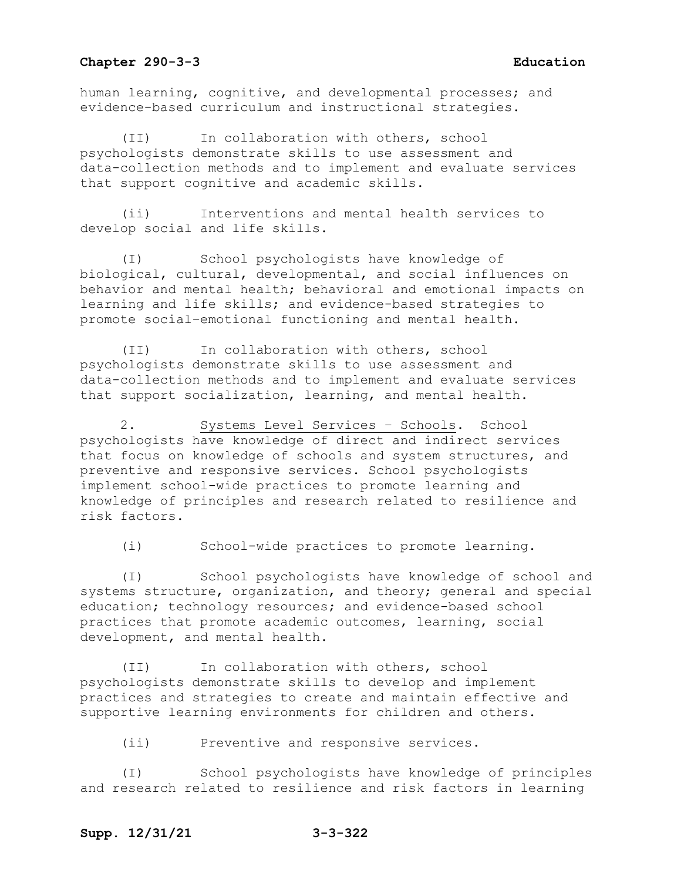human learning, cognitive, and developmental processes; and evidence-based curriculum and instructional strategies.

(II) In collaboration with others, school psychologists demonstrate skills to use assessment and data-collection methods and to implement and evaluate services that support cognitive and academic skills.

(ii) Interventions and mental health services to develop social and life skills.

(I) School psychologists have knowledge of biological, cultural, developmental, and social influences on behavior and mental health; behavioral and emotional impacts on learning and life skills; and evidence-based strategies to promote social–emotional functioning and mental health.

(II) In collaboration with others, school psychologists demonstrate skills to use assessment and data-collection methods and to implement and evaluate services that support socialization, learning, and mental health.

2. Systems Level Services – Schools. School psychologists have knowledge of direct and indirect services that focus on knowledge of schools and system structures, and preventive and responsive services. School psychologists implement school-wide practices to promote learning and knowledge of principles and research related to resilience and risk factors.

(i) School-wide practices to promote learning.

(I) School psychologists have knowledge of school and systems structure, organization, and theory; general and special education; technology resources; and evidence-based school practices that promote academic outcomes, learning, social development, and mental health.

(II) In collaboration with others, school psychologists demonstrate skills to develop and implement practices and strategies to create and maintain effective and supportive learning environments for children and others.

(ii) Preventive and responsive services.

(I) School psychologists have knowledge of principles and research related to resilience and risk factors in learning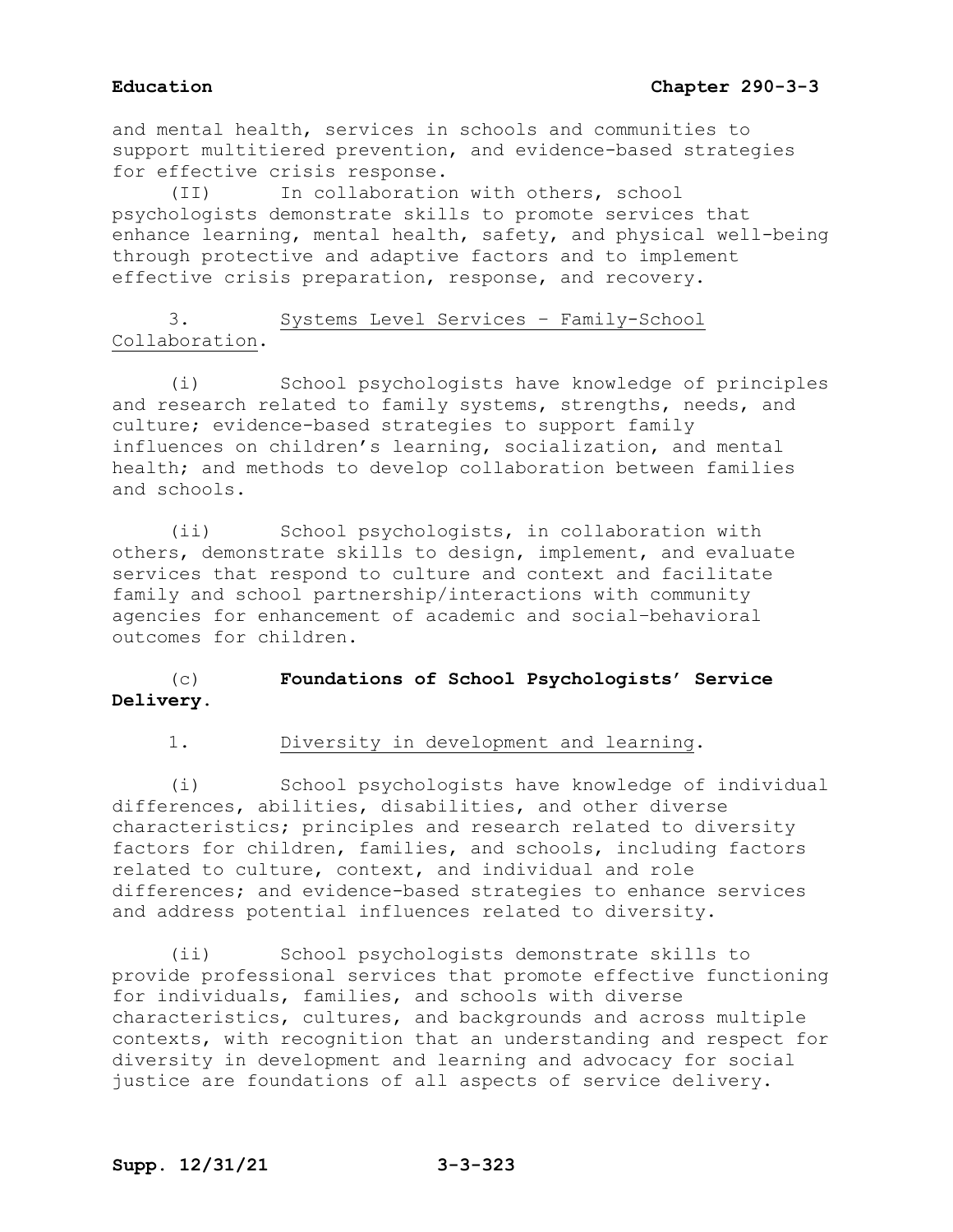and mental health, services in schools and communities to support multitiered prevention, and evidence-based strategies for effective crisis response.

(II) In collaboration with others, school psychologists demonstrate skills to promote services that enhance learning, mental health, safety, and physical well-being through protective and adaptive factors and to implement effective crisis preparation, response, and recovery.

3. <u>Systems Level Services – Family-School Collaboration</u>.

(i) School psychologists have knowledge of principles and research related to family systems, strengths, needs, and culture; evidence-based strategies to support family influences on children's learning, socialization, and mental health; and methods to develop collaboration between families and schools.

(ii) School psychologists, in collaboration with others, demonstrate skills to design, implement, and evaluate services that respond to culture and context and facilitate family and school partnership/interactions with community agencies for enhancement of academic and social–behavioral outcomes for children.

(c) **Foundations of School Psychologists' Service Delivery.**

1. <u>Diversity in development and learning</u>.

(i) School psychologists have knowledge of individual differences, abilities, disabilities, and other diverse characteristics; principles and research related to diversity factors for children, families, and schools, including factors related to culture, context, and individual and role differences; and evidence-based strategies to enhance services and address potential influences related to diversity.

(ii) School psychologists demonstrate skills to provide professional services that promote effective functioning for individuals, families, and schools with diverse characteristics, cultures, and backgrounds and across multiple contexts, with recognition that an understanding and respect for diversity in development and learning and advocacy for social justice are foundations of all aspects of service delivery.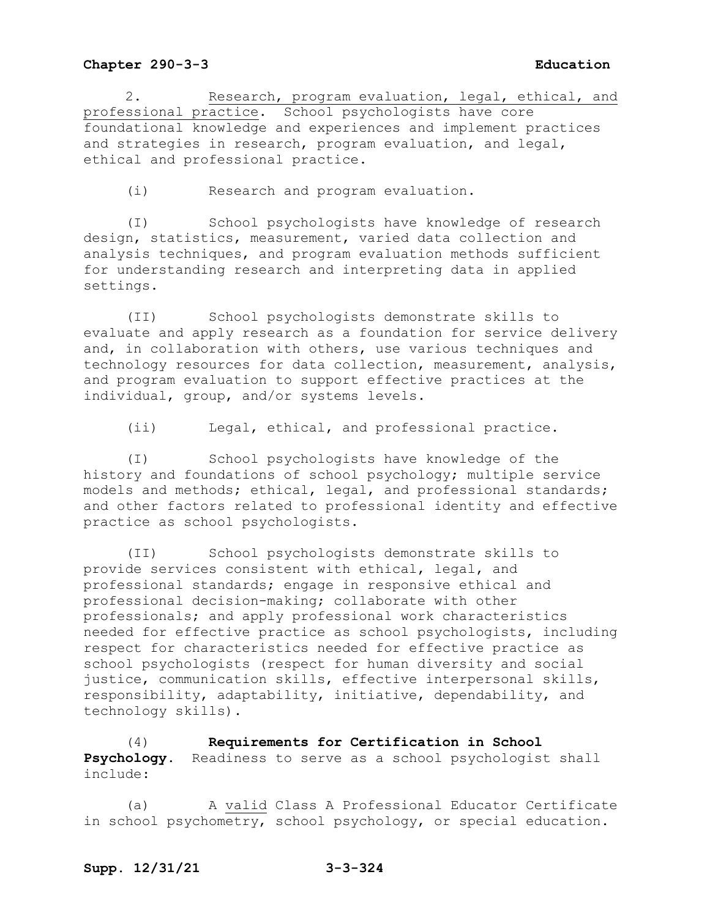2. Research, program evaluation, legal, ethical, and professional practice. School psychologists have core foundational knowledge and experiences and implement practices and strategies in research, program evaluation, and legal, ethical and professional practice.

(i) Research and program evaluation.

(I) School psychologists have knowledge of research design, statistics, measurement, varied data collection and analysis techniques, and program evaluation methods sufficient for understanding research and interpreting data in applied settings.

(II) School psychologists demonstrate skills to evaluate and apply research as a foundation for service delivery and, in collaboration with others, use various techniques and technology resources for data collection, measurement, analysis, and program evaluation to support effective practices at the individual, group, and/or systems levels.

(ii) Legal, ethical, and professional practice.

(I) School psychologists have knowledge of the history and foundations of school psychology; multiple service models and methods; ethical, legal, and professional standards; and other factors related to professional identity and effective practice as school psychologists.

(II) School psychologists demonstrate skills to provide services consistent with ethical, legal, and professional standards; engage in responsive ethical and professional decision-making; collaborate with other professionals; and apply professional work characteristics needed for effective practice as school psychologists, including respect for characteristics needed for effective practice as school psychologists (respect for human diversity and social justice, communication skills, effective interpersonal skills, responsibility, adaptability, initiative, dependability, and technology skills).

(4) **Requirements for Certification in School Psychology.** Readiness to serve as a school psychologist shall include:

(a) A valid Class A Professional Educator Certificate in school psychometry, school psychology, or special education.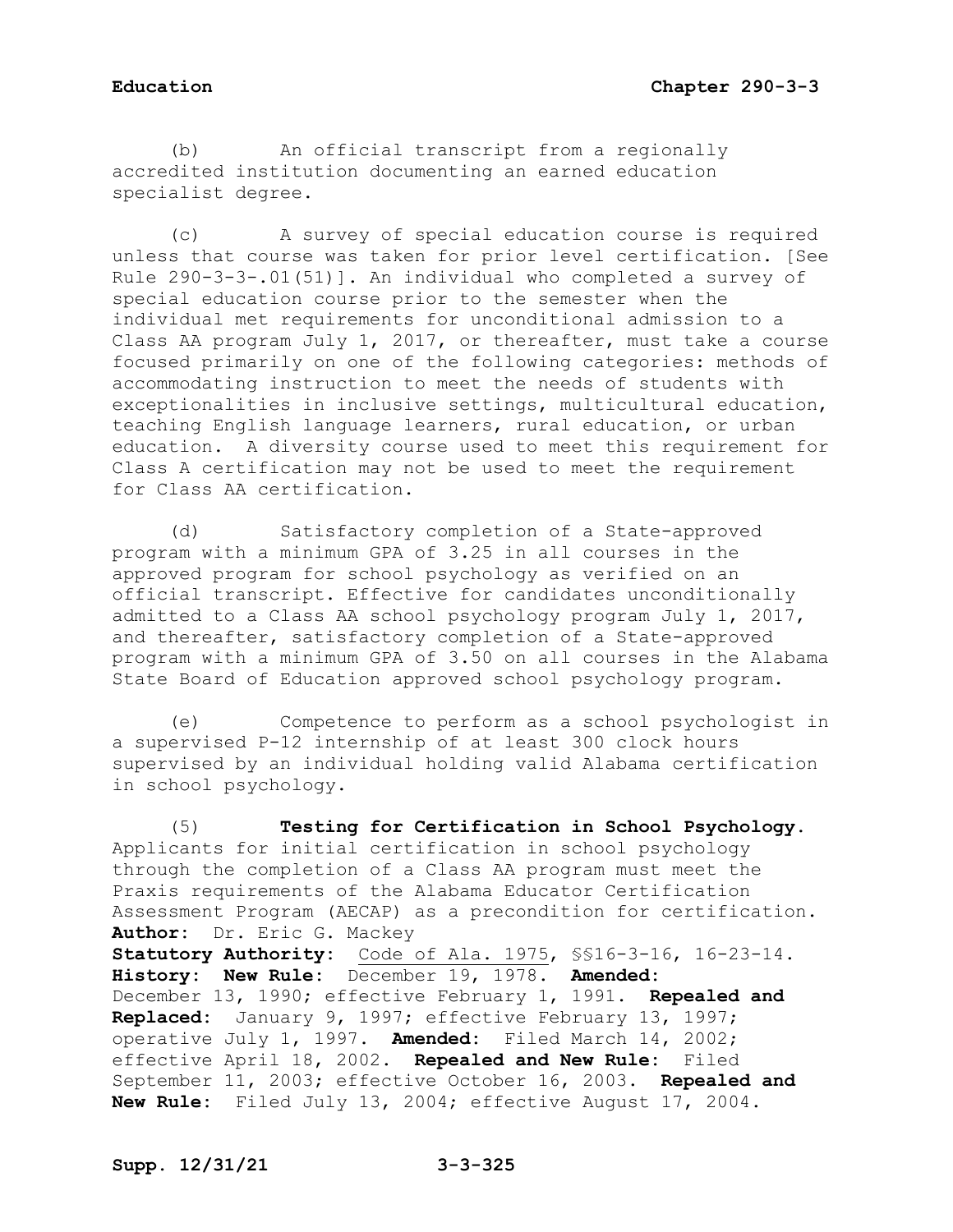(b) An official transcript from a regionally accredited institution documenting an earned education specialist degree.

(c) A survey of special education course is required unless that course was taken for prior level certification. [See Rule 290-3-3-.01(51)]. An individual who completed a survey of special education course prior to the semester when the individual met requirements for unconditional admission to a Class AA program July 1, 2017, or thereafter, must take a course focused primarily on one of the following categories: methods of accommodating instruction to meet the needs of students with exceptionalities in inclusive settings, multicultural education, teaching English language learners, rural education, or urban education. A diversity course used to meet this requirement for Class A certification may not be used to meet the requirement for Class AA certification.

(d) Satisfactory completion of a State-approved program with a minimum GPA of 3.25 in all courses in the approved program for school psychology as verified on an official transcript. Effective for candidates unconditionally admitted to a Class AA school psychology program July 1, 2017, and thereafter, satisfactory completion of a State-approved program with a minimum GPA of 3.50 on all courses in the Alabama State Board of Education approved school psychology program.

(e) Competence to perform as a school psychologist in a supervised P-12 internship of at least 300 clock hours supervised by an individual holding valid Alabama certification in school psychology.

(5) **Testing for Certification in School Psychology.** Applicants for initial certification in school psychology through the completion of a Class AA program must meet the Praxis requirements of the Alabama Educator Certification Assessment Program (AECAP) as a precondition for certification.

**Author:** Dr. Eric G. Mackey

**Statutory Authority:** Code of Ala. 1975, §§16-3-16, 16-23-14.

**History: New Rule:** December 19, 1978. **Amended:** December 13, 1990; effective February 1, 1991. **Repealed and Replaced:** January 9, 1997; effective February 13, 1997; operative July 1, 1997. **Amended:** Filed March 14, 2002; effective April 18, 2002. **Repealed and New Rule:** Filed September 11, 2003; effective October 16, 2003. **Repealed and New Rule:** Filed July 13, 2004; effective August 17, 2004.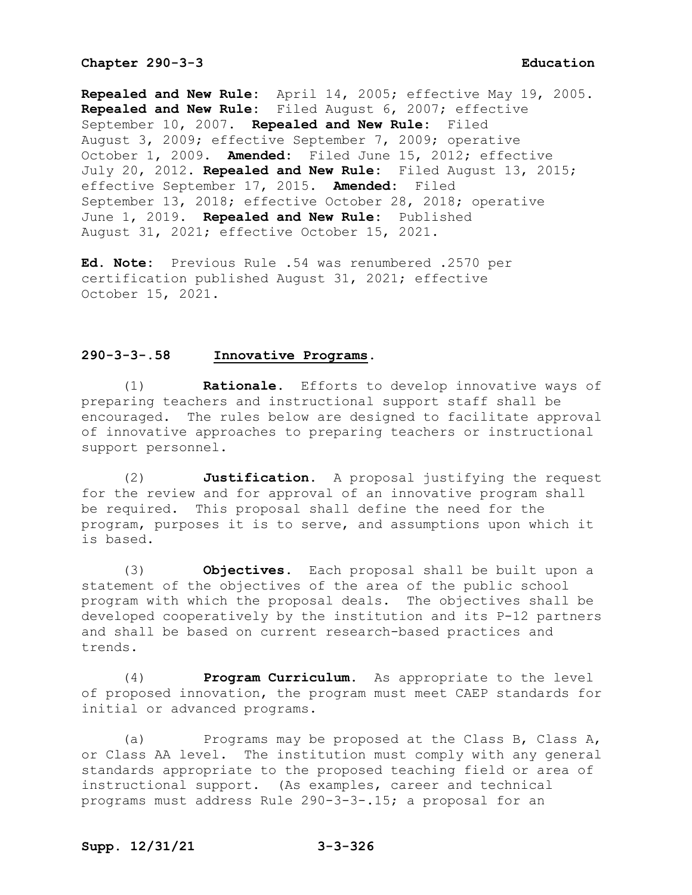**Repealed and New Rule:** April 14, 2005; effective May 19, 2005. **Repealed and New Rule:** Filed August 6, 2007; effective September 10, 2007. **Repealed and New Rule:** Filed August 3, 2009; effective September 7, 2009; operative October 1, 2009. **Amended:** Filed June 15, 2012; effective July 20, 2012. **Repealed and New Rule:** Filed August 13, 2015; effective September 17, 2015. **Amended:** Filed September 13, 2018; effective October 28, 2018; operative June 1, 2019. **Repealed and New Rule:** Published August 31, 2021; effective October 15, 2021.

**Ed. Note:** Previous Rule .54 was renumbered .2570 per certification published August 31, 2021; effective October 15, 2021.

## 290-3-3-.58 Innovative Programs.

(1) **Rationale.** Efforts to develop innovative ways of preparing teachers and instructional support staff shall be encouraged. The rules below are designed to facilitate approval of innovative approaches to preparing teachers or instructional support personnel.

(2) **Justification.** A proposal justifying the request for the review and for approval of an innovative program shall be required. This proposal shall define the need for the program, purposes it is to serve, and assumptions upon which it is based.

(3) **Objectives.** Each proposal shall be built upon a statement of the objectives of the area of the public school program with which the proposal deals. The objectives shall be developed cooperatively by the institution and its P-12 partners and shall be based on current research-based practices and trends.

(4) **Program Curriculum.** As appropriate to the level of proposed innovation, the program must meet CAEP standards for initial or advanced programs.

(a) Programs may be proposed at the Class B, Class A, or Class AA level. The institution must comply with any general standards appropriate to the proposed teaching field or area of instructional support. (As examples, career and technical programs must address Rule 290-3-3-.15; a proposal for an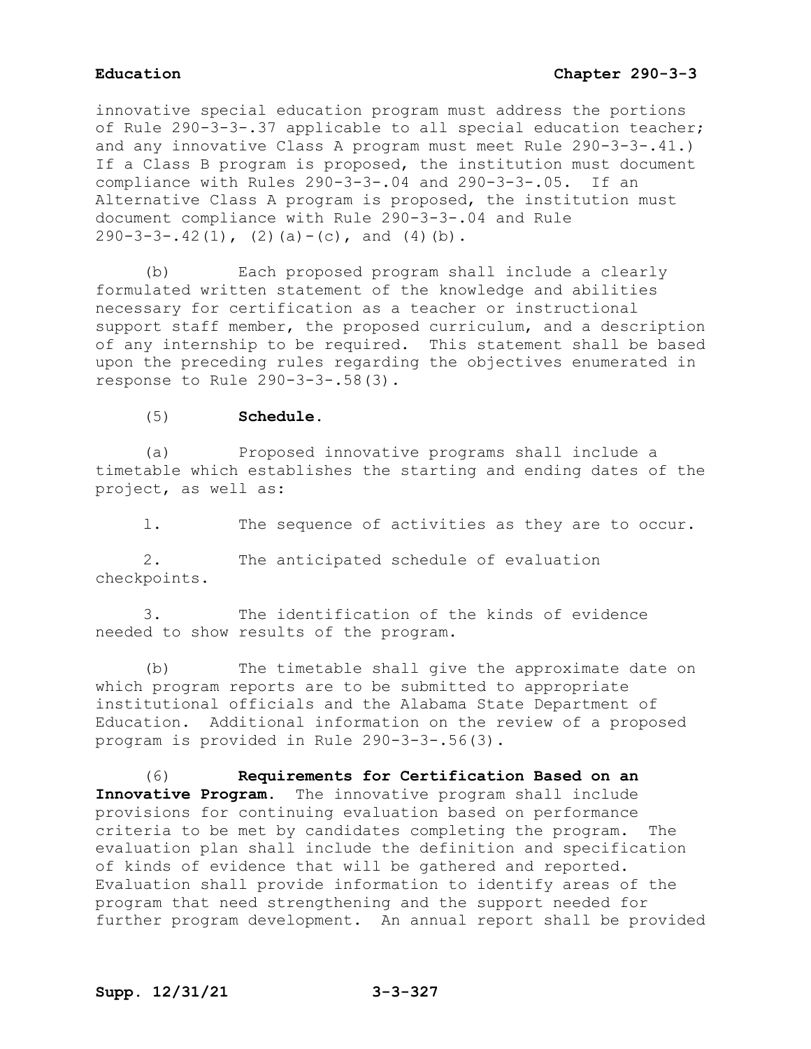innovative special education program must address the portions of Rule 290-3-3-.37 applicable to all special education teacher; and any innovative Class A program must meet Rule 290-3-3-.41.) If a Class B program is proposed, the institution must document compliance with Rules 290-3-3-.04 and 290-3-3-.05. If an Alternative Class A program is proposed, the institution must document compliance with Rule 290-3-3-.04 and Rule 290-3-3-.42(1), (2)(a)-(c), and (4)(b).

(b) Each proposed program shall include a clearly formulated written statement of the knowledge and abilities necessary for certification as a teacher or instructional support staff member, the proposed curriculum, and a description of any internship to be required. This statement shall be based upon the preceding rules regarding the objectives enumerated in response to Rule 290-3-3-.58(3).

(5) **Schedule.**

(a) Proposed innovative programs shall include a timetable which establishes the starting and ending dates of the project, as well as:

1. The sequence of activities as they are to occur.

2. The anticipated schedule of evaluation checkpoints.

3. The identification of the kinds of evidence needed to show results of the program.

(b) The timetable shall give the approximate date on which program reports are to be submitted to appropriate institutional officials and the Alabama State Department of Education. Additional information on the review of a proposed program is provided in Rule 290-3-3-.56(3).

(6) **Requirements for Certification Based on an Innovative Program.** The innovative program shall include provisions for continuing evaluation based on performance criteria to be met by candidates completing the program. The evaluation plan shall include the definition and specification of kinds of evidence that will be gathered and reported. Evaluation shall provide information to identify areas of the program that need strengthening and the support needed for further program development. An annual report shall be provided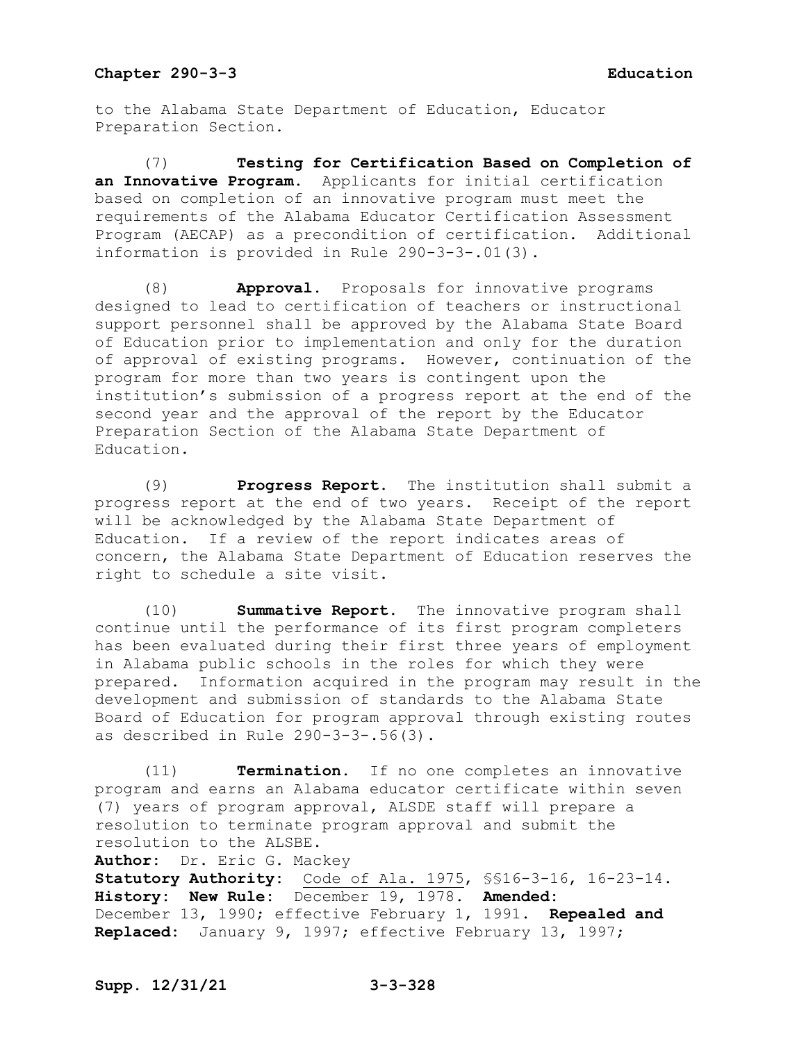to the Alabama State Department of Education, Educator Preparation Section.

(7) **Testing for Certification Based on Completion of an Innovative Program.** Applicants for initial certification based on completion of an innovative program must meet the requirements of the Alabama Educator Certification Assessment Program (AECAP) as a precondition of certification. Additional information is provided in Rule 290-3-3-.01(3).

(8) **Approval.** Proposals for innovative programs designed to lead to certification of teachers or instructional support personnel shall be approved by the Alabama State Board of Education prior to implementation and only for the duration of approval of existing programs. However, continuation of the program for more than two years is contingent upon the institution's submission of a progress report at the end of the second year and the approval of the report by the Educator Preparation Section of the Alabama State Department of Education.

(9) **Progress Report.** The institution shall submit a progress report at the end of two years. Receipt of the report will be acknowledged by the Alabama State Department of Education. If a review of the report indicates areas of concern, the Alabama State Department of Education reserves the right to schedule a site visit.

(10) **Summative Report.** The innovative program shall continue until the performance of its first program completers has been evaluated during their first three years of employment in Alabama public schools in the roles for which they were prepared. Information acquired in the program may result in the development and submission of standards to the Alabama State Board of Education for program approval through existing routes as described in Rule 290-3-3-.56(3).

(11) **Termination.** If no one completes an innovative program and earns an Alabama educator certificate within seven (7) years of program approval, ALSDE staff will prepare a resolution to terminate program approval and submit the resolution to the ALSBE.

**Author:** Dr. Eric G. Mackey
**Statutory Authority:** Code of Ala. 1975, §§16-3-16, 16-23-14.
**History: New Rule:** December 19, 1978. **Amended:** December 13, 1990; effective February 1, 1991. **Repealed and Replaced:** January 9, 1997; effective February 13, 1997;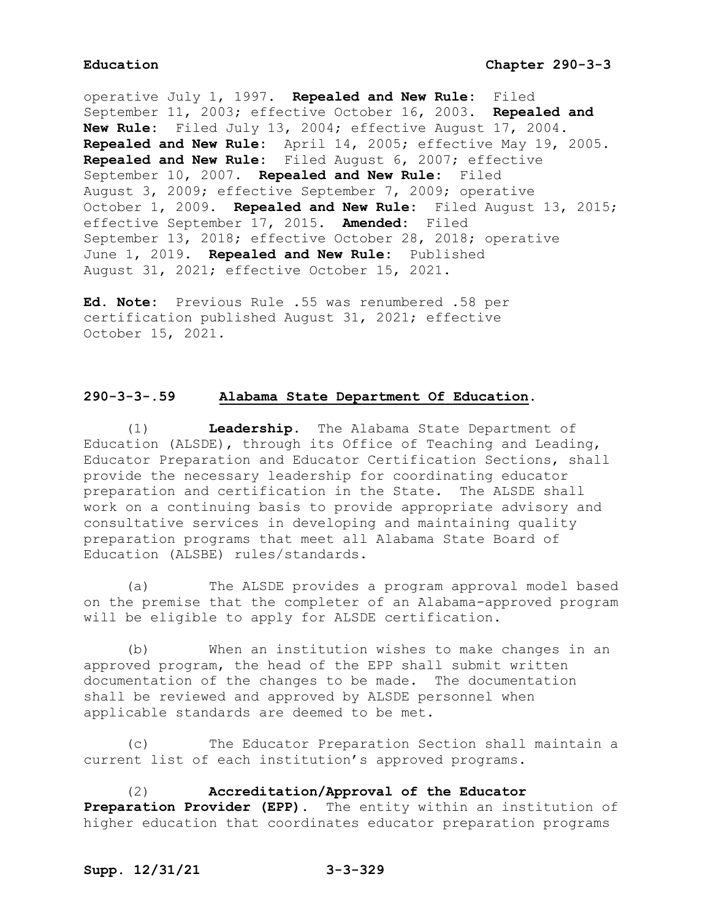operative July 1, 1997. **Repealed and New Rule:** Filed September 11, 2003; effective October 16, 2003. **Repealed and New Rule:** Filed July 13, 2004; effective August 17, 2004. **Repealed and New Rule:** April 14, 2005; effective May 19, 2005. **Repealed and New Rule:** Filed August 6, 2007; effective September 10, 2007. **Repealed and New Rule:** Filed August 3, 2009; effective September 7, 2009; operative October 1, 2009. **Repealed and New Rule:** Filed August 13, 2015; effective September 17, 2015. **Amended:** Filed September 13, 2018; effective October 28, 2018; operative June 1, 2019. **Repealed and New Rule:** Published August 31, 2021; effective October 15, 2021.

**Ed. Note:** Previous Rule .55 was renumbered .58 per certification published August 31, 2021; effective October 15, 2021.

## 290-3-3-.59 Alabama State Department Of Education.

(1) **Leadership.** The Alabama State Department of Education (ALSDE), through its Office of Teaching and Leading, Educator Preparation and Educator Certification Sections, shall provide the necessary leadership for coordinating educator preparation and certification in the State. The ALSDE shall work on a continuing basis to provide appropriate advisory and consultative services in developing and maintaining quality preparation programs that meet all Alabama State Board of Education (ALSBE) rules/standards.

(a) The ALSDE provides a program approval model based on the premise that the completer of an Alabama-approved program will be eligible to apply for ALSDE certification.

(b) When an institution wishes to make changes in an approved program, the head of the EPP shall submit written documentation of the changes to be made. The documentation shall be reviewed and approved by ALSDE personnel when applicable standards are deemed to be met.

(c) The Educator Preparation Section shall maintain a current list of each institution's approved programs.

(2) **Accreditation/Approval of the Educator Preparation Provider (EPP).** The entity within an institution of higher education that coordinates educator preparation programs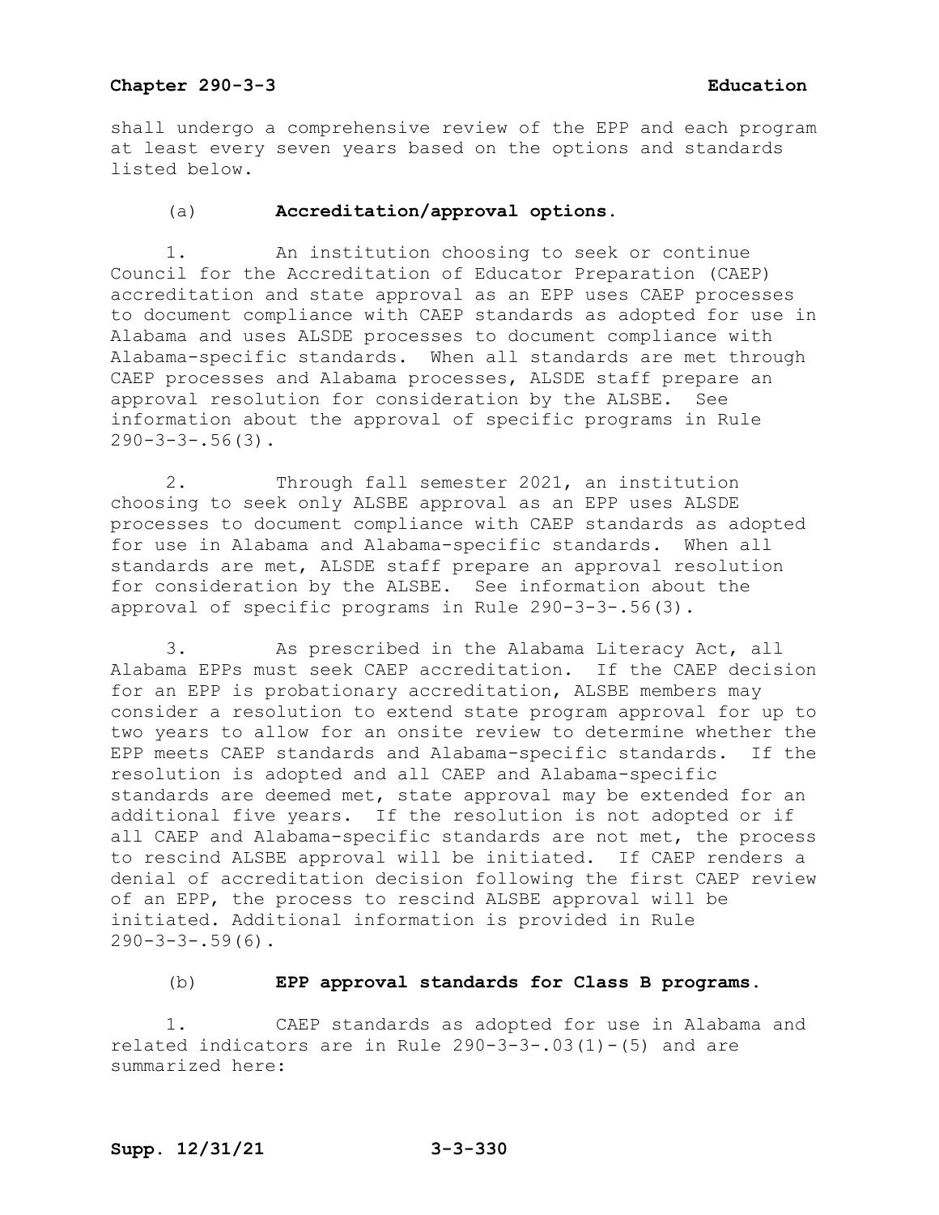shall undergo a comprehensive review of the EPP and each program at least every seven years based on the options and standards listed below.

(a) **Accreditation/approval options.**

1. An institution choosing to seek or continue Council for the Accreditation of Educator Preparation (CAEP) accreditation and state approval as an EPP uses CAEP processes to document compliance with CAEP standards as adopted for use in Alabama and uses ALSDE processes to document compliance with Alabama-specific standards. When all standards are met through CAEP processes and Alabama processes, ALSDE staff prepare an approval resolution for consideration by the ALSBE. See information about the approval of specific programs in Rule 290-3-3-.56(3).

2. Through fall semester 2021, an institution choosing to seek only ALSBE approval as an EPP uses ALSDE processes to document compliance with CAEP standards as adopted for use in Alabama and Alabama-specific standards. When all standards are met, ALSDE staff prepare an approval resolution for consideration by the ALSBE. See information about the approval of specific programs in Rule 290-3-3-.56(3).

3. As prescribed in the Alabama Literacy Act, all Alabama EPPs must seek CAEP accreditation. If the CAEP decision for an EPP is probationary accreditation, ALSBE members may consider a resolution to extend state program approval for up to two years to allow for an onsite review to determine whether the EPP meets CAEP standards and Alabama-specific standards. If the resolution is adopted and all CAEP and Alabama-specific standards are deemed met, state approval may be extended for an additional five years. If the resolution is not adopted or if all CAEP and Alabama-specific standards are not met, the process to rescind ALSBE approval will be initiated. If CAEP renders a denial of accreditation decision following the first CAEP review of an EPP, the process to rescind ALSBE approval will be initiated. Additional information is provided in Rule 290-3-3-.59(6).

(b) **EPP approval standards for Class B programs.**

1. CAEP standards as adopted for use in Alabama and related indicators are in Rule 290-3-3-.03(1)-(5) and are summarized here: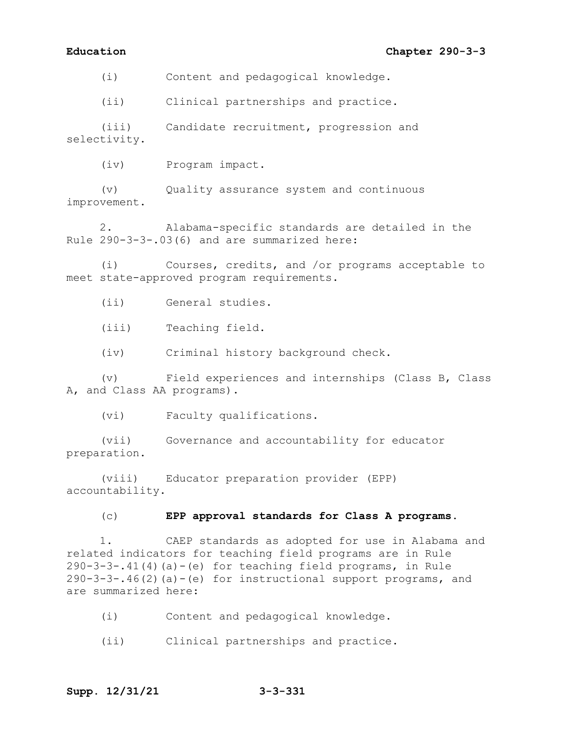(i) Content and pedagogical knowledge.

(ii) Clinical partnerships and practice.

(iii) Candidate recruitment, progression and selectivity.

(iv) Program impact.

(v) Quality assurance system and continuous improvement.

2. Alabama-specific standards are detailed in the Rule 290-3-3-.03(6) and are summarized here:

(i) Courses, credits, and /or programs acceptable to meet state-approved program requirements.

(ii) General studies.

(iii) Teaching field.

(iv) Criminal history background check.

(v) Field experiences and internships (Class B, Class A, and Class AA programs).

(vi) Faculty qualifications.

(vii) Governance and accountability for educator preparation.

(viii) Educator preparation provider (EPP) accountability.

(c) **EPP approval standards for Class A programs.**

1. CAEP standards as adopted for use in Alabama and related indicators for teaching field programs are in Rule 290-3-3-.41(4)(a)-(e) for teaching field programs, in Rule 290-3-3-.46(2)(a)-(e) for instructional support programs, and are summarized here:

(i) Content and pedagogical knowledge.

(ii) Clinical partnerships and practice.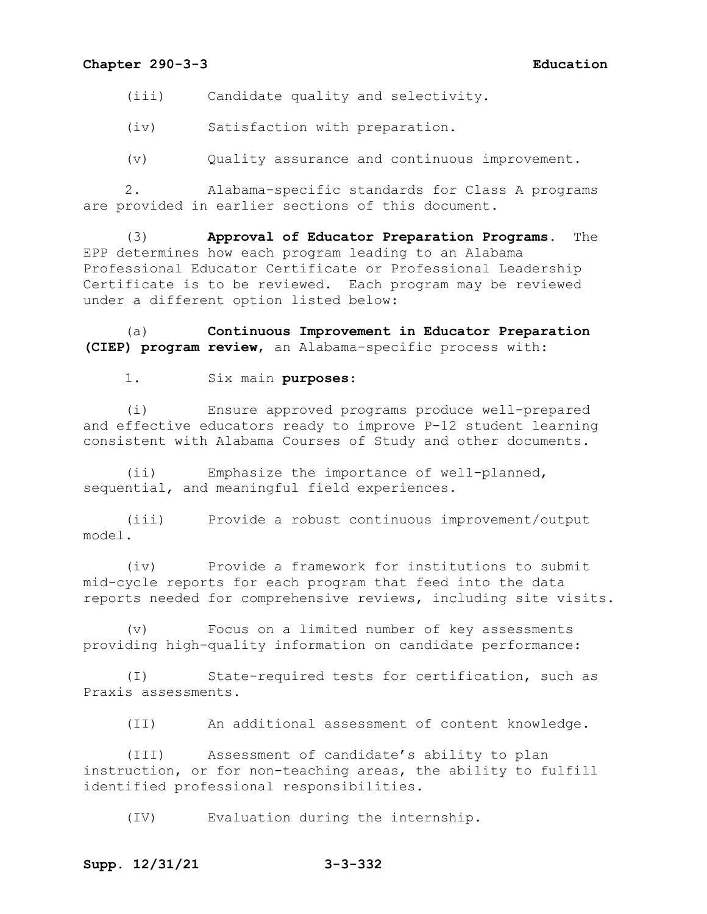(iii) Candidate quality and selectivity.

(iv) Satisfaction with preparation.

(v) Quality assurance and continuous improvement.

2. Alabama-specific standards for Class A programs are provided in earlier sections of this document.

(3) **Approval of Educator Preparation Programs**. The EPP determines how each program leading to an Alabama Professional Educator Certificate or Professional Leadership Certificate is to be reviewed. Each program may be reviewed under a different option listed below:

(a) **Continuous Improvement in Educator Preparation (CIEP) program review**, an Alabama-specific process with:

1. Six main **purposes**:

(i) Ensure approved programs produce well-prepared and effective educators ready to improve P-12 student learning consistent with Alabama Courses of Study and other documents.

(ii) Emphasize the importance of well-planned, sequential, and meaningful field experiences.

(iii) Provide a robust continuous improvement/output model.

(iv) Provide a framework for institutions to submit mid-cycle reports for each program that feed into the data reports needed for comprehensive reviews, including site visits.

(v) Focus on a limited number of key assessments providing high-quality information on candidate performance:

(I) State-required tests for certification, such as Praxis assessments.

(II) An additional assessment of content knowledge.

(III) Assessment of candidate's ability to plan instruction, or for non-teaching areas, the ability to fulfill identified professional responsibilities.

(IV) Evaluation during the internship.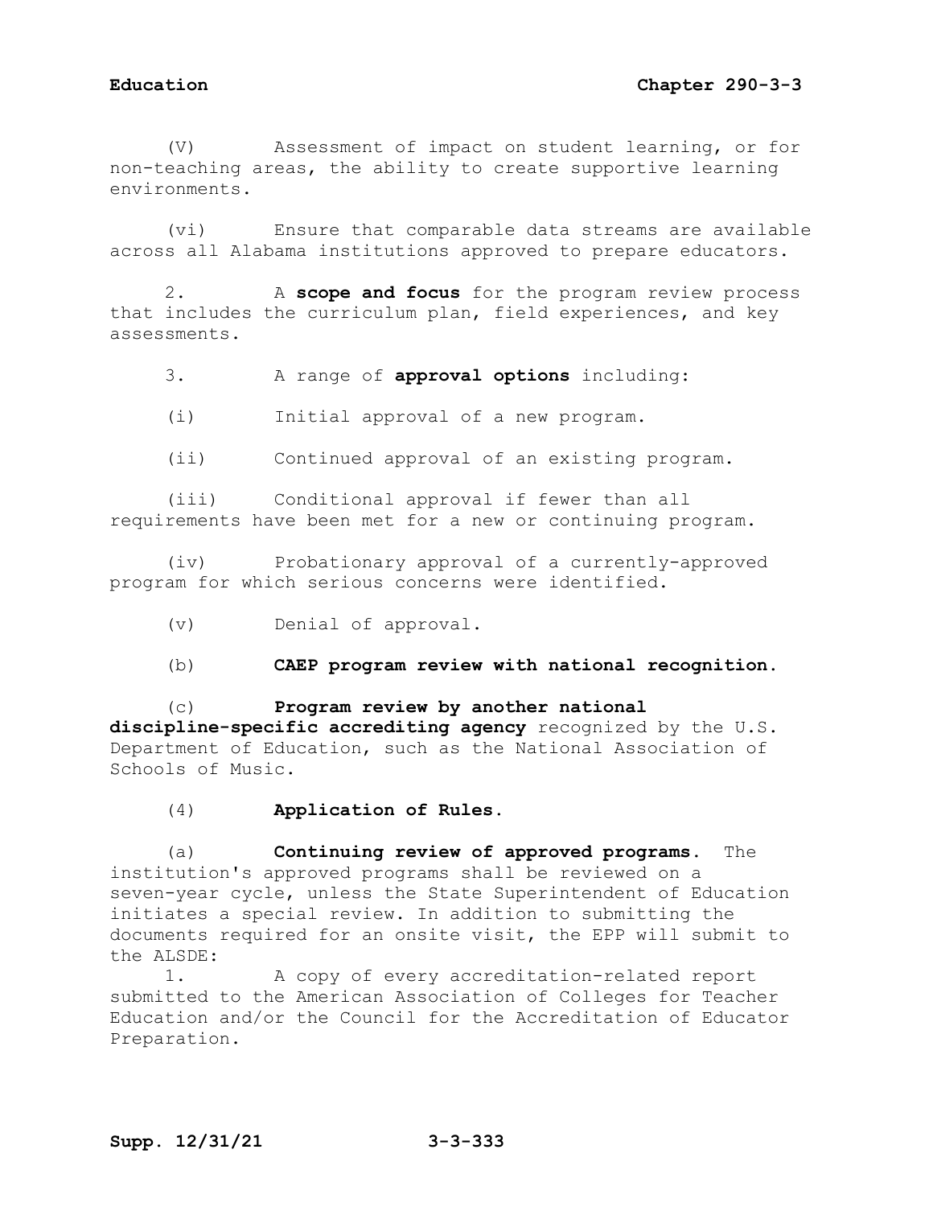(V) Assessment of impact on student learning, or for non-teaching areas, the ability to create supportive learning environments.

(vi) Ensure that comparable data streams are available across all Alabama institutions approved to prepare educators.

2. A **scope and focus** for the program review process that includes the curriculum plan, field experiences, and key assessments.

3. A range of **approval options** including:

(i) Initial approval of a new program.

(ii) Continued approval of an existing program.

(iii) Conditional approval if fewer than all requirements have been met for a new or continuing program.

(iv) Probationary approval of a currently-approved program for which serious concerns were identified.

(v) Denial of approval.

(b) **CAEP program review with national recognition.**

(c) **Program review by another national discipline-specific accrediting agency** recognized by the U.S. Department of Education, such as the National Association of Schools of Music.

(4) **Application of Rules.**

(a) **Continuing review of approved programs.** The institution's approved programs shall be reviewed on a seven-year cycle, unless the State Superintendent of Education initiates a special review. In addition to submitting the documents required for an onsite visit, the EPP will submit to the ALSDE:

1. A copy of every accreditation-related report submitted to the American Association of Colleges for Teacher Education and/or the Council for the Accreditation of Educator Preparation.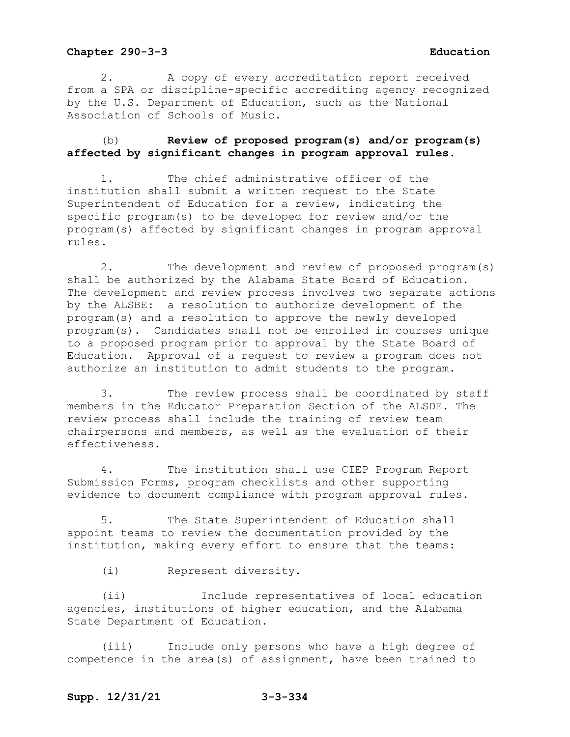2. A copy of every accreditation report received from a SPA or discipline-specific accrediting agency recognized by the U.S. Department of Education, such as the National Association of Schools of Music.

(b) **Review of proposed program(s) and/or program(s) affected by significant changes in program approval rules.**

1. The chief administrative officer of the institution shall submit a written request to the State Superintendent of Education for a review, indicating the specific program(s) to be developed for review and/or the program(s) affected by significant changes in program approval rules.

2. The development and review of proposed program(s) shall be authorized by the Alabama State Board of Education. The development and review process involves two separate actions by the ALSBE: a resolution to authorize development of the program(s) and a resolution to approve the newly developed program(s). Candidates shall not be enrolled in courses unique to a proposed program prior to approval by the State Board of Education. Approval of a request to review a program does not authorize an institution to admit students to the program.

3. The review process shall be coordinated by staff members in the Educator Preparation Section of the ALSDE. The review process shall include the training of review team chairpersons and members, as well as the evaluation of their effectiveness.

4. The institution shall use CIEP Program Report Submission Forms, program checklists and other supporting evidence to document compliance with program approval rules.

5. The State Superintendent of Education shall appoint teams to review the documentation provided by the institution, making every effort to ensure that the teams:

(i) Represent diversity.

(ii) Include representatives of local education agencies, institutions of higher education, and the Alabama State Department of Education.

(iii) Include only persons who have a high degree of competence in the area(s) of assignment, have been trained to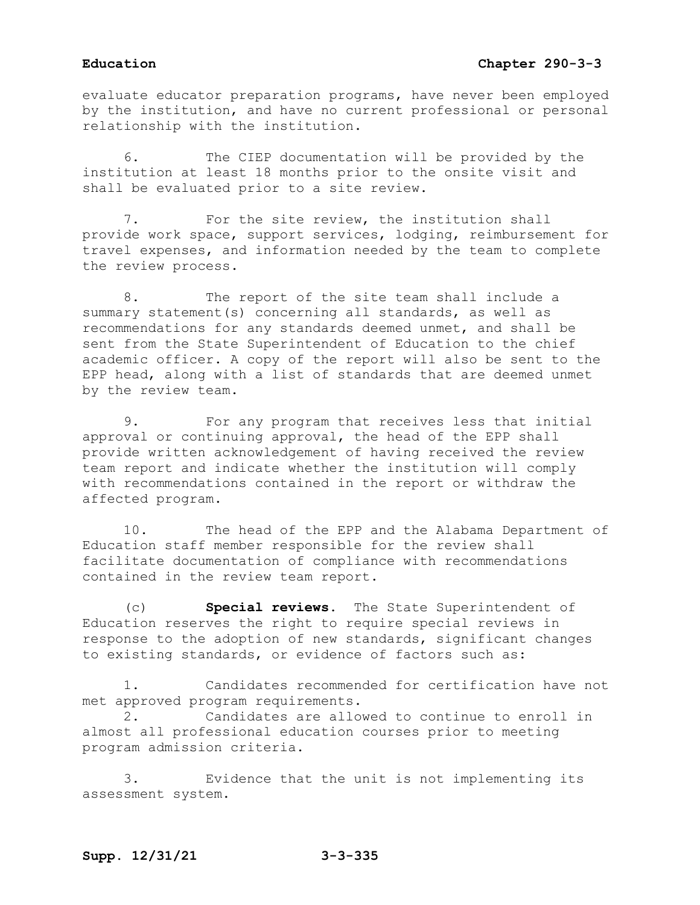evaluate educator preparation programs, have never been employed by the institution, and have no current professional or personal relationship with the institution.

6. The CIEP documentation will be provided by the institution at least 18 months prior to the onsite visit and shall be evaluated prior to a site review.

7. For the site review, the institution shall provide work space, support services, lodging, reimbursement for travel expenses, and information needed by the team to complete the review process.

8. The report of the site team shall include a summary statement(s) concerning all standards, as well as recommendations for any standards deemed unmet, and shall be sent from the State Superintendent of Education to the chief academic officer. A copy of the report will also be sent to the EPP head, along with a list of standards that are deemed unmet by the review team.

9. For any program that receives less that initial approval or continuing approval, the head of the EPP shall provide written acknowledgement of having received the review team report and indicate whether the institution will comply with recommendations contained in the report or withdraw the affected program.

10. The head of the EPP and the Alabama Department of Education staff member responsible for the review shall facilitate documentation of compliance with recommendations contained in the review team report.

(c) **Special reviews.** The State Superintendent of Education reserves the right to require special reviews in response to the adoption of new standards, significant changes to existing standards, or evidence of factors such as:

1. Candidates recommended for certification have not met approved program requirements.

2. Candidates are allowed to continue to enroll in almost all professional education courses prior to meeting program admission criteria.

3. Evidence that the unit is not implementing its assessment system.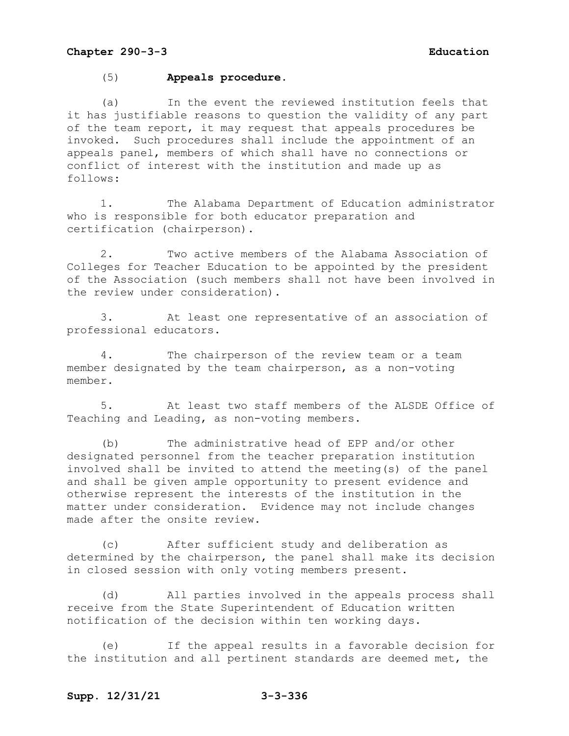(5) **Appeals procedure.**

(a) In the event the reviewed institution feels that it has justifiable reasons to question the validity of any part of the team report, it may request that appeals procedures be invoked. Such procedures shall include the appointment of an appeals panel, members of which shall have no connections or conflict of interest with the institution and made up as follows:

1. The Alabama Department of Education administrator who is responsible for both educator preparation and certification (chairperson).

2. Two active members of the Alabama Association of Colleges for Teacher Education to be appointed by the president of the Association (such members shall not have been involved in the review under consideration).

3. At least one representative of an association of professional educators.

4. The chairperson of the review team or a team member designated by the team chairperson, as a non-voting member.

5. At least two staff members of the ALSDE Office of Teaching and Leading, as non-voting members.

(b) The administrative head of EPP and/or other designated personnel from the teacher preparation institution involved shall be invited to attend the meeting(s) of the panel and shall be given ample opportunity to present evidence and otherwise represent the interests of the institution in the matter under consideration. Evidence may not include changes made after the onsite review.

(c) After sufficient study and deliberation as determined by the chairperson, the panel shall make its decision in closed session with only voting members present.

(d) All parties involved in the appeals process shall receive from the State Superintendent of Education written notification of the decision within ten working days.

(e) If the appeal results in a favorable decision for the institution and all pertinent standards are deemed met, the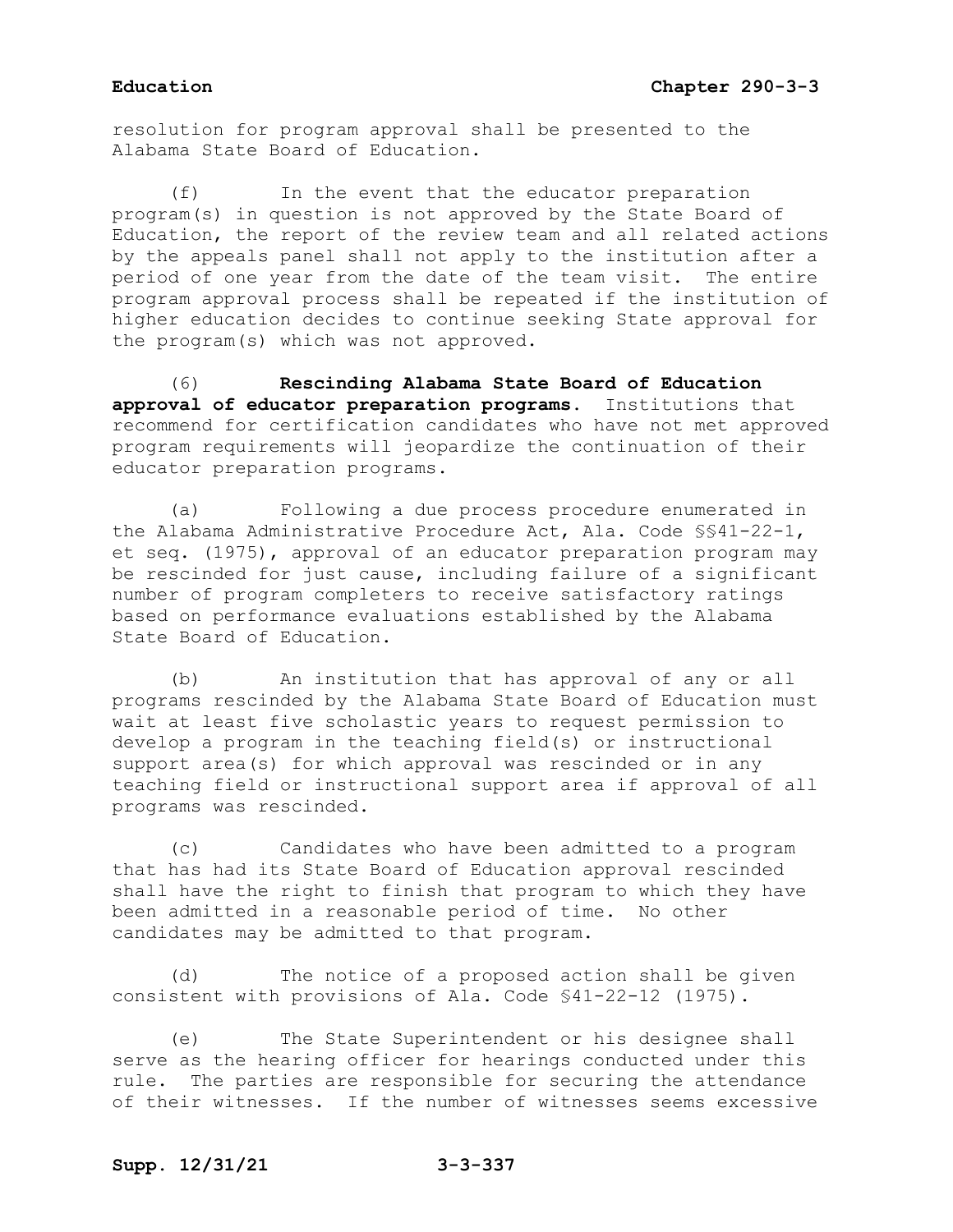resolution for program approval shall be presented to the Alabama State Board of Education.

(f) In the event that the educator preparation program(s) in question is not approved by the State Board of Education, the report of the review team and all related actions by the appeals panel shall not apply to the institution after a period of one year from the date of the team visit. The entire program approval process shall be repeated if the institution of higher education decides to continue seeking State approval for the program(s) which was not approved.

(6) **Rescinding Alabama State Board of Education approval of educator preparation programs.** Institutions that recommend for certification candidates who have not met approved program requirements will jeopardize the continuation of their educator preparation programs.

(a) Following a due process procedure enumerated in the Alabama Administrative Procedure Act, Ala. Code §§41-22-1, et seq. (1975), approval of an educator preparation program may be rescinded for just cause, including failure of a significant number of program completers to receive satisfactory ratings based on performance evaluations established by the Alabama State Board of Education.

(b) An institution that has approval of any or all programs rescinded by the Alabama State Board of Education must wait at least five scholastic years to request permission to develop a program in the teaching field(s) or instructional support area(s) for which approval was rescinded or in any teaching field or instructional support area if approval of all programs was rescinded.

(c) Candidates who have been admitted to a program that has had its State Board of Education approval rescinded shall have the right to finish that program to which they have been admitted in a reasonable period of time. No other candidates may be admitted to that program.

(d) The notice of a proposed action shall be given consistent with provisions of Ala. Code §41-22-12 (1975).

(e) The State Superintendent or his designee shall serve as the hearing officer for hearings conducted under this rule. The parties are responsible for securing the attendance of their witnesses. If the number of witnesses seems excessive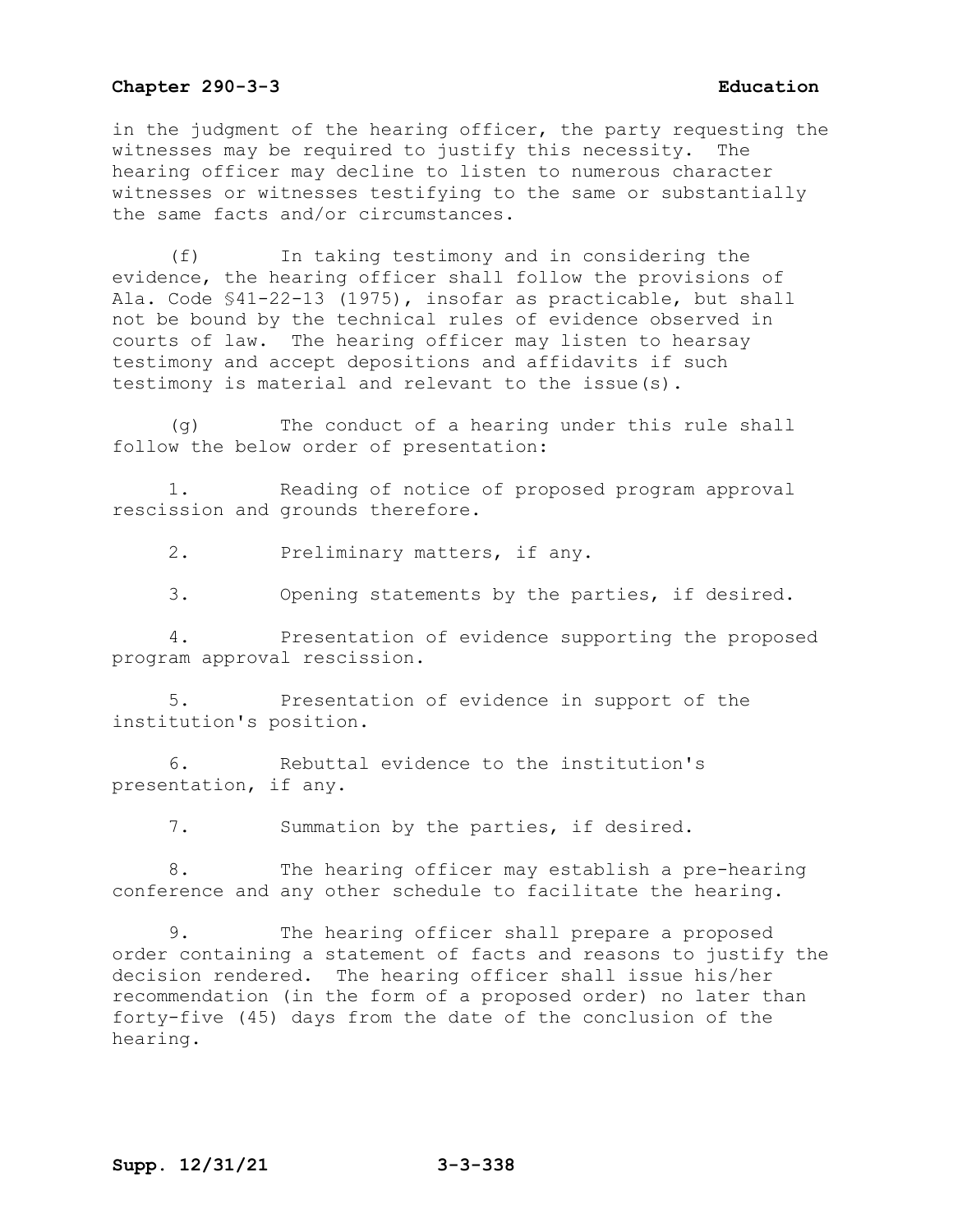in the judgment of the hearing officer, the party requesting the witnesses may be required to justify this necessity. The hearing officer may decline to listen to numerous character witnesses or witnesses testifying to the same or substantially the same facts and/or circumstances.

(f) In taking testimony and in considering the evidence, the hearing officer shall follow the provisions of Ala. Code §41-22-13 (1975), insofar as practicable, but shall not be bound by the technical rules of evidence observed in courts of law. The hearing officer may listen to hearsay testimony and accept depositions and affidavits if such testimony is material and relevant to the issue(s).

(g) The conduct of a hearing under this rule shall follow the below order of presentation:

1. Reading of notice of proposed program approval rescission and grounds therefore.

2. Preliminary matters, if any.

3. Opening statements by the parties, if desired.

4. Presentation of evidence supporting the proposed program approval rescission.

5. Presentation of evidence in support of the institution's position.

6. Rebuttal evidence to the institution's presentation, if any.

7. Summation by the parties, if desired.

8. The hearing officer may establish a pre-hearing conference and any other schedule to facilitate the hearing.

9. The hearing officer shall prepare a proposed order containing a statement of facts and reasons to justify the decision rendered. The hearing officer shall issue his/her recommendation (in the form of a proposed order) no later than forty-five (45) days from the date of the conclusion of the hearing.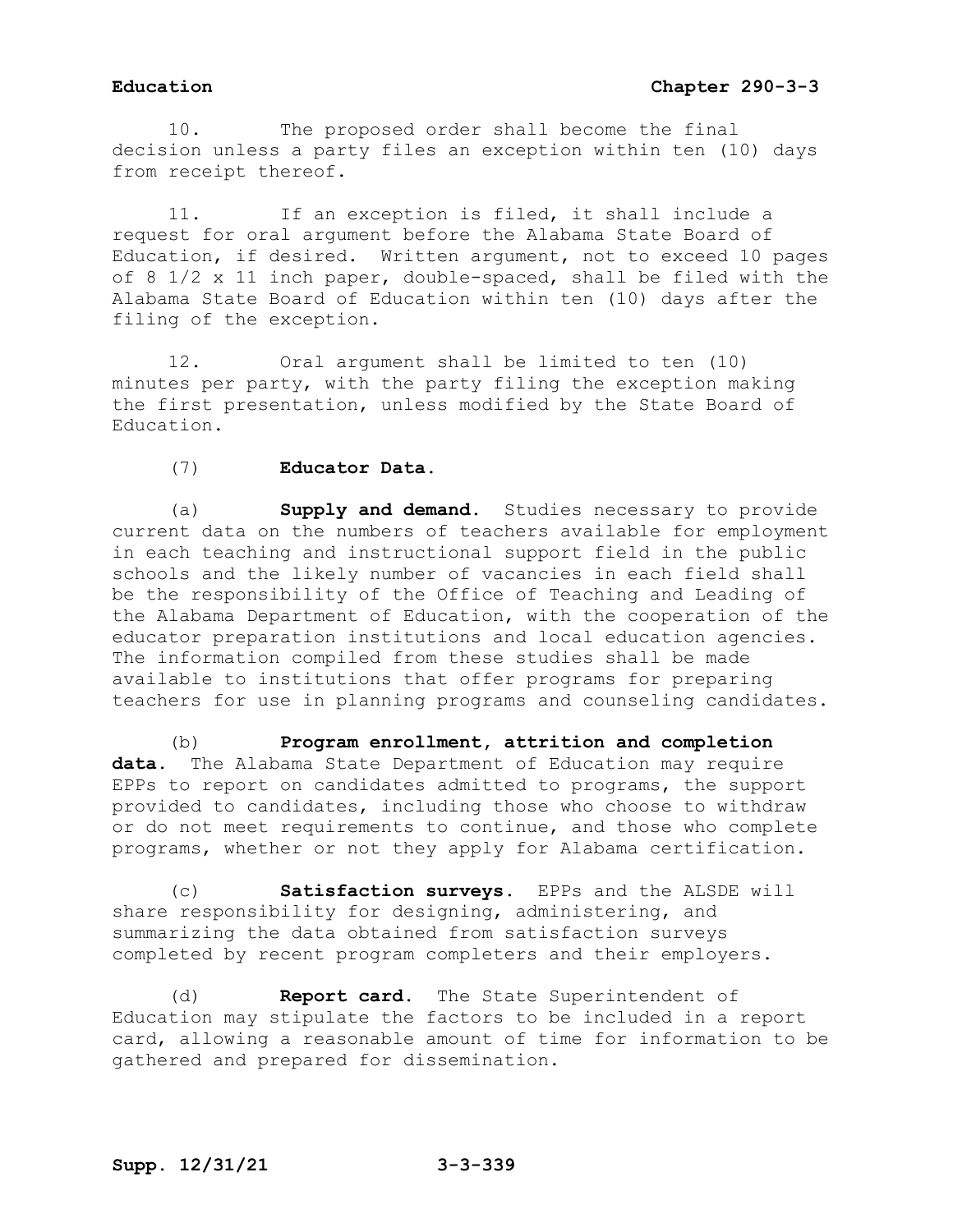10. The proposed order shall become the final decision unless a party files an exception within ten (10) days from receipt thereof.

11. If an exception is filed, it shall include a request for oral argument before the Alabama State Board of Education, if desired. Written argument, not to exceed 10 pages of 8 1/2 x 11 inch paper, double-spaced, shall be filed with the Alabama State Board of Education within ten (10) days after the filing of the exception.

12. Oral argument shall be limited to ten (10) minutes per party, with the party filing the exception making the first presentation, unless modified by the State Board of Education.

(7) **Educator Data.**

(a) **Supply and demand.** Studies necessary to provide current data on the numbers of teachers available for employment in each teaching and instructional support field in the public schools and the likely number of vacancies in each field shall be the responsibility of the Office of Teaching and Leading of the Alabama Department of Education, with the cooperation of the educator preparation institutions and local education agencies. The information compiled from these studies shall be made available to institutions that offer programs for preparing teachers for use in planning programs and counseling candidates.

(b) **Program enrollment, attrition and completion data.** The Alabama State Department of Education may require EPPs to report on candidates admitted to programs, the support provided to candidates, including those who choose to withdraw or do not meet requirements to continue, and those who complete programs, whether or not they apply for Alabama certification.

(c) **Satisfaction surveys.** EPPs and the ALSDE will share responsibility for designing, administering, and summarizing the data obtained from satisfaction surveys completed by recent program completers and their employers.

(d) **Report card.** The State Superintendent of Education may stipulate the factors to be included in a report card, allowing a reasonable amount of time for information to be gathered and prepared for dissemination.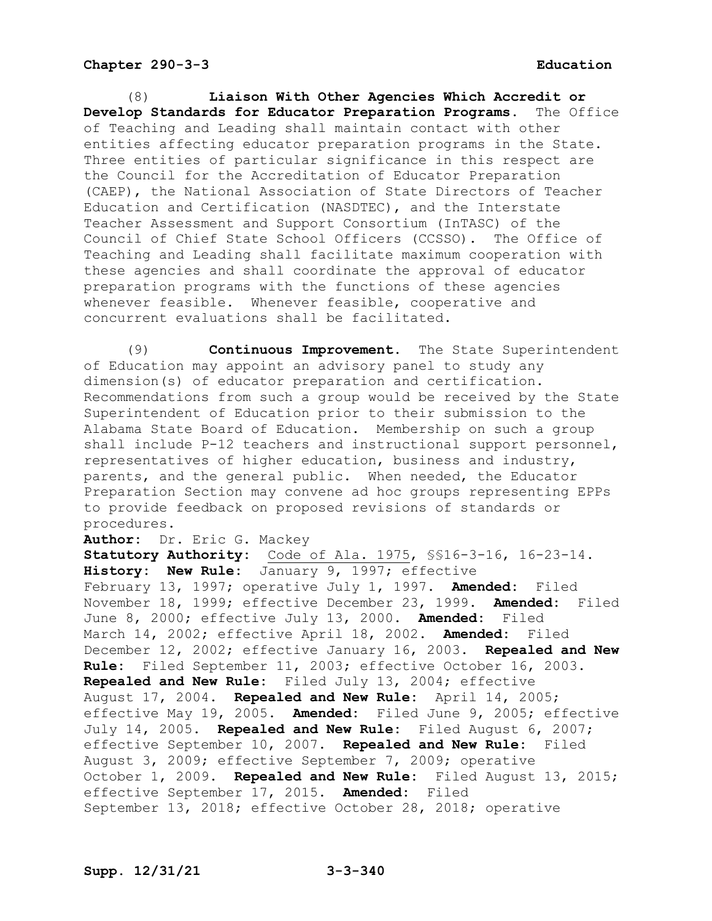(8) **Liaison With Other Agencies Which Accredit or Develop Standards for Educator Preparation Programs.** The Office of Teaching and Leading shall maintain contact with other entities affecting educator preparation programs in the State. Three entities of particular significance in this respect are the Council for the Accreditation of Educator Preparation (CAEP), the National Association of State Directors of Teacher Education and Certification (NASDTEC), and the Interstate Teacher Assessment and Support Consortium (InTASC) of the Council of Chief State School Officers (CCSSO). The Office of Teaching and Leading shall facilitate maximum cooperation with these agencies and shall coordinate the approval of educator preparation programs with the functions of these agencies whenever feasible. Whenever feasible, cooperative and concurrent evaluations shall be facilitated.

(9) **Continuous Improvement.** The State Superintendent of Education may appoint an advisory panel to study any dimension(s) of educator preparation and certification. Recommendations from such a group would be received by the State Superintendent of Education prior to their submission to the Alabama State Board of Education. Membership on such a group shall include P-12 teachers and instructional support personnel, representatives of higher education, business and industry, parents, and the general public. When needed, the Educator Preparation Section may convene ad hoc groups representing EPPs to provide feedback on proposed revisions of standards or procedures.

**Author:** Dr. Eric G. Mackey

**Statutory Authority:** Code of Ala. 1975, §§16-3-16, 16-23-14.

**History: New Rule:** January 9, 1997; effective February 13, 1997; operative July 1, 1997. **Amended:** Filed November 18, 1999; effective December 23, 1999. **Amended:** Filed June 8, 2000; effective July 13, 2000. **Amended:** Filed March 14, 2002; effective April 18, 2002. **Amended:** Filed December 12, 2002; effective January 16, 2003. **Repealed and New Rule:** Filed September 11, 2003; effective October 16, 2003. **Repealed and New Rule:** Filed July 13, 2004; effective August 17, 2004. **Repealed and New Rule:** April 14, 2005; effective May 19, 2005. **Amended:** Filed June 9, 2005; effective July 14, 2005. **Repealed and New Rule:** Filed August 6, 2007; effective September 10, 2007. **Repealed and New Rule:** Filed August 3, 2009; effective September 7, 2009; operative October 1, 2009. **Repealed and New Rule:** Filed August 13, 2015; effective September 17, 2015. **Amended:** Filed September 13, 2018; effective October 28, 2018; operative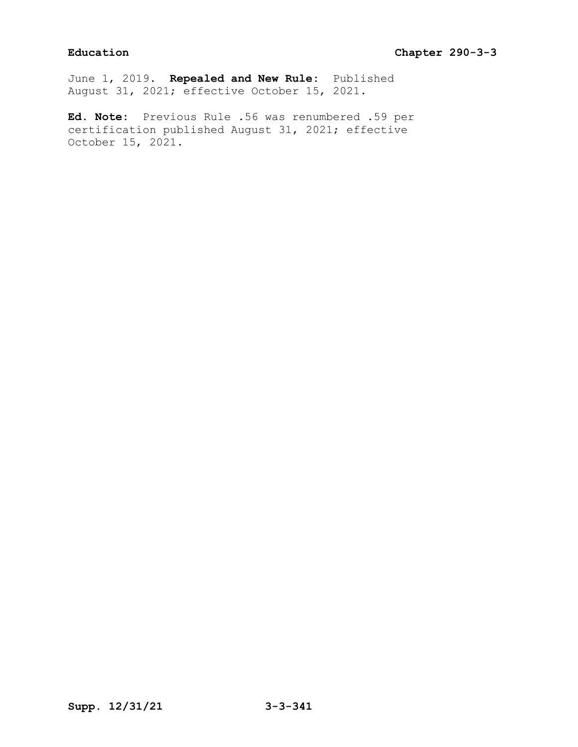June 1, 2019. **Repealed and New Rule:** Published August 31, 2021; effective October 15, 2021.

**Ed. Note:** Previous Rule .56 was renumbered .59 per certification published August 31, 2021; effective October 15, 2021.